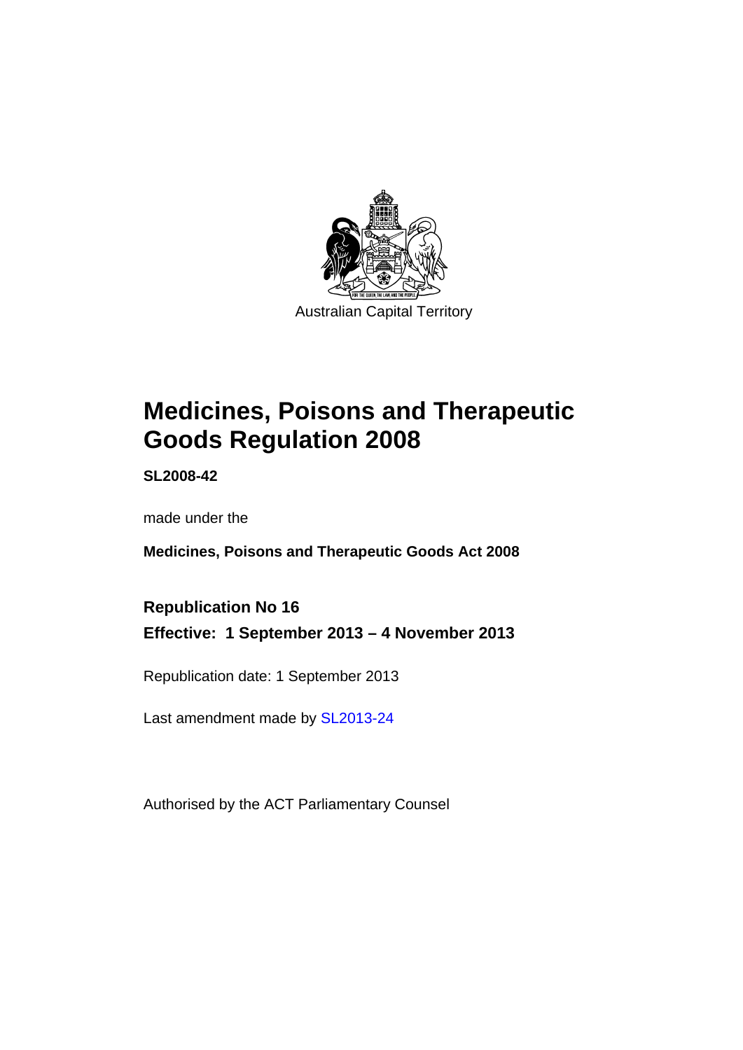Australian Capital Territory

# Medicines, Poisons and Therapeutic Goods Regulation 2008

**SL2008-42**

made under the

**Medicines, Poisons and Therapeutic Goods Act 2008**

**Republication No 16**

**Effective: 1 September 2013 – 4 November 2013**

Republication date: 1 September 2013

Last amendment made by SL2013-24

Authorised by the ACT Parliamentary Counsel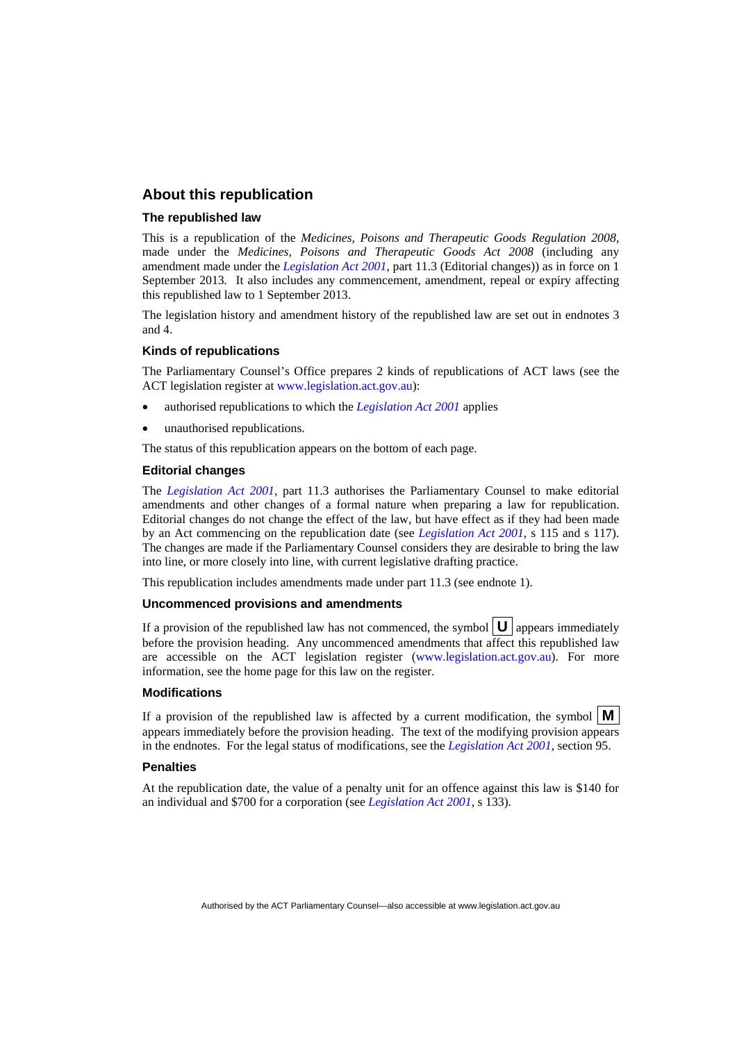## About this republication

### The republished law

This is a republication of the *Medicines, Poisons and Therapeutic Goods Regulation 2008*, made under the *Medicines, Poisons and Therapeutic Goods Act 2008* (including any amendment made under the *Legislation Act 2001*, part 11.3 (Editorial changes)) as in force on 1 September 2013. It also includes any commencement, amendment, repeal or expiry affecting this republished law to 1 September 2013.

The legislation history and amendment history of the republished law are set out in endnotes 3 and 4.

### Kinds of republications

The Parliamentary Counsel's Office prepares 2 kinds of republications of ACT laws (see the ACT legislation register at www.legislation.act.gov.au):

- authorised republications to which the *Legislation Act 2001* applies
- unauthorised republications.

The status of this republication appears on the bottom of each page.

### Editorial changes

The *Legislation Act 2001*, part 11.3 authorises the Parliamentary Counsel to make editorial amendments and other changes of a formal nature when preparing a law for republication. Editorial changes do not change the effect of the law, but have effect as if they had been made by an Act commencing on the republication date (see *Legislation Act 2001*, s 115 and s 117). The changes are made if the Parliamentary Counsel considers they are desirable to bring the law into line, or more closely into line, with current legislative drafting practice.

This republication includes amendments made under part 11.3 (see endnote 1).

### Uncommenced provisions and amendments

If a provision of the republished law has not commenced, the symbol **U** appears immediately before the provision heading. Any uncommenced amendments that affect this republished law are accessible on the ACT legislation register (www.legislation.act.gov.au). For more information, see the home page for this law on the register.

### Modifications

If a provision of the republished law is affected by a current modification, the symbol **M** appears immediately before the provision heading. The text of the modifying provision appears in the endnotes. For the legal status of modifications, see the *Legislation Act 2001*, section 95.

### Penalties

At the republication date, the value of a penalty unit for an offence against this law is $140 for an individual and $700 for a corporation (see *Legislation Act 2001*, s 133).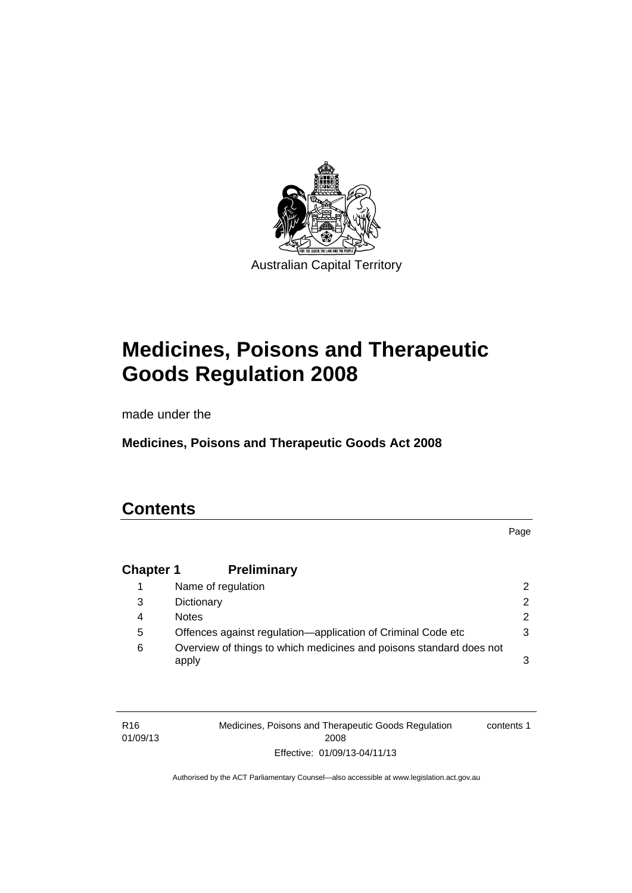Australian Capital Territory

# Medicines, Poisons and Therapeutic Goods Regulation 2008

made under the

**Medicines, Poisons and Therapeutic Goods Act 2008**

## Contents

| | | Page |
|---|---|---|
| **Chapter 1** | **Preliminary** | |
| 1 | Name of regulation | 2 |
| 3 | Dictionary | 2 |
| 4 | Notes | 2 |
| 5 | Offences against regulation—application of Criminal Code etc | 3 |
| 6 | Overview of things to which medicines and poisons standard does not apply | 3 |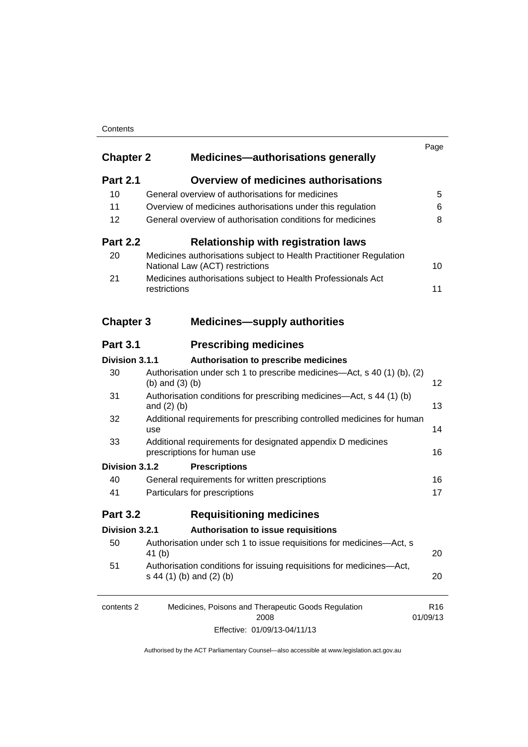| | | Page |
|---|---|---|
| **Chapter 2** | **Medicines—authorisations generally** | |
| **Part 2.1** | **Overview of medicines authorisations** | |
| 10 | General overview of authorisations for medicines | 5 |
| 11 | Overview of medicines authorisations under this regulation | 6 |
| 12 | General overview of authorisation conditions for medicines | 8 |
| **Part 2.2** | **Relationship with registration laws** | |
| 20 | Medicines authorisations subject to Health Practitioner Regulation National Law (ACT) restrictions | 10 |
| 21 | Medicines authorisations subject to Health Professionals Act restrictions | 11 |
| **Chapter 3** | **Medicines—supply authorities** | |
| **Part 3.1** | **Prescribing medicines** | |
| **Division 3.1.1** | **Authorisation to prescribe medicines** | |
| 30 | Authorisation under sch 1 to prescribe medicines—Act, s 40 (1) (b), (2) (b) and (3) (b) | 12 |
| 31 | Authorisation conditions for prescribing medicines—Act, s 44 (1) (b) and (2) (b) | 13 |
| 32 | Additional requirements for prescribing controlled medicines for human use | 14 |
| 33 | Additional requirements for designated appendix D medicines prescriptions for human use | 16 |
| **Division 3.1.2** | **Prescriptions** | |
| 40 | General requirements for written prescriptions | 16 |
| 41 | Particulars for prescriptions | 17 |
| **Part 3.2** | **Requisitioning medicines** | |
| **Division 3.2.1** | **Authorisation to issue requisitions** | |
| 50 | Authorisation under sch 1 to issue requisitions for medicines—Act, s 41 (b) | 20 |
| 51 | Authorisation conditions for issuing requisitions for medicines—Act, s 44 (1) (b) and (2) (b) | 20 |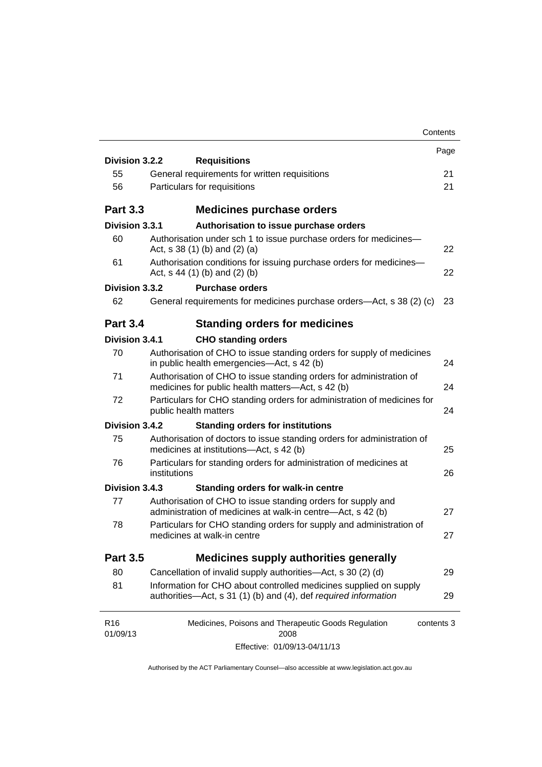| | | Page |
|---|---|---|
| **Division 3.2.2** | **Requisitions** | |
| 55 | General requirements for written requisitions | 21 |
| 56 | Particulars for requisitions | 21 |
| **Part 3.3** | **Medicines purchase orders** | |
| **Division 3.3.1** | **Authorisation to issue purchase orders** | |
| 60 | Authorisation under sch 1 to issue purchase orders for medicines—Act, s 38 (1) (b) and (2) (a) | 22 |
| 61 | Authorisation conditions for issuing purchase orders for medicines—Act, s 44 (1) (b) and (2) (b) | 22 |
| **Division 3.3.2** | **Purchase orders** | |
| 62 | General requirements for medicines purchase orders—Act, s 38 (2) (c) | 23 |
| **Part 3.4** | **Standing orders for medicines** | |
| **Division 3.4.1** | **CHO standing orders** | |
| 70 | Authorisation of CHO to issue standing orders for supply of medicines in public health emergencies—Act, s 42 (b) | 24 |
| 71 | Authorisation of CHO to issue standing orders for administration of medicines for public health matters—Act, s 42 (b) | 24 |
| 72 | Particulars for CHO standing orders for administration of medicines for public health matters | 24 |
| **Division 3.4.2** | **Standing orders for institutions** | |
| 75 | Authorisation of doctors to issue standing orders for administration of medicines at institutions—Act, s 42 (b) | 25 |
| 76 | Particulars for standing orders for administration of medicines at institutions | 26 |
| **Division 3.4.3** | **Standing orders for walk-in centre** | |
| 77 | Authorisation of CHO to issue standing orders for supply and administration of medicines at walk-in centre—Act, s 42 (b) | 27 |
| 78 | Particulars for CHO standing orders for supply and administration of medicines at walk-in centre | 27 |
| **Part 3.5** | **Medicines supply authorities generally** | |
| 80 | Cancellation of invalid supply authorities—Act, s 30 (2) (d) | 29 |
| 81 | Information for CHO about controlled medicines supplied on supply authorities—Act, s 31 (1) (b) and (4), def *required information* | 29 |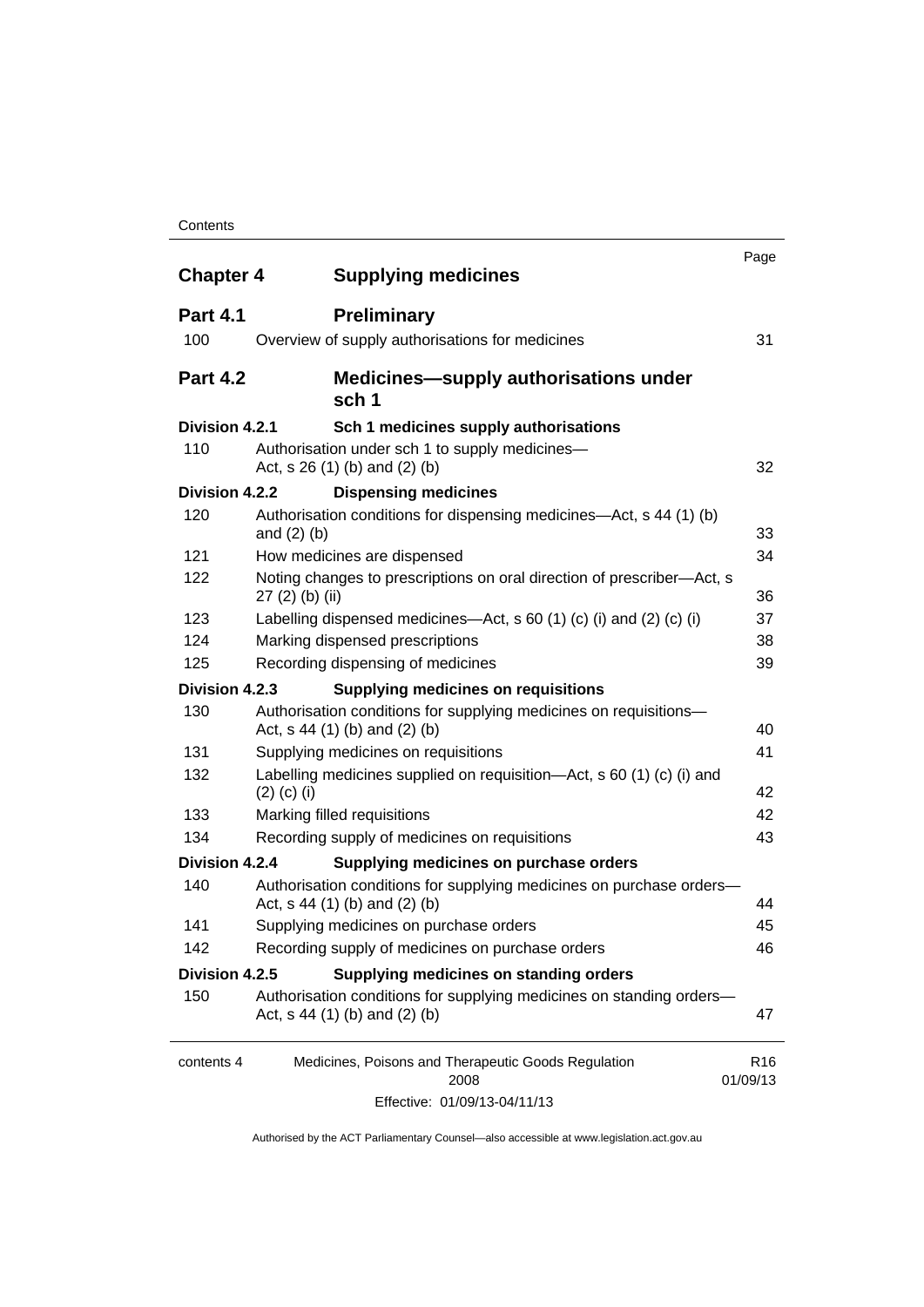| | | Page |
|---|---|---|
| **Chapter 4** | **Supplying medicines** | |
| **Part 4.1** | **Preliminary** | |
| 100 | Overview of supply authorisations for medicines | 31 |
| **Part 4.2** | **Medicines—supply authorisations under sch 1** | |
| **Division 4.2.1** | **Sch 1 medicines supply authorisations** | |
| 110 | Authorisation under sch 1 to supply medicines—Act, s 26 (1) (b) and (2) (b) | 32 |
| **Division 4.2.2** | **Dispensing medicines** | |
| 120 | Authorisation conditions for dispensing medicines—Act, s 44 (1) (b) and (2) (b) | 33 |
| 121 | How medicines are dispensed | 34 |
| 122 | Noting changes to prescriptions on oral direction of prescriber—Act, s 27 (2) (b) (ii) | 36 |
| 123 | Labelling dispensed medicines—Act, s 60 (1) (c) (i) and (2) (c) (i) | 37 |
| 124 | Marking dispensed prescriptions | 38 |
| 125 | Recording dispensing of medicines | 39 |
| **Division 4.2.3** | **Supplying medicines on requisitions** | |
| 130 | Authorisation conditions for supplying medicines on requisitions—Act, s 44 (1) (b) and (2) (b) | 40 |
| 131 | Supplying medicines on requisitions | 41 |
| 132 | Labelling medicines supplied on requisition—Act, s 60 (1) (c) (i) and (2) (c) (i) | 42 |
| 133 | Marking filled requisitions | 42 |
| 134 | Recording supply of medicines on requisitions | 43 |
| **Division 4.2.4** | **Supplying medicines on purchase orders** | |
| 140 | Authorisation conditions for supplying medicines on purchase orders—Act, s 44 (1) (b) and (2) (b) | 44 |
| 141 | Supplying medicines on purchase orders | 45 |
| 142 | Recording supply of medicines on purchase orders | 46 |
| **Division 4.2.5** | **Supplying medicines on standing orders** | |
| 150 | Authorisation conditions for supplying medicines on standing orders—Act, s 44 (1) (b) and (2) (b) | 47 |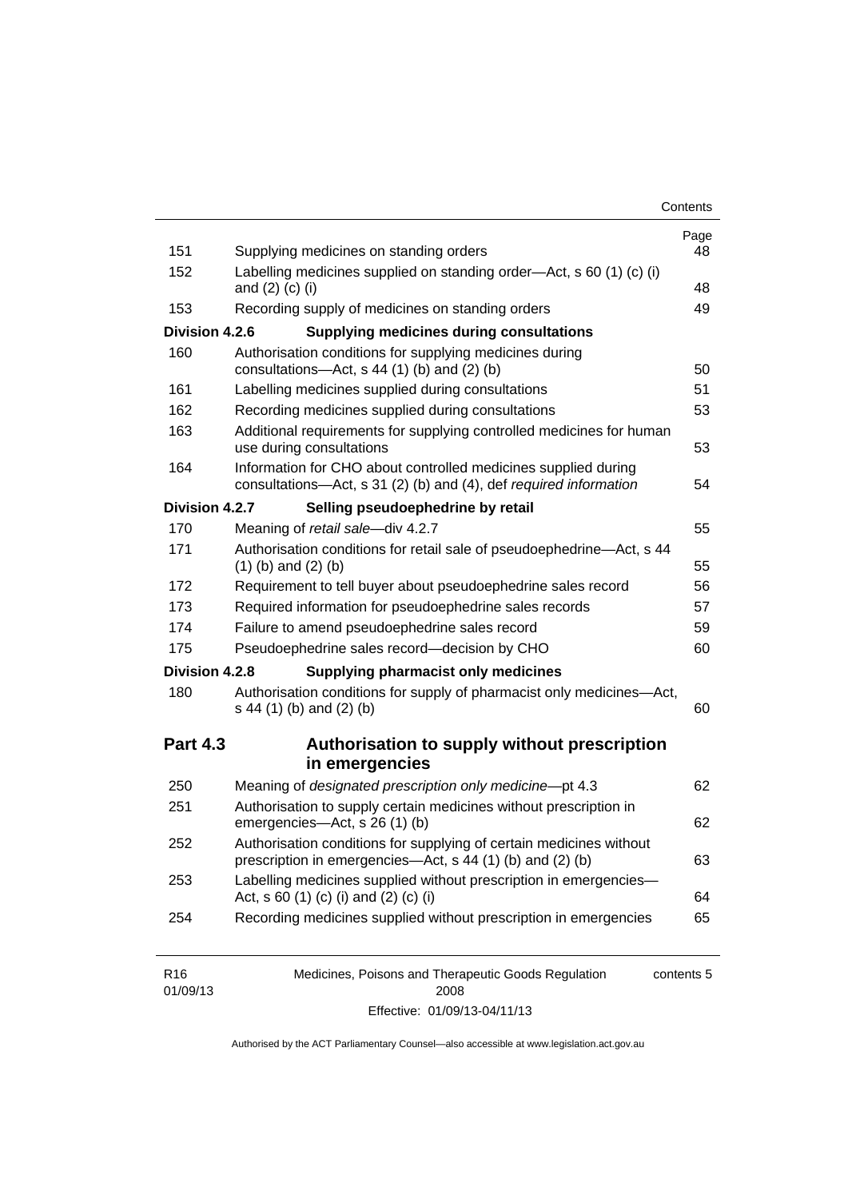| | | Page |
|---|---|---|
| 151 | Supplying medicines on standing orders | 48 |
| 152 | Labelling medicines supplied on standing order—Act, s 60 (1) (c) (i) and (2) (c) (i) | 48 |
| 153 | Recording supply of medicines on standing orders | 49 |
| **Division 4.2.6** | **Supplying medicines during consultations** | |
| 160 | Authorisation conditions for supplying medicines during consultations—Act, s 44 (1) (b) and (2) (b) | 50 |
| 161 | Labelling medicines supplied during consultations | 51 |
| 162 | Recording medicines supplied during consultations | 53 |
| 163 | Additional requirements for supplying controlled medicines for human use during consultations | 53 |
| 164 | Information for CHO about controlled medicines supplied during consultations—Act, s 31 (2) (b) and (4), def *required information* | 54 |
| **Division 4.2.7** | **Selling pseudoephedrine by retail** | |
| 170 | Meaning of *retail sale*—div 4.2.7 | 55 |
| 171 | Authorisation conditions for retail sale of pseudoephedrine—Act, s 44 (1) (b) and (2) (b) | 55 |
| 172 | Requirement to tell buyer about pseudoephedrine sales record | 56 |
| 173 | Required information for pseudoephedrine sales records | 57 |
| 174 | Failure to amend pseudoephedrine sales record | 59 |
| 175 | Pseudoephedrine sales record—decision by CHO | 60 |
| **Division 4.2.8** | **Supplying pharmacist only medicines** | |
| 180 | Authorisation conditions for supply of pharmacist only medicines—Act, s 44 (1) (b) and (2) (b) | 60 |
| **Part 4.3** | **Authorisation to supply without prescription in emergencies** | |
| 250 | Meaning of *designated prescription only medicine*—pt 4.3 | 62 |
| 251 | Authorisation to supply certain medicines without prescription in emergencies—Act, s 26 (1) (b) | 62 |
| 252 | Authorisation conditions for supplying of certain medicines without prescription in emergencies—Act, s 44 (1) (b) and (2) (b) | 63 |
| 253 | Labelling medicines supplied without prescription in emergencies—Act, s 60 (1) (c) (i) and (2) (c) (i) | 64 |
| 254 | Recording medicines supplied without prescription in emergencies | 65 |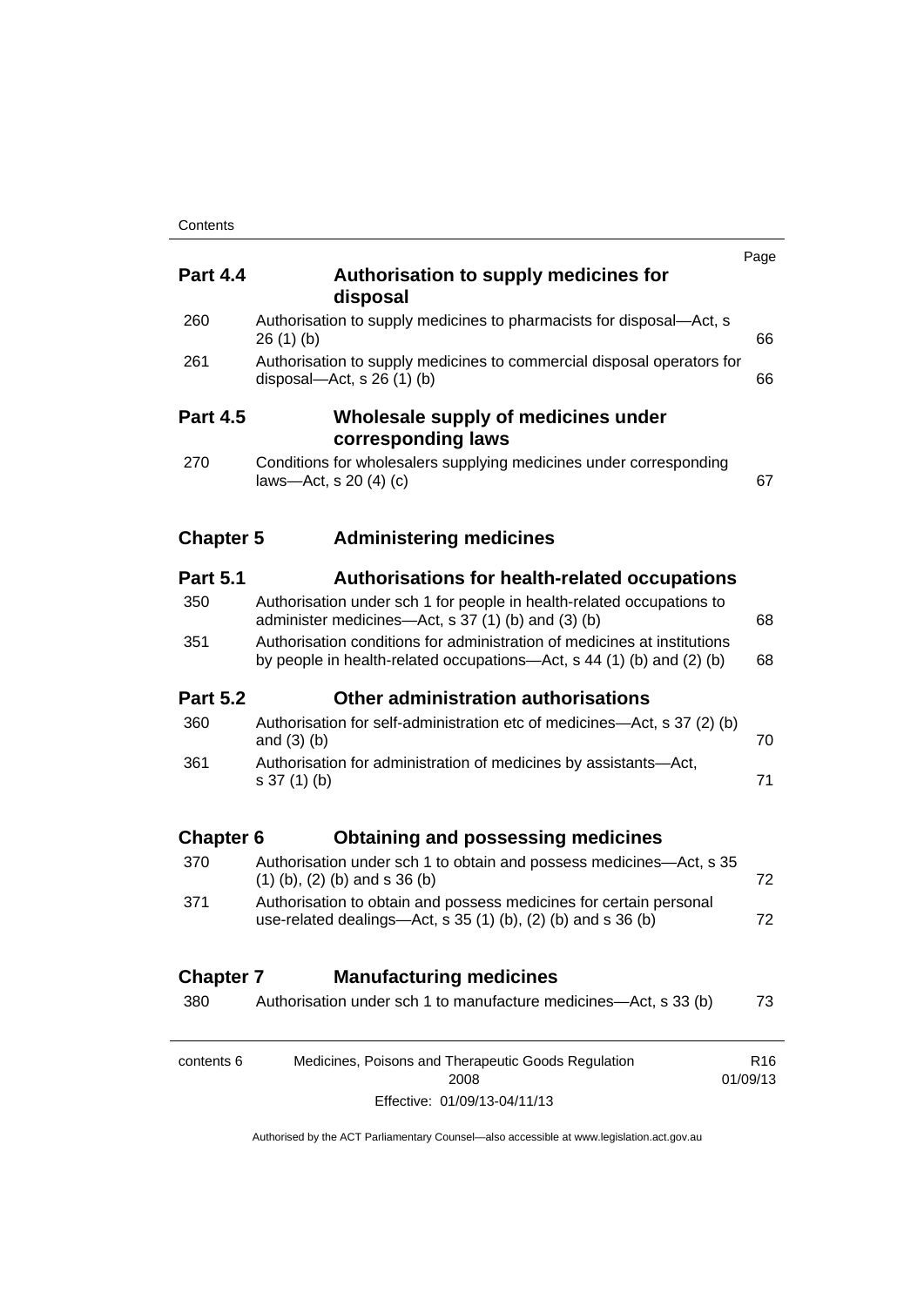| | | Page |
|---|---|---|
| **Part 4.4** | **Authorisation to supply medicines for disposal** | |
| 260 | Authorisation to supply medicines to pharmacists for disposal—Act, s 26 (1) (b) | 66 |
| 261 | Authorisation to supply medicines to commercial disposal operators for disposal—Act, s 26 (1) (b) | 66 |
| **Part 4.5** | **Wholesale supply of medicines under corresponding laws** | |
| 270 | Conditions for wholesalers supplying medicines under corresponding laws—Act, s 20 (4) (c) | 67 |
| **Chapter 5** | **Administering medicines** | |
| **Part 5.1** | **Authorisations for health-related occupations** | |
| 350 | Authorisation under sch 1 for people in health-related occupations to administer medicines—Act, s 37 (1) (b) and (3) (b) | 68 |
| 351 | Authorisation conditions for administration of medicines at institutions by people in health-related occupations—Act, s 44 (1) (b) and (2) (b) | 68 |
| **Part 5.2** | **Other administration authorisations** | |
| 360 | Authorisation for self-administration etc of medicines—Act, s 37 (2) (b) and (3) (b) | 70 |
| 361 | Authorisation for administration of medicines by assistants—Act, s 37 (1) (b) | 71 |
| **Chapter 6** | **Obtaining and possessing medicines** | |
| 370 | Authorisation under sch 1 to obtain and possess medicines—Act, s 35 (1) (b), (2) (b) and s 36 (b) | 72 |
| 371 | Authorisation to obtain and possess medicines for certain personal use-related dealings—Act, s 35 (1) (b), (2) (b) and s 36 (b) | 72 |
| **Chapter 7** | **Manufacturing medicines** | |
| 380 | Authorisation under sch 1 to manufacture medicines—Act, s 33 (b) | 73 |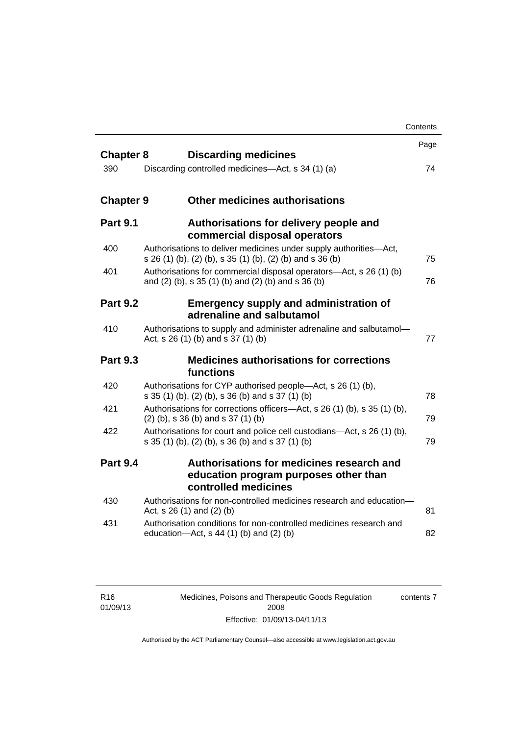| | | Page |
|---|---|---|
| **Chapter 8** | **Discarding medicines** | |
| 390 | Discarding controlled medicines—Act, s 34 (1) (a) | 74 |
| **Chapter 9** | **Other medicines authorisations** | |
| **Part 9.1** | **Authorisations for delivery people and commercial disposal operators** | |
| 400 | Authorisations to deliver medicines under supply authorities—Act, s 26 (1) (b), (2) (b), s 35 (1) (b), (2) (b) and s 36 (b) | 75 |
| 401 | Authorisations for commercial disposal operators—Act, s 26 (1) (b) and (2) (b), s 35 (1) (b) and (2) (b) and s 36 (b) | 76 |
| **Part 9.2** | **Emergency supply and administration of adrenaline and salbutamol** | |
| 410 | Authorisations to supply and administer adrenaline and salbutamol—Act, s 26 (1) (b) and s 37 (1) (b) | 77 |
| **Part 9.3** | **Medicines authorisations for corrections functions** | |
| 420 | Authorisations for CYP authorised people—Act, s 26 (1) (b), s 35 (1) (b), (2) (b), s 36 (b) and s 37 (1) (b) | 78 |
| 421 | Authorisations for corrections officers—Act, s 26 (1) (b), s 35 (1) (b), (2) (b), s 36 (b) and s 37 (1) (b) | 79 |
| 422 | Authorisations for court and police cell custodians—Act, s 26 (1) (b), s 35 (1) (b), (2) (b), s 36 (b) and s 37 (1) (b) | 79 |
| **Part 9.4** | **Authorisations for medicines research and education program purposes other than controlled medicines** | |
| 430 | Authorisations for non-controlled medicines research and education—Act, s 26 (1) and (2) (b) | 81 |
| 431 | Authorisation conditions for non-controlled medicines research and education—Act, s 44 (1) (b) and (2) (b) | 82 |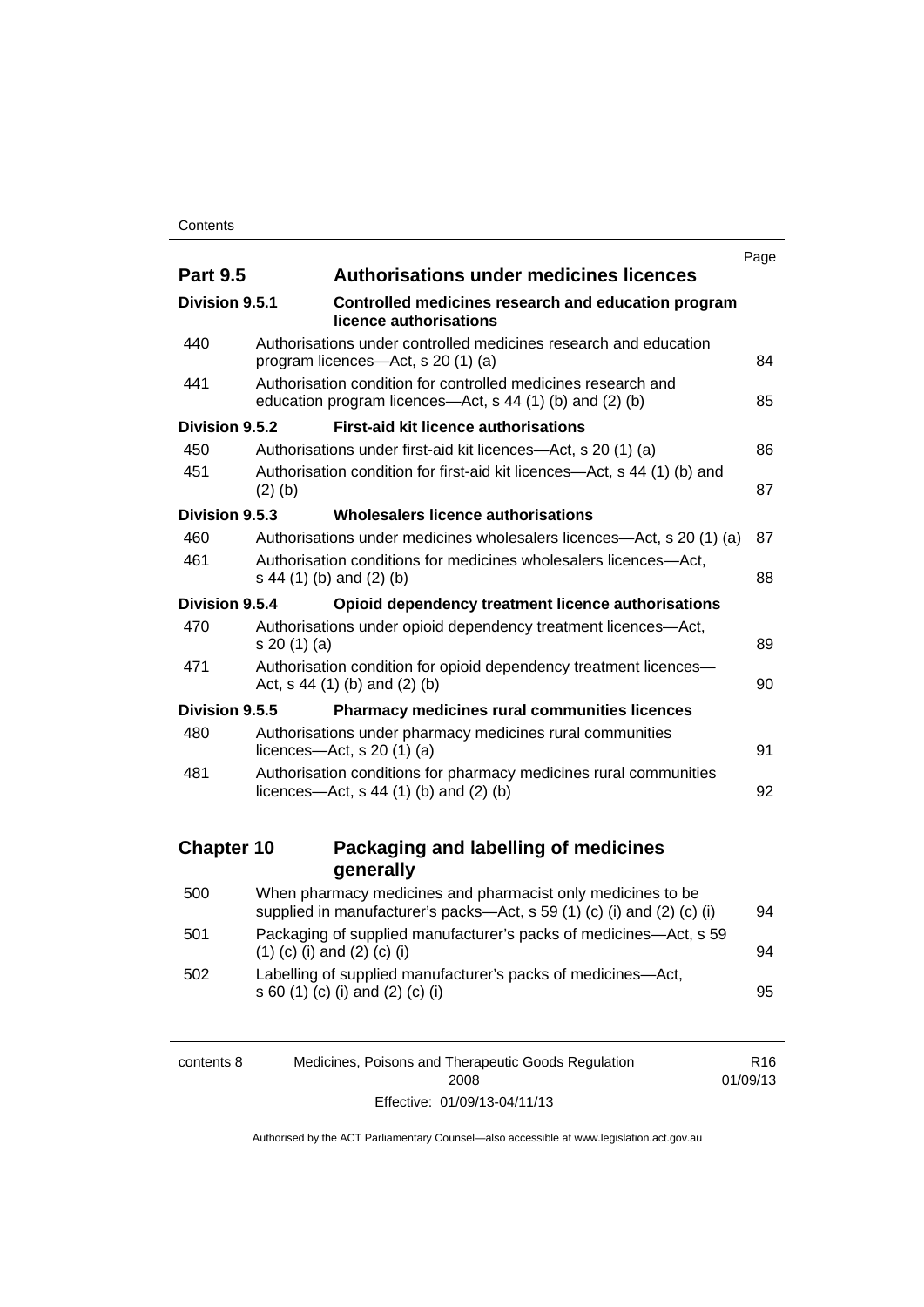| | | Page |
|---|---|---|
| **Part 9.5** | **Authorisations under medicines licences** | |
| **Division 9.5.1** | **Controlled medicines research and education program licence authorisations** | |
| 440 | Authorisations under controlled medicines research and education program licences—Act, s 20 (1) (a) | 84 |
| 441 | Authorisation condition for controlled medicines research and education program licences—Act, s 44 (1) (b) and (2) (b) | 85 |
| **Division 9.5.2** | **First-aid kit licence authorisations** | |
| 450 | Authorisations under first-aid kit licences—Act, s 20 (1) (a) | 86 |
| 451 | Authorisation condition for first-aid kit licences—Act, s 44 (1) (b) and (2) (b) | 87 |
| **Division 9.5.3** | **Wholesalers licence authorisations** | |
| 460 | Authorisations under medicines wholesalers licences—Act, s 20 (1) (a) | 87 |
| 461 | Authorisation conditions for medicines wholesalers licences—Act, s 44 (1) (b) and (2) (b) | 88 |
| **Division 9.5.4** | **Opioid dependency treatment licence authorisations** | |
| 470 | Authorisations under opioid dependency treatment licences—Act, s 20 (1) (a) | 89 |
| 471 | Authorisation condition for opioid dependency treatment licences—Act, s 44 (1) (b) and (2) (b) | 90 |
| **Division 9.5.5** | **Pharmacy medicines rural communities licences** | |
| 480 | Authorisations under pharmacy medicines rural communities licences—Act, s 20 (1) (a) | 91 |
| 481 | Authorisation conditions for pharmacy medicines rural communities licences—Act, s 44 (1) (b) and (2) (b) | 92 |
| **Chapter 10** | **Packaging and labelling of medicines generally** | |
| 500 | When pharmacy medicines and pharmacist only medicines to be supplied in manufacturer's packs—Act, s 59 (1) (c) (i) and (2) (c) (i) | 94 |
| 501 | Packaging of supplied manufacturer's packs of medicines—Act, s 59 (1) (c) (i) and (2) (c) (i) | 94 |
| 502 | Labelling of supplied manufacturer's packs of medicines—Act, s 60 (1) (c) (i) and (2) (c) (i) | 95 |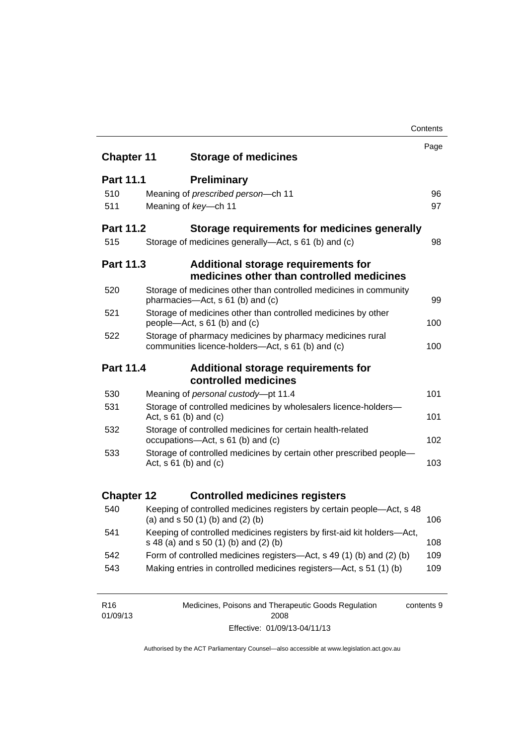| | | Page |
|---|---|---|
| **Chapter 11** | **Storage of medicines** | |
| **Part 11.1** | **Preliminary** | |
| 510 | Meaning of *prescribed person*—ch 11 | 96 |
| 511 | Meaning of *key*—ch 11 | 97 |
| **Part 11.2** | **Storage requirements for medicines generally** | |
| 515 | Storage of medicines generally—Act, s 61 (b) and (c) | 98 |
| **Part 11.3** | **Additional storage requirements for medicines other than controlled medicines** | |
| 520 | Storage of medicines other than controlled medicines in community pharmacies—Act, s 61 (b) and (c) | 99 |
| 521 | Storage of medicines other than controlled medicines by other people—Act, s 61 (b) and (c) | 100 |
| 522 | Storage of pharmacy medicines by pharmacy medicines rural communities licence-holders—Act, s 61 (b) and (c) | 100 |
| **Part 11.4** | **Additional storage requirements for controlled medicines** | |
| 530 | Meaning of *personal custody*—pt 11.4 | 101 |
| 531 | Storage of controlled medicines by wholesalers licence-holders—Act, s 61 (b) and (c) | 101 |
| 532 | Storage of controlled medicines for certain health-related occupations—Act, s 61 (b) and (c) | 102 |
| 533 | Storage of controlled medicines by certain other prescribed people—Act, s 61 (b) and (c) | 103 |
| **Chapter 12** | **Controlled medicines registers** | |
| 540 | Keeping of controlled medicines registers by certain people—Act, s 48 (a) and s 50 (1) (b) and (2) (b) | 106 |
| 541 | Keeping of controlled medicines registers by first-aid kit holders—Act, s 48 (a) and s 50 (1) (b) and (2) (b) | 108 |
| 542 | Form of controlled medicines registers—Act, s 49 (1) (b) and (2) (b) | 109 |
| 543 | Making entries in controlled medicines registers—Act, s 51 (1) (b) | 109 |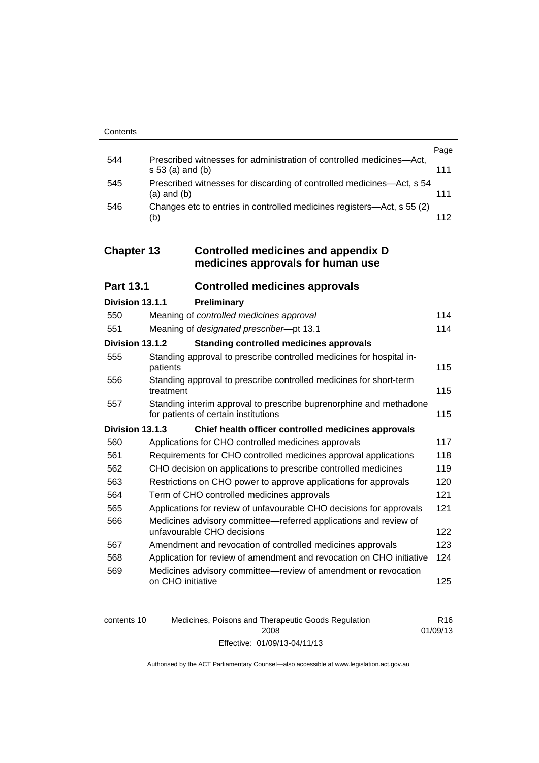| | | Page |
|---|---|---|
| 544 | Prescribed witnesses for administration of controlled medicines—Act, s 53 (a) and (b) | 111 |
| 545 | Prescribed witnesses for discarding of controlled medicines—Act, s 54 (a) and (b) | 111 |
| 546 | Changes etc to entries in controlled medicines registers—Act, s 55 (2) (b) | 112 |

## Chapter 13 Controlled medicines and appendix D medicines approvals for human use

### Part 13.1 Controlled medicines approvals

#### Division 13.1.1 Preliminary

| | | |
|---|---|---|
| 550 | Meaning of *controlled medicines approval* | 114 |
| 551 | Meaning of *designated prescriber*—pt 13.1 | 114 |

#### Division 13.1.2 Standing controlled medicines approvals

| | | |
|---|---|---|
| 555 | Standing approval to prescribe controlled medicines for hospital in-patients | 115 |
| 556 | Standing approval to prescribe controlled medicines for short-term treatment | 115 |
| 557 | Standing interim approval to prescribe buprenorphine and methadone for patients of certain institutions | 115 |

#### Division 13.1.3 Chief health officer controlled medicines approvals

| | | |
|---|---|---|
| 560 | Applications for CHO controlled medicines approvals | 117 |
| 561 | Requirements for CHO controlled medicines approval applications | 118 |
| 562 | CHO decision on applications to prescribe controlled medicines | 119 |
| 563 | Restrictions on CHO power to approve applications for approvals | 120 |
| 564 | Term of CHO controlled medicines approvals | 121 |
| 565 | Applications for review of unfavourable CHO decisions for approvals | 121 |
| 566 | Medicines advisory committee—referred applications and review of unfavourable CHO decisions | 122 |
| 567 | Amendment and revocation of controlled medicines approvals | 123 |
| 568 | Application for review of amendment and revocation on CHO initiative | 124 |
| 569 | Medicines advisory committee—review of amendment or revocation on CHO initiative | 125 |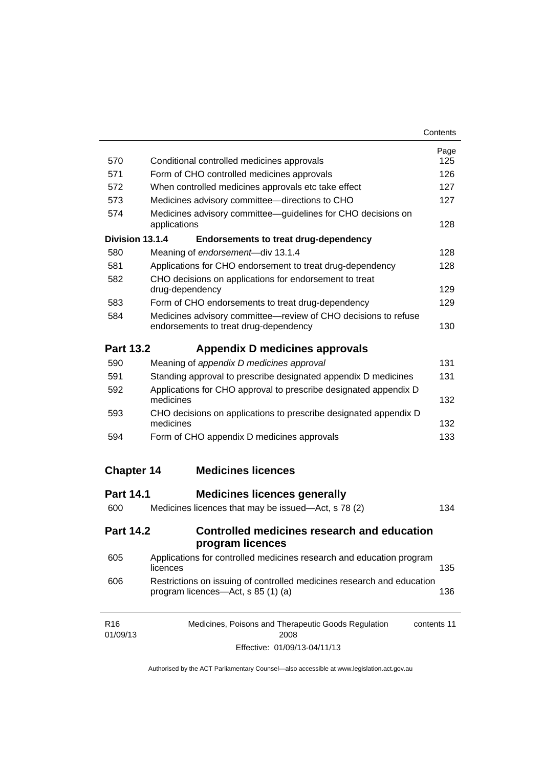| | | Page |
|---|---|---|
| 570 | Conditional controlled medicines approvals | 125 |
| 571 | Form of CHO controlled medicines approvals | 126 |
| 572 | When controlled medicines approvals etc take effect | 127 |
| 573 | Medicines advisory committee—directions to CHO | 127 |
| 574 | Medicines advisory committee—guidelines for CHO decisions on applications | 128 |
| **Division 13.1.4** | **Endorsements to treat drug-dependency** | |
| 580 | Meaning of *endorsement*—div 13.1.4 | 128 |
| 581 | Applications for CHO endorsement to treat drug-dependency | 128 |
| 582 | CHO decisions on applications for endorsement to treat drug-dependency | 129 |
| 583 | Form of CHO endorsements to treat drug-dependency | 129 |
| 584 | Medicines advisory committee—review of CHO decisions to refuse endorsements to treat drug-dependency | 130 |

## Part 13.2 Appendix D medicines approvals

| | | |
|---|---|---|
| 590 | Meaning of *appendix D medicines approval* | 131 |
| 591 | Standing approval to prescribe designated appendix D medicines | 131 |
| 592 | Applications for CHO approval to prescribe designated appendix D medicines | 132 |
| 593 | CHO decisions on applications to prescribe designated appendix D medicines | 132 |
| 594 | Form of CHO appendix D medicines approvals | 133 |

# Chapter 14 Medicines licences

## Part 14.1 Medicines licences generally

| | | |
|---|---|---|
| 600 | Medicines licences that may be issued—Act, s 78 (2) | 134 |

## Part 14.2 Controlled medicines research and education program licences

| | | |
|---|---|---|
| 605 | Applications for controlled medicines research and education program licences | 135 |
| 606 | Restrictions on issuing of controlled medicines research and education program licences—Act, s 85 (1) (a) | 136 |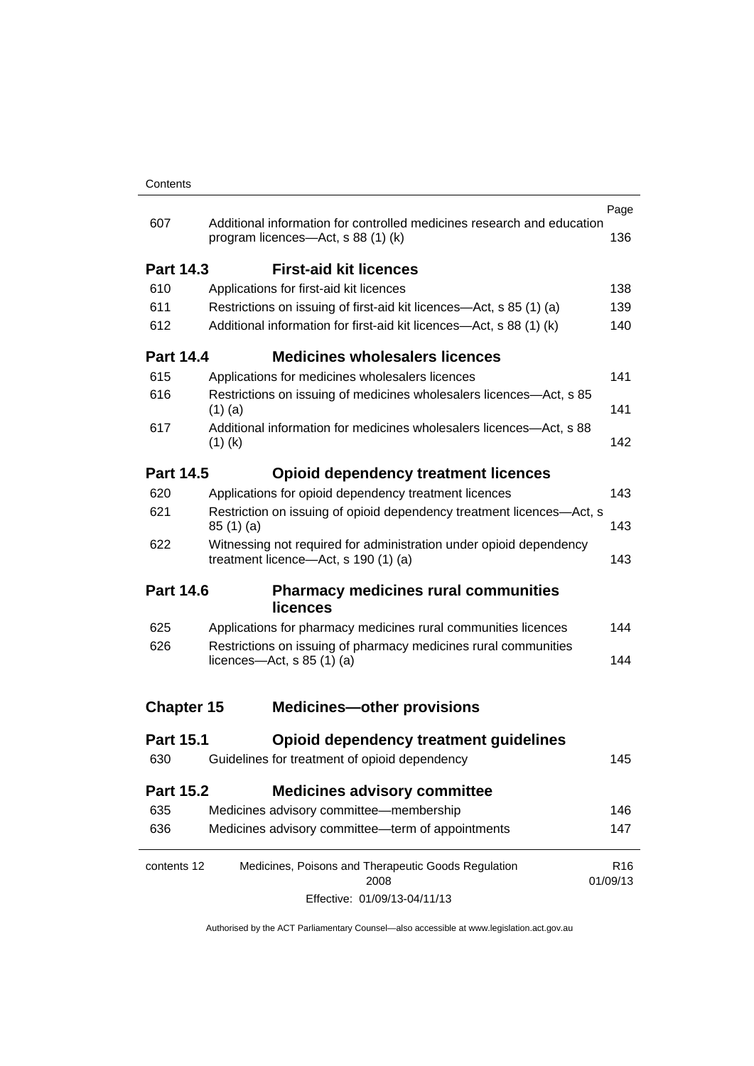| | | Page |
|---|---|---|
| 607 | Additional information for controlled medicines research and education program licences—Act, s 88 (1) (k) | 136 |
| **Part 14.3** | **First-aid kit licences** | |
| 610 | Applications for first-aid kit licences | 138 |
| 611 | Restrictions on issuing of first-aid kit licences—Act, s 85 (1) (a) | 139 |
| 612 | Additional information for first-aid kit licences—Act, s 88 (1) (k) | 140 |
| **Part 14.4** | **Medicines wholesalers licences** | |
| 615 | Applications for medicines wholesalers licences | 141 |
| 616 | Restrictions on issuing of medicines wholesalers licences—Act, s 85 (1) (a) | 141 |
| 617 | Additional information for medicines wholesalers licences—Act, s 88 (1) (k) | 142 |
| **Part 14.5** | **Opioid dependency treatment licences** | |
| 620 | Applications for opioid dependency treatment licences | 143 |
| 621 | Restriction on issuing of opioid dependency treatment licences—Act, s 85 (1) (a) | 143 |
| 622 | Witnessing not required for administration under opioid dependency treatment licence—Act, s 190 (1) (a) | 143 |
| **Part 14.6** | **Pharmacy medicines rural communities licences** | |
| 625 | Applications for pharmacy medicines rural communities licences | 144 |
| 626 | Restrictions on issuing of pharmacy medicines rural communities licences—Act, s 85 (1) (a) | 144 |
| **Chapter 15** | **Medicines—other provisions** | |
| **Part 15.1** | **Opioid dependency treatment guidelines** | |
| 630 | Guidelines for treatment of opioid dependency | 145 |
| **Part 15.2** | **Medicines advisory committee** | |
| 635 | Medicines advisory committee—membership | 146 |
| 636 | Medicines advisory committee—term of appointments | 147 |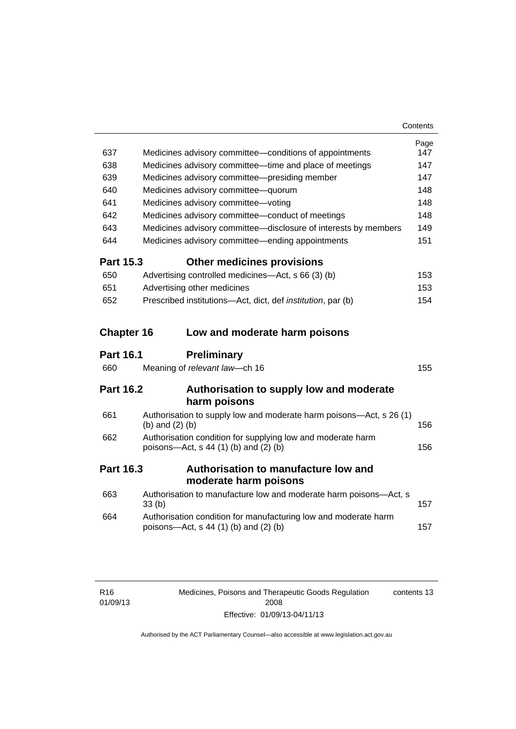| | | Page |
|---|---|---|
| 637 | Medicines advisory committee—conditions of appointments | 147 |
| 638 | Medicines advisory committee—time and place of meetings | 147 |
| 639 | Medicines advisory committee—presiding member | 147 |
| 640 | Medicines advisory committee—quorum | 148 |
| 641 | Medicines advisory committee—voting | 148 |
| 642 | Medicines advisory committee—conduct of meetings | 148 |
| 643 | Medicines advisory committee—disclosure of interests by members | 149 |
| 644 | Medicines advisory committee—ending appointments | 151 |

**Part 15.3 Other medicines provisions**

| | | |
|---|---|---|
| 650 | Advertising controlled medicines—Act, s 66 (3) (b) | 153 |
| 651 | Advertising other medicines | 153 |
| 652 | Prescribed institutions—Act, dict, def *institution*, par (b) | 154 |

## Chapter 16 Low and moderate harm poisons

**Part 16.1 Preliminary**

| | | |
|---|---|---|
| 660 | Meaning of *relevant law*—ch 16 | 155 |

**Part 16.2 Authorisation to supply low and moderate harm poisons**

| | | |
|---|---|---|
| 661 | Authorisation to supply low and moderate harm poisons—Act, s 26 (1) (b) and (2) (b) | 156 |
| 662 | Authorisation condition for supplying low and moderate harm poisons—Act, s 44 (1) (b) and (2) (b) | 156 |

**Part 16.3 Authorisation to manufacture low and moderate harm poisons**

| | | |
|---|---|---|
| 663 | Authorisation to manufacture low and moderate harm poisons—Act, s 33 (b) | 157 |
| 664 | Authorisation condition for manufacturing low and moderate harm poisons—Act, s 44 (1) (b) and (2) (b) | 157 |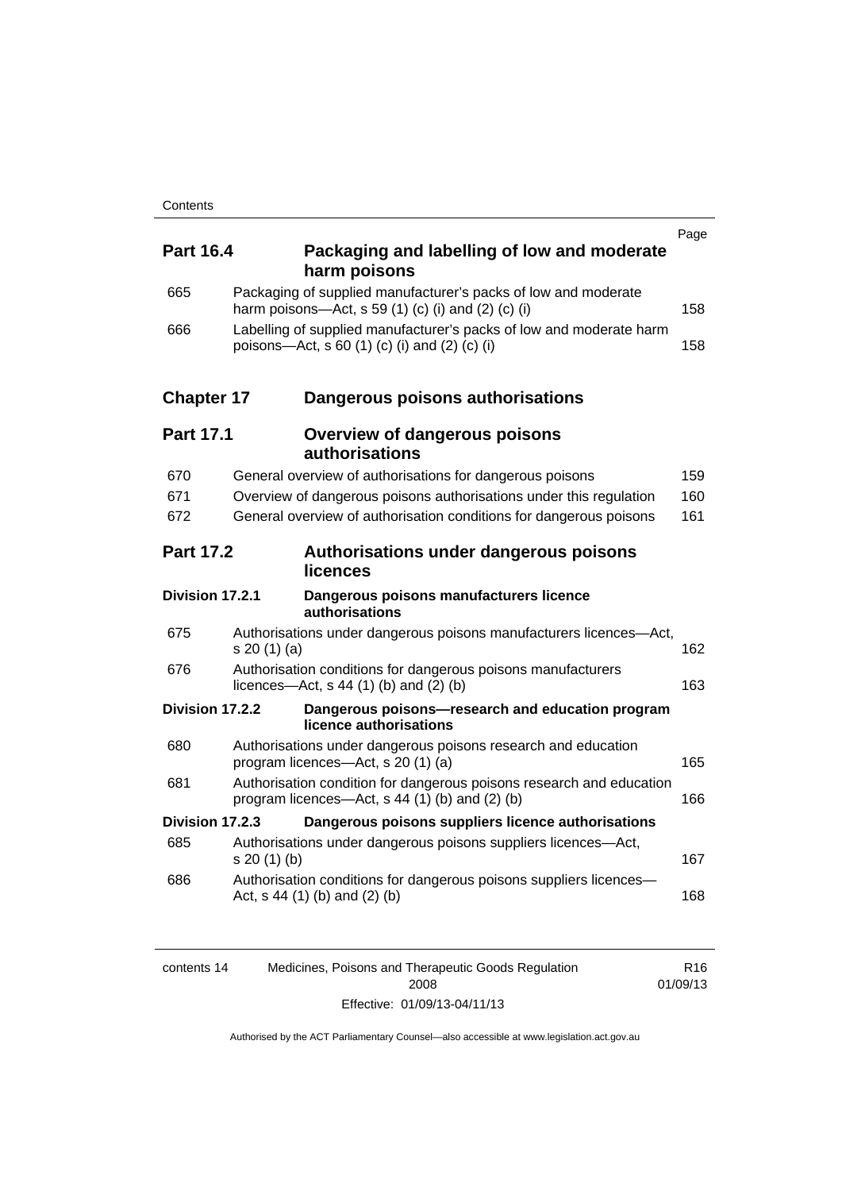| | | Page |
|---|---|---|
| **Part 16.4** | **Packaging and labelling of low and moderate harm poisons** | |
| 665 | Packaging of supplied manufacturer's packs of low and moderate harm poisons—Act, s 59 (1) (c) (i) and (2) (c) (i) | 158 |
| 666 | Labelling of supplied manufacturer's packs of low and moderate harm poisons—Act, s 60 (1) (c) (i) and (2) (c) (i) | 158 |
| **Chapter 17** | **Dangerous poisons authorisations** | |
| **Part 17.1** | **Overview of dangerous poisons authorisations** | |
| 670 | General overview of authorisations for dangerous poisons | 159 |
| 671 | Overview of dangerous poisons authorisations under this regulation | 160 |
| 672 | General overview of authorisation conditions for dangerous poisons | 161 |
| **Part 17.2** | **Authorisations under dangerous poisons licences** | |
| **Division 17.2.1** | **Dangerous poisons manufacturers licence authorisations** | |
| 675 | Authorisations under dangerous poisons manufacturers licences—Act, s 20 (1) (a) | 162 |
| 676 | Authorisation conditions for dangerous poisons manufacturers licences—Act, s 44 (1) (b) and (2) (b) | 163 |
| **Division 17.2.2** | **Dangerous poisons—research and education program licence authorisations** | |
| 680 | Authorisations under dangerous poisons research and education program licences—Act, s 20 (1) (a) | 165 |
| 681 | Authorisation condition for dangerous poisons research and education program licences—Act, s 44 (1) (b) and (2) (b) | 166 |
| **Division 17.2.3** | **Dangerous poisons suppliers licence authorisations** | |
| 685 | Authorisations under dangerous poisons suppliers licences—Act, s 20 (1) (b) | 167 |
| 686 | Authorisation conditions for dangerous poisons suppliers licences—Act, s 44 (1) (b) and (2) (b) | 168 |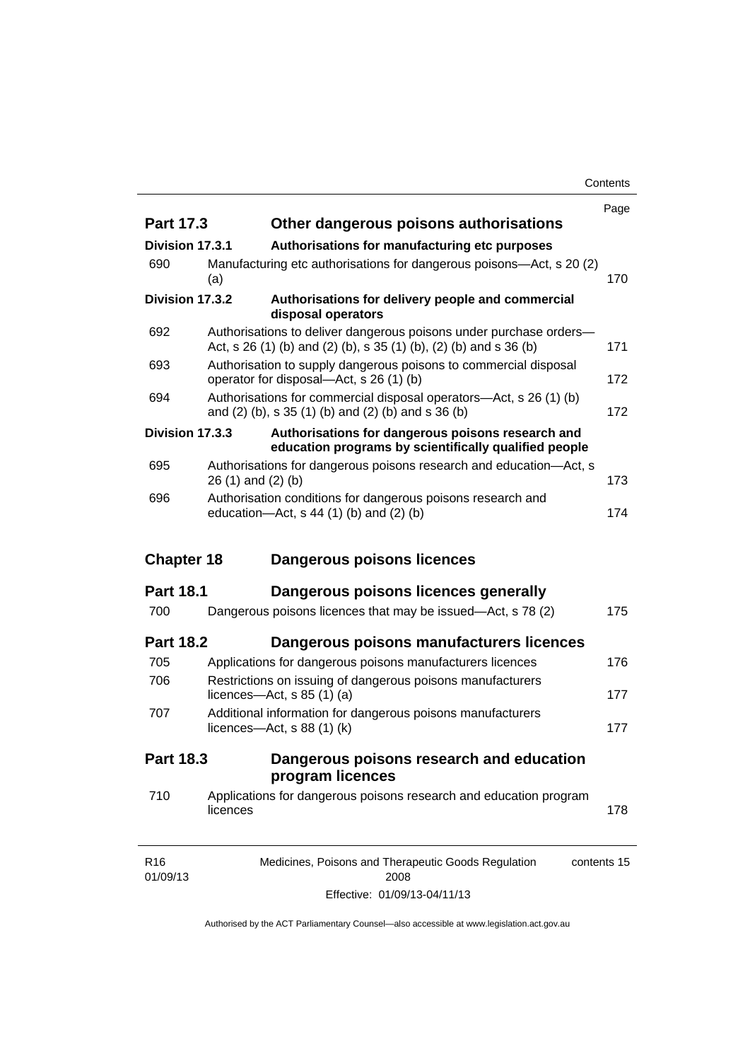| | | Page |
|---|---|---|
| **Part 17.3** | **Other dangerous poisons authorisations** | |
| **Division 17.3.1** | **Authorisations for manufacturing etc purposes** | |
| 690 | Manufacturing etc authorisations for dangerous poisons—Act, s 20 (2) (a) | 170 |
| **Division 17.3.2** | **Authorisations for delivery people and commercial disposal operators** | |
| 692 | Authorisations to deliver dangerous poisons under purchase orders—Act, s 26 (1) (b) and (2) (b), s 35 (1) (b), (2) (b) and s 36 (b) | 171 |
| 693 | Authorisation to supply dangerous poisons to commercial disposal operator for disposal—Act, s 26 (1) (b) | 172 |
| 694 | Authorisations for commercial disposal operators—Act, s 26 (1) (b) and (2) (b), s 35 (1) (b) and (2) (b) and s 36 (b) | 172 |
| **Division 17.3.3** | **Authorisations for dangerous poisons research and education programs by scientifically qualified people** | |
| 695 | Authorisations for dangerous poisons research and education—Act, s 26 (1) and (2) (b) | 173 |
| 696 | Authorisation conditions for dangerous poisons research and education—Act, s 44 (1) (b) and (2) (b) | 174 |
| **Chapter 18** | **Dangerous poisons licences** | |
| **Part 18.1** | **Dangerous poisons licences generally** | |
| 700 | Dangerous poisons licences that may be issued—Act, s 78 (2) | 175 |
| **Part 18.2** | **Dangerous poisons manufacturers licences** | |
| 705 | Applications for dangerous poisons manufacturers licences | 176 |
| 706 | Restrictions on issuing of dangerous poisons manufacturers licences—Act, s 85 (1) (a) | 177 |
| 707 | Additional information for dangerous poisons manufacturers licences—Act, s 88 (1) (k) | 177 |
| **Part 18.3** | **Dangerous poisons research and education program licences** | |
| 710 | Applications for dangerous poisons research and education program licences | 178 |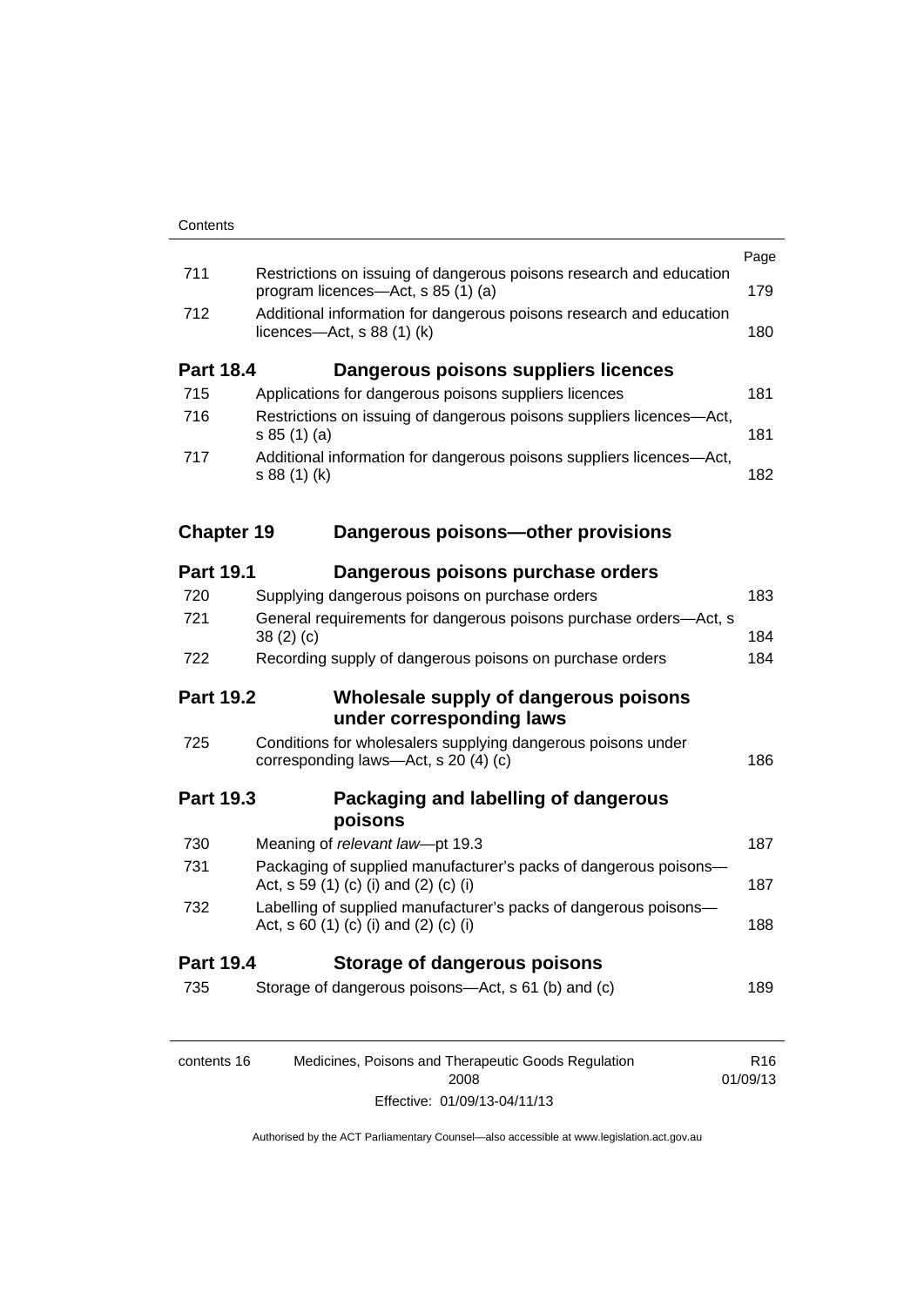| | | Page |
|---|---|---|
| 711 | Restrictions on issuing of dangerous poisons research and education program licences—Act, s 85 (1) (a) | 179 |
| 712 | Additional information for dangerous poisons research and education licences—Act, s 88 (1) (k) | 180 |

**Part 18.4 Dangerous poisons suppliers licences**

| | | |
|---|---|---|
| 715 | Applications for dangerous poisons suppliers licences | 181 |
| 716 | Restrictions on issuing of dangerous poisons suppliers licences—Act, s 85 (1) (a) | 181 |
| 717 | Additional information for dangerous poisons suppliers licences—Act, s 88 (1) (k) | 182 |

**Chapter 19 Dangerous poisons—other provisions**

**Part 19.1 Dangerous poisons purchase orders**

| | | |
|---|---|---|
| 720 | Supplying dangerous poisons on purchase orders | 183 |
| 721 | General requirements for dangerous poisons purchase orders—Act, s 38 (2) (c) | 184 |
| 722 | Recording supply of dangerous poisons on purchase orders | 184 |

**Part 19.2 Wholesale supply of dangerous poisons under corresponding laws**

| | | |
|---|---|---|
| 725 | Conditions for wholesalers supplying dangerous poisons under corresponding laws—Act, s 20 (4) (c) | 186 |

**Part 19.3 Packaging and labelling of dangerous poisons**

| | | |
|---|---|---|
| 730 | Meaning of *relevant law*—pt 19.3 | 187 |
| 731 | Packaging of supplied manufacturer's packs of dangerous poisons—Act, s 59 (1) (c) (i) and (2) (c) (i) | 187 |
| 732 | Labelling of supplied manufacturer's packs of dangerous poisons—Act, s 60 (1) (c) (i) and (2) (c) (i) | 188 |

**Part 19.4 Storage of dangerous poisons**

| | | |
|---|---|---|
| 735 | Storage of dangerous poisons—Act, s 61 (b) and (c) | 189 |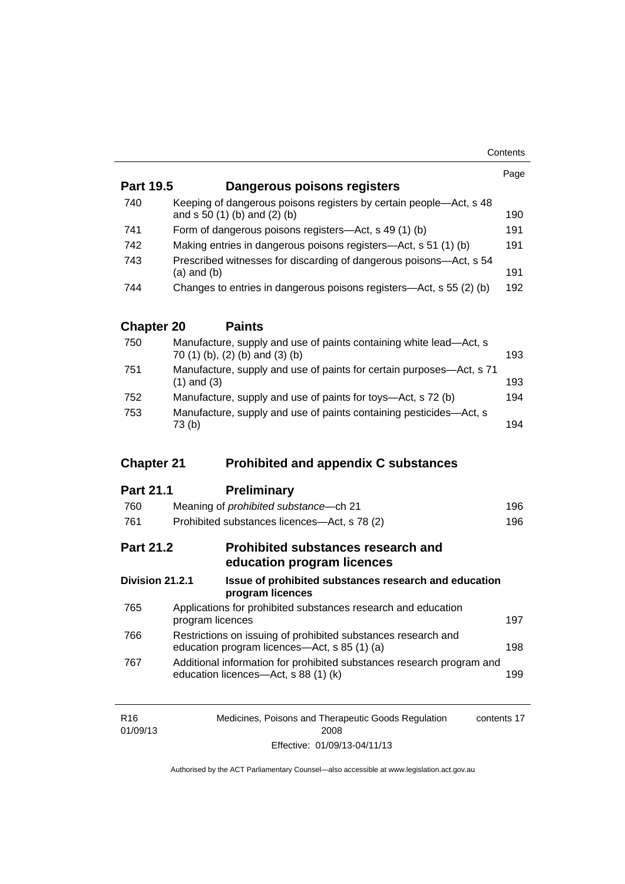| | | Page |
|---|---|---|
| **Part 19.5** | **Dangerous poisons registers** | |
| 740 | Keeping of dangerous poisons registers by certain people—Act, s 48 and s 50 (1) (b) and (2) (b) | 190 |
| 741 | Form of dangerous poisons registers—Act, s 49 (1) (b) | 191 |
| 742 | Making entries in dangerous poisons registers—Act, s 51 (1) (b) | 191 |
| 743 | Prescribed witnesses for discarding of dangerous poisons—Act, s 54 (a) and (b) | 191 |
| 744 | Changes to entries in dangerous poisons registers—Act, s 55 (2) (b) | 192 |
| **Chapter 20** | **Paints** | |
| 750 | Manufacture, supply and use of paints containing white lead—Act, s 70 (1) (b), (2) (b) and (3) (b) | 193 |
| 751 | Manufacture, supply and use of paints for certain purposes—Act, s 71 (1) and (3) | 193 |
| 752 | Manufacture, supply and use of paints for toys—Act, s 72 (b) | 194 |
| 753 | Manufacture, supply and use of paints containing pesticides—Act, s 73 (b) | 194 |
| **Chapter 21** | **Prohibited and appendix C substances** | |
| **Part 21.1** | **Preliminary** | |
| 760 | Meaning of *prohibited substance*—ch 21 | 196 |
| 761 | Prohibited substances licences—Act, s 78 (2) | 196 |
| **Part 21.2** | **Prohibited substances research and education program licences** | |
| **Division 21.2.1** | **Issue of prohibited substances research and education program licences** | |
| 765 | Applications for prohibited substances research and education program licences | 197 |
| 766 | Restrictions on issuing of prohibited substances research and education program licences—Act, s 85 (1) (a) | 198 |
| 767 | Additional information for prohibited substances research program and education licences—Act, s 88 (1) (k) | 199 |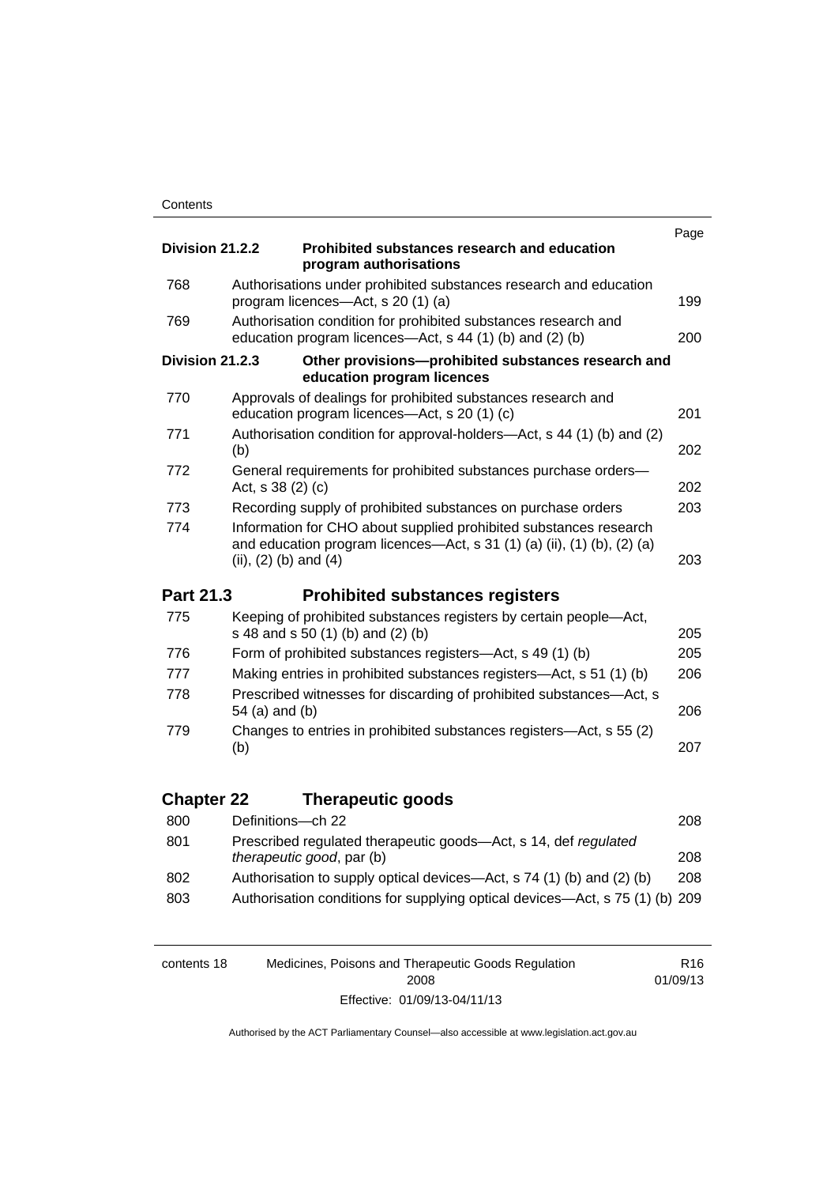| | | Page |
|---|---|---|
| **Division 21.2.2** | **Prohibited substances research and education program authorisations** | |
| 768 | Authorisations under prohibited substances research and education program licences—Act, s 20 (1) (a) | 199 |
| 769 | Authorisation condition for prohibited substances research and education program licences—Act, s 44 (1) (b) and (2) (b) | 200 |
| **Division 21.2.3** | **Other provisions—prohibited substances research and education program licences** | |
| 770 | Approvals of dealings for prohibited substances research and education program licences—Act, s 20 (1) (c) | 201 |
| 771 | Authorisation condition for approval-holders—Act, s 44 (1) (b) and (2) (b) | 202 |
| 772 | General requirements for prohibited substances purchase orders—Act, s 38 (2) (c) | 202 |
| 773 | Recording supply of prohibited substances on purchase orders | 203 |
| 774 | Information for CHO about supplied prohibited substances research and education program licences—Act, s 31 (1) (a) (ii), (1) (b), (2) (a) (ii), (2) (b) and (4) | 203 |

## Part 21.3 Prohibited substances registers

| | | |
|---|---|---|
| 775 | Keeping of prohibited substances registers by certain people—Act, s 48 and s 50 (1) (b) and (2) (b) | 205 |
| 776 | Form of prohibited substances registers—Act, s 49 (1) (b) | 205 |
| 777 | Making entries in prohibited substances registers—Act, s 51 (1) (b) | 206 |
| 778 | Prescribed witnesses for discarding of prohibited substances—Act, s 54 (a) and (b) | 206 |
| 779 | Changes to entries in prohibited substances registers—Act, s 55 (2) (b) | 207 |

## Chapter 22 Therapeutic goods

| | | |
|---|---|---|
| 800 | Definitions—ch 22 | 208 |
| 801 | Prescribed regulated therapeutic goods—Act, s 14, def *regulated therapeutic good*, par (b) | 208 |
| 802 | Authorisation to supply optical devices—Act, s 74 (1) (b) and (2) (b) | 208 |
| 803 | Authorisation conditions for supplying optical devices—Act, s 75 (1) (b) | 209 |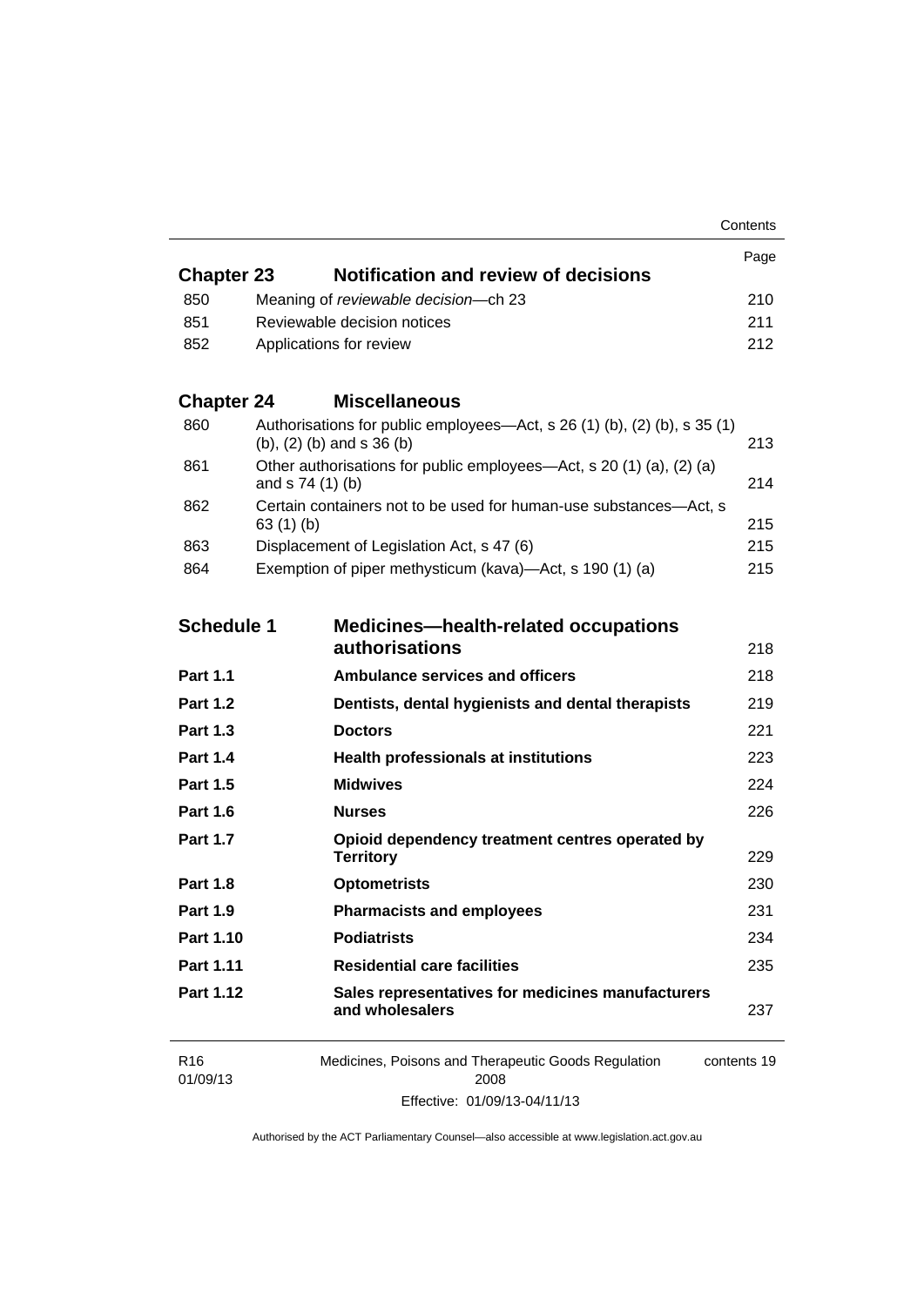| | | Page |
|---|---|---|
| **Chapter 23** | **Notification and review of decisions** | |
| 850 | Meaning of *reviewable decision*—ch 23 | 210 |
| 851 | Reviewable decision notices | 211 |
| 852 | Applications for review | 212 |
| **Chapter 24** | **Miscellaneous** | |
| 860 | Authorisations for public employees—Act, s 26 (1) (b), (2) (b), s 35 (1) (b), (2) (b) and s 36 (b) | 213 |
| 861 | Other authorisations for public employees—Act, s 20 (1) (a), (2) (a) and s 74 (1) (b) | 214 |
| 862 | Certain containers not to be used for human-use substances—Act, s 63 (1) (b) | 215 |
| 863 | Displacement of Legislation Act, s 47 (6) | 215 |
| 864 | Exemption of piper methysticum (kava)—Act, s 190 (1) (a) | 215 |
| **Schedule 1** | **Medicines—health-related occupations authorisations** | 218 |
| **Part 1.1** | **Ambulance services and officers** | 218 |
| **Part 1.2** | **Dentists, dental hygienists and dental therapists** | 219 |
| **Part 1.3** | **Doctors** | 221 |
| **Part 1.4** | **Health professionals at institutions** | 223 |
| **Part 1.5** | **Midwives** | 224 |
| **Part 1.6** | **Nurses** | 226 |
| **Part 1.7** | **Opioid dependency treatment centres operated by Territory** | 229 |
| **Part 1.8** | **Optometrists** | 230 |
| **Part 1.9** | **Pharmacists and employees** | 231 |
| **Part 1.10** | **Podiatrists** | 234 |
| **Part 1.11** | **Residential care facilities** | 235 |
| **Part 1.12** | **Sales representatives for medicines manufacturers and wholesalers** | 237 |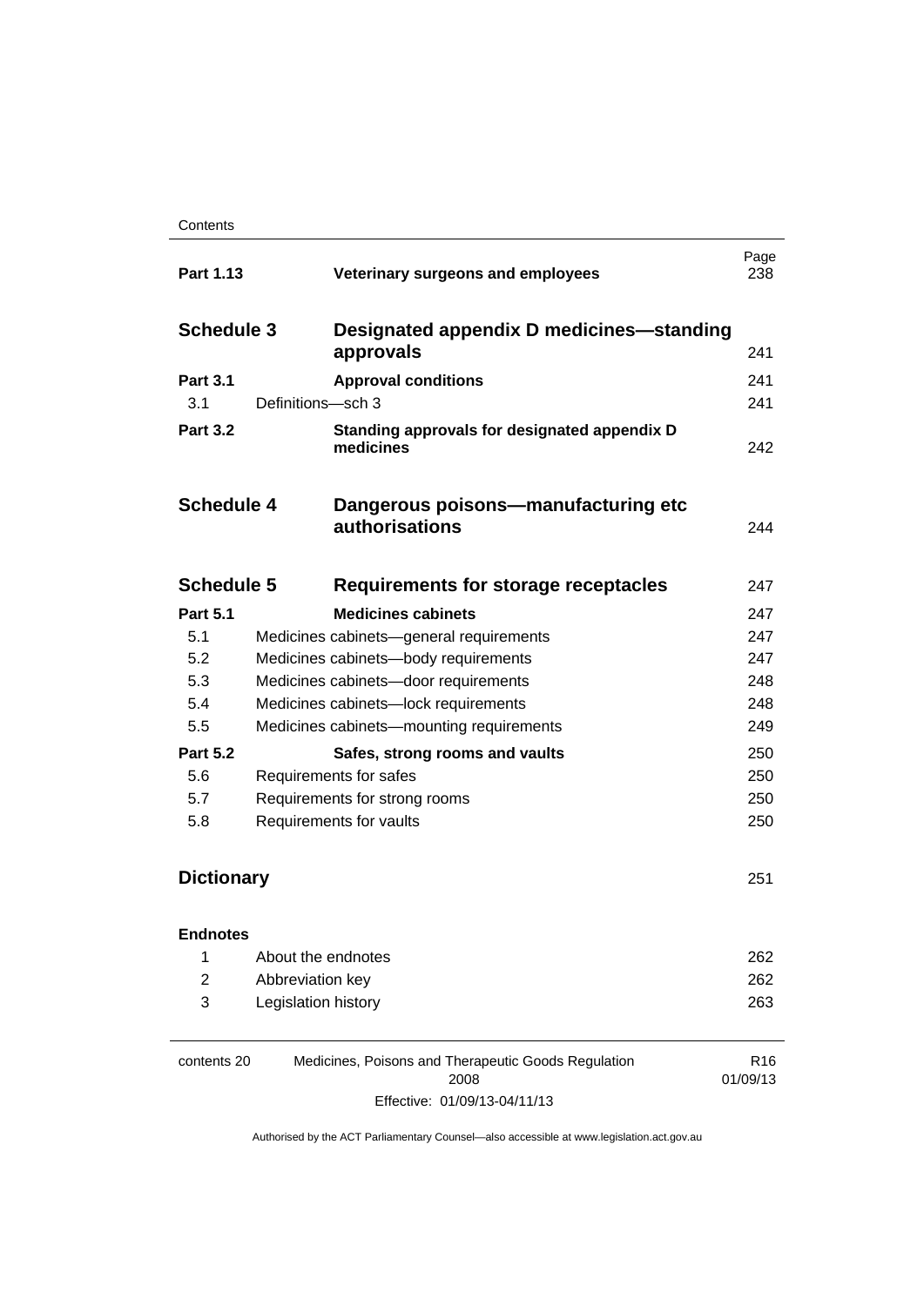| | | Page |
|---|---|---|
| **Part 1.13** | **Veterinary surgeons and employees** | 238 |
| **Schedule 3** | **Designated appendix D medicines—standing approvals** | 241 |
| **Part 3.1** | **Approval conditions** | 241 |
| 3.1 | Definitions—sch 3 | 241 |
| **Part 3.2** | **Standing approvals for designated appendix D medicines** | 242 |
| **Schedule 4** | **Dangerous poisons—manufacturing etc authorisations** | 244 |
| **Schedule 5** | **Requirements for storage receptacles** | 247 |
| **Part 5.1** | **Medicines cabinets** | 247 |
| 5.1 | Medicines cabinets—general requirements | 247 |
| 5.2 | Medicines cabinets—body requirements | 247 |
| 5.3 | Medicines cabinets—door requirements | 248 |
| 5.4 | Medicines cabinets—lock requirements | 248 |
| 5.5 | Medicines cabinets—mounting requirements | 249 |
| **Part 5.2** | **Safes, strong rooms and vaults** | 250 |
| 5.6 | Requirements for safes | 250 |
| 5.7 | Requirements for strong rooms | 250 |
| 5.8 | Requirements for vaults | 250 |
| **Dictionary** | | 251 |
| **Endnotes** | | |
| 1 | About the endnotes | 262 |
| 2 | Abbreviation key | 262 |
| 3 | Legislation history | 263 |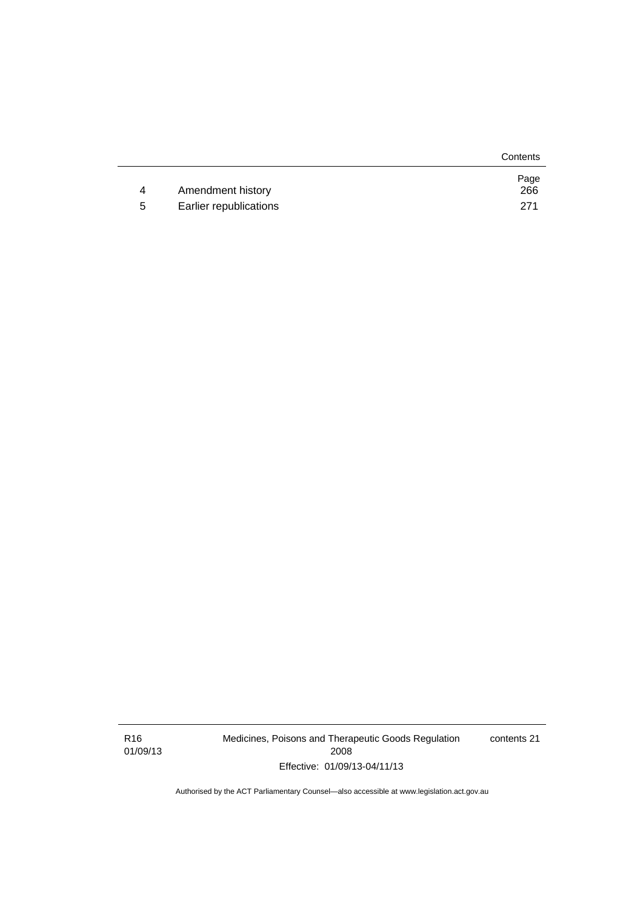| | | Page |
|---|---|---|
| 4 | Amendment history | 266 |
| 5 | Earlier republications | 271 |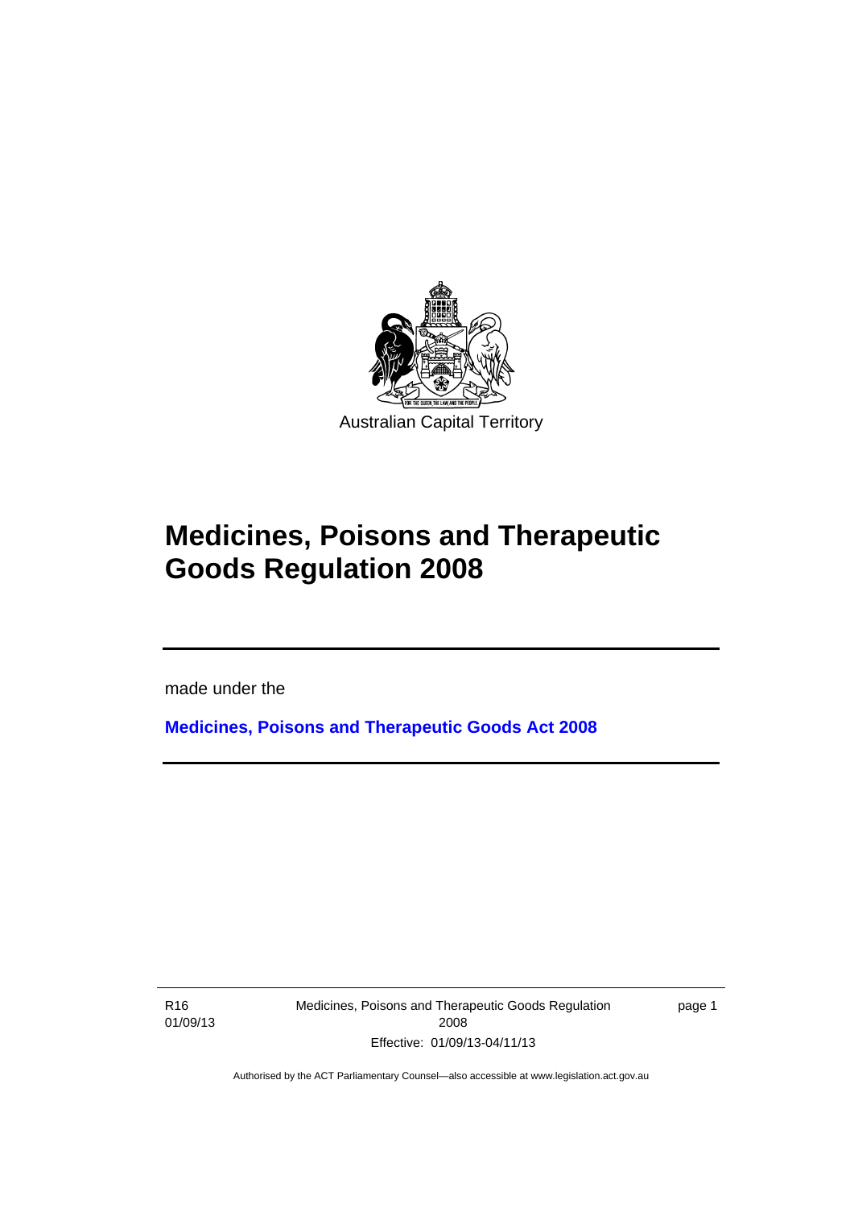Australian Capital Territory

# Medicines, Poisons and Therapeutic Goods Regulation 2008

made under the

**Medicines, Poisons and Therapeutic Goods Act 2008**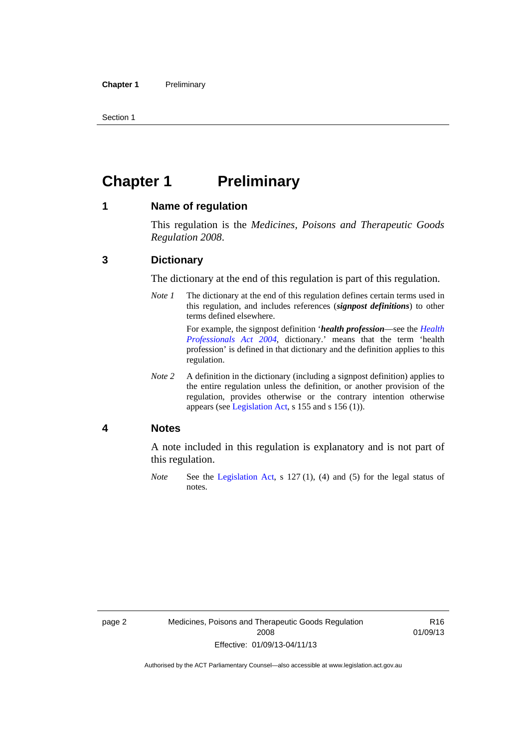# Chapter 1 Preliminary

## 1 Name of regulation

This regulation is the *Medicines, Poisons and Therapeutic Goods Regulation 2008*.

## 3 Dictionary

The dictionary at the end of this regulation is part of this regulation.

*Note 1* The dictionary at the end of this regulation defines certain terms used in this regulation, and includes references (***signpost definitions***) to other terms defined elsewhere.

For example, the signpost definition '***health profession***—see the *Health Professionals Act 2004*, dictionary.' means that the term 'health profession' is defined in that dictionary and the definition applies to this regulation.

*Note 2* A definition in the dictionary (including a signpost definition) applies to the entire regulation unless the definition, or another provision of the regulation, provides otherwise or the contrary intention otherwise appears (see Legislation Act, s 155 and s 156 (1)).

## 4 Notes

A note included in this regulation is explanatory and is not part of this regulation.

*Note* See the Legislation Act, s 127 (1), (4) and (5) for the legal status of notes.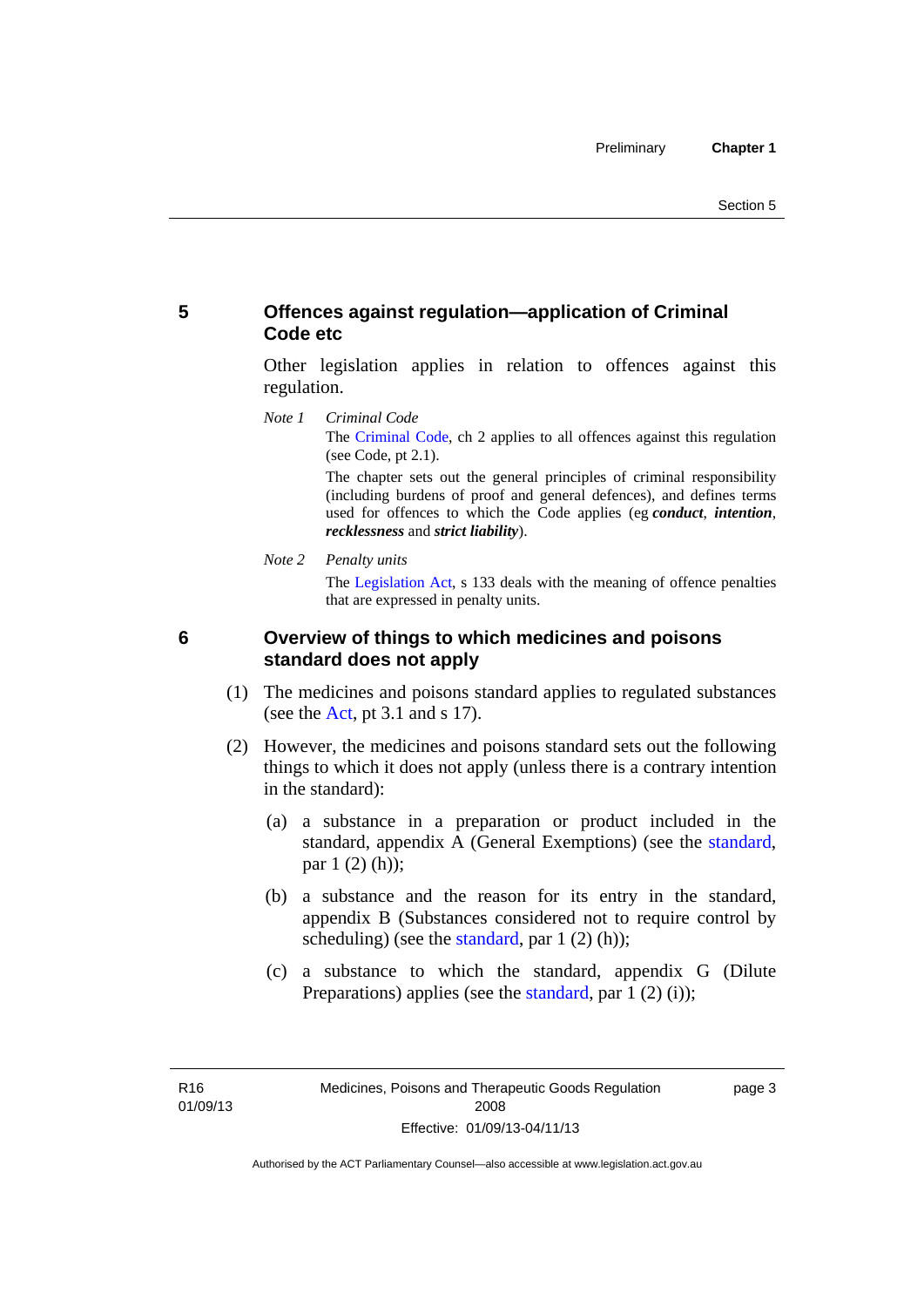## 5 Offences against regulation—application of Criminal Code etc

Other legislation applies in relation to offences against this regulation.

*Note 1* *Criminal Code*

The Criminal Code, ch 2 applies to all offences against this regulation (see Code, pt 2.1).

The chapter sets out the general principles of criminal responsibility (including burdens of proof and general defences), and defines terms used for offences to which the Code applies (eg ***conduct***, ***intention***, ***recklessness*** and ***strict liability***).

*Note 2* *Penalty units*

The Legislation Act, s 133 deals with the meaning of offence penalties that are expressed in penalty units.

## 6 Overview of things to which medicines and poisons standard does not apply

(1) The medicines and poisons standard applies to regulated substances (see the Act, pt 3.1 and s 17).

(2) However, the medicines and poisons standard sets out the following things to which it does not apply (unless there is a contrary intention in the standard):

(a) a substance in a preparation or product included in the standard, appendix A (General Exemptions) (see the standard, par 1 (2) (h));

(b) a substance and the reason for its entry in the standard, appendix B (Substances considered not to require control by scheduling) (see the standard, par 1 (2) (h));

(c) a substance to which the standard, appendix G (Dilute Preparations) applies (see the standard, par 1 (2) (i));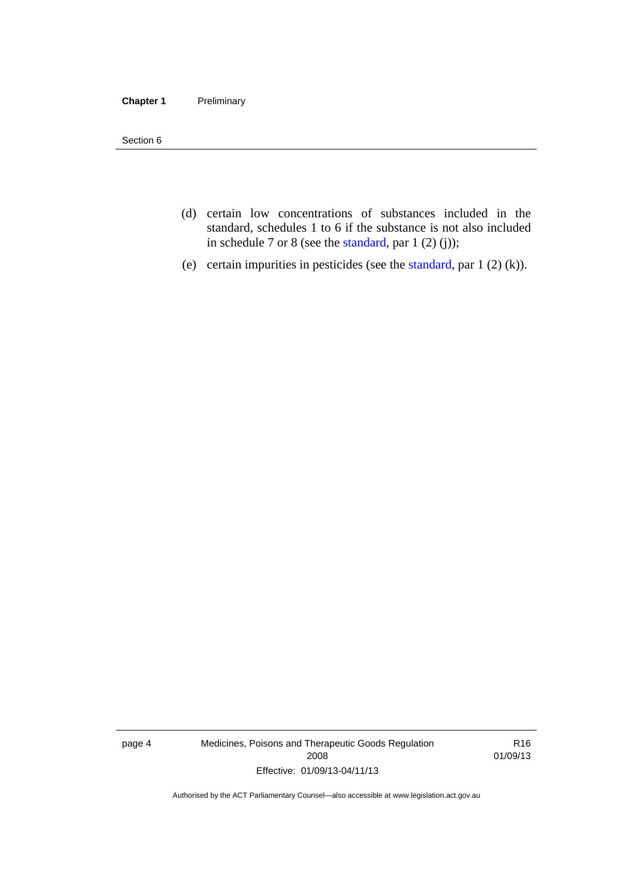(d) certain low concentrations of substances included in the standard, schedules 1 to 6 if the substance is not also included in schedule 7 or 8 (see the standard, par 1 (2) (j));

(e) certain impurities in pesticides (see the standard, par 1 (2) (k)).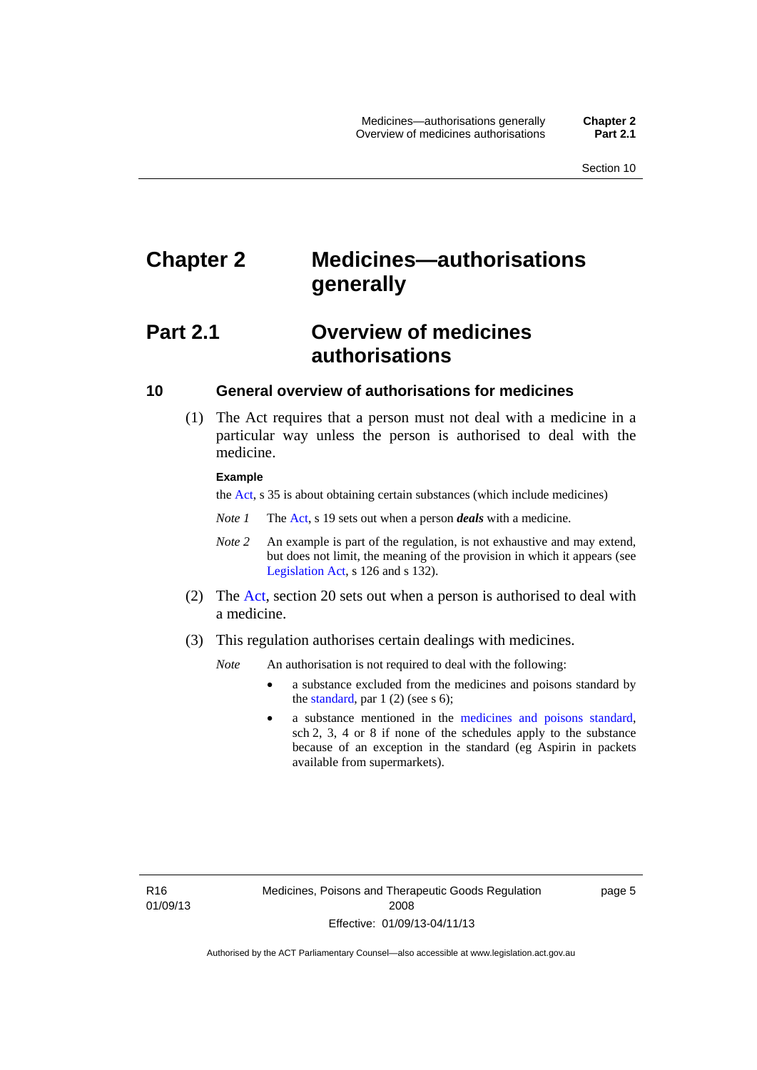# Chapter 2 Medicines—authorisations generally

## Part 2.1 Overview of medicines authorisations

### 10 General overview of authorisations for medicines

(1) The Act requires that a person must not deal with a medicine in a particular way unless the person is authorised to deal with the medicine.

**Example**

the Act, s 35 is about obtaining certain substances (which include medicines)

*Note 1* The Act, s 19 sets out when a person ***deals*** with a medicine.

*Note 2* An example is part of the regulation, is not exhaustive and may extend, but does not limit, the meaning of the provision in which it appears (see Legislation Act, s 126 and s 132).

(2) The Act, section 20 sets out when a person is authorised to deal with a medicine.

(3) This regulation authorises certain dealings with medicines.

*Note* An authorisation is not required to deal with the following:

- a substance excluded from the medicines and poisons standard by the standard, par 1 (2) (see s 6);
- a substance mentioned in the medicines and poisons standard, sch 2, 3, 4 or 8 if none of the schedules apply to the substance because of an exception in the standard (eg Aspirin in packets available from supermarkets).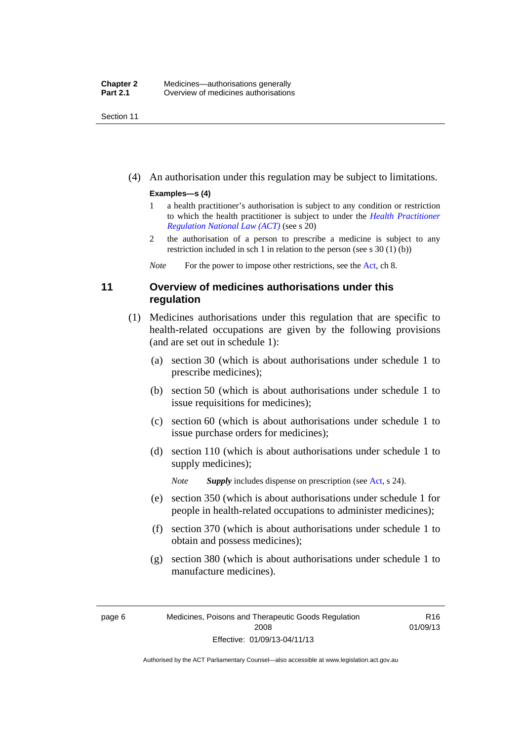(4) An authorisation under this regulation may be subject to limitations.

**Examples—s (4)**

1 a health practitioner's authorisation is subject to any condition or restriction to which the health practitioner is subject to under the *Health Practitioner Regulation National Law (ACT)* (see s 20)

2 the authorisation of a person to prescribe a medicine is subject to any restriction included in sch 1 in relation to the person (see s 30 (1) (b))

*Note* For the power to impose other restrictions, see the Act, ch 8.

### 11 Overview of medicines authorisations under this regulation

(1) Medicines authorisations under this regulation that are specific to health-related occupations are given by the following provisions (and are set out in schedule 1):

(a) section 30 (which is about authorisations under schedule 1 to prescribe medicines);

(b) section 50 (which is about authorisations under schedule 1 to issue requisitions for medicines);

(c) section 60 (which is about authorisations under schedule 1 to issue purchase orders for medicines);

(d) section 110 (which is about authorisations under schedule 1 to supply medicines);

*Note* ***Supply*** includes dispense on prescription (see Act, s 24).

(e) section 350 (which is about authorisations under schedule 1 for people in health-related occupations to administer medicines);

(f) section 370 (which is about authorisations under schedule 1 to obtain and possess medicines);

(g) section 380 (which is about authorisations under schedule 1 to manufacture medicines).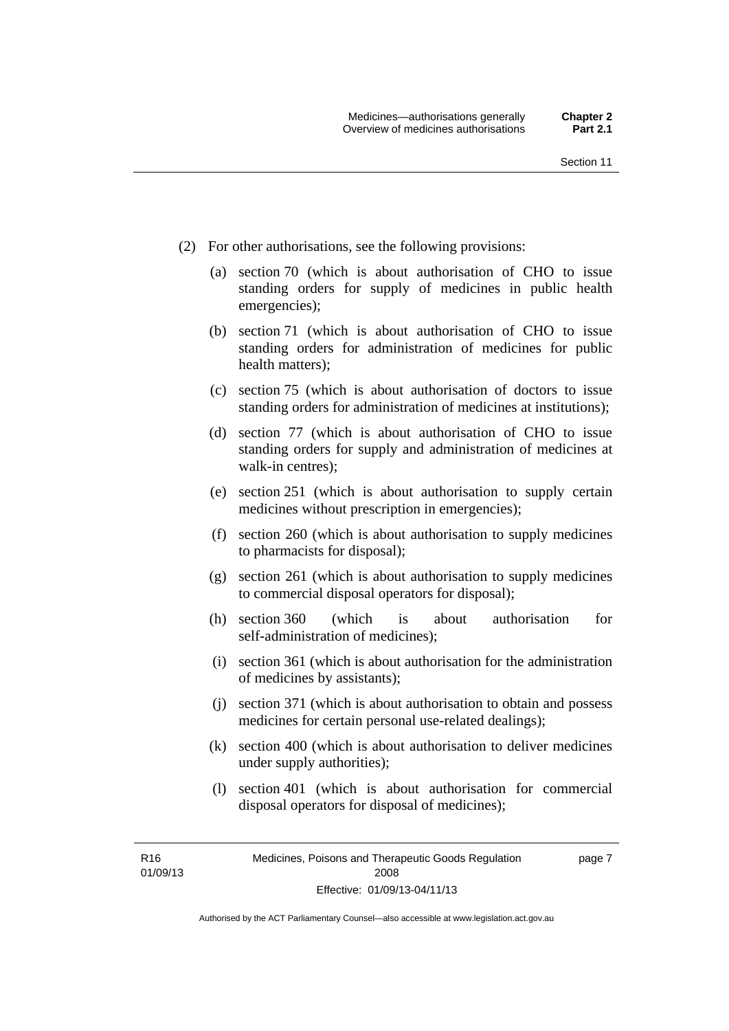(2) For other authorisations, see the following provisions:

(a) section 70 (which is about authorisation of CHO to issue standing orders for supply of medicines in public health emergencies);

(b) section 71 (which is about authorisation of CHO to issue standing orders for administration of medicines for public health matters);

(c) section 75 (which is about authorisation of doctors to issue standing orders for administration of medicines at institutions);

(d) section 77 (which is about authorisation of CHO to issue standing orders for supply and administration of medicines at walk-in centres);

(e) section 251 (which is about authorisation to supply certain medicines without prescription in emergencies);

(f) section 260 (which is about authorisation to supply medicines to pharmacists for disposal);

(g) section 261 (which is about authorisation to supply medicines to commercial disposal operators for disposal);

(h) section 360 (which is about authorisation for self-administration of medicines);

(i) section 361 (which is about authorisation for the administration of medicines by assistants);

(j) section 371 (which is about authorisation to obtain and possess medicines for certain personal use-related dealings);

(k) section 400 (which is about authorisation to deliver medicines under supply authorities);

(l) section 401 (which is about authorisation for commercial disposal operators for disposal of medicines);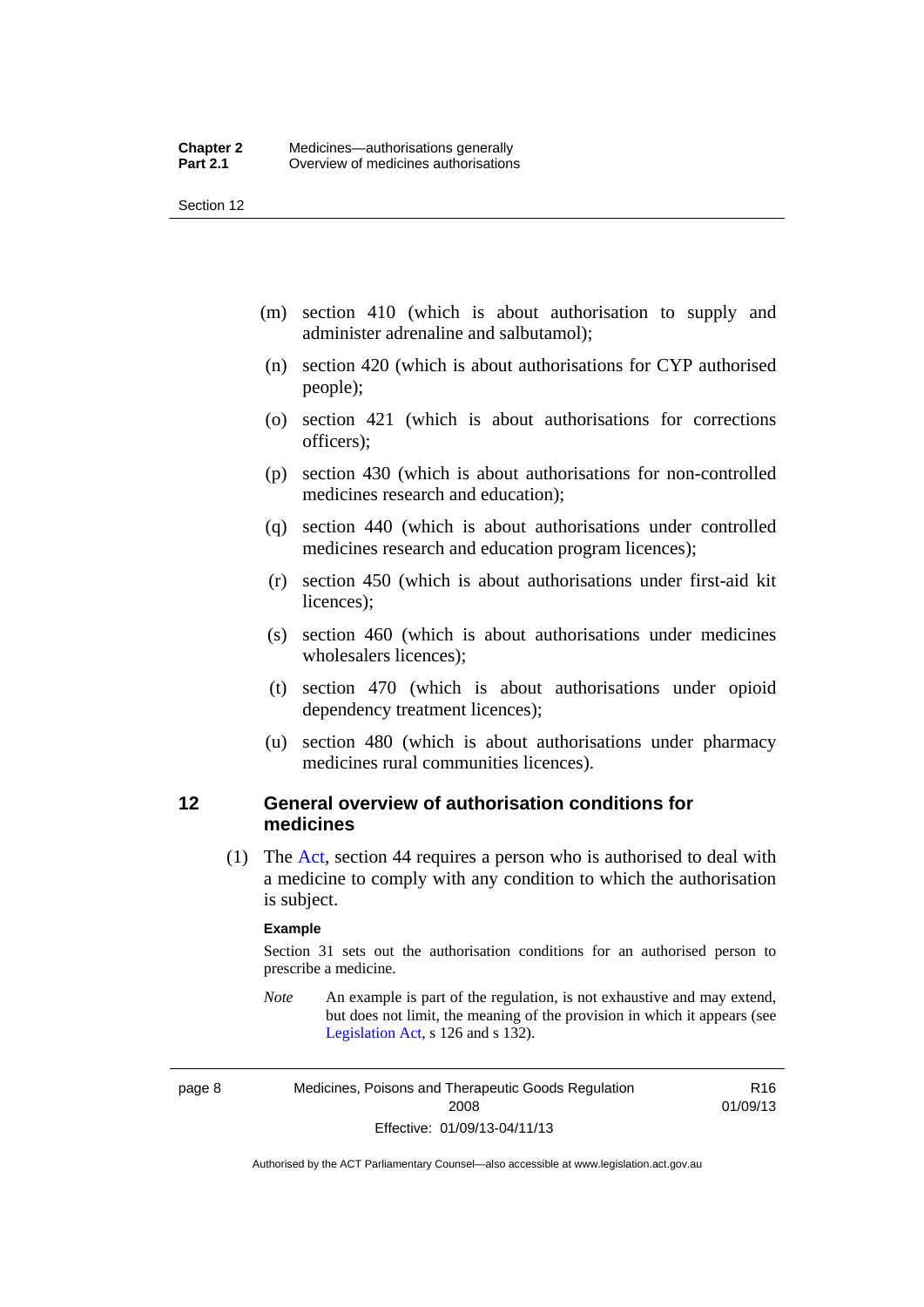(m) section 410 (which is about authorisation to supply and administer adrenaline and salbutamol);

(n) section 420 (which is about authorisations for CYP authorised people);

(o) section 421 (which is about authorisations for corrections officers);

(p) section 430 (which is about authorisations for non-controlled medicines research and education);

(q) section 440 (which is about authorisations under controlled medicines research and education program licences);

(r) section 450 (which is about authorisations under first-aid kit licences);

(s) section 460 (which is about authorisations under medicines wholesalers licences);

(t) section 470 (which is about authorisations under opioid dependency treatment licences);

(u) section 480 (which is about authorisations under pharmacy medicines rural communities licences).

## 12 General overview of authorisation conditions for medicines

(1) The Act, section 44 requires a person who is authorised to deal with a medicine to comply with any condition to which the authorisation is subject.

**Example**

Section 31 sets out the authorisation conditions for an authorised person to prescribe a medicine.

*Note* An example is part of the regulation, is not exhaustive and may extend, but does not limit, the meaning of the provision in which it appears (see Legislation Act, s 126 and s 132).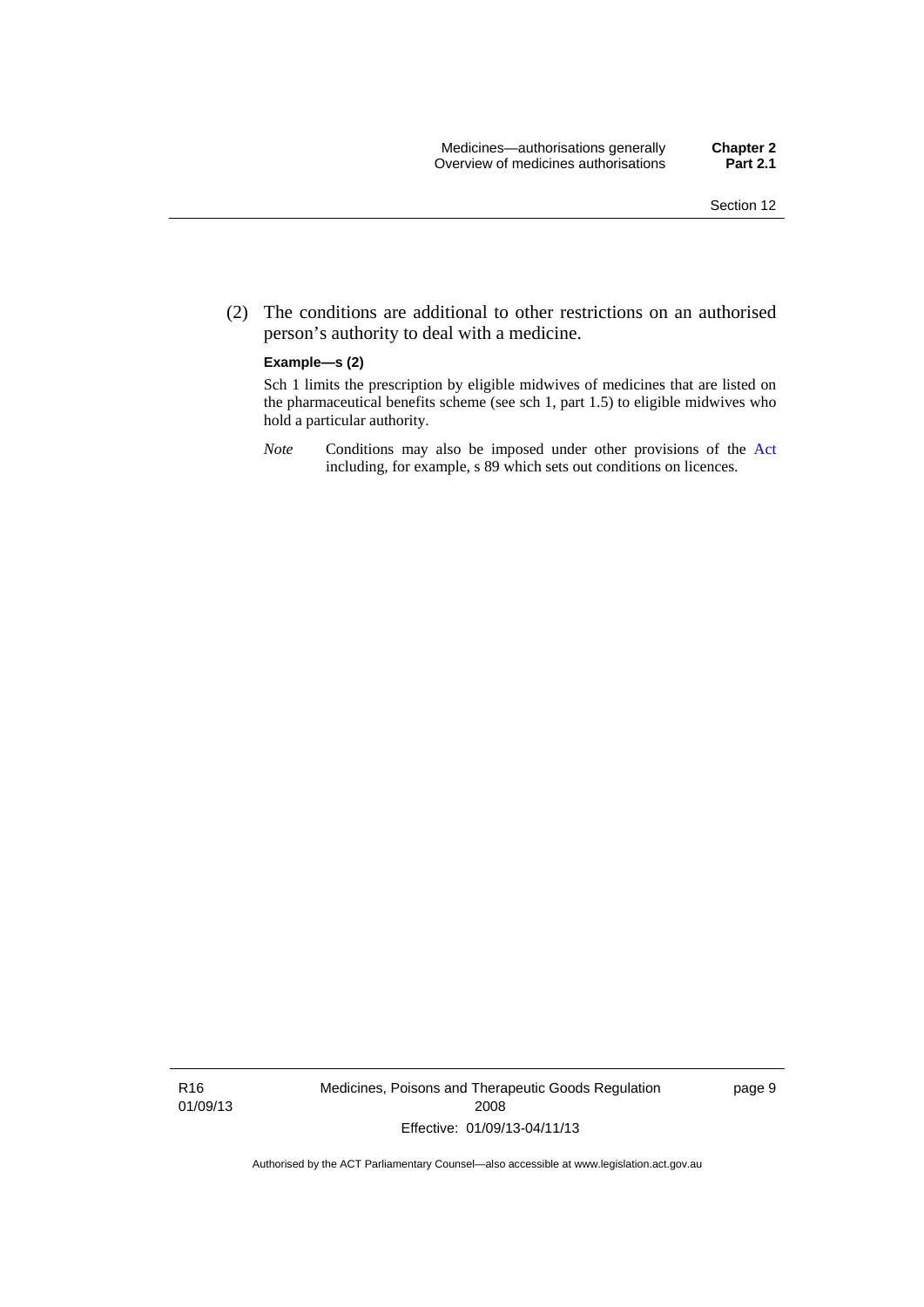(2) The conditions are additional to other restrictions on an authorised person's authority to deal with a medicine.

**Example—s (2)**

Sch 1 limits the prescription by eligible midwives of medicines that are listed on the pharmaceutical benefits scheme (see sch 1, part 1.5) to eligible midwives who hold a particular authority.

*Note* Conditions may also be imposed under other provisions of the Act including, for example, s 89 which sets out conditions on licences.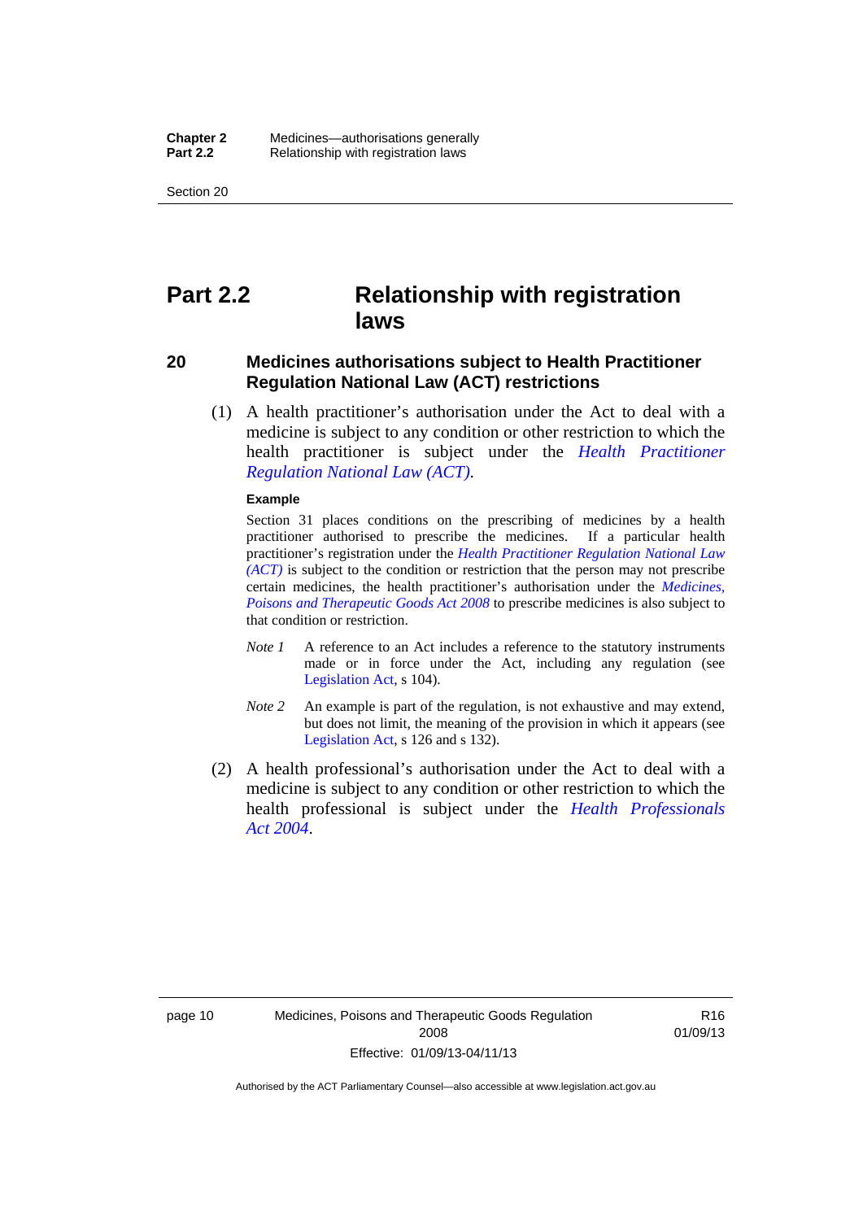# Part 2.2 Relationship with registration laws

## 20 Medicines authorisations subject to Health Practitioner Regulation National Law (ACT) restrictions

(1) A health practitioner's authorisation under the Act to deal with a medicine is subject to any condition or other restriction to which the health practitioner is subject under the *Health Practitioner Regulation National Law (ACT)*.

**Example**

Section 31 places conditions on the prescribing of medicines by a health practitioner authorised to prescribe the medicines. If a particular health practitioner's registration under the *Health Practitioner Regulation National Law (ACT)* is subject to the condition or restriction that the person may not prescribe certain medicines, the health practitioner's authorisation under the *Medicines, Poisons and Therapeutic Goods Act 2008* to prescribe medicines is also subject to that condition or restriction.

*Note 1* A reference to an Act includes a reference to the statutory instruments made or in force under the Act, including any regulation (see Legislation Act, s 104).

*Note 2* An example is part of the regulation, is not exhaustive and may extend, but does not limit, the meaning of the provision in which it appears (see Legislation Act, s 126 and s 132).

(2) A health professional's authorisation under the Act to deal with a medicine is subject to any condition or other restriction to which the health professional is subject under the *Health Professionals Act 2004*.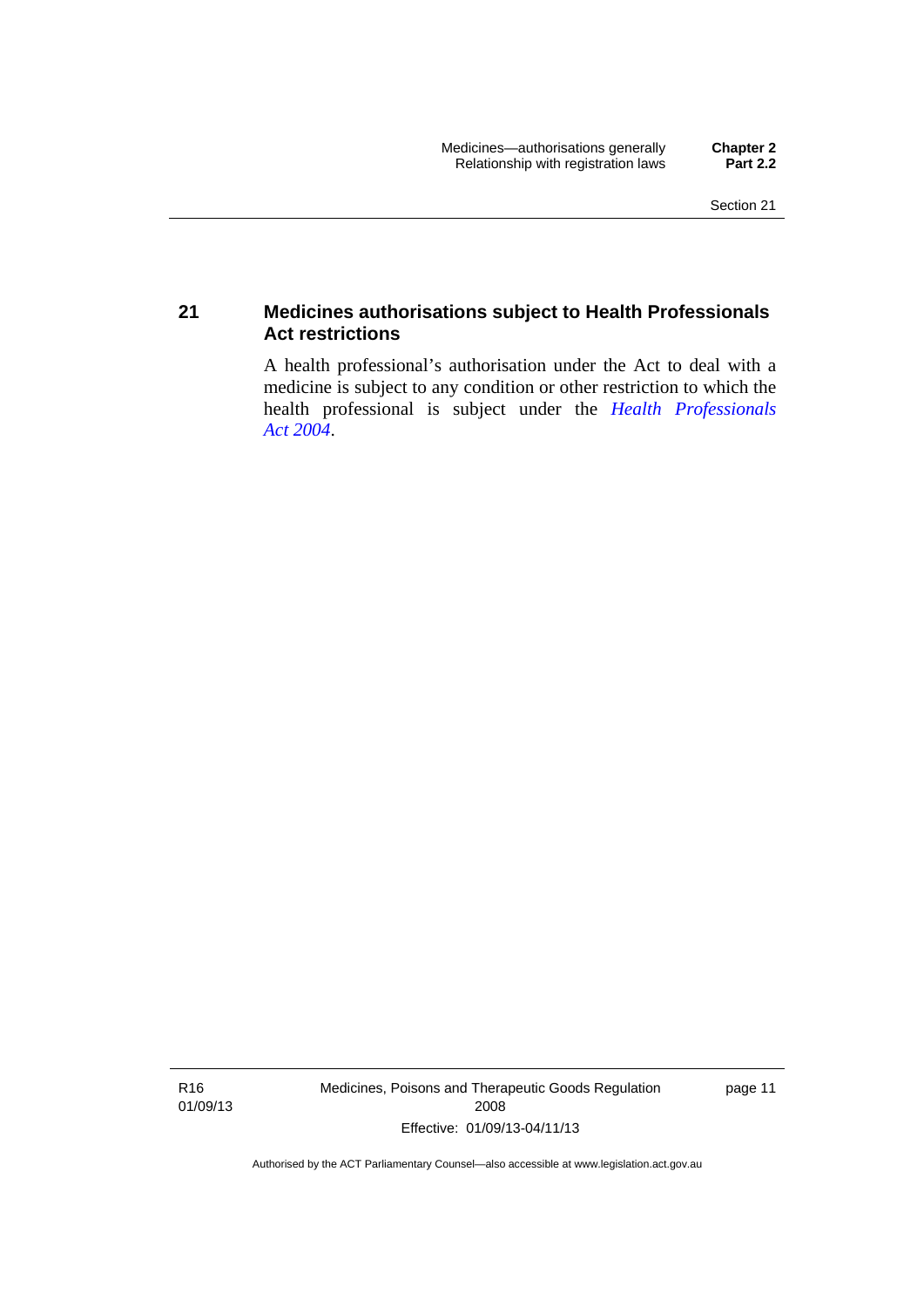## 21 Medicines authorisations subject to Health Professionals Act restrictions

A health professional's authorisation under the Act to deal with a medicine is subject to any condition or other restriction to which the health professional is subject under the *Health Professionals Act 2004*.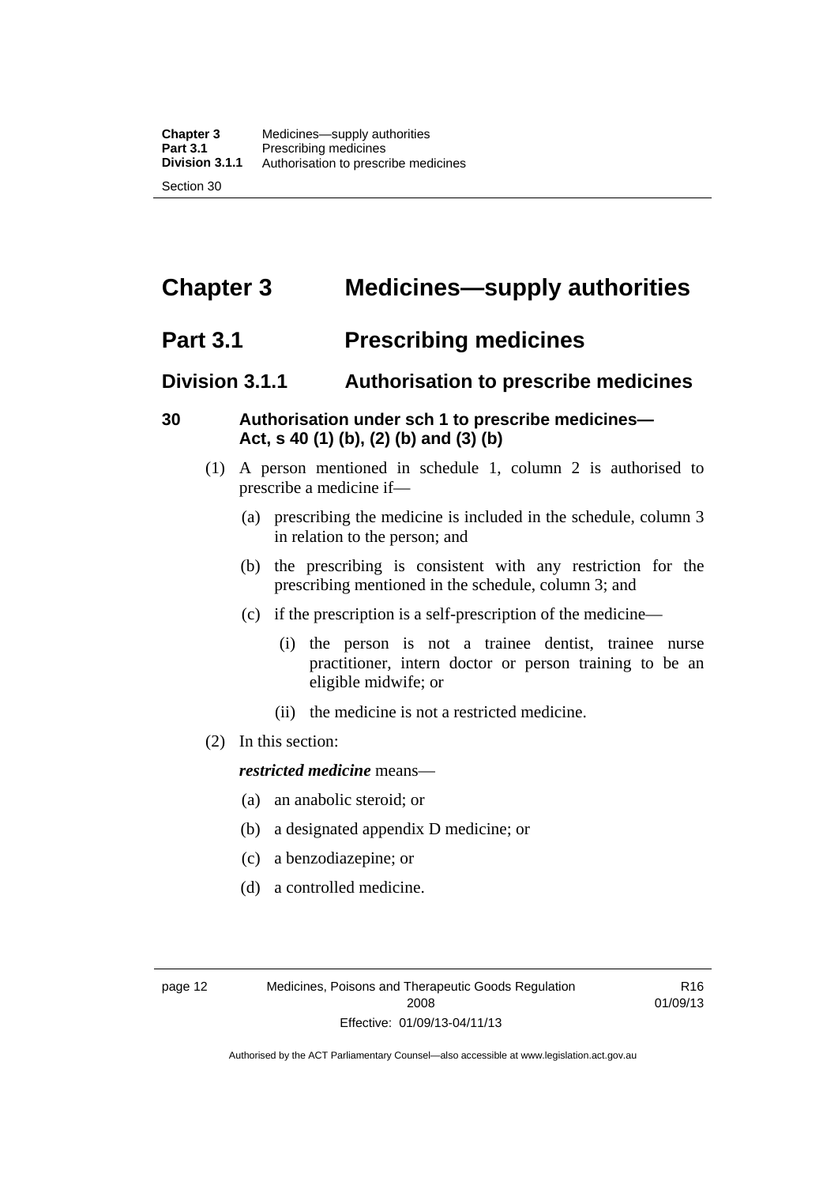# Chapter 3 Medicines—supply authorities

## Part 3.1 Prescribing medicines

### Division 3.1.1 Authorisation to prescribe medicines

#### 30 Authorisation under sch 1 to prescribe medicines—Act, s 40 (1) (b), (2) (b) and (3) (b)

(1) A person mentioned in schedule 1, column 2 is authorised to prescribe a medicine if—

(a) prescribing the medicine is included in the schedule, column 3 in relation to the person; and

(b) the prescribing is consistent with any restriction for the prescribing mentioned in the schedule, column 3; and

(c) if the prescription is a self-prescription of the medicine—

(i) the person is not a trainee dentist, trainee nurse practitioner, intern doctor or person training to be an eligible midwife; or

(ii) the medicine is not a restricted medicine.

(2) In this section:

***restricted medicine*** means—

(a) an anabolic steroid; or

(b) a designated appendix D medicine; or

(c) a benzodiazepine; or

(d) a controlled medicine.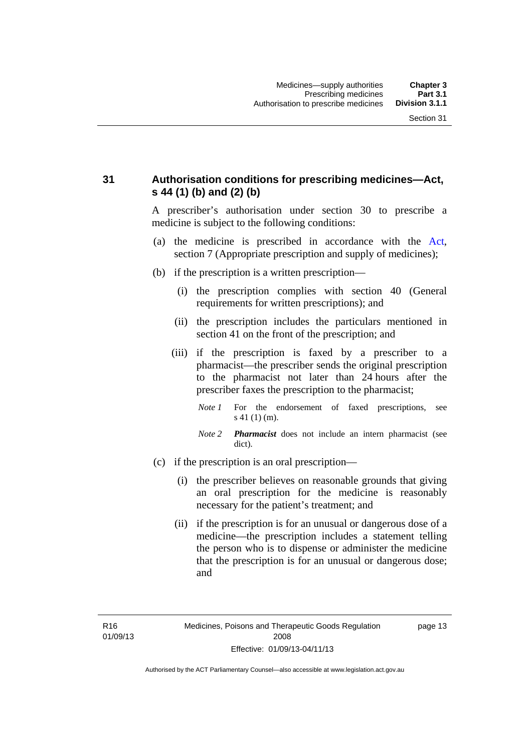### 31 Authorisation conditions for prescribing medicines—Act, s 44 (1) (b) and (2) (b)

A prescriber's authorisation under section 30 to prescribe a medicine is subject to the following conditions:

(a) the medicine is prescribed in accordance with the Act, section 7 (Appropriate prescription and supply of medicines);

(b) if the prescription is a written prescription—

(i) the prescription complies with section 40 (General requirements for written prescriptions); and

(ii) the prescription includes the particulars mentioned in section 41 on the front of the prescription; and

(iii) if the prescription is faxed by a prescriber to a pharmacist—the prescriber sends the original prescription to the pharmacist not later than 24 hours after the prescriber faxes the prescription to the pharmacist;

*Note 1* For the endorsement of faxed prescriptions, see s 41 (1) (m).

*Note 2* ***Pharmacist*** does not include an intern pharmacist (see dict).

(c) if the prescription is an oral prescription—

(i) the prescriber believes on reasonable grounds that giving an oral prescription for the medicine is reasonably necessary for the patient's treatment; and

(ii) if the prescription is for an unusual or dangerous dose of a medicine—the prescription includes a statement telling the person who is to dispense or administer the medicine that the prescription is for an unusual or dangerous dose; and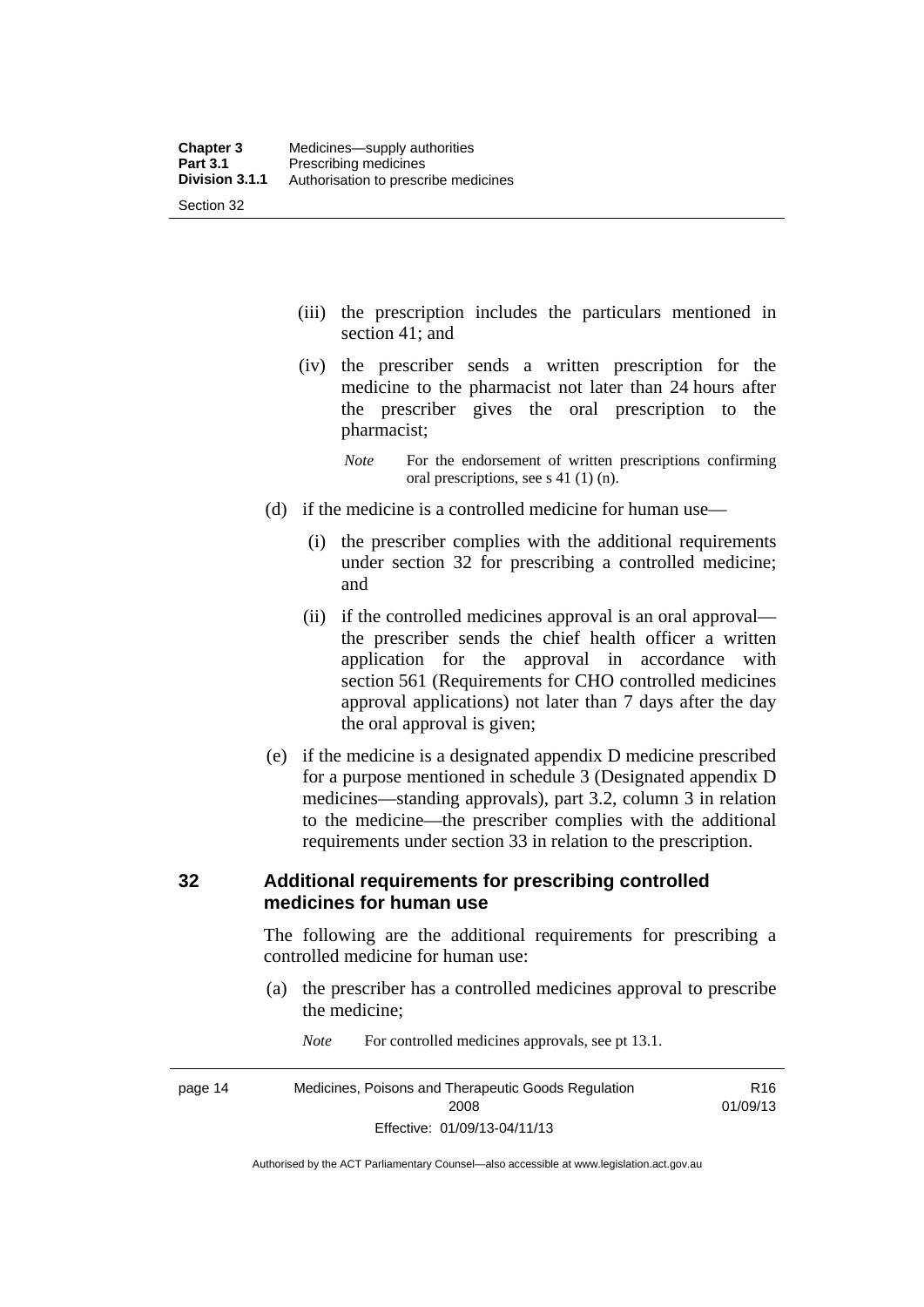(iii) the prescription includes the particulars mentioned in section 41; and

(iv) the prescriber sends a written prescription for the medicine to the pharmacist not later than 24 hours after the prescriber gives the oral prescription to the pharmacist;

*Note* For the endorsement of written prescriptions confirming oral prescriptions, see s 41 (1) (n).

(d) if the medicine is a controlled medicine for human use—

(i) the prescriber complies with the additional requirements under section 32 for prescribing a controlled medicine; and

(ii) if the controlled medicines approval is an oral approval—the prescriber sends the chief health officer a written application for the approval in accordance with section 561 (Requirements for CHO controlled medicines approval applications) not later than 7 days after the day the oral approval is given;

(e) if the medicine is a designated appendix D medicine prescribed for a purpose mentioned in schedule 3 (Designated appendix D medicines—standing approvals), part 3.2, column 3 in relation to the medicine—the prescriber complies with the additional requirements under section 33 in relation to the prescription.

## 32 Additional requirements for prescribing controlled medicines for human use

The following are the additional requirements for prescribing a controlled medicine for human use:

(a) the prescriber has a controlled medicines approval to prescribe the medicine;

*Note* For controlled medicines approvals, see pt 13.1.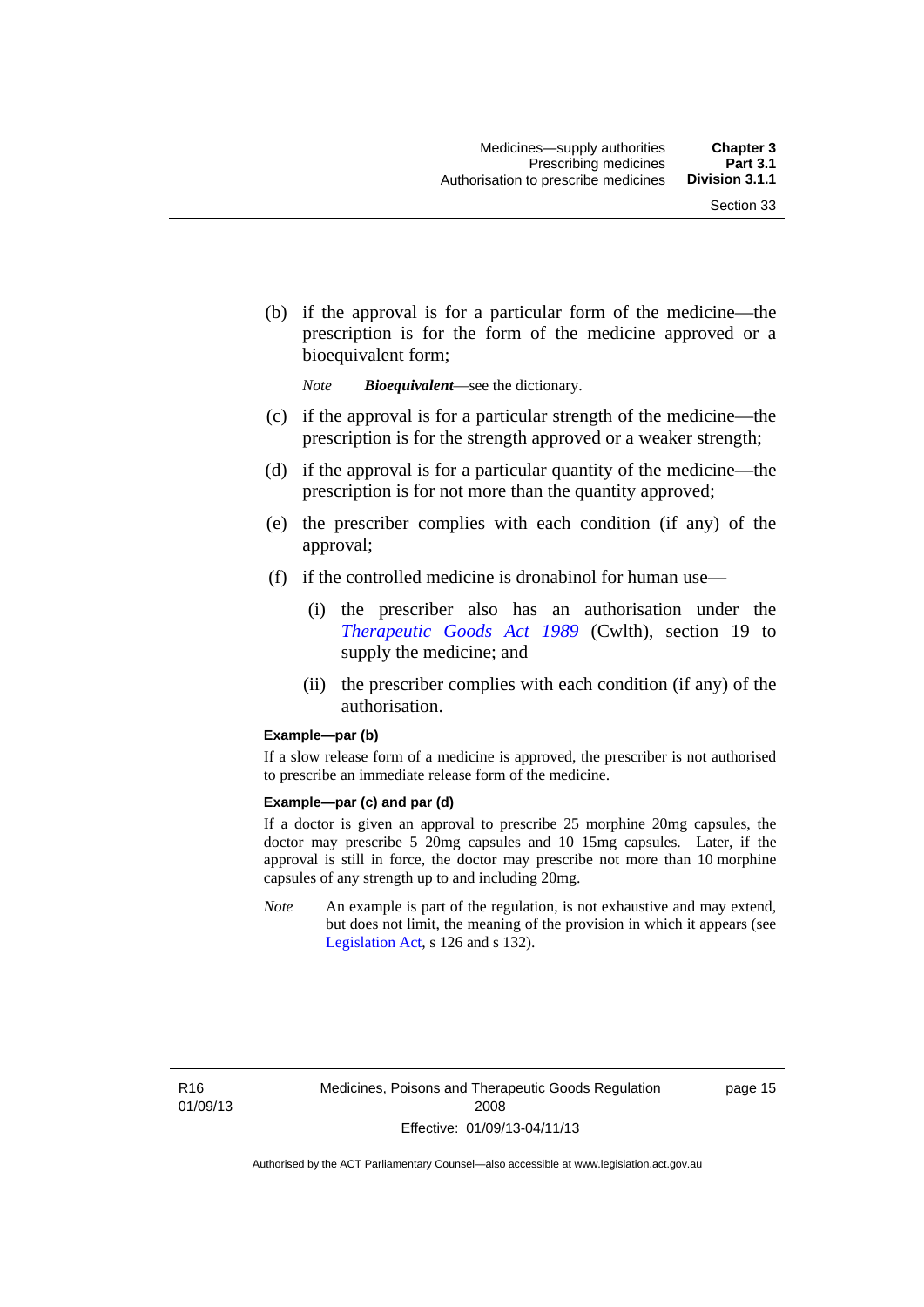(b) if the approval is for a particular form of the medicine—the prescription is for the form of the medicine approved or a bioequivalent form;

*Note* ***Bioequivalent***—see the dictionary.

(c) if the approval is for a particular strength of the medicine—the prescription is for the strength approved or a weaker strength;

(d) if the approval is for a particular quantity of the medicine—the prescription is for not more than the quantity approved;

(e) the prescriber complies with each condition (if any) of the approval;

(f) if the controlled medicine is dronabinol for human use—

(i) the prescriber also has an authorisation under the *Therapeutic Goods Act 1989* (Cwlth), section 19 to supply the medicine; and

(ii) the prescriber complies with each condition (if any) of the authorisation.

**Example—par (b)**

If a slow release form of a medicine is approved, the prescriber is not authorised to prescribe an immediate release form of the medicine.

**Example—par (c) and par (d)**

If a doctor is given an approval to prescribe 25 morphine 20mg capsules, the doctor may prescribe 5 20mg capsules and 10 15mg capsules. Later, if the approval is still in force, the doctor may prescribe not more than 10 morphine capsules of any strength up to and including 20mg.

*Note* An example is part of the regulation, is not exhaustive and may extend, but does not limit, the meaning of the provision in which it appears (see Legislation Act, s 126 and s 132).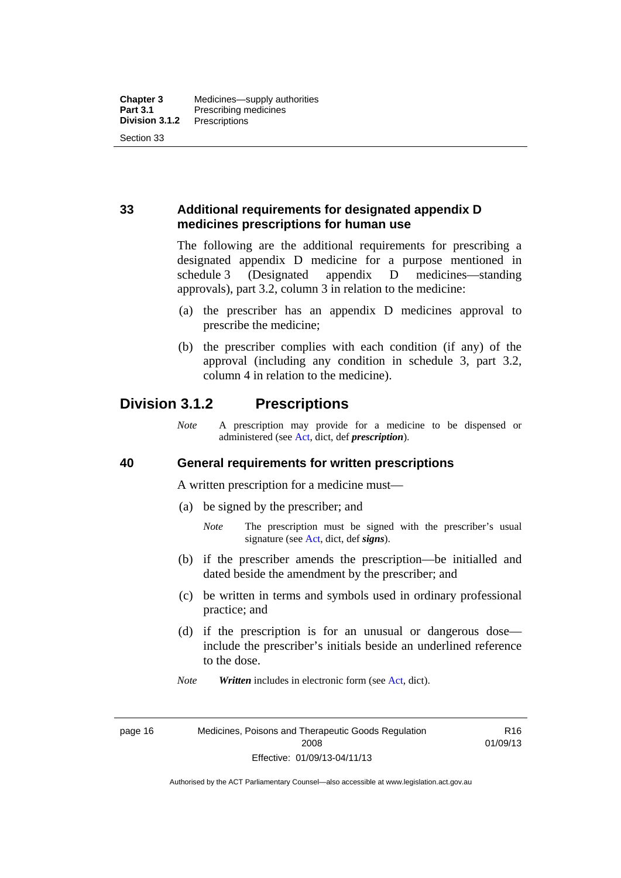## 33 Additional requirements for designated appendix D medicines prescriptions for human use

The following are the additional requirements for prescribing a designated appendix D medicine for a purpose mentioned in schedule 3 (Designated appendix D medicines—standing approvals), part 3.2, column 3 in relation to the medicine:

(a) the prescriber has an appendix D medicines approval to prescribe the medicine;

(b) the prescriber complies with each condition (if any) of the approval (including any condition in schedule 3, part 3.2, column 4 in relation to the medicine).

# Division 3.1.2 Prescriptions

*Note* A prescription may provide for a medicine to be dispensed or administered (see Act, dict, def ***prescription***).

## 40 General requirements for written prescriptions

A written prescription for a medicine must—

(a) be signed by the prescriber; and

*Note* The prescription must be signed with the prescriber's usual signature (see Act, dict, def ***signs***).

(b) if the prescriber amends the prescription—be initialled and dated beside the amendment by the prescriber; and

(c) be written in terms and symbols used in ordinary professional practice; and

(d) if the prescription is for an unusual or dangerous dose—include the prescriber's initials beside an underlined reference to the dose.

*Note* ***Written*** includes in electronic form (see Act, dict).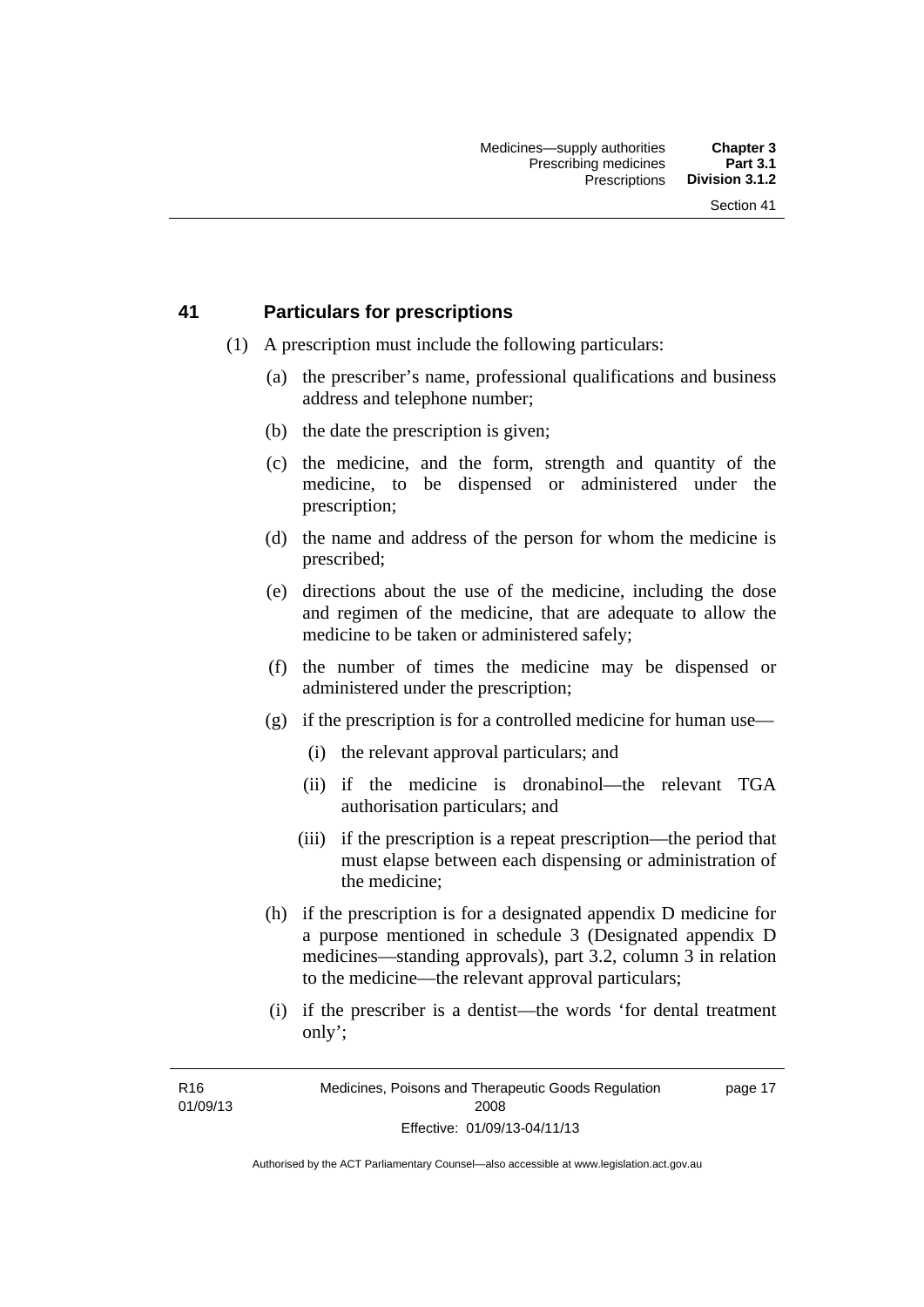## 41 Particulars for prescriptions

(1) A prescription must include the following particulars:

(a) the prescriber's name, professional qualifications and business address and telephone number;

(b) the date the prescription is given;

(c) the medicine, and the form, strength and quantity of the medicine, to be dispensed or administered under the prescription;

(d) the name and address of the person for whom the medicine is prescribed;

(e) directions about the use of the medicine, including the dose and regimen of the medicine, that are adequate to allow the medicine to be taken or administered safely;

(f) the number of times the medicine may be dispensed or administered under the prescription;

(g) if the prescription is for a controlled medicine for human use—

(i) the relevant approval particulars; and

(ii) if the medicine is dronabinol—the relevant TGA authorisation particulars; and

(iii) if the prescription is a repeat prescription—the period that must elapse between each dispensing or administration of the medicine;

(h) if the prescription is for a designated appendix D medicine for a purpose mentioned in schedule 3 (Designated appendix D medicines—standing approvals), part 3.2, column 3 in relation to the medicine—the relevant approval particulars;

(i) if the prescriber is a dentist—the words 'for dental treatment only';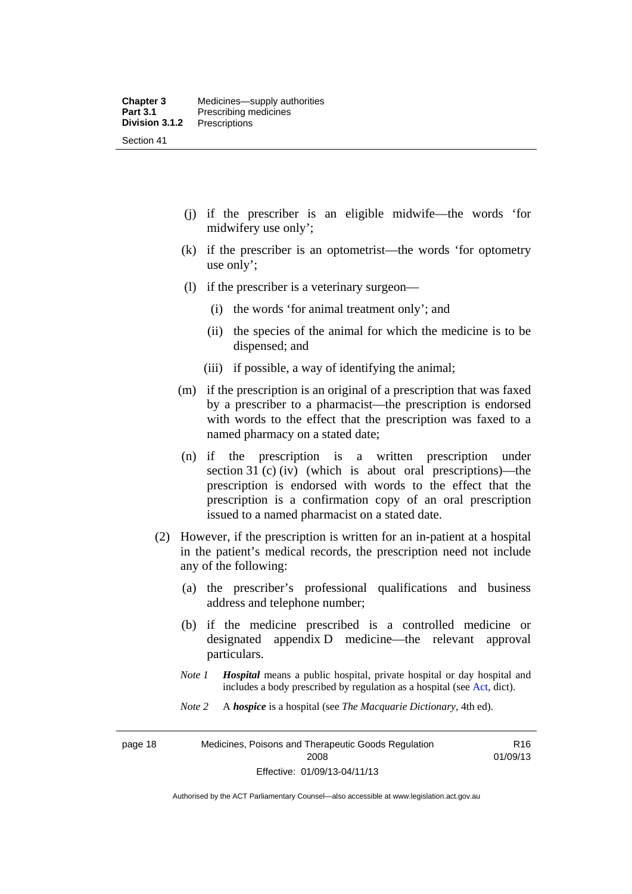(j) if the prescriber is an eligible midwife—the words 'for midwifery use only';

(k) if the prescriber is an optometrist—the words 'for optometry use only';

(l) if the prescriber is a veterinary surgeon—

(i) the words 'for animal treatment only'; and

(ii) the species of the animal for which the medicine is to be dispensed; and

(iii) if possible, a way of identifying the animal;

(m) if the prescription is an original of a prescription that was faxed by a prescriber to a pharmacist—the prescription is endorsed with words to the effect that the prescription was faxed to a named pharmacy on a stated date;

(n) if the prescription is a written prescription under section 31 (c) (iv) (which is about oral prescriptions)—the prescription is endorsed with words to the effect that the prescription is a confirmation copy of an oral prescription issued to a named pharmacist on a stated date.

(2) However, if the prescription is written for an in-patient at a hospital in the patient's medical records, the prescription need not include any of the following:

(a) the prescriber's professional qualifications and business address and telephone number;

(b) if the medicine prescribed is a controlled medicine or designated appendix D medicine—the relevant approval particulars.

*Note 1* ***Hospital*** means a public hospital, private hospital or day hospital and includes a body prescribed by regulation as a hospital (see Act, dict).

*Note 2* A ***hospice*** is a hospital (see *The Macquarie Dictionary*, 4th ed).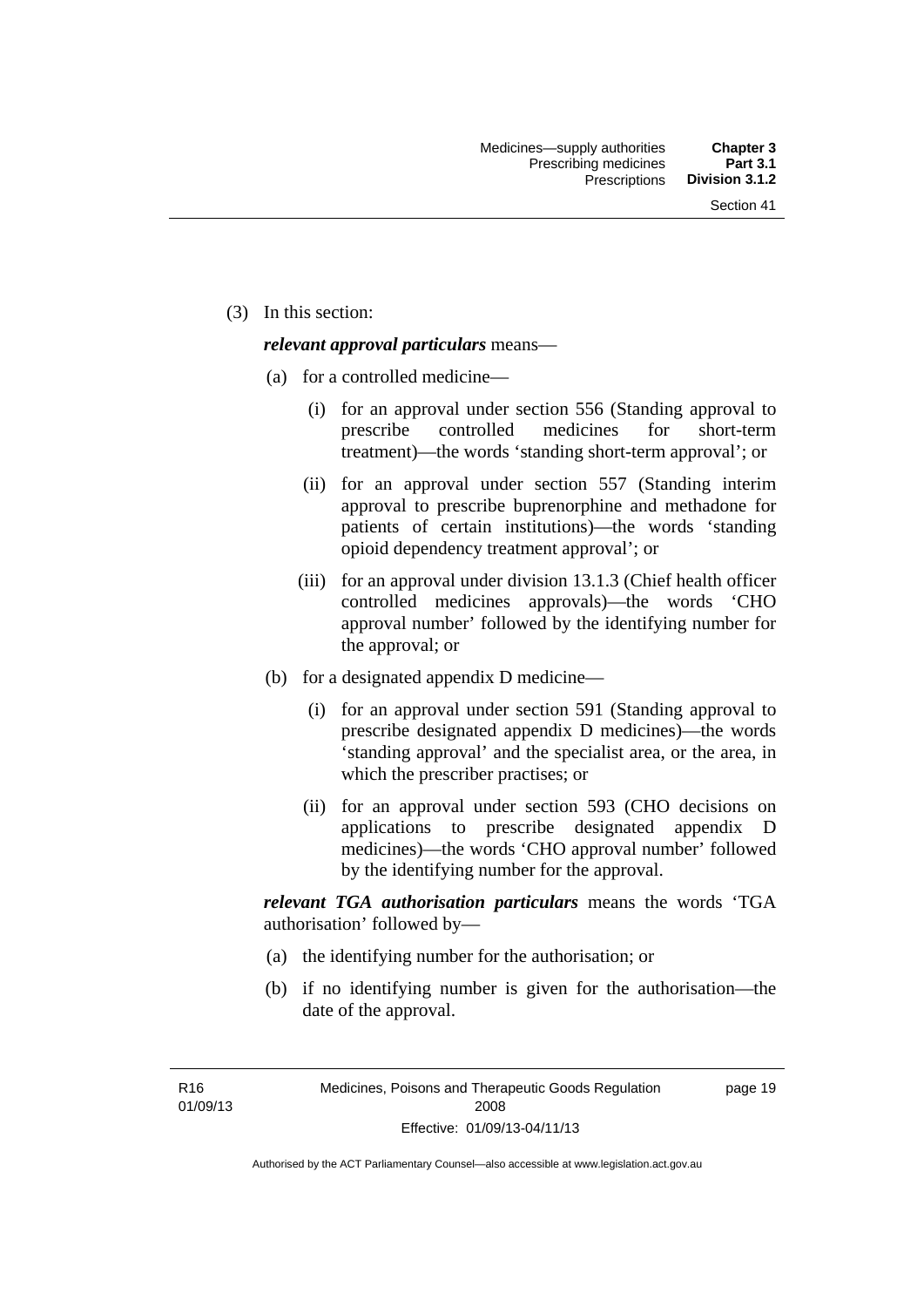(3) In this section:

***relevant approval particulars*** means—

- (a) for a controlled medicine—
  - (i) for an approval under section 556 (Standing approval to prescribe controlled medicines for short-term treatment)—the words 'standing short-term approval'; or
  - (ii) for an approval under section 557 (Standing interim approval to prescribe buprenorphine and methadone for patients of certain institutions)—the words 'standing opioid dependency treatment approval'; or
  - (iii) for an approval under division 13.1.3 (Chief health officer controlled medicines approvals)—the words 'CHO approval number' followed by the identifying number for the approval; or
- (b) for a designated appendix D medicine—
  - (i) for an approval under section 591 (Standing approval to prescribe designated appendix D medicines)—the words 'standing approval' and the specialist area, or the area, in which the prescriber practises; or
  - (ii) for an approval under section 593 (CHO decisions on applications to prescribe designated appendix D medicines)—the words 'CHO approval number' followed by the identifying number for the approval.

***relevant TGA authorisation particulars*** means the words 'TGA authorisation' followed by—

- (a) the identifying number for the authorisation; or
- (b) if no identifying number is given for the authorisation—the date of the approval.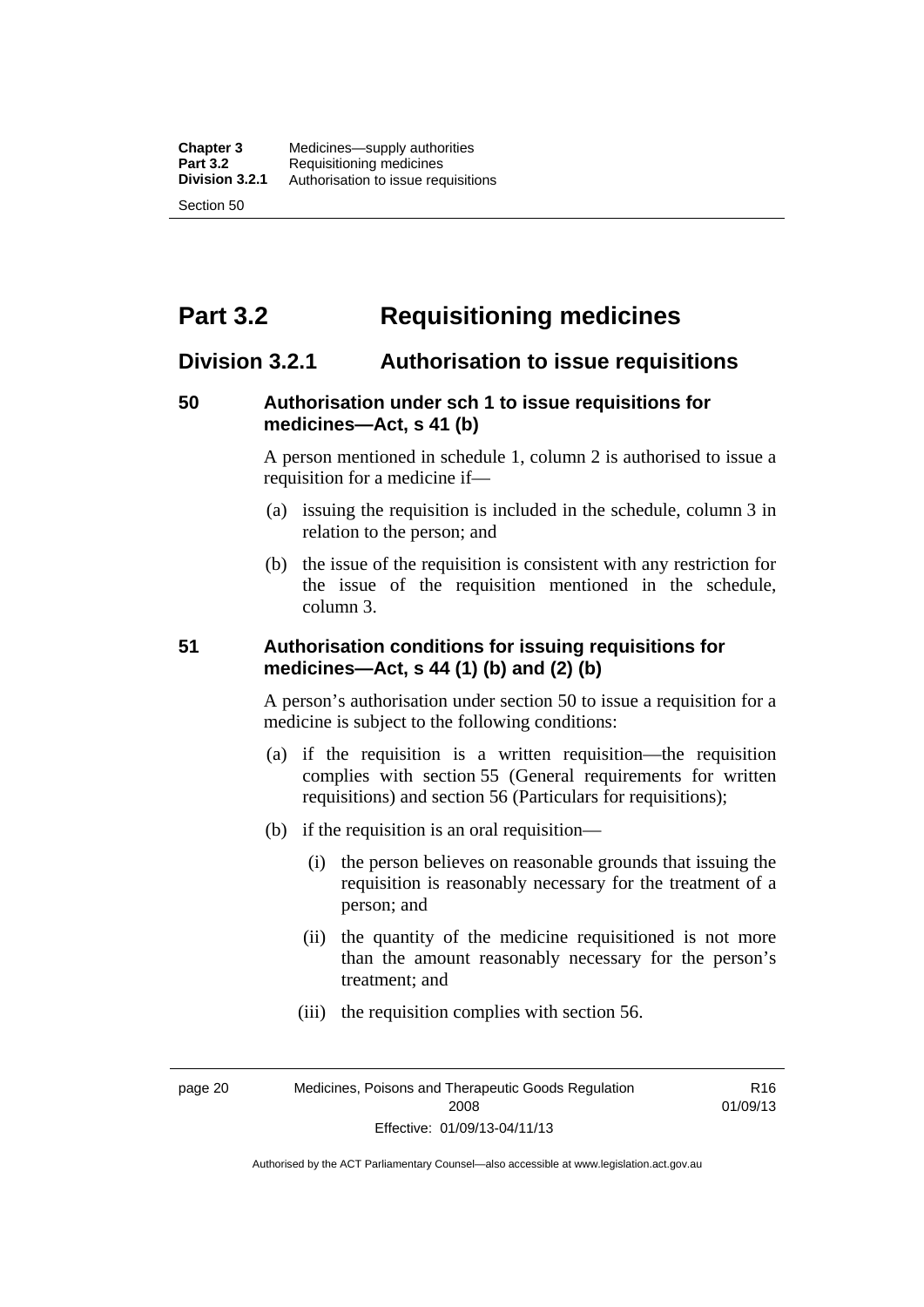# Part 3.2 Requisitioning medicines

## Division 3.2.1 Authorisation to issue requisitions

### 50 Authorisation under sch 1 to issue requisitions for medicines—Act, s 41 (b)

A person mentioned in schedule 1, column 2 is authorised to issue a requisition for a medicine if—

(a) issuing the requisition is included in the schedule, column 3 in relation to the person; and

(b) the issue of the requisition is consistent with any restriction for the issue of the requisition mentioned in the schedule, column 3.

### 51 Authorisation conditions for issuing requisitions for medicines—Act, s 44 (1) (b) and (2) (b)

A person's authorisation under section 50 to issue a requisition for a medicine is subject to the following conditions:

(a) if the requisition is a written requisition—the requisition complies with section 55 (General requirements for written requisitions) and section 56 (Particulars for requisitions);

(b) if the requisition is an oral requisition—

(i) the person believes on reasonable grounds that issuing the requisition is reasonably necessary for the treatment of a person; and

(ii) the quantity of the medicine requisitioned is not more than the amount reasonably necessary for the person's treatment; and

(iii) the requisition complies with section 56.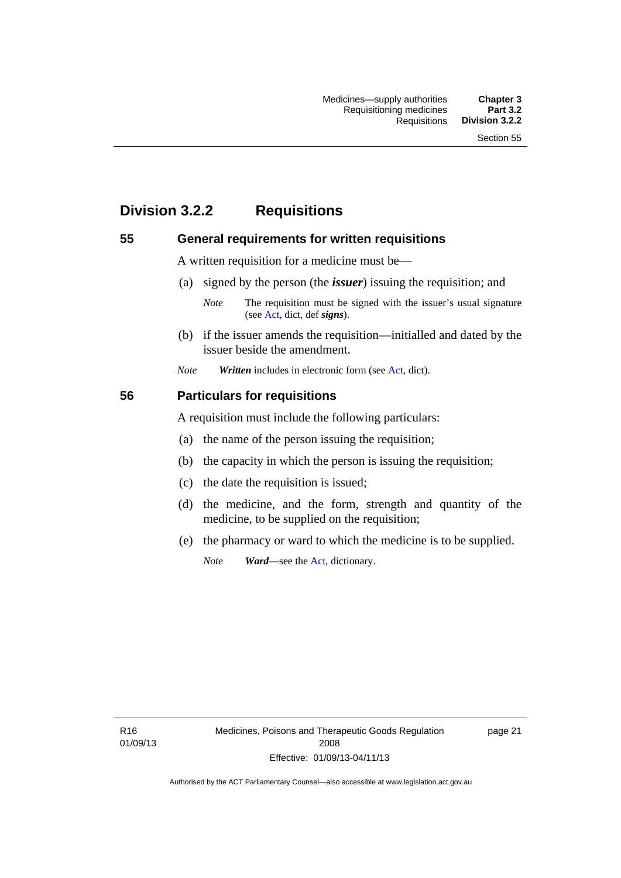## Division 3.2.2 Requisitions

### 55 General requirements for written requisitions

A written requisition for a medicine must be—

(a) signed by the person (the ***issuer***) issuing the requisition; and

*Note* The requisition must be signed with the issuer's usual signature (see Act, dict, def ***signs***).

(b) if the issuer amends the requisition—initialled and dated by the issuer beside the amendment.

*Note* ***Written*** includes in electronic form (see Act, dict).

### 56 Particulars for requisitions

A requisition must include the following particulars:

(a) the name of the person issuing the requisition;

(b) the capacity in which the person is issuing the requisition;

(c) the date the requisition is issued;

(d) the medicine, and the form, strength and quantity of the medicine, to be supplied on the requisition;

(e) the pharmacy or ward to which the medicine is to be supplied.

*Note* ***Ward***—see the Act, dictionary.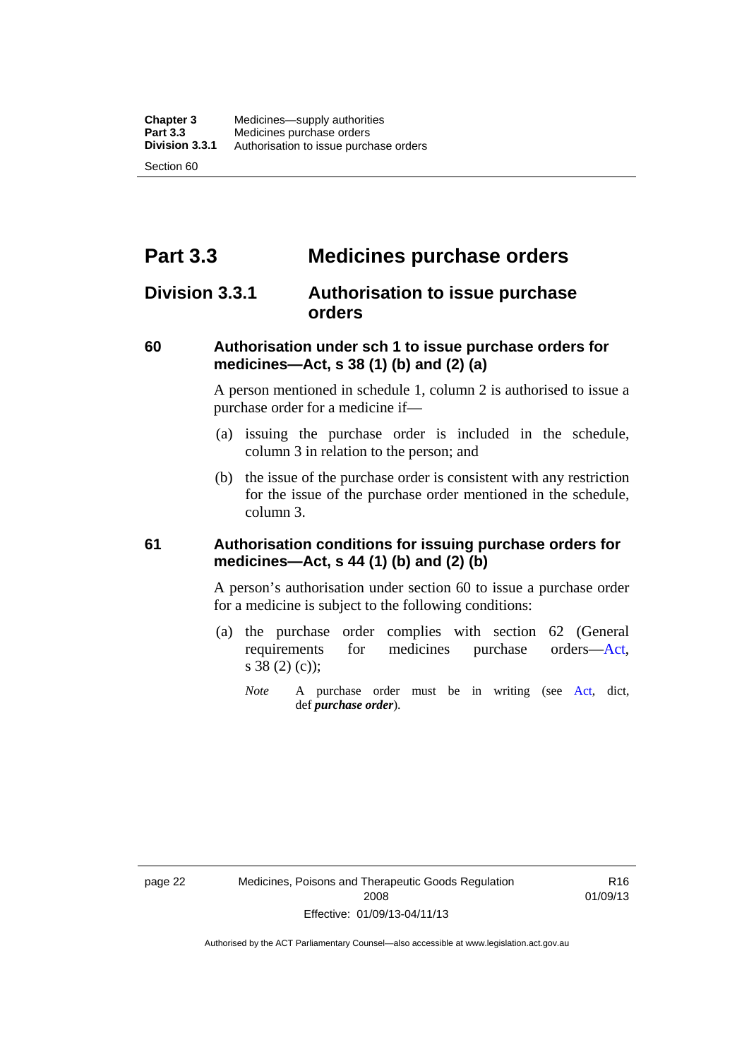# Part 3.3 Medicines purchase orders

## Division 3.3.1 Authorisation to issue purchase orders

### 60 Authorisation under sch 1 to issue purchase orders for medicines—Act, s 38 (1) (b) and (2) (a)

A person mentioned in schedule 1, column 2 is authorised to issue a purchase order for a medicine if—

(a) issuing the purchase order is included in the schedule, column 3 in relation to the person; and

(b) the issue of the purchase order is consistent with any restriction for the issue of the purchase order mentioned in the schedule, column 3.

### 61 Authorisation conditions for issuing purchase orders for medicines—Act, s 44 (1) (b) and (2) (b)

A person's authorisation under section 60 to issue a purchase order for a medicine is subject to the following conditions:

(a) the purchase order complies with section 62 (General requirements for medicines purchase orders—Act, s 38 (2) (c));

*Note* A purchase order must be in writing (see Act, dict, def ***purchase order***).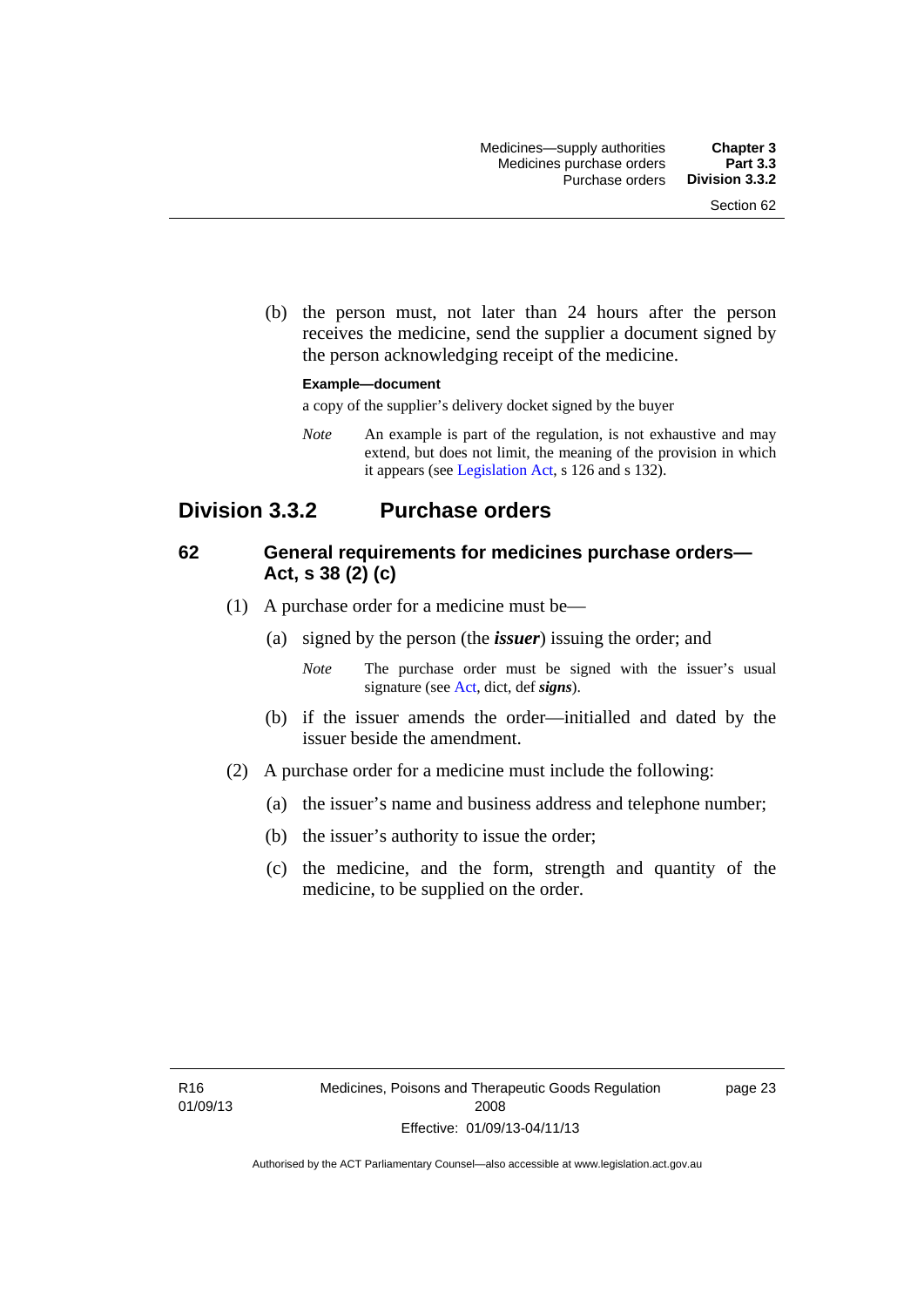(b) the person must, not later than 24 hours after the person receives the medicine, send the supplier a document signed by the person acknowledging receipt of the medicine.

**Example—document**

a copy of the supplier's delivery docket signed by the buyer

*Note* An example is part of the regulation, is not exhaustive and may extend, but does not limit, the meaning of the provision in which it appears (see Legislation Act, s 126 and s 132).

## Division 3.3.2 Purchase orders

### 62 General requirements for medicines purchase orders—Act, s 38 (2) (c)

(1) A purchase order for a medicine must be—

(a) signed by the person (the ***issuer***) issuing the order; and

*Note* The purchase order must be signed with the issuer's usual signature (see Act, dict, def ***signs***).

(b) if the issuer amends the order—initialled and dated by the issuer beside the amendment.

(2) A purchase order for a medicine must include the following:

(a) the issuer's name and business address and telephone number;

(b) the issuer's authority to issue the order;

(c) the medicine, and the form, strength and quantity of the medicine, to be supplied on the order.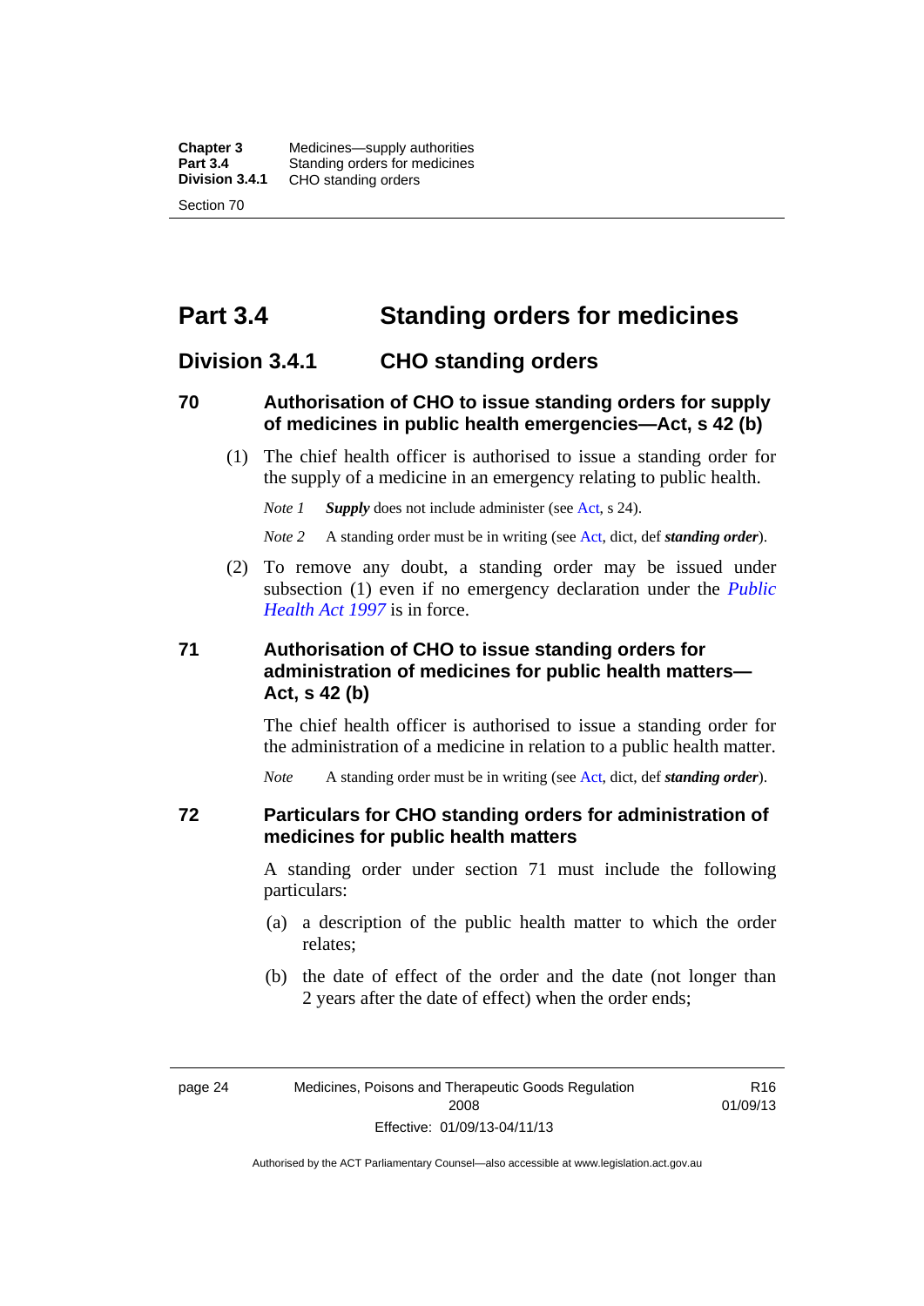# Part 3.4 Standing orders for medicines

## Division 3.4.1 CHO standing orders

### 70 Authorisation of CHO to issue standing orders for supply of medicines in public health emergencies—Act, s 42 (b)

(1) The chief health officer is authorised to issue a standing order for the supply of a medicine in an emergency relating to public health.

*Note 1* ***Supply*** does not include administer (see Act, s 24).

*Note 2* A standing order must be in writing (see Act, dict, def ***standing order***).

(2) To remove any doubt, a standing order may be issued under subsection (1) even if no emergency declaration under the *Public Health Act 1997* is in force.

### 71 Authorisation of CHO to issue standing orders for administration of medicines for public health matters—Act, s 42 (b)

The chief health officer is authorised to issue a standing order for the administration of a medicine in relation to a public health matter.

*Note* A standing order must be in writing (see Act, dict, def ***standing order***).

### 72 Particulars for CHO standing orders for administration of medicines for public health matters

A standing order under section 71 must include the following particulars:

(a) a description of the public health matter to which the order relates;

(b) the date of effect of the order and the date (not longer than 2 years after the date of effect) when the order ends;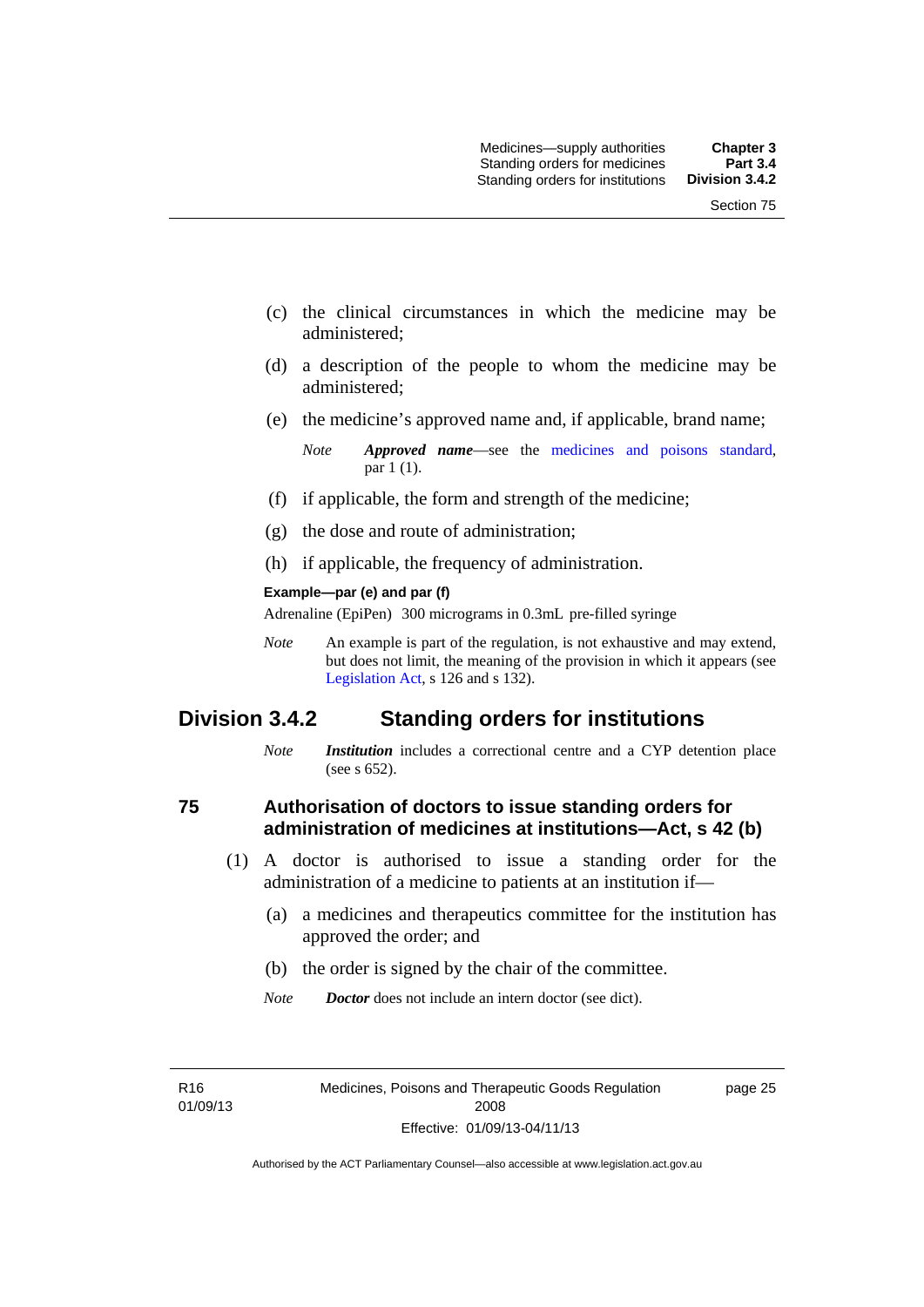(c) the clinical circumstances in which the medicine may be administered;

(d) a description of the people to whom the medicine may be administered;

(e) the medicine's approved name and, if applicable, brand name;

*Note* ***Approved name***—see the medicines and poisons standard, par 1 (1).

(f) if applicable, the form and strength of the medicine;

(g) the dose and route of administration;

(h) if applicable, the frequency of administration.

**Example—par (e) and par (f)**

Adrenaline (EpiPen) 300 micrograms in 0.3mL pre-filled syringe

*Note* An example is part of the regulation, is not exhaustive and may extend, but does not limit, the meaning of the provision in which it appears (see Legislation Act, s 126 and s 132).

## Division 3.4.2 Standing orders for institutions

*Note* ***Institution*** includes a correctional centre and a CYP detention place (see s 652).

### 75 Authorisation of doctors to issue standing orders for administration of medicines at institutions—Act, s 42 (b)

(1) A doctor is authorised to issue a standing order for the administration of a medicine to patients at an institution if—

(a) a medicines and therapeutics committee for the institution has approved the order; and

(b) the order is signed by the chair of the committee.

*Note* ***Doctor*** does not include an intern doctor (see dict).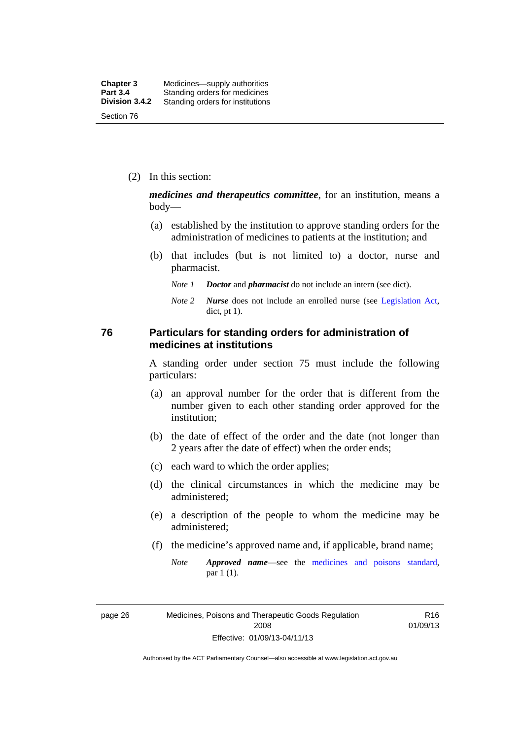(2) In this section:

***medicines and therapeutics committee***, for an institution, means a body—

(a) established by the institution to approve standing orders for the administration of medicines to patients at the institution; and

(b) that includes (but is not limited to) a doctor, nurse and pharmacist.

*Note 1* ***Doctor*** and ***pharmacist*** do not include an intern (see dict).

*Note 2* ***Nurse*** does not include an enrolled nurse (see Legislation Act, dict, pt 1).

## 76 Particulars for standing orders for administration of medicines at institutions

A standing order under section 75 must include the following particulars:

(a) an approval number for the order that is different from the number given to each other standing order approved for the institution;

(b) the date of effect of the order and the date (not longer than 2 years after the date of effect) when the order ends;

(c) each ward to which the order applies;

(d) the clinical circumstances in which the medicine may be administered;

(e) a description of the people to whom the medicine may be administered;

(f) the medicine's approved name and, if applicable, brand name;

*Note* ***Approved name***—see the medicines and poisons standard, par 1 (1).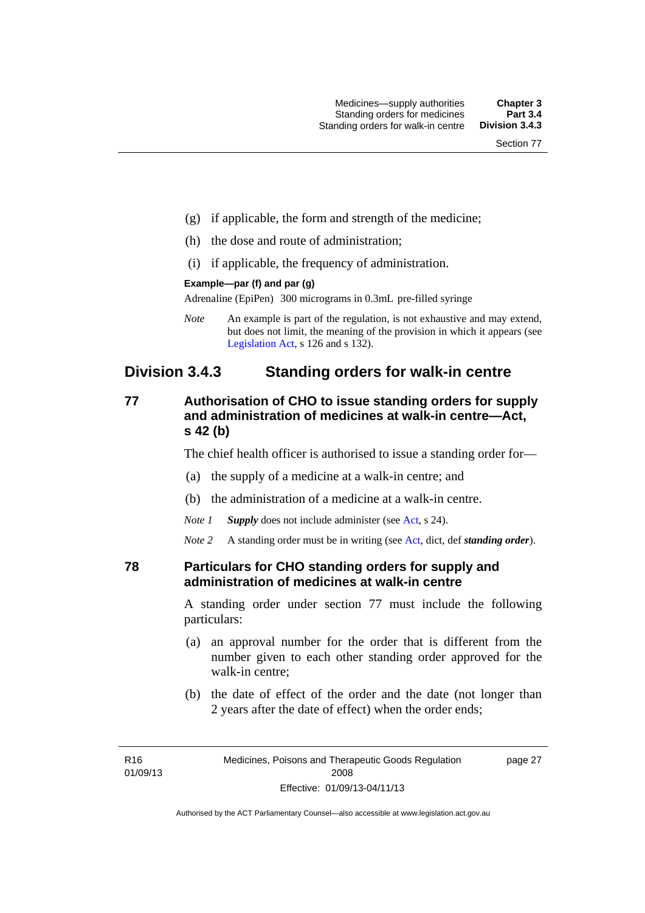(g) if applicable, the form and strength of the medicine;

(h) the dose and route of administration;

(i) if applicable, the frequency of administration.

**Example—par (f) and par (g)**

Adrenaline (EpiPen) 300 micrograms in 0.3mL pre-filled syringe

*Note* An example is part of the regulation, is not exhaustive and may extend, but does not limit, the meaning of the provision in which it appears (see Legislation Act, s 126 and s 132).

## Division 3.4.3 Standing orders for walk-in centre

### 77 Authorisation of CHO to issue standing orders for supply and administration of medicines at walk-in centre—Act, s 42 (b)

The chief health officer is authorised to issue a standing order for—

(a) the supply of a medicine at a walk-in centre; and

(b) the administration of a medicine at a walk-in centre.

*Note 1* ***Supply*** does not include administer (see Act, s 24).

*Note 2* A standing order must be in writing (see Act, dict, def ***standing order***).

### 78 Particulars for CHO standing orders for supply and administration of medicines at walk-in centre

A standing order under section 77 must include the following particulars:

(a) an approval number for the order that is different from the number given to each other standing order approved for the walk-in centre;

(b) the date of effect of the order and the date (not longer than 2 years after the date of effect) when the order ends;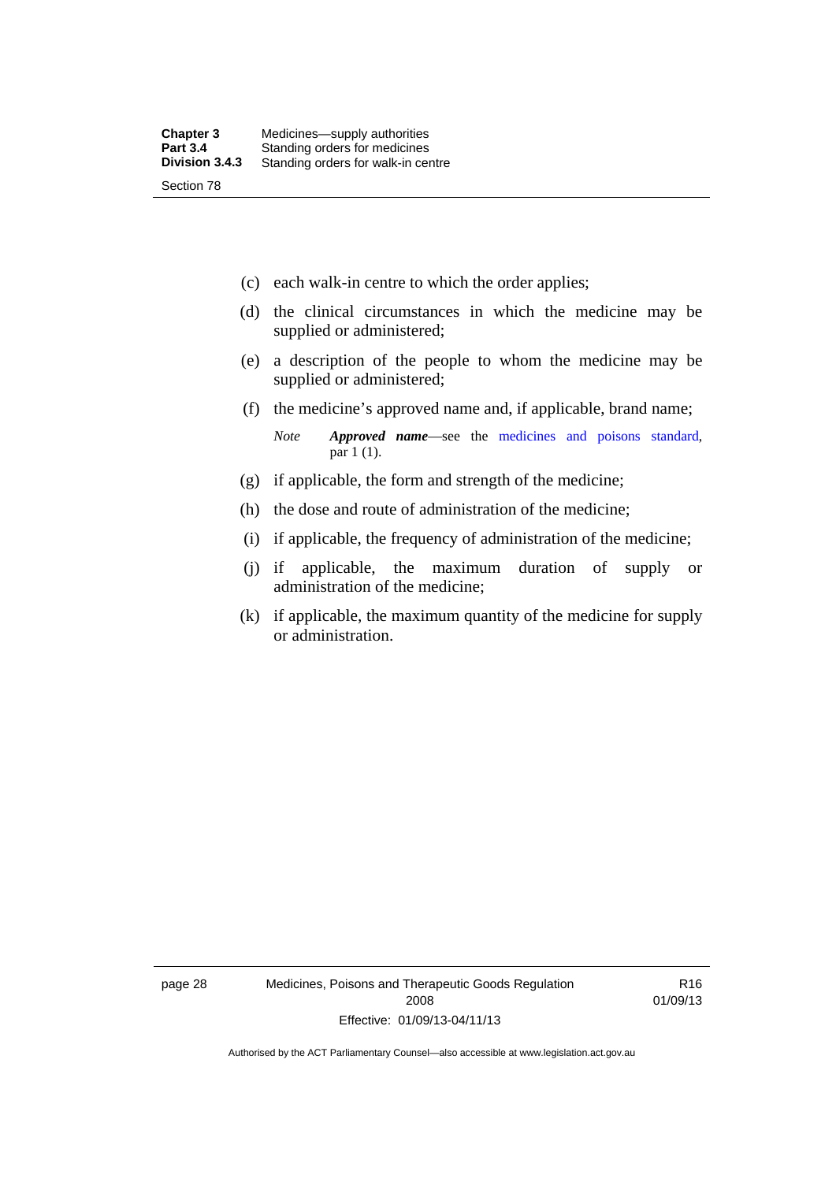(c) each walk-in centre to which the order applies;

(d) the clinical circumstances in which the medicine may be supplied or administered;

(e) a description of the people to whom the medicine may be supplied or administered;

(f) the medicine's approved name and, if applicable, brand name;

*Note* ***Approved name***—see the medicines and poisons standard, par 1 (1).

(g) if applicable, the form and strength of the medicine;

(h) the dose and route of administration of the medicine;

(i) if applicable, the frequency of administration of the medicine;

(j) if applicable, the maximum duration of supply or administration of the medicine;

(k) if applicable, the maximum quantity of the medicine for supply or administration.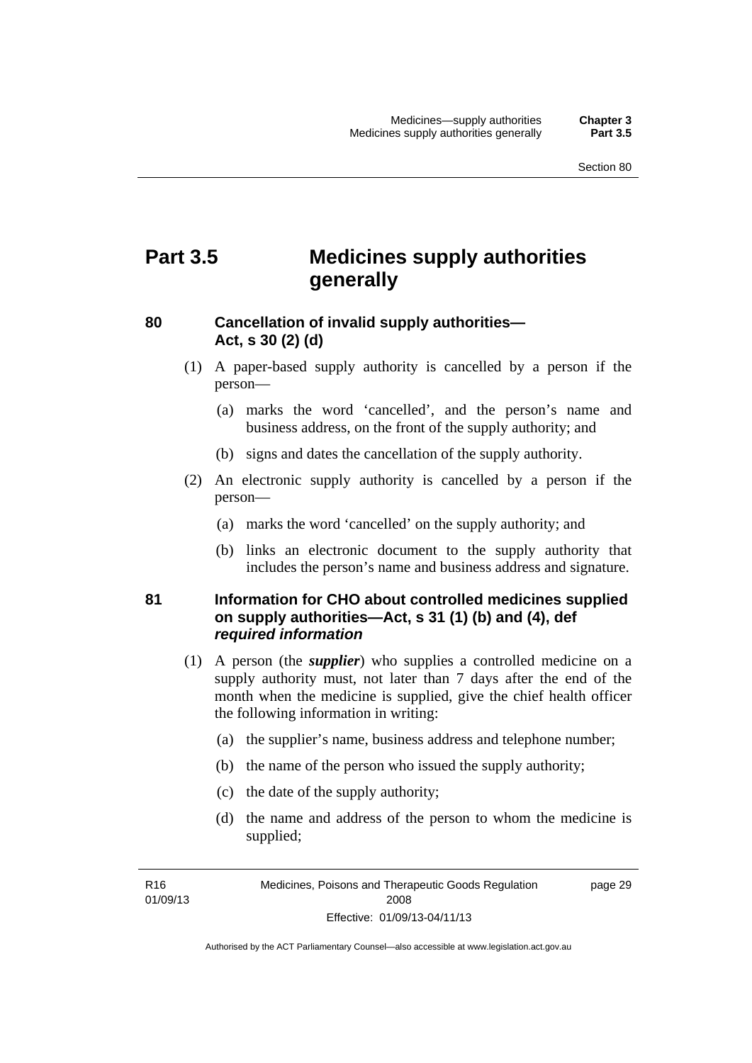# Part 3.5 Medicines supply authorities generally

## 80 Cancellation of invalid supply authorities—Act, s 30 (2) (d)

(1) A paper-based supply authority is cancelled by a person if the person—

(a) marks the word 'cancelled', and the person's name and business address, on the front of the supply authority; and

(b) signs and dates the cancellation of the supply authority.

(2) An electronic supply authority is cancelled by a person if the person—

(a) marks the word 'cancelled' on the supply authority; and

(b) links an electronic document to the supply authority that includes the person's name and business address and signature.

## 81 Information for CHO about controlled medicines supplied on supply authorities—Act, s 31 (1) (b) and (4), def *required information*

(1) A person (the ***supplier***) who supplies a controlled medicine on a supply authority must, not later than 7 days after the end of the month when the medicine is supplied, give the chief health officer the following information in writing:

(a) the supplier's name, business address and telephone number;

(b) the name of the person who issued the supply authority;

(c) the date of the supply authority;

(d) the name and address of the person to whom the medicine is supplied;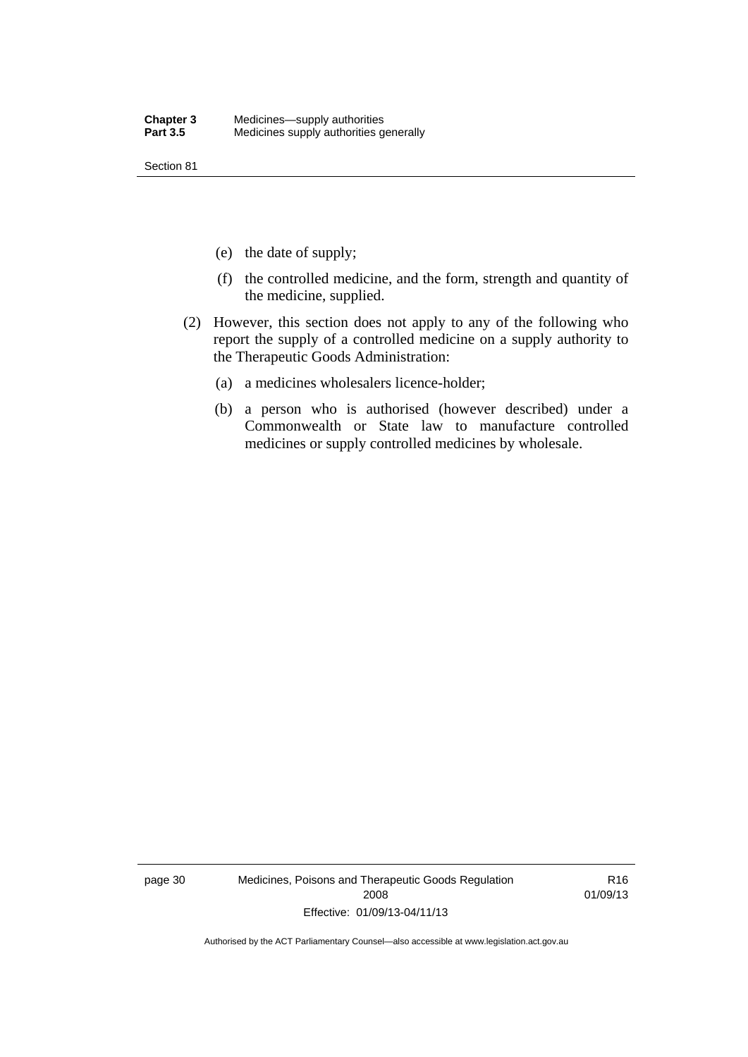(e) the date of supply;

(f) the controlled medicine, and the form, strength and quantity of the medicine, supplied.

(2) However, this section does not apply to any of the following who report the supply of a controlled medicine on a supply authority to the Therapeutic Goods Administration:

(a) a medicines wholesalers licence-holder;

(b) a person who is authorised (however described) under a Commonwealth or State law to manufacture controlled medicines or supply controlled medicines by wholesale.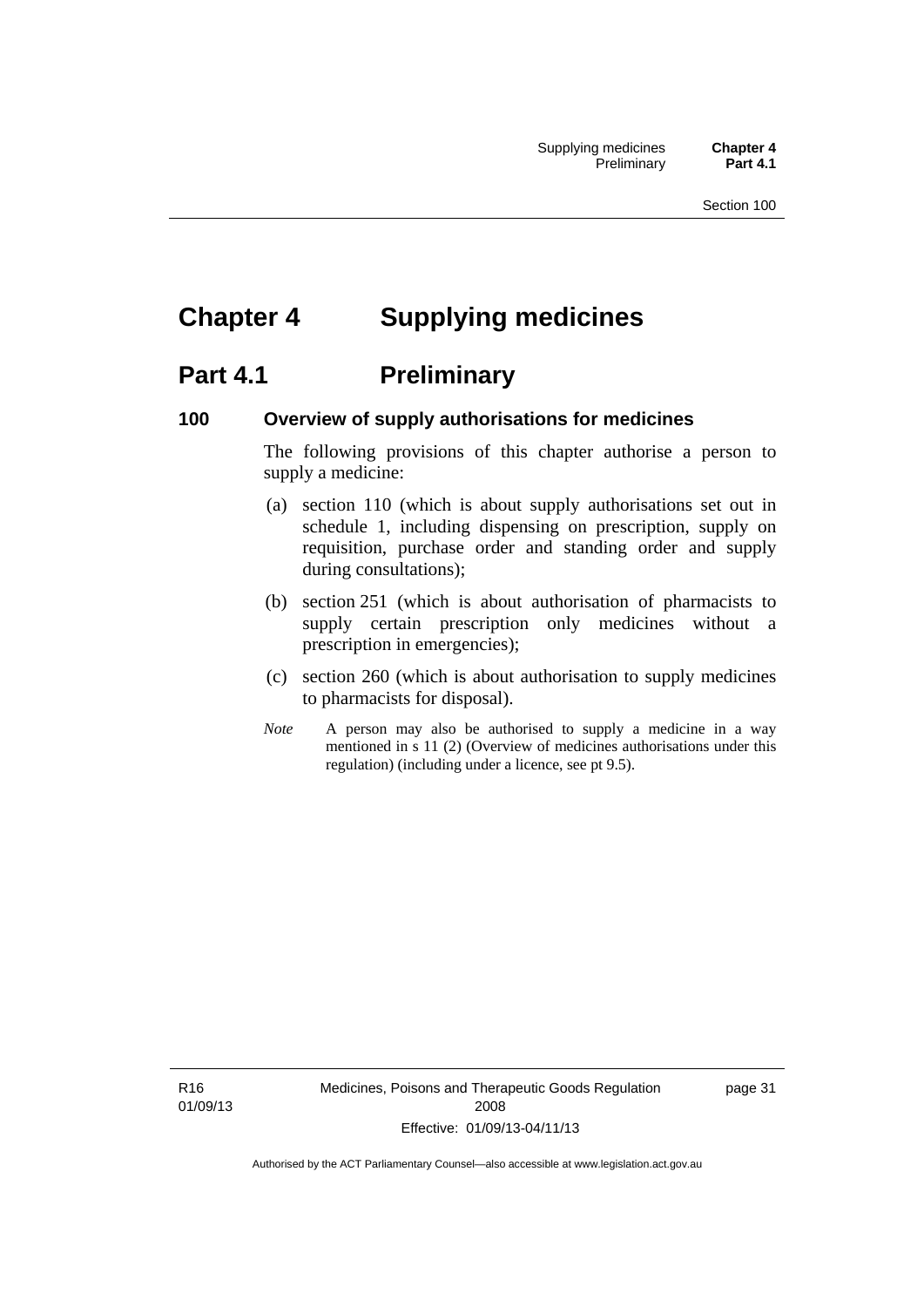# Chapter 4 Supplying medicines

## Part 4.1 Preliminary

### 100 Overview of supply authorisations for medicines

The following provisions of this chapter authorise a person to supply a medicine:

(a) section 110 (which is about supply authorisations set out in schedule 1, including dispensing on prescription, supply on requisition, purchase order and standing order and supply during consultations);

(b) section 251 (which is about authorisation of pharmacists to supply certain prescription only medicines without a prescription in emergencies);

(c) section 260 (which is about authorisation to supply medicines to pharmacists for disposal).

*Note* A person may also be authorised to supply a medicine in a way mentioned in s 11 (2) (Overview of medicines authorisations under this regulation) (including under a licence, see pt 9.5).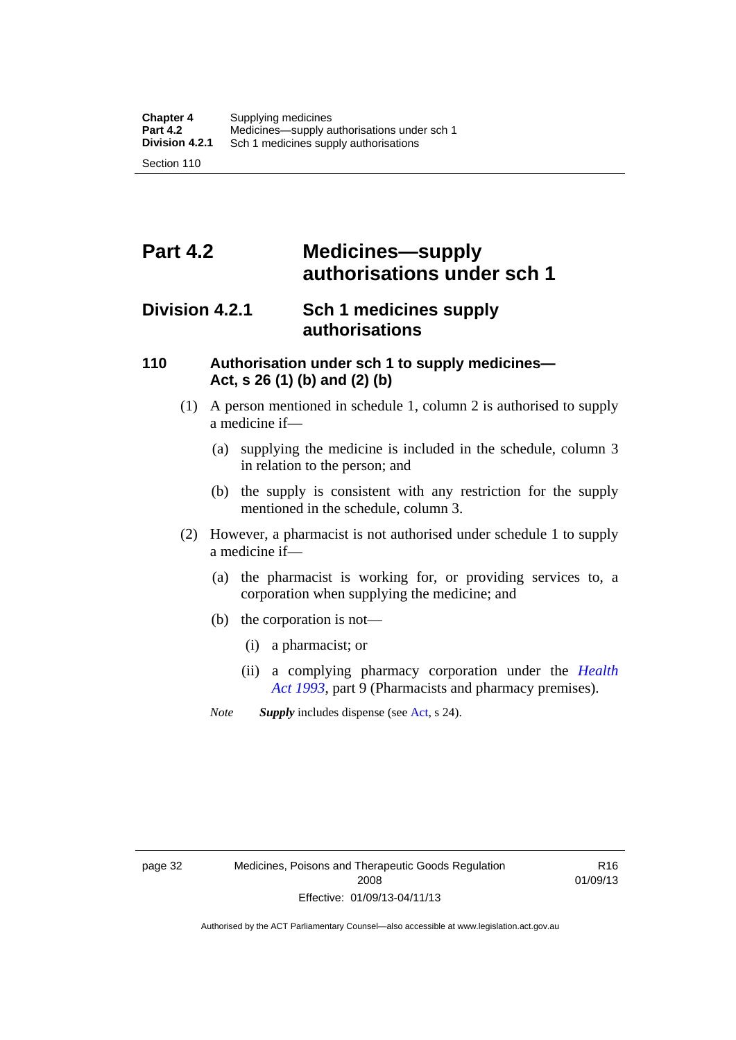# Part 4.2 Medicines—supply authorisations under sch 1

## Division 4.2.1 Sch 1 medicines supply authorisations

### 110 Authorisation under sch 1 to supply medicines—Act, s 26 (1) (b) and (2) (b)

(1) A person mentioned in schedule 1, column 2 is authorised to supply a medicine if—

(a) supplying the medicine is included in the schedule, column 3 in relation to the person; and

(b) the supply is consistent with any restriction for the supply mentioned in the schedule, column 3.

(2) However, a pharmacist is not authorised under schedule 1 to supply a medicine if—

(a) the pharmacist is working for, or providing services to, a corporation when supplying the medicine; and

(b) the corporation is not—

(i) a pharmacist; or

(ii) a complying pharmacy corporation under the *Health Act 1993*, part 9 (Pharmacists and pharmacy premises).

*Note* ***Supply*** includes dispense (see Act, s 24).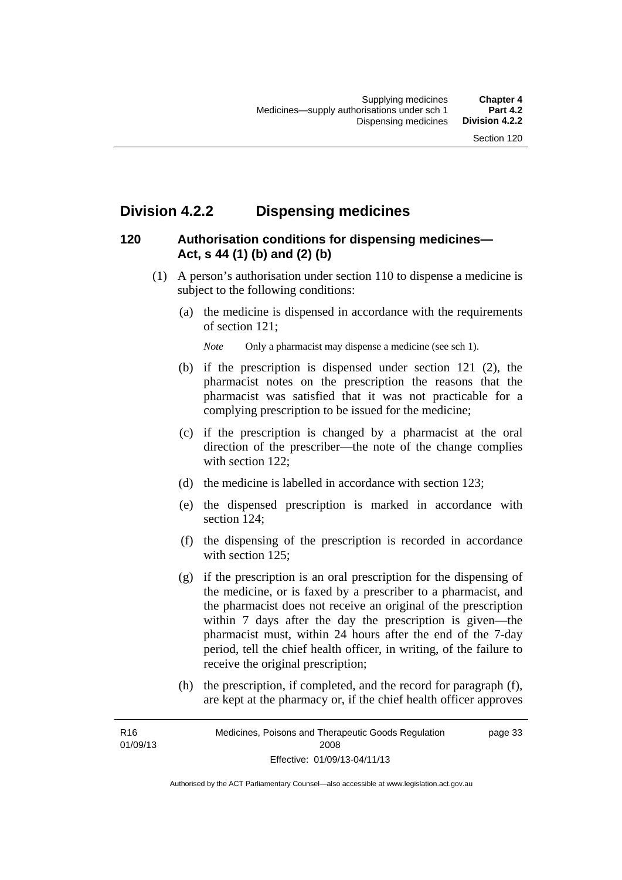## Division 4.2.2 Dispensing medicines

### 120 Authorisation conditions for dispensing medicines—Act, s 44 (1) (b) and (2) (b)

(1) A person's authorisation under section 110 to dispense a medicine is subject to the following conditions:

(a) the medicine is dispensed in accordance with the requirements of section 121;

*Note* Only a pharmacist may dispense a medicine (see sch 1).

(b) if the prescription is dispensed under section 121 (2), the pharmacist notes on the prescription the reasons that the pharmacist was satisfied that it was not practicable for a complying prescription to be issued for the medicine;

(c) if the prescription is changed by a pharmacist at the oral direction of the prescriber—the note of the change complies with section 122;

(d) the medicine is labelled in accordance with section 123;

(e) the dispensed prescription is marked in accordance with section 124;

(f) the dispensing of the prescription is recorded in accordance with section 125;

(g) if the prescription is an oral prescription for the dispensing of the medicine, or is faxed by a prescriber to a pharmacist, and the pharmacist does not receive an original of the prescription within 7 days after the day the prescription is given—the pharmacist must, within 24 hours after the end of the 7-day period, tell the chief health officer, in writing, of the failure to receive the original prescription;

(h) the prescription, if completed, and the record for paragraph (f), are kept at the pharmacy or, if the chief health officer approves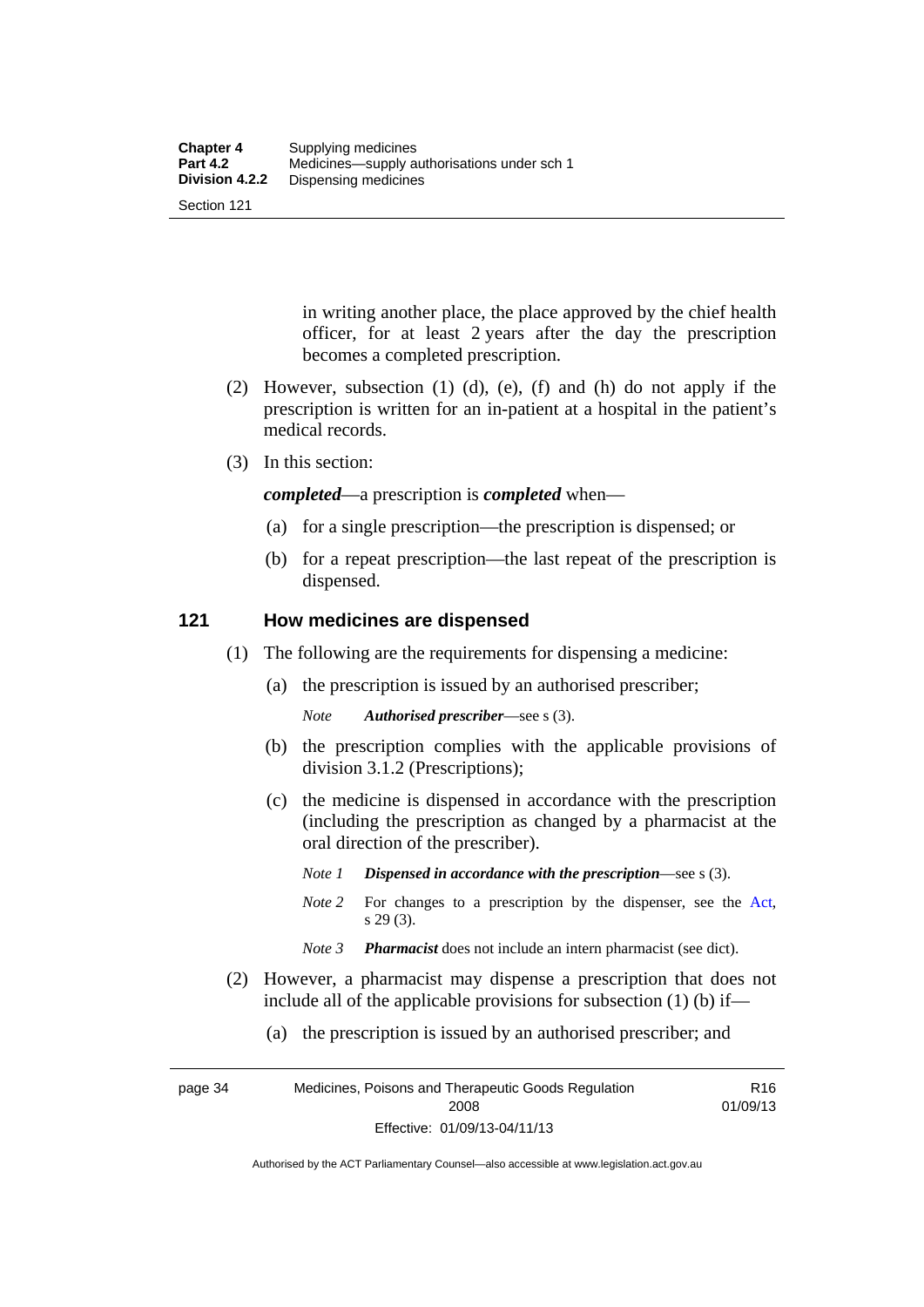in writing another place, the place approved by the chief health officer, for at least 2 years after the day the prescription becomes a completed prescription.

(2) However, subsection (1) (d), (e), (f) and (h) do not apply if the prescription is written for an in-patient at a hospital in the patient's medical records.

(3) In this section:

***completed***—a prescription is ***completed*** when—

(a) for a single prescription—the prescription is dispensed; or

(b) for a repeat prescription—the last repeat of the prescription is dispensed.

## 121 How medicines are dispensed

(1) The following are the requirements for dispensing a medicine:

(a) the prescription is issued by an authorised prescriber;

*Note* ***Authorised prescriber***—see s (3).

(b) the prescription complies with the applicable provisions of division 3.1.2 (Prescriptions);

(c) the medicine is dispensed in accordance with the prescription (including the prescription as changed by a pharmacist at the oral direction of the prescriber).

*Note 1* ***Dispensed in accordance with the prescription***—see s (3).

*Note 2* For changes to a prescription by the dispenser, see the Act, s 29 (3).

*Note 3* ***Pharmacist*** does not include an intern pharmacist (see dict).

(2) However, a pharmacist may dispense a prescription that does not include all of the applicable provisions for subsection (1) (b) if—

(a) the prescription is issued by an authorised prescriber; and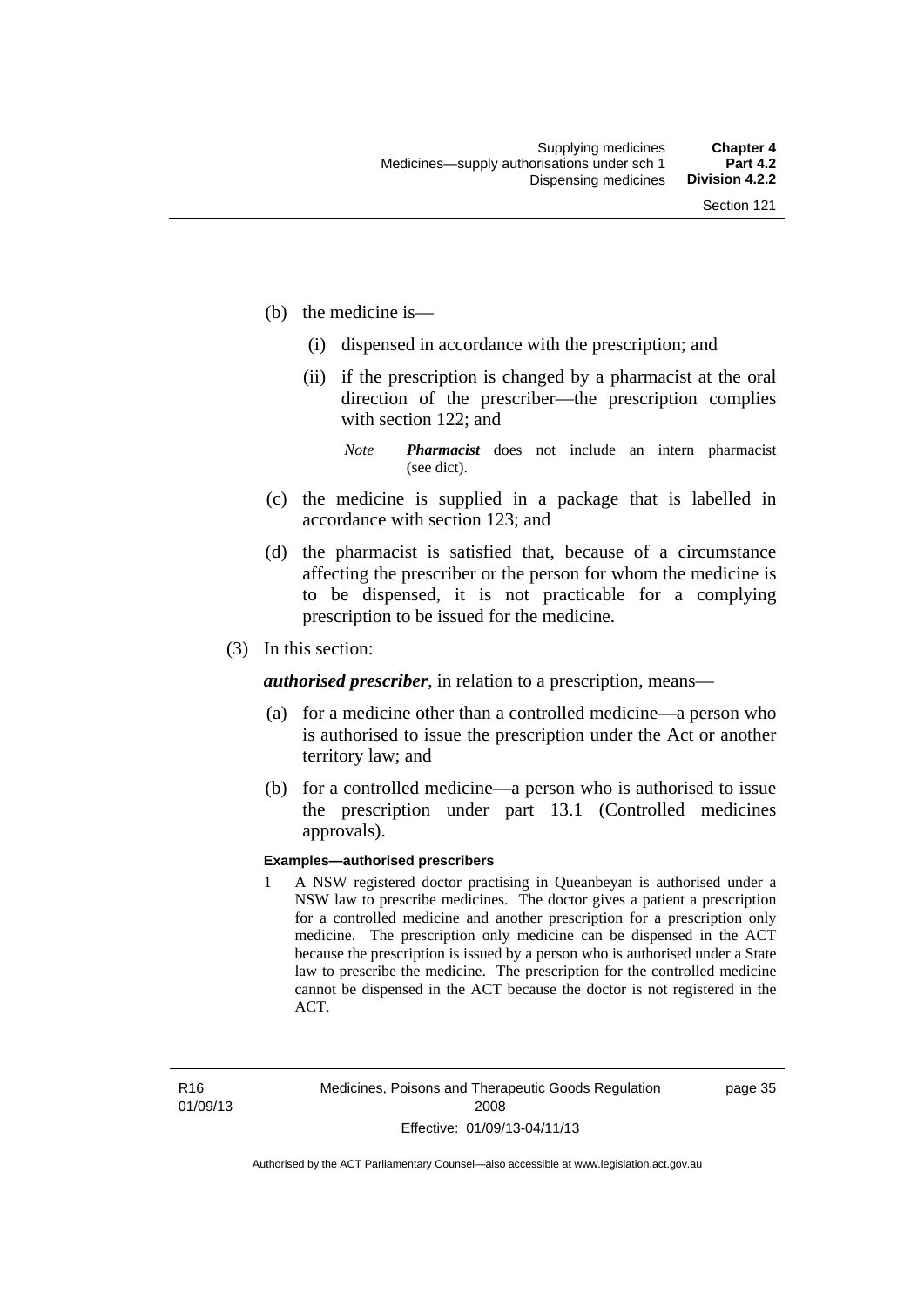(b) the medicine is—

  (i) dispensed in accordance with the prescription; and

  (ii) if the prescription is changed by a pharmacist at the oral direction of the prescriber—the prescription complies with section 122; and

  *Note* ***Pharmacist*** does not include an intern pharmacist (see dict).

(c) the medicine is supplied in a package that is labelled in accordance with section 123; and

(d) the pharmacist is satisfied that, because of a circumstance affecting the prescriber or the person for whom the medicine is to be dispensed, it is not practicable for a complying prescription to be issued for the medicine.

(3) In this section:

***authorised prescriber***, in relation to a prescription, means—

(a) for a medicine other than a controlled medicine—a person who is authorised to issue the prescription under the Act or another territory law; and

(b) for a controlled medicine—a person who is authorised to issue the prescription under part 13.1 (Controlled medicines approvals).

**Examples—authorised prescribers**

1 A NSW registered doctor practising in Queanbeyan is authorised under a NSW law to prescribe medicines. The doctor gives a patient a prescription for a controlled medicine and another prescription for a prescription only medicine. The prescription only medicine can be dispensed in the ACT because the prescription is issued by a person who is authorised under a State law to prescribe the medicine. The prescription for the controlled medicine cannot be dispensed in the ACT because the doctor is not registered in the ACT.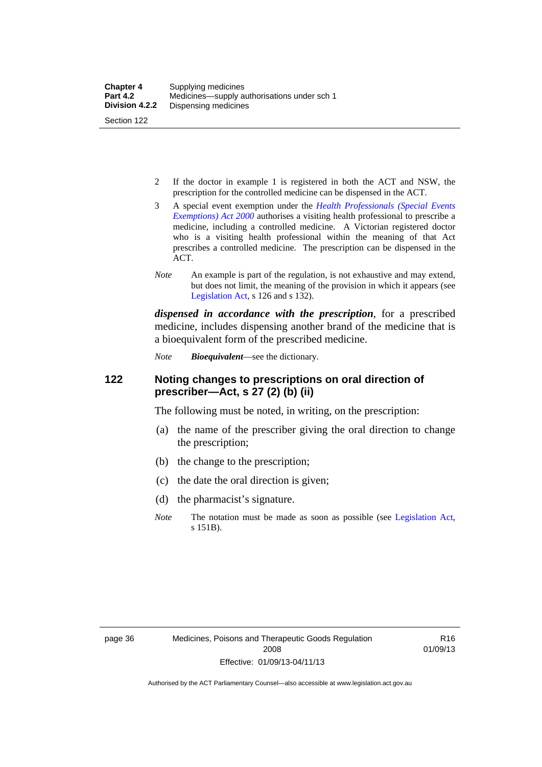2 If the doctor in example 1 is registered in both the ACT and NSW, the prescription for the controlled medicine can be dispensed in the ACT.

3 A special event exemption under the *Health Professionals (Special Events Exemptions) Act 2000* authorises a visiting health professional to prescribe a medicine, including a controlled medicine. A Victorian registered doctor who is a visiting health professional within the meaning of that Act prescribes a controlled medicine. The prescription can be dispensed in the ACT.

*Note* An example is part of the regulation, is not exhaustive and may extend, but does not limit, the meaning of the provision in which it appears (see Legislation Act, s 126 and s 132).

***dispensed in accordance with the prescription***, for a prescribed medicine, includes dispensing another brand of the medicine that is a bioequivalent form of the prescribed medicine.

*Note* ***Bioequivalent***—see the dictionary.

## 122 Noting changes to prescriptions on oral direction of prescriber—Act, s 27 (2) (b) (ii)

The following must be noted, in writing, on the prescription:

(a) the name of the prescriber giving the oral direction to change the prescription;

(b) the change to the prescription;

(c) the date the oral direction is given;

(d) the pharmacist's signature.

*Note* The notation must be made as soon as possible (see Legislation Act, s 151B).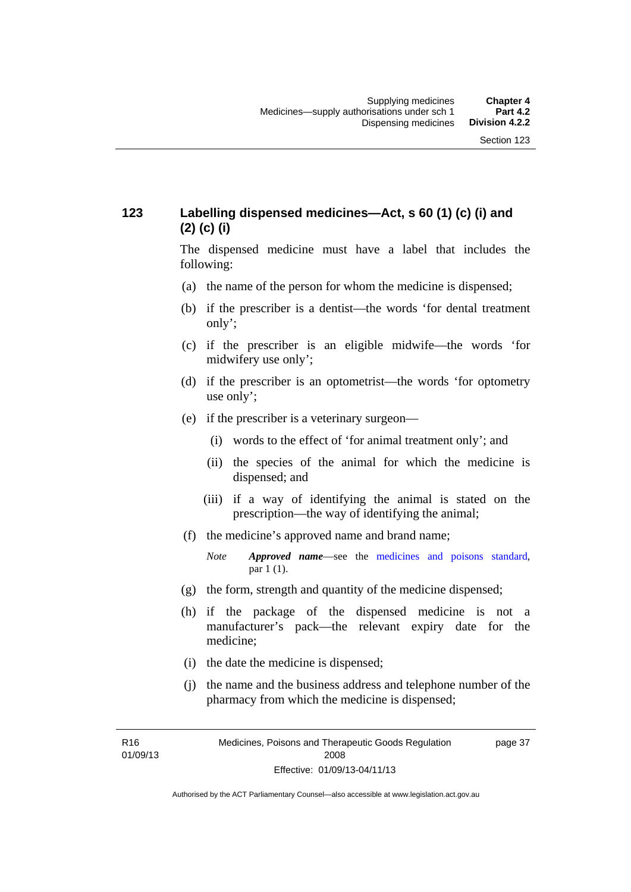### 123 Labelling dispensed medicines—Act, s 60 (1) (c) (i) and (2) (c) (i)

The dispensed medicine must have a label that includes the following:

(a) the name of the person for whom the medicine is dispensed;

(b) if the prescriber is a dentist—the words 'for dental treatment only';

(c) if the prescriber is an eligible midwife—the words 'for midwifery use only';

(d) if the prescriber is an optometrist—the words 'for optometry use only';

(e) if the prescriber is a veterinary surgeon—

  (i) words to the effect of 'for animal treatment only'; and

  (ii) the species of the animal for which the medicine is dispensed; and

  (iii) if a way of identifying the animal is stated on the prescription—the way of identifying the animal;

(f) the medicine's approved name and brand name;

> *Note* ***Approved name***—see the medicines and poisons standard, par 1 (1).

(g) the form, strength and quantity of the medicine dispensed;

(h) if the package of the dispensed medicine is not a manufacturer's pack—the relevant expiry date for the medicine;

(i) the date the medicine is dispensed;

(j) the name and the business address and telephone number of the pharmacy from which the medicine is dispensed;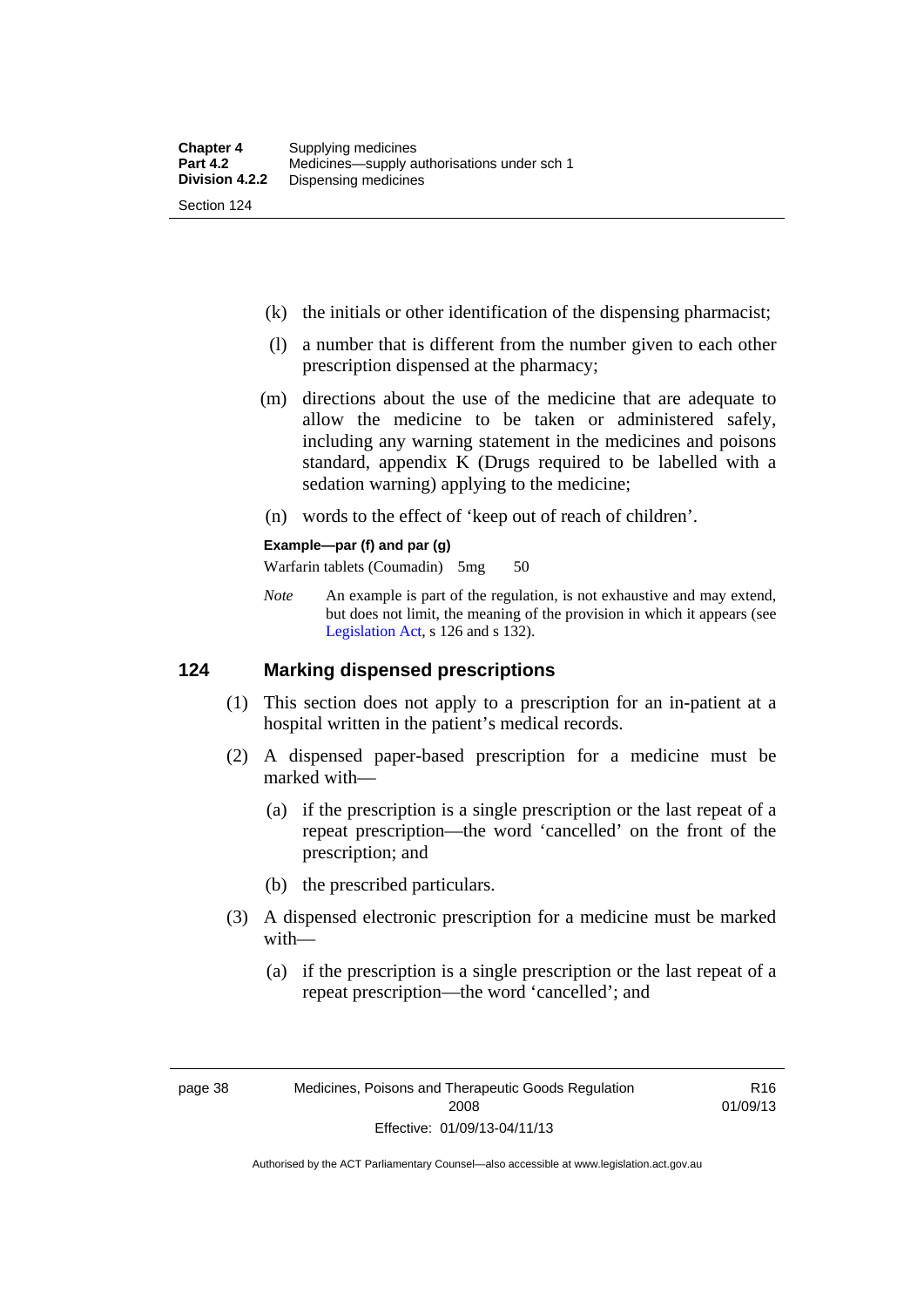(k) the initials or other identification of the dispensing pharmacist;

(l) a number that is different from the number given to each other prescription dispensed at the pharmacy;

(m) directions about the use of the medicine that are adequate to allow the medicine to be taken or administered safely, including any warning statement in the medicines and poisons standard, appendix K (Drugs required to be labelled with a sedation warning) applying to the medicine;

(n) words to the effect of 'keep out of reach of children'.

**Example—par (f) and par (g)**

Warfarin tablets (Coumadin) 5mg 50

*Note* An example is part of the regulation, is not exhaustive and may extend, but does not limit, the meaning of the provision in which it appears (see Legislation Act, s 126 and s 132).

## 124 Marking dispensed prescriptions

(1) This section does not apply to a prescription for an in-patient at a hospital written in the patient's medical records.

(2) A dispensed paper-based prescription for a medicine must be marked with—

(a) if the prescription is a single prescription or the last repeat of a repeat prescription—the word 'cancelled' on the front of the prescription; and

(b) the prescribed particulars.

(3) A dispensed electronic prescription for a medicine must be marked with—

(a) if the prescription is a single prescription or the last repeat of a repeat prescription—the word 'cancelled'; and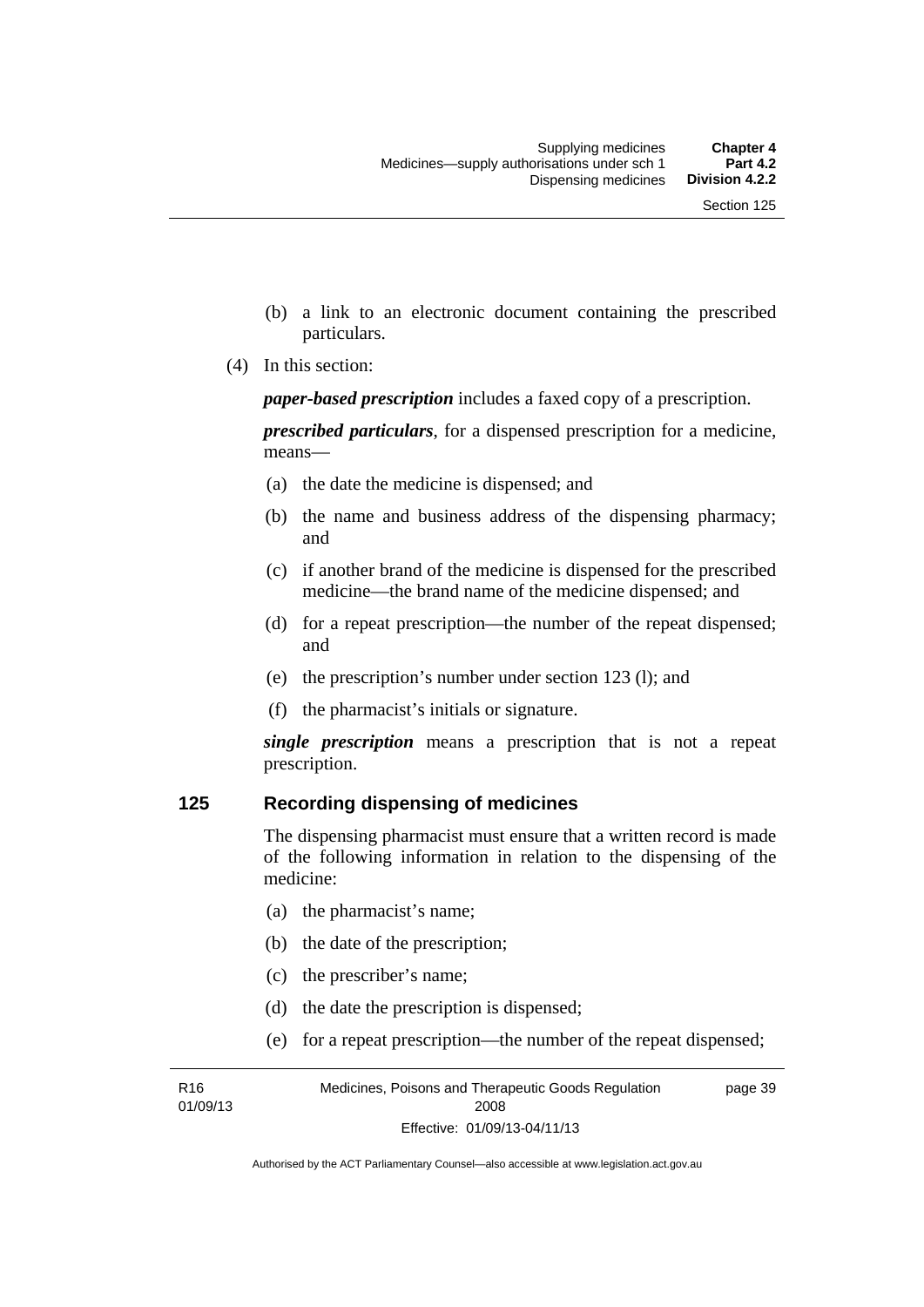(b) a link to an electronic document containing the prescribed particulars.

(4) In this section:

***paper-based prescription*** includes a faxed copy of a prescription.

***prescribed particulars***, for a dispensed prescription for a medicine, means—

(a) the date the medicine is dispensed; and

(b) the name and business address of the dispensing pharmacy; and

(c) if another brand of the medicine is dispensed for the prescribed medicine—the brand name of the medicine dispensed; and

(d) for a repeat prescription—the number of the repeat dispensed; and

(e) the prescription's number under section 123 (l); and

(f) the pharmacist's initials or signature.

***single prescription*** means a prescription that is not a repeat prescription.

## 125 Recording dispensing of medicines

The dispensing pharmacist must ensure that a written record is made of the following information in relation to the dispensing of the medicine:

(a) the pharmacist's name;

(b) the date of the prescription;

(c) the prescriber's name;

(d) the date the prescription is dispensed;

(e) for a repeat prescription—the number of the repeat dispensed;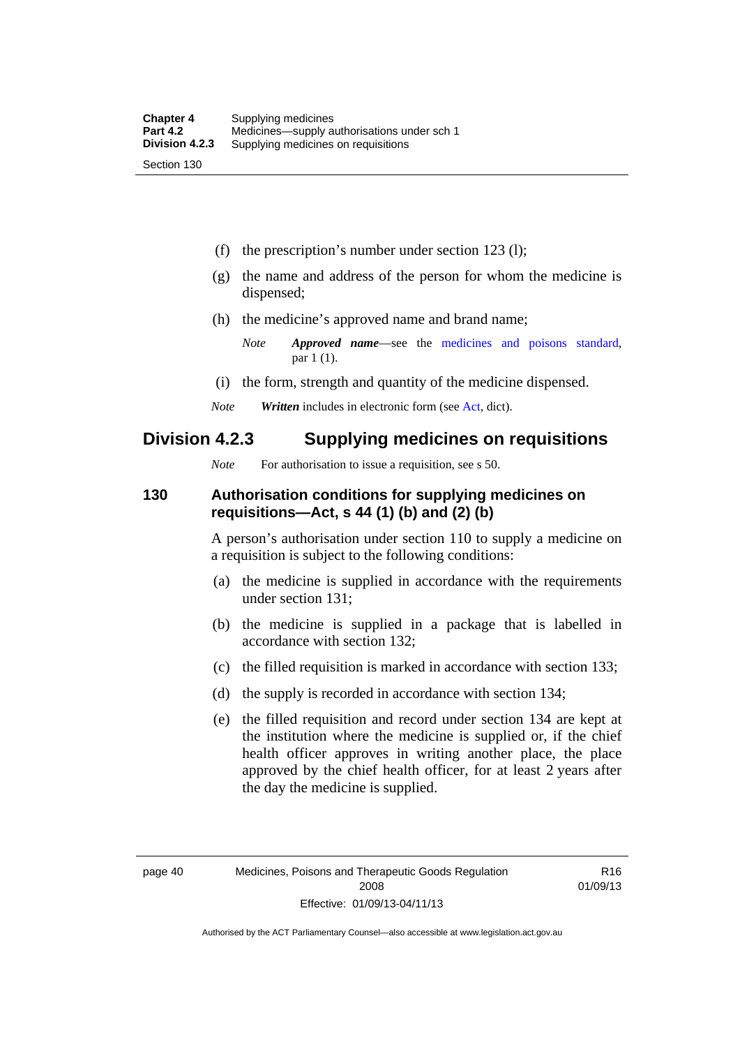(f) the prescription's number under section 123 (l);

(g) the name and address of the person for whom the medicine is dispensed;

(h) the medicine's approved name and brand name;

*Note* ***Approved name***—see the medicines and poisons standard, par 1 (1).

(i) the form, strength and quantity of the medicine dispensed.

*Note* ***Written*** includes in electronic form (see Act, dict).

## Division 4.2.3 Supplying medicines on requisitions

*Note* For authorisation to issue a requisition, see s 50.

### 130 Authorisation conditions for supplying medicines on requisitions—Act, s 44 (1) (b) and (2) (b)

A person's authorisation under section 110 to supply a medicine on a requisition is subject to the following conditions:

(a) the medicine is supplied in accordance with the requirements under section 131;

(b) the medicine is supplied in a package that is labelled in accordance with section 132;

(c) the filled requisition is marked in accordance with section 133;

(d) the supply is recorded in accordance with section 134;

(e) the filled requisition and record under section 134 are kept at the institution where the medicine is supplied or, if the chief health officer approves in writing another place, the place approved by the chief health officer, for at least 2 years after the day the medicine is supplied.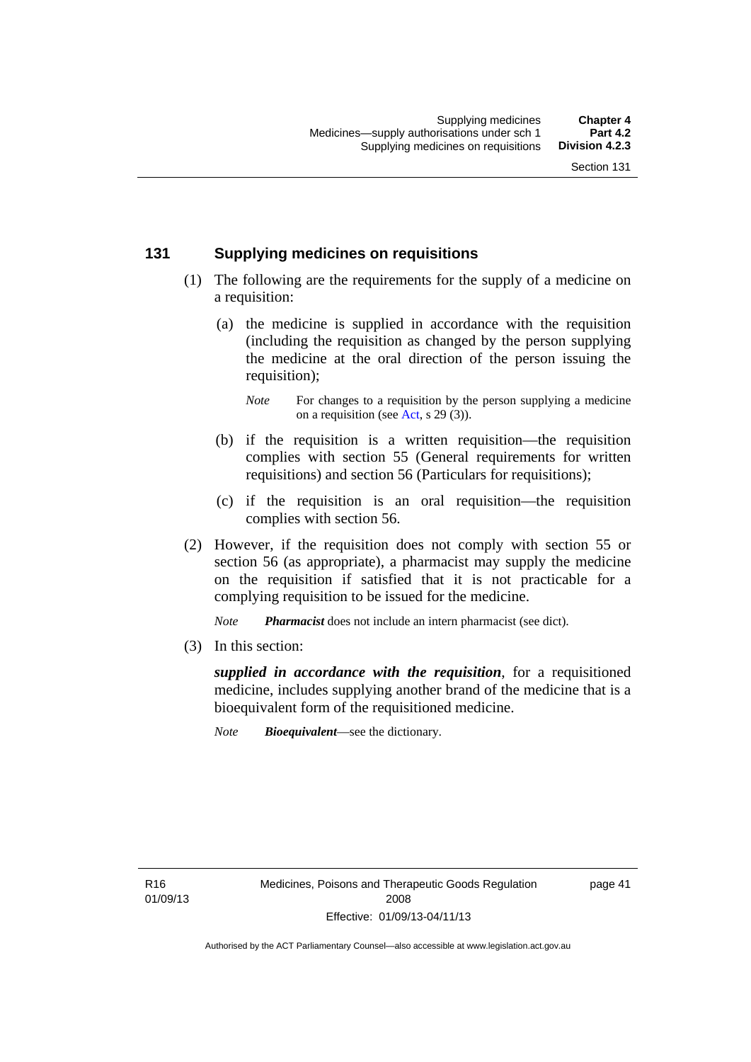## 131 Supplying medicines on requisitions

(1) The following are the requirements for the supply of a medicine on a requisition:

(a) the medicine is supplied in accordance with the requisition (including the requisition as changed by the person supplying the medicine at the oral direction of the person issuing the requisition);

*Note* For changes to a requisition by the person supplying a medicine on a requisition (see Act, s 29 (3)).

(b) if the requisition is a written requisition—the requisition complies with section 55 (General requirements for written requisitions) and section 56 (Particulars for requisitions);

(c) if the requisition is an oral requisition—the requisition complies with section 56.

(2) However, if the requisition does not comply with section 55 or section 56 (as appropriate), a pharmacist may supply the medicine on the requisition if satisfied that it is not practicable for a complying requisition to be issued for the medicine.

*Note* ***Pharmacist*** does not include an intern pharmacist (see dict).

(3) In this section:

***supplied in accordance with the requisition***, for a requisitioned medicine, includes supplying another brand of the medicine that is a bioequivalent form of the requisitioned medicine.

*Note* ***Bioequivalent***—see the dictionary.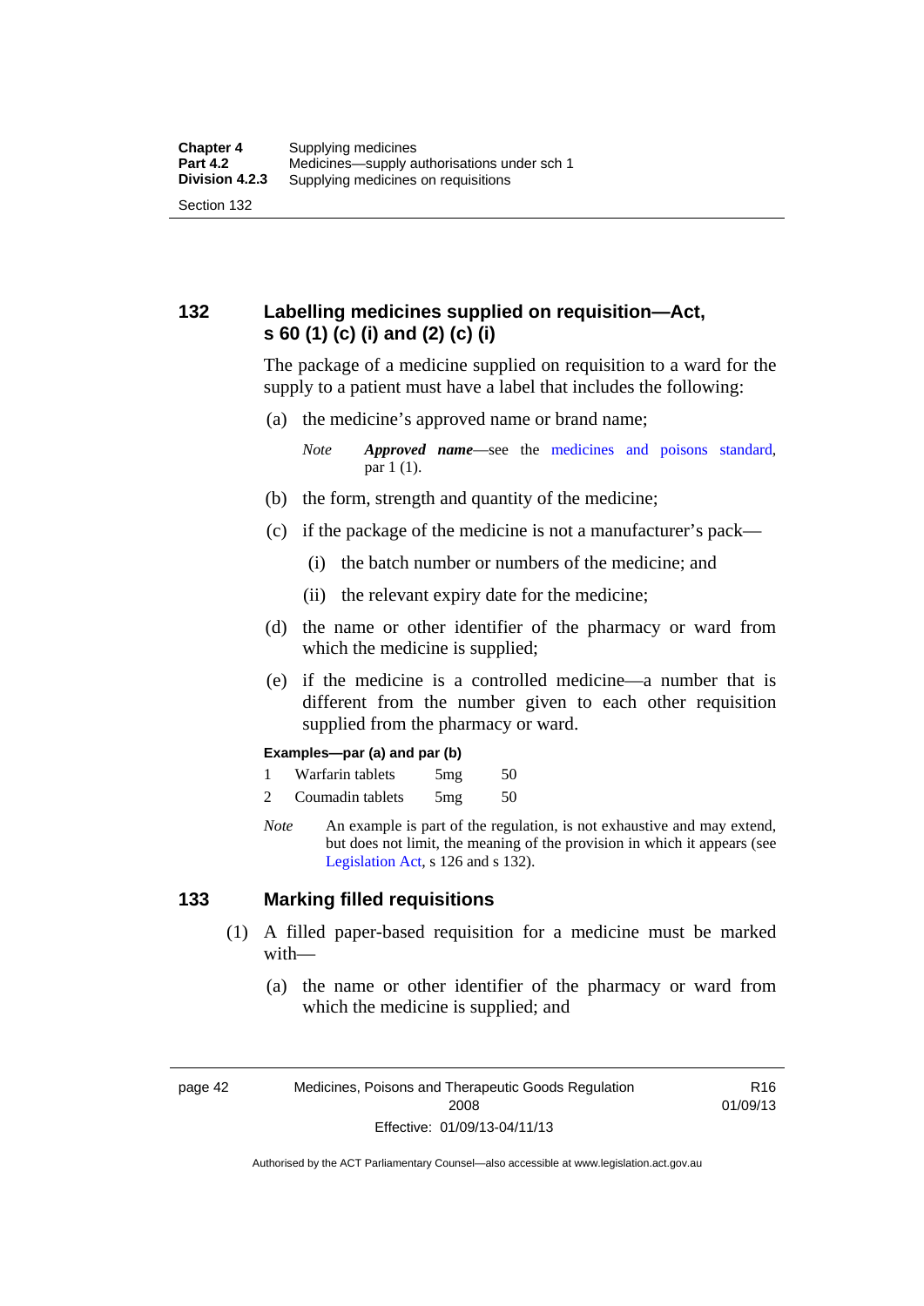## 132 Labelling medicines supplied on requisition—Act, s 60 (1) (c) (i) and (2) (c) (i)

The package of a medicine supplied on requisition to a ward for the supply to a patient must have a label that includes the following:

(a) the medicine's approved name or brand name;

*Note* ***Approved name***—see the medicines and poisons standard, par 1 (1).

(b) the form, strength and quantity of the medicine;

(c) if the package of the medicine is not a manufacturer's pack—

(i) the batch number or numbers of the medicine; and

(ii) the relevant expiry date for the medicine;

(d) the name or other identifier of the pharmacy or ward from which the medicine is supplied;

(e) if the medicine is a controlled medicine—a number that is different from the number given to each other requisition supplied from the pharmacy or ward.

**Examples—par (a) and par (b)**

| | | | |
|---|---|---|---|
| 1 | Warfarin tablets | 5mg | 50 |
| 2 | Coumadin tablets | 5mg | 50 |

*Note* An example is part of the regulation, is not exhaustive and may extend, but does not limit, the meaning of the provision in which it appears (see Legislation Act, s 126 and s 132).

## 133 Marking filled requisitions

(1) A filled paper-based requisition for a medicine must be marked with—

(a) the name or other identifier of the pharmacy or ward from which the medicine is supplied; and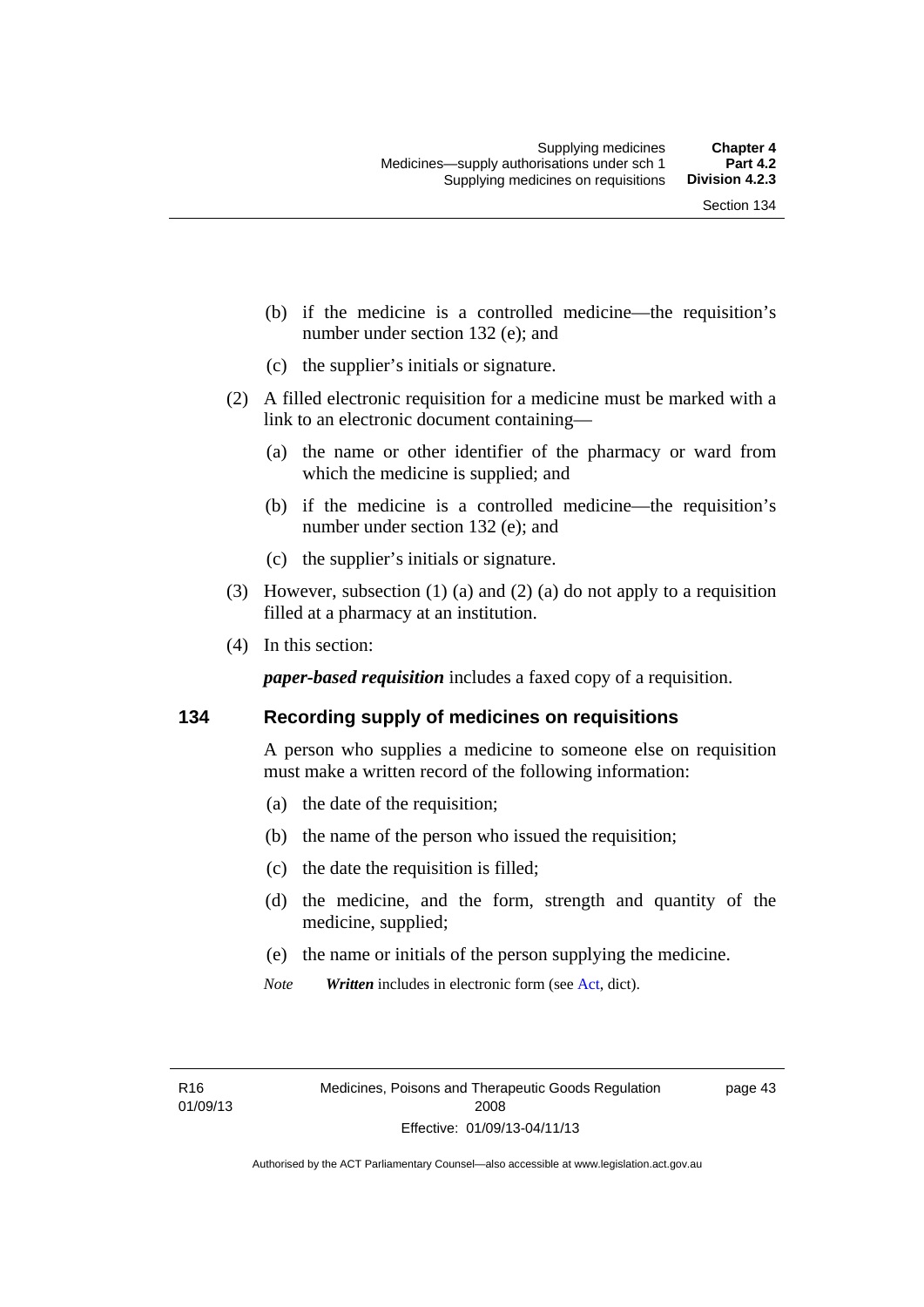(b) if the medicine is a controlled medicine—the requisition's number under section 132 (e); and

(c) the supplier's initials or signature.

(2) A filled electronic requisition for a medicine must be marked with a link to an electronic document containing—

(a) the name or other identifier of the pharmacy or ward from which the medicine is supplied; and

(b) if the medicine is a controlled medicine—the requisition's number under section 132 (e); and

(c) the supplier's initials or signature.

(3) However, subsection (1) (a) and (2) (a) do not apply to a requisition filled at a pharmacy at an institution.

(4) In this section:

***paper-based requisition*** includes a faxed copy of a requisition.

## 134 Recording supply of medicines on requisitions

A person who supplies a medicine to someone else on requisition must make a written record of the following information:

(a) the date of the requisition;

(b) the name of the person who issued the requisition;

(c) the date the requisition is filled;

(d) the medicine, and the form, strength and quantity of the medicine, supplied;

(e) the name or initials of the person supplying the medicine.

*Note* ***Written*** includes in electronic form (see Act, dict).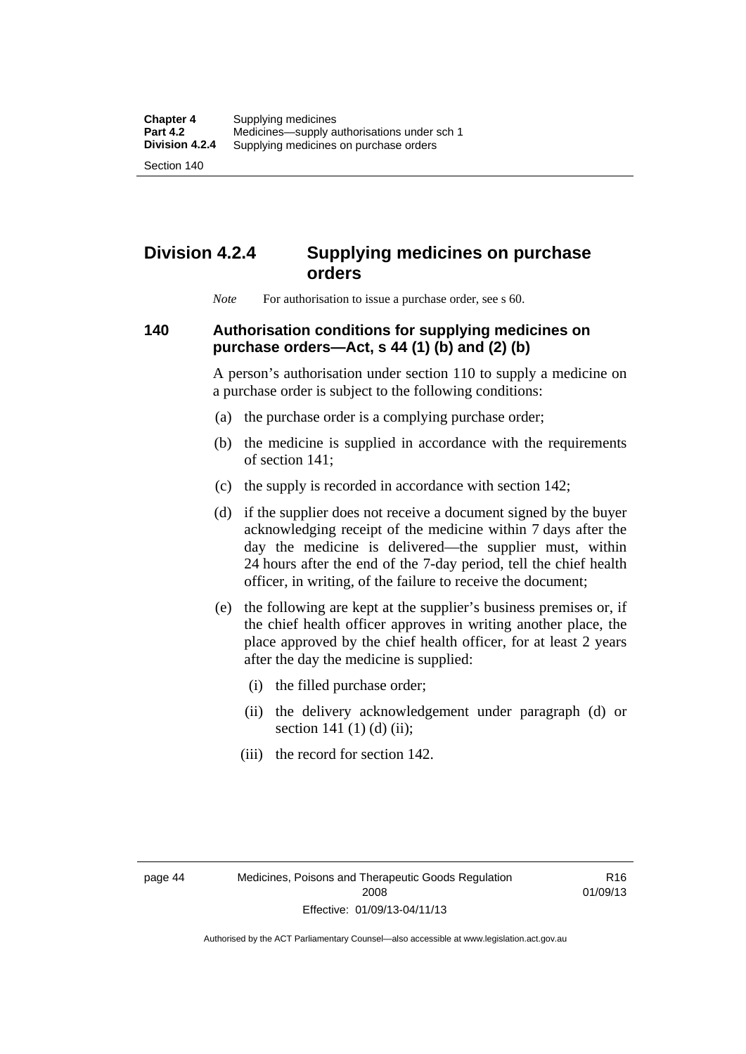## Division 4.2.4 Supplying medicines on purchase orders

*Note* For authorisation to issue a purchase order, see s 60.

### 140 Authorisation conditions for supplying medicines on purchase orders—Act, s 44 (1) (b) and (2) (b)

A person's authorisation under section 110 to supply a medicine on a purchase order is subject to the following conditions:

(a) the purchase order is a complying purchase order;

(b) the medicine is supplied in accordance with the requirements of section 141;

(c) the supply is recorded in accordance with section 142;

(d) if the supplier does not receive a document signed by the buyer acknowledging receipt of the medicine within 7 days after the day the medicine is delivered—the supplier must, within 24 hours after the end of the 7-day period, tell the chief health officer, in writing, of the failure to receive the document;

(e) the following are kept at the supplier's business premises or, if the chief health officer approves in writing another place, the place approved by the chief health officer, for at least 2 years after the day the medicine is supplied:

(i) the filled purchase order;

(ii) the delivery acknowledgement under paragraph (d) or section 141 (1) (d) (ii);

(iii) the record for section 142.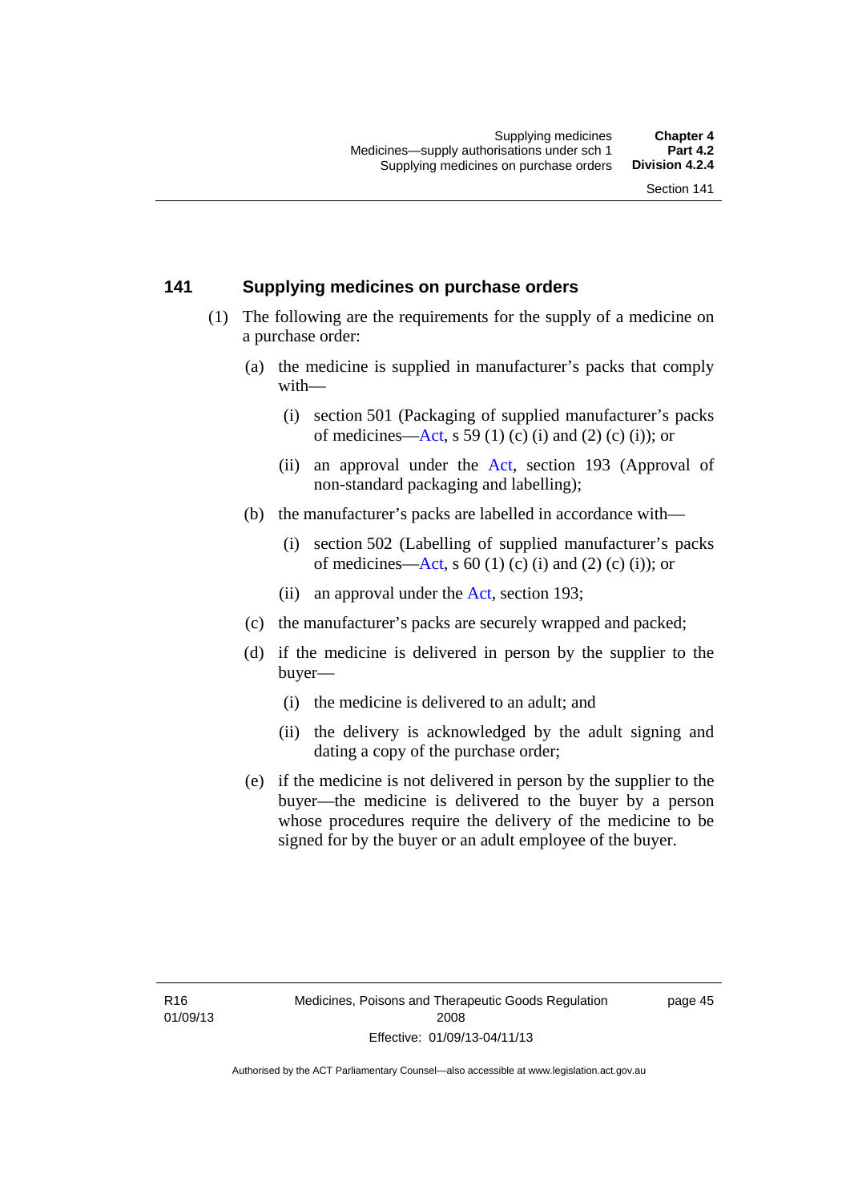## 141 Supplying medicines on purchase orders

(1) The following are the requirements for the supply of a medicine on a purchase order:

(a) the medicine is supplied in manufacturer's packs that comply with—

(i) section 501 (Packaging of supplied manufacturer's packs of medicines—Act, s 59 (1) (c) (i) and (2) (c) (i)); or

(ii) an approval under the Act, section 193 (Approval of non-standard packaging and labelling);

(b) the manufacturer's packs are labelled in accordance with—

(i) section 502 (Labelling of supplied manufacturer's packs of medicines—Act, s 60 (1) (c) (i) and (2) (c) (i)); or

(ii) an approval under the Act, section 193;

(c) the manufacturer's packs are securely wrapped and packed;

(d) if the medicine is delivered in person by the supplier to the buyer—

(i) the medicine is delivered to an adult; and

(ii) the delivery is acknowledged by the adult signing and dating a copy of the purchase order;

(e) if the medicine is not delivered in person by the supplier to the buyer—the medicine is delivered to the buyer by a person whose procedures require the delivery of the medicine to be signed for by the buyer or an adult employee of the buyer.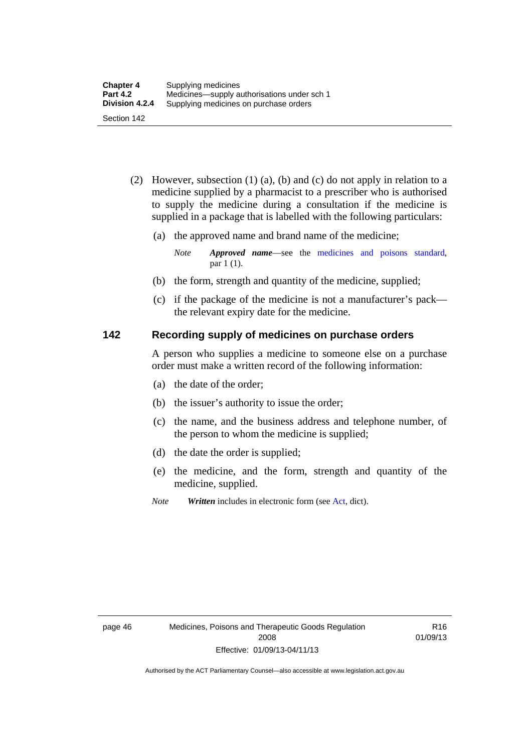(2) However, subsection (1) (a), (b) and (c) do not apply in relation to a medicine supplied by a pharmacist to a prescriber who is authorised to supply the medicine during a consultation if the medicine is supplied in a package that is labelled with the following particulars:

(a) the approved name and brand name of the medicine;

*Note* ***Approved name***—see the medicines and poisons standard, par 1 (1).

(b) the form, strength and quantity of the medicine, supplied;

(c) if the package of the medicine is not a manufacturer's pack—the relevant expiry date for the medicine.

## 142 Recording supply of medicines on purchase orders

A person who supplies a medicine to someone else on a purchase order must make a written record of the following information:

(a) the date of the order;

(b) the issuer's authority to issue the order;

(c) the name, and the business address and telephone number, of the person to whom the medicine is supplied;

(d) the date the order is supplied;

(e) the medicine, and the form, strength and quantity of the medicine, supplied.

*Note* ***Written*** includes in electronic form (see Act, dict).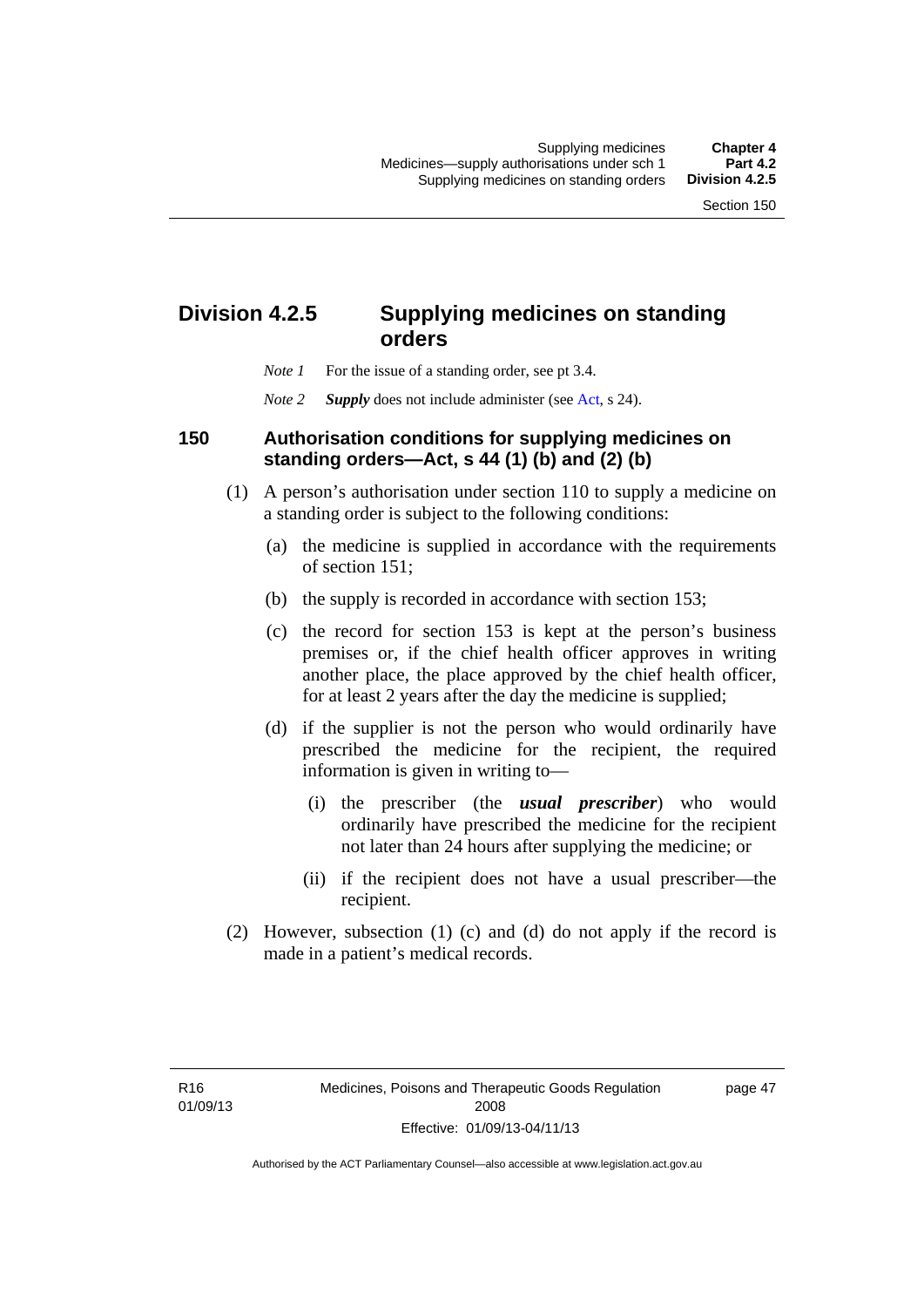## Division 4.2.5 Supplying medicines on standing orders

*Note 1* For the issue of a standing order, see pt 3.4.

*Note 2* ***Supply*** does not include administer (see Act, s 24).

### 150 Authorisation conditions for supplying medicines on standing orders—Act, s 44 (1) (b) and (2) (b)

(1) A person's authorisation under section 110 to supply a medicine on a standing order is subject to the following conditions:

(a) the medicine is supplied in accordance with the requirements of section 151;

(b) the supply is recorded in accordance with section 153;

(c) the record for section 153 is kept at the person's business premises or, if the chief health officer approves in writing another place, the place approved by the chief health officer, for at least 2 years after the day the medicine is supplied;

(d) if the supplier is not the person who would ordinarily have prescribed the medicine for the recipient, the required information is given in writing to—

(i) the prescriber (the ***usual prescriber***) who would ordinarily have prescribed the medicine for the recipient not later than 24 hours after supplying the medicine; or

(ii) if the recipient does not have a usual prescriber—the recipient.

(2) However, subsection (1) (c) and (d) do not apply if the record is made in a patient's medical records.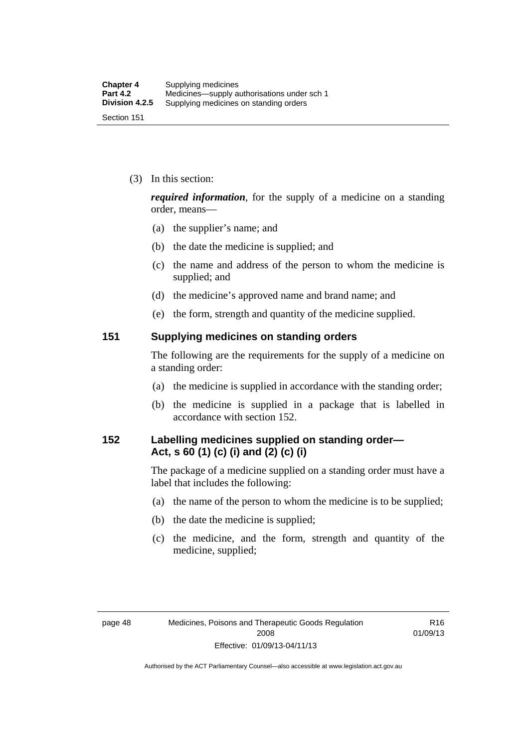(3) In this section:

***required information***, for the supply of a medicine on a standing order, means—

(a) the supplier's name; and

(b) the date the medicine is supplied; and

(c) the name and address of the person to whom the medicine is supplied; and

(d) the medicine's approved name and brand name; and

(e) the form, strength and quantity of the medicine supplied.

## 151 Supplying medicines on standing orders

The following are the requirements for the supply of a medicine on a standing order:

(a) the medicine is supplied in accordance with the standing order;

(b) the medicine is supplied in a package that is labelled in accordance with section 152.

## 152 Labelling medicines supplied on standing order—Act, s 60 (1) (c) (i) and (2) (c) (i)

The package of a medicine supplied on a standing order must have a label that includes the following:

(a) the name of the person to whom the medicine is to be supplied;

(b) the date the medicine is supplied;

(c) the medicine, and the form, strength and quantity of the medicine, supplied;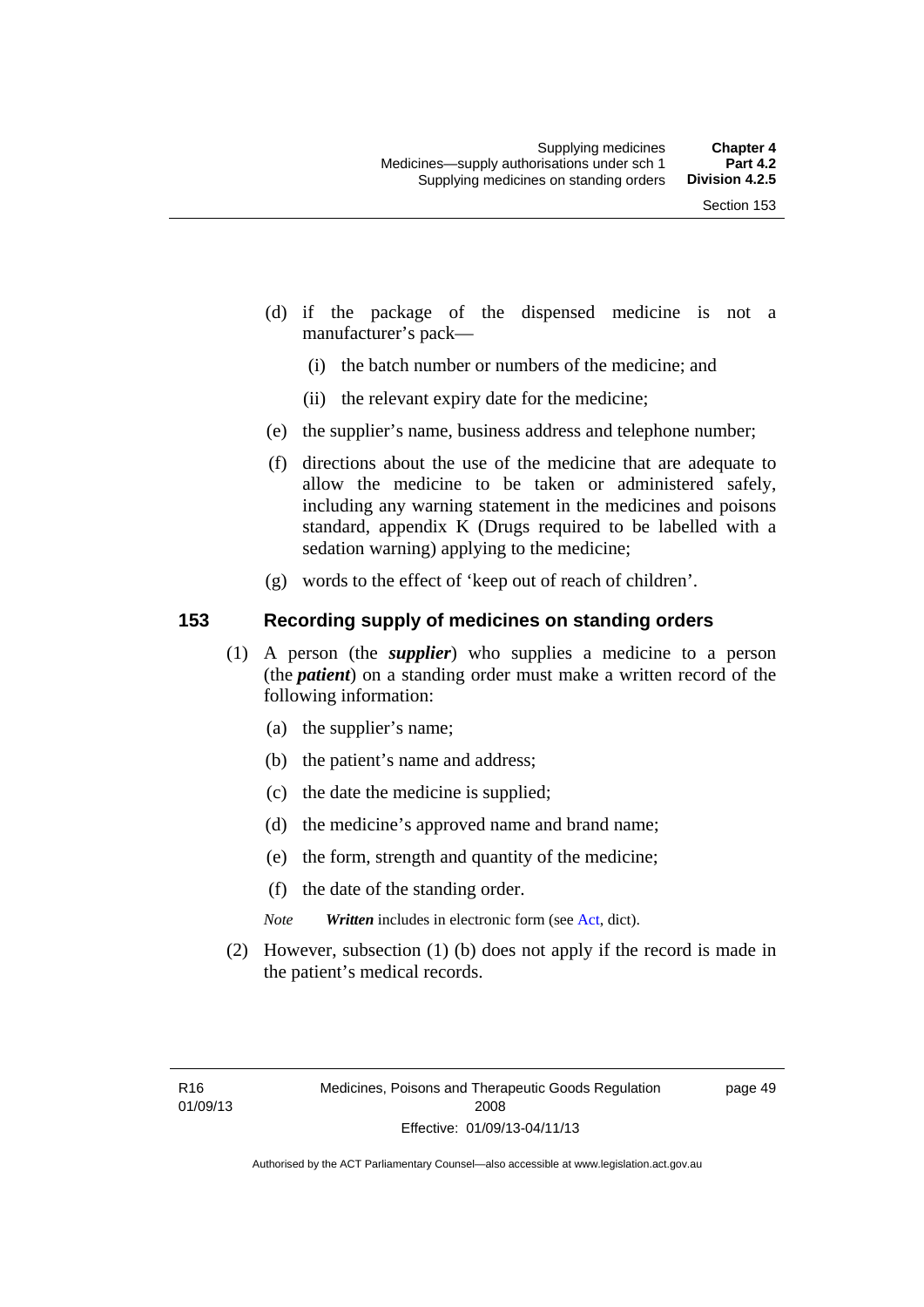(d) if the package of the dispensed medicine is not a manufacturer's pack—

  (i) the batch number or numbers of the medicine; and

  (ii) the relevant expiry date for the medicine;

(e) the supplier's name, business address and telephone number;

(f) directions about the use of the medicine that are adequate to allow the medicine to be taken or administered safely, including any warning statement in the medicines and poisons standard, appendix K (Drugs required to be labelled with a sedation warning) applying to the medicine;

(g) words to the effect of 'keep out of reach of children'.

## 153 Recording supply of medicines on standing orders

(1) A person (the ***supplier***) who supplies a medicine to a person (the ***patient***) on a standing order must make a written record of the following information:

  (a) the supplier's name;

  (b) the patient's name and address;

  (c) the date the medicine is supplied;

  (d) the medicine's approved name and brand name;

  (e) the form, strength and quantity of the medicine;

  (f) the date of the standing order.

*Note* ***Written*** includes in electronic form (see Act, dict).

(2) However, subsection (1) (b) does not apply if the record is made in the patient's medical records.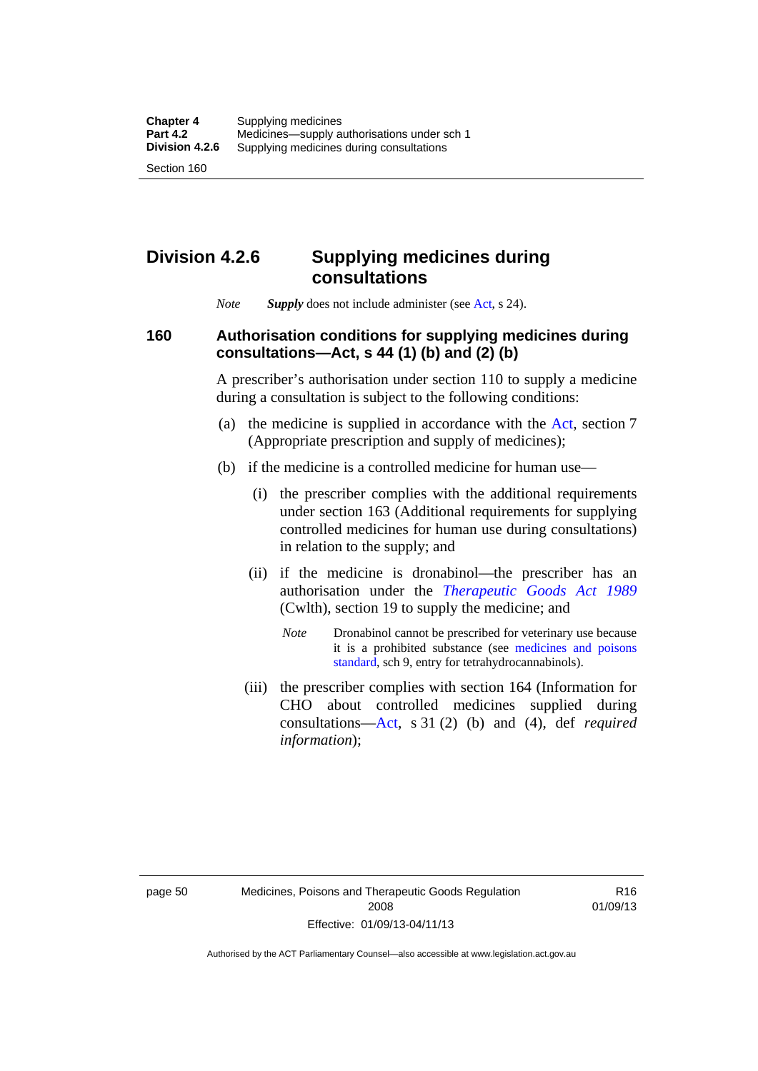## Division 4.2.6 Supplying medicines during consultations

*Note* ***Supply*** does not include administer (see Act, s 24).

### 160 Authorisation conditions for supplying medicines during consultations—Act, s 44 (1) (b) and (2) (b)

A prescriber's authorisation under section 110 to supply a medicine during a consultation is subject to the following conditions:

(a) the medicine is supplied in accordance with the Act, section 7 (Appropriate prescription and supply of medicines);

(b) if the medicine is a controlled medicine for human use—

(i) the prescriber complies with the additional requirements under section 163 (Additional requirements for supplying controlled medicines for human use during consultations) in relation to the supply; and

(ii) if the medicine is dronabinol—the prescriber has an authorisation under the *Therapeutic Goods Act 1989* (Cwlth), section 19 to supply the medicine; and

*Note* Dronabinol cannot be prescribed for veterinary use because it is a prohibited substance (see medicines and poisons standard, sch 9, entry for tetrahydrocannabinols).

(iii) the prescriber complies with section 164 (Information for CHO about controlled medicines supplied during consultations—Act, s 31 (2) (b) and (4), def *required information*);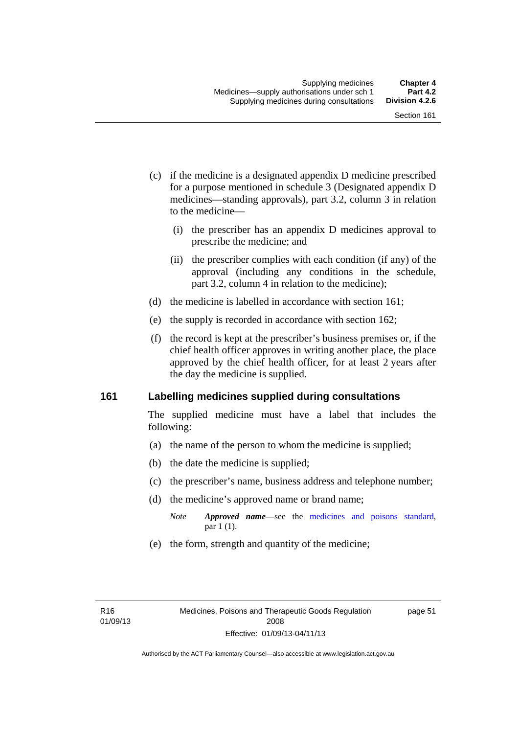(c) if the medicine is a designated appendix D medicine prescribed for a purpose mentioned in schedule 3 (Designated appendix D medicines—standing approvals), part 3.2, column 3 in relation to the medicine—

(i) the prescriber has an appendix D medicines approval to prescribe the medicine; and

(ii) the prescriber complies with each condition (if any) of the approval (including any conditions in the schedule, part 3.2, column 4 in relation to the medicine);

(d) the medicine is labelled in accordance with section 161;

(e) the supply is recorded in accordance with section 162;

(f) the record is kept at the prescriber's business premises or, if the chief health officer approves in writing another place, the place approved by the chief health officer, for at least 2 years after the day the medicine is supplied.

## 161 Labelling medicines supplied during consultations

The supplied medicine must have a label that includes the following:

(a) the name of the person to whom the medicine is supplied;

(b) the date the medicine is supplied;

(c) the prescriber's name, business address and telephone number;

(d) the medicine's approved name or brand name;

*Note* ***Approved name***—see the medicines and poisons standard, par 1 (1).

(e) the form, strength and quantity of the medicine;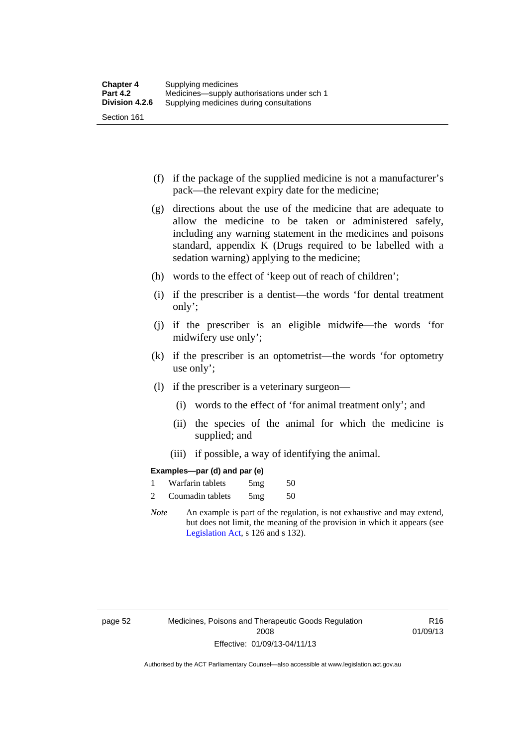(f) if the package of the supplied medicine is not a manufacturer's pack—the relevant expiry date for the medicine;

(g) directions about the use of the medicine that are adequate to allow the medicine to be taken or administered safely, including any warning statement in the medicines and poisons standard, appendix K (Drugs required to be labelled with a sedation warning) applying to the medicine;

(h) words to the effect of 'keep out of reach of children';

(i) if the prescriber is a dentist—the words 'for dental treatment only';

(j) if the prescriber is an eligible midwife—the words 'for midwifery use only';

(k) if the prescriber is an optometrist—the words 'for optometry use only';

(l) if the prescriber is a veterinary surgeon—

(i) words to the effect of 'for animal treatment only'; and

(ii) the species of the animal for which the medicine is supplied; and

(iii) if possible, a way of identifying the animal.

**Examples—par (d) and par (e)**

| | | | |
|---|---|---|---|
| 1 | Warfarin tablets | 5mg | 50 |
| 2 | Coumadin tablets | 5mg | 50 |

*Note* An example is part of the regulation, is not exhaustive and may extend, but does not limit, the meaning of the provision in which it appears (see Legislation Act, s 126 and s 132).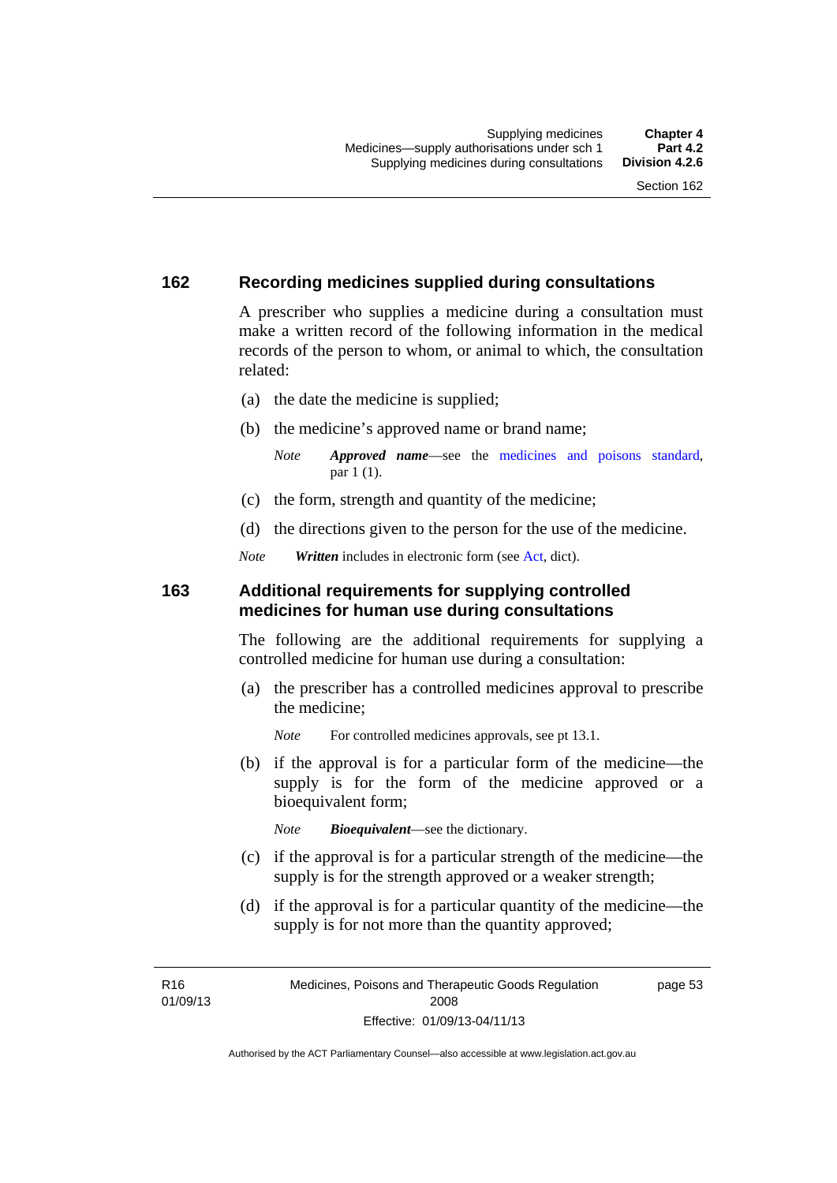## 162 Recording medicines supplied during consultations

A prescriber who supplies a medicine during a consultation must make a written record of the following information in the medical records of the person to whom, or animal to which, the consultation related:

(a) the date the medicine is supplied;

(b) the medicine's approved name or brand name;

*Note* ***Approved name***—see the medicines and poisons standard, par 1 (1).

(c) the form, strength and quantity of the medicine;

(d) the directions given to the person for the use of the medicine.

*Note* ***Written*** includes in electronic form (see Act, dict).

## 163 Additional requirements for supplying controlled medicines for human use during consultations

The following are the additional requirements for supplying a controlled medicine for human use during a consultation:

(a) the prescriber has a controlled medicines approval to prescribe the medicine;

*Note* For controlled medicines approvals, see pt 13.1.

(b) if the approval is for a particular form of the medicine—the supply is for the form of the medicine approved or a bioequivalent form;

*Note* ***Bioequivalent***—see the dictionary.

(c) if the approval is for a particular strength of the medicine—the supply is for the strength approved or a weaker strength;

(d) if the approval is for a particular quantity of the medicine—the supply is for not more than the quantity approved;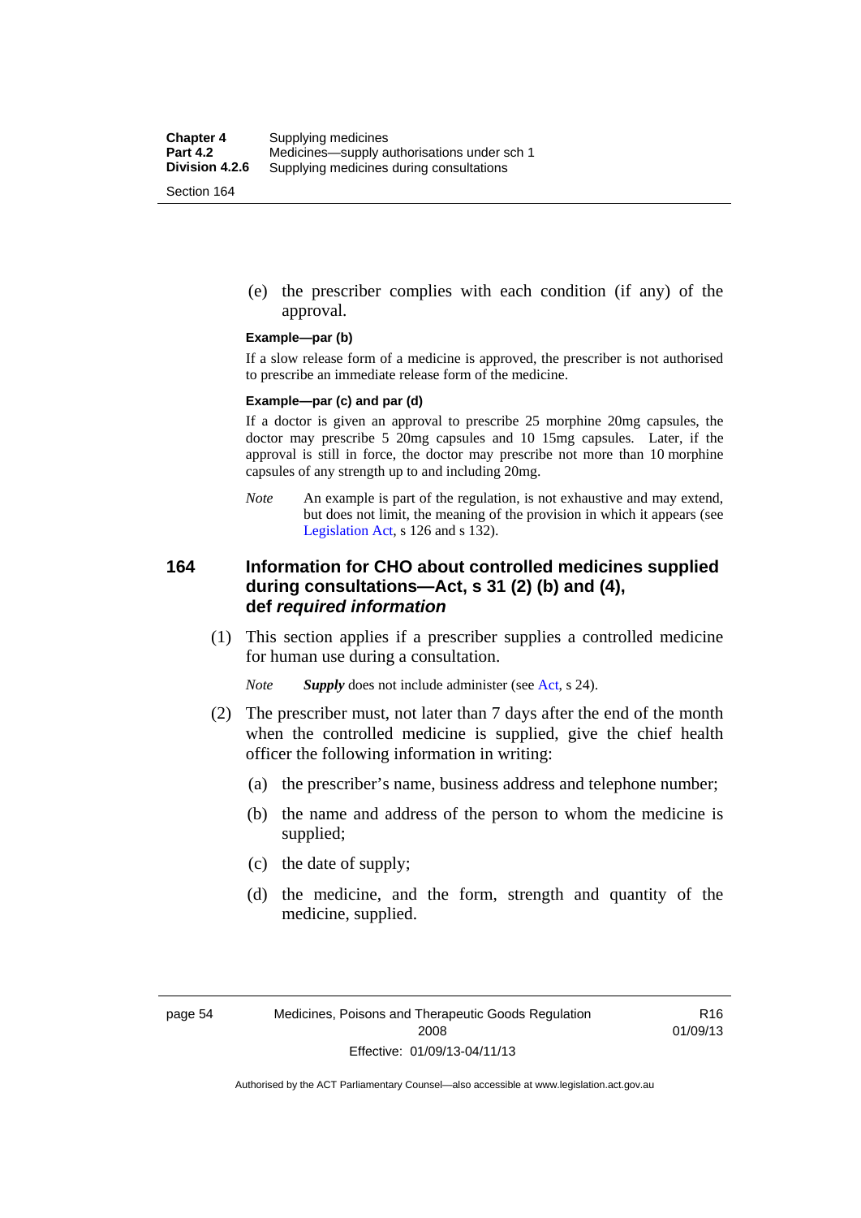(e) the prescriber complies with each condition (if any) of the approval.

**Example—par (b)**

If a slow release form of a medicine is approved, the prescriber is not authorised to prescribe an immediate release form of the medicine.

**Example—par (c) and par (d)**

If a doctor is given an approval to prescribe 25 morphine 20mg capsules, the doctor may prescribe 5 20mg capsules and 10 15mg capsules. Later, if the approval is still in force, the doctor may prescribe not more than 10 morphine capsules of any strength up to and including 20mg.

*Note* An example is part of the regulation, is not exhaustive and may extend, but does not limit, the meaning of the provision in which it appears (see Legislation Act, s 126 and s 132).

## 164 Information for CHO about controlled medicines supplied during consultations—Act, s 31 (2) (b) and (4), def *required information*

(1) This section applies if a prescriber supplies a controlled medicine for human use during a consultation.

*Note* ***Supply*** does not include administer (see Act, s 24).

(2) The prescriber must, not later than 7 days after the end of the month when the controlled medicine is supplied, give the chief health officer the following information in writing:

(a) the prescriber's name, business address and telephone number;

(b) the name and address of the person to whom the medicine is supplied;

(c) the date of supply;

(d) the medicine, and the form, strength and quantity of the medicine, supplied.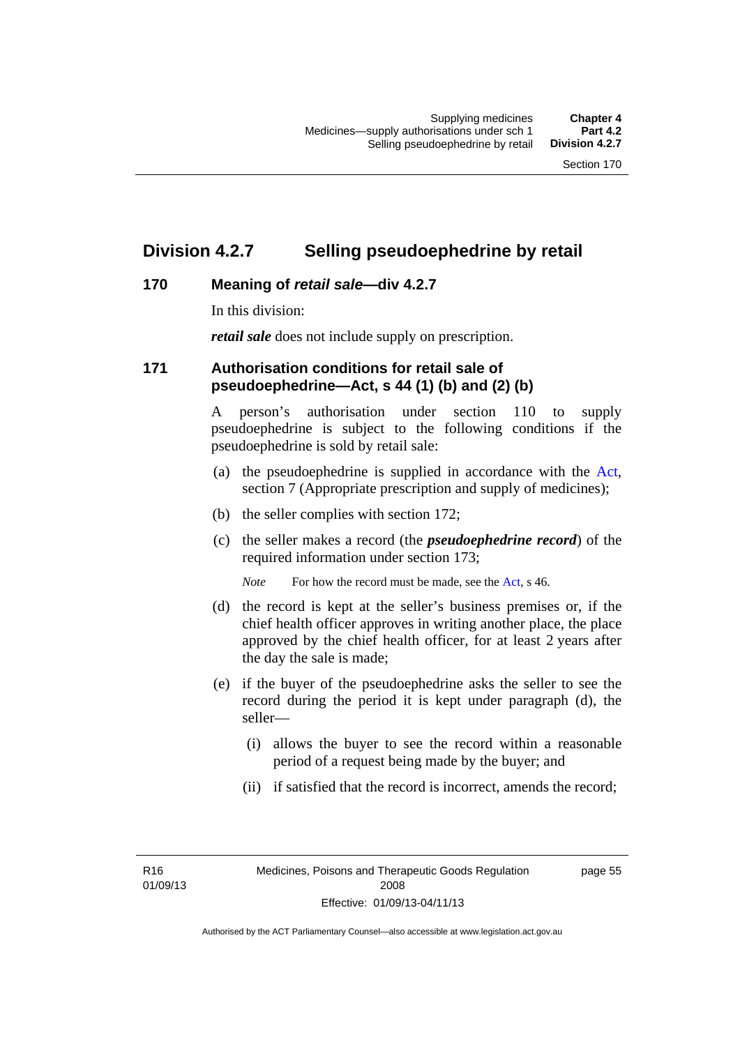## Division 4.2.7 Selling pseudoephedrine by retail

### 170 Meaning of *retail sale*—div 4.2.7

In this division:

***retail sale*** does not include supply on prescription.

### 171 Authorisation conditions for retail sale of pseudoephedrine—Act, s 44 (1) (b) and (2) (b)

A person's authorisation under section 110 to supply pseudoephedrine is subject to the following conditions if the pseudoephedrine is sold by retail sale:

(a) the pseudoephedrine is supplied in accordance with the Act, section 7 (Appropriate prescription and supply of medicines);

(b) the seller complies with section 172;

(c) the seller makes a record (the ***pseudoephedrine record***) of the required information under section 173;

*Note* For how the record must be made, see the Act, s 46.

(d) the record is kept at the seller's business premises or, if the chief health officer approves in writing another place, the place approved by the chief health officer, for at least 2 years after the day the sale is made;

(e) if the buyer of the pseudoephedrine asks the seller to see the record during the period it is kept under paragraph (d), the seller—

(i) allows the buyer to see the record within a reasonable period of a request being made by the buyer; and

(ii) if satisfied that the record is incorrect, amends the record;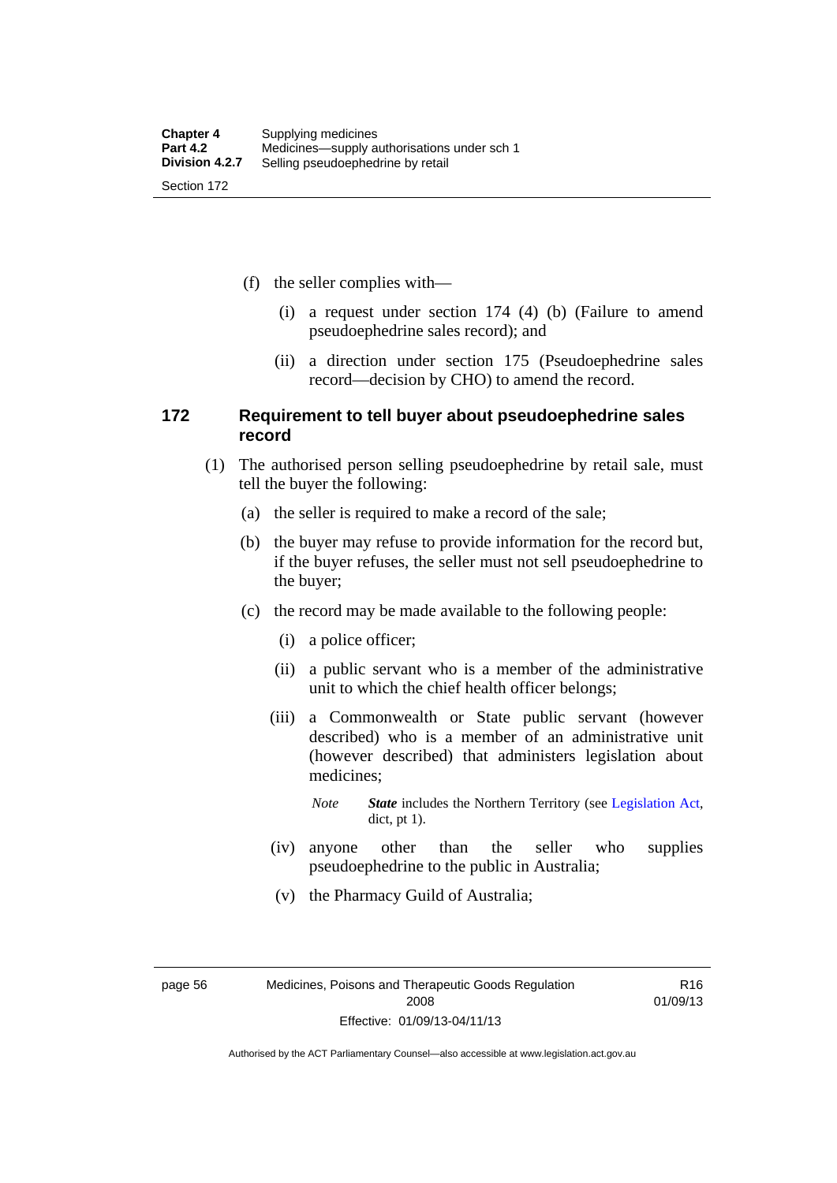(f) the seller complies with—

(i) a request under section 174 (4) (b) (Failure to amend pseudoephedrine sales record); and

(ii) a direction under section 175 (Pseudoephedrine sales record—decision by CHO) to amend the record.

### 172 Requirement to tell buyer about pseudoephedrine sales record

(1) The authorised person selling pseudoephedrine by retail sale, must tell the buyer the following:

(a) the seller is required to make a record of the sale;

(b) the buyer may refuse to provide information for the record but, if the buyer refuses, the seller must not sell pseudoephedrine to the buyer;

(c) the record may be made available to the following people:

(i) a police officer;

(ii) a public servant who is a member of the administrative unit to which the chief health officer belongs;

(iii) a Commonwealth or State public servant (however described) who is a member of an administrative unit (however described) that administers legislation about medicines;

*Note* ***State*** includes the Northern Territory (see Legislation Act, dict, pt 1).

(iv) anyone other than the seller who supplies pseudoephedrine to the public in Australia;

(v) the Pharmacy Guild of Australia;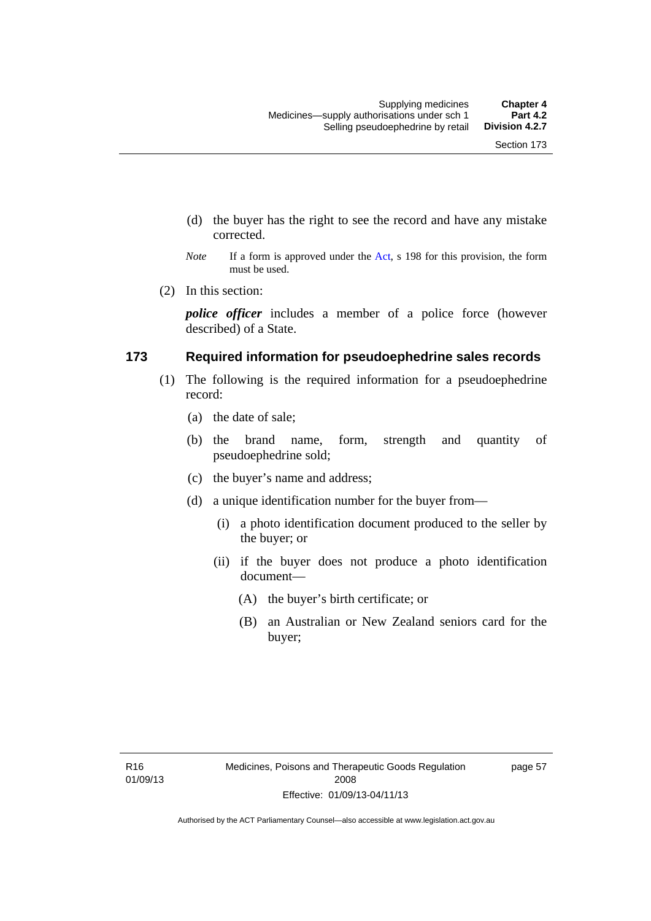(d) the buyer has the right to see the record and have any mistake corrected.

*Note* If a form is approved under the Act, s 198 for this provision, the form must be used.

(2) In this section:

***police officer*** includes a member of a police force (however described) of a State.

### 173 Required information for pseudoephedrine sales records

(1) The following is the required information for a pseudoephedrine record:

(a) the date of sale;

(b) the brand name, form, strength and quantity of pseudoephedrine sold;

(c) the buyer's name and address;

(d) a unique identification number for the buyer from—

(i) a photo identification document produced to the seller by the buyer; or

(ii) if the buyer does not produce a photo identification document—

(A) the buyer's birth certificate; or

(B) an Australian or New Zealand seniors card for the buyer;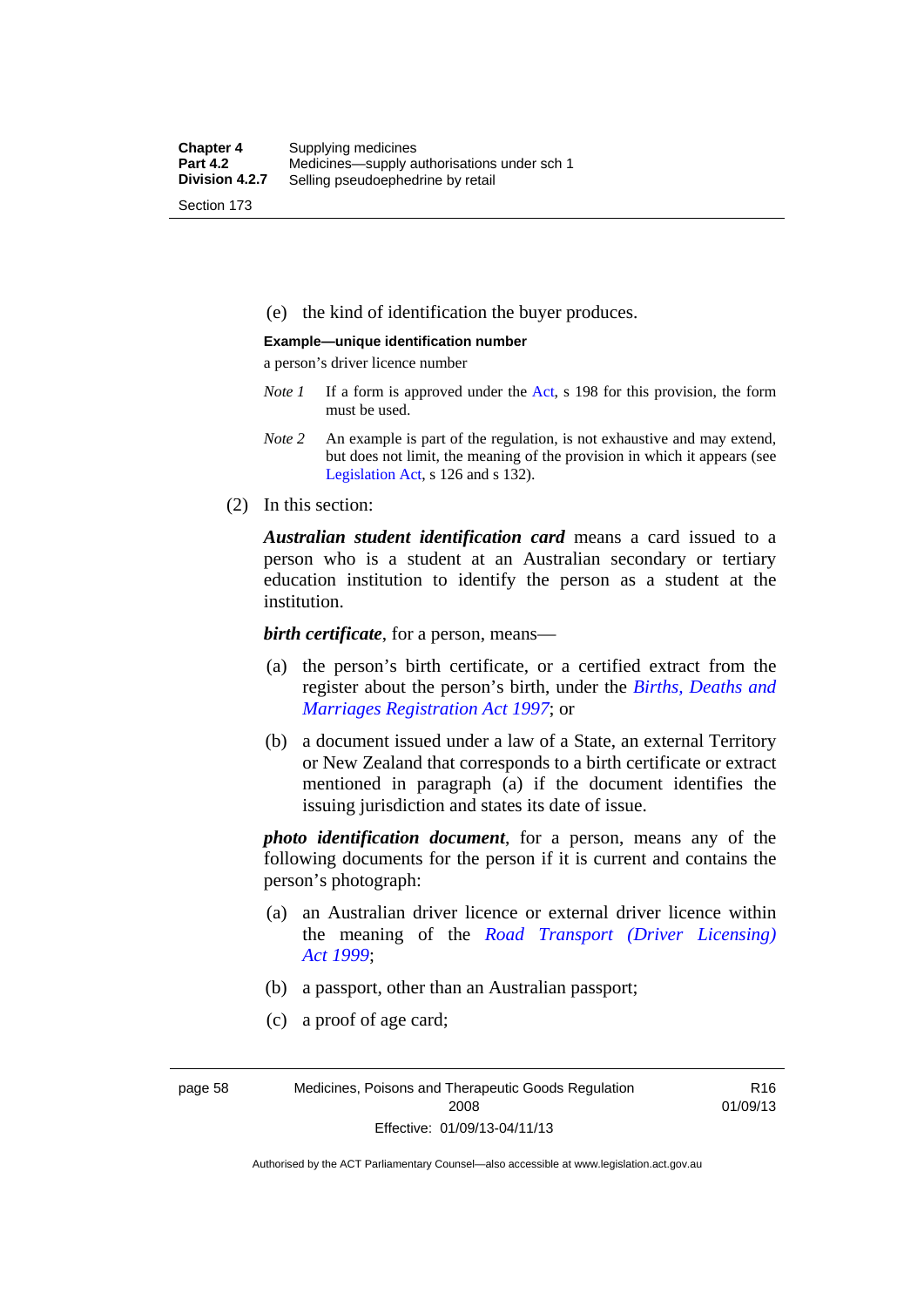(e) the kind of identification the buyer produces.

**Example—unique identification number**

a person's driver licence number

*Note 1* If a form is approved under the Act, s 198 for this provision, the form must be used.

*Note 2* An example is part of the regulation, is not exhaustive and may extend, but does not limit, the meaning of the provision in which it appears (see Legislation Act, s 126 and s 132).

(2) In this section:

***Australian student identification card*** means a card issued to a person who is a student at an Australian secondary or tertiary education institution to identify the person as a student at the institution.

***birth certificate***, for a person, means—

(a) the person's birth certificate, or a certified extract from the register about the person's birth, under the *Births, Deaths and Marriages Registration Act 1997*; or

(b) a document issued under a law of a State, an external Territory or New Zealand that corresponds to a birth certificate or extract mentioned in paragraph (a) if the document identifies the issuing jurisdiction and states its date of issue.

***photo identification document***, for a person, means any of the following documents for the person if it is current and contains the person's photograph:

(a) an Australian driver licence or external driver licence within the meaning of the *Road Transport (Driver Licensing) Act 1999*;

(b) a passport, other than an Australian passport;

(c) a proof of age card;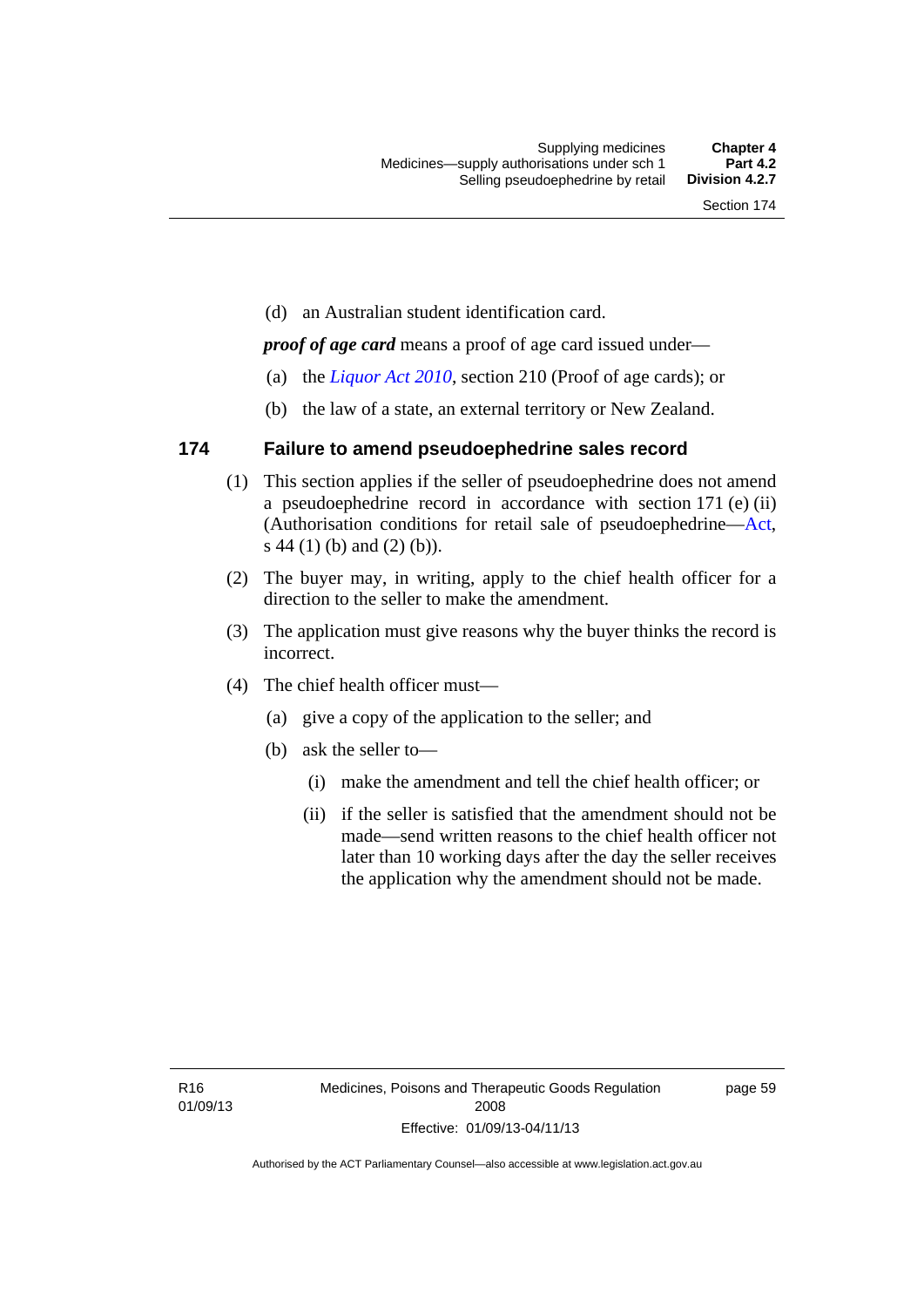(d) an Australian student identification card.

***proof of age card*** means a proof of age card issued under—

(a) the *Liquor Act 2010*, section 210 (Proof of age cards); or

(b) the law of a state, an external territory or New Zealand.

## 174 Failure to amend pseudoephedrine sales record

(1) This section applies if the seller of pseudoephedrine does not amend a pseudoephedrine record in accordance with section 171 (e) (ii) (Authorisation conditions for retail sale of pseudoephedrine—Act, s 44 (1) (b) and (2) (b)).

(2) The buyer may, in writing, apply to the chief health officer for a direction to the seller to make the amendment.

(3) The application must give reasons why the buyer thinks the record is incorrect.

(4) The chief health officer must—

(a) give a copy of the application to the seller; and

(b) ask the seller to—

(i) make the amendment and tell the chief health officer; or

(ii) if the seller is satisfied that the amendment should not be made—send written reasons to the chief health officer not later than 10 working days after the day the seller receives the application why the amendment should not be made.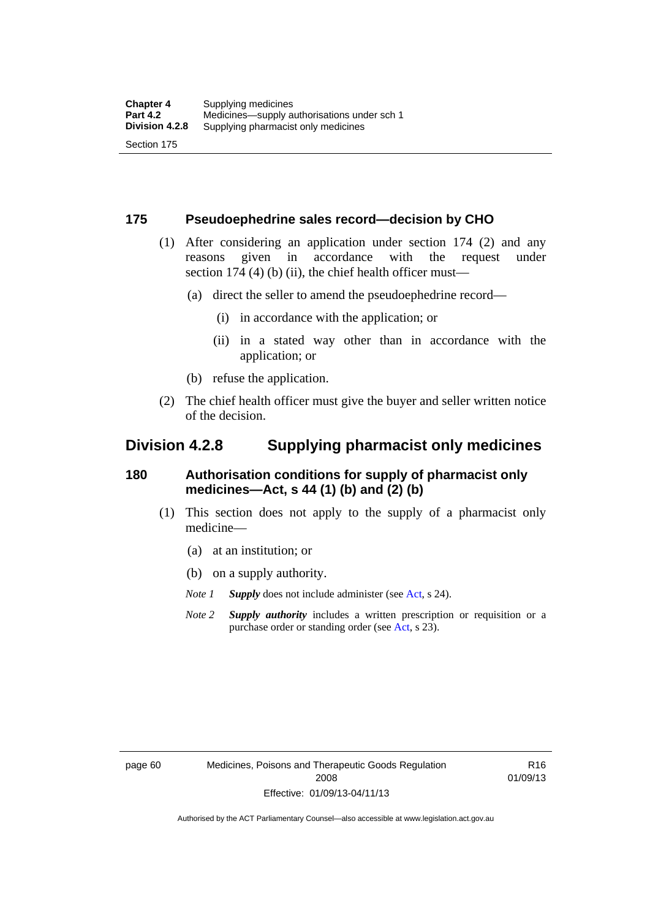## 175 Pseudoephedrine sales record—decision by CHO

(1) After considering an application under section 174 (2) and any reasons given in accordance with the request under section 174 (4) (b) (ii), the chief health officer must—

(a) direct the seller to amend the pseudoephedrine record—

(i) in accordance with the application; or

(ii) in a stated way other than in accordance with the application; or

(b) refuse the application.

(2) The chief health officer must give the buyer and seller written notice of the decision.

# Division 4.2.8 Supplying pharmacist only medicines

## 180 Authorisation conditions for supply of pharmacist only medicines—Act, s 44 (1) (b) and (2) (b)

(1) This section does not apply to the supply of a pharmacist only medicine—

(a) at an institution; or

(b) on a supply authority.

*Note 1* ***Supply*** does not include administer (see Act, s 24).

*Note 2* ***Supply authority*** includes a written prescription or requisition or a purchase order or standing order (see Act, s 23).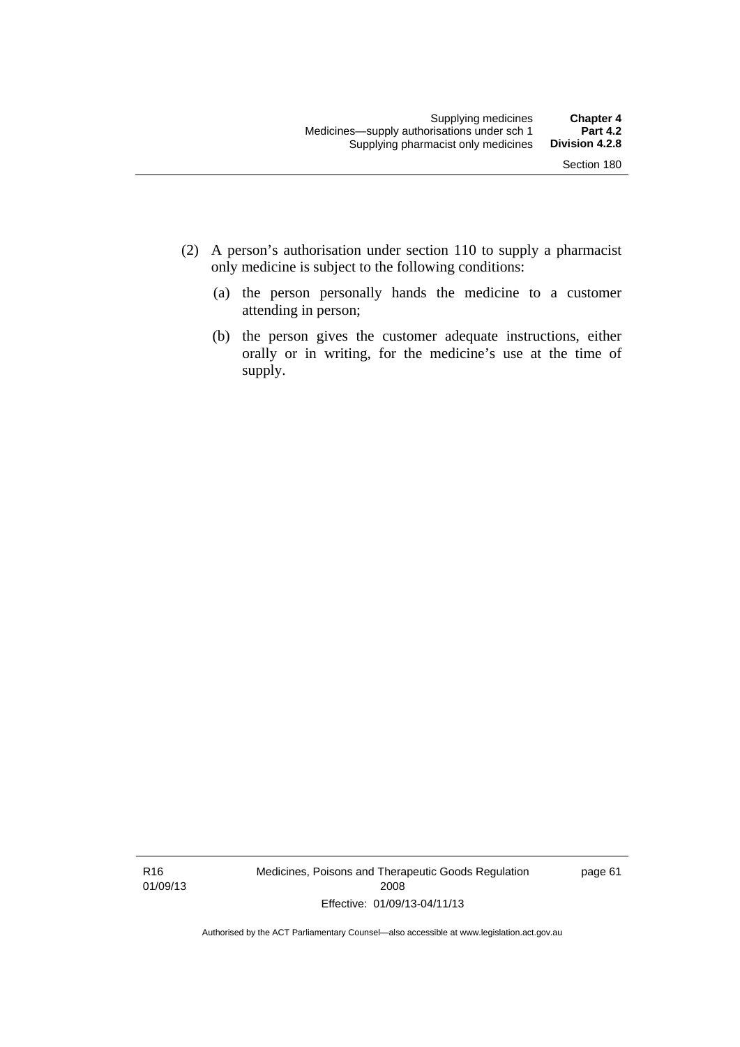(2) A person's authorisation under section 110 to supply a pharmacist only medicine is subject to the following conditions:

(a) the person personally hands the medicine to a customer attending in person;

(b) the person gives the customer adequate instructions, either orally or in writing, for the medicine's use at the time of supply.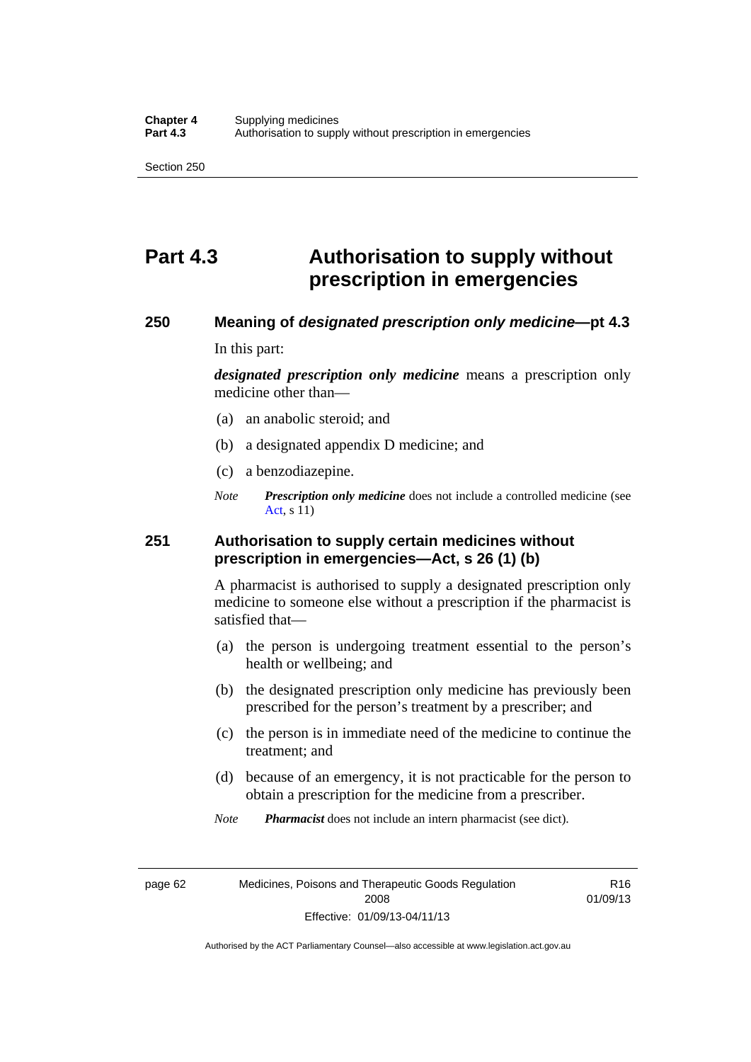# Part 4.3 Authorisation to supply without prescription in emergencies

## 250 Meaning of *designated prescription only medicine*—pt 4.3

In this part:

***designated prescription only medicine*** means a prescription only medicine other than—

(a) an anabolic steroid; and

(b) a designated appendix D medicine; and

(c) a benzodiazepine.

*Note* ***Prescription only medicine*** does not include a controlled medicine (see Act, s 11)

## 251 Authorisation to supply certain medicines without prescription in emergencies—Act, s 26 (1) (b)

A pharmacist is authorised to supply a designated prescription only medicine to someone else without a prescription if the pharmacist is satisfied that—

(a) the person is undergoing treatment essential to the person's health or wellbeing; and

(b) the designated prescription only medicine has previously been prescribed for the person's treatment by a prescriber; and

(c) the person is in immediate need of the medicine to continue the treatment; and

(d) because of an emergency, it is not practicable for the person to obtain a prescription for the medicine from a prescriber.

*Note* ***Pharmacist*** does not include an intern pharmacist (see dict).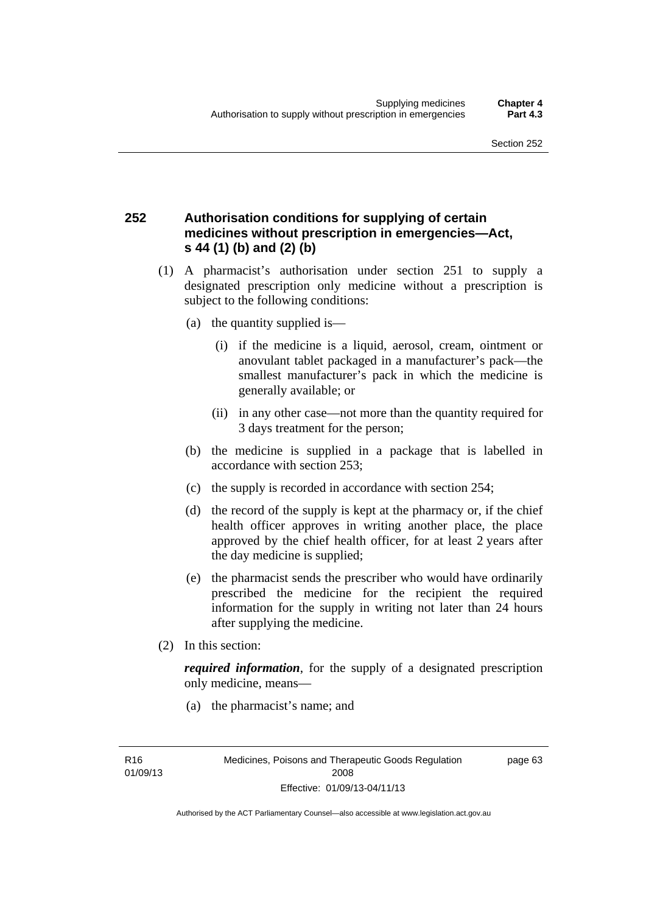## 252 Authorisation conditions for supplying of certain medicines without prescription in emergencies—Act, s 44 (1) (b) and (2) (b)

(1) A pharmacist's authorisation under section 251 to supply a designated prescription only medicine without a prescription is subject to the following conditions:

(a) the quantity supplied is—

(i) if the medicine is a liquid, aerosol, cream, ointment or anovulant tablet packaged in a manufacturer's pack—the smallest manufacturer's pack in which the medicine is generally available; or

(ii) in any other case—not more than the quantity required for 3 days treatment for the person;

(b) the medicine is supplied in a package that is labelled in accordance with section 253;

(c) the supply is recorded in accordance with section 254;

(d) the record of the supply is kept at the pharmacy or, if the chief health officer approves in writing another place, the place approved by the chief health officer, for at least 2 years after the day medicine is supplied;

(e) the pharmacist sends the prescriber who would have ordinarily prescribed the medicine for the recipient the required information for the supply in writing not later than 24 hours after supplying the medicine.

(2) In this section:

***required information***, for the supply of a designated prescription only medicine, means—

(a) the pharmacist's name; and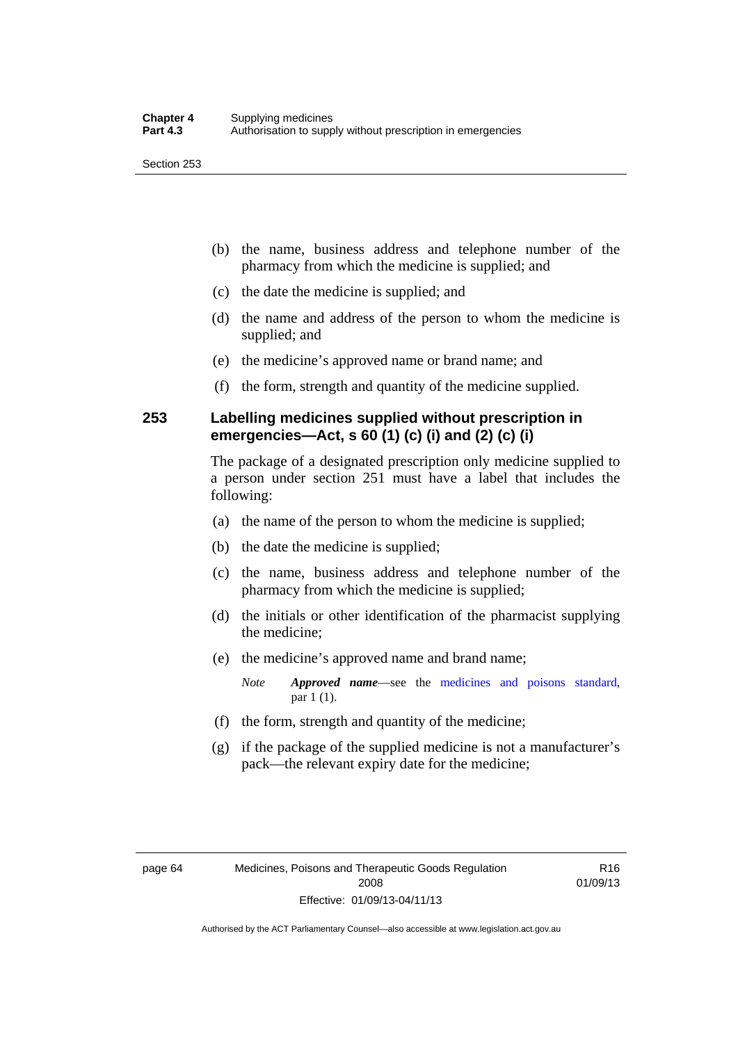(b) the name, business address and telephone number of the pharmacy from which the medicine is supplied; and

(c) the date the medicine is supplied; and

(d) the name and address of the person to whom the medicine is supplied; and

(e) the medicine's approved name or brand name; and

(f) the form, strength and quantity of the medicine supplied.

## 253 Labelling medicines supplied without prescription in emergencies—Act, s 60 (1) (c) (i) and (2) (c) (i)

The package of a designated prescription only medicine supplied to a person under section 251 must have a label that includes the following:

(a) the name of the person to whom the medicine is supplied;

(b) the date the medicine is supplied;

(c) the name, business address and telephone number of the pharmacy from which the medicine is supplied;

(d) the initials or other identification of the pharmacist supplying the medicine;

(e) the medicine's approved name and brand name;

*Note* ***Approved name***—see the medicines and poisons standard, par 1 (1).

(f) the form, strength and quantity of the medicine;

(g) if the package of the supplied medicine is not a manufacturer's pack—the relevant expiry date for the medicine;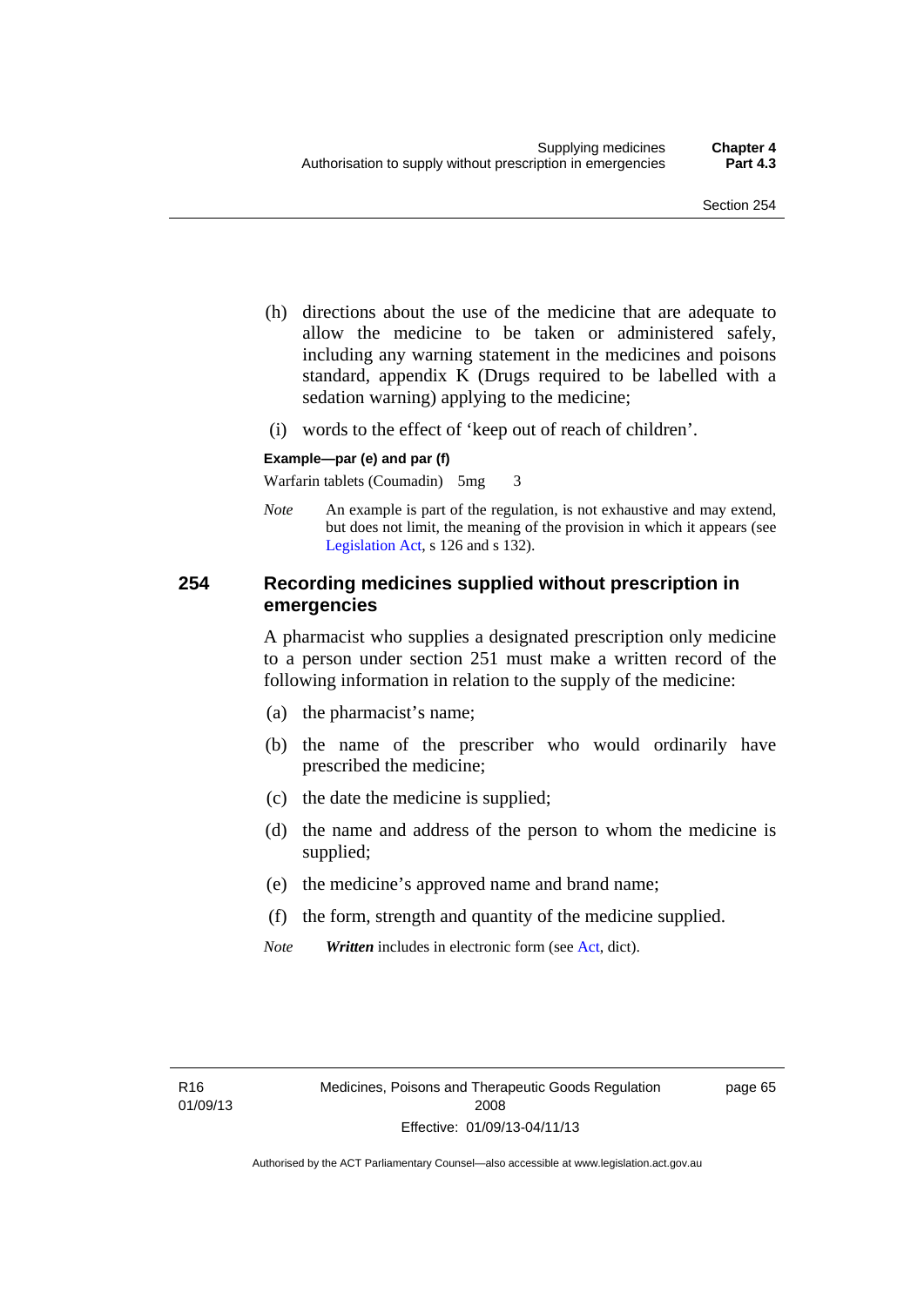(h) directions about the use of the medicine that are adequate to allow the medicine to be taken or administered safely, including any warning statement in the medicines and poisons standard, appendix K (Drugs required to be labelled with a sedation warning) applying to the medicine;

(i) words to the effect of 'keep out of reach of children'.

**Example—par (e) and par (f)**

Warfarin tablets (Coumadin) 5mg 3

*Note* An example is part of the regulation, is not exhaustive and may extend, but does not limit, the meaning of the provision in which it appears (see Legislation Act, s 126 and s 132).

## 254 Recording medicines supplied without prescription in emergencies

A pharmacist who supplies a designated prescription only medicine to a person under section 251 must make a written record of the following information in relation to the supply of the medicine:

(a) the pharmacist's name;

(b) the name of the prescriber who would ordinarily have prescribed the medicine;

(c) the date the medicine is supplied;

(d) the name and address of the person to whom the medicine is supplied;

(e) the medicine's approved name and brand name;

(f) the form, strength and quantity of the medicine supplied.

*Note* ***Written*** includes in electronic form (see Act, dict).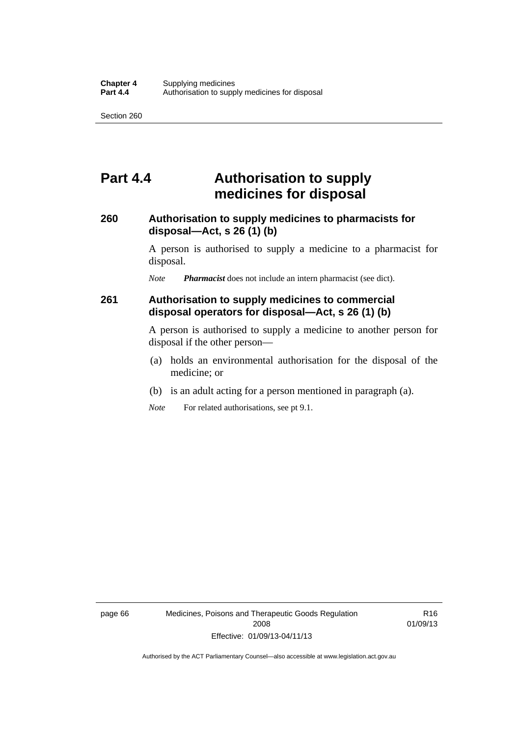# Part 4.4 Authorisation to supply medicines for disposal

## 260 Authorisation to supply medicines to pharmacists for disposal—Act, s 26 (1) (b)

A person is authorised to supply a medicine to a pharmacist for disposal.

*Note* ***Pharmacist*** does not include an intern pharmacist (see dict).

## 261 Authorisation to supply medicines to commercial disposal operators for disposal—Act, s 26 (1) (b)

A person is authorised to supply a medicine to another person for disposal if the other person—

(a) holds an environmental authorisation for the disposal of the medicine; or

(b) is an adult acting for a person mentioned in paragraph (a).

*Note* For related authorisations, see pt 9.1.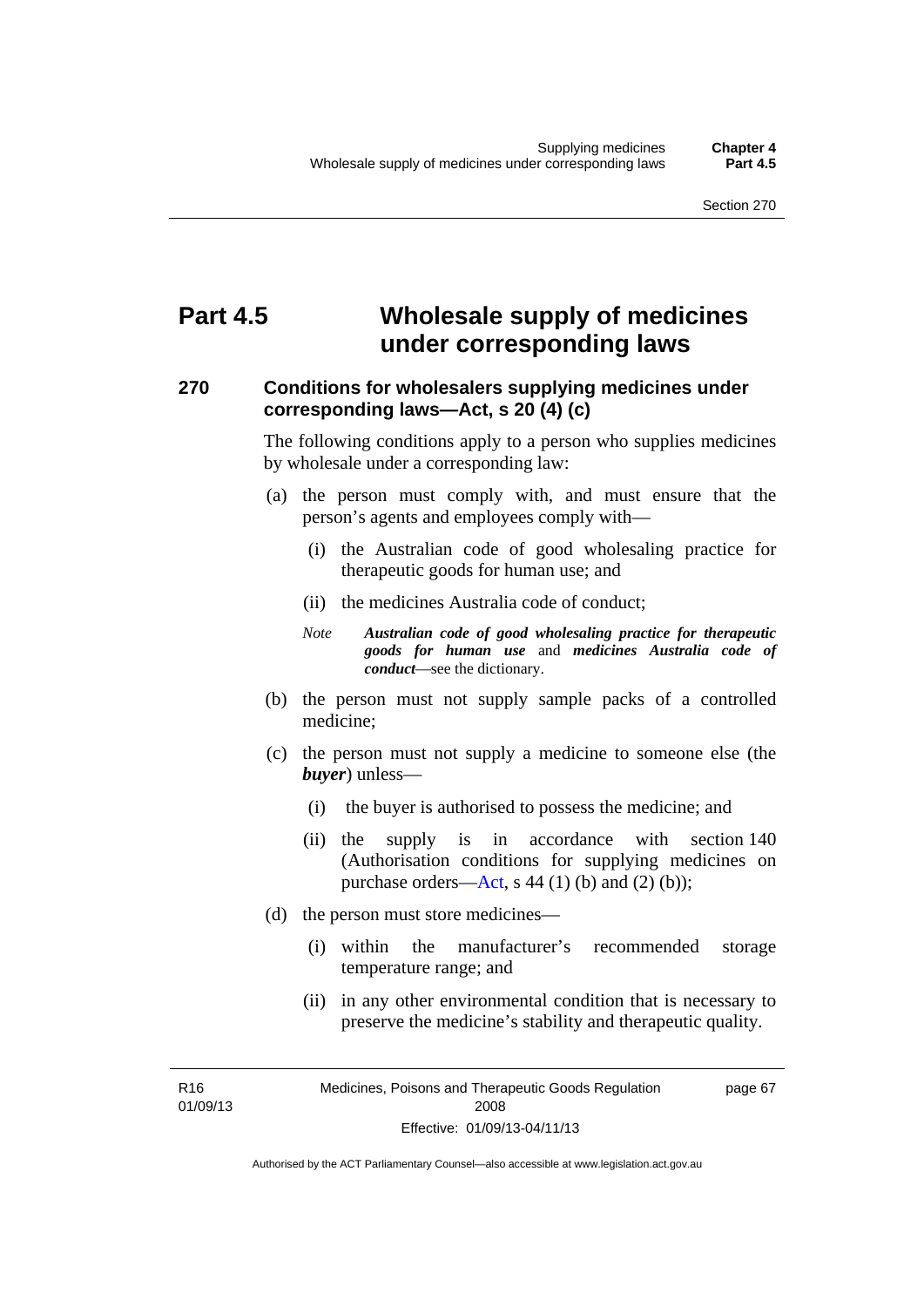# Part 4.5 Wholesale supply of medicines under corresponding laws

### 270 Conditions for wholesalers supplying medicines under corresponding laws—Act, s 20 (4) (c)

The following conditions apply to a person who supplies medicines by wholesale under a corresponding law:

(a) the person must comply with, and must ensure that the person's agents and employees comply with—

  (i) the Australian code of good wholesaling practice for therapeutic goods for human use; and

  (ii) the medicines Australia code of conduct;

*Note* ***Australian code of good wholesaling practice for therapeutic goods for human use*** and ***medicines Australia code of conduct***—see the dictionary.

(b) the person must not supply sample packs of a controlled medicine;

(c) the person must not supply a medicine to someone else (the ***buyer***) unless—

  (i) the buyer is authorised to possess the medicine; and

  (ii) the supply is in accordance with section 140 (Authorisation conditions for supplying medicines on purchase orders—Act, s 44 (1) (b) and (2) (b));

(d) the person must store medicines—

  (i) within the manufacturer's recommended storage temperature range; and

  (ii) in any other environmental condition that is necessary to preserve the medicine's stability and therapeutic quality.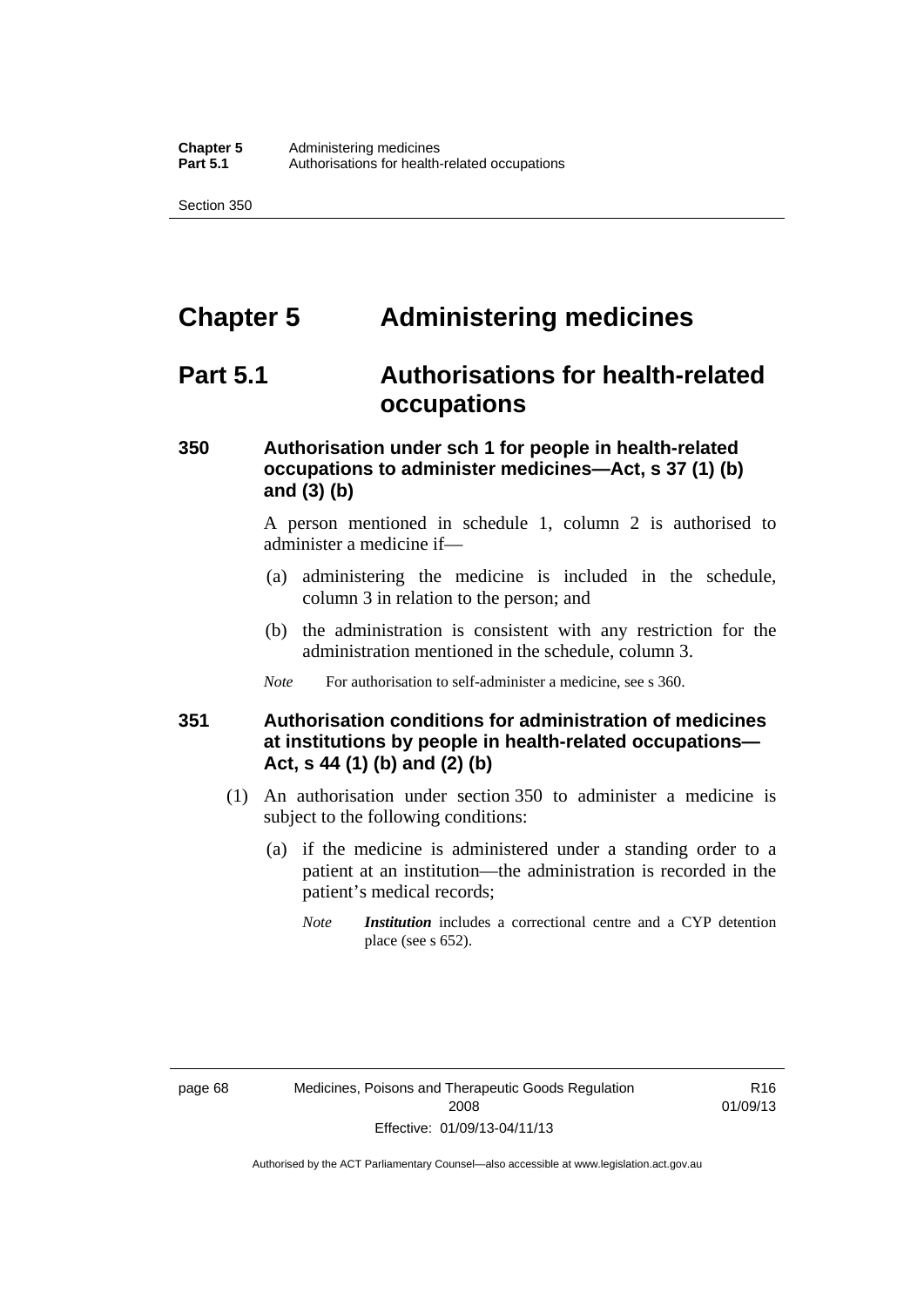# Chapter 5 Administering medicines

## Part 5.1 Authorisations for health-related occupations

### 350 Authorisation under sch 1 for people in health-related occupations to administer medicines—Act, s 37 (1) (b) and (3) (b)

A person mentioned in schedule 1, column 2 is authorised to administer a medicine if—

(a) administering the medicine is included in the schedule, column 3 in relation to the person; and

(b) the administration is consistent with any restriction for the administration mentioned in the schedule, column 3.

*Note* For authorisation to self-administer a medicine, see s 360.

### 351 Authorisation conditions for administration of medicines at institutions by people in health-related occupations—Act, s 44 (1) (b) and (2) (b)

(1) An authorisation under section 350 to administer a medicine is subject to the following conditions:

(a) if the medicine is administered under a standing order to a patient at an institution—the administration is recorded in the patient's medical records;

*Note* ***Institution*** includes a correctional centre and a CYP detention place (see s 652).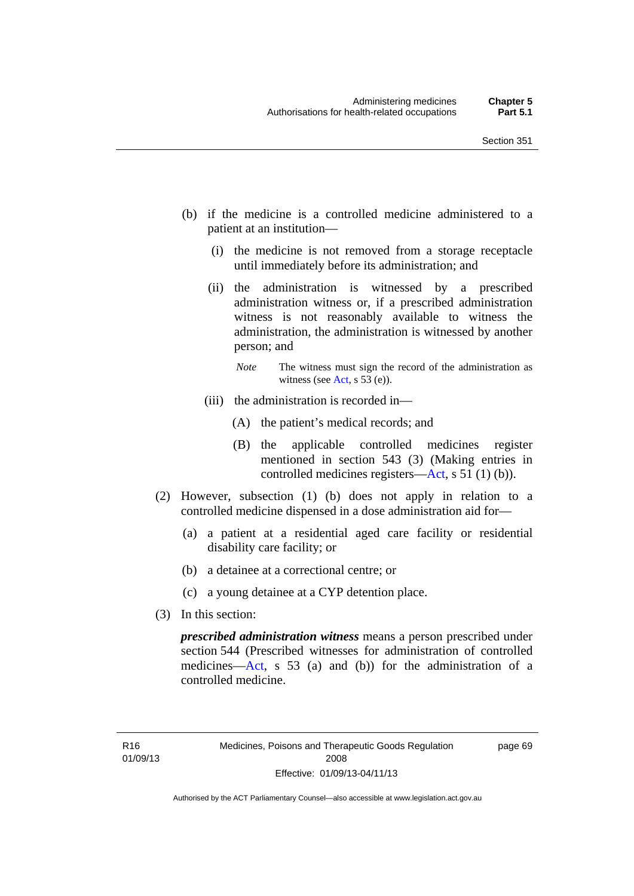(b) if the medicine is a controlled medicine administered to a patient at an institution—

(i) the medicine is not removed from a storage receptacle until immediately before its administration; and

(ii) the administration is witnessed by a prescribed administration witness or, if a prescribed administration witness is not reasonably available to witness the administration, the administration is witnessed by another person; and

*Note* The witness must sign the record of the administration as witness (see Act, s 53 (e)).

(iii) the administration is recorded in—

(A) the patient's medical records; and

(B) the applicable controlled medicines register mentioned in section 543 (3) (Making entries in controlled medicines registers—Act, s 51 (1) (b)).

(2) However, subsection (1) (b) does not apply in relation to a controlled medicine dispensed in a dose administration aid for—

(a) a patient at a residential aged care facility or residential disability care facility; or

(b) a detainee at a correctional centre; or

(c) a young detainee at a CYP detention place.

(3) In this section:

***prescribed administration witness*** means a person prescribed under section 544 (Prescribed witnesses for administration of controlled medicines—Act, s 53 (a) and (b)) for the administration of a controlled medicine.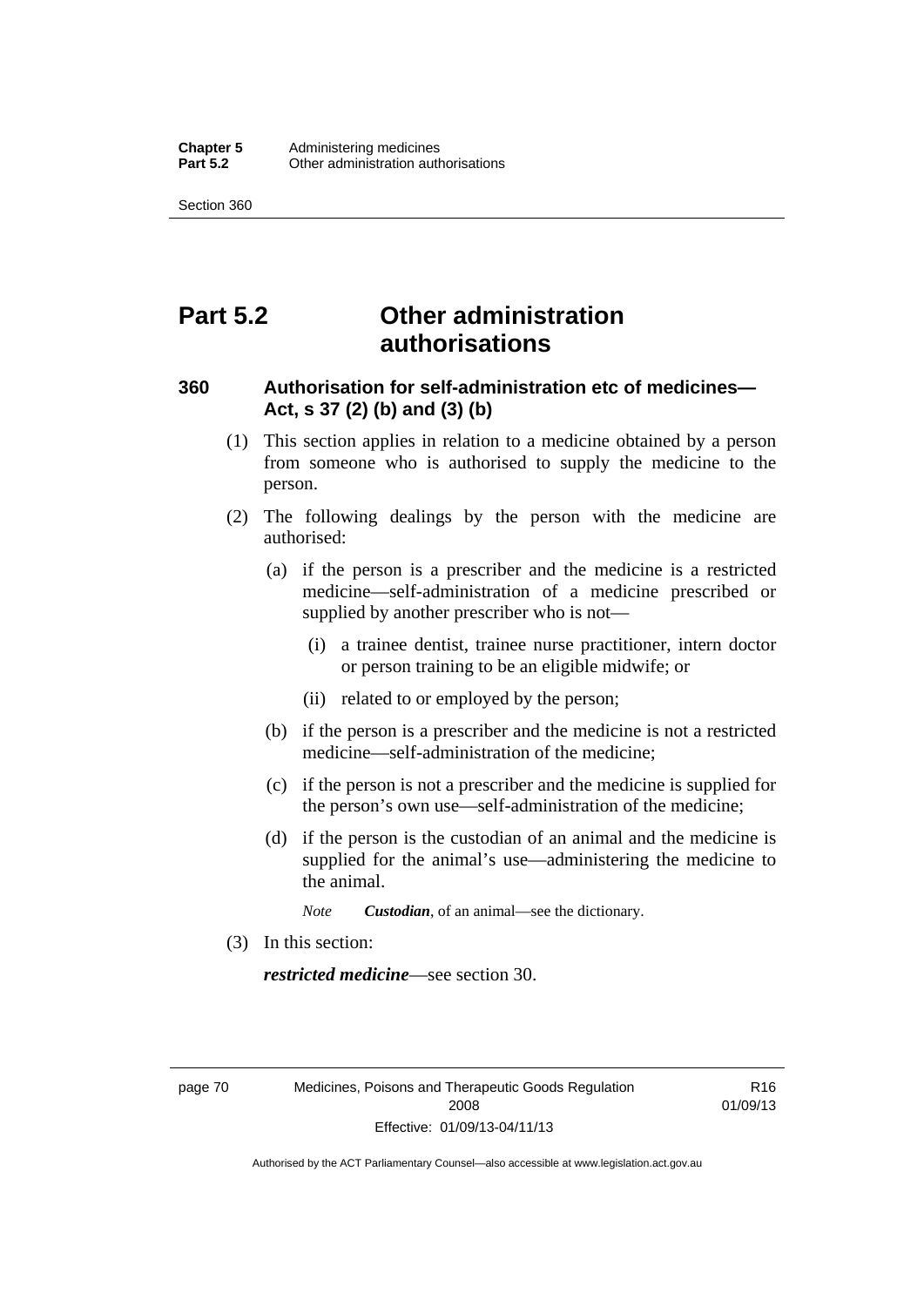# Part 5.2 Other administration authorisations

## 360 Authorisation for self-administration etc of medicines—Act, s 37 (2) (b) and (3) (b)

(1) This section applies in relation to a medicine obtained by a person from someone who is authorised to supply the medicine to the person.

(2) The following dealings by the person with the medicine are authorised:

(a) if the person is a prescriber and the medicine is a restricted medicine—self-administration of a medicine prescribed or supplied by another prescriber who is not—

(i) a trainee dentist, trainee nurse practitioner, intern doctor or person training to be an eligible midwife; or

(ii) related to or employed by the person;

(b) if the person is a prescriber and the medicine is not a restricted medicine—self-administration of the medicine;

(c) if the person is not a prescriber and the medicine is supplied for the person's own use—self-administration of the medicine;

(d) if the person is the custodian of an animal and the medicine is supplied for the animal's use—administering the medicine to the animal.

*Note* ***Custodian***, of an animal—see the dictionary.

(3) In this section:

***restricted medicine***—see section 30.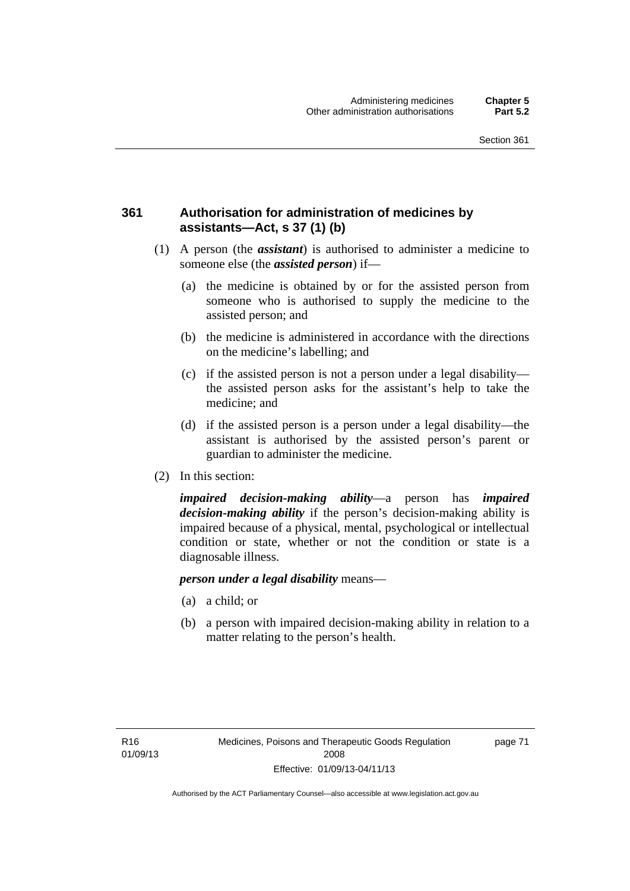### 361 Authorisation for administration of medicines by assistants—Act, s 37 (1) (b)

(1) A person (the ***assistant***) is authorised to administer a medicine to someone else (the ***assisted person***) if—

(a) the medicine is obtained by or for the assisted person from someone who is authorised to supply the medicine to the assisted person; and

(b) the medicine is administered in accordance with the directions on the medicine's labelling; and

(c) if the assisted person is not a person under a legal disability—the assisted person asks for the assistant's help to take the medicine; and

(d) if the assisted person is a person under a legal disability—the assistant is authorised by the assisted person's parent or guardian to administer the medicine.

(2) In this section:

***impaired decision-making ability***—a person has ***impaired decision-making ability*** if the person's decision-making ability is impaired because of a physical, mental, psychological or intellectual condition or state, whether or not the condition or state is a diagnosable illness.

***person under a legal disability*** means—

(a) a child; or

(b) a person with impaired decision-making ability in relation to a matter relating to the person's health.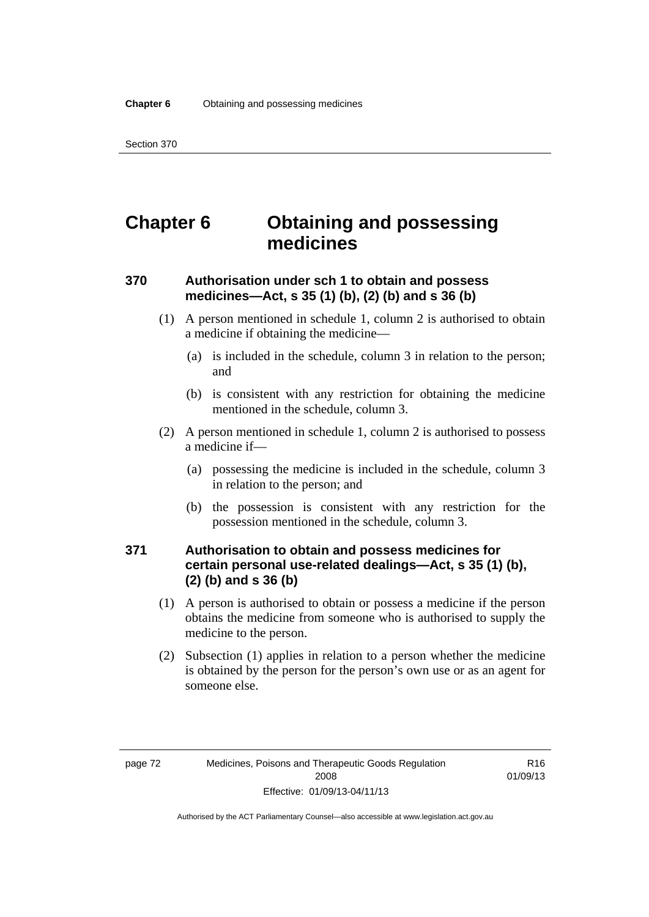# Chapter 6 Obtaining and possessing medicines

## 370 Authorisation under sch 1 to obtain and possess medicines—Act, s 35 (1) (b), (2) (b) and s 36 (b)

(1) A person mentioned in schedule 1, column 2 is authorised to obtain a medicine if obtaining the medicine—

(a) is included in the schedule, column 3 in relation to the person; and

(b) is consistent with any restriction for obtaining the medicine mentioned in the schedule, column 3.

(2) A person mentioned in schedule 1, column 2 is authorised to possess a medicine if—

(a) possessing the medicine is included in the schedule, column 3 in relation to the person; and

(b) the possession is consistent with any restriction for the possession mentioned in the schedule, column 3.

## 371 Authorisation to obtain and possess medicines for certain personal use-related dealings—Act, s 35 (1) (b), (2) (b) and s 36 (b)

(1) A person is authorised to obtain or possess a medicine if the person obtains the medicine from someone who is authorised to supply the medicine to the person.

(2) Subsection (1) applies in relation to a person whether the medicine is obtained by the person for the person's own use or as an agent for someone else.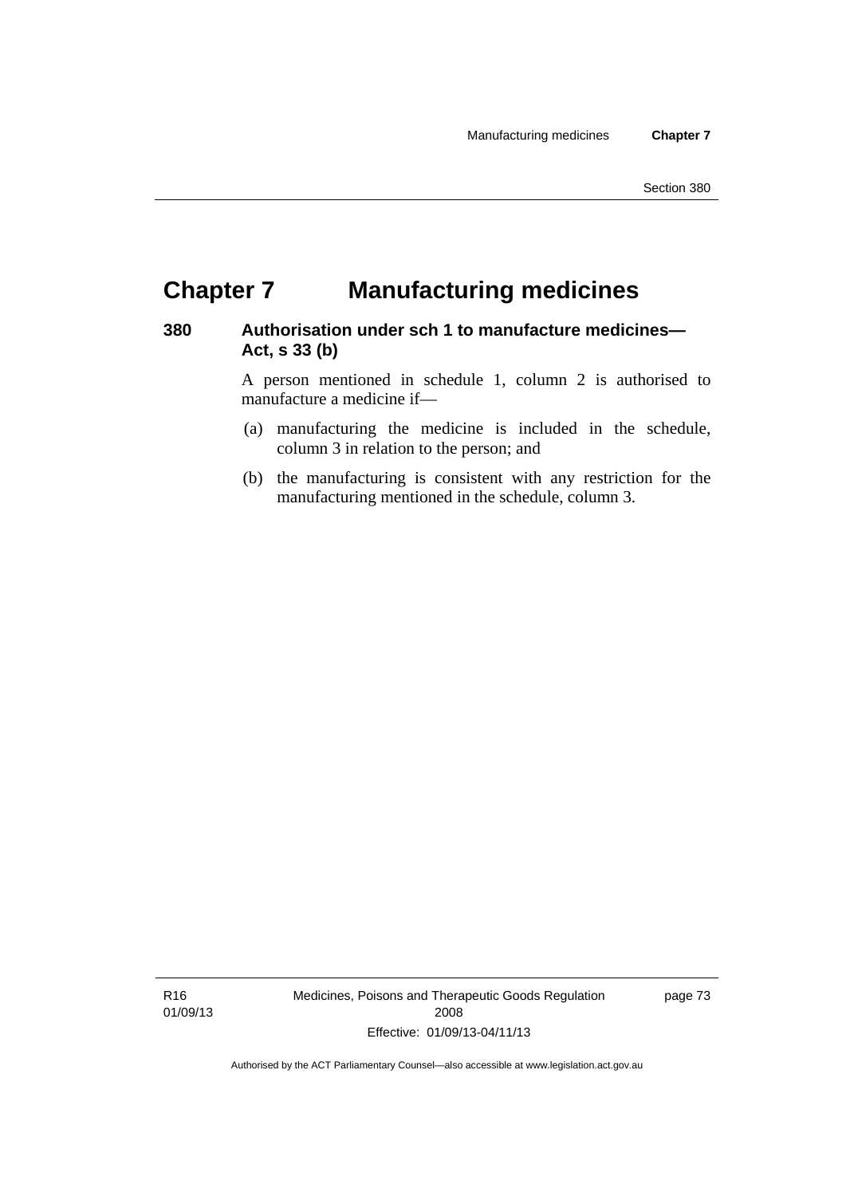# Chapter 7 Manufacturing medicines

## 380 Authorisation under sch 1 to manufacture medicines—Act, s 33 (b)

A person mentioned in schedule 1, column 2 is authorised to manufacture a medicine if—

(a) manufacturing the medicine is included in the schedule, column 3 in relation to the person; and

(b) the manufacturing is consistent with any restriction for the manufacturing mentioned in the schedule, column 3.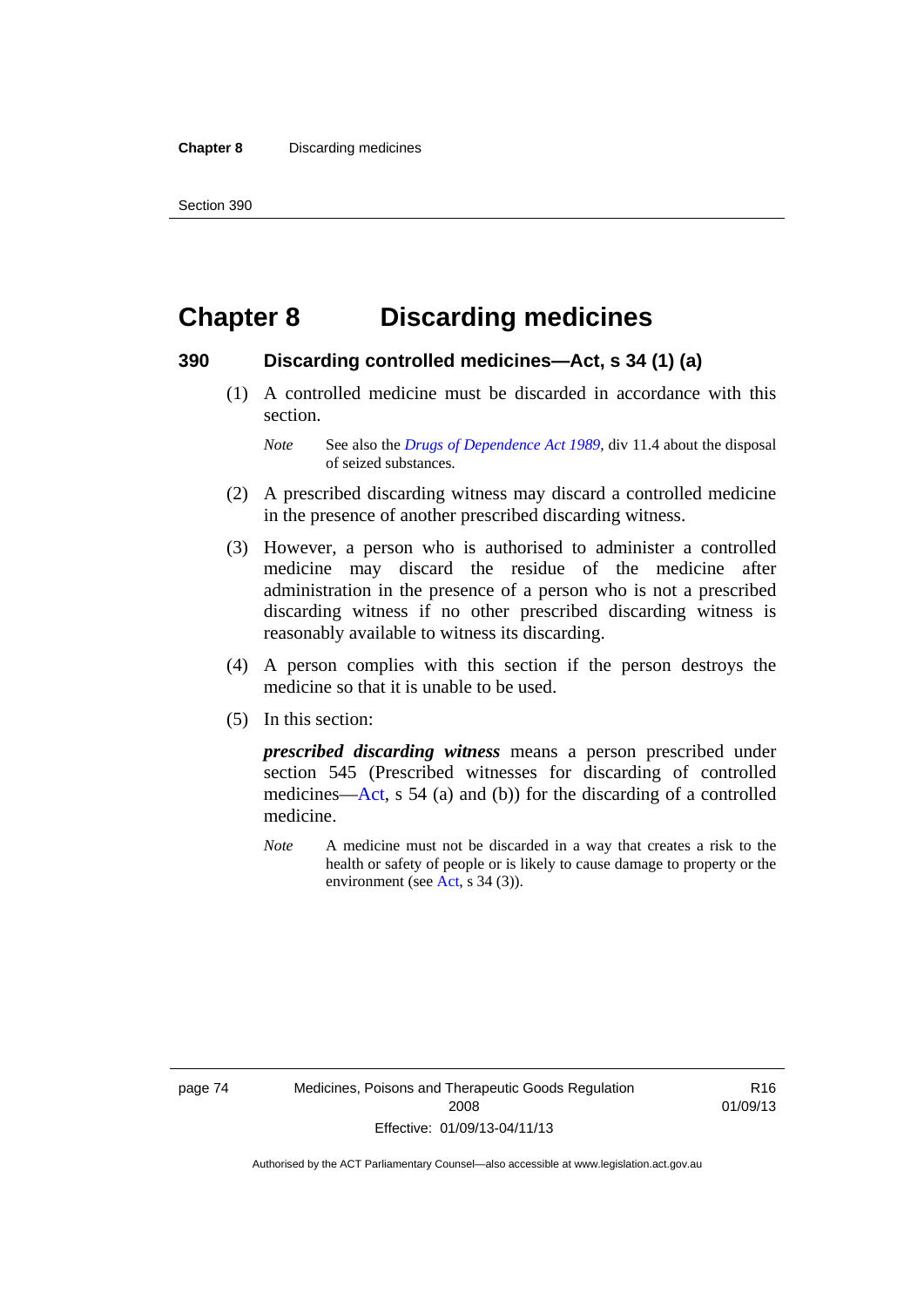# Chapter 8 Discarding medicines

## 390 Discarding controlled medicines—Act, s 34 (1) (a)

(1) A controlled medicine must be discarded in accordance with this section.

*Note* See also the *Drugs of Dependence Act 1989*, div 11.4 about the disposal of seized substances.

(2) A prescribed discarding witness may discard a controlled medicine in the presence of another prescribed discarding witness.

(3) However, a person who is authorised to administer a controlled medicine may discard the residue of the medicine after administration in the presence of a person who is not a prescribed discarding witness if no other prescribed discarding witness is reasonably available to witness its discarding.

(4) A person complies with this section if the person destroys the medicine so that it is unable to be used.

(5) In this section:

***prescribed discarding witness*** means a person prescribed under section 545 (Prescribed witnesses for discarding of controlled medicines—Act, s 54 (a) and (b)) for the discarding of a controlled medicine.

*Note* A medicine must not be discarded in a way that creates a risk to the health or safety of people or is likely to cause damage to property or the environment (see Act, s 34 (3)).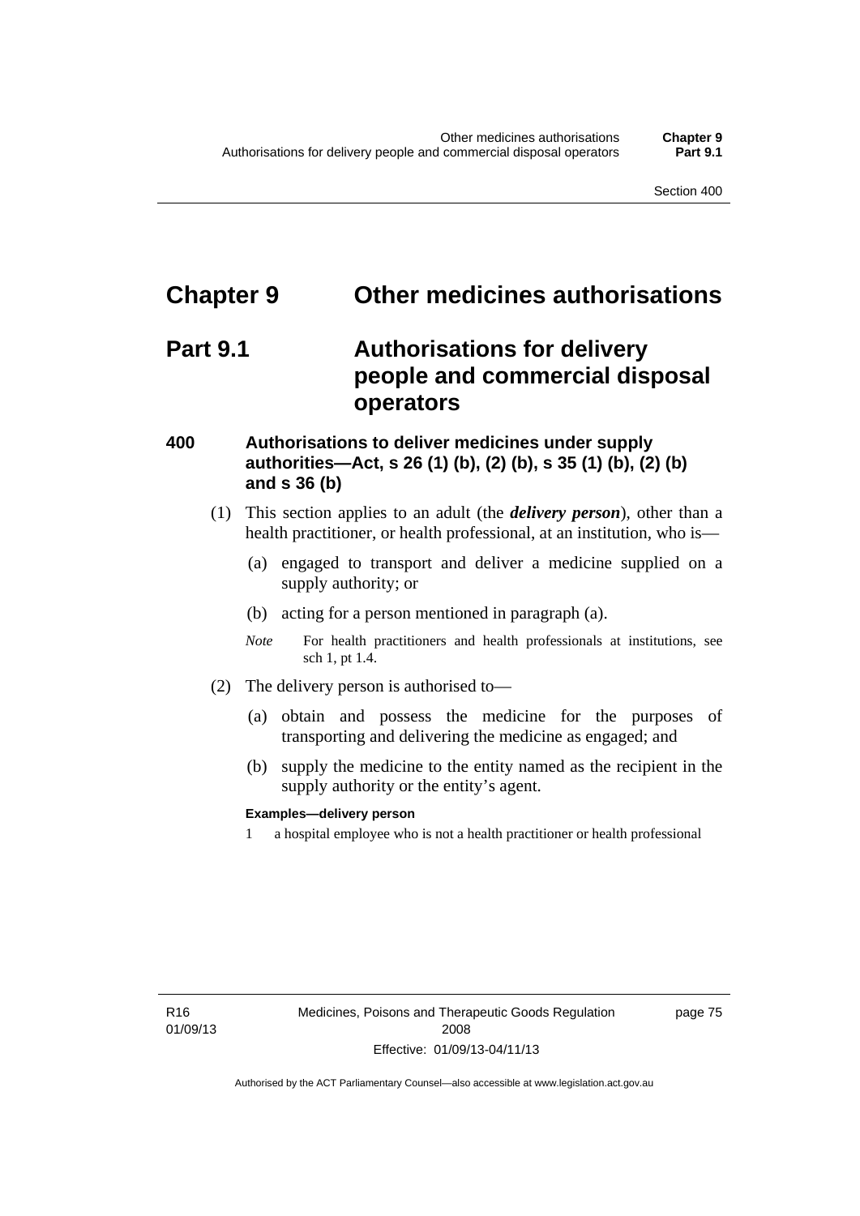# Chapter 9 Other medicines authorisations

## Part 9.1 Authorisations for delivery people and commercial disposal operators

### 400 Authorisations to deliver medicines under supply authorities—Act, s 26 (1) (b), (2) (b), s 35 (1) (b), (2) (b) and s 36 (b)

(1) This section applies to an adult (the ***delivery person***), other than a health practitioner, or health professional, at an institution, who is—

- (a) engaged to transport and deliver a medicine supplied on a supply authority; or
- (b) acting for a person mentioned in paragraph (a).

*Note* For health practitioners and health professionals at institutions, see sch 1, pt 1.4.

(2) The delivery person is authorised to—

- (a) obtain and possess the medicine for the purposes of transporting and delivering the medicine as engaged; and
- (b) supply the medicine to the entity named as the recipient in the supply authority or the entity's agent.

**Examples—delivery person**

1 a hospital employee who is not a health practitioner or health professional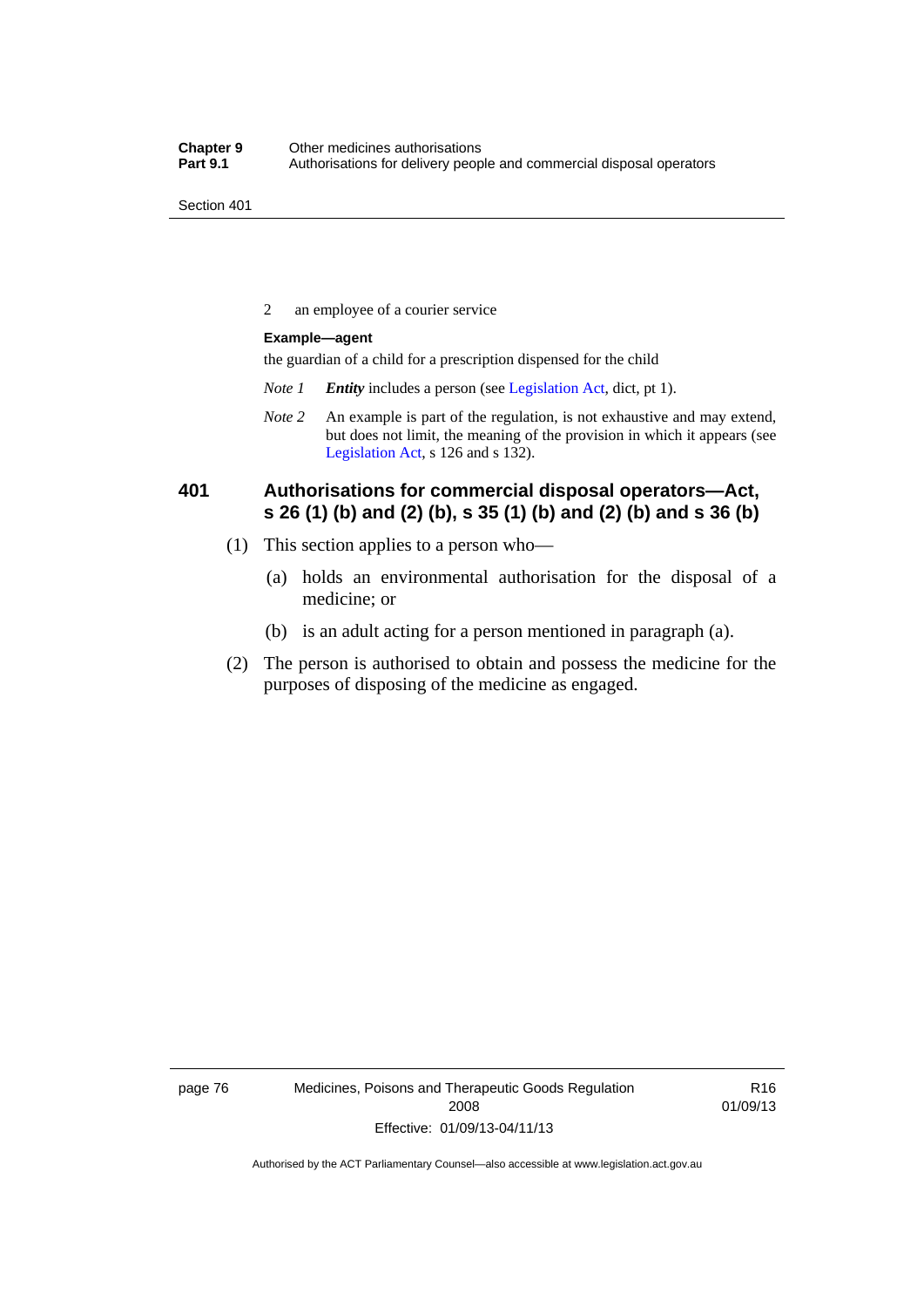2 an employee of a courier service

**Example—agent**

the guardian of a child for a prescription dispensed for the child

*Note 1* ***Entity*** includes a person (see Legislation Act, dict, pt 1).

*Note 2* An example is part of the regulation, is not exhaustive and may extend, but does not limit, the meaning of the provision in which it appears (see Legislation Act, s 126 and s 132).

### 401 Authorisations for commercial disposal operators—Act, s 26 (1) (b) and (2) (b), s 35 (1) (b) and (2) (b) and s 36 (b)

(1) This section applies to a person who—

(a) holds an environmental authorisation for the disposal of a medicine; or

(b) is an adult acting for a person mentioned in paragraph (a).

(2) The person is authorised to obtain and possess the medicine for the purposes of disposing of the medicine as engaged.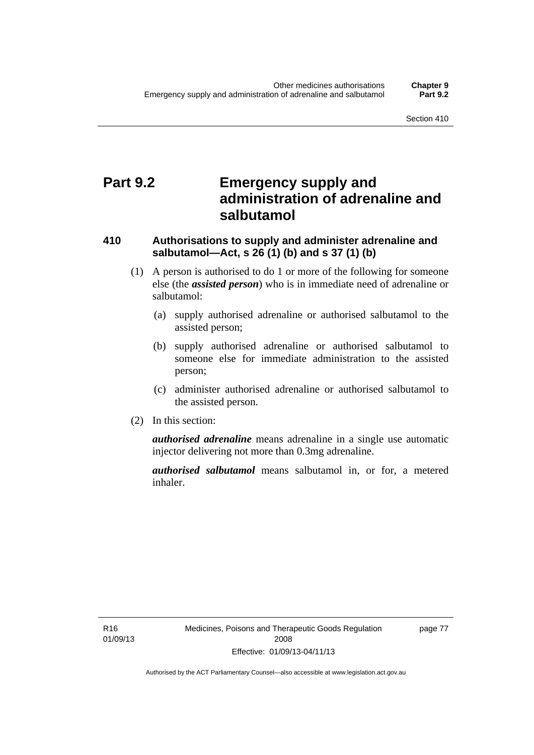# Part 9.2 Emergency supply and administration of adrenaline and salbutamol

### 410 Authorisations to supply and administer adrenaline and salbutamol—Act, s 26 (1) (b) and s 37 (1) (b)

(1) A person is authorised to do 1 or more of the following for someone else (the ***assisted person***) who is in immediate need of adrenaline or salbutamol:

(a) supply authorised adrenaline or authorised salbutamol to the assisted person;

(b) supply authorised adrenaline or authorised salbutamol to someone else for immediate administration to the assisted person;

(c) administer authorised adrenaline or authorised salbutamol to the assisted person.

(2) In this section:

***authorised adrenaline*** means adrenaline in a single use automatic injector delivering not more than 0.3mg adrenaline.

***authorised salbutamol*** means salbutamol in, or for, a metered inhaler.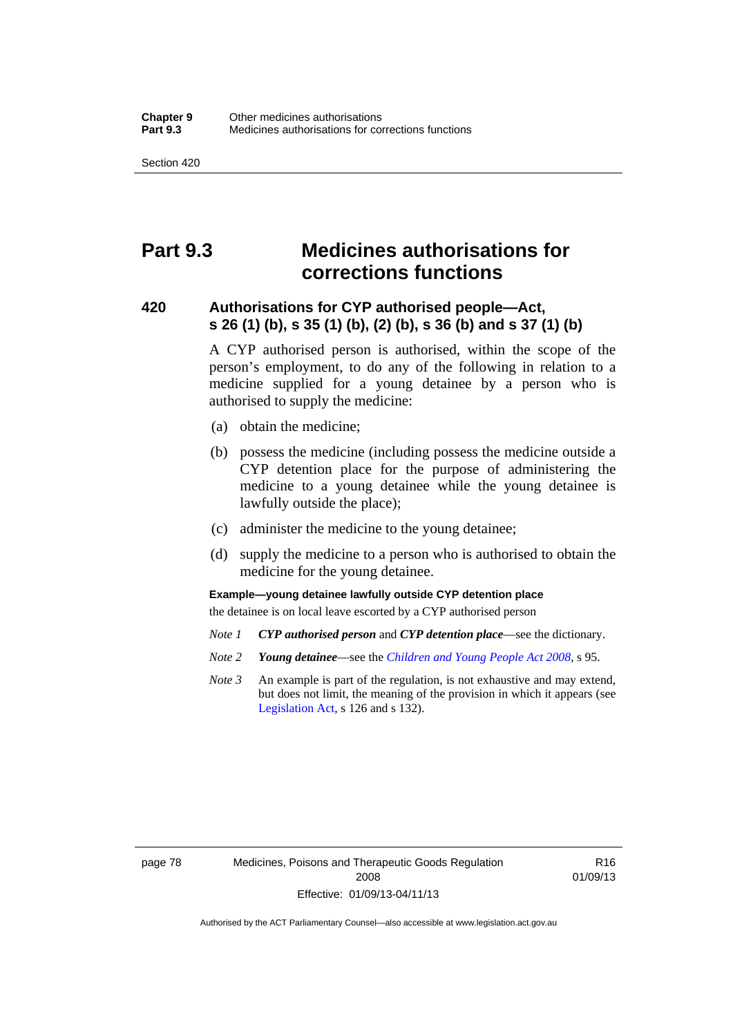# Part 9.3 Medicines authorisations for corrections functions

## 420 Authorisations for CYP authorised people—Act, s 26 (1) (b), s 35 (1) (b), (2) (b), s 36 (b) and s 37 (1) (b)

A CYP authorised person is authorised, within the scope of the person's employment, to do any of the following in relation to a medicine supplied for a young detainee by a person who is authorised to supply the medicine:

(a) obtain the medicine;

(b) possess the medicine (including possess the medicine outside a CYP detention place for the purpose of administering the medicine to a young detainee while the young detainee is lawfully outside the place);

(c) administer the medicine to the young detainee;

(d) supply the medicine to a person who is authorised to obtain the medicine for the young detainee.

**Example—young detainee lawfully outside CYP detention place**

the detainee is on local leave escorted by a CYP authorised person

*Note 1* ***CYP authorised person*** and ***CYP detention place***—see the dictionary.

*Note 2* ***Young detainee***—see the *Children and Young People Act 2008*, s 95.

*Note 3* An example is part of the regulation, is not exhaustive and may extend, but does not limit, the meaning of the provision in which it appears (see Legislation Act, s 126 and s 132).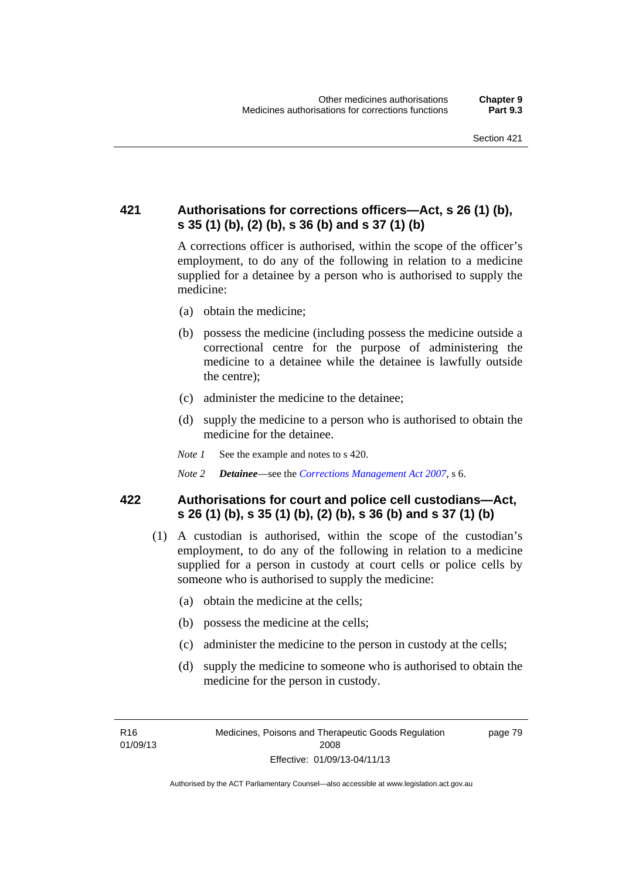## 421 Authorisations for corrections officers—Act, s 26 (1) (b), s 35 (1) (b), (2) (b), s 36 (b) and s 37 (1) (b)

A corrections officer is authorised, within the scope of the officer's employment, to do any of the following in relation to a medicine supplied for a detainee by a person who is authorised to supply the medicine:

(a) obtain the medicine;

(b) possess the medicine (including possess the medicine outside a correctional centre for the purpose of administering the medicine to a detainee while the detainee is lawfully outside the centre);

(c) administer the medicine to the detainee;

(d) supply the medicine to a person who is authorised to obtain the medicine for the detainee.

*Note 1* See the example and notes to s 420.

*Note 2* ***Detainee***—see the *Corrections Management Act 2007*, s 6.

## 422 Authorisations for court and police cell custodians—Act, s 26 (1) (b), s 35 (1) (b), (2) (b), s 36 (b) and s 37 (1) (b)

(1) A custodian is authorised, within the scope of the custodian's employment, to do any of the following in relation to a medicine supplied for a person in custody at court cells or police cells by someone who is authorised to supply the medicine:

(a) obtain the medicine at the cells;

(b) possess the medicine at the cells;

(c) administer the medicine to the person in custody at the cells;

(d) supply the medicine to someone who is authorised to obtain the medicine for the person in custody.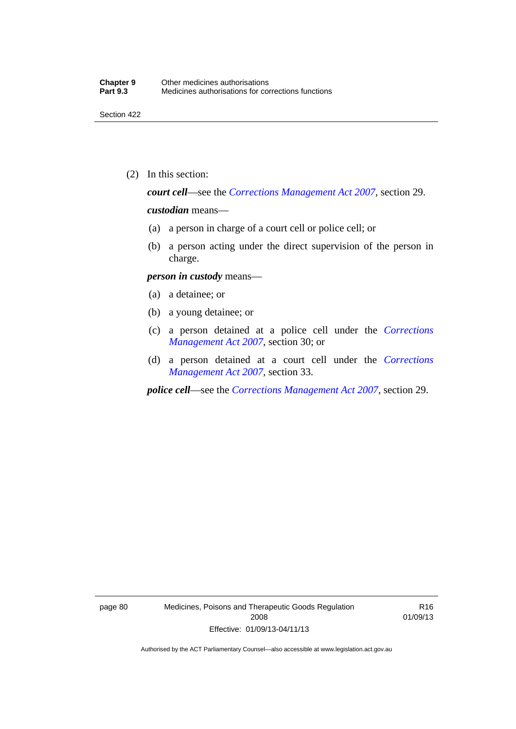(2) In this section:

***court cell***—see the *Corrections Management Act 2007*, section 29.

***custodian*** means—

(a) a person in charge of a court cell or police cell; or

(b) a person acting under the direct supervision of the person in charge.

***person in custody*** means—

(a) a detainee; or

(b) a young detainee; or

(c) a person detained at a police cell under the *Corrections Management Act 2007*, section 30; or

(d) a person detained at a court cell under the *Corrections Management Act 2007*, section 33.

***police cell***—see the *Corrections Management Act 2007*, section 29.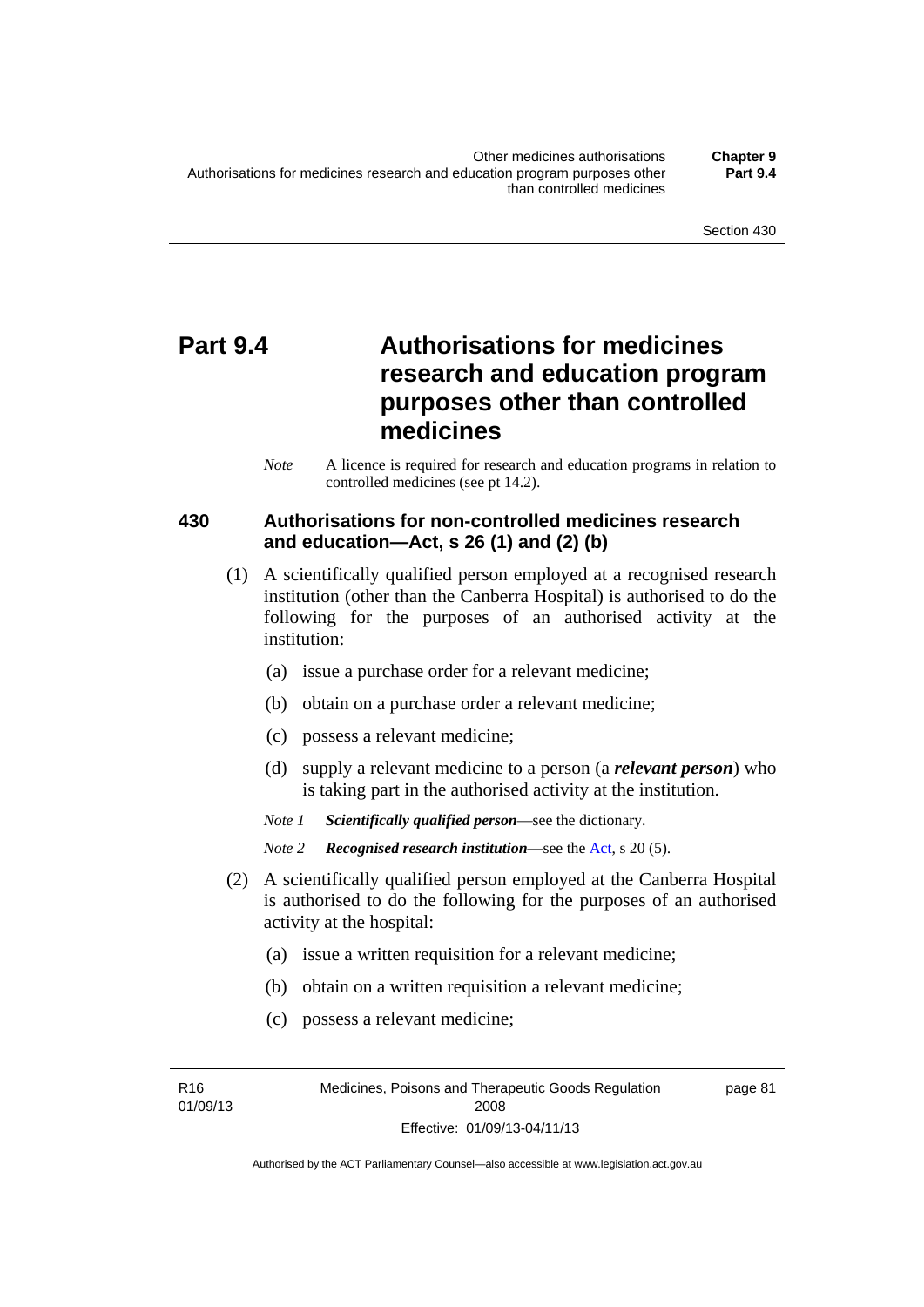# Part 9.4 Authorisations for medicines research and education program purposes other than controlled medicines

*Note* A licence is required for research and education programs in relation to controlled medicines (see pt 14.2).

## 430 Authorisations for non-controlled medicines research and education—Act, s 26 (1) and (2) (b)

(1) A scientifically qualified person employed at a recognised research institution (other than the Canberra Hospital) is authorised to do the following for the purposes of an authorised activity at the institution:

(a) issue a purchase order for a relevant medicine;

(b) obtain on a purchase order a relevant medicine;

(c) possess a relevant medicine;

(d) supply a relevant medicine to a person (a ***relevant person***) who is taking part in the authorised activity at the institution.

*Note 1* ***Scientifically qualified person***—see the dictionary.

*Note 2* ***Recognised research institution***—see the Act, s 20 (5).

(2) A scientifically qualified person employed at the Canberra Hospital is authorised to do the following for the purposes of an authorised activity at the hospital:

(a) issue a written requisition for a relevant medicine;

(b) obtain on a written requisition a relevant medicine;

(c) possess a relevant medicine;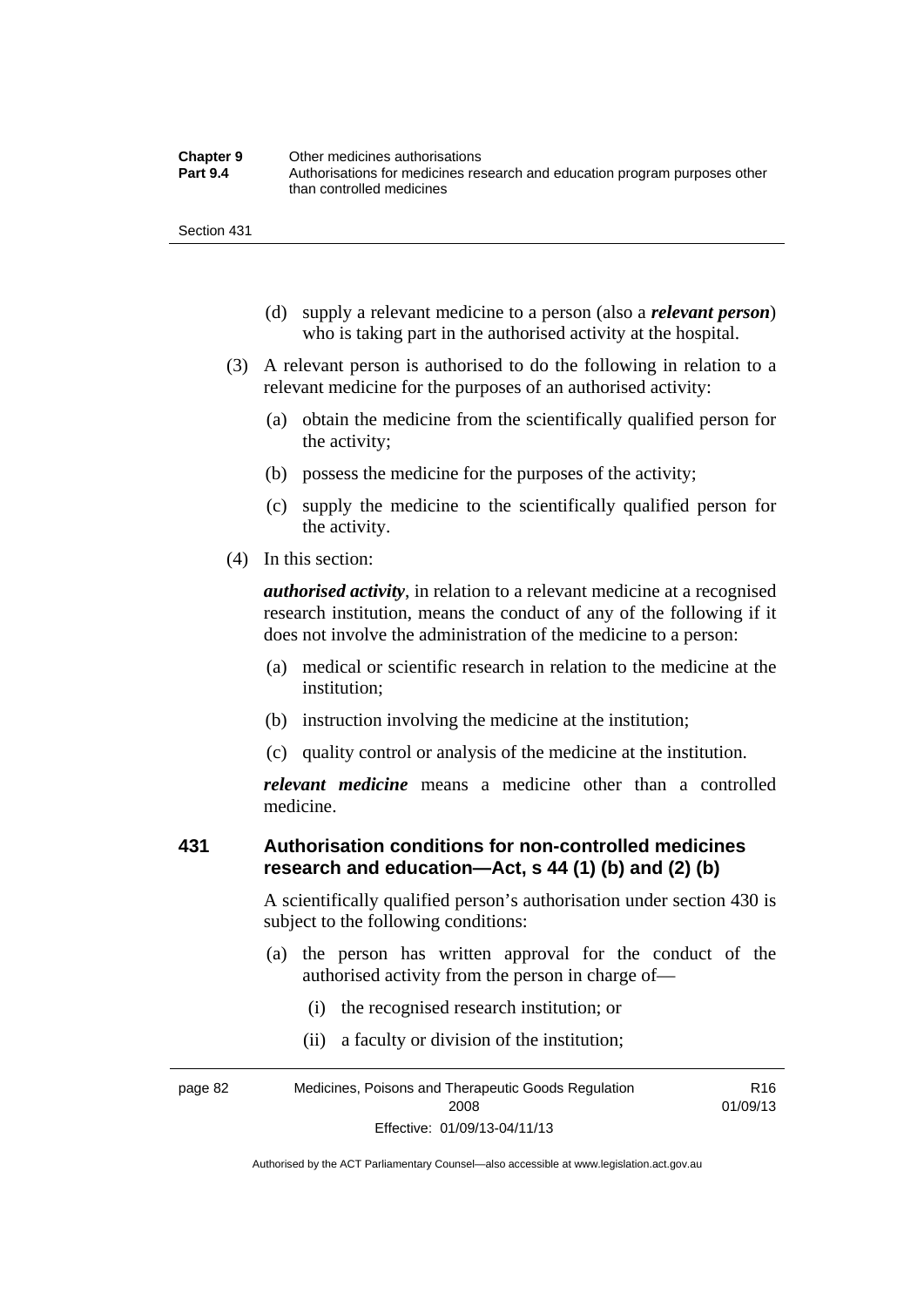(d) supply a relevant medicine to a person (also a ***relevant person***) who is taking part in the authorised activity at the hospital.

(3) A relevant person is authorised to do the following in relation to a relevant medicine for the purposes of an authorised activity:

(a) obtain the medicine from the scientifically qualified person for the activity;

(b) possess the medicine for the purposes of the activity;

(c) supply the medicine to the scientifically qualified person for the activity.

(4) In this section:

***authorised activity***, in relation to a relevant medicine at a recognised research institution, means the conduct of any of the following if it does not involve the administration of the medicine to a person:

(a) medical or scientific research in relation to the medicine at the institution;

(b) instruction involving the medicine at the institution;

(c) quality control or analysis of the medicine at the institution.

***relevant medicine*** means a medicine other than a controlled medicine.

## 431 Authorisation conditions for non-controlled medicines research and education—Act, s 44 (1) (b) and (2) (b)

A scientifically qualified person's authorisation under section 430 is subject to the following conditions:

(a) the person has written approval for the conduct of the authorised activity from the person in charge of—

(i) the recognised research institution; or

(ii) a faculty or division of the institution;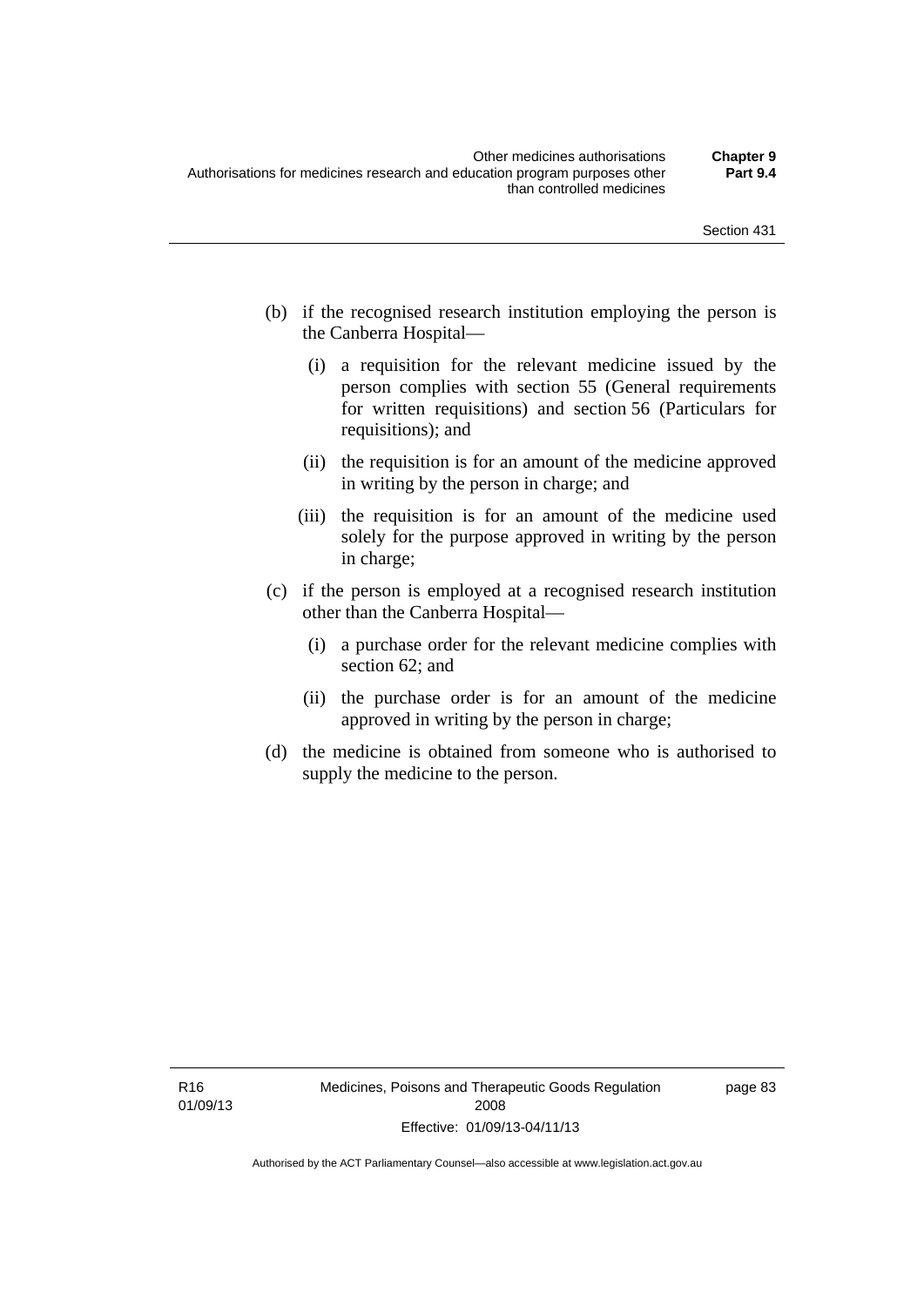(b) if the recognised research institution employing the person is the Canberra Hospital—

   (i) a requisition for the relevant medicine issued by the person complies with section 55 (General requirements for written requisitions) and section 56 (Particulars for requisitions); and

   (ii) the requisition is for an amount of the medicine approved in writing by the person in charge; and

   (iii) the requisition is for an amount of the medicine used solely for the purpose approved in writing by the person in charge;

(c) if the person is employed at a recognised research institution other than the Canberra Hospital—

   (i) a purchase order for the relevant medicine complies with section 62; and

   (ii) the purchase order is for an amount of the medicine approved in writing by the person in charge;

(d) the medicine is obtained from someone who is authorised to supply the medicine to the person.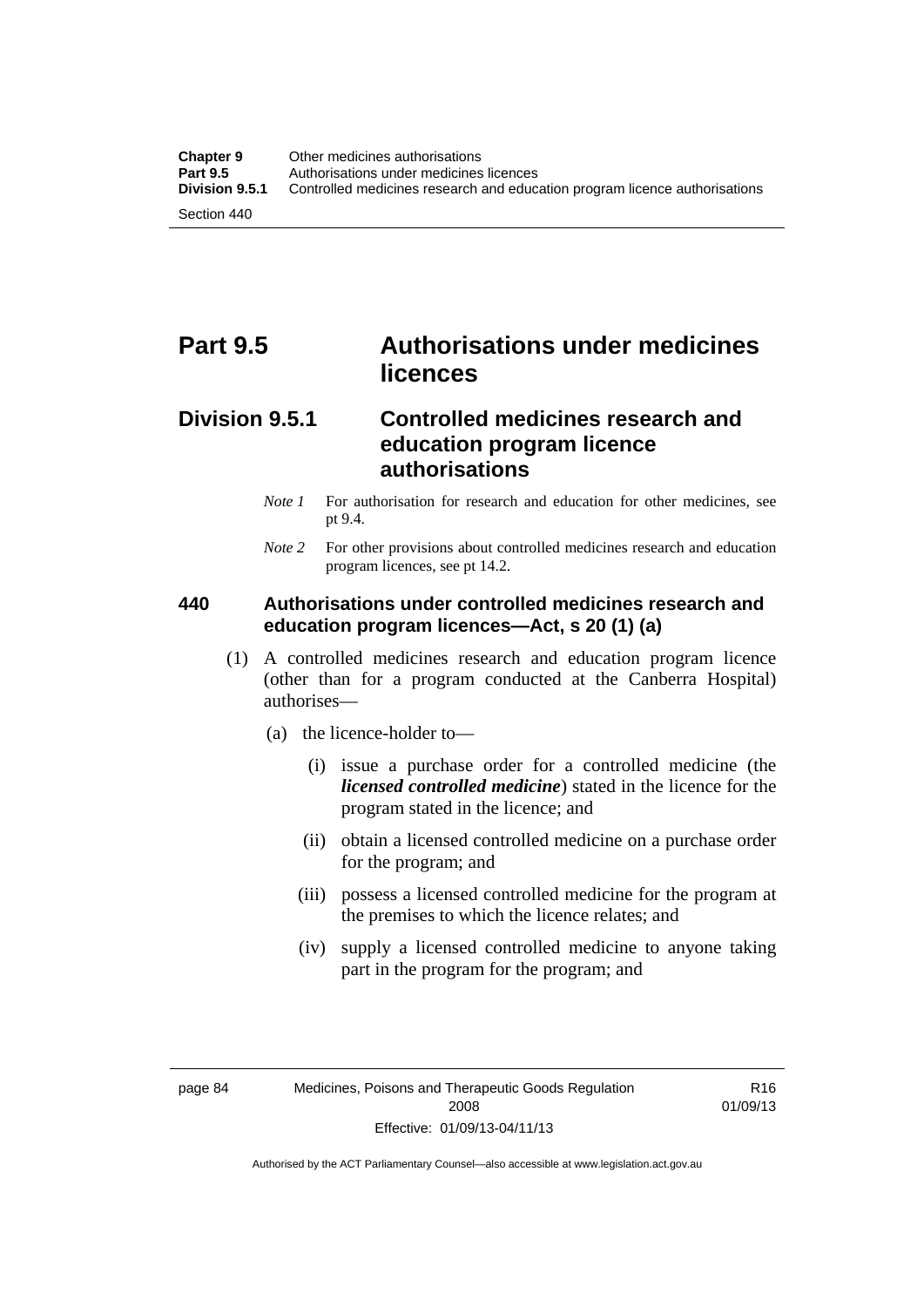# Part 9.5 Authorisations under medicines licences

## Division 9.5.1 Controlled medicines research and education program licence authorisations

*Note 1* For authorisation for research and education for other medicines, see pt 9.4.

*Note 2* For other provisions about controlled medicines research and education program licences, see pt 14.2.

### 440 Authorisations under controlled medicines research and education program licences—Act, s 20 (1) (a)

(1) A controlled medicines research and education program licence (other than for a program conducted at the Canberra Hospital) authorises—

(a) the licence-holder to—

(i) issue a purchase order for a controlled medicine (the ***licensed controlled medicine***) stated in the licence for the program stated in the licence; and

(ii) obtain a licensed controlled medicine on a purchase order for the program; and

(iii) possess a licensed controlled medicine for the program at the premises to which the licence relates; and

(iv) supply a licensed controlled medicine to anyone taking part in the program for the program; and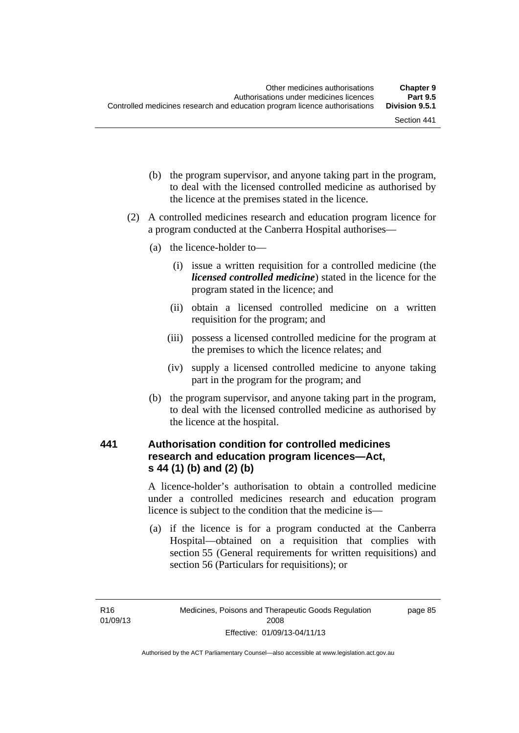(b) the program supervisor, and anyone taking part in the program, to deal with the licensed controlled medicine as authorised by the licence at the premises stated in the licence.

(2) A controlled medicines research and education program licence for a program conducted at the Canberra Hospital authorises—

(a) the licence-holder to—

(i) issue a written requisition for a controlled medicine (the ***licensed controlled medicine***) stated in the licence for the program stated in the licence; and

(ii) obtain a licensed controlled medicine on a written requisition for the program; and

(iii) possess a licensed controlled medicine for the program at the premises to which the licence relates; and

(iv) supply a licensed controlled medicine to anyone taking part in the program for the program; and

(b) the program supervisor, and anyone taking part in the program, to deal with the licensed controlled medicine as authorised by the licence at the hospital.

### 441 Authorisation condition for controlled medicines research and education program licences—Act, s 44 (1) (b) and (2) (b)

A licence-holder's authorisation to obtain a controlled medicine under a controlled medicines research and education program licence is subject to the condition that the medicine is—

(a) if the licence is for a program conducted at the Canberra Hospital—obtained on a requisition that complies with section 55 (General requirements for written requisitions) and section 56 (Particulars for requisitions); or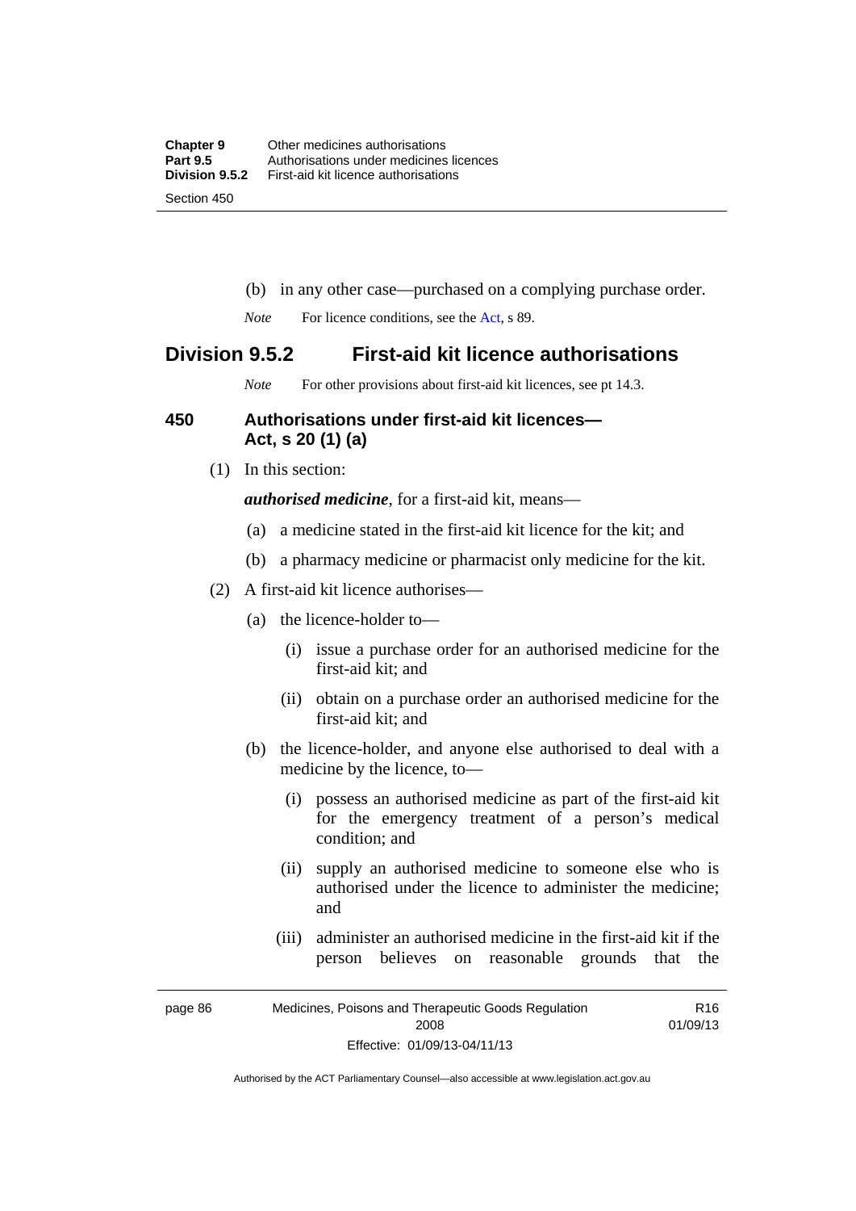(b) in any other case—purchased on a complying purchase order.

*Note* For licence conditions, see the Act, s 89.

## Division 9.5.2 First-aid kit licence authorisations

*Note* For other provisions about first-aid kit licences, see pt 14.3.

### 450 Authorisations under first-aid kit licences—Act, s 20 (1) (a)

(1) In this section:

***authorised medicine***, for a first-aid kit, means—

(a) a medicine stated in the first-aid kit licence for the kit; and

(b) a pharmacy medicine or pharmacist only medicine for the kit.

(2) A first-aid kit licence authorises—

(a) the licence-holder to—

(i) issue a purchase order for an authorised medicine for the first-aid kit; and

(ii) obtain on a purchase order an authorised medicine for the first-aid kit; and

(b) the licence-holder, and anyone else authorised to deal with a medicine by the licence, to—

(i) possess an authorised medicine as part of the first-aid kit for the emergency treatment of a person's medical condition; and

(ii) supply an authorised medicine to someone else who is authorised under the licence to administer the medicine; and

(iii) administer an authorised medicine in the first-aid kit if the person believes on reasonable grounds that the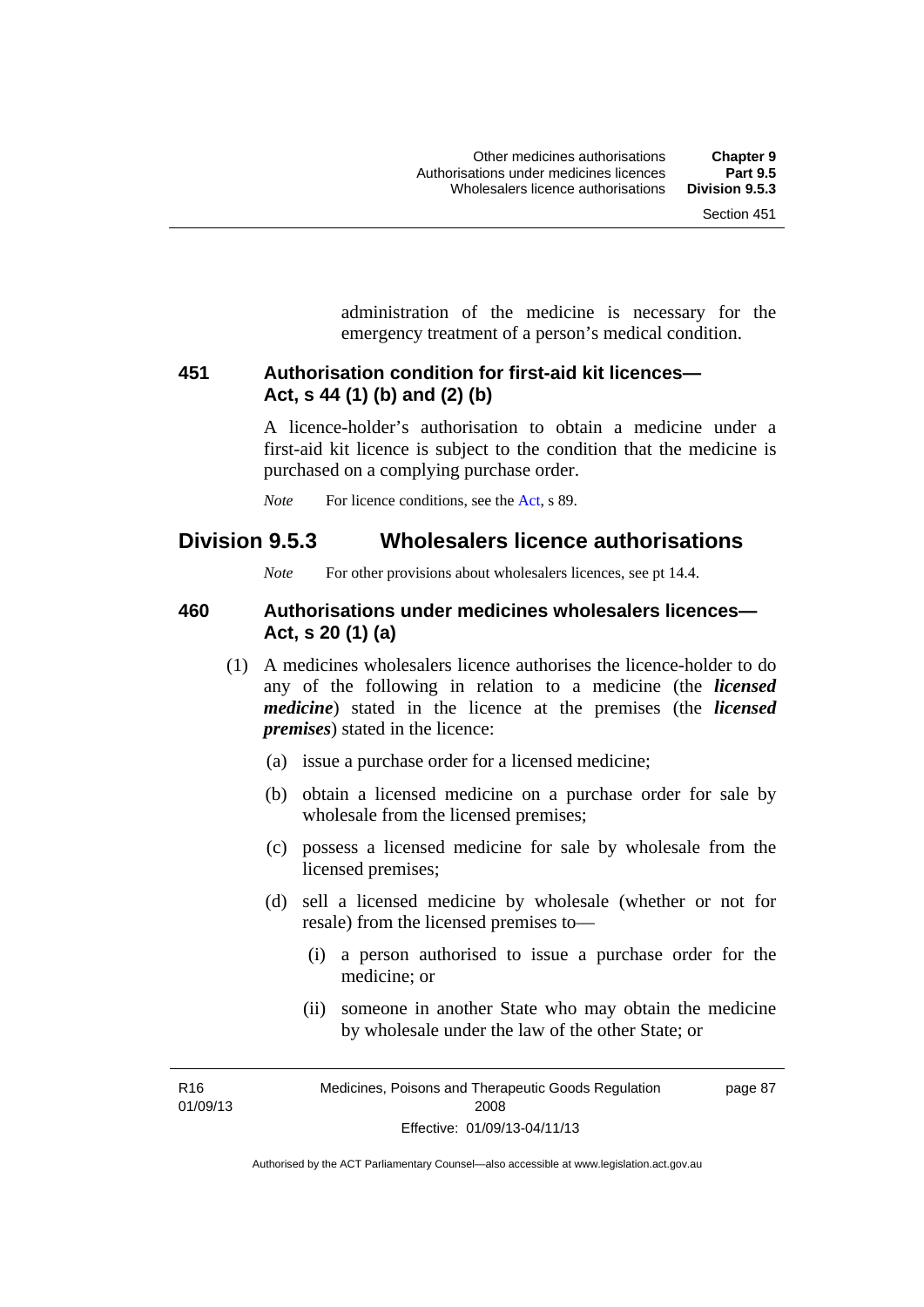administration of the medicine is necessary for the emergency treatment of a person's medical condition.

### 451 Authorisation condition for first-aid kit licences—Act, s 44 (1) (b) and (2) (b)

A licence-holder's authorisation to obtain a medicine under a first-aid kit licence is subject to the condition that the medicine is purchased on a complying purchase order.

*Note* For licence conditions, see the Act, s 89.

## Division 9.5.3 Wholesalers licence authorisations

*Note* For other provisions about wholesalers licences, see pt 14.4.

### 460 Authorisations under medicines wholesalers licences—Act, s 20 (1) (a)

(1) A medicines wholesalers licence authorises the licence-holder to do any of the following in relation to a medicine (the ***licensed medicine***) stated in the licence at the premises (the ***licensed premises***) stated in the licence:

(a) issue a purchase order for a licensed medicine;

(b) obtain a licensed medicine on a purchase order for sale by wholesale from the licensed premises;

(c) possess a licensed medicine for sale by wholesale from the licensed premises;

(d) sell a licensed medicine by wholesale (whether or not for resale) from the licensed premises to—

(i) a person authorised to issue a purchase order for the medicine; or

(ii) someone in another State who may obtain the medicine by wholesale under the law of the other State; or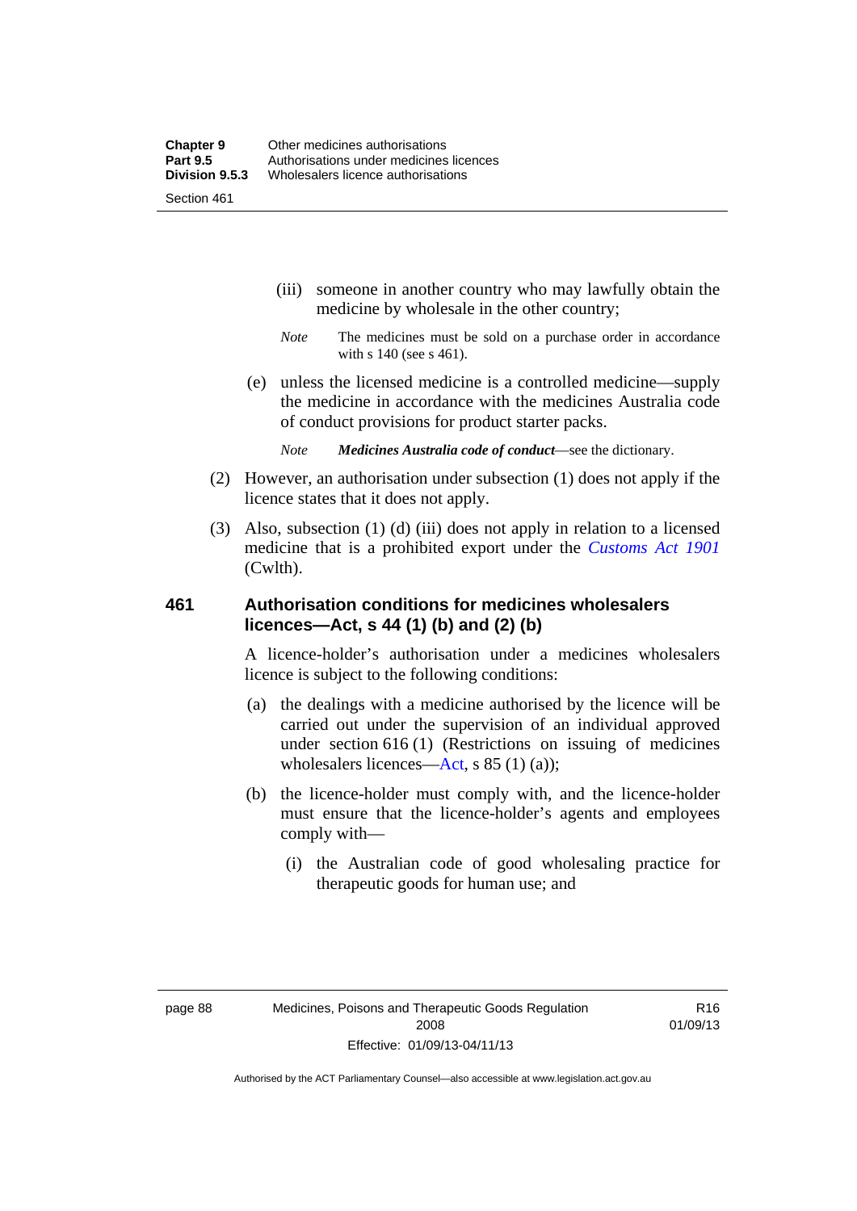(iii) someone in another country who may lawfully obtain the medicine by wholesale in the other country;

*Note* The medicines must be sold on a purchase order in accordance with s 140 (see s 461).

(e) unless the licensed medicine is a controlled medicine—supply the medicine in accordance with the medicines Australia code of conduct provisions for product starter packs.

*Note* ***Medicines Australia code of conduct***—see the dictionary.

(2) However, an authorisation under subsection (1) does not apply if the licence states that it does not apply.

(3) Also, subsection (1) (d) (iii) does not apply in relation to a licensed medicine that is a prohibited export under the *Customs Act 1901* (Cwlth).

## 461 Authorisation conditions for medicines wholesalers licences—Act, s 44 (1) (b) and (2) (b)

A licence-holder's authorisation under a medicines wholesalers licence is subject to the following conditions:

(a) the dealings with a medicine authorised by the licence will be carried out under the supervision of an individual approved under section 616 (1) (Restrictions on issuing of medicines wholesalers licences—Act, s 85 (1) (a));

(b) the licence-holder must comply with, and the licence-holder must ensure that the licence-holder's agents and employees comply with—

(i) the Australian code of good wholesaling practice for therapeutic goods for human use; and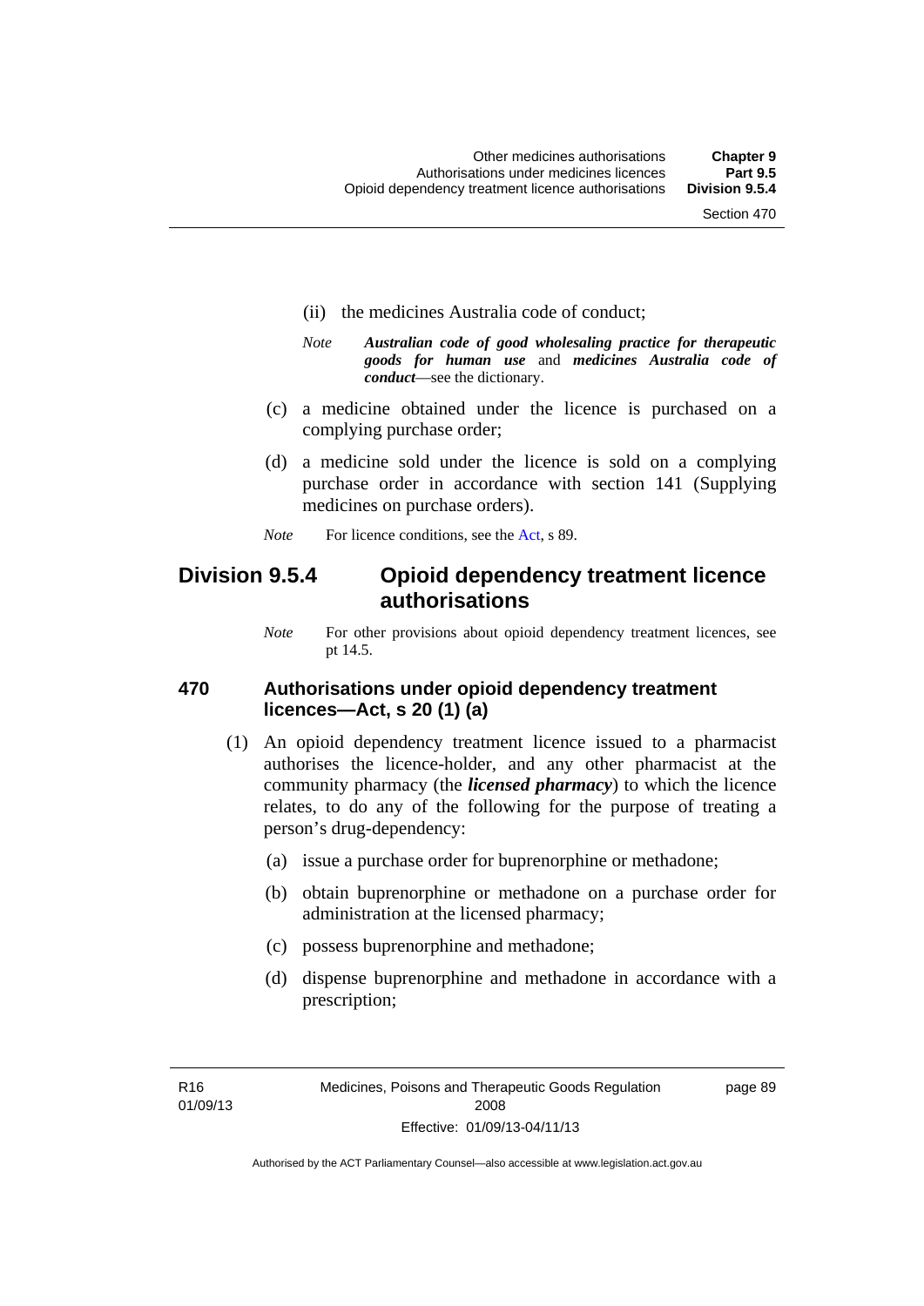(ii) the medicines Australia code of conduct;

*Note* ***Australian code of good wholesaling practice for therapeutic goods for human use*** and ***medicines Australia code of conduct***—see the dictionary.

(c) a medicine obtained under the licence is purchased on a complying purchase order;

(d) a medicine sold under the licence is sold on a complying purchase order in accordance with section 141 (Supplying medicines on purchase orders).

*Note* For licence conditions, see the Act, s 89.

## Division 9.5.4 Opioid dependency treatment licence authorisations

*Note* For other provisions about opioid dependency treatment licences, see pt 14.5.

### 470 Authorisations under opioid dependency treatment licences—Act, s 20 (1) (a)

(1) An opioid dependency treatment licence issued to a pharmacist authorises the licence-holder, and any other pharmacist at the community pharmacy (the ***licensed pharmacy***) to which the licence relates, to do any of the following for the purpose of treating a person's drug-dependency:

(a) issue a purchase order for buprenorphine or methadone;

(b) obtain buprenorphine or methadone on a purchase order for administration at the licensed pharmacy;

(c) possess buprenorphine and methadone;

(d) dispense buprenorphine and methadone in accordance with a prescription;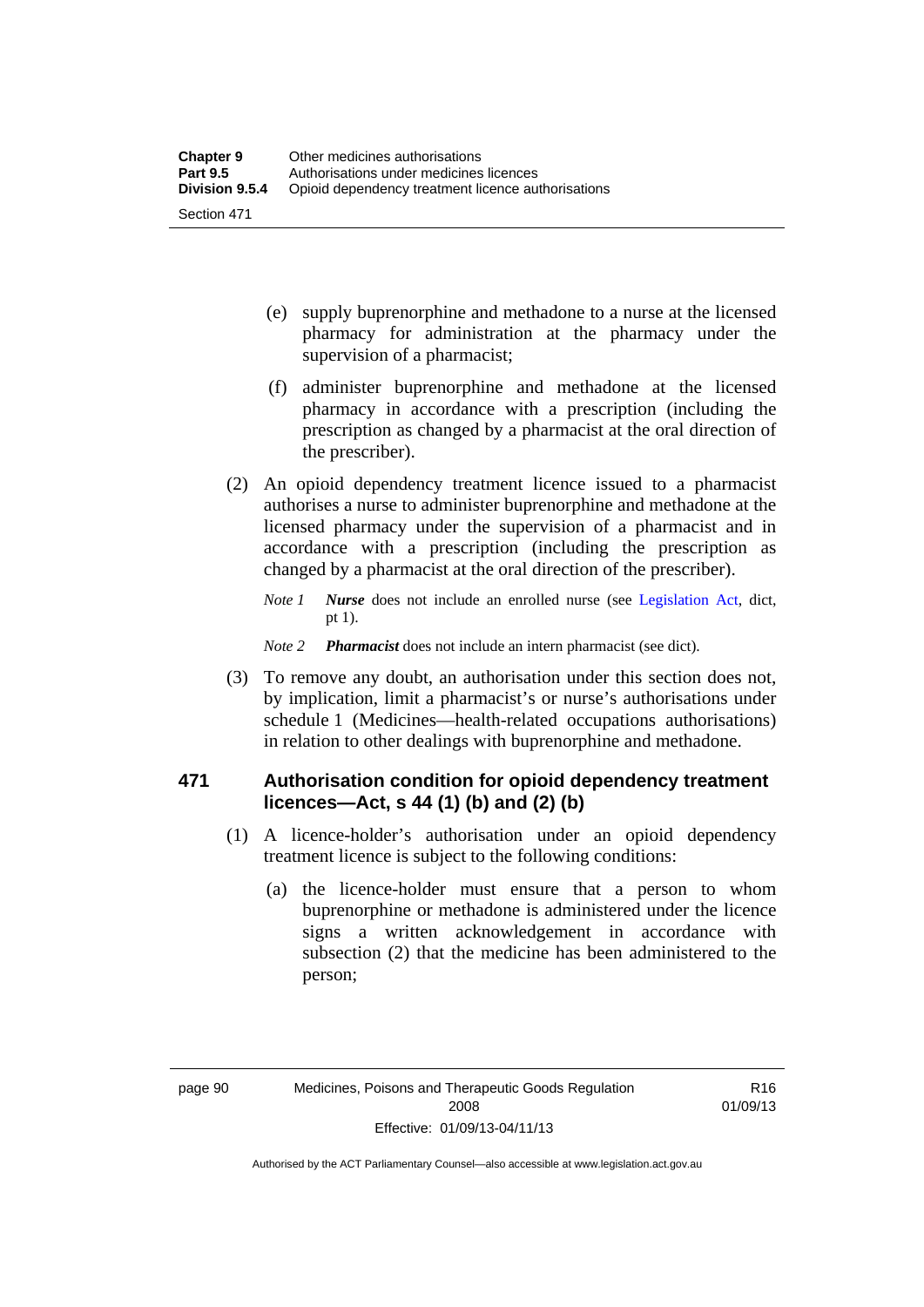(e) supply buprenorphine and methadone to a nurse at the licensed pharmacy for administration at the pharmacy under the supervision of a pharmacist;

(f) administer buprenorphine and methadone at the licensed pharmacy in accordance with a prescription (including the prescription as changed by a pharmacist at the oral direction of the prescriber).

(2) An opioid dependency treatment licence issued to a pharmacist authorises a nurse to administer buprenorphine and methadone at the licensed pharmacy under the supervision of a pharmacist and in accordance with a prescription (including the prescription as changed by a pharmacist at the oral direction of the prescriber).

*Note 1* ***Nurse*** does not include an enrolled nurse (see Legislation Act, dict, pt 1).

*Note 2* ***Pharmacist*** does not include an intern pharmacist (see dict).

(3) To remove any doubt, an authorisation under this section does not, by implication, limit a pharmacist's or nurse's authorisations under schedule 1 (Medicines—health-related occupations authorisations) in relation to other dealings with buprenorphine and methadone.

## 471 Authorisation condition for opioid dependency treatment licences—Act, s 44 (1) (b) and (2) (b)

(1) A licence-holder's authorisation under an opioid dependency treatment licence is subject to the following conditions:

(a) the licence-holder must ensure that a person to whom buprenorphine or methadone is administered under the licence signs a written acknowledgement in accordance with subsection (2) that the medicine has been administered to the person;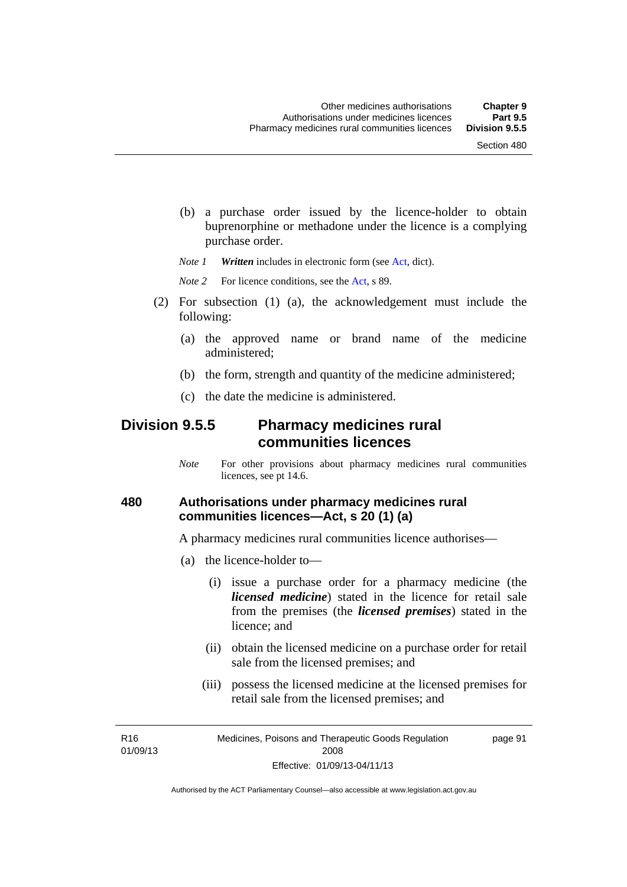(b) a purchase order issued by the licence-holder to obtain buprenorphine or methadone under the licence is a complying purchase order.

*Note 1* ***Written*** includes in electronic form (see Act, dict).

*Note 2* For licence conditions, see the Act, s 89.

(2) For subsection (1) (a), the acknowledgement must include the following:

(a) the approved name or brand name of the medicine administered;

(b) the form, strength and quantity of the medicine administered;

(c) the date the medicine is administered.

## Division 9.5.5 Pharmacy medicines rural communities licences

*Note* For other provisions about pharmacy medicines rural communities licences, see pt 14.6.

### 480 Authorisations under pharmacy medicines rural communities licences—Act, s 20 (1) (a)

A pharmacy medicines rural communities licence authorises—

(a) the licence-holder to—

(i) issue a purchase order for a pharmacy medicine (the ***licensed medicine***) stated in the licence for retail sale from the premises (the ***licensed premises***) stated in the licence; and

(ii) obtain the licensed medicine on a purchase order for retail sale from the licensed premises; and

(iii) possess the licensed medicine at the licensed premises for retail sale from the licensed premises; and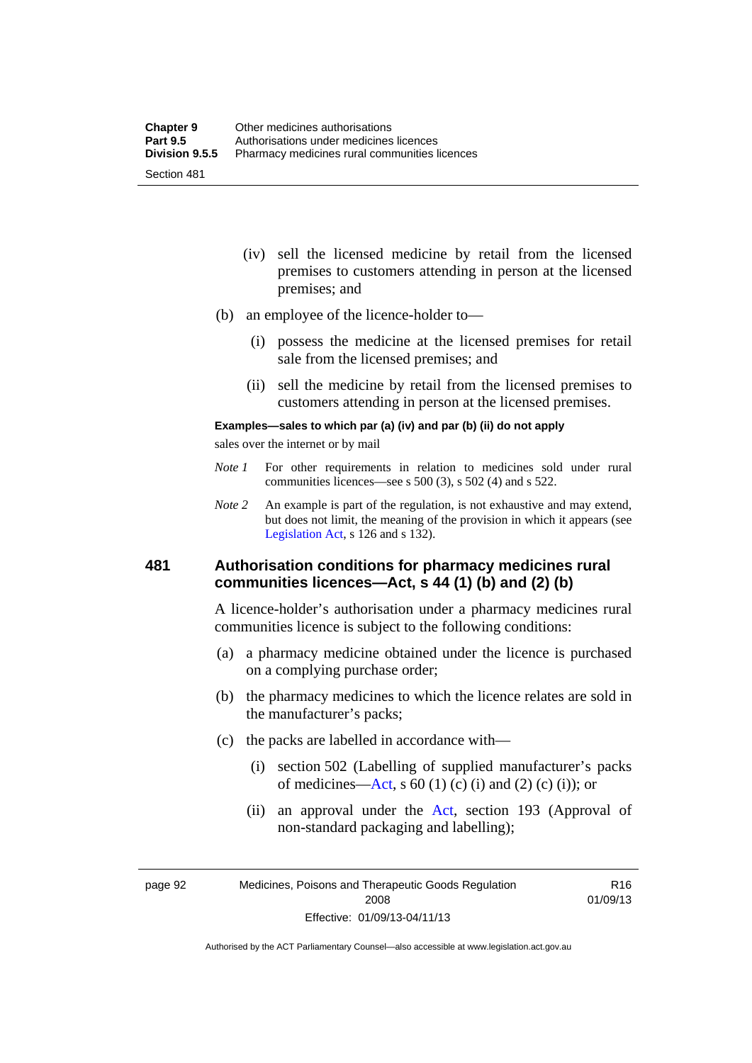(iv) sell the licensed medicine by retail from the licensed premises to customers attending in person at the licensed premises; and

(b) an employee of the licence-holder to—

(i) possess the medicine at the licensed premises for retail sale from the licensed premises; and

(ii) sell the medicine by retail from the licensed premises to customers attending in person at the licensed premises.

**Examples—sales to which par (a) (iv) and par (b) (ii) do not apply**

sales over the internet or by mail

*Note 1* For other requirements in relation to medicines sold under rural communities licences—see s 500 (3), s 502 (4) and s 522.

*Note 2* An example is part of the regulation, is not exhaustive and may extend, but does not limit, the meaning of the provision in which it appears (see Legislation Act, s 126 and s 132).

### 481 Authorisation conditions for pharmacy medicines rural communities licences—Act, s 44 (1) (b) and (2) (b)

A licence-holder's authorisation under a pharmacy medicines rural communities licence is subject to the following conditions:

(a) a pharmacy medicine obtained under the licence is purchased on a complying purchase order;

(b) the pharmacy medicines to which the licence relates are sold in the manufacturer's packs;

(c) the packs are labelled in accordance with—

(i) section 502 (Labelling of supplied manufacturer's packs of medicines—Act, s 60 (1) (c) (i) and (2) (c) (i)); or

(ii) an approval under the Act, section 193 (Approval of non-standard packaging and labelling);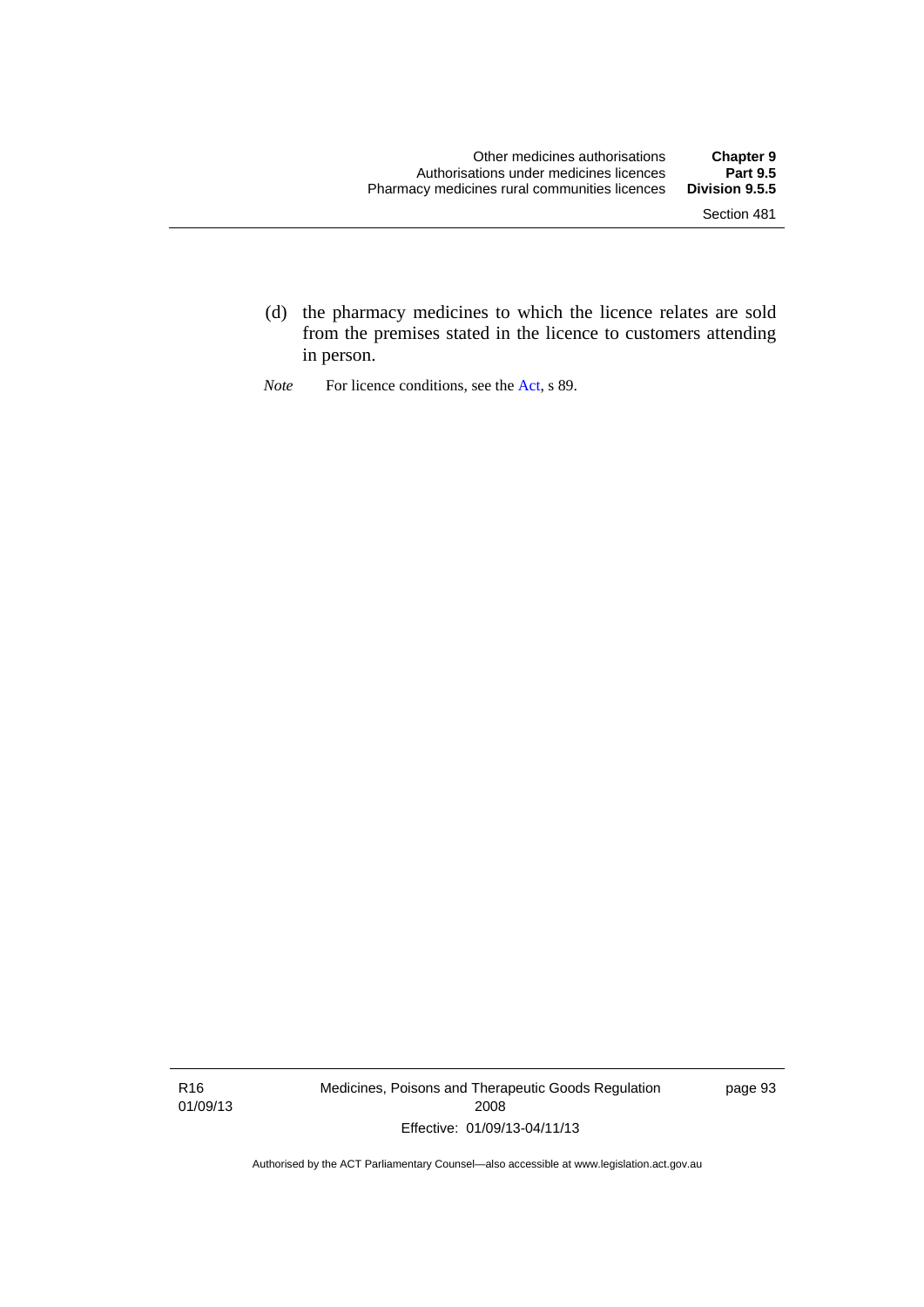(d) the pharmacy medicines to which the licence relates are sold from the premises stated in the licence to customers attending in person.

*Note* For licence conditions, see the Act, s 89.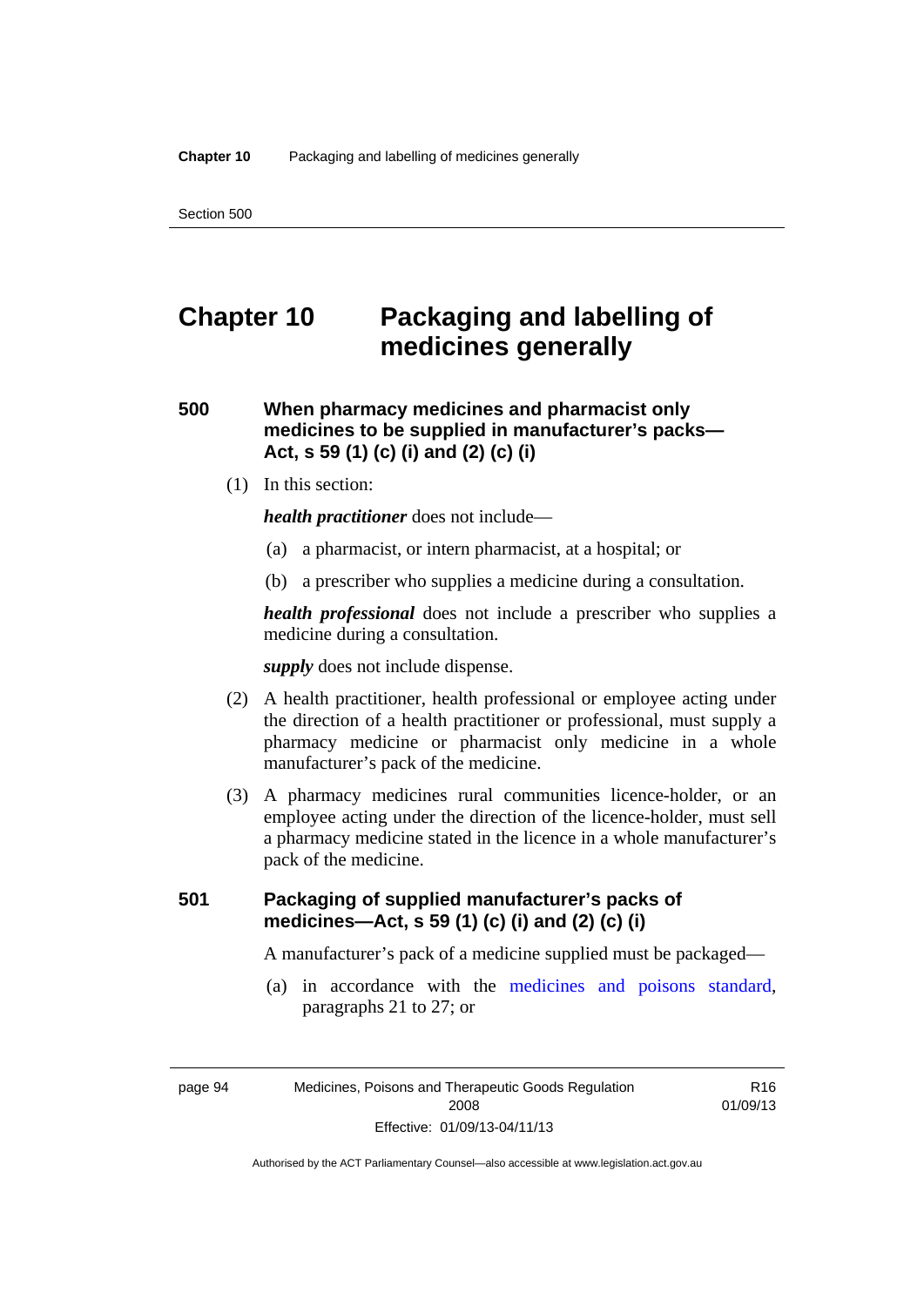# Chapter 10 Packaging and labelling of medicines generally

## 500 When pharmacy medicines and pharmacist only medicines to be supplied in manufacturer's packs—Act, s 59 (1) (c) (i) and (2) (c) (i)

(1) In this section:

***health practitioner*** does not include—

(a) a pharmacist, or intern pharmacist, at a hospital; or

(b) a prescriber who supplies a medicine during a consultation.

***health professional*** does not include a prescriber who supplies a medicine during a consultation.

***supply*** does not include dispense.

(2) A health practitioner, health professional or employee acting under the direction of a health practitioner or professional, must supply a pharmacy medicine or pharmacist only medicine in a whole manufacturer's pack of the medicine.

(3) A pharmacy medicines rural communities licence-holder, or an employee acting under the direction of the licence-holder, must sell a pharmacy medicine stated in the licence in a whole manufacturer's pack of the medicine.

## 501 Packaging of supplied manufacturer's packs of medicines—Act, s 59 (1) (c) (i) and (2) (c) (i)

A manufacturer's pack of a medicine supplied must be packaged—

(a) in accordance with the medicines and poisons standard, paragraphs 21 to 27; or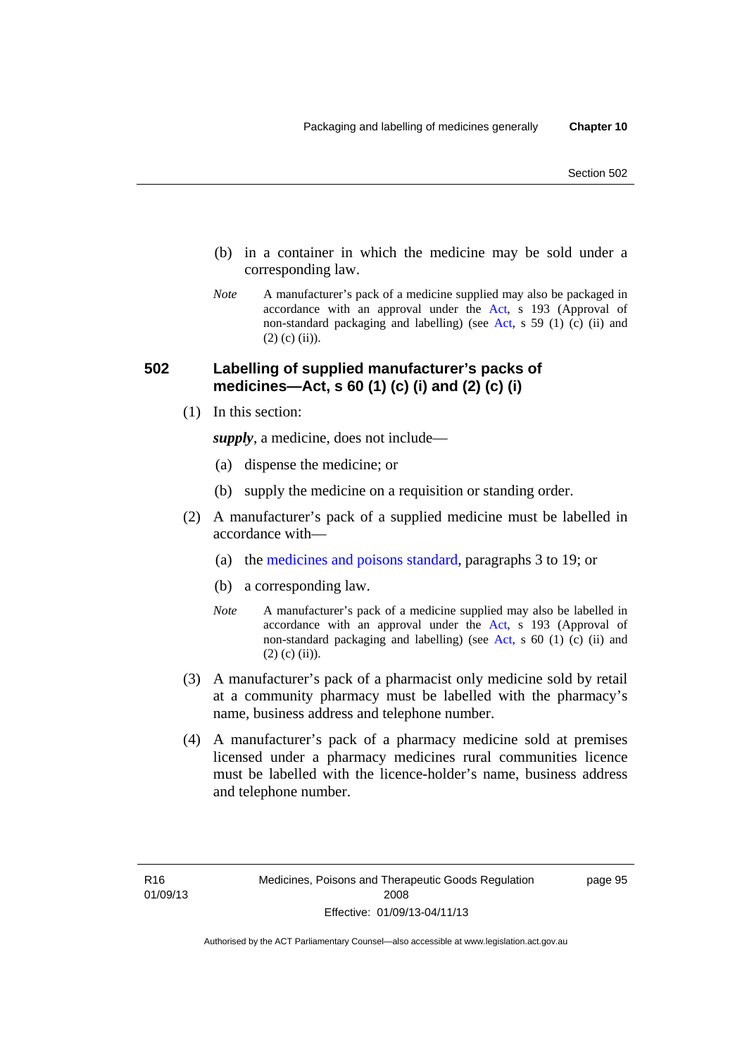(b) in a container in which the medicine may be sold under a corresponding law.

*Note* A manufacturer's pack of a medicine supplied may also be packaged in accordance with an approval under the Act, s 193 (Approval of non-standard packaging and labelling) (see Act, s 59 (1) (c) (ii) and (2) (c) (ii)).

## 502 Labelling of supplied manufacturer's packs of medicines—Act, s 60 (1) (c) (i) and (2) (c) (i)

(1) In this section:

***supply***, a medicine, does not include—

(a) dispense the medicine; or

(b) supply the medicine on a requisition or standing order.

(2) A manufacturer's pack of a supplied medicine must be labelled in accordance with—

(a) the medicines and poisons standard, paragraphs 3 to 19; or

(b) a corresponding law.

*Note* A manufacturer's pack of a medicine supplied may also be labelled in accordance with an approval under the Act, s 193 (Approval of non-standard packaging and labelling) (see Act, s 60 (1) (c) (ii) and (2) (c) (ii)).

(3) A manufacturer's pack of a pharmacist only medicine sold by retail at a community pharmacy must be labelled with the pharmacy's name, business address and telephone number.

(4) A manufacturer's pack of a pharmacy medicine sold at premises licensed under a pharmacy medicines rural communities licence must be labelled with the licence-holder's name, business address and telephone number.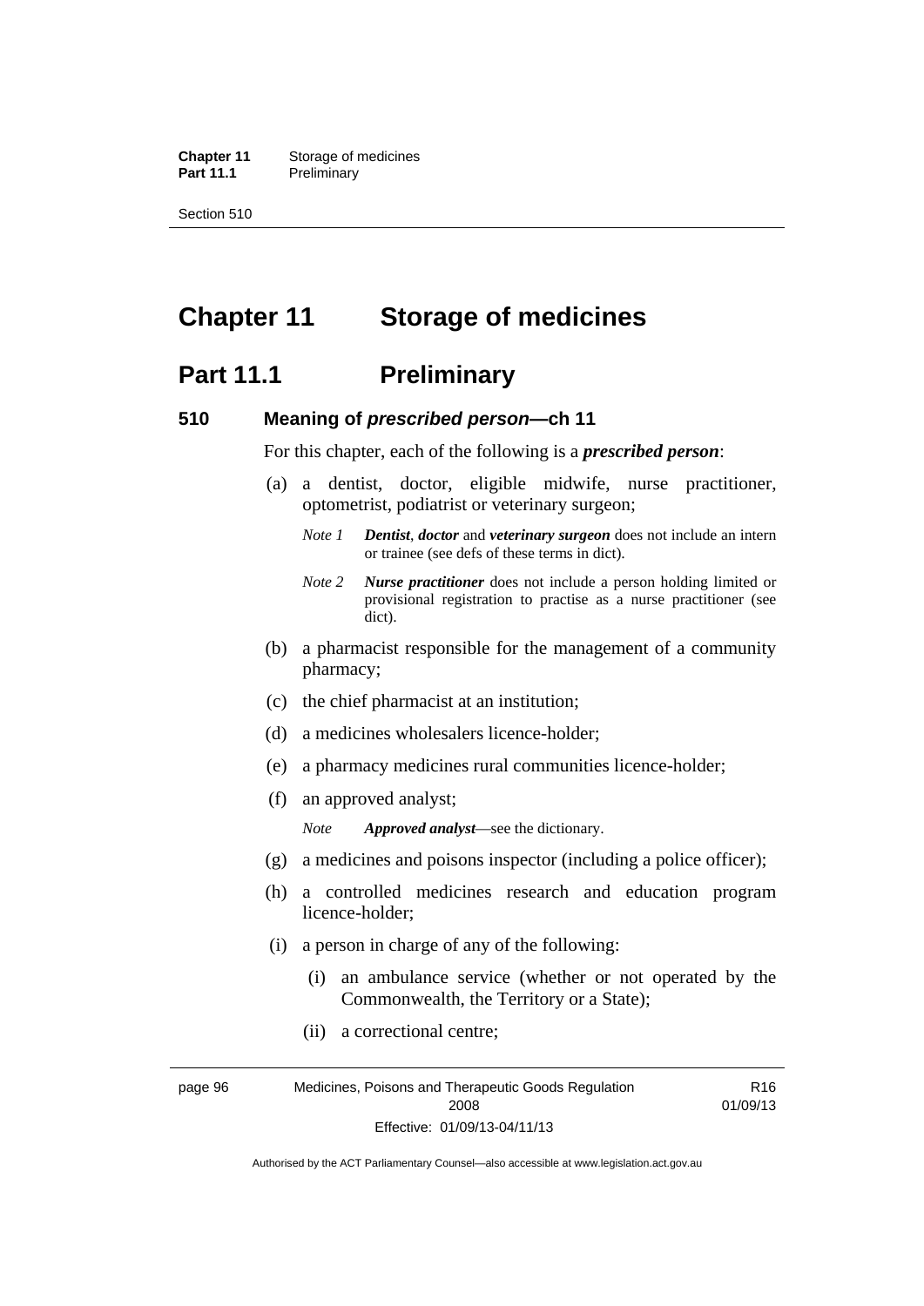# Chapter 11 Storage of medicines

## Part 11.1 Preliminary

### 510 Meaning of *prescribed person*—ch 11

For this chapter, each of the following is a ***prescribed person***:

(a) a dentist, doctor, eligible midwife, nurse practitioner, optometrist, podiatrist or veterinary surgeon;

*Note 1* ***Dentist***, ***doctor*** and ***veterinary surgeon*** does not include an intern or trainee (see defs of these terms in dict).

*Note 2* ***Nurse practitioner*** does not include a person holding limited or provisional registration to practise as a nurse practitioner (see dict).

(b) a pharmacist responsible for the management of a community pharmacy;

(c) the chief pharmacist at an institution;

(d) a medicines wholesalers licence-holder;

(e) a pharmacy medicines rural communities licence-holder;

(f) an approved analyst;

*Note* ***Approved analyst***—see the dictionary.

(g) a medicines and poisons inspector (including a police officer);

(h) a controlled medicines research and education program licence-holder;

(i) a person in charge of any of the following:

(i) an ambulance service (whether or not operated by the Commonwealth, the Territory or a State);

(ii) a correctional centre;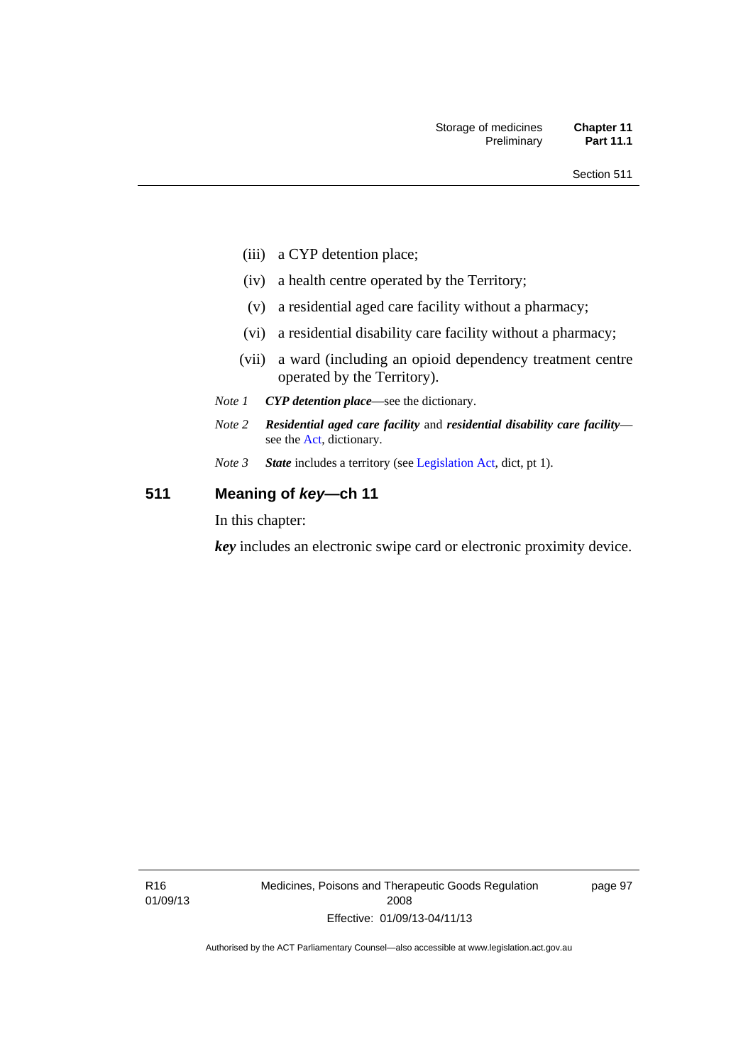(iii) a CYP detention place;

(iv) a health centre operated by the Territory;

(v) a residential aged care facility without a pharmacy;

(vi) a residential disability care facility without a pharmacy;

(vii) a ward (including an opioid dependency treatment centre operated by the Territory).

*Note 1* ***CYP detention place***—see the dictionary.

*Note 2* ***Residential aged care facility*** and ***residential disability care facility***—see the Act, dictionary.

*Note 3* ***State*** includes a territory (see Legislation Act, dict, pt 1).

## 511 Meaning of *key*—ch 11

In this chapter:

***key*** includes an electronic swipe card or electronic proximity device.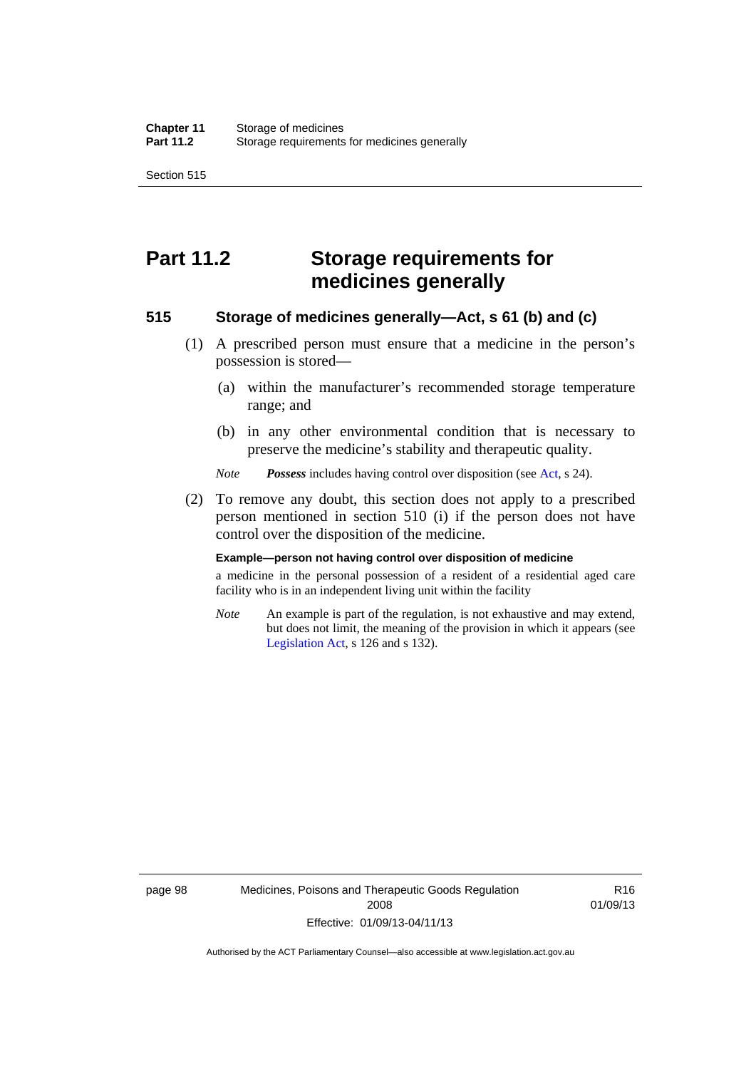# Part 11.2 Storage requirements for medicines generally

### 515 Storage of medicines generally—Act, s 61 (b) and (c)

(1) A prescribed person must ensure that a medicine in the person's possession is stored—

(a) within the manufacturer's recommended storage temperature range; and

(b) in any other environmental condition that is necessary to preserve the medicine's stability and therapeutic quality.

*Note* ***Possess*** includes having control over disposition (see Act, s 24).

(2) To remove any doubt, this section does not apply to a prescribed person mentioned in section 510 (i) if the person does not have control over the disposition of the medicine.

**Example—person not having control over disposition of medicine**

a medicine in the personal possession of a resident of a residential aged care facility who is in an independent living unit within the facility

*Note* An example is part of the regulation, is not exhaustive and may extend, but does not limit, the meaning of the provision in which it appears (see Legislation Act, s 126 and s 132).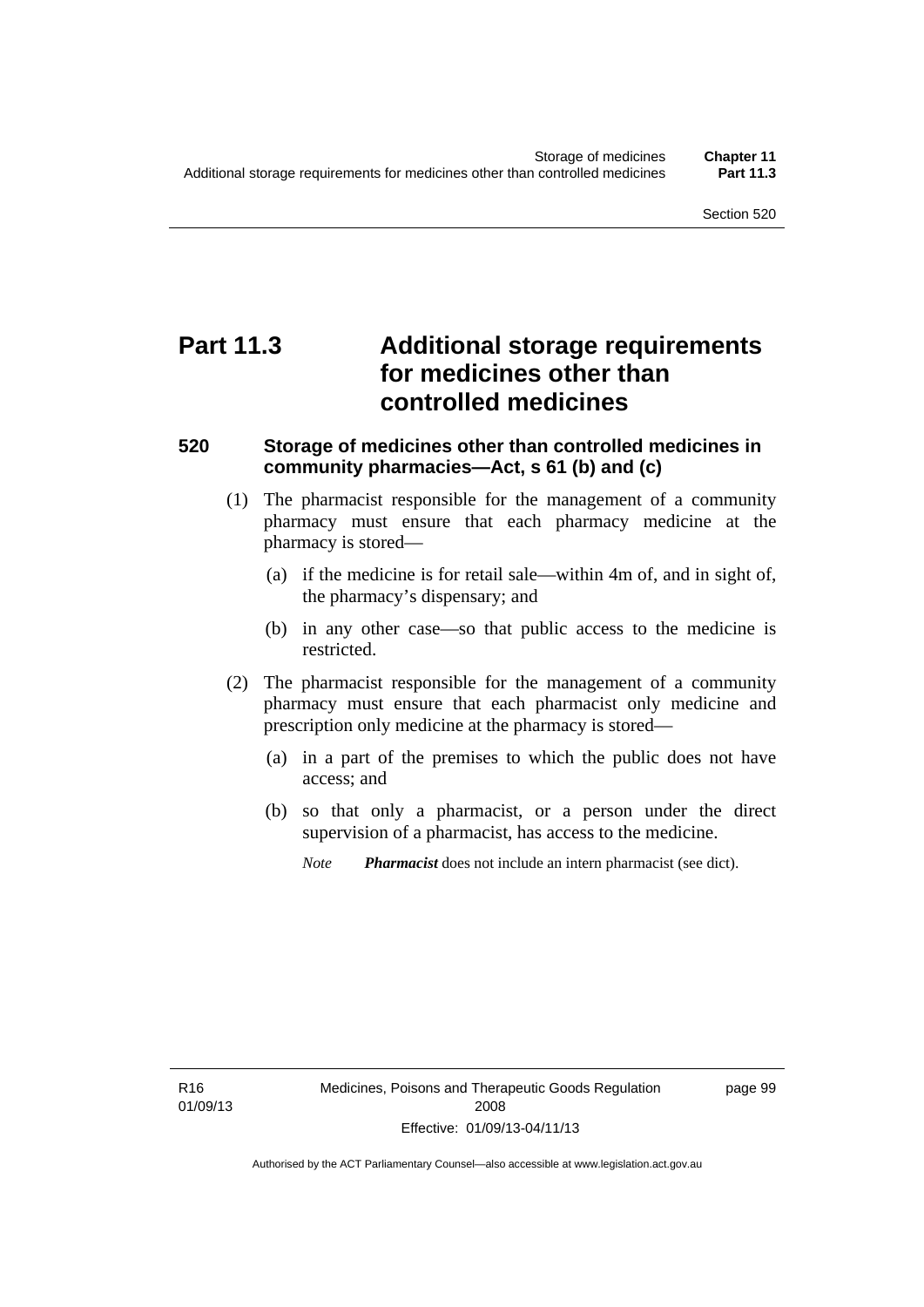# Part 11.3 Additional storage requirements for medicines other than controlled medicines

## 520 Storage of medicines other than controlled medicines in community pharmacies—Act, s 61 (b) and (c)

(1) The pharmacist responsible for the management of a community pharmacy must ensure that each pharmacy medicine at the pharmacy is stored—

(a) if the medicine is for retail sale—within 4m of, and in sight of, the pharmacy's dispensary; and

(b) in any other case—so that public access to the medicine is restricted.

(2) The pharmacist responsible for the management of a community pharmacy must ensure that each pharmacist only medicine and prescription only medicine at the pharmacy is stored—

(a) in a part of the premises to which the public does not have access; and

(b) so that only a pharmacist, or a person under the direct supervision of a pharmacist, has access to the medicine.

*Note* ***Pharmacist*** does not include an intern pharmacist (see dict).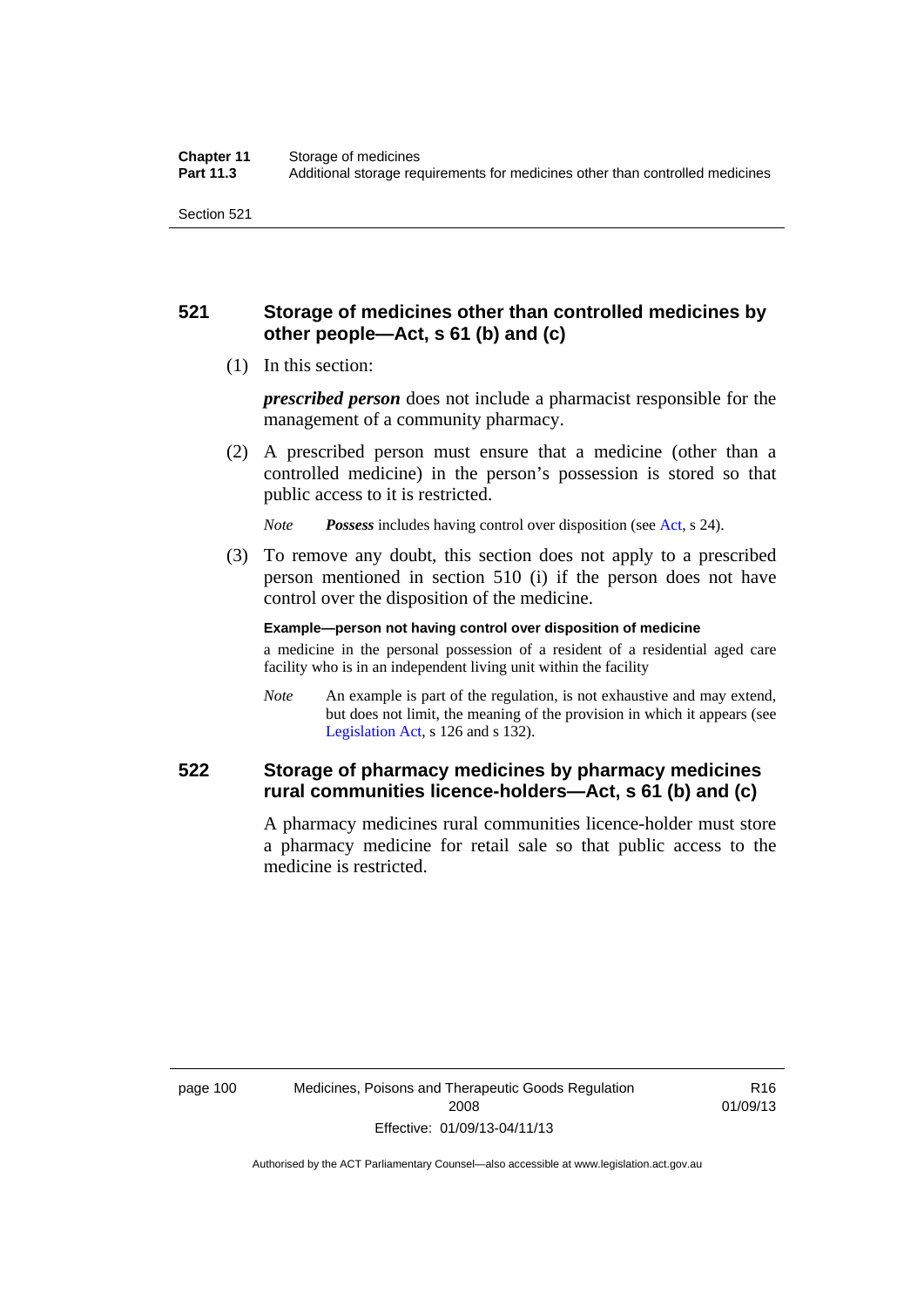## 521 Storage of medicines other than controlled medicines by other people—Act, s 61 (b) and (c)

(1) In this section:

***prescribed person*** does not include a pharmacist responsible for the management of a community pharmacy.

(2) A prescribed person must ensure that a medicine (other than a controlled medicine) in the person's possession is stored so that public access to it is restricted.

*Note* ***Possess*** includes having control over disposition (see Act, s 24).

(3) To remove any doubt, this section does not apply to a prescribed person mentioned in section 510 (i) if the person does not have control over the disposition of the medicine.

**Example—person not having control over disposition of medicine**

a medicine in the personal possession of a resident of a residential aged care facility who is in an independent living unit within the facility

*Note* An example is part of the regulation, is not exhaustive and may extend, but does not limit, the meaning of the provision in which it appears (see Legislation Act, s 126 and s 132).

## 522 Storage of pharmacy medicines by pharmacy medicines rural communities licence-holders—Act, s 61 (b) and (c)

A pharmacy medicines rural communities licence-holder must store a pharmacy medicine for retail sale so that public access to the medicine is restricted.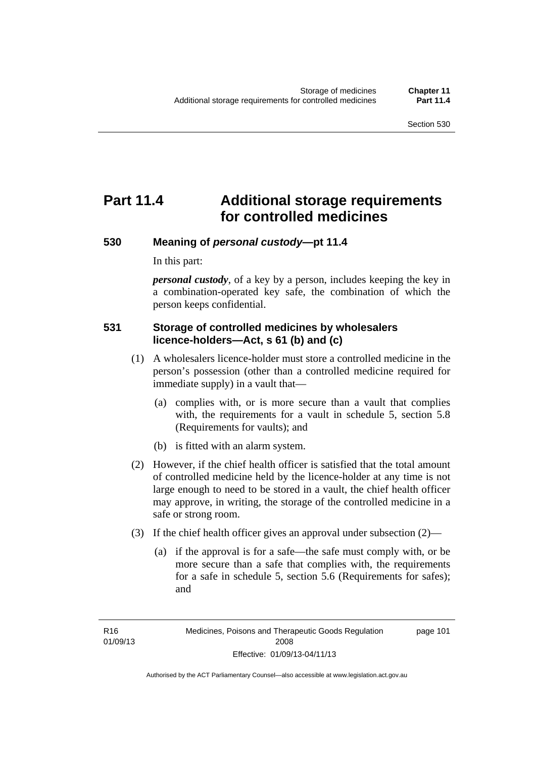# Part 11.4 Additional storage requirements for controlled medicines

## 530 Meaning of *personal custody*—pt 11.4

In this part:

***personal custody***, of a key by a person, includes keeping the key in a combination-operated key safe, the combination of which the person keeps confidential.

## 531 Storage of controlled medicines by wholesalers licence-holders—Act, s 61 (b) and (c)

(1) A wholesalers licence-holder must store a controlled medicine in the person's possession (other than a controlled medicine required for immediate supply) in a vault that—

(a) complies with, or is more secure than a vault that complies with, the requirements for a vault in schedule 5, section 5.8 (Requirements for vaults); and

(b) is fitted with an alarm system.

(2) However, if the chief health officer is satisfied that the total amount of controlled medicine held by the licence-holder at any time is not large enough to need to be stored in a vault, the chief health officer may approve, in writing, the storage of the controlled medicine in a safe or strong room.

(3) If the chief health officer gives an approval under subsection (2)—

(a) if the approval is for a safe—the safe must comply with, or be more secure than a safe that complies with, the requirements for a safe in schedule 5, section 5.6 (Requirements for safes); and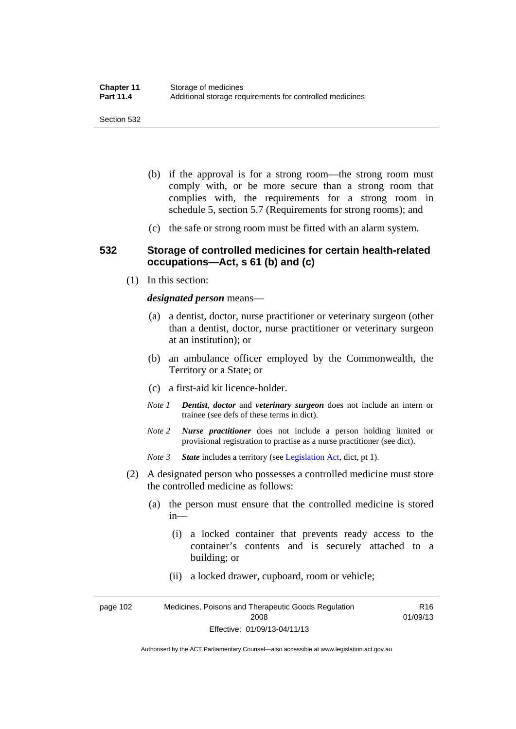(b) if the approval is for a strong room—the strong room must comply with, or be more secure than a strong room that complies with, the requirements for a strong room in schedule 5, section 5.7 (Requirements for strong rooms); and

(c) the safe or strong room must be fitted with an alarm system.

### 532 Storage of controlled medicines for certain health-related occupations—Act, s 61 (b) and (c)

(1) In this section:

***designated person*** means—

(a) a dentist, doctor, nurse practitioner or veterinary surgeon (other than a dentist, doctor, nurse practitioner or veterinary surgeon at an institution); or

(b) an ambulance officer employed by the Commonwealth, the Territory or a State; or

(c) a first-aid kit licence-holder.

*Note 1* ***Dentist****,* ***doctor*** and ***veterinary surgeon*** does not include an intern or trainee (see defs of these terms in dict).

*Note 2* ***Nurse practitioner*** does not include a person holding limited or provisional registration to practise as a nurse practitioner (see dict).

*Note 3* ***State*** includes a territory (see Legislation Act, dict, pt 1).

(2) A designated person who possesses a controlled medicine must store the controlled medicine as follows:

(a) the person must ensure that the controlled medicine is stored in—

(i) a locked container that prevents ready access to the container's contents and is securely attached to a building; or

(ii) a locked drawer, cupboard, room or vehicle;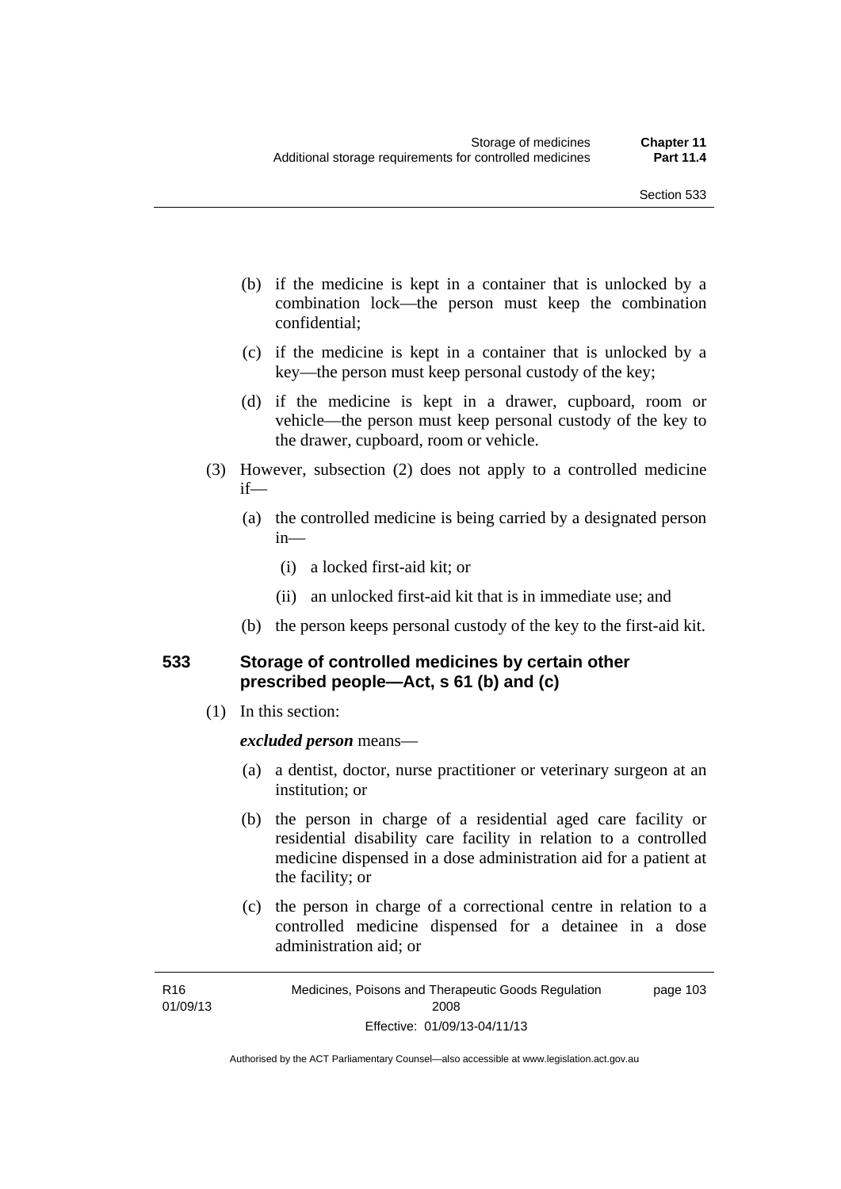(b) if the medicine is kept in a container that is unlocked by a combination lock—the person must keep the combination confidential;

(c) if the medicine is kept in a container that is unlocked by a key—the person must keep personal custody of the key;

(d) if the medicine is kept in a drawer, cupboard, room or vehicle—the person must keep personal custody of the key to the drawer, cupboard, room or vehicle.

(3) However, subsection (2) does not apply to a controlled medicine if—

(a) the controlled medicine is being carried by a designated person in—

(i) a locked first-aid kit; or

(ii) an unlocked first-aid kit that is in immediate use; and

(b) the person keeps personal custody of the key to the first-aid kit.

### 533 Storage of controlled medicines by certain other prescribed people—Act, s 61 (b) and (c)

(1) In this section:

***excluded person*** means—

(a) a dentist, doctor, nurse practitioner or veterinary surgeon at an institution; or

(b) the person in charge of a residential aged care facility or residential disability care facility in relation to a controlled medicine dispensed in a dose administration aid for a patient at the facility; or

(c) the person in charge of a correctional centre in relation to a controlled medicine dispensed for a detainee in a dose administration aid; or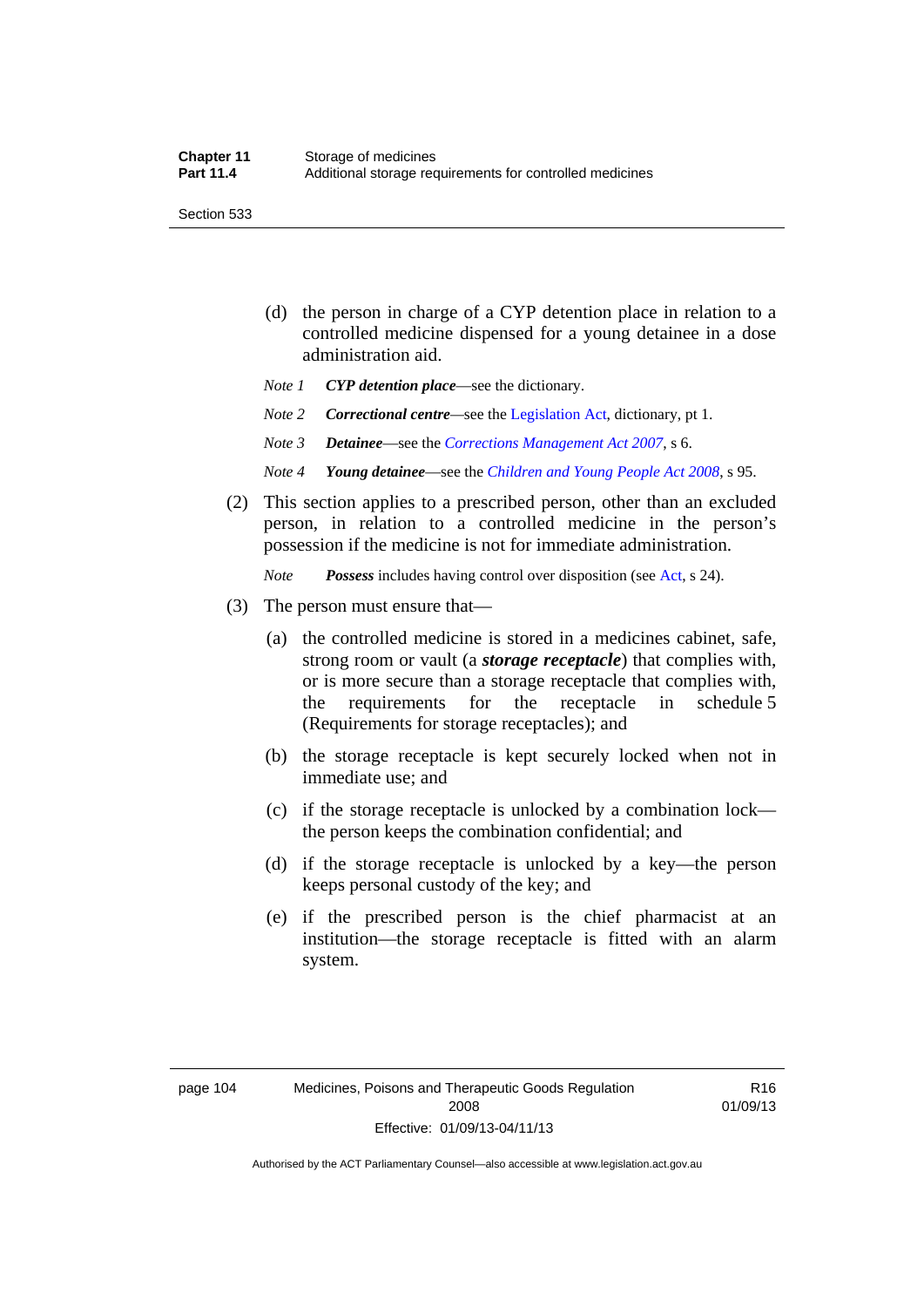(d) the person in charge of a CYP detention place in relation to a controlled medicine dispensed for a young detainee in a dose administration aid.

*Note 1* ***CYP detention place***—see the dictionary.

*Note 2* ***Correctional centre***—see the Legislation Act, dictionary, pt 1.

*Note 3* ***Detainee***—see the *Corrections Management Act 2007*, s 6.

*Note 4* ***Young detainee***—see the *Children and Young People Act 2008*, s 95.

(2) This section applies to a prescribed person, other than an excluded person, in relation to a controlled medicine in the person's possession if the medicine is not for immediate administration.

*Note* ***Possess*** includes having control over disposition (see Act, s 24).

(3) The person must ensure that—

(a) the controlled medicine is stored in a medicines cabinet, safe, strong room or vault (a ***storage receptacle***) that complies with, or is more secure than a storage receptacle that complies with, the requirements for the receptacle in schedule 5 (Requirements for storage receptacles); and

(b) the storage receptacle is kept securely locked when not in immediate use; and

(c) if the storage receptacle is unlocked by a combination lock—the person keeps the combination confidential; and

(d) if the storage receptacle is unlocked by a key—the person keeps personal custody of the key; and

(e) if the prescribed person is the chief pharmacist at an institution—the storage receptacle is fitted with an alarm system.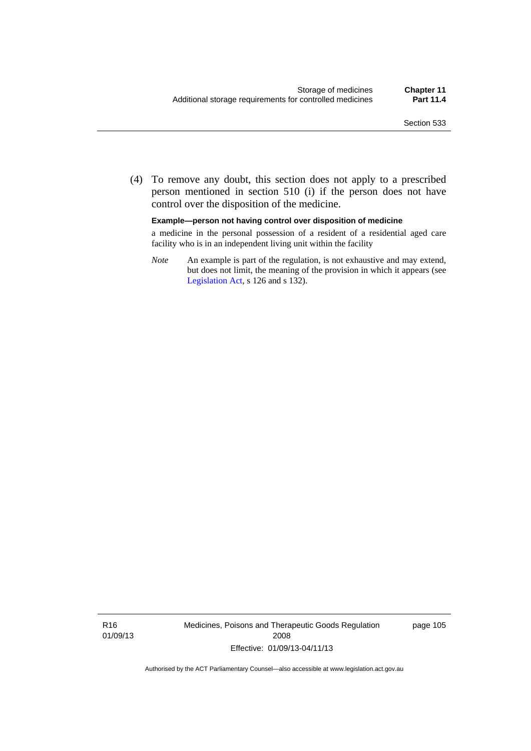(4) To remove any doubt, this section does not apply to a prescribed person mentioned in section 510 (i) if the person does not have control over the disposition of the medicine.

**Example—person not having control over disposition of medicine**

a medicine in the personal possession of a resident of a residential aged care facility who is in an independent living unit within the facility

*Note* An example is part of the regulation, is not exhaustive and may extend, but does not limit, the meaning of the provision in which it appears (see Legislation Act, s 126 and s 132).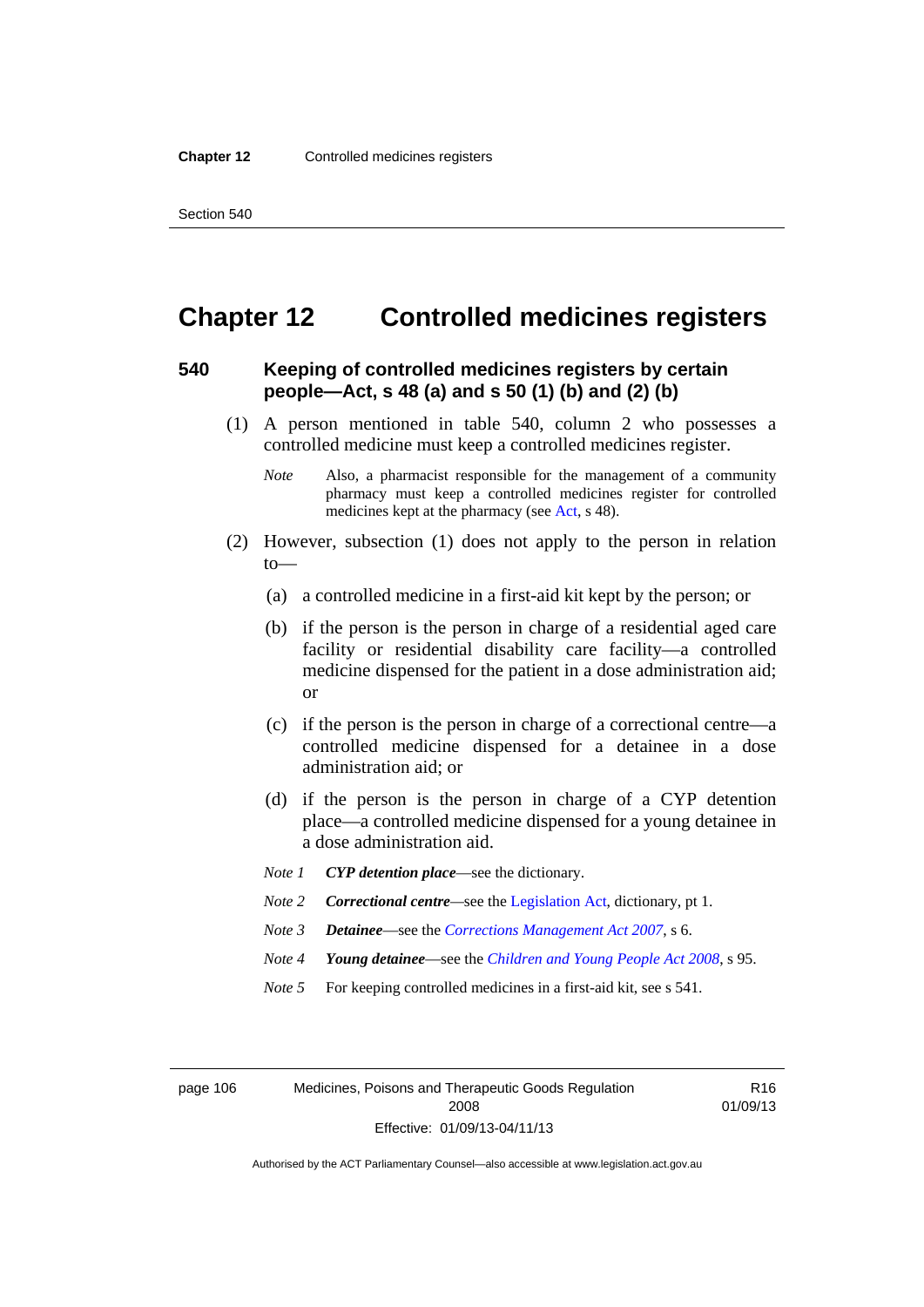# Chapter 12 Controlled medicines registers

### 540 Keeping of controlled medicines registers by certain people—Act, s 48 (a) and s 50 (1) (b) and (2) (b)

(1) A person mentioned in table 540, column 2 who possesses a controlled medicine must keep a controlled medicines register.

*Note* Also, a pharmacist responsible for the management of a community pharmacy must keep a controlled medicines register for controlled medicines kept at the pharmacy (see Act, s 48).

(2) However, subsection (1) does not apply to the person in relation to—

(a) a controlled medicine in a first-aid kit kept by the person; or

(b) if the person is the person in charge of a residential aged care facility or residential disability care facility—a controlled medicine dispensed for the patient in a dose administration aid; or

(c) if the person is the person in charge of a correctional centre—a controlled medicine dispensed for a detainee in a dose administration aid; or

(d) if the person is the person in charge of a CYP detention place—a controlled medicine dispensed for a young detainee in a dose administration aid.

*Note 1* ***CYP detention place***—see the dictionary.

*Note 2* ***Correctional centre***—see the Legislation Act, dictionary, pt 1.

*Note 3* ***Detainee***—see the *Corrections Management Act 2007*, s 6.

*Note 4* ***Young detainee***—see the *Children and Young People Act 2008*, s 95.

*Note 5* For keeping controlled medicines in a first-aid kit, see s 541.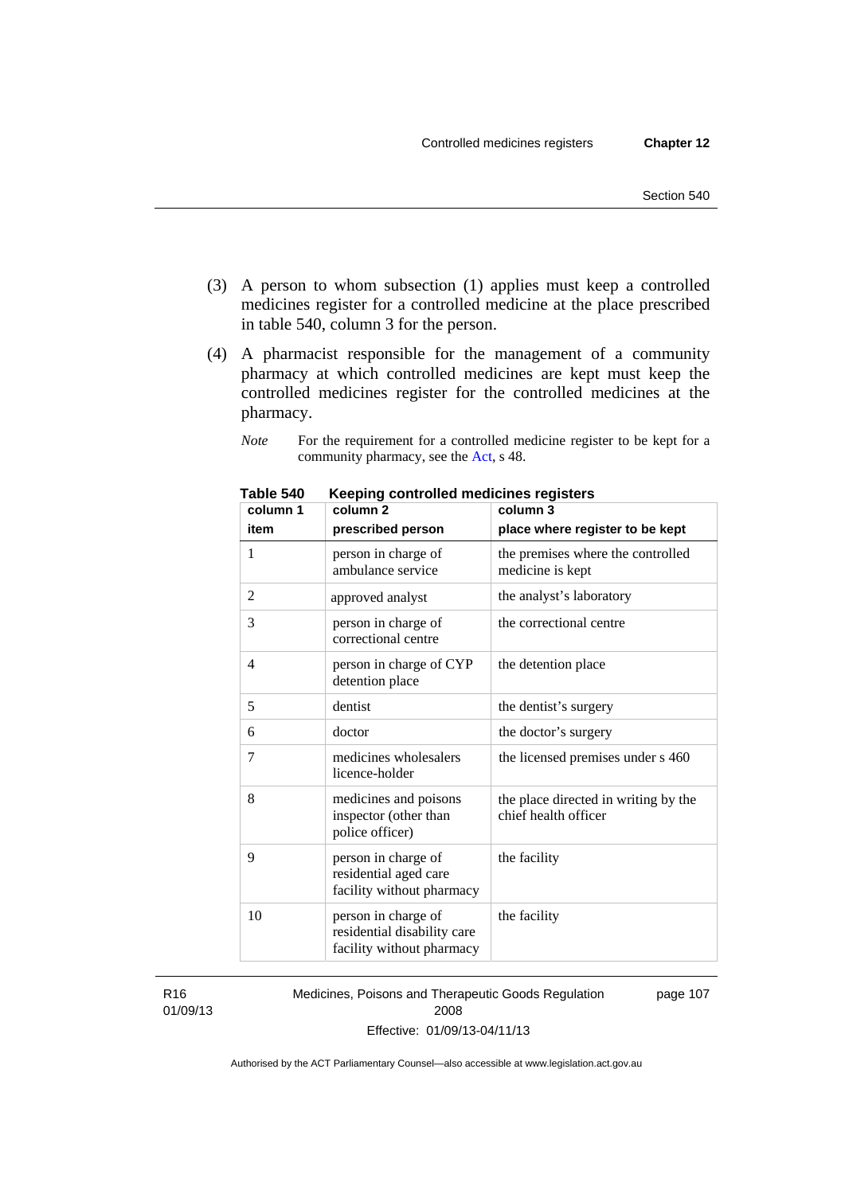(3) A person to whom subsection (1) applies must keep a controlled medicines register for a controlled medicine at the place prescribed in table 540, column 3 for the person.

(4) A pharmacist responsible for the management of a community pharmacy at which controlled medicines are kept must keep the controlled medicines register for the controlled medicines at the pharmacy.

*Note* For the requirement for a controlled medicine register to be kept for a community pharmacy, see the Act, s 48.

**Table 540 Keeping controlled medicines registers**

| column 1<br>item | column 2<br>prescribed person | column 3<br>place where register to be kept |
|---|---|---|
| 1 | person in charge of ambulance service | the premises where the controlled medicine is kept |
| 2 | approved analyst | the analyst's laboratory |
| 3 | person in charge of correctional centre | the correctional centre |
| 4 | person in charge of CYP detention place | the detention place |
| 5 | dentist | the dentist's surgery |
| 6 | doctor | the doctor's surgery |
| 7 | medicines wholesalers licence-holder | the licensed premises under s 460 |
| 8 | medicines and poisons inspector (other than police officer) | the place directed in writing by the chief health officer |
| 9 | person in charge of residential aged care facility without pharmacy | the facility |
| 10 | person in charge of residential disability care facility without pharmacy | the facility |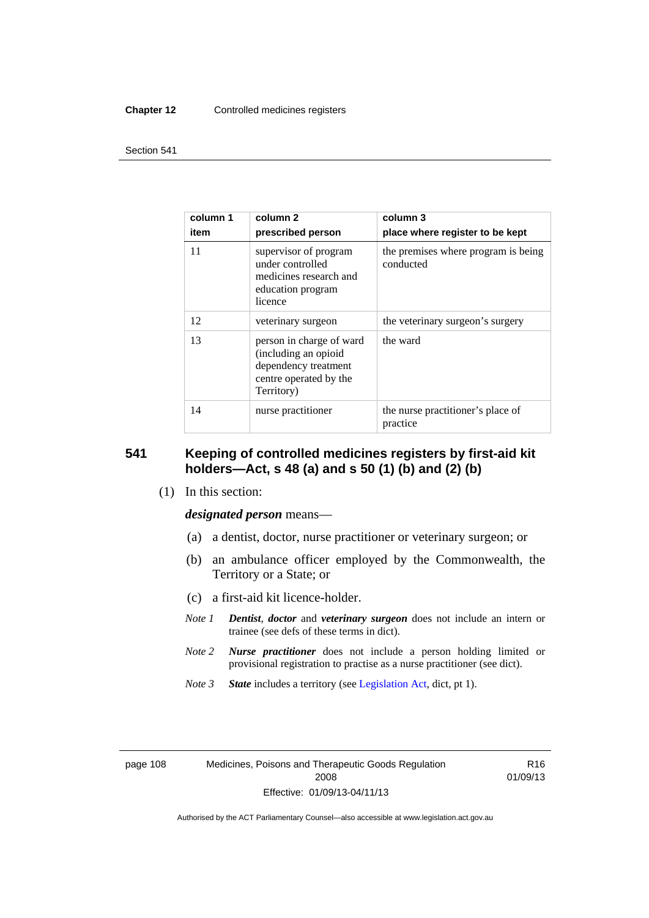| column 1 item | column 2 prescribed person | column 3 place where register to be kept |
|---|---|---|
| 11 | supervisor of program under controlled medicines research and education program licence | the premises where program is being conducted |
| 12 | veterinary surgeon | the veterinary surgeon's surgery |
| 13 | person in charge of ward (including an opioid dependency treatment centre operated by the Territory) | the ward |
| 14 | nurse practitioner | the nurse practitioner's place of practice |

## 541 Keeping of controlled medicines registers by first-aid kit holders—Act, s 48 (a) and s 50 (1) (b) and (2) (b)

(1) In this section:

***designated person*** means—

(a) a dentist, doctor, nurse practitioner or veterinary surgeon; or

(b) an ambulance officer employed by the Commonwealth, the Territory or a State; or

(c) a first-aid kit licence-holder.

*Note 1* ***Dentist***, ***doctor*** and ***veterinary surgeon*** does not include an intern or trainee (see defs of these terms in dict).

*Note 2* ***Nurse practitioner*** does not include a person holding limited or provisional registration to practise as a nurse practitioner (see dict).

*Note 3* ***State*** includes a territory (see Legislation Act, dict, pt 1).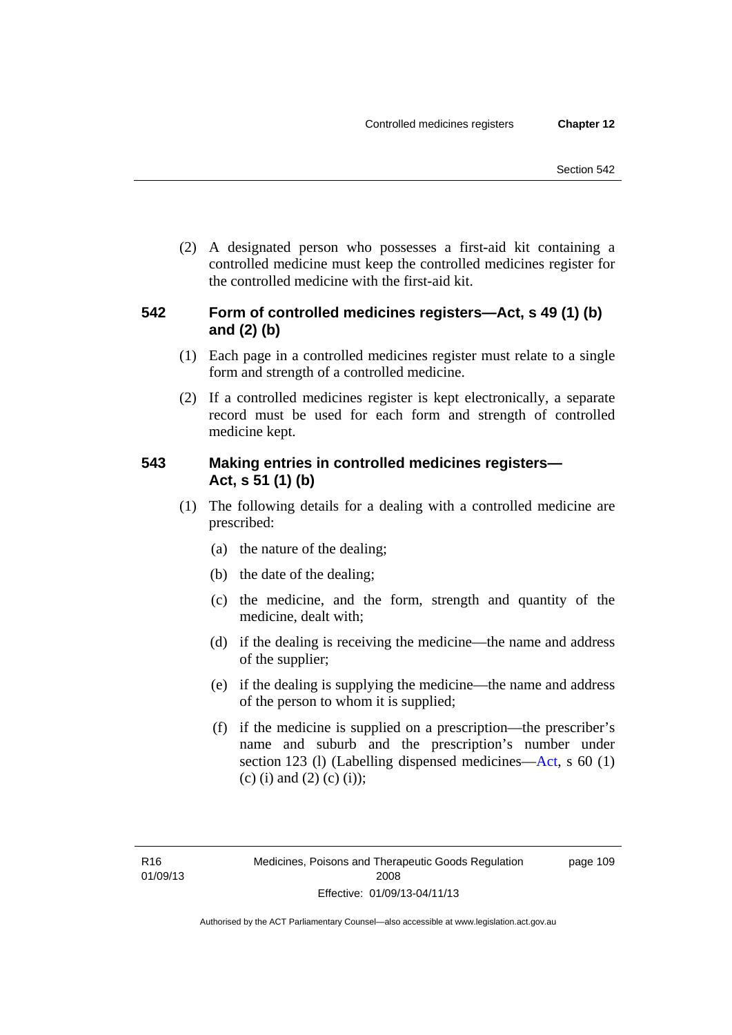(2) A designated person who possesses a first-aid kit containing a controlled medicine must keep the controlled medicines register for the controlled medicine with the first-aid kit.

## 542 Form of controlled medicines registers—Act, s 49 (1) (b) and (2) (b)

(1) Each page in a controlled medicines register must relate to a single form and strength of a controlled medicine.

(2) If a controlled medicines register is kept electronically, a separate record must be used for each form and strength of controlled medicine kept.

## 543 Making entries in controlled medicines registers—Act, s 51 (1) (b)

(1) The following details for a dealing with a controlled medicine are prescribed:

(a) the nature of the dealing;

(b) the date of the dealing;

(c) the medicine, and the form, strength and quantity of the medicine, dealt with;

(d) if the dealing is receiving the medicine—the name and address of the supplier;

(e) if the dealing is supplying the medicine—the name and address of the person to whom it is supplied;

(f) if the medicine is supplied on a prescription—the prescriber's name and suburb and the prescription's number under section 123 (l) (Labelling dispensed medicines—Act, s 60 (1) (c) (i) and (2) (c) (i));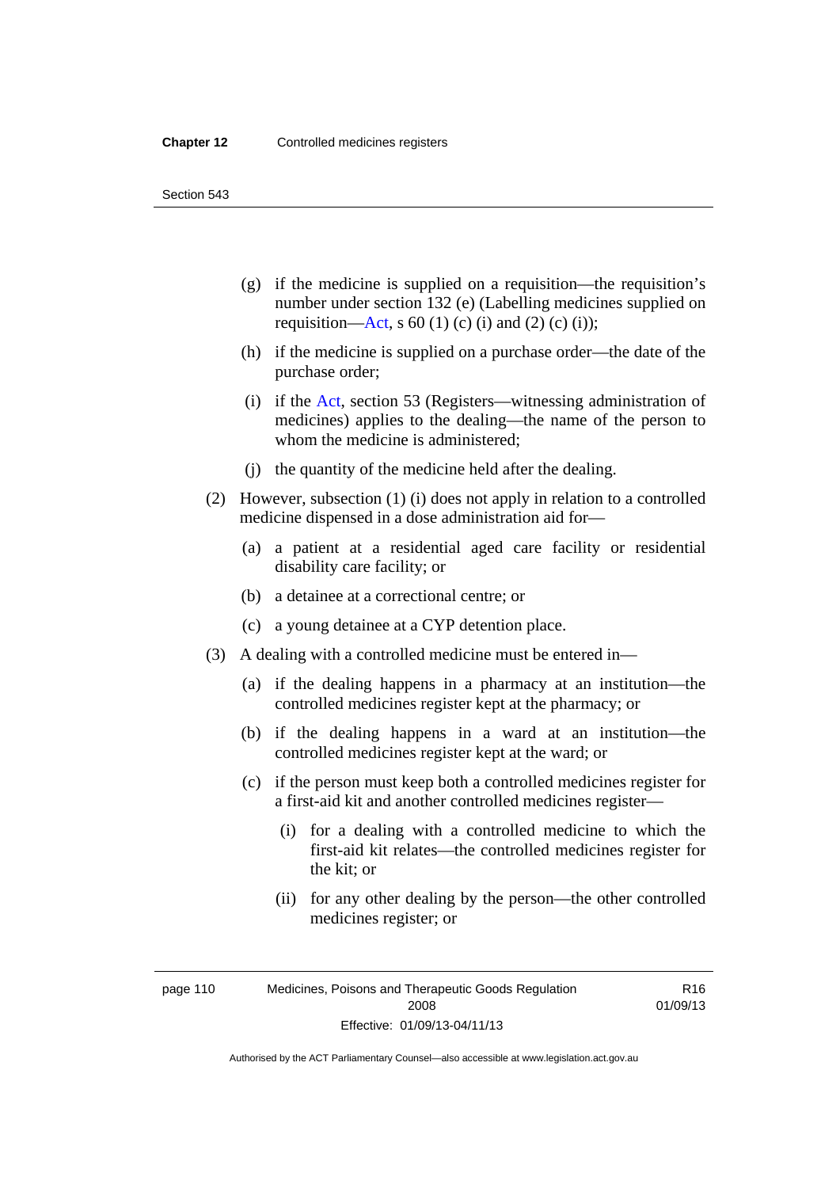(g) if the medicine is supplied on a requisition—the requisition's number under section 132 (e) (Labelling medicines supplied on requisition—Act, s 60 (1) (c) (i) and (2) (c) (i));

(h) if the medicine is supplied on a purchase order—the date of the purchase order;

(i) if the Act, section 53 (Registers—witnessing administration of medicines) applies to the dealing—the name of the person to whom the medicine is administered;

(j) the quantity of the medicine held after the dealing.

(2) However, subsection (1) (i) does not apply in relation to a controlled medicine dispensed in a dose administration aid for—

(a) a patient at a residential aged care facility or residential disability care facility; or

(b) a detainee at a correctional centre; or

(c) a young detainee at a CYP detention place.

(3) A dealing with a controlled medicine must be entered in—

(a) if the dealing happens in a pharmacy at an institution—the controlled medicines register kept at the pharmacy; or

(b) if the dealing happens in a ward at an institution—the controlled medicines register kept at the ward; or

(c) if the person must keep both a controlled medicines register for a first-aid kit and another controlled medicines register—

(i) for a dealing with a controlled medicine to which the first-aid kit relates—the controlled medicines register for the kit; or

(ii) for any other dealing by the person—the other controlled medicines register; or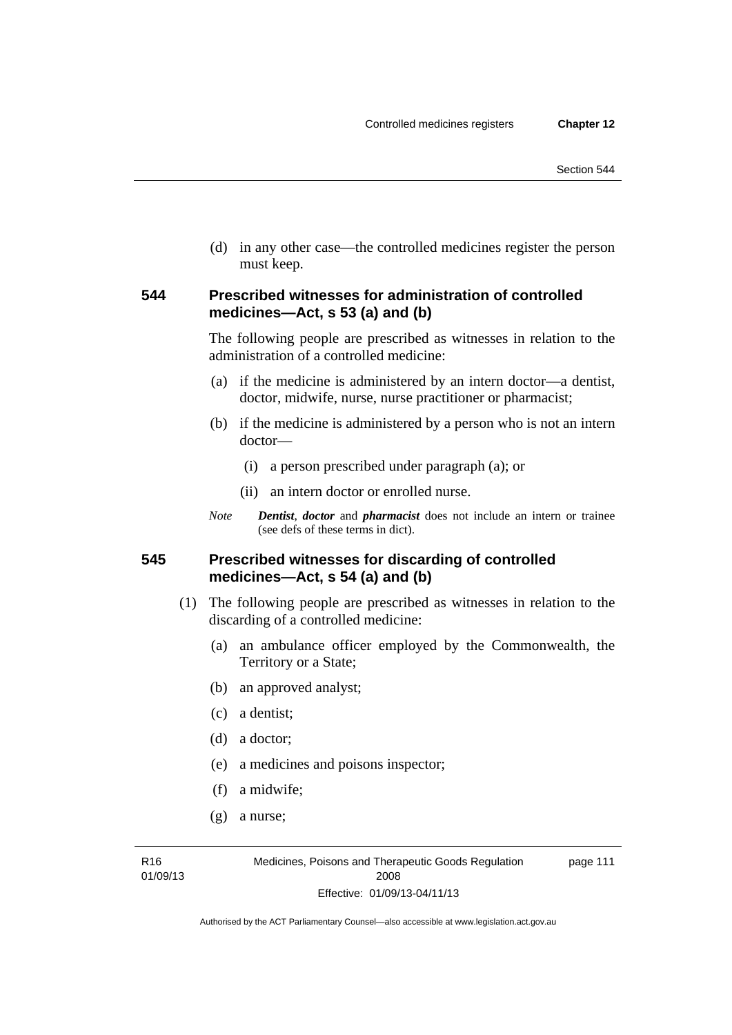(d) in any other case—the controlled medicines register the person must keep.

### 544 Prescribed witnesses for administration of controlled medicines—Act, s 53 (a) and (b)

The following people are prescribed as witnesses in relation to the administration of a controlled medicine:

(a) if the medicine is administered by an intern doctor—a dentist, doctor, midwife, nurse, nurse practitioner or pharmacist;

(b) if the medicine is administered by a person who is not an intern doctor—

(i) a person prescribed under paragraph (a); or

(ii) an intern doctor or enrolled nurse.

*Note* ***Dentist***, ***doctor*** and ***pharmacist*** does not include an intern or trainee (see defs of these terms in dict).

### 545 Prescribed witnesses for discarding of controlled medicines—Act, s 54 (a) and (b)

(1) The following people are prescribed as witnesses in relation to the discarding of a controlled medicine:

(a) an ambulance officer employed by the Commonwealth, the Territory or a State;

(b) an approved analyst;

(c) a dentist;

(d) a doctor;

(e) a medicines and poisons inspector;

(f) a midwife;

(g) a nurse;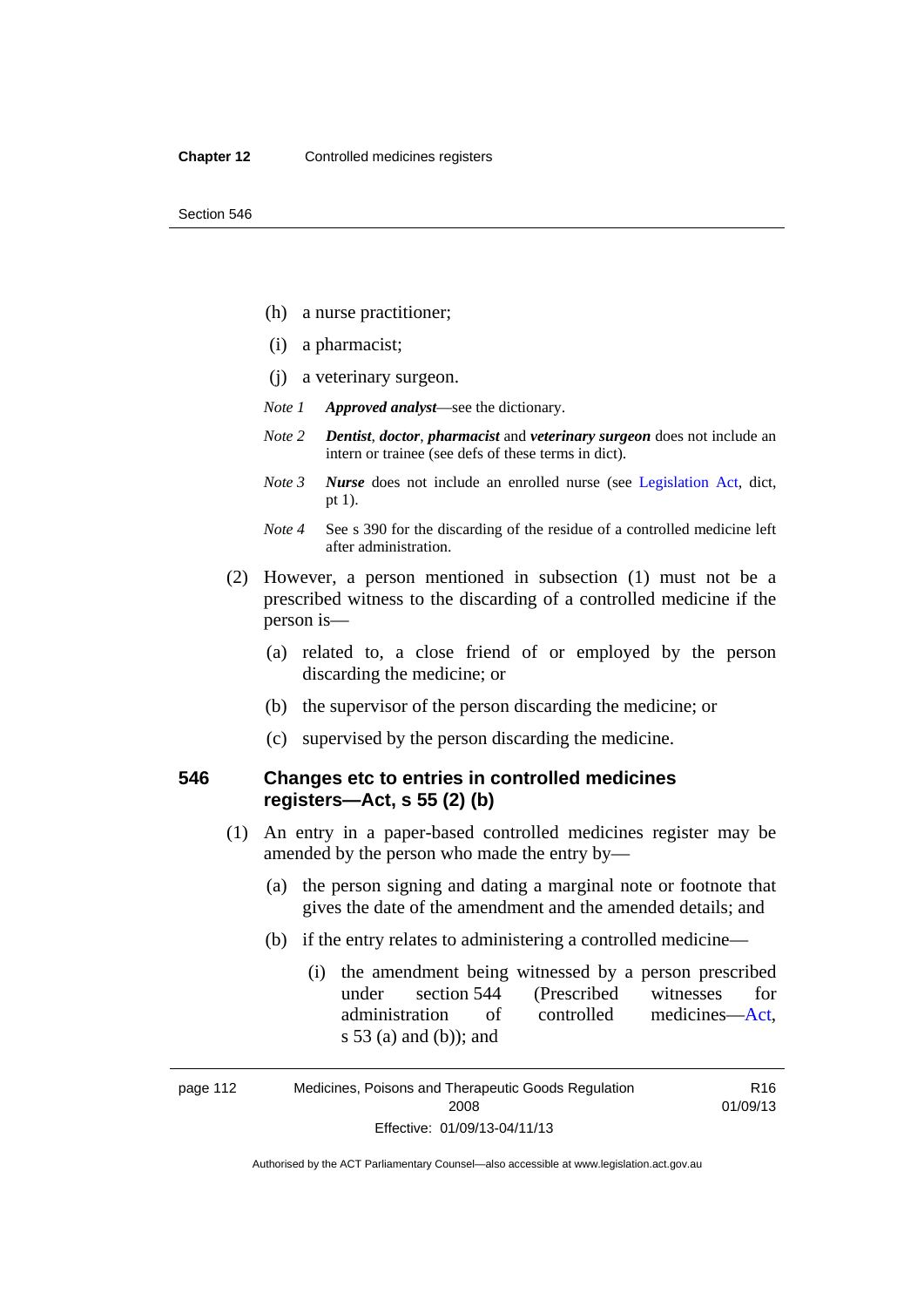(h) a nurse practitioner;

(i) a pharmacist;

(j) a veterinary surgeon.

*Note 1* ***Approved analyst***—see the dictionary.

*Note 2* ***Dentist***, ***doctor***, ***pharmacist*** and ***veterinary surgeon*** does not include an intern or trainee (see defs of these terms in dict).

*Note 3* ***Nurse*** does not include an enrolled nurse (see Legislation Act, dict, pt 1).

*Note 4* See s 390 for the discarding of the residue of a controlled medicine left after administration.

(2) However, a person mentioned in subsection (1) must not be a prescribed witness to the discarding of a controlled medicine if the person is—

(a) related to, a close friend of or employed by the person discarding the medicine; or

(b) the supervisor of the person discarding the medicine; or

(c) supervised by the person discarding the medicine.

## 546 Changes etc to entries in controlled medicines registers—Act, s 55 (2) (b)

(1) An entry in a paper-based controlled medicines register may be amended by the person who made the entry by—

(a) the person signing and dating a marginal note or footnote that gives the date of the amendment and the amended details; and

(b) if the entry relates to administering a controlled medicine—

(i) the amendment being witnessed by a person prescribed under section 544 (Prescribed witnesses for administration of controlled medicines—Act, s 53 (a) and (b)); and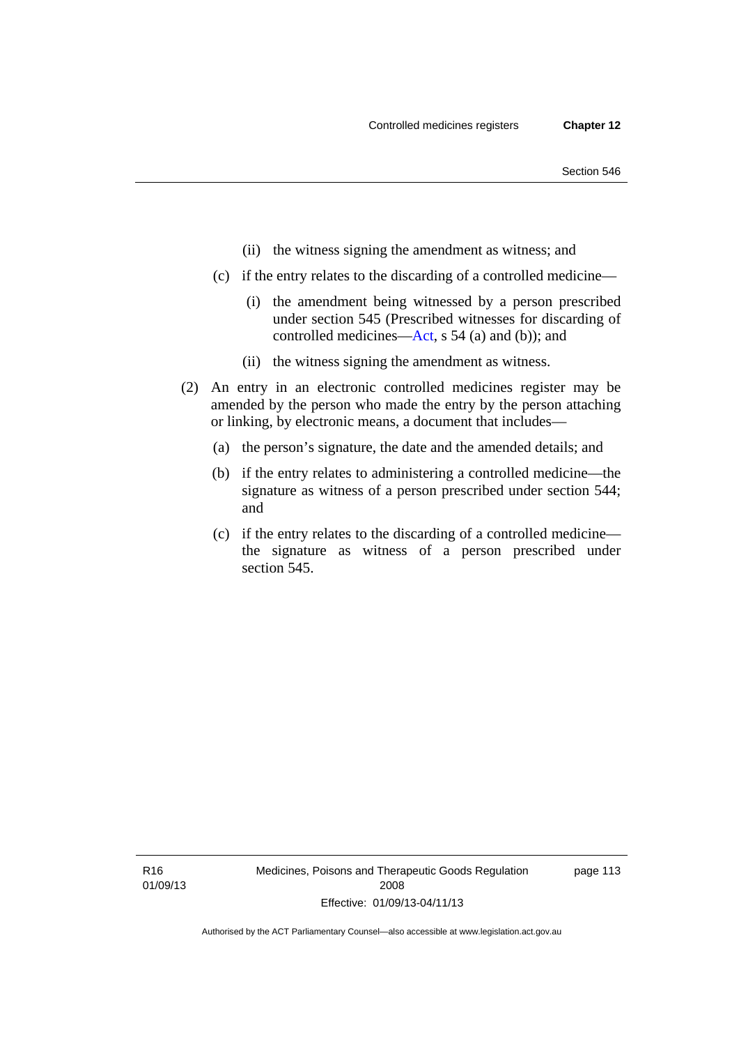(ii) the witness signing the amendment as witness; and

(c) if the entry relates to the discarding of a controlled medicine—

(i) the amendment being witnessed by a person prescribed under section 545 (Prescribed witnesses for discarding of controlled medicines—Act, s 54 (a) and (b)); and

(ii) the witness signing the amendment as witness.

(2) An entry in an electronic controlled medicines register may be amended by the person who made the entry by the person attaching or linking, by electronic means, a document that includes—

(a) the person's signature, the date and the amended details; and

(b) if the entry relates to administering a controlled medicine—the signature as witness of a person prescribed under section 544; and

(c) if the entry relates to the discarding of a controlled medicine—the signature as witness of a person prescribed under section 545.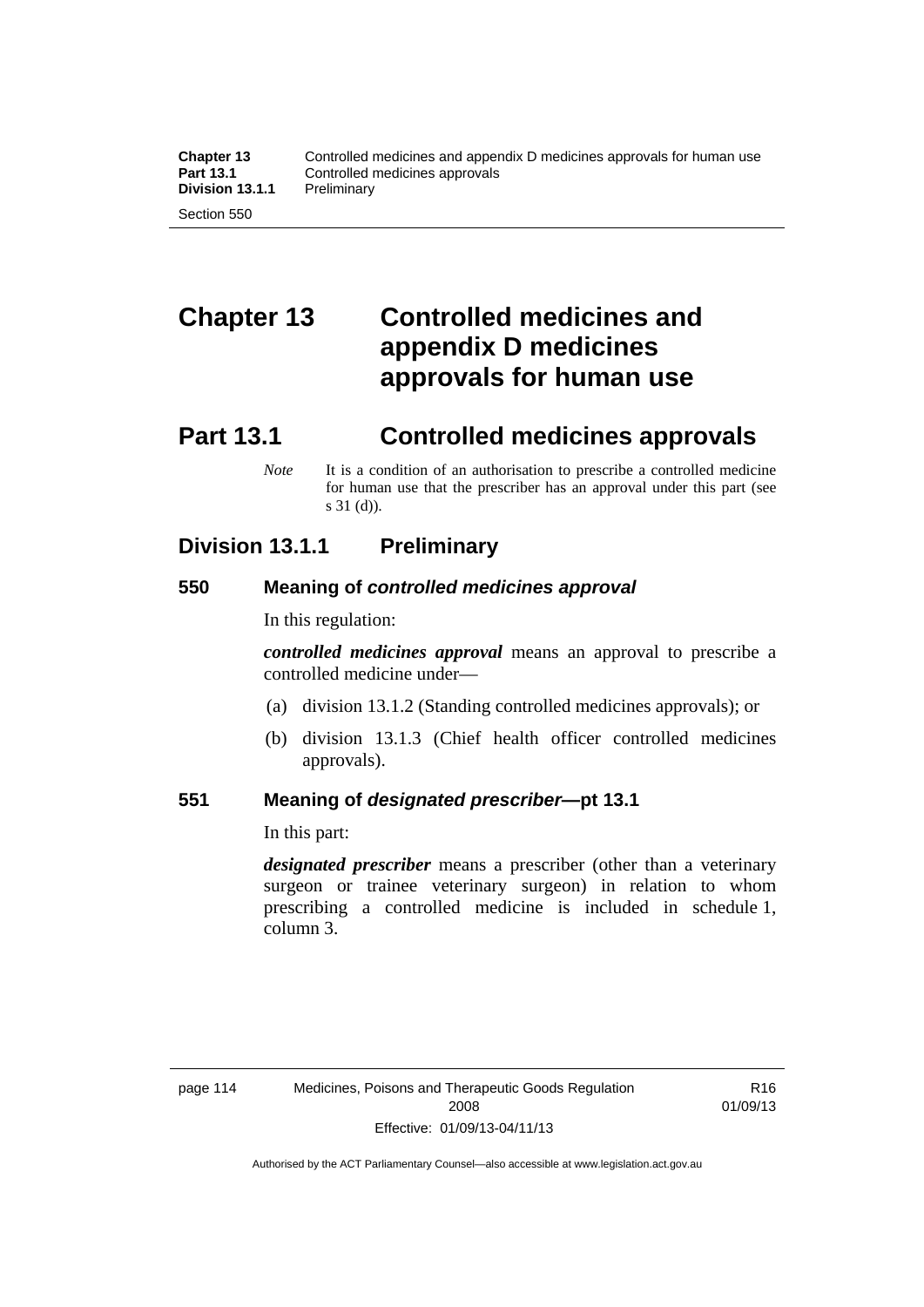# Chapter 13 Controlled medicines and appendix D medicines approvals for human use

## Part 13.1 Controlled medicines approvals

*Note* It is a condition of an authorisation to prescribe a controlled medicine for human use that the prescriber has an approval under this part (see s 31 (d)).

### Division 13.1.1 Preliminary

#### 550 Meaning of *controlled medicines approval*

In this regulation:

***controlled medicines approval*** means an approval to prescribe a controlled medicine under—

(a) division 13.1.2 (Standing controlled medicines approvals); or

(b) division 13.1.3 (Chief health officer controlled medicines approvals).

#### 551 Meaning of *designated prescriber*—pt 13.1

In this part:

***designated prescriber*** means a prescriber (other than a veterinary surgeon or trainee veterinary surgeon) in relation to whom prescribing a controlled medicine is included in schedule 1, column 3.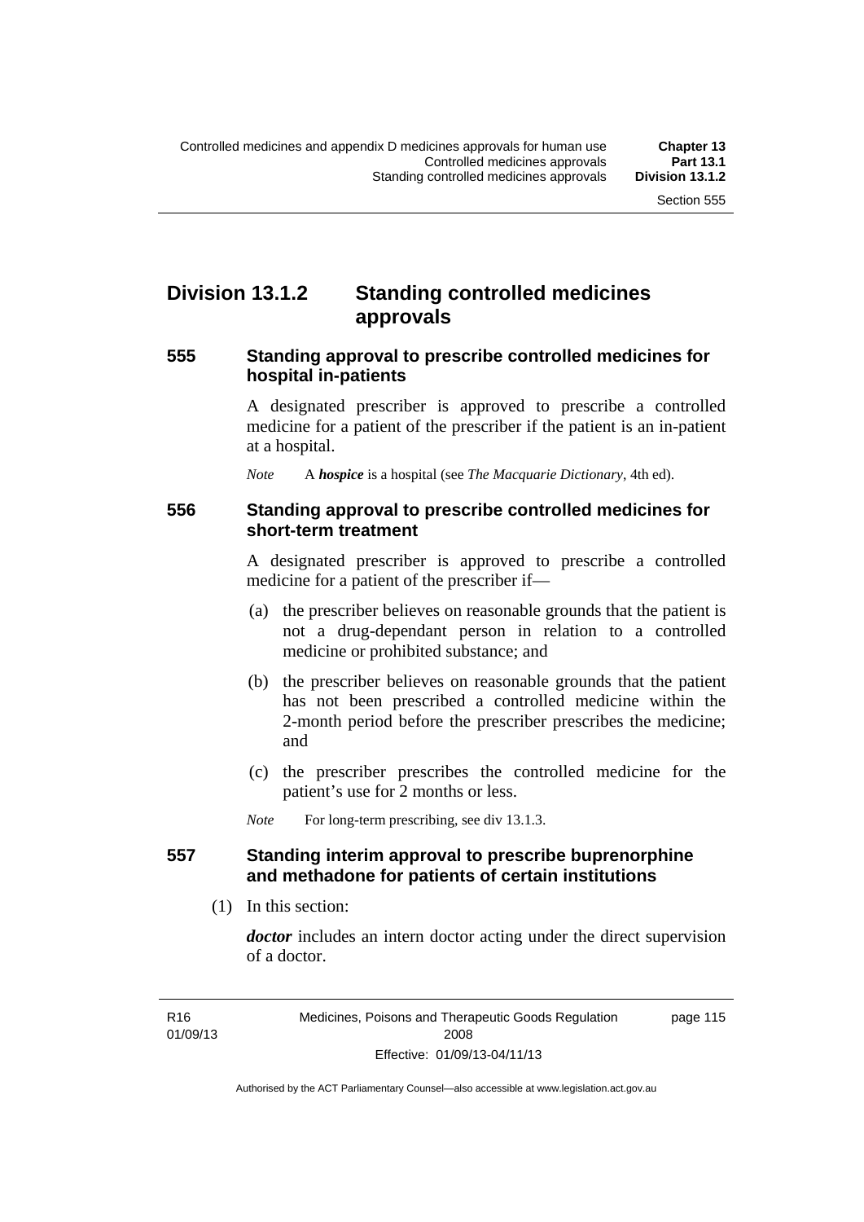## Division 13.1.2 Standing controlled medicines approvals

### 555 Standing approval to prescribe controlled medicines for hospital in-patients

A designated prescriber is approved to prescribe a controlled medicine for a patient of the prescriber if the patient is an in-patient at a hospital.

*Note* A ***hospice*** is a hospital (see *The Macquarie Dictionary*, 4th ed).

### 556 Standing approval to prescribe controlled medicines for short-term treatment

A designated prescriber is approved to prescribe a controlled medicine for a patient of the prescriber if—

(a) the prescriber believes on reasonable grounds that the patient is not a drug-dependant person in relation to a controlled medicine or prohibited substance; and

(b) the prescriber believes on reasonable grounds that the patient has not been prescribed a controlled medicine within the 2-month period before the prescriber prescribes the medicine; and

(c) the prescriber prescribes the controlled medicine for the patient's use for 2 months or less.

*Note* For long-term prescribing, see div 13.1.3.

### 557 Standing interim approval to prescribe buprenorphine and methadone for patients of certain institutions

(1) In this section:

***doctor*** includes an intern doctor acting under the direct supervision of a doctor.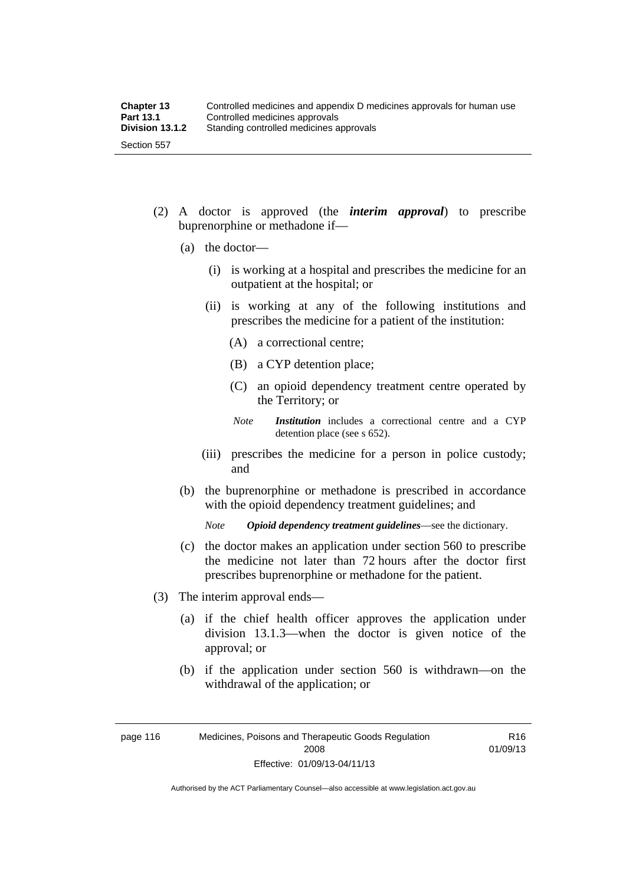(2) A doctor is approved (the ***interim approval***) to prescribe buprenorphine or methadone if—

(a) the doctor—

(i) is working at a hospital and prescribes the medicine for an outpatient at the hospital; or

(ii) is working at any of the following institutions and prescribes the medicine for a patient of the institution:

(A) a correctional centre;

(B) a CYP detention place;

(C) an opioid dependency treatment centre operated by the Territory; or

*Note* ***Institution*** includes a correctional centre and a CYP detention place (see s 652).

(iii) prescribes the medicine for a person in police custody; and

(b) the buprenorphine or methadone is prescribed in accordance with the opioid dependency treatment guidelines; and

*Note* ***Opioid dependency treatment guidelines***—see the dictionary.

(c) the doctor makes an application under section 560 to prescribe the medicine not later than 72 hours after the doctor first prescribes buprenorphine or methadone for the patient.

(3) The interim approval ends—

(a) if the chief health officer approves the application under division 13.1.3—when the doctor is given notice of the approval; or

(b) if the application under section 560 is withdrawn—on the withdrawal of the application; or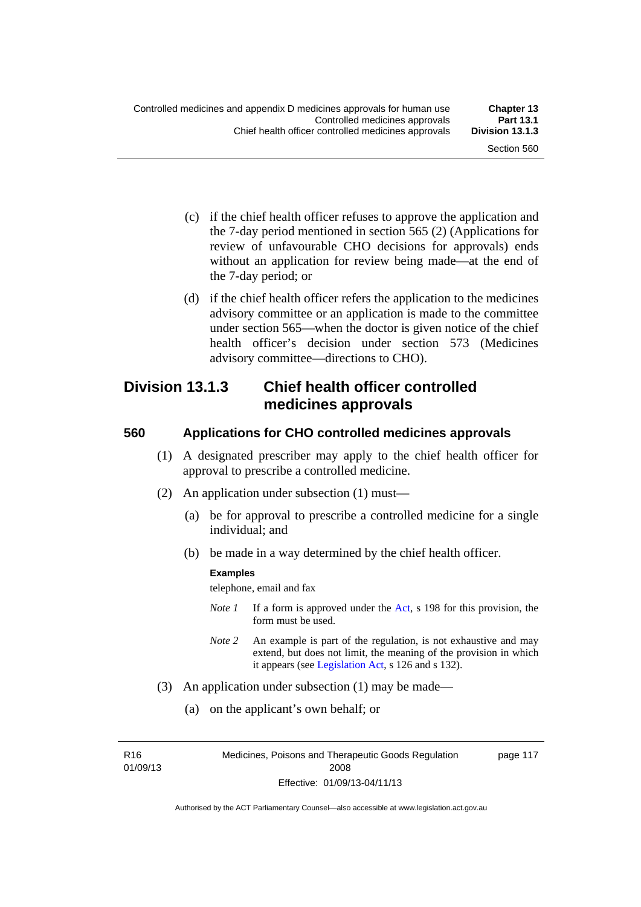(c) if the chief health officer refuses to approve the application and the 7-day period mentioned in section 565 (2) (Applications for review of unfavourable CHO decisions for approvals) ends without an application for review being made—at the end of the 7-day period; or

(d) if the chief health officer refers the application to the medicines advisory committee or an application is made to the committee under section 565—when the doctor is given notice of the chief health officer's decision under section 573 (Medicines advisory committee—directions to CHO).

## Division 13.1.3 Chief health officer controlled medicines approvals

### 560 Applications for CHO controlled medicines approvals

(1) A designated prescriber may apply to the chief health officer for approval to prescribe a controlled medicine.

(2) An application under subsection (1) must—

(a) be for approval to prescribe a controlled medicine for a single individual; and

(b) be made in a way determined by the chief health officer.

**Examples**

telephone, email and fax

*Note 1* If a form is approved under the Act, s 198 for this provision, the form must be used.

*Note 2* An example is part of the regulation, is not exhaustive and may extend, but does not limit, the meaning of the provision in which it appears (see Legislation Act, s 126 and s 132).

(3) An application under subsection (1) may be made—

(a) on the applicant's own behalf; or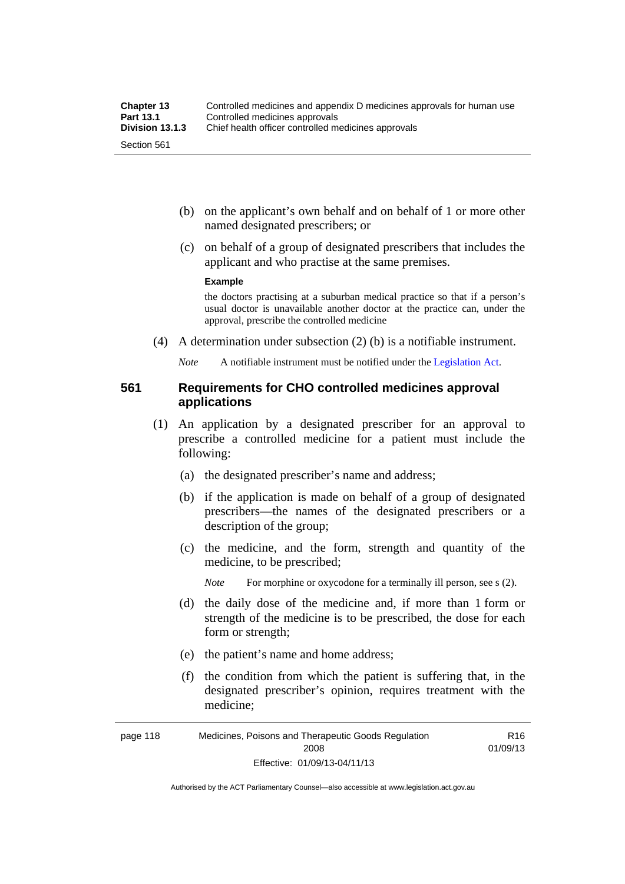(b) on the applicant's own behalf and on behalf of 1 or more other named designated prescribers; or

(c) on behalf of a group of designated prescribers that includes the applicant and who practise at the same premises.

**Example**

the doctors practising at a suburban medical practice so that if a person's usual doctor is unavailable another doctor at the practice can, under the approval, prescribe the controlled medicine

(4) A determination under subsection (2) (b) is a notifiable instrument.

*Note* A notifiable instrument must be notified under the Legislation Act.

## 561 Requirements for CHO controlled medicines approval applications

(1) An application by a designated prescriber for an approval to prescribe a controlled medicine for a patient must include the following:

(a) the designated prescriber's name and address;

(b) if the application is made on behalf of a group of designated prescribers—the names of the designated prescribers or a description of the group;

(c) the medicine, and the form, strength and quantity of the medicine, to be prescribed;

*Note* For morphine or oxycodone for a terminally ill person, see s (2).

(d) the daily dose of the medicine and, if more than 1 form or strength of the medicine is to be prescribed, the dose for each form or strength;

(e) the patient's name and home address;

(f) the condition from which the patient is suffering that, in the designated prescriber's opinion, requires treatment with the medicine;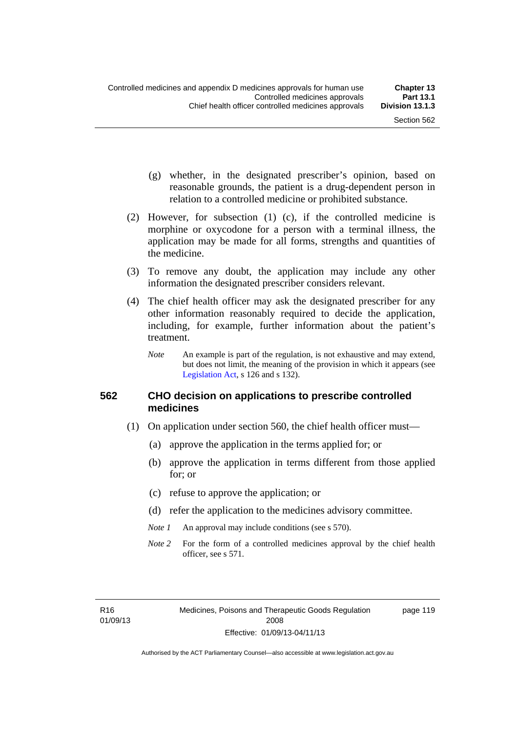(g) whether, in the designated prescriber's opinion, based on reasonable grounds, the patient is a drug-dependent person in relation to a controlled medicine or prohibited substance.

(2) However, for subsection (1) (c), if the controlled medicine is morphine or oxycodone for a person with a terminal illness, the application may be made for all forms, strengths and quantities of the medicine.

(3) To remove any doubt, the application may include any other information the designated prescriber considers relevant.

(4) The chief health officer may ask the designated prescriber for any other information reasonably required to decide the application, including, for example, further information about the patient's treatment.

*Note* An example is part of the regulation, is not exhaustive and may extend, but does not limit, the meaning of the provision in which it appears (see Legislation Act, s 126 and s 132).

## 562 CHO decision on applications to prescribe controlled medicines

(1) On application under section 560, the chief health officer must—

(a) approve the application in the terms applied for; or

(b) approve the application in terms different from those applied for; or

(c) refuse to approve the application; or

(d) refer the application to the medicines advisory committee.

*Note 1* An approval may include conditions (see s 570).

*Note 2* For the form of a controlled medicines approval by the chief health officer, see s 571.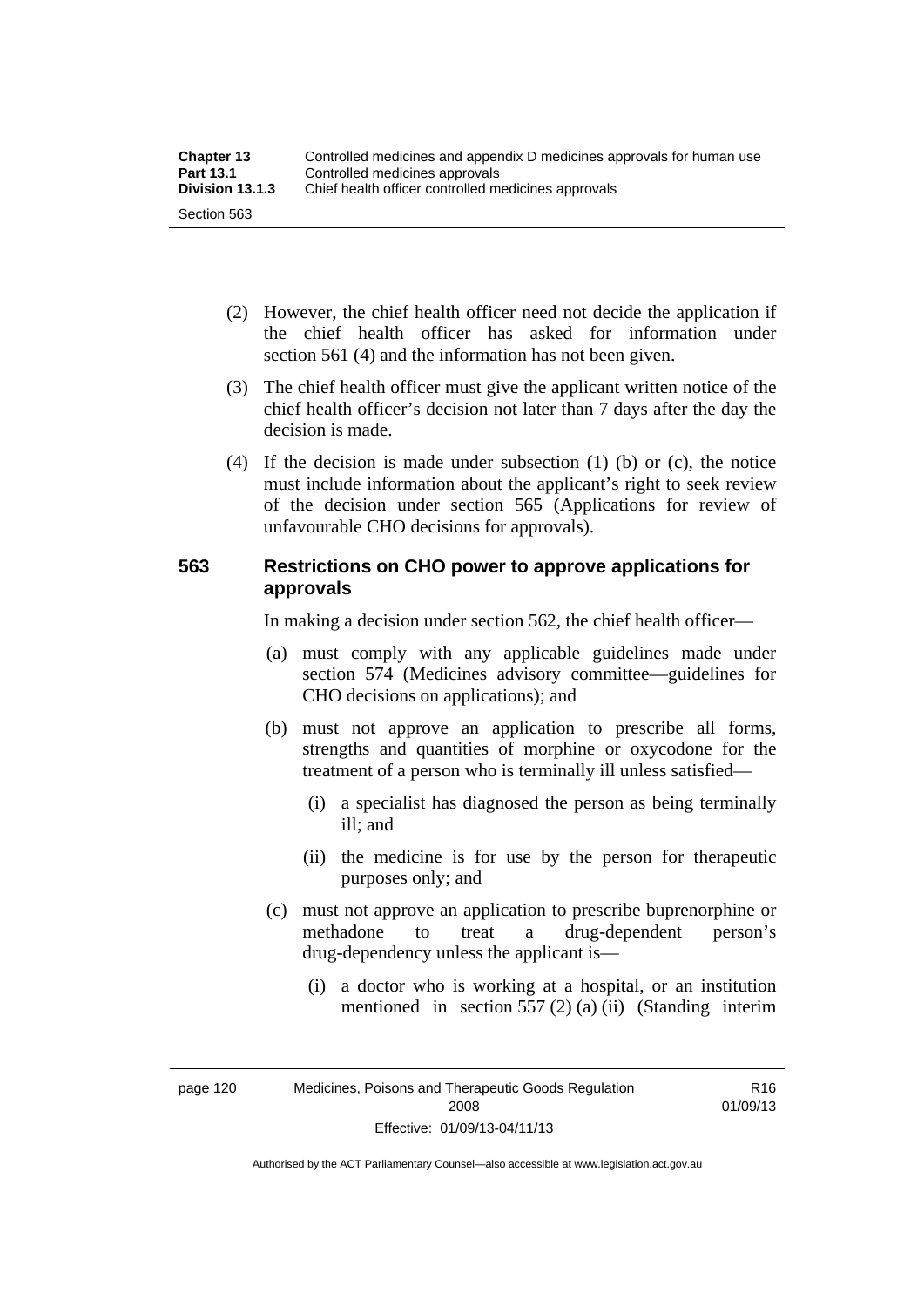(2) However, the chief health officer need not decide the application if the chief health officer has asked for information under section 561 (4) and the information has not been given.

(3) The chief health officer must give the applicant written notice of the chief health officer's decision not later than 7 days after the day the decision is made.

(4) If the decision is made under subsection (1) (b) or (c), the notice must include information about the applicant's right to seek review of the decision under section 565 (Applications for review of unfavourable CHO decisions for approvals).

### 563 Restrictions on CHO power to approve applications for approvals

In making a decision under section 562, the chief health officer—

(a) must comply with any applicable guidelines made under section 574 (Medicines advisory committee—guidelines for CHO decisions on applications); and

(b) must not approve an application to prescribe all forms, strengths and quantities of morphine or oxycodone for the treatment of a person who is terminally ill unless satisfied—

(i) a specialist has diagnosed the person as being terminally ill; and

(ii) the medicine is for use by the person for therapeutic purposes only; and

(c) must not approve an application to prescribe buprenorphine or methadone to treat a drug-dependent person's drug-dependency unless the applicant is—

(i) a doctor who is working at a hospital, or an institution mentioned in section 557 (2) (a) (ii) (Standing interim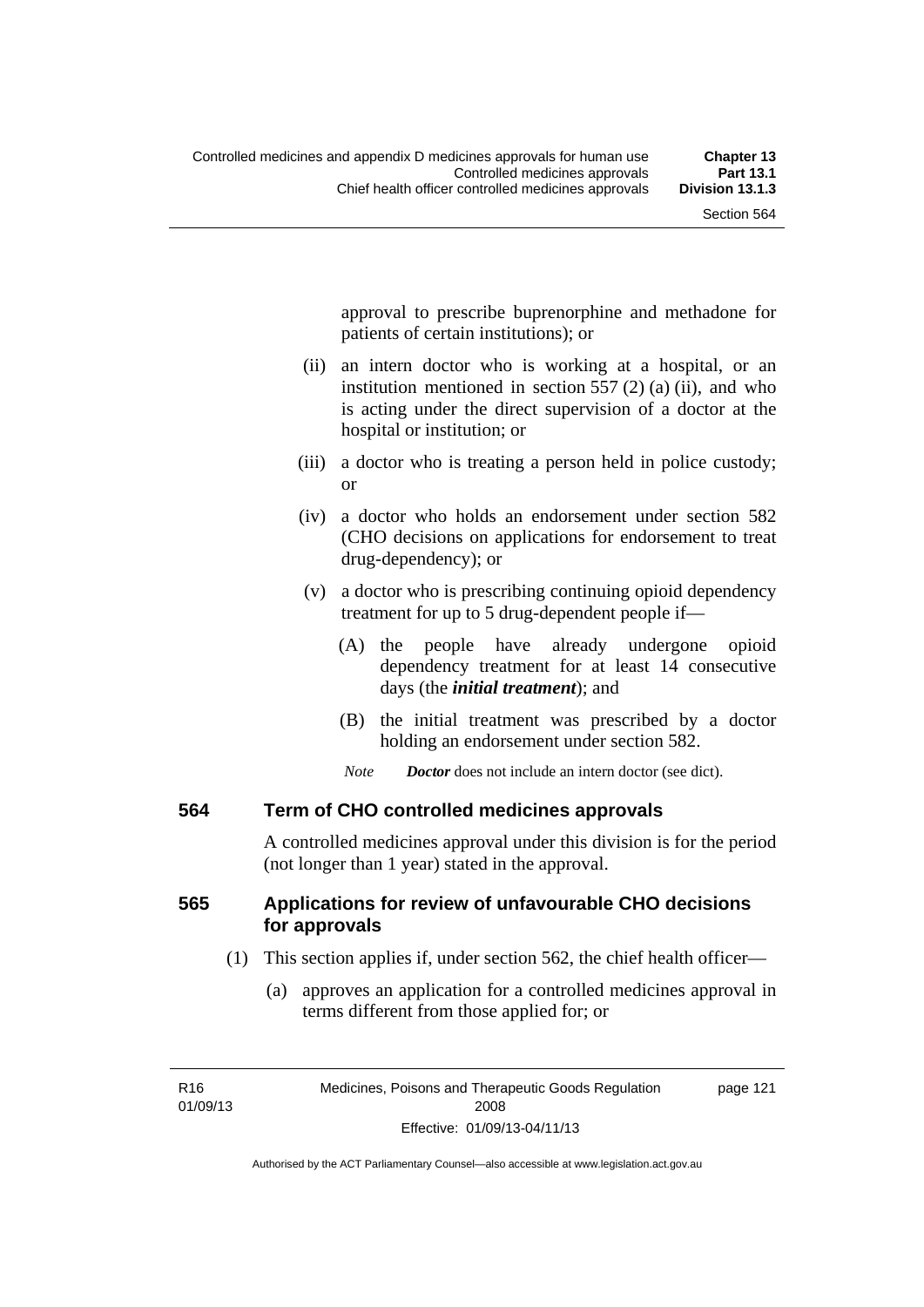approval to prescribe buprenorphine and methadone for patients of certain institutions); or

(ii) an intern doctor who is working at a hospital, or an institution mentioned in section 557 (2) (a) (ii), and who is acting under the direct supervision of a doctor at the hospital or institution; or

(iii) a doctor who is treating a person held in police custody; or

(iv) a doctor who holds an endorsement under section 582 (CHO decisions on applications for endorsement to treat drug-dependency); or

(v) a doctor who is prescribing continuing opioid dependency treatment for up to 5 drug-dependent people if—

(A) the people have already undergone opioid dependency treatment for at least 14 consecutive days (the ***initial treatment***); and

(B) the initial treatment was prescribed by a doctor holding an endorsement under section 582.

*Note* ***Doctor*** does not include an intern doctor (see dict).

## 564 Term of CHO controlled medicines approvals

A controlled medicines approval under this division is for the period (not longer than 1 year) stated in the approval.

## 565 Applications for review of unfavourable CHO decisions for approvals

(1) This section applies if, under section 562, the chief health officer—

(a) approves an application for a controlled medicines approval in terms different from those applied for; or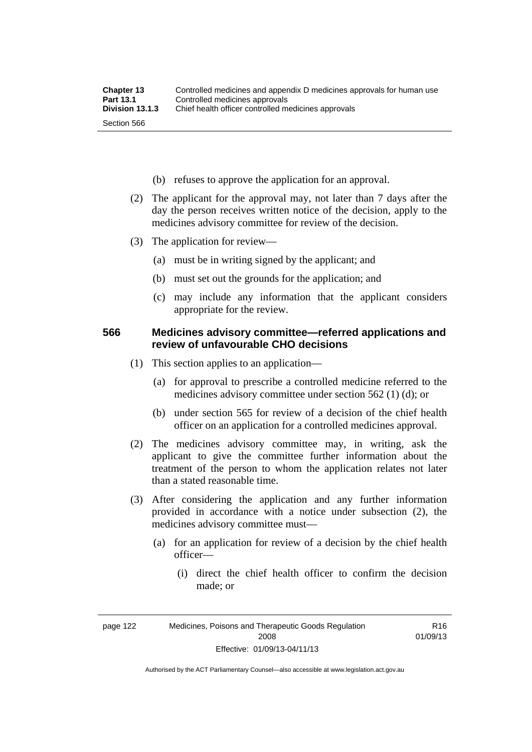(b) refuses to approve the application for an approval.

(2) The applicant for the approval may, not later than 7 days after the day the person receives written notice of the decision, apply to the medicines advisory committee for review of the decision.

(3) The application for review—

(a) must be in writing signed by the applicant; and

(b) must set out the grounds for the application; and

(c) may include any information that the applicant considers appropriate for the review.

### 566 Medicines advisory committee—referred applications and review of unfavourable CHO decisions

(1) This section applies to an application—

(a) for approval to prescribe a controlled medicine referred to the medicines advisory committee under section 562 (1) (d); or

(b) under section 565 for review of a decision of the chief health officer on an application for a controlled medicines approval.

(2) The medicines advisory committee may, in writing, ask the applicant to give the committee further information about the treatment of the person to whom the application relates not later than a stated reasonable time.

(3) After considering the application and any further information provided in accordance with a notice under subsection (2), the medicines advisory committee must—

(a) for an application for review of a decision by the chief health officer—

(i) direct the chief health officer to confirm the decision made; or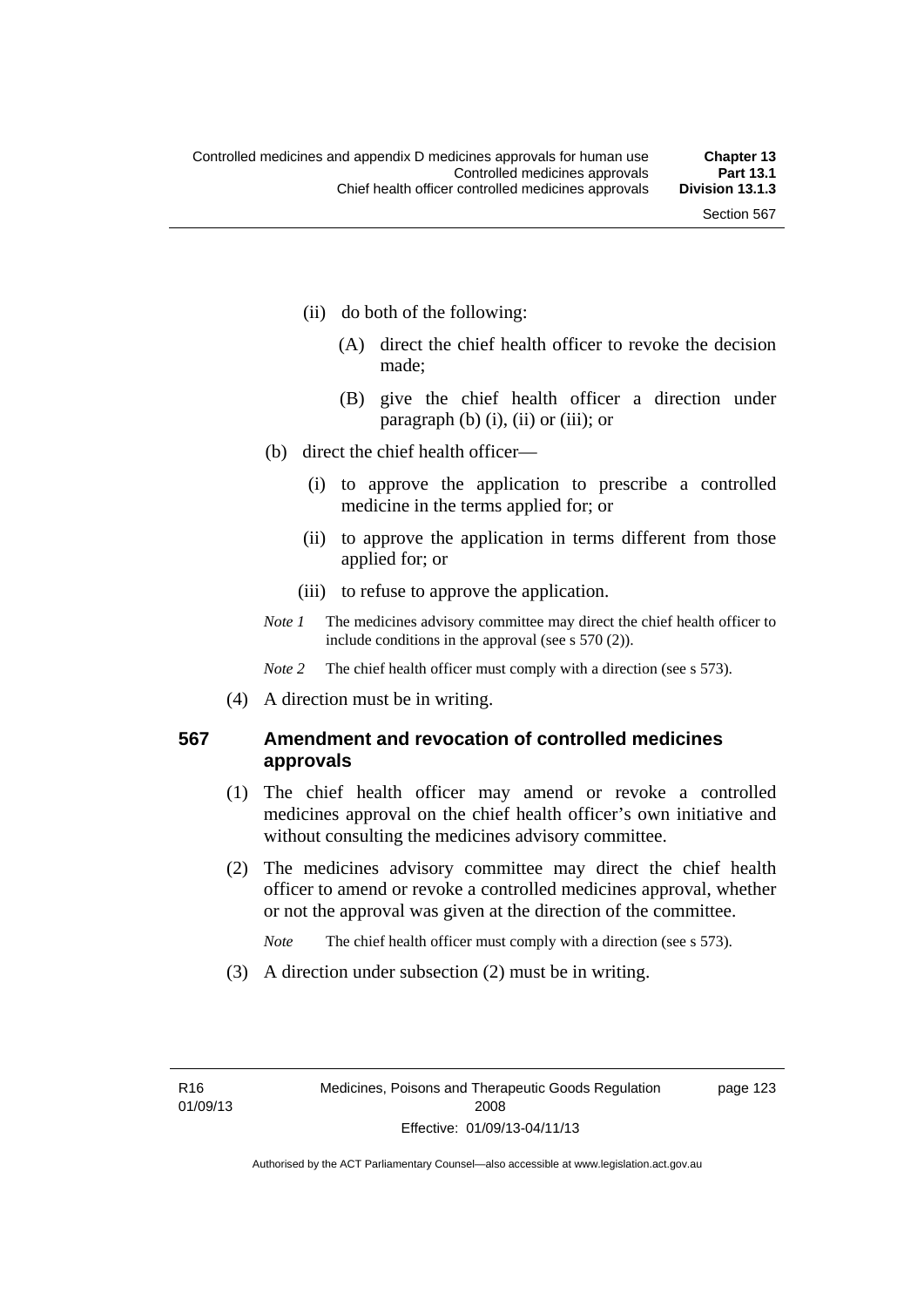(ii) do both of the following:

(A) direct the chief health officer to revoke the decision made;

(B) give the chief health officer a direction under paragraph (b) (i), (ii) or (iii); or

(b) direct the chief health officer—

(i) to approve the application to prescribe a controlled medicine in the terms applied for; or

(ii) to approve the application in terms different from those applied for; or

(iii) to refuse to approve the application.

*Note 1* The medicines advisory committee may direct the chief health officer to include conditions in the approval (see s 570 (2)).

*Note 2* The chief health officer must comply with a direction (see s 573).

(4) A direction must be in writing.

### 567 Amendment and revocation of controlled medicines approvals

(1) The chief health officer may amend or revoke a controlled medicines approval on the chief health officer's own initiative and without consulting the medicines advisory committee.

(2) The medicines advisory committee may direct the chief health officer to amend or revoke a controlled medicines approval, whether or not the approval was given at the direction of the committee.

*Note* The chief health officer must comply with a direction (see s 573).

(3) A direction under subsection (2) must be in writing.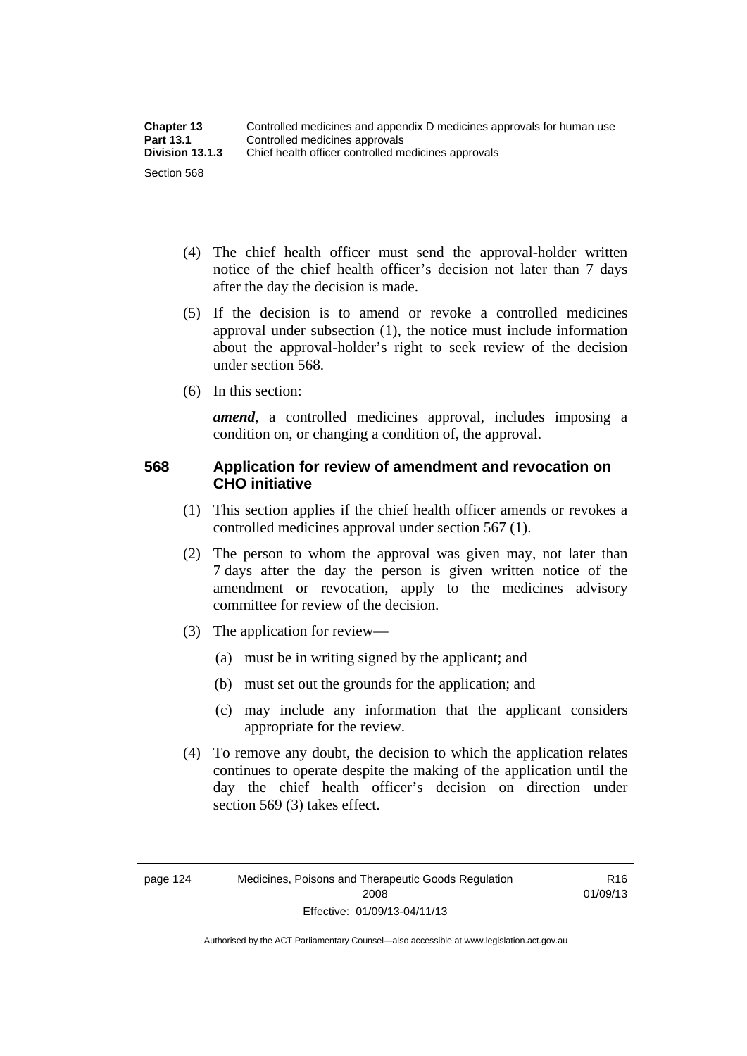(4) The chief health officer must send the approval-holder written notice of the chief health officer's decision not later than 7 days after the day the decision is made.

(5) If the decision is to amend or revoke a controlled medicines approval under subsection (1), the notice must include information about the approval-holder's right to seek review of the decision under section 568.

(6) In this section:

***amend***, a controlled medicines approval, includes imposing a condition on, or changing a condition of, the approval.

### 568 Application for review of amendment and revocation on CHO initiative

(1) This section applies if the chief health officer amends or revokes a controlled medicines approval under section 567 (1).

(2) The person to whom the approval was given may, not later than 7 days after the day the person is given written notice of the amendment or revocation, apply to the medicines advisory committee for review of the decision.

(3) The application for review—

(a) must be in writing signed by the applicant; and

(b) must set out the grounds for the application; and

(c) may include any information that the applicant considers appropriate for the review.

(4) To remove any doubt, the decision to which the application relates continues to operate despite the making of the application until the day the chief health officer's decision on direction under section 569 (3) takes effect.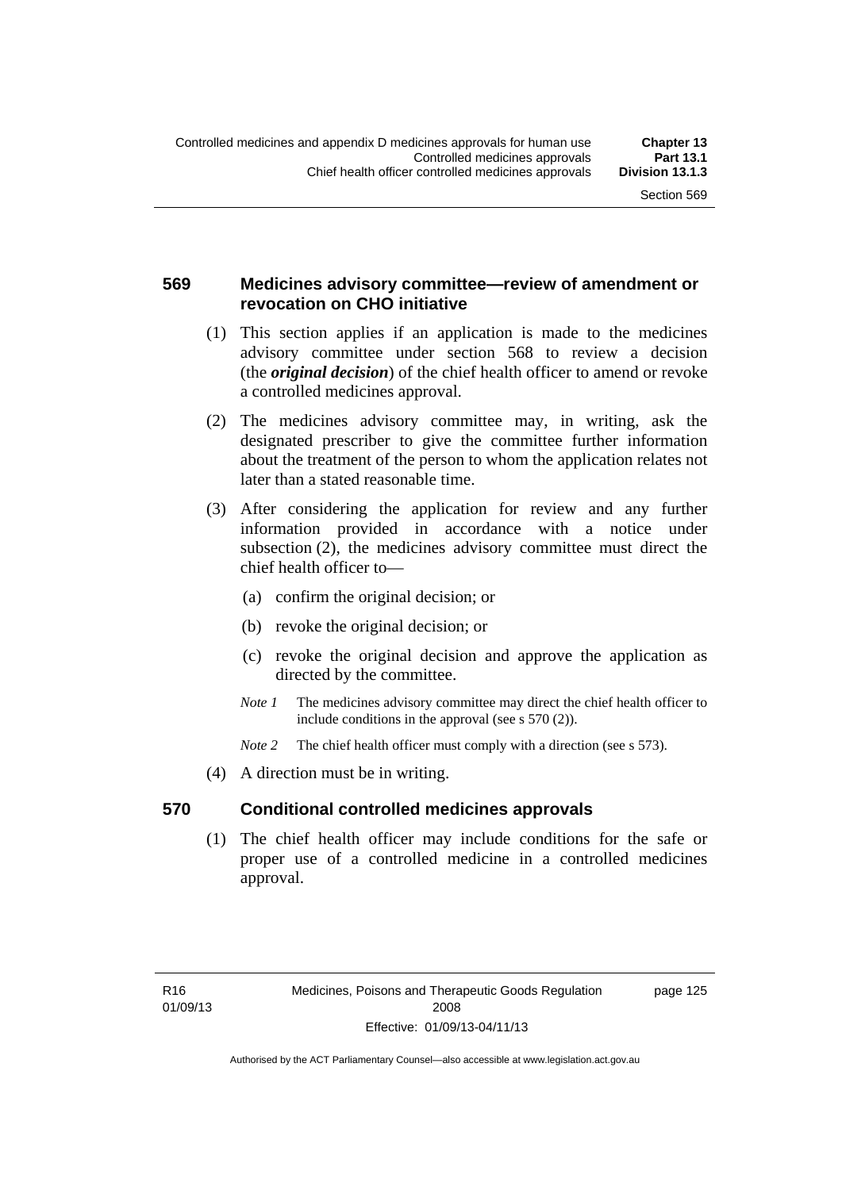### 569 Medicines advisory committee—review of amendment or revocation on CHO initiative

(1) This section applies if an application is made to the medicines advisory committee under section 568 to review a decision (the ***original decision***) of the chief health officer to amend or revoke a controlled medicines approval.

(2) The medicines advisory committee may, in writing, ask the designated prescriber to give the committee further information about the treatment of the person to whom the application relates not later than a stated reasonable time.

(3) After considering the application for review and any further information provided in accordance with a notice under subsection (2), the medicines advisory committee must direct the chief health officer to—

(a) confirm the original decision; or

(b) revoke the original decision; or

(c) revoke the original decision and approve the application as directed by the committee.

*Note 1* The medicines advisory committee may direct the chief health officer to include conditions in the approval (see s 570 (2)).

*Note 2* The chief health officer must comply with a direction (see s 573).

(4) A direction must be in writing.

### 570 Conditional controlled medicines approvals

(1) The chief health officer may include conditions for the safe or proper use of a controlled medicine in a controlled medicines approval.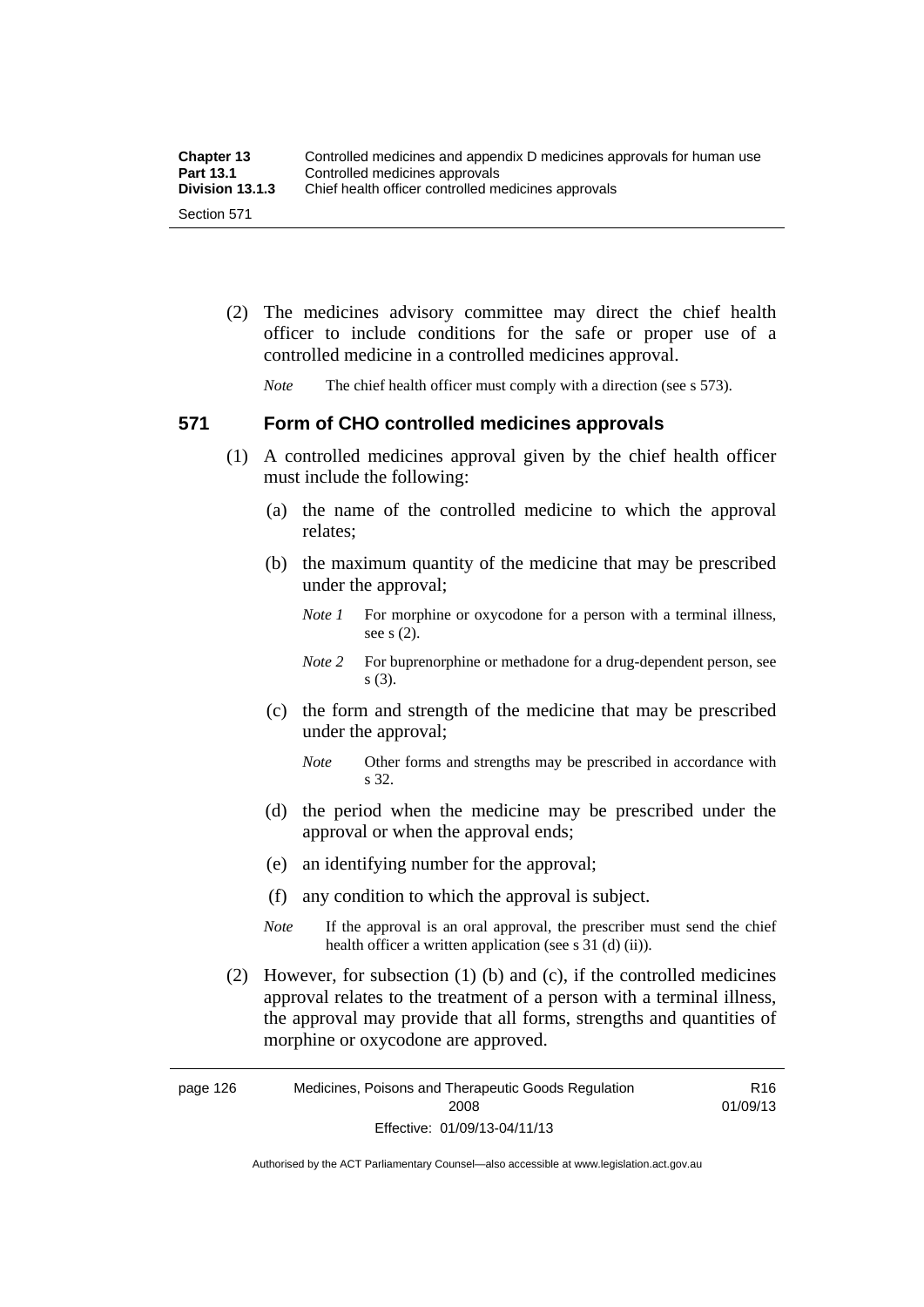(2) The medicines advisory committee may direct the chief health officer to include conditions for the safe or proper use of a controlled medicine in a controlled medicines approval.

*Note* The chief health officer must comply with a direction (see s 573).

## 571 Form of CHO controlled medicines approvals

(1) A controlled medicines approval given by the chief health officer must include the following:

(a) the name of the controlled medicine to which the approval relates;

(b) the maximum quantity of the medicine that may be prescribed under the approval;

*Note 1* For morphine or oxycodone for a person with a terminal illness, see s (2).

*Note 2* For buprenorphine or methadone for a drug-dependent person, see s (3).

(c) the form and strength of the medicine that may be prescribed under the approval;

*Note* Other forms and strengths may be prescribed in accordance with s 32.

(d) the period when the medicine may be prescribed under the approval or when the approval ends;

(e) an identifying number for the approval;

(f) any condition to which the approval is subject.

*Note* If the approval is an oral approval, the prescriber must send the chief health officer a written application (see s 31 (d) (ii)).

(2) However, for subsection (1) (b) and (c), if the controlled medicines approval relates to the treatment of a person with a terminal illness, the approval may provide that all forms, strengths and quantities of morphine or oxycodone are approved.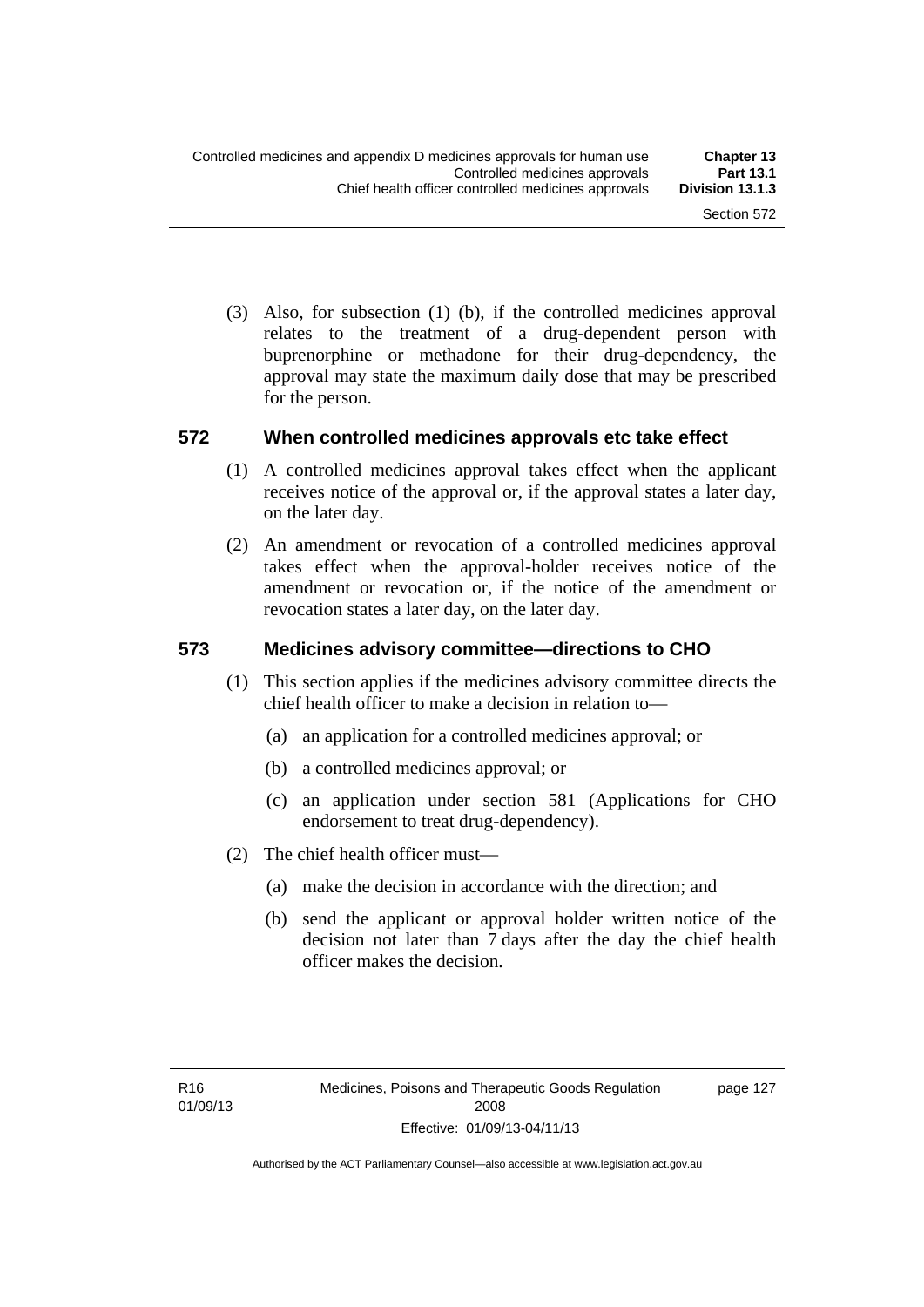(3) Also, for subsection (1) (b), if the controlled medicines approval relates to the treatment of a drug-dependent person with buprenorphine or methadone for their drug-dependency, the approval may state the maximum daily dose that may be prescribed for the person.

## 572 When controlled medicines approvals etc take effect

(1) A controlled medicines approval takes effect when the applicant receives notice of the approval or, if the approval states a later day, on the later day.

(2) An amendment or revocation of a controlled medicines approval takes effect when the approval-holder receives notice of the amendment or revocation or, if the notice of the amendment or revocation states a later day, on the later day.

## 573 Medicines advisory committee—directions to CHO

(1) This section applies if the medicines advisory committee directs the chief health officer to make a decision in relation to—

(a) an application for a controlled medicines approval; or

(b) a controlled medicines approval; or

(c) an application under section 581 (Applications for CHO endorsement to treat drug-dependency).

(2) The chief health officer must—

(a) make the decision in accordance with the direction; and

(b) send the applicant or approval holder written notice of the decision not later than 7 days after the day the chief health officer makes the decision.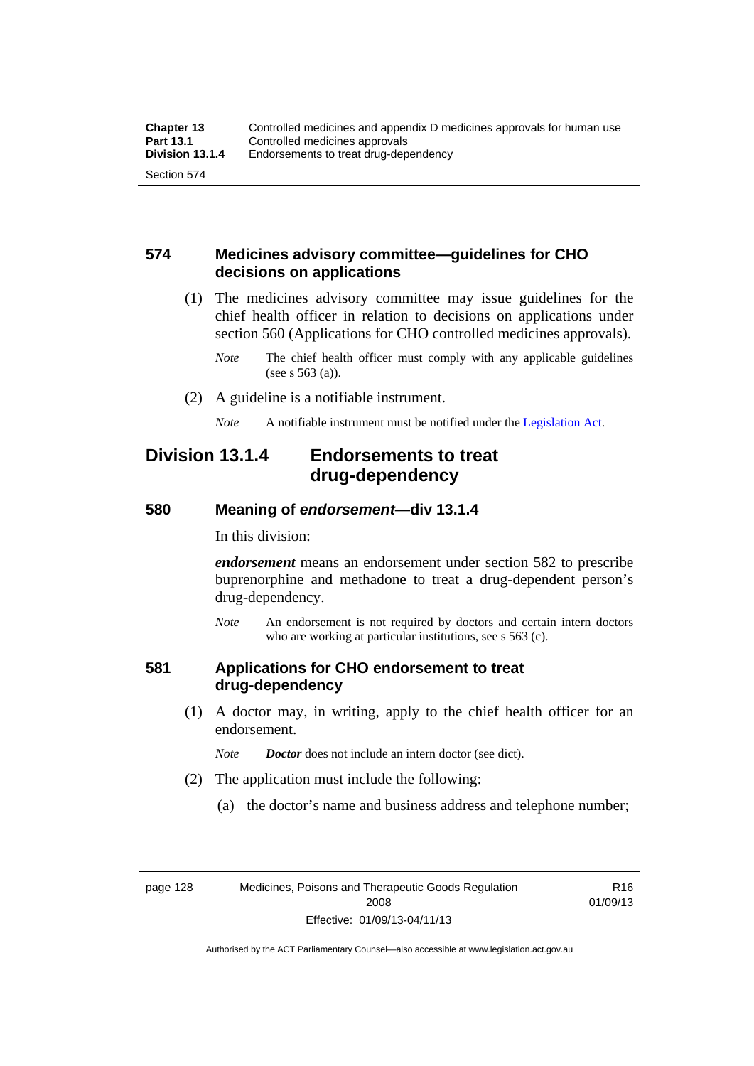### 574 Medicines advisory committee—guidelines for CHO decisions on applications

(1) The medicines advisory committee may issue guidelines for the chief health officer in relation to decisions on applications under section 560 (Applications for CHO controlled medicines approvals).

*Note* The chief health officer must comply with any applicable guidelines (see s 563 (a)).

(2) A guideline is a notifiable instrument.

*Note* A notifiable instrument must be notified under the Legislation Act.

## Division 13.1.4 Endorsements to treat drug-dependency

### 580 Meaning of *endorsement*—div 13.1.4

In this division:

***endorsement*** means an endorsement under section 582 to prescribe buprenorphine and methadone to treat a drug-dependent person's drug-dependency.

*Note* An endorsement is not required by doctors and certain intern doctors who are working at particular institutions, see s 563 (c).

### 581 Applications for CHO endorsement to treat drug-dependency

(1) A doctor may, in writing, apply to the chief health officer for an endorsement.

*Note* ***Doctor*** does not include an intern doctor (see dict).

(2) The application must include the following:

(a) the doctor's name and business address and telephone number;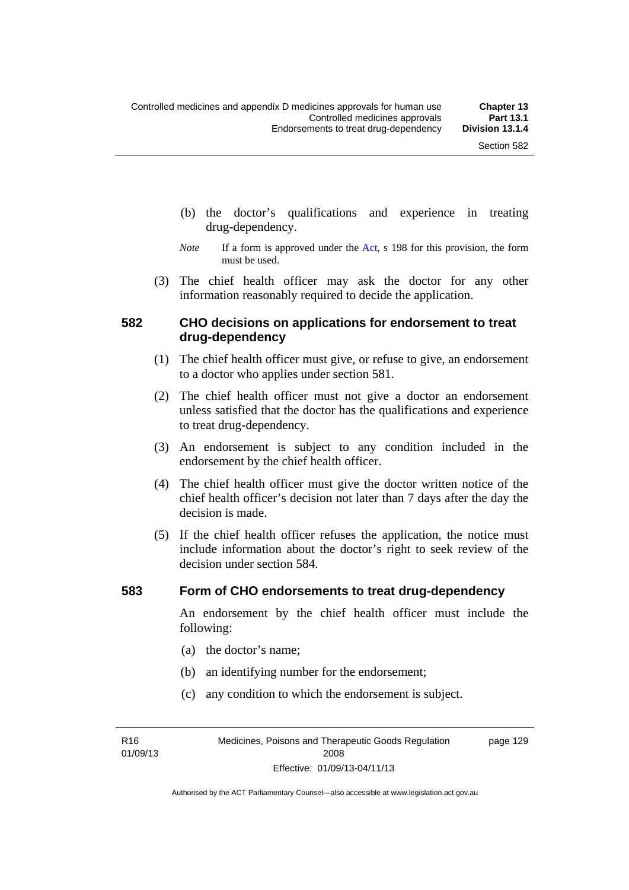(b) the doctor's qualifications and experience in treating drug-dependency.

*Note* If a form is approved under the Act, s 198 for this provision, the form must be used.

(3) The chief health officer may ask the doctor for any other information reasonably required to decide the application.

## 582 CHO decisions on applications for endorsement to treat drug-dependency

(1) The chief health officer must give, or refuse to give, an endorsement to a doctor who applies under section 581.

(2) The chief health officer must not give a doctor an endorsement unless satisfied that the doctor has the qualifications and experience to treat drug-dependency.

(3) An endorsement is subject to any condition included in the endorsement by the chief health officer.

(4) The chief health officer must give the doctor written notice of the chief health officer's decision not later than 7 days after the day the decision is made.

(5) If the chief health officer refuses the application, the notice must include information about the doctor's right to seek review of the decision under section 584.

## 583 Form of CHO endorsements to treat drug-dependency

An endorsement by the chief health officer must include the following:

(a) the doctor's name;

(b) an identifying number for the endorsement;

(c) any condition to which the endorsement is subject.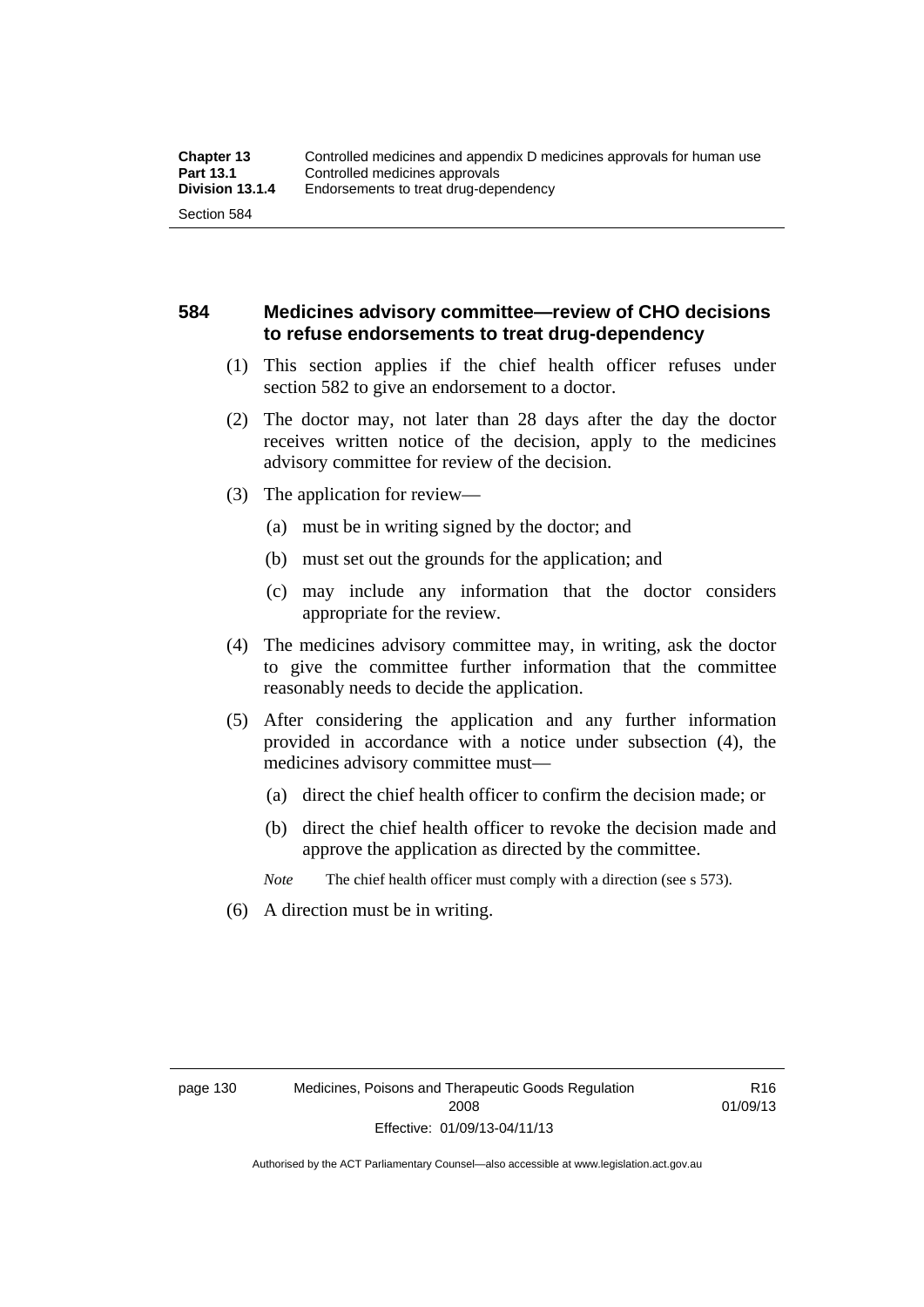## 584 Medicines advisory committee—review of CHO decisions to refuse endorsements to treat drug-dependency

(1) This section applies if the chief health officer refuses under section 582 to give an endorsement to a doctor.

(2) The doctor may, not later than 28 days after the day the doctor receives written notice of the decision, apply to the medicines advisory committee for review of the decision.

(3) The application for review—

(a) must be in writing signed by the doctor; and

(b) must set out the grounds for the application; and

(c) may include any information that the doctor considers appropriate for the review.

(4) The medicines advisory committee may, in writing, ask the doctor to give the committee further information that the committee reasonably needs to decide the application.

(5) After considering the application and any further information provided in accordance with a notice under subsection (4), the medicines advisory committee must—

(a) direct the chief health officer to confirm the decision made; or

(b) direct the chief health officer to revoke the decision made and approve the application as directed by the committee.

*Note* The chief health officer must comply with a direction (see s 573).

(6) A direction must be in writing.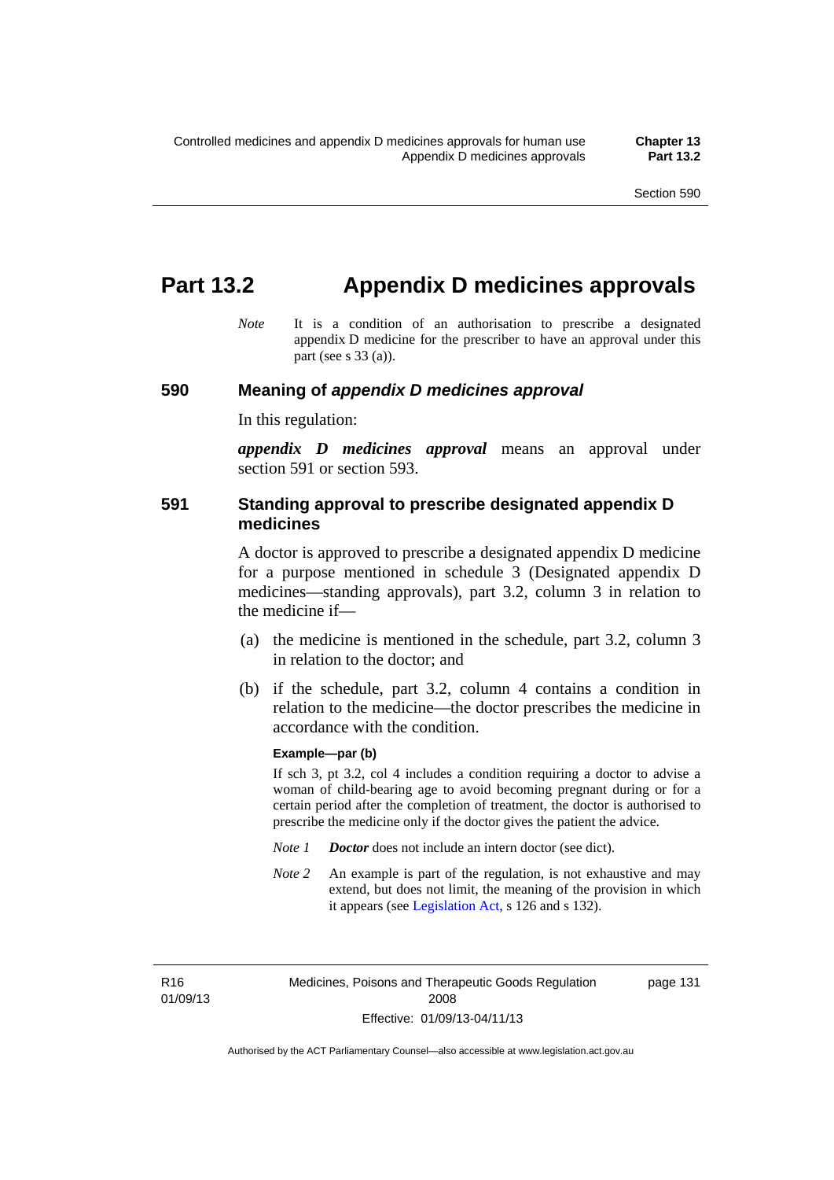# Part 13.2 Appendix D medicines approvals

*Note* It is a condition of an authorisation to prescribe a designated appendix D medicine for the prescriber to have an approval under this part (see s 33 (a)).

## 590 Meaning of *appendix D medicines approval*

In this regulation:

***appendix D medicines approval*** means an approval under section 591 or section 593.

## 591 Standing approval to prescribe designated appendix D medicines

A doctor is approved to prescribe a designated appendix D medicine for a purpose mentioned in schedule 3 (Designated appendix D medicines—standing approvals), part 3.2, column 3 in relation to the medicine if—

(a) the medicine is mentioned in the schedule, part 3.2, column 3 in relation to the doctor; and

(b) if the schedule, part 3.2, column 4 contains a condition in relation to the medicine—the doctor prescribes the medicine in accordance with the condition.

**Example—par (b)**

If sch 3, pt 3.2, col 4 includes a condition requiring a doctor to advise a woman of child-bearing age to avoid becoming pregnant during or for a certain period after the completion of treatment, the doctor is authorised to prescribe the medicine only if the doctor gives the patient the advice.

*Note 1* ***Doctor*** does not include an intern doctor (see dict).

*Note 2* An example is part of the regulation, is not exhaustive and may extend, but does not limit, the meaning of the provision in which it appears (see Legislation Act, s 126 and s 132).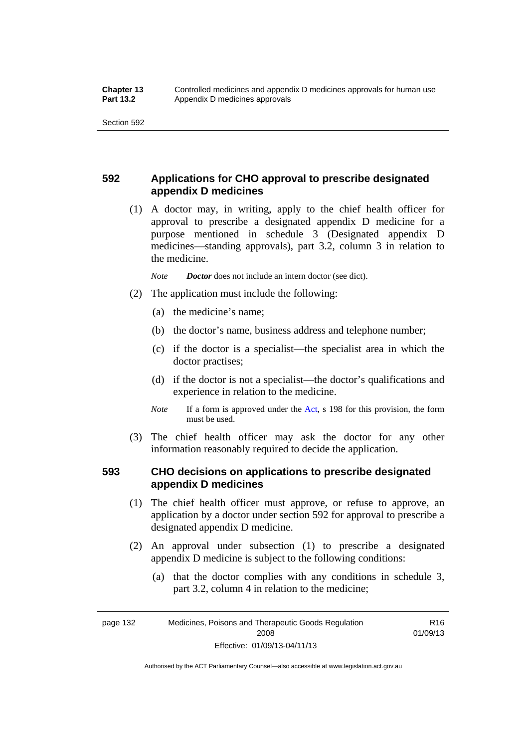## 592 Applications for CHO approval to prescribe designated appendix D medicines

(1) A doctor may, in writing, apply to the chief health officer for approval to prescribe a designated appendix D medicine for a purpose mentioned in schedule 3 (Designated appendix D medicines—standing approvals), part 3.2, column 3 in relation to the medicine.

*Note* ***Doctor*** does not include an intern doctor (see dict).

(2) The application must include the following:

(a) the medicine's name;

(b) the doctor's name, business address and telephone number;

(c) if the doctor is a specialist—the specialist area in which the doctor practises;

(d) if the doctor is not a specialist—the doctor's qualifications and experience in relation to the medicine.

*Note* If a form is approved under the Act, s 198 for this provision, the form must be used.

(3) The chief health officer may ask the doctor for any other information reasonably required to decide the application.

## 593 CHO decisions on applications to prescribe designated appendix D medicines

(1) The chief health officer must approve, or refuse to approve, an application by a doctor under section 592 for approval to prescribe a designated appendix D medicine.

(2) An approval under subsection (1) to prescribe a designated appendix D medicine is subject to the following conditions:

(a) that the doctor complies with any conditions in schedule 3, part 3.2, column 4 in relation to the medicine;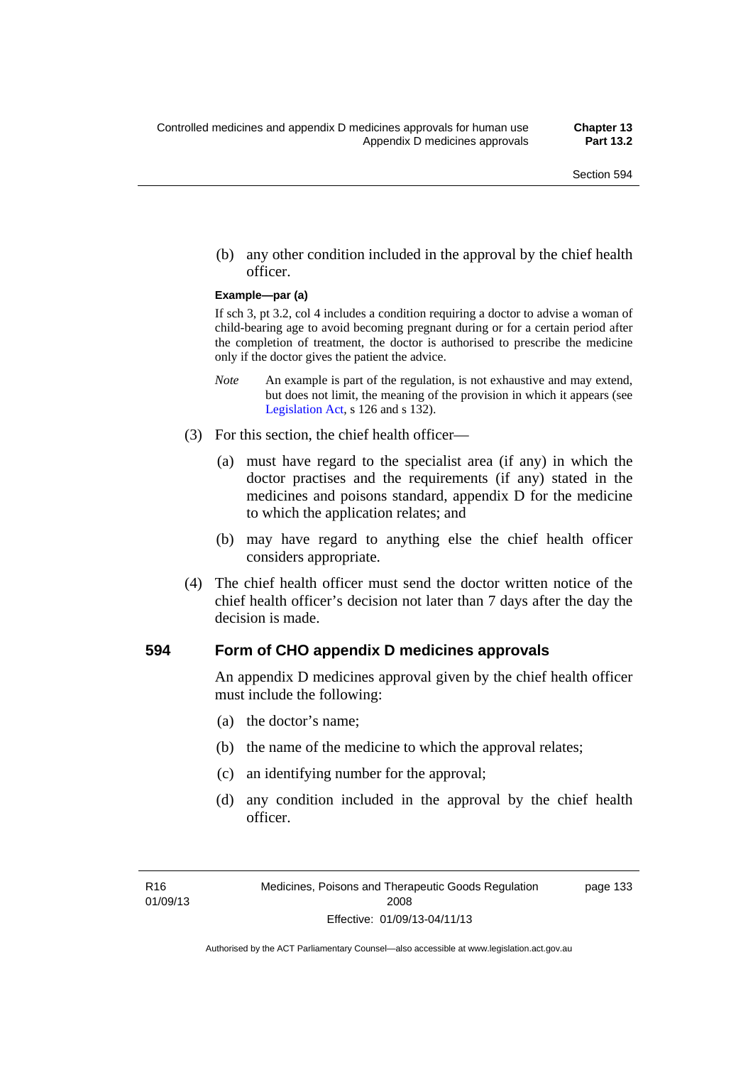(b) any other condition included in the approval by the chief health officer.

**Example—par (a)**

If sch 3, pt 3.2, col 4 includes a condition requiring a doctor to advise a woman of child-bearing age to avoid becoming pregnant during or for a certain period after the completion of treatment, the doctor is authorised to prescribe the medicine only if the doctor gives the patient the advice.

*Note* An example is part of the regulation, is not exhaustive and may extend, but does not limit, the meaning of the provision in which it appears (see Legislation Act, s 126 and s 132).

(3) For this section, the chief health officer—

(a) must have regard to the specialist area (if any) in which the doctor practises and the requirements (if any) stated in the medicines and poisons standard, appendix D for the medicine to which the application relates; and

(b) may have regard to anything else the chief health officer considers appropriate.

(4) The chief health officer must send the doctor written notice of the chief health officer's decision not later than 7 days after the day the decision is made.

## 594 Form of CHO appendix D medicines approvals

An appendix D medicines approval given by the chief health officer must include the following:

(a) the doctor's name;

(b) the name of the medicine to which the approval relates;

(c) an identifying number for the approval;

(d) any condition included in the approval by the chief health officer.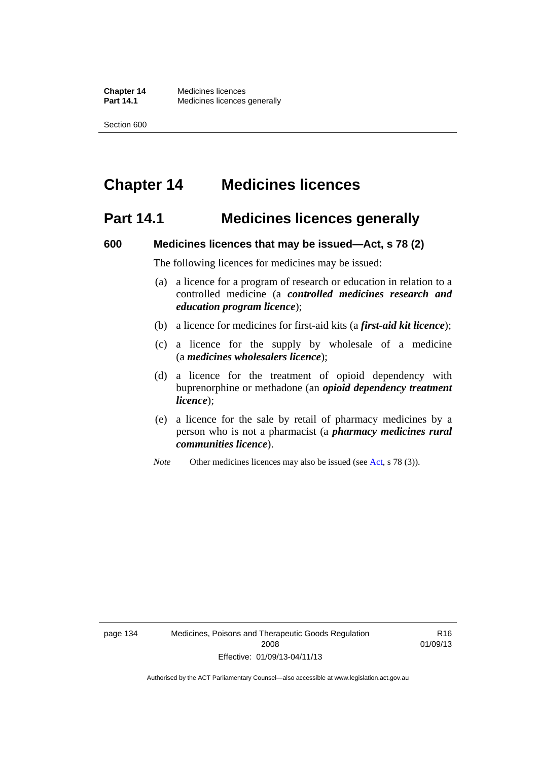# Chapter 14 Medicines licences

## Part 14.1 Medicines licences generally

### 600 Medicines licences that may be issued—Act, s 78 (2)

The following licences for medicines may be issued:

(a) a licence for a program of research or education in relation to a controlled medicine (a ***controlled medicines research and education program licence***);

(b) a licence for medicines for first-aid kits (a ***first-aid kit licence***);

(c) a licence for the supply by wholesale of a medicine (a ***medicines wholesalers licence***);

(d) a licence for the treatment of opioid dependency with buprenorphine or methadone (an ***opioid dependency treatment licence***);

(e) a licence for the sale by retail of pharmacy medicines by a person who is not a pharmacist (a ***pharmacy medicines rural communities licence***).

*Note* Other medicines licences may also be issued (see Act, s 78 (3)).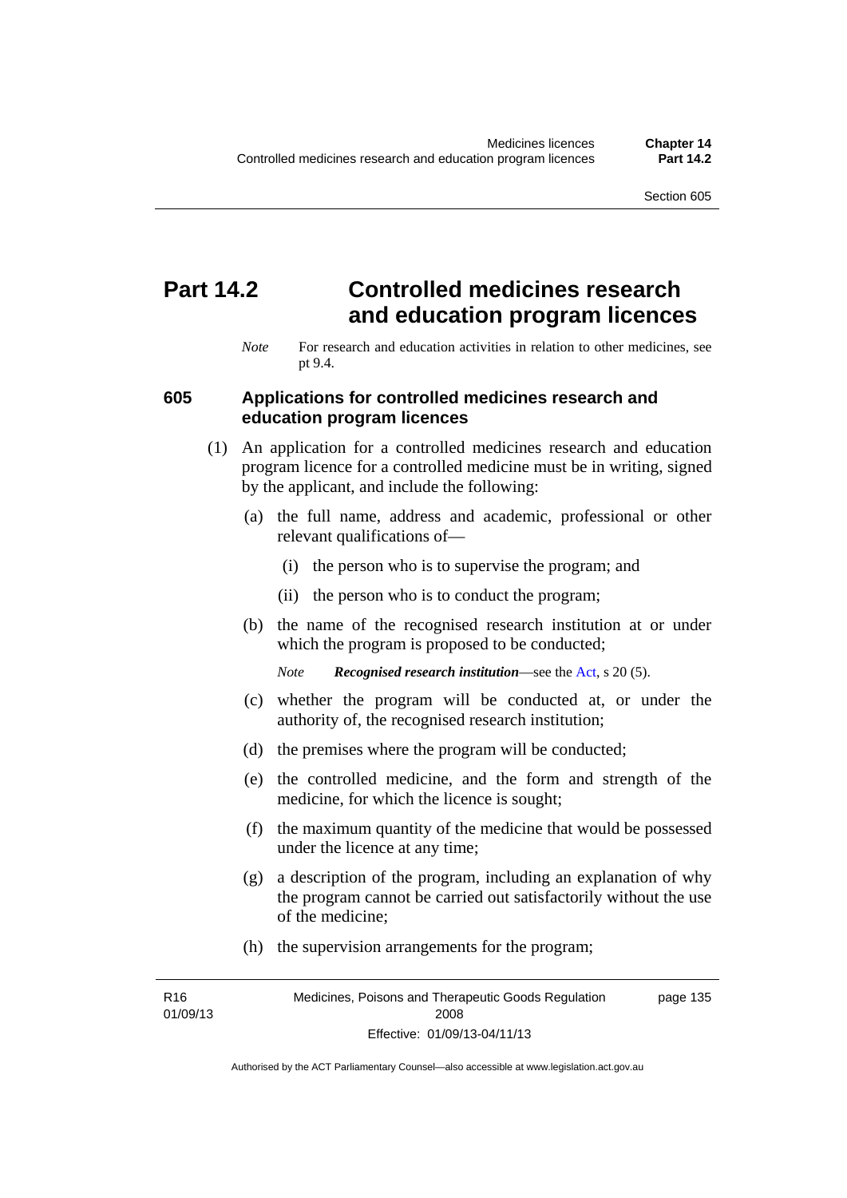# Part 14.2 Controlled medicines research and education program licences

*Note* For research and education activities in relation to other medicines, see pt 9.4.

## 605 Applications for controlled medicines research and education program licences

(1) An application for a controlled medicines research and education program licence for a controlled medicine must be in writing, signed by the applicant, and include the following:

(a) the full name, address and academic, professional or other relevant qualifications of—

(i) the person who is to supervise the program; and

(ii) the person who is to conduct the program;

(b) the name of the recognised research institution at or under which the program is proposed to be conducted;

*Note* ***Recognised research institution***—see the Act, s 20 (5).

(c) whether the program will be conducted at, or under the authority of, the recognised research institution;

(d) the premises where the program will be conducted;

(e) the controlled medicine, and the form and strength of the medicine, for which the licence is sought;

(f) the maximum quantity of the medicine that would be possessed under the licence at any time;

(g) a description of the program, including an explanation of why the program cannot be carried out satisfactorily without the use of the medicine;

(h) the supervision arrangements for the program;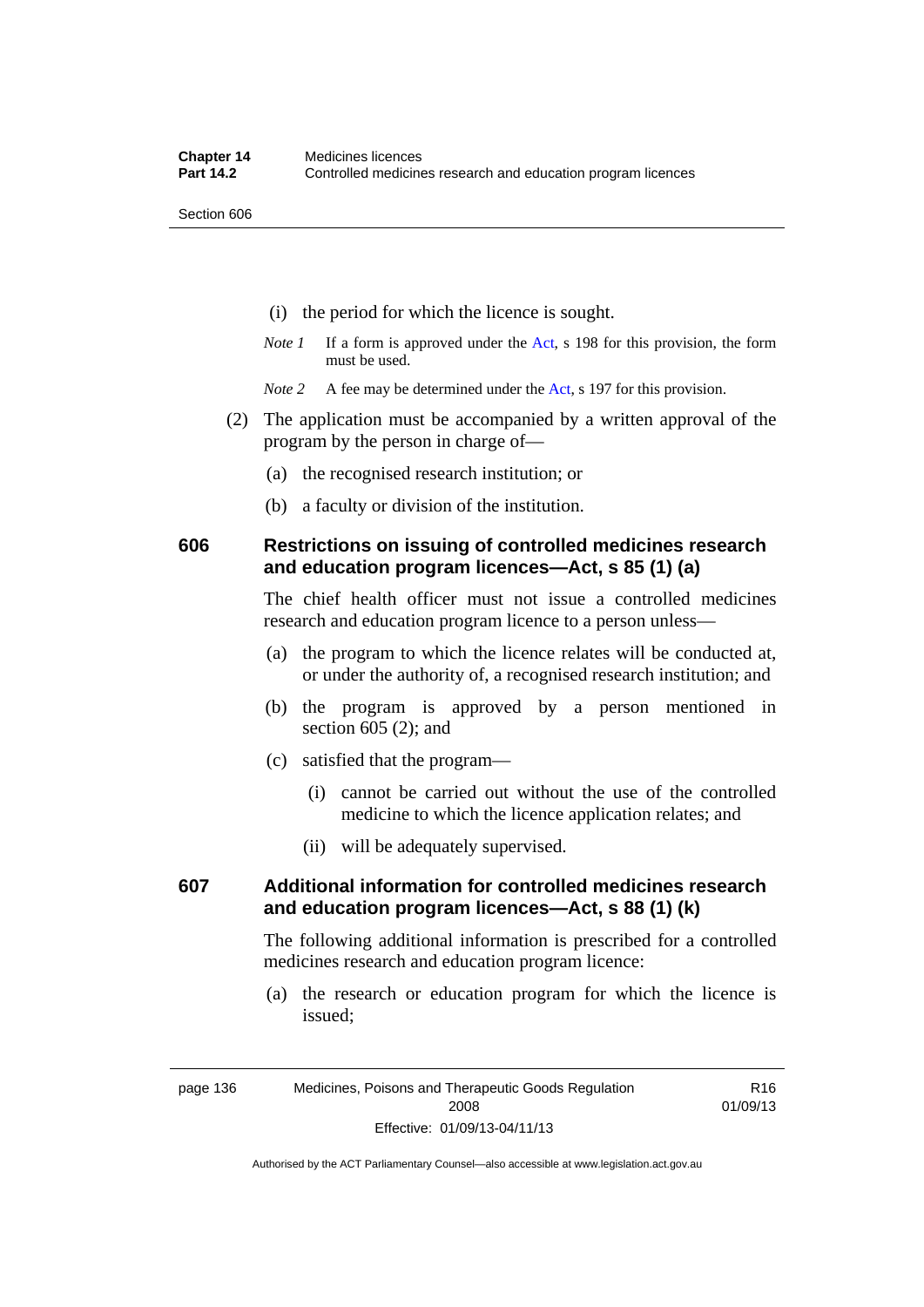(i) the period for which the licence is sought.

*Note 1* If a form is approved under the Act, s 198 for this provision, the form must be used.

*Note 2* A fee may be determined under the Act, s 197 for this provision.

(2) The application must be accompanied by a written approval of the program by the person in charge of—

(a) the recognised research institution; or

(b) a faculty or division of the institution.

## 606 Restrictions on issuing of controlled medicines research and education program licences—Act, s 85 (1) (a)

The chief health officer must not issue a controlled medicines research and education program licence to a person unless—

(a) the program to which the licence relates will be conducted at, or under the authority of, a recognised research institution; and

(b) the program is approved by a person mentioned in section 605 (2); and

(c) satisfied that the program—

(i) cannot be carried out without the use of the controlled medicine to which the licence application relates; and

(ii) will be adequately supervised.

## 607 Additional information for controlled medicines research and education program licences—Act, s 88 (1) (k)

The following additional information is prescribed for a controlled medicines research and education program licence:

(a) the research or education program for which the licence is issued;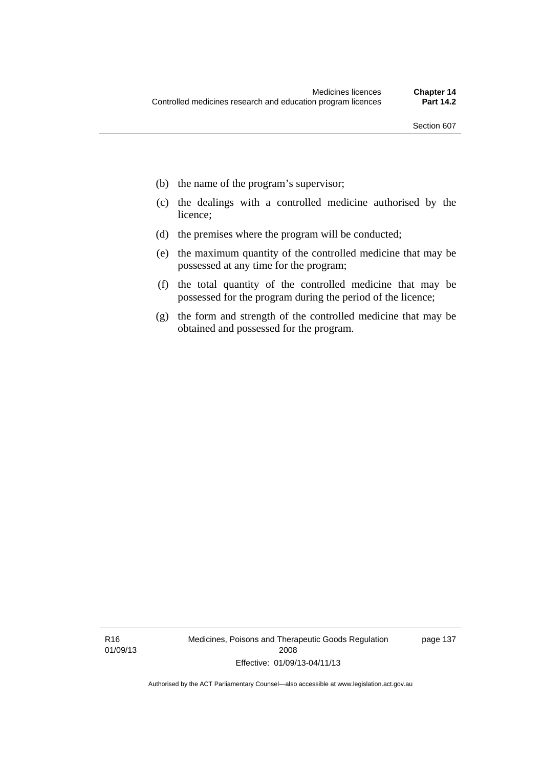(b) the name of the program's supervisor;

(c) the dealings with a controlled medicine authorised by the licence;

(d) the premises where the program will be conducted;

(e) the maximum quantity of the controlled medicine that may be possessed at any time for the program;

(f) the total quantity of the controlled medicine that may be possessed for the program during the period of the licence;

(g) the form and strength of the controlled medicine that may be obtained and possessed for the program.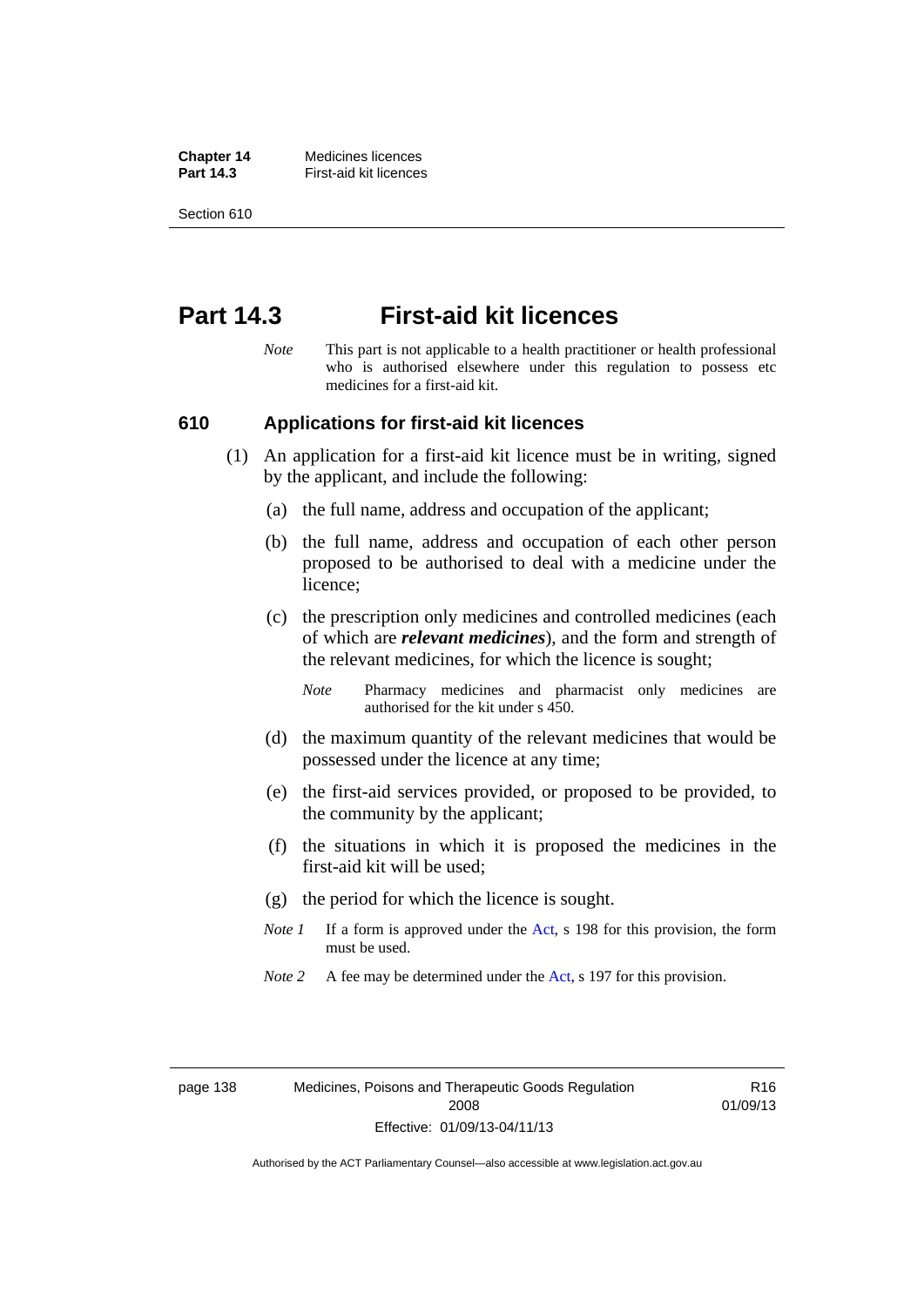# Part 14.3 First-aid kit licences

*Note* This part is not applicable to a health practitioner or health professional who is authorised elsewhere under this regulation to possess etc medicines for a first-aid kit.

## 610 Applications for first-aid kit licences

(1) An application for a first-aid kit licence must be in writing, signed by the applicant, and include the following:

(a) the full name, address and occupation of the applicant;

(b) the full name, address and occupation of each other person proposed to be authorised to deal with a medicine under the licence;

(c) the prescription only medicines and controlled medicines (each of which are ***relevant medicines***), and the form and strength of the relevant medicines, for which the licence is sought;

*Note* Pharmacy medicines and pharmacist only medicines are authorised for the kit under s 450.

(d) the maximum quantity of the relevant medicines that would be possessed under the licence at any time;

(e) the first-aid services provided, or proposed to be provided, to the community by the applicant;

(f) the situations in which it is proposed the medicines in the first-aid kit will be used;

(g) the period for which the licence is sought.

*Note 1* If a form is approved under the Act, s 198 for this provision, the form must be used.

*Note 2* A fee may be determined under the Act, s 197 for this provision.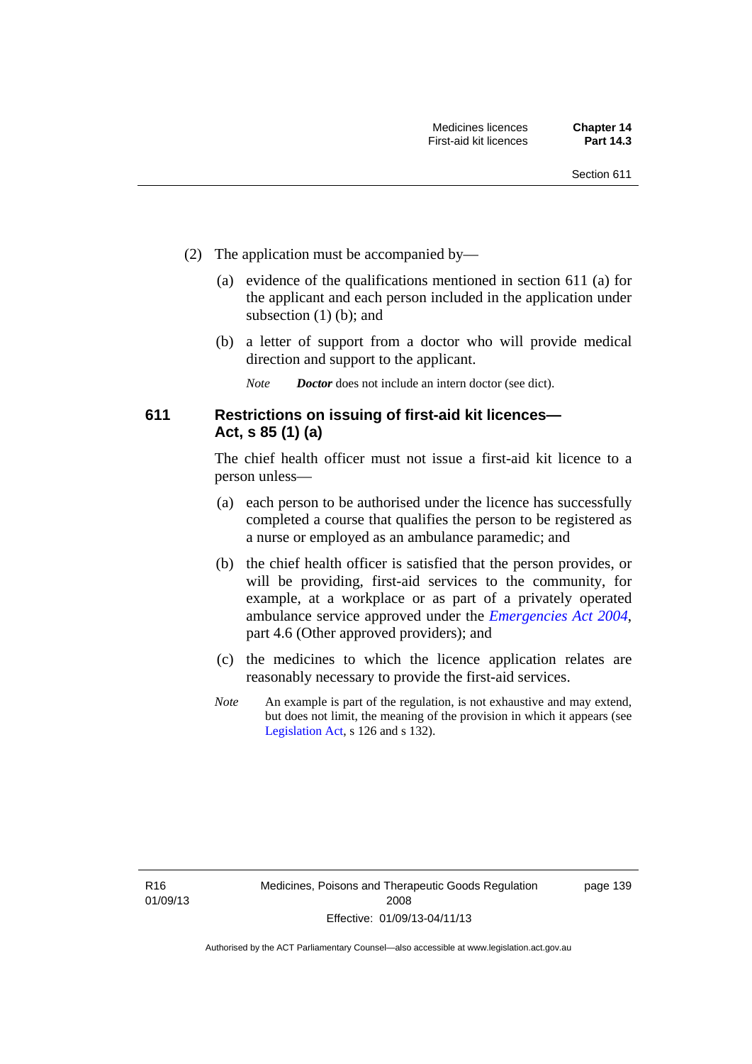(2) The application must be accompanied by—

(a) evidence of the qualifications mentioned in section 611 (a) for the applicant and each person included in the application under subsection (1) (b); and

(b) a letter of support from a doctor who will provide medical direction and support to the applicant.

*Note* ***Doctor*** does not include an intern doctor (see dict).

### 611 Restrictions on issuing of first-aid kit licences—Act, s 85 (1) (a)

The chief health officer must not issue a first-aid kit licence to a person unless—

(a) each person to be authorised under the licence has successfully completed a course that qualifies the person to be registered as a nurse or employed as an ambulance paramedic; and

(b) the chief health officer is satisfied that the person provides, or will be providing, first-aid services to the community, for example, at a workplace or as part of a privately operated ambulance service approved under the *Emergencies Act 2004*, part 4.6 (Other approved providers); and

(c) the medicines to which the licence application relates are reasonably necessary to provide the first-aid services.

*Note* An example is part of the regulation, is not exhaustive and may extend, but does not limit, the meaning of the provision in which it appears (see Legislation Act, s 126 and s 132).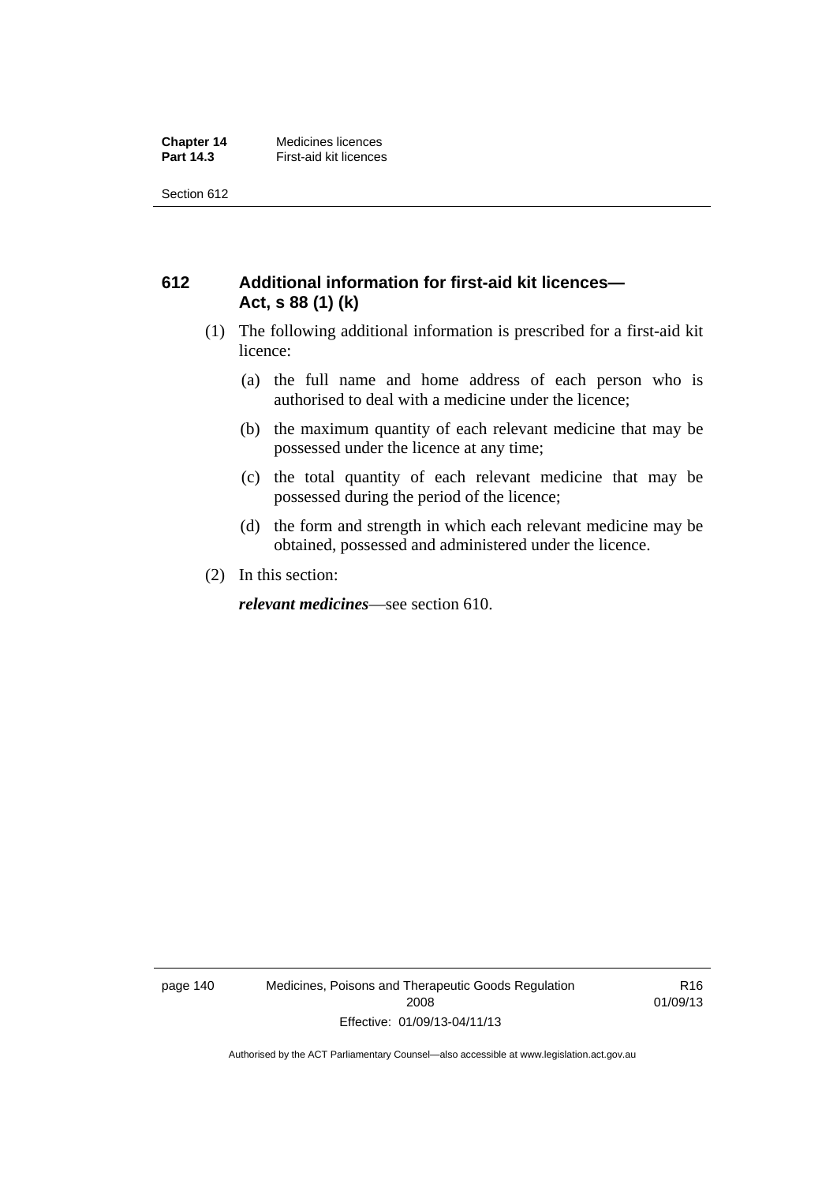## 612 Additional information for first-aid kit licences—Act, s 88 (1) (k)

(1) The following additional information is prescribed for a first-aid kit licence:

(a) the full name and home address of each person who is authorised to deal with a medicine under the licence;

(b) the maximum quantity of each relevant medicine that may be possessed under the licence at any time;

(c) the total quantity of each relevant medicine that may be possessed during the period of the licence;

(d) the form and strength in which each relevant medicine may be obtained, possessed and administered under the licence.

(2) In this section:

***relevant medicines***—see section 610.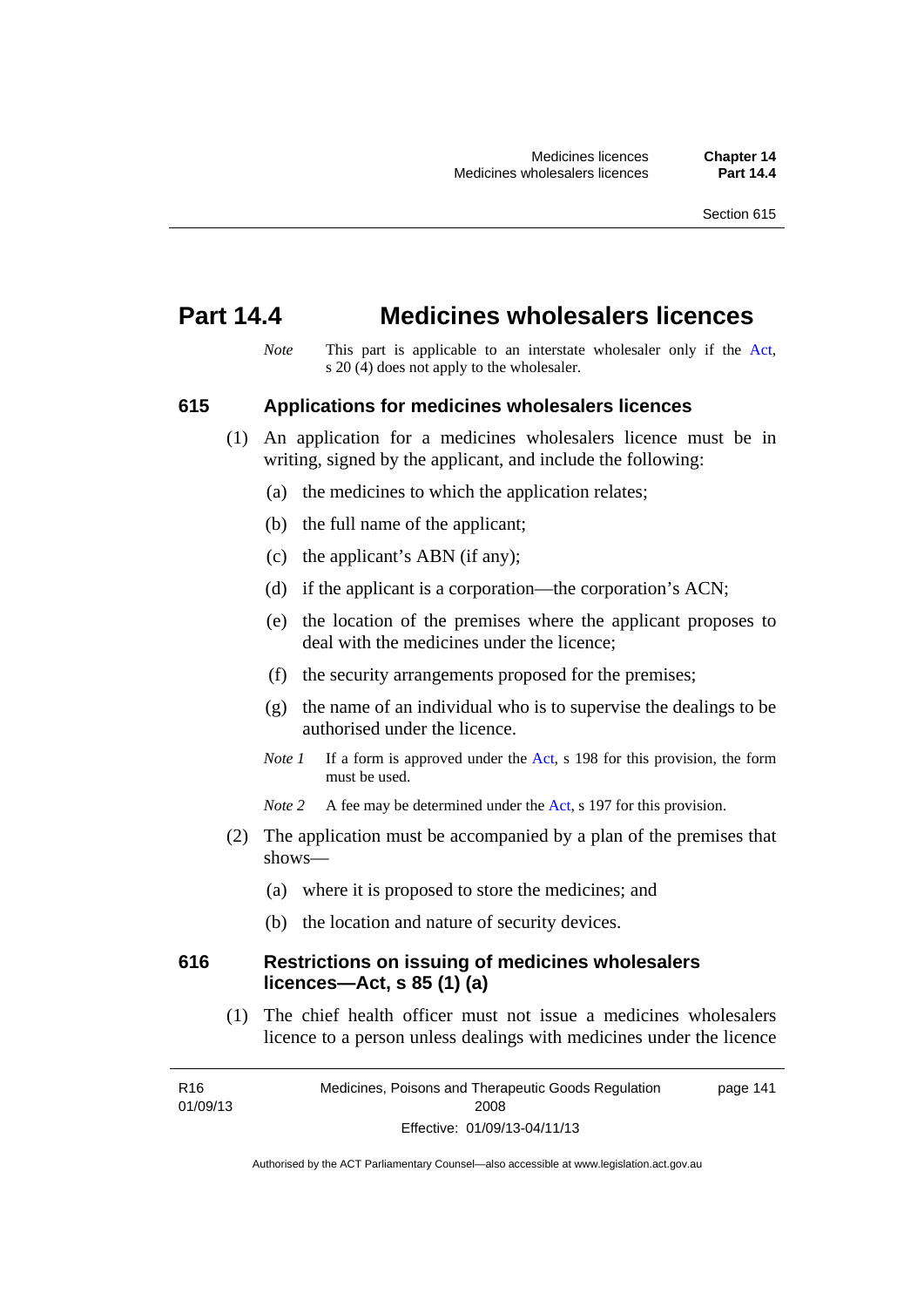# Part 14.4 Medicines wholesalers licences

*Note* This part is applicable to an interstate wholesaler only if the Act, s 20 (4) does not apply to the wholesaler.

## 615 Applications for medicines wholesalers licences

(1) An application for a medicines wholesalers licence must be in writing, signed by the applicant, and include the following:

(a) the medicines to which the application relates;

(b) the full name of the applicant;

(c) the applicant's ABN (if any);

(d) if the applicant is a corporation—the corporation's ACN;

(e) the location of the premises where the applicant proposes to deal with the medicines under the licence;

(f) the security arrangements proposed for the premises;

(g) the name of an individual who is to supervise the dealings to be authorised under the licence.

*Note 1* If a form is approved under the Act, s 198 for this provision, the form must be used.

*Note 2* A fee may be determined under the Act, s 197 for this provision.

(2) The application must be accompanied by a plan of the premises that shows—

(a) where it is proposed to store the medicines; and

(b) the location and nature of security devices.

## 616 Restrictions on issuing of medicines wholesalers licences—Act, s 85 (1) (a)

(1) The chief health officer must not issue a medicines wholesalers licence to a person unless dealings with medicines under the licence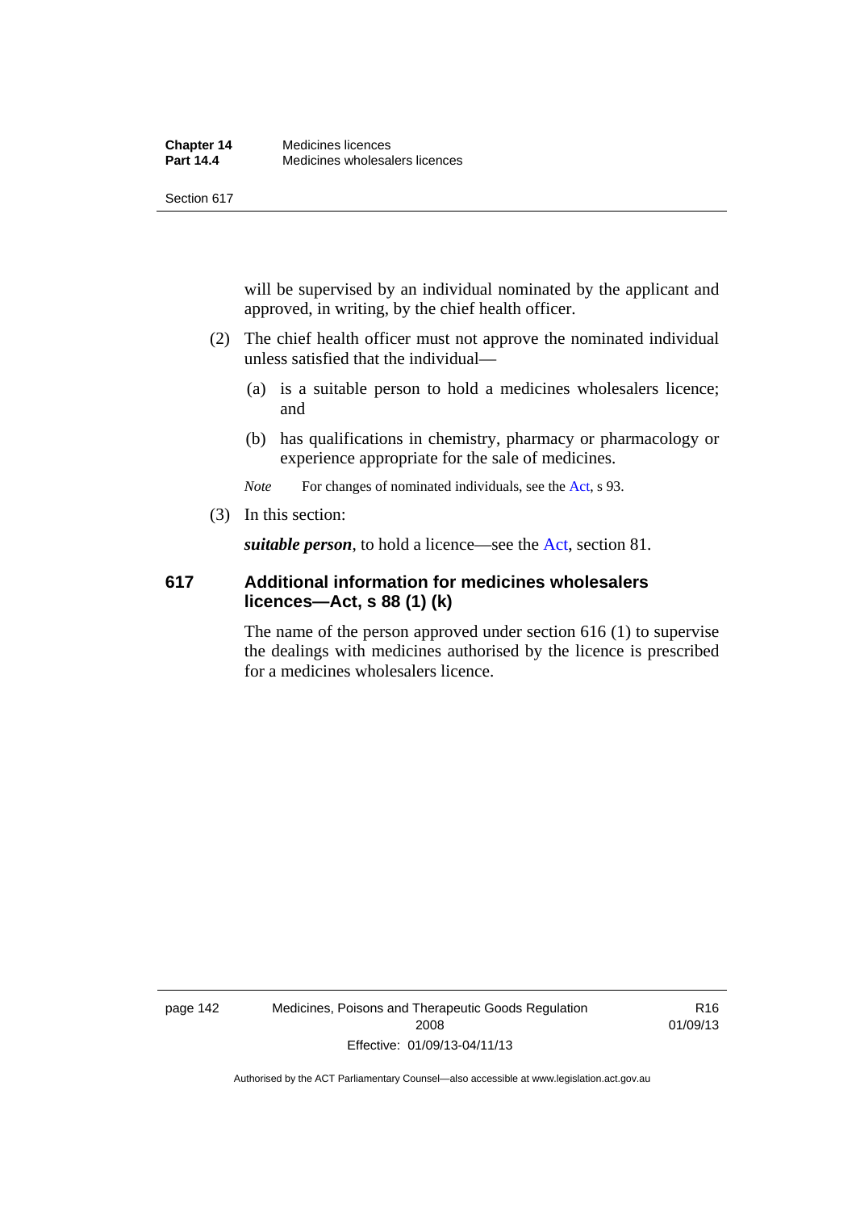will be supervised by an individual nominated by the applicant and approved, in writing, by the chief health officer.

(2) The chief health officer must not approve the nominated individual unless satisfied that the individual—

(a) is a suitable person to hold a medicines wholesalers licence; and

(b) has qualifications in chemistry, pharmacy or pharmacology or experience appropriate for the sale of medicines.

*Note* For changes of nominated individuals, see the Act, s 93.

(3) In this section:

***suitable person***, to hold a licence—see the Act, section 81.

### 617 Additional information for medicines wholesalers licences—Act, s 88 (1) (k)

The name of the person approved under section 616 (1) to supervise the dealings with medicines authorised by the licence is prescribed for a medicines wholesalers licence.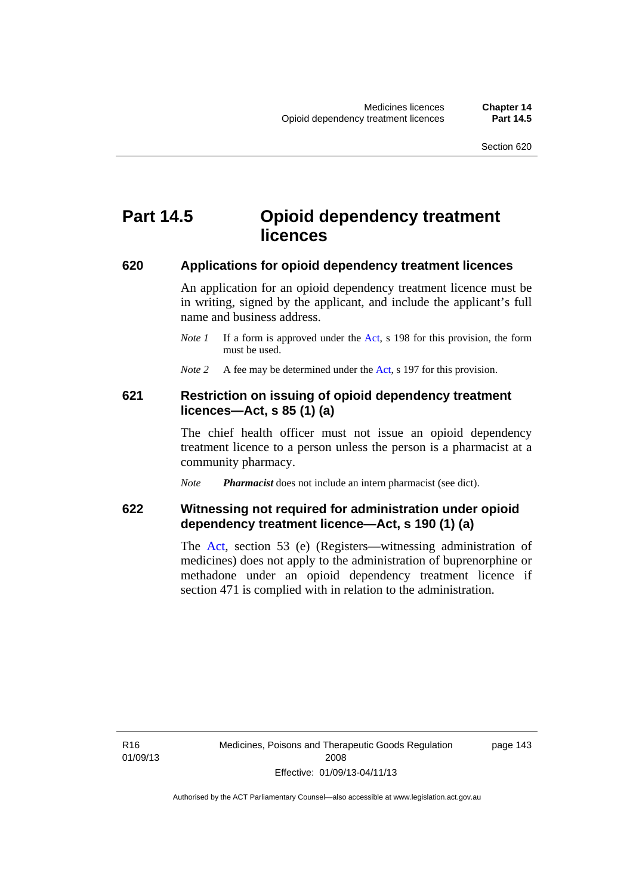# Part 14.5 Opioid dependency treatment licences

## 620 Applications for opioid dependency treatment licences

An application for an opioid dependency treatment licence must be in writing, signed by the applicant, and include the applicant's full name and business address.

*Note 1* If a form is approved under the Act, s 198 for this provision, the form must be used.

*Note 2* A fee may be determined under the Act, s 197 for this provision.

## 621 Restriction on issuing of opioid dependency treatment licences—Act, s 85 (1) (a)

The chief health officer must not issue an opioid dependency treatment licence to a person unless the person is a pharmacist at a community pharmacy.

*Note* ***Pharmacist*** does not include an intern pharmacist (see dict).

## 622 Witnessing not required for administration under opioid dependency treatment licence—Act, s 190 (1) (a)

The Act, section 53 (e) (Registers—witnessing administration of medicines) does not apply to the administration of buprenorphine or methadone under an opioid dependency treatment licence if section 471 is complied with in relation to the administration.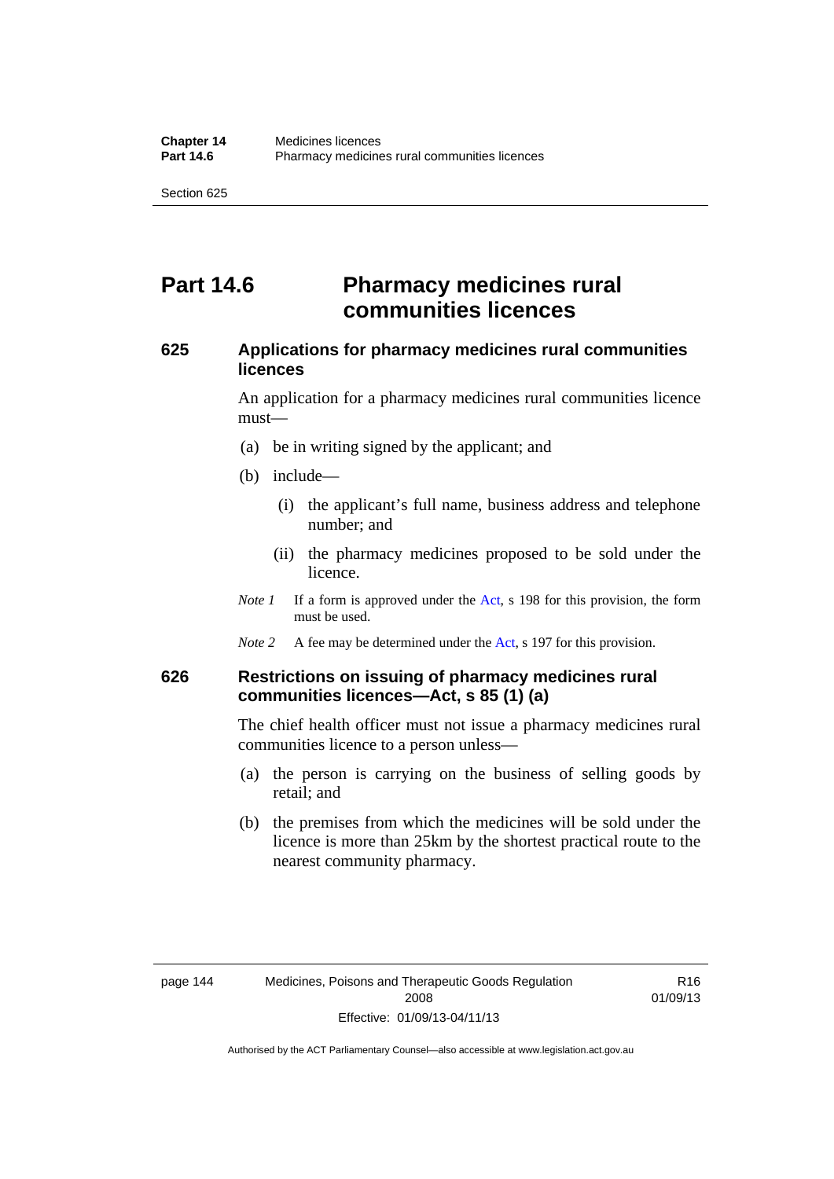# Part 14.6 Pharmacy medicines rural communities licences

### 625 Applications for pharmacy medicines rural communities licences

An application for a pharmacy medicines rural communities licence must—

(a) be in writing signed by the applicant; and

(b) include—

(i) the applicant's full name, business address and telephone number; and

(ii) the pharmacy medicines proposed to be sold under the licence.

*Note 1* If a form is approved under the Act, s 198 for this provision, the form must be used.

*Note 2* A fee may be determined under the Act, s 197 for this provision.

### 626 Restrictions on issuing of pharmacy medicines rural communities licences—Act, s 85 (1) (a)

The chief health officer must not issue a pharmacy medicines rural communities licence to a person unless—

(a) the person is carrying on the business of selling goods by retail; and

(b) the premises from which the medicines will be sold under the licence is more than 25km by the shortest practical route to the nearest community pharmacy.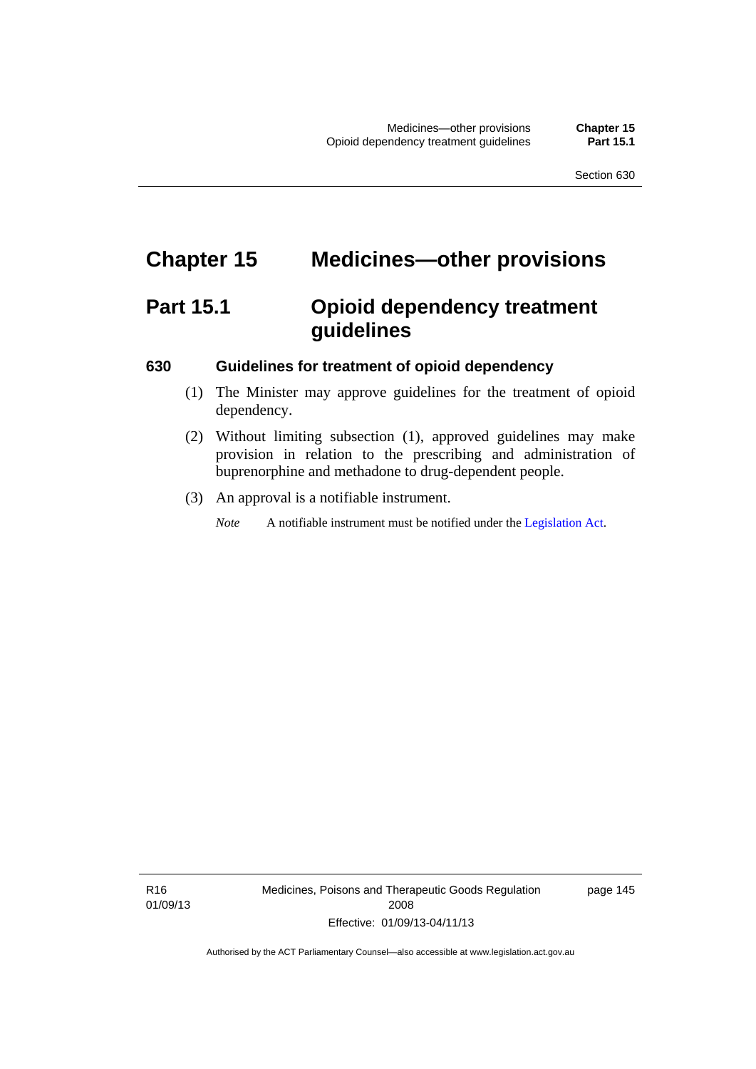# Chapter 15 Medicines—other provisions

## Part 15.1 Opioid dependency treatment guidelines

### 630 Guidelines for treatment of opioid dependency

(1) The Minister may approve guidelines for the treatment of opioid dependency.

(2) Without limiting subsection (1), approved guidelines may make provision in relation to the prescribing and administration of buprenorphine and methadone to drug-dependent people.

(3) An approval is a notifiable instrument.

*Note* A notifiable instrument must be notified under the Legislation Act.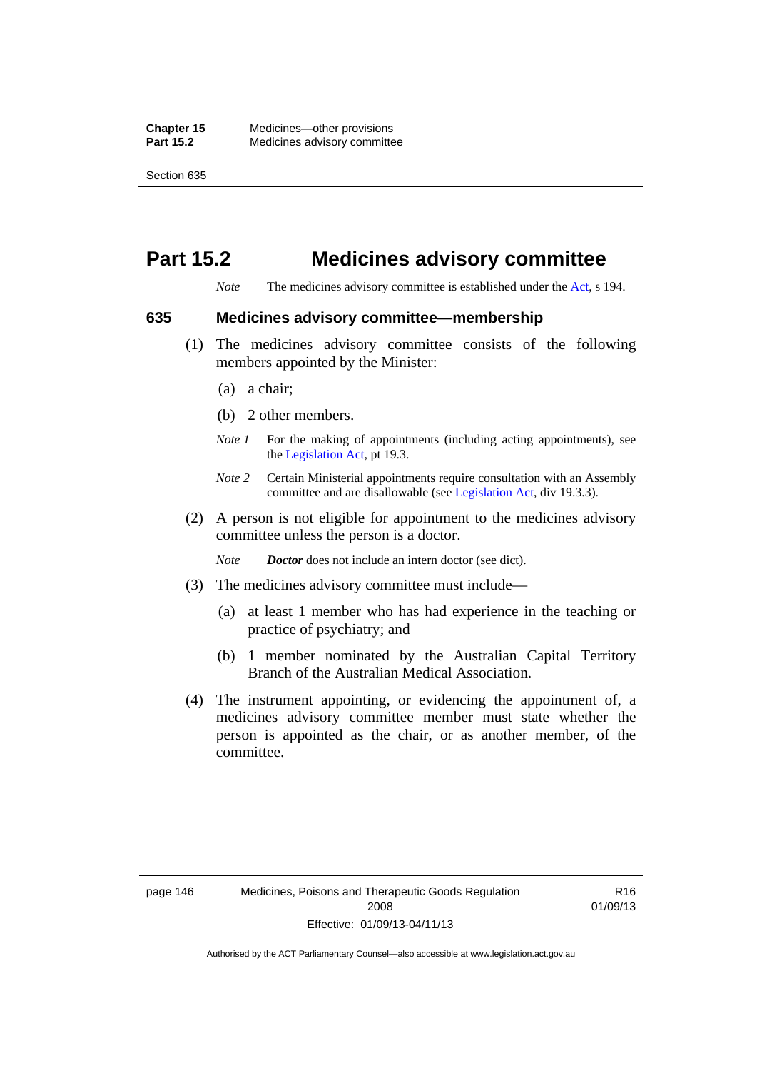# Part 15.2 Medicines advisory committee

*Note* The medicines advisory committee is established under the Act, s 194.

### 635 Medicines advisory committee—membership

(1) The medicines advisory committee consists of the following members appointed by the Minister:

(a) a chair;

(b) 2 other members.

*Note 1* For the making of appointments (including acting appointments), see the Legislation Act, pt 19.3.

*Note 2* Certain Ministerial appointments require consultation with an Assembly committee and are disallowable (see Legislation Act, div 19.3.3).

(2) A person is not eligible for appointment to the medicines advisory committee unless the person is a doctor.

*Note* ***Doctor*** does not include an intern doctor (see dict).

(3) The medicines advisory committee must include—

(a) at least 1 member who has had experience in the teaching or practice of psychiatry; and

(b) 1 member nominated by the Australian Capital Territory Branch of the Australian Medical Association.

(4) The instrument appointing, or evidencing the appointment of, a medicines advisory committee member must state whether the person is appointed as the chair, or as another member, of the committee.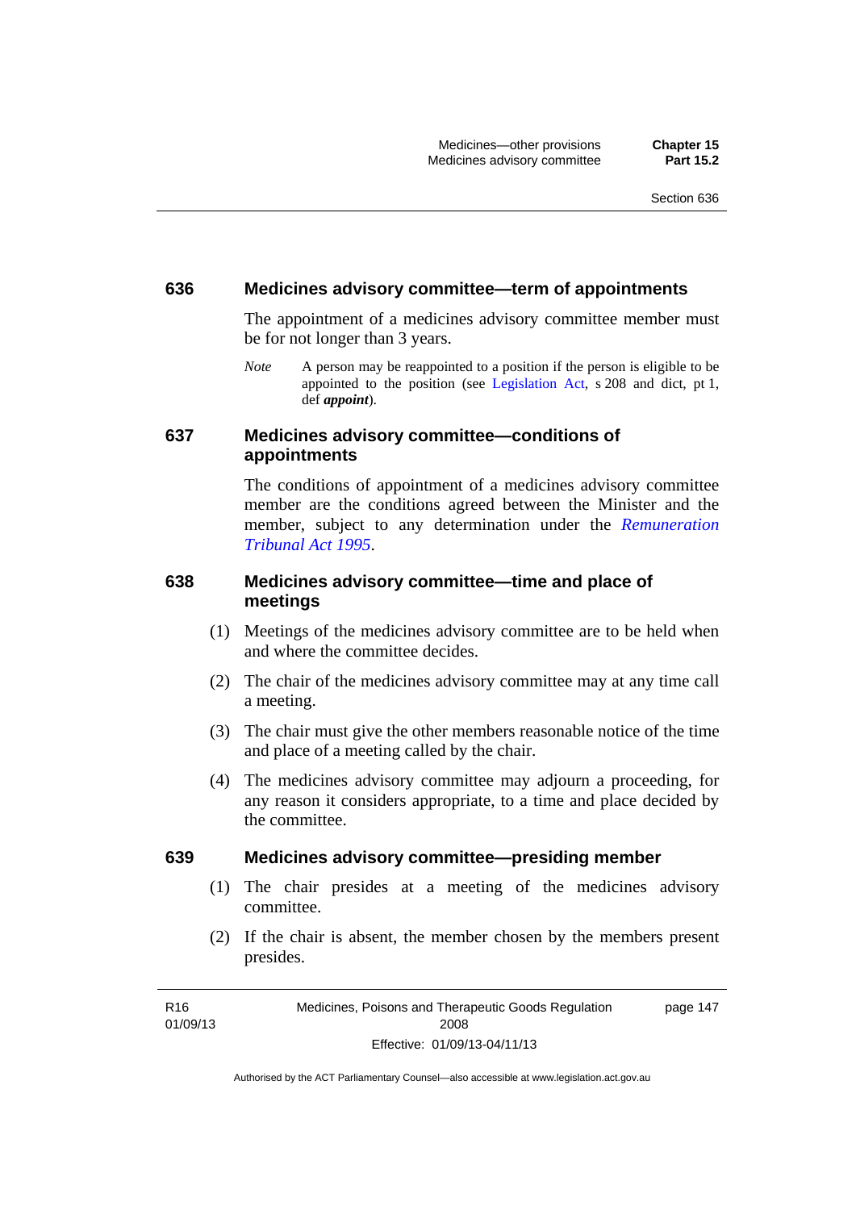### 636 Medicines advisory committee—term of appointments

The appointment of a medicines advisory committee member must be for not longer than 3 years.

*Note* A person may be reappointed to a position if the person is eligible to be appointed to the position (see Legislation Act, s 208 and dict, pt 1, def ***appoint***).

### 637 Medicines advisory committee—conditions of appointments

The conditions of appointment of a medicines advisory committee member are the conditions agreed between the Minister and the member, subject to any determination under the *Remuneration Tribunal Act 1995*.

### 638 Medicines advisory committee—time and place of meetings

(1) Meetings of the medicines advisory committee are to be held when and where the committee decides.

(2) The chair of the medicines advisory committee may at any time call a meeting.

(3) The chair must give the other members reasonable notice of the time and place of a meeting called by the chair.

(4) The medicines advisory committee may adjourn a proceeding, for any reason it considers appropriate, to a time and place decided by the committee.

### 639 Medicines advisory committee—presiding member

(1) The chair presides at a meeting of the medicines advisory committee.

(2) If the chair is absent, the member chosen by the members present presides.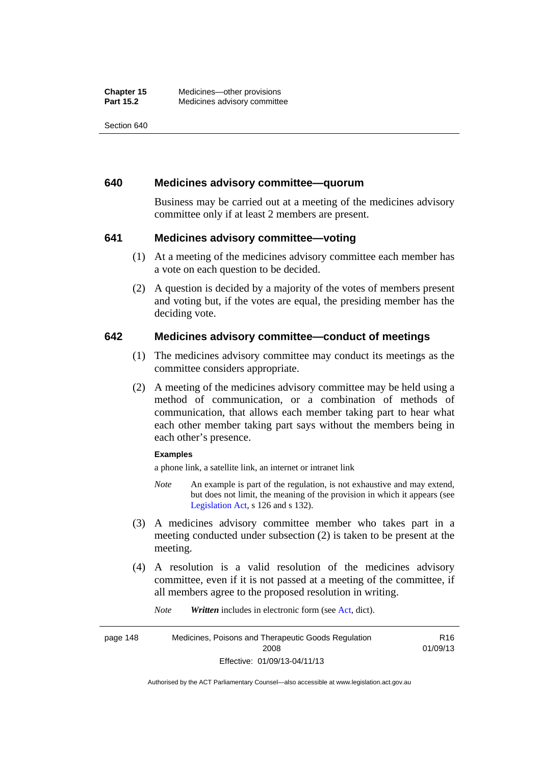### 640 Medicines advisory committee—quorum

Business may be carried out at a meeting of the medicines advisory committee only if at least 2 members are present.

### 641 Medicines advisory committee—voting

(1) At a meeting of the medicines advisory committee each member has a vote on each question to be decided.

(2) A question is decided by a majority of the votes of members present and voting but, if the votes are equal, the presiding member has the deciding vote.

### 642 Medicines advisory committee—conduct of meetings

(1) The medicines advisory committee may conduct its meetings as the committee considers appropriate.

(2) A meeting of the medicines advisory committee may be held using a method of communication, or a combination of methods of communication, that allows each member taking part to hear what each other member taking part says without the members being in each other's presence.

**Examples**

a phone link, a satellite link, an internet or intranet link

*Note* An example is part of the regulation, is not exhaustive and may extend, but does not limit, the meaning of the provision in which it appears (see Legislation Act, s 126 and s 132).

(3) A medicines advisory committee member who takes part in a meeting conducted under subsection (2) is taken to be present at the meeting.

(4) A resolution is a valid resolution of the medicines advisory committee, even if it is not passed at a meeting of the committee, if all members agree to the proposed resolution in writing.

*Note* ***Written*** includes in electronic form (see Act, dict).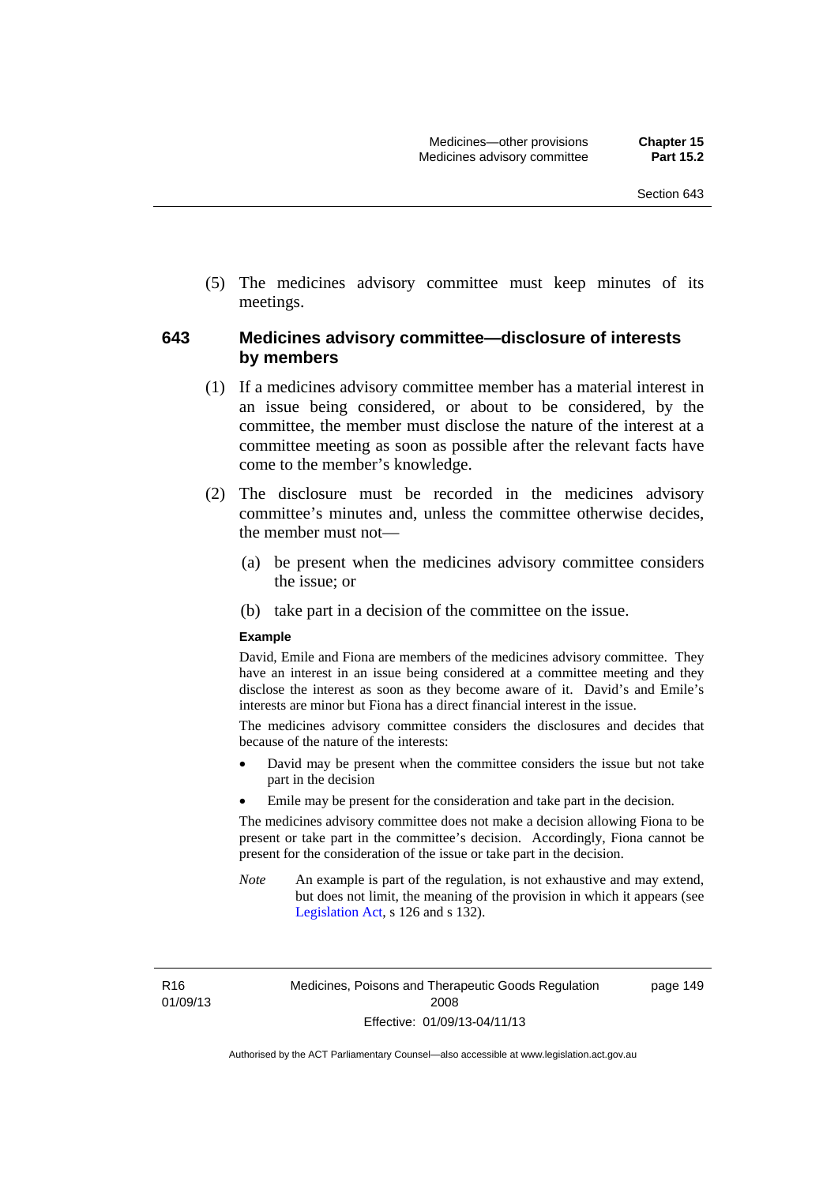(5) The medicines advisory committee must keep minutes of its meetings.

## 643 Medicines advisory committee—disclosure of interests by members

(1) If a medicines advisory committee member has a material interest in an issue being considered, or about to be considered, by the committee, the member must disclose the nature of the interest at a committee meeting as soon as possible after the relevant facts have come to the member's knowledge.

(2) The disclosure must be recorded in the medicines advisory committee's minutes and, unless the committee otherwise decides, the member must not—

(a) be present when the medicines advisory committee considers the issue; or

(b) take part in a decision of the committee on the issue.

**Example**

David, Emile and Fiona are members of the medicines advisory committee. They have an interest in an issue being considered at a committee meeting and they disclose the interest as soon as they become aware of it. David's and Emile's interests are minor but Fiona has a direct financial interest in the issue.

The medicines advisory committee considers the disclosures and decides that because of the nature of the interests:

- David may be present when the committee considers the issue but not take part in the decision
- Emile may be present for the consideration and take part in the decision.

The medicines advisory committee does not make a decision allowing Fiona to be present or take part in the committee's decision. Accordingly, Fiona cannot be present for the consideration of the issue or take part in the decision.

*Note* An example is part of the regulation, is not exhaustive and may extend, but does not limit, the meaning of the provision in which it appears (see Legislation Act, s 126 and s 132).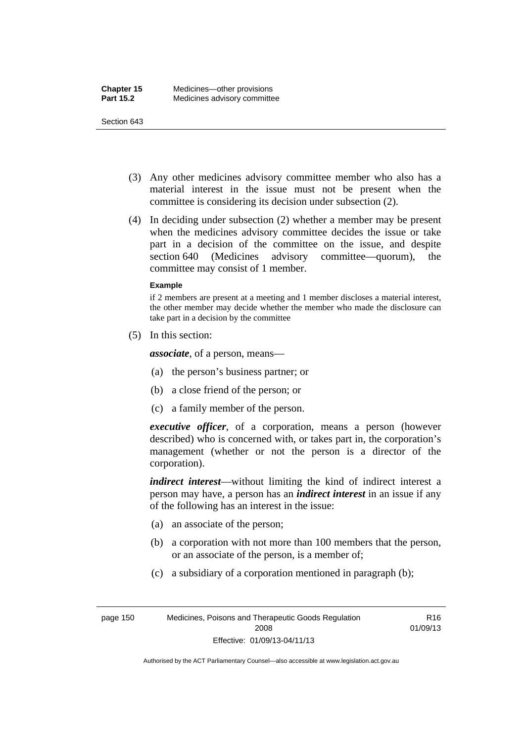(3) Any other medicines advisory committee member who also has a material interest in the issue must not be present when the committee is considering its decision under subsection (2).

(4) In deciding under subsection (2) whether a member may be present when the medicines advisory committee decides the issue or take part in a decision of the committee on the issue, and despite section 640 (Medicines advisory committee—quorum), the committee may consist of 1 member.

**Example**

if 2 members are present at a meeting and 1 member discloses a material interest, the other member may decide whether the member who made the disclosure can take part in a decision by the committee

(5) In this section:

***associate***, of a person, means—

(a) the person's business partner; or

(b) a close friend of the person; or

(c) a family member of the person.

***executive officer***, of a corporation, means a person (however described) who is concerned with, or takes part in, the corporation's management (whether or not the person is a director of the corporation).

***indirect interest***—without limiting the kind of indirect interest a person may have, a person has an ***indirect interest*** in an issue if any of the following has an interest in the issue:

(a) an associate of the person;

(b) a corporation with not more than 100 members that the person, or an associate of the person, is a member of;

(c) a subsidiary of a corporation mentioned in paragraph (b);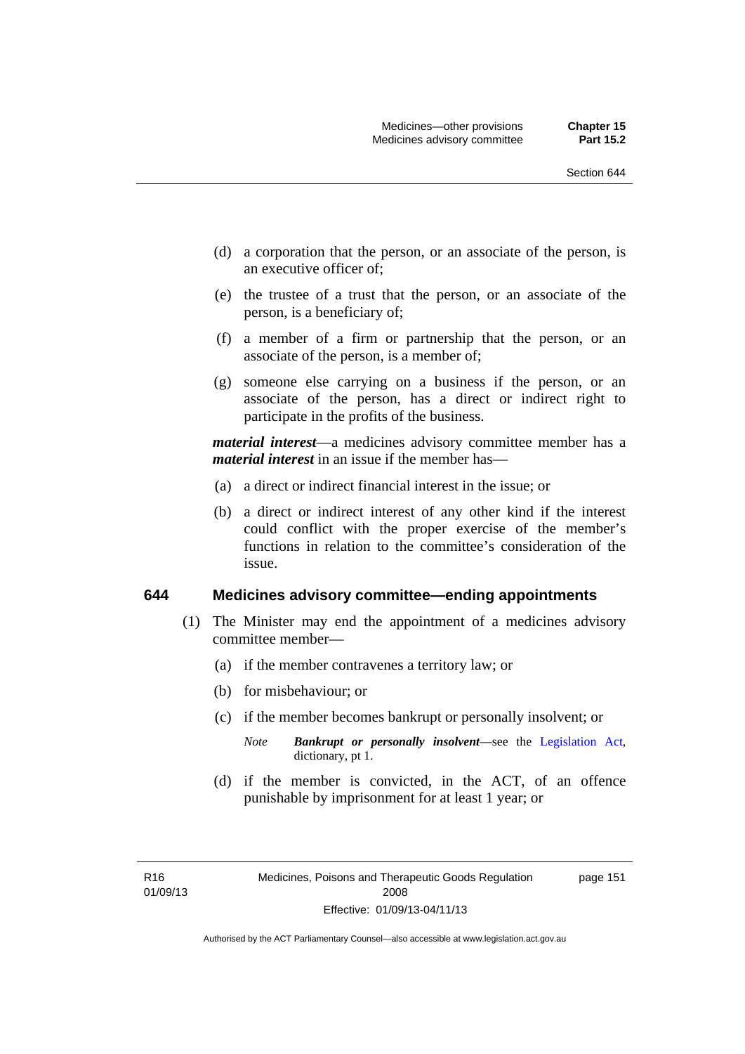(d) a corporation that the person, or an associate of the person, is an executive officer of;

(e) the trustee of a trust that the person, or an associate of the person, is a beneficiary of;

(f) a member of a firm or partnership that the person, or an associate of the person, is a member of;

(g) someone else carrying on a business if the person, or an associate of the person, has a direct or indirect right to participate in the profits of the business.

***material interest***—a medicines advisory committee member has a ***material interest*** in an issue if the member has—

(a) a direct or indirect financial interest in the issue; or

(b) a direct or indirect interest of any other kind if the interest could conflict with the proper exercise of the member's functions in relation to the committee's consideration of the issue.

### 644 Medicines advisory committee—ending appointments

(1) The Minister may end the appointment of a medicines advisory committee member—

(a) if the member contravenes a territory law; or

(b) for misbehaviour; or

(c) if the member becomes bankrupt or personally insolvent; or

*Note* ***Bankrupt or personally insolvent***—see the Legislation Act, dictionary, pt 1.

(d) if the member is convicted, in the ACT, of an offence punishable by imprisonment for at least 1 year; or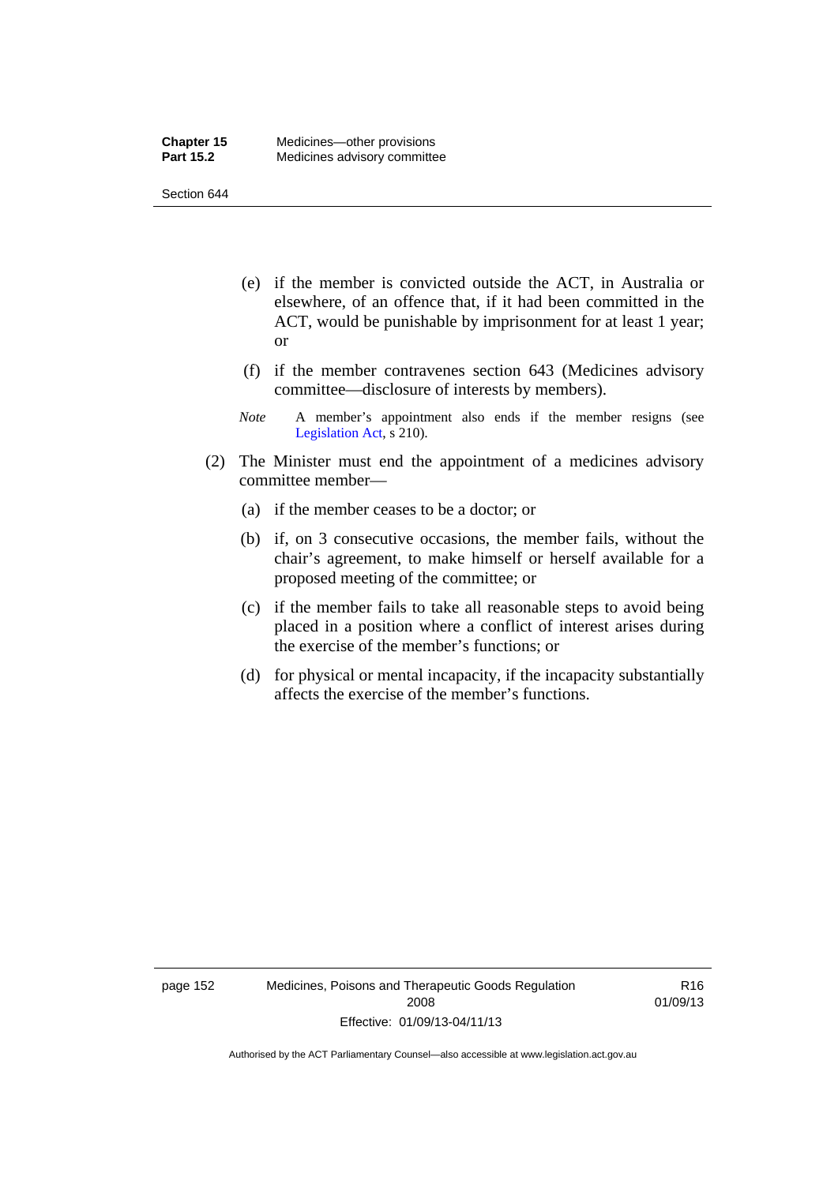(e) if the member is convicted outside the ACT, in Australia or elsewhere, of an offence that, if it had been committed in the ACT, would be punishable by imprisonment for at least 1 year; or

(f) if the member contravenes section 643 (Medicines advisory committee—disclosure of interests by members).

*Note* A member's appointment also ends if the member resigns (see Legislation Act, s 210).

(2) The Minister must end the appointment of a medicines advisory committee member—

(a) if the member ceases to be a doctor; or

(b) if, on 3 consecutive occasions, the member fails, without the chair's agreement, to make himself or herself available for a proposed meeting of the committee; or

(c) if the member fails to take all reasonable steps to avoid being placed in a position where a conflict of interest arises during the exercise of the member's functions; or

(d) for physical or mental incapacity, if the incapacity substantially affects the exercise of the member's functions.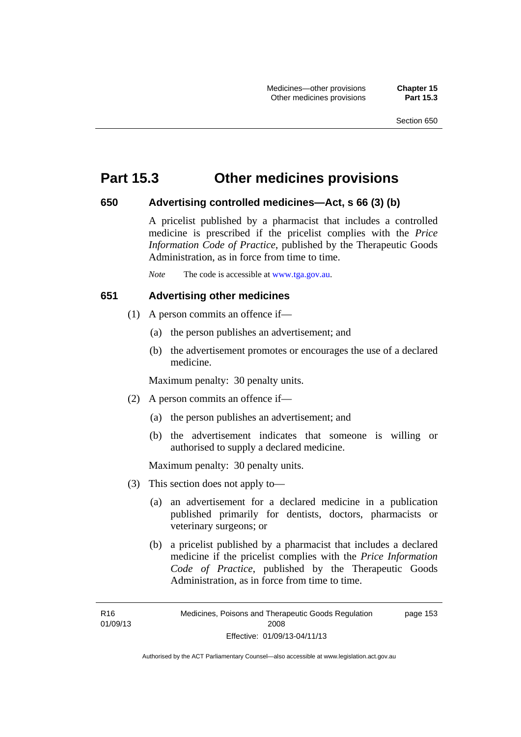# Part 15.3 Other medicines provisions

## 650 Advertising controlled medicines—Act, s 66 (3) (b)

A pricelist published by a pharmacist that includes a controlled medicine is prescribed if the pricelist complies with the *Price Information Code of Practice*, published by the Therapeutic Goods Administration, as in force from time to time.

*Note* The code is accessible at www.tga.gov.au.

## 651 Advertising other medicines

(1) A person commits an offence if—

(a) the person publishes an advertisement; and

(b) the advertisement promotes or encourages the use of a declared medicine.

Maximum penalty: 30 penalty units.

(2) A person commits an offence if—

(a) the person publishes an advertisement; and

(b) the advertisement indicates that someone is willing or authorised to supply a declared medicine.

Maximum penalty: 30 penalty units.

(3) This section does not apply to—

(a) an advertisement for a declared medicine in a publication published primarily for dentists, doctors, pharmacists or veterinary surgeons; or

(b) a pricelist published by a pharmacist that includes a declared medicine if the pricelist complies with the *Price Information Code of Practice*, published by the Therapeutic Goods Administration, as in force from time to time.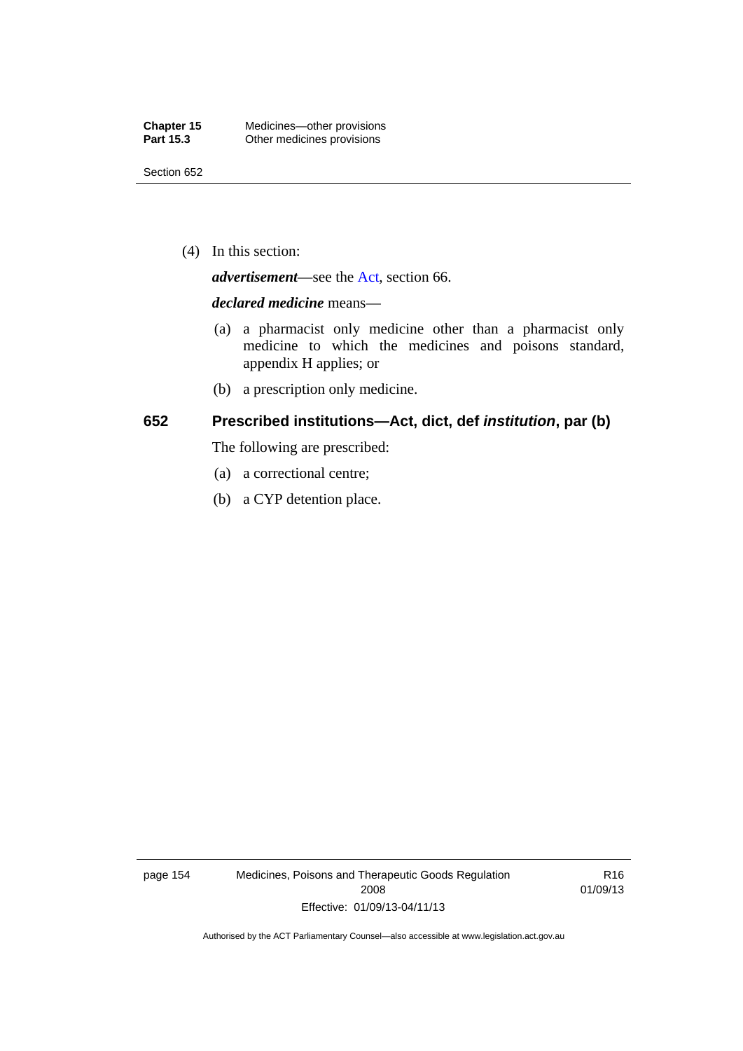(4) In this section:

***advertisement***—see the Act, section 66.

***declared medicine*** means—

(a) a pharmacist only medicine other than a pharmacist only medicine to which the medicines and poisons standard, appendix H applies; or

(b) a prescription only medicine.

## 652 Prescribed institutions—Act, dict, def *institution*, par (b)

The following are prescribed:

(a) a correctional centre;

(b) a CYP detention place.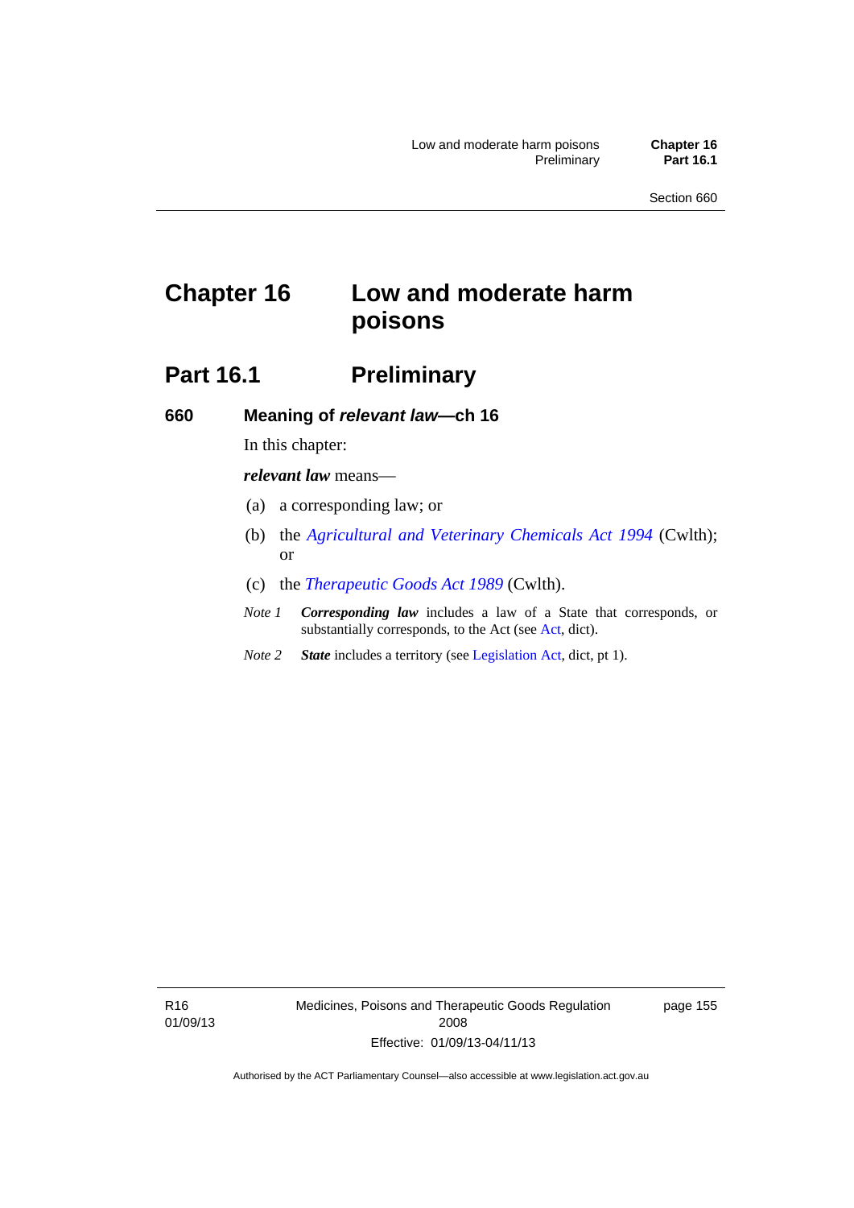# Chapter 16 Low and moderate harm poisons

## Part 16.1 Preliminary

### 660 Meaning of *relevant law*—ch 16

In this chapter:

***relevant law*** means—

(a) a corresponding law; or

(b) the *Agricultural and Veterinary Chemicals Act 1994* (Cwlth); or

(c) the *Therapeutic Goods Act 1989* (Cwlth).

*Note 1* ***Corresponding law*** includes a law of a State that corresponds, or substantially corresponds, to the Act (see Act, dict).

*Note 2* ***State*** includes a territory (see Legislation Act, dict, pt 1).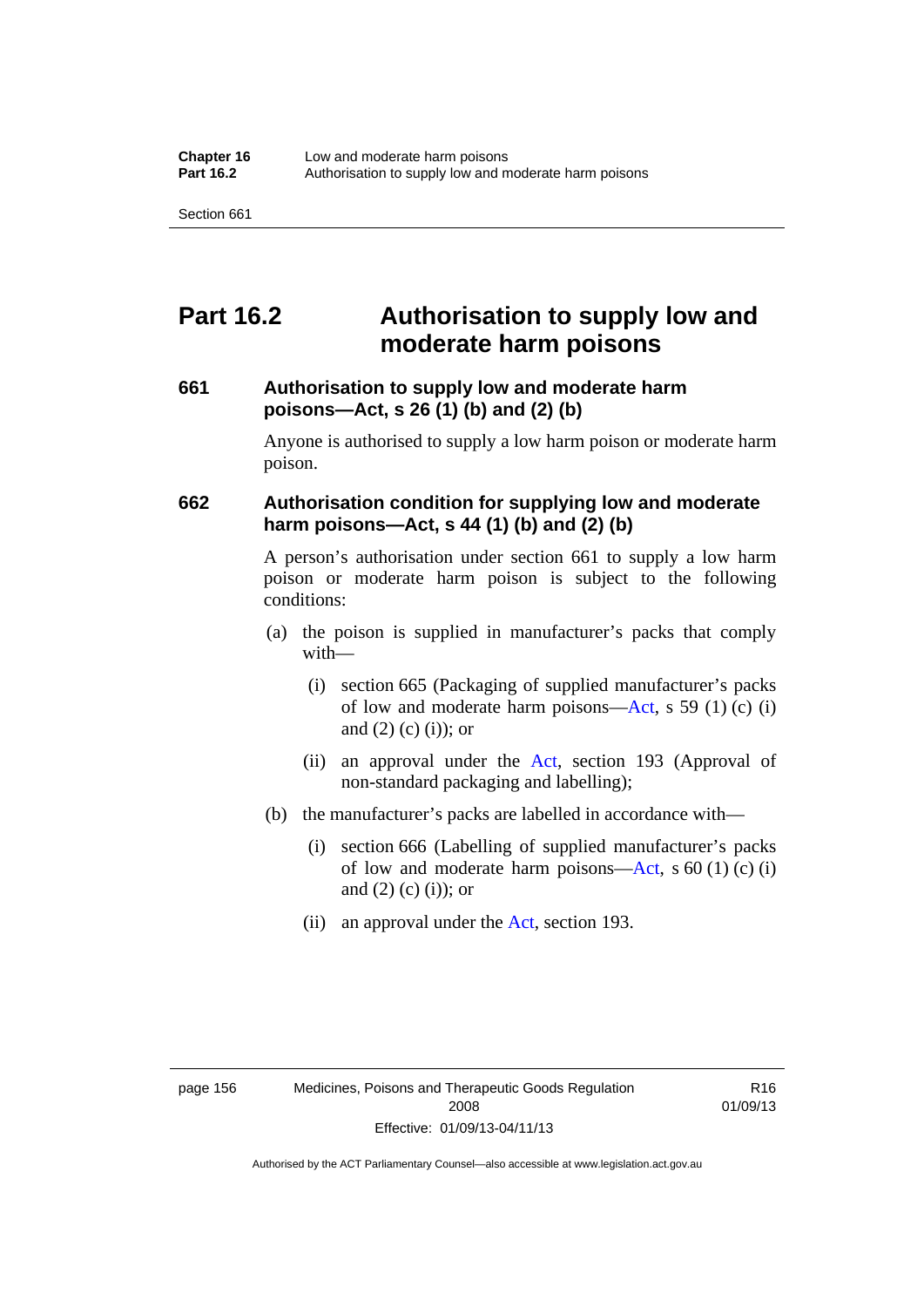# Part 16.2 Authorisation to supply low and moderate harm poisons

## 661 Authorisation to supply low and moderate harm poisons—Act, s 26 (1) (b) and (2) (b)

Anyone is authorised to supply a low harm poison or moderate harm poison.

## 662 Authorisation condition for supplying low and moderate harm poisons—Act, s 44 (1) (b) and (2) (b)

A person's authorisation under section 661 to supply a low harm poison or moderate harm poison is subject to the following conditions:

(a) the poison is supplied in manufacturer's packs that comply with—

  (i) section 665 (Packaging of supplied manufacturer's packs of low and moderate harm poisons—Act, s 59 (1) (c) (i) and (2) (c) (i)); or

  (ii) an approval under the Act, section 193 (Approval of non-standard packaging and labelling);

(b) the manufacturer's packs are labelled in accordance with—

  (i) section 666 (Labelling of supplied manufacturer's packs of low and moderate harm poisons—Act, s 60 (1) (c) (i) and (2) (c) (i)); or

  (ii) an approval under the Act, section 193.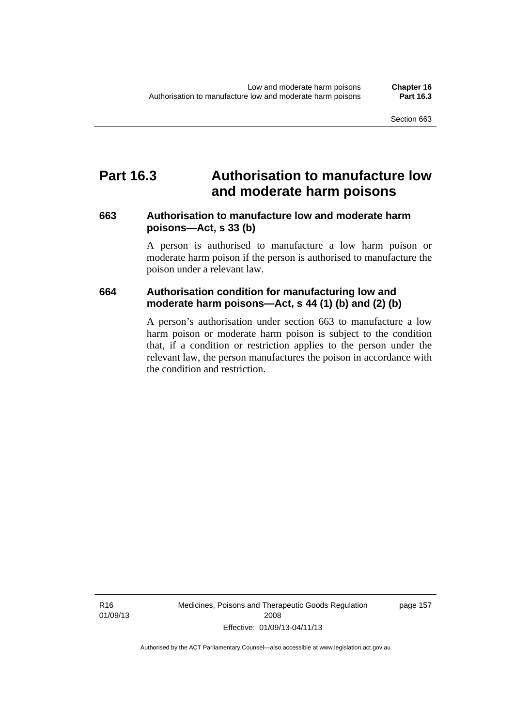## Part 16.3 Authorisation to manufacture low and moderate harm poisons

### 663 Authorisation to manufacture low and moderate harm poisons—Act, s 33 (b)

A person is authorised to manufacture a low harm poison or moderate harm poison if the person is authorised to manufacture the poison under a relevant law.

### 664 Authorisation condition for manufacturing low and moderate harm poisons—Act, s 44 (1) (b) and (2) (b)

A person's authorisation under section 663 to manufacture a low harm poison or moderate harm poison is subject to the condition that, if a condition or restriction applies to the person under the relevant law, the person manufactures the poison in accordance with the condition and restriction.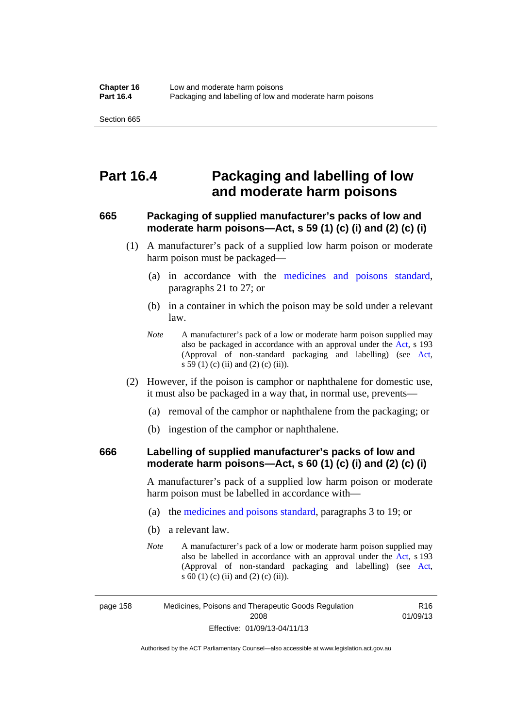# Part 16.4 Packaging and labelling of low and moderate harm poisons

## 665 Packaging of supplied manufacturer's packs of low and moderate harm poisons—Act, s 59 (1) (c) (i) and (2) (c) (i)

(1) A manufacturer's pack of a supplied low harm poison or moderate harm poison must be packaged—

(a) in accordance with the medicines and poisons standard, paragraphs 21 to 27; or

(b) in a container in which the poison may be sold under a relevant law.

*Note* A manufacturer's pack of a low or moderate harm poison supplied may also be packaged in accordance with an approval under the Act, s 193 (Approval of non-standard packaging and labelling) (see Act, s 59 (1) (c) (ii) and (2) (c) (ii)).

(2) However, if the poison is camphor or naphthalene for domestic use, it must also be packaged in a way that, in normal use, prevents—

(a) removal of the camphor or naphthalene from the packaging; or

(b) ingestion of the camphor or naphthalene.

## 666 Labelling of supplied manufacturer's packs of low and moderate harm poisons—Act, s 60 (1) (c) (i) and (2) (c) (i)

A manufacturer's pack of a supplied low harm poison or moderate harm poison must be labelled in accordance with—

(a) the medicines and poisons standard, paragraphs 3 to 19; or

(b) a relevant law.

*Note* A manufacturer's pack of a low or moderate harm poison supplied may also be labelled in accordance with an approval under the Act, s 193 (Approval of non-standard packaging and labelling) (see Act, s 60 (1) (c) (ii) and (2) (c) (ii)).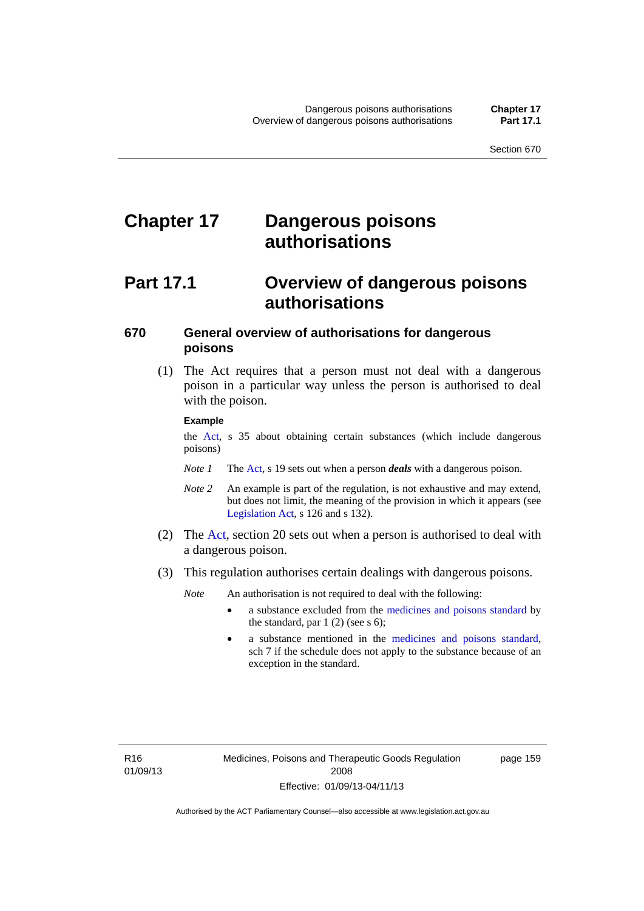# Chapter 17 Dangerous poisons authorisations

## Part 17.1 Overview of dangerous poisons authorisations

### 670 General overview of authorisations for dangerous poisons

(1) The Act requires that a person must not deal with a dangerous poison in a particular way unless the person is authorised to deal with the poison.

**Example**

the Act, s 35 about obtaining certain substances (which include dangerous poisons)

*Note 1* The Act, s 19 sets out when a person ***deals*** with a dangerous poison.

*Note 2* An example is part of the regulation, is not exhaustive and may extend, but does not limit, the meaning of the provision in which it appears (see Legislation Act, s 126 and s 132).

(2) The Act, section 20 sets out when a person is authorised to deal with a dangerous poison.

(3) This regulation authorises certain dealings with dangerous poisons.

*Note* An authorisation is not required to deal with the following:

- a substance excluded from the medicines and poisons standard by the standard, par 1 (2) (see s 6);
- a substance mentioned in the medicines and poisons standard, sch 7 if the schedule does not apply to the substance because of an exception in the standard.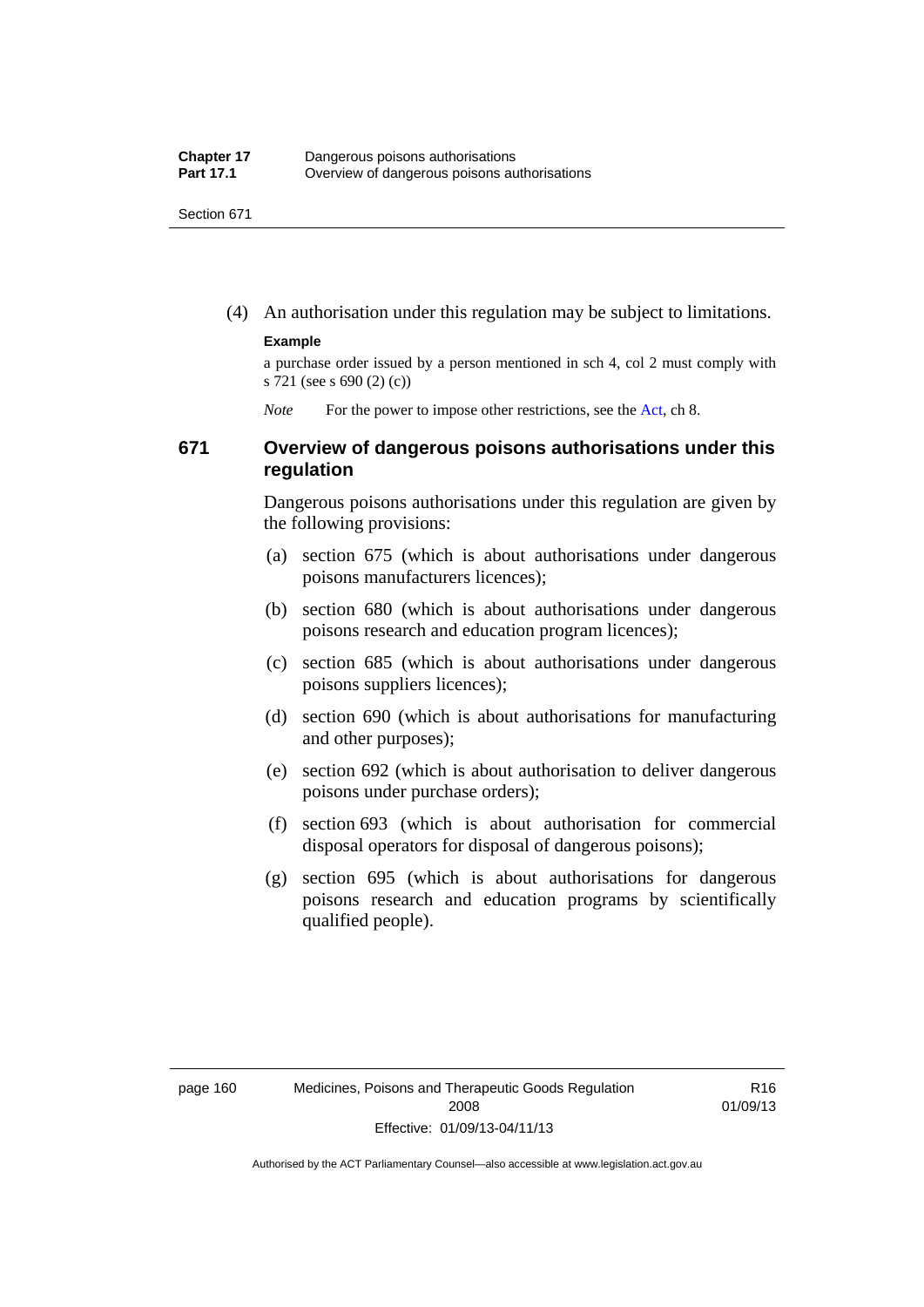(4) An authorisation under this regulation may be subject to limitations.

**Example**

a purchase order issued by a person mentioned in sch 4, col 2 must comply with s 721 (see s 690 (2) (c))

*Note* For the power to impose other restrictions, see the Act, ch 8.

## 671 Overview of dangerous poisons authorisations under this regulation

Dangerous poisons authorisations under this regulation are given by the following provisions:

(a) section 675 (which is about authorisations under dangerous poisons manufacturers licences);

(b) section 680 (which is about authorisations under dangerous poisons research and education program licences);

(c) section 685 (which is about authorisations under dangerous poisons suppliers licences);

(d) section 690 (which is about authorisations for manufacturing and other purposes);

(e) section 692 (which is about authorisation to deliver dangerous poisons under purchase orders);

(f) section 693 (which is about authorisation for commercial disposal operators for disposal of dangerous poisons);

(g) section 695 (which is about authorisations for dangerous poisons research and education programs by scientifically qualified people).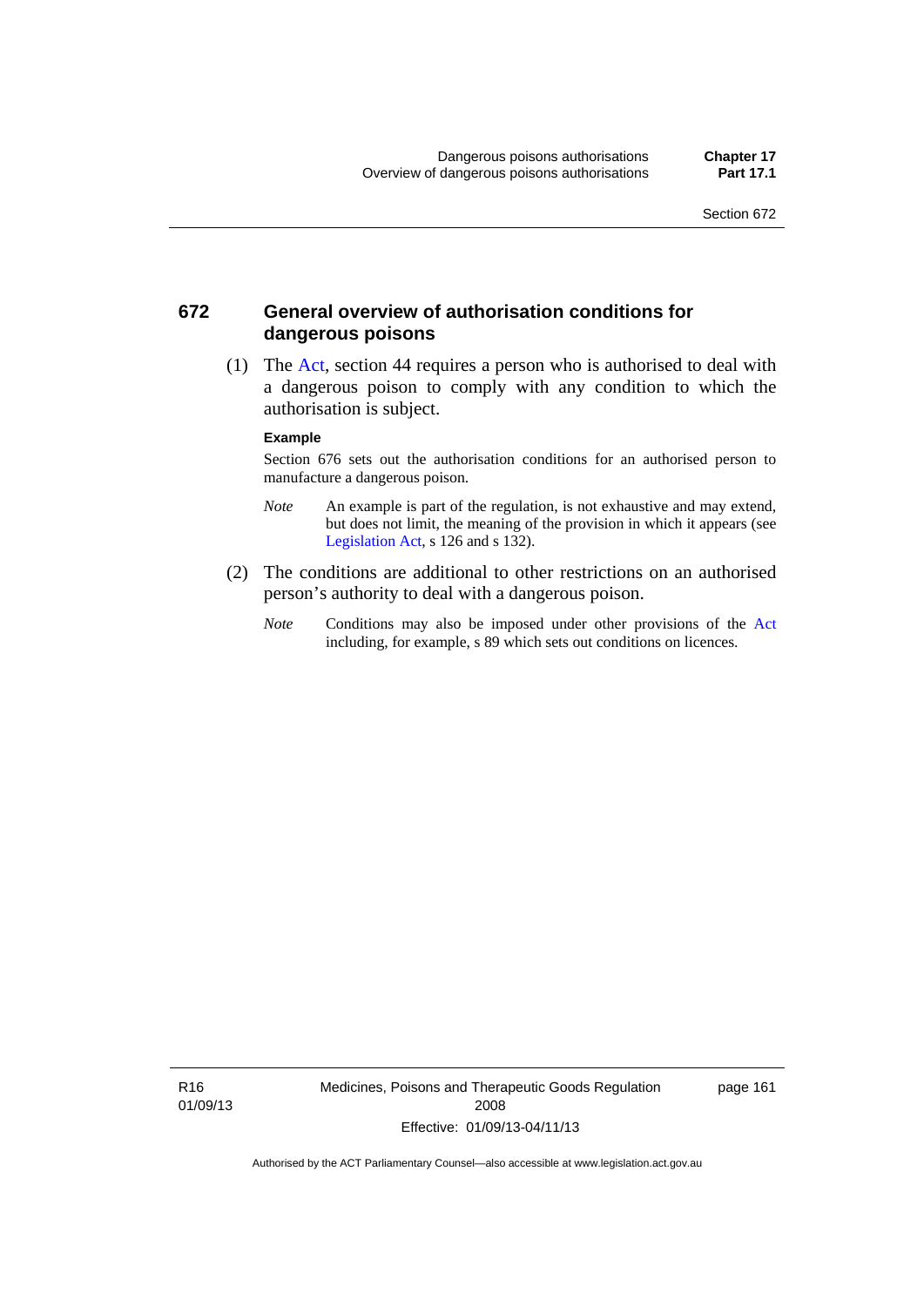## 672 General overview of authorisation conditions for dangerous poisons

(1) The Act, section 44 requires a person who is authorised to deal with a dangerous poison to comply with any condition to which the authorisation is subject.

**Example**

Section 676 sets out the authorisation conditions for an authorised person to manufacture a dangerous poison.

*Note* An example is part of the regulation, is not exhaustive and may extend, but does not limit, the meaning of the provision in which it appears (see Legislation Act, s 126 and s 132).

(2) The conditions are additional to other restrictions on an authorised person's authority to deal with a dangerous poison.

*Note* Conditions may also be imposed under other provisions of the Act including, for example, s 89 which sets out conditions on licences.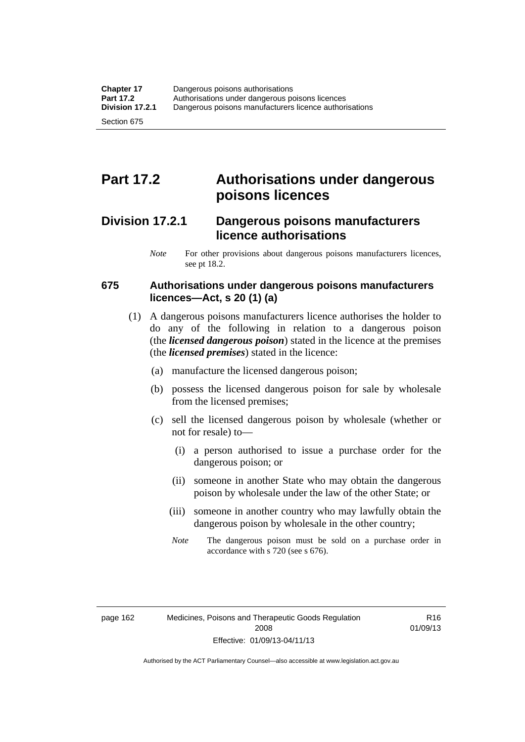## Part 17.2 Authorisations under dangerous poisons licences

### Division 17.2.1 Dangerous poisons manufacturers licence authorisations

*Note* For other provisions about dangerous poisons manufacturers licences, see pt 18.2.

#### 675 Authorisations under dangerous poisons manufacturers licences—Act, s 20 (1) (a)

(1) A dangerous poisons manufacturers licence authorises the holder to do any of the following in relation to a dangerous poison (the ***licensed dangerous poison***) stated in the licence at the premises (the ***licensed premises***) stated in the licence:

(a) manufacture the licensed dangerous poison;

(b) possess the licensed dangerous poison for sale by wholesale from the licensed premises;

(c) sell the licensed dangerous poison by wholesale (whether or not for resale) to—

(i) a person authorised to issue a purchase order for the dangerous poison; or

(ii) someone in another State who may obtain the dangerous poison by wholesale under the law of the other State; or

(iii) someone in another country who may lawfully obtain the dangerous poison by wholesale in the other country;

*Note* The dangerous poison must be sold on a purchase order in accordance with s 720 (see s 676).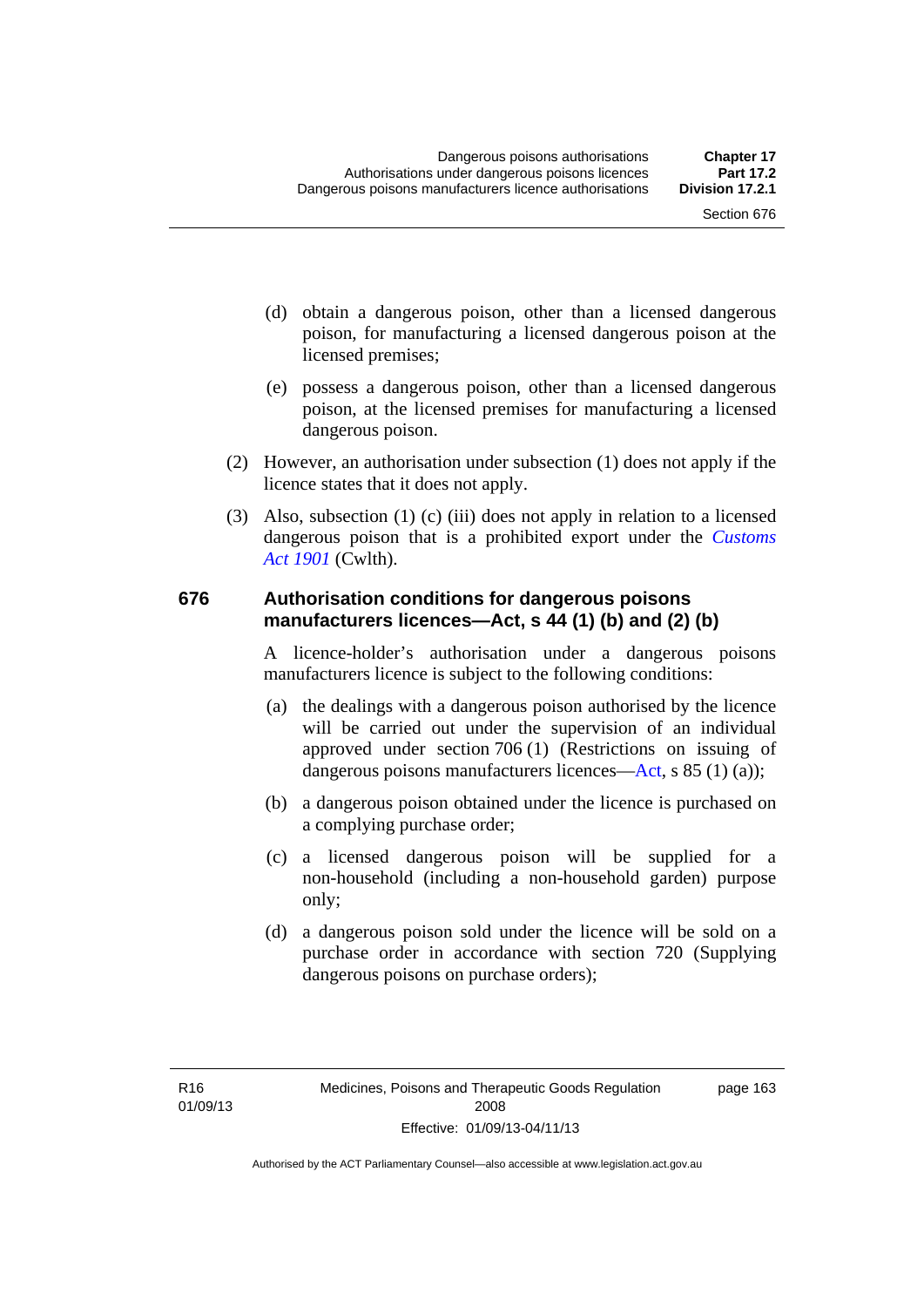(d) obtain a dangerous poison, other than a licensed dangerous poison, for manufacturing a licensed dangerous poison at the licensed premises;

(e) possess a dangerous poison, other than a licensed dangerous poison, at the licensed premises for manufacturing a licensed dangerous poison.

(2) However, an authorisation under subsection (1) does not apply if the licence states that it does not apply.

(3) Also, subsection (1) (c) (iii) does not apply in relation to a licensed dangerous poison that is a prohibited export under the *Customs Act 1901* (Cwlth).

## 676 Authorisation conditions for dangerous poisons manufacturers licences—Act, s 44 (1) (b) and (2) (b)

A licence-holder's authorisation under a dangerous poisons manufacturers licence is subject to the following conditions:

(a) the dealings with a dangerous poison authorised by the licence will be carried out under the supervision of an individual approved under section 706 (1) (Restrictions on issuing of dangerous poisons manufacturers licences—Act, s 85 (1) (a));

(b) a dangerous poison obtained under the licence is purchased on a complying purchase order;

(c) a licensed dangerous poison will be supplied for a non-household (including a non-household garden) purpose only;

(d) a dangerous poison sold under the licence will be sold on a purchase order in accordance with section 720 (Supplying dangerous poisons on purchase orders);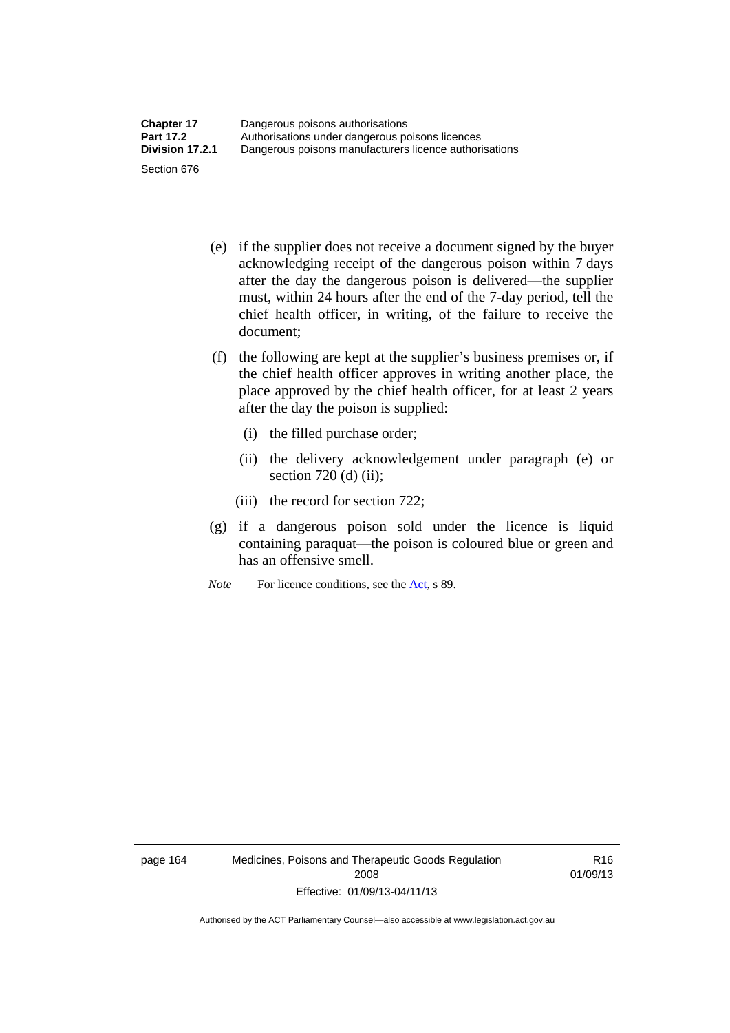(e) if the supplier does not receive a document signed by the buyer acknowledging receipt of the dangerous poison within 7 days after the day the dangerous poison is delivered—the supplier must, within 24 hours after the end of the 7-day period, tell the chief health officer, in writing, of the failure to receive the document;

(f) the following are kept at the supplier's business premises or, if the chief health officer approves in writing another place, the place approved by the chief health officer, for at least 2 years after the day the poison is supplied:

   (i) the filled purchase order;

   (ii) the delivery acknowledgement under paragraph (e) or section 720 (d) (ii);

   (iii) the record for section 722;

(g) if a dangerous poison sold under the licence is liquid containing paraquat—the poison is coloured blue or green and has an offensive smell.

*Note* For licence conditions, see the Act, s 89.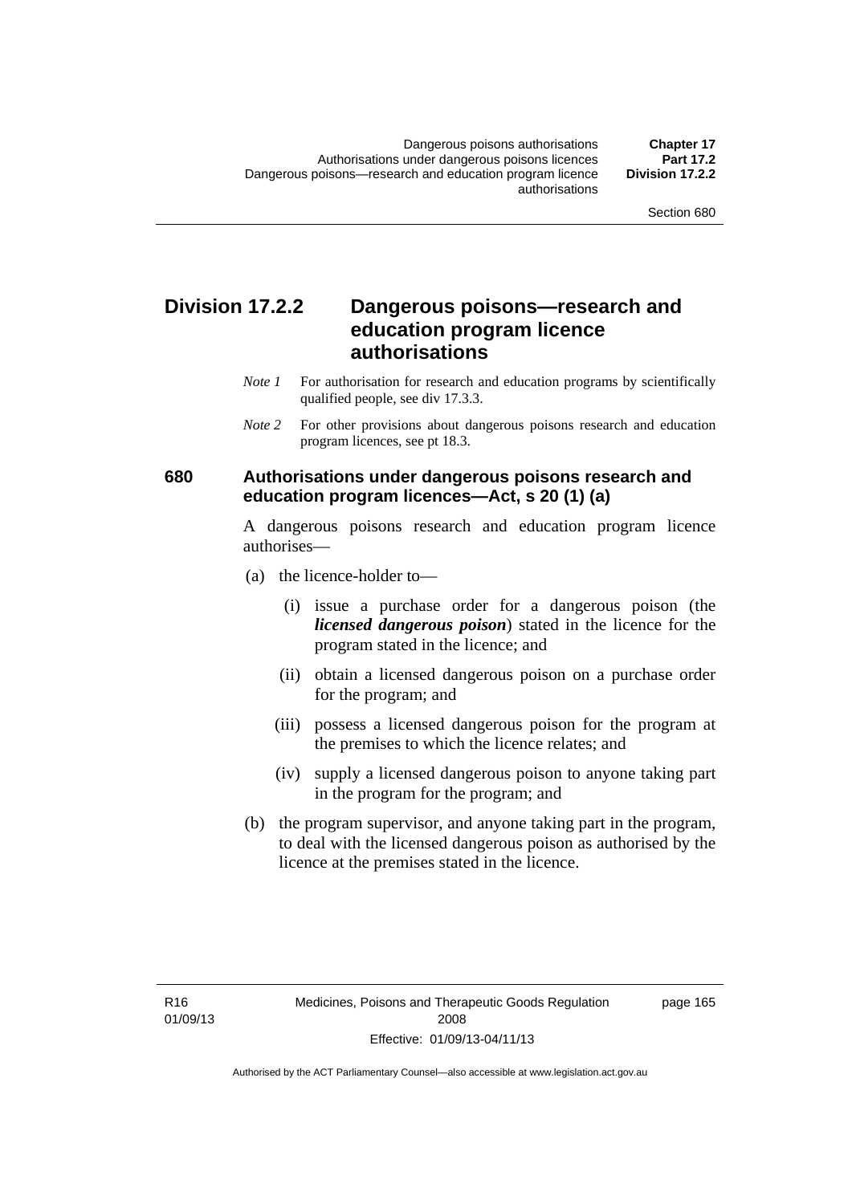## Division 17.2.2 Dangerous poisons—research and education program licence authorisations

*Note 1* For authorisation for research and education programs by scientifically qualified people, see div 17.3.3.

*Note 2* For other provisions about dangerous poisons research and education program licences, see pt 18.3.

### 680 Authorisations under dangerous poisons research and education program licences—Act, s 20 (1) (a)

A dangerous poisons research and education program licence authorises—

(a) the licence-holder to—

(i) issue a purchase order for a dangerous poison (the ***licensed dangerous poison***) stated in the licence for the program stated in the licence; and

(ii) obtain a licensed dangerous poison on a purchase order for the program; and

(iii) possess a licensed dangerous poison for the program at the premises to which the licence relates; and

(iv) supply a licensed dangerous poison to anyone taking part in the program for the program; and

(b) the program supervisor, and anyone taking part in the program, to deal with the licensed dangerous poison as authorised by the licence at the premises stated in the licence.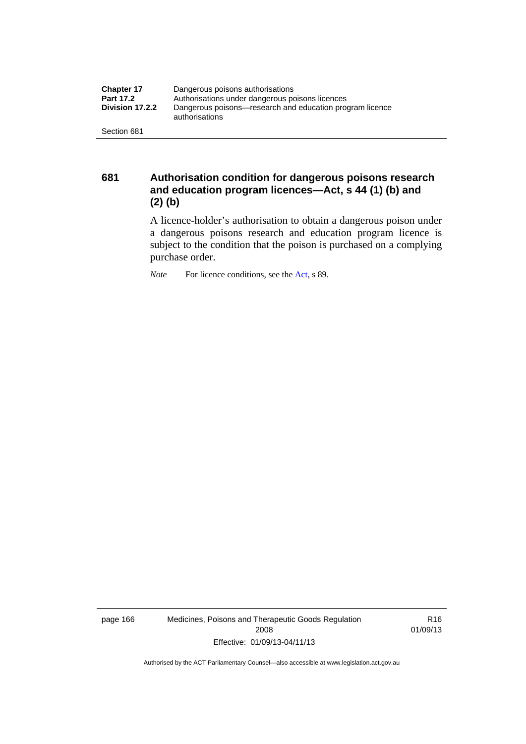## 681 Authorisation condition for dangerous poisons research and education program licences—Act, s 44 (1) (b) and (2) (b)

A licence-holder's authorisation to obtain a dangerous poison under a dangerous poisons research and education program licence is subject to the condition that the poison is purchased on a complying purchase order.

*Note* For licence conditions, see the Act, s 89.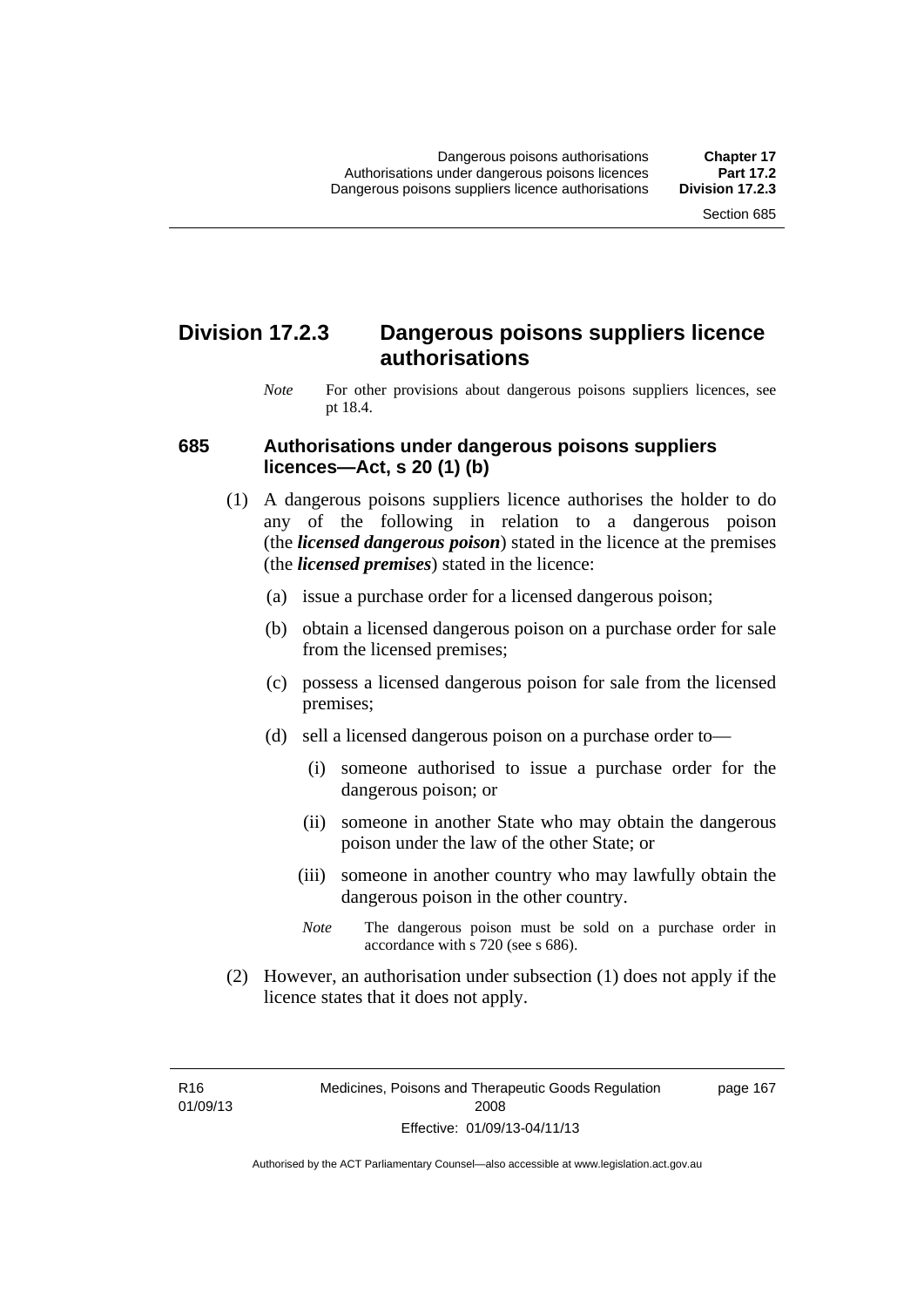## Division 17.2.3 Dangerous poisons suppliers licence authorisations

*Note* For other provisions about dangerous poisons suppliers licences, see pt 18.4.

### 685 Authorisations under dangerous poisons suppliers licences—Act, s 20 (1) (b)

(1) A dangerous poisons suppliers licence authorises the holder to do any of the following in relation to a dangerous poison (the ***licensed dangerous poison***) stated in the licence at the premises (the ***licensed premises***) stated in the licence:

(a) issue a purchase order for a licensed dangerous poison;

(b) obtain a licensed dangerous poison on a purchase order for sale from the licensed premises;

(c) possess a licensed dangerous poison for sale from the licensed premises;

(d) sell a licensed dangerous poison on a purchase order to—

(i) someone authorised to issue a purchase order for the dangerous poison; or

(ii) someone in another State who may obtain the dangerous poison under the law of the other State; or

(iii) someone in another country who may lawfully obtain the dangerous poison in the other country.

*Note* The dangerous poison must be sold on a purchase order in accordance with s 720 (see s 686).

(2) However, an authorisation under subsection (1) does not apply if the licence states that it does not apply.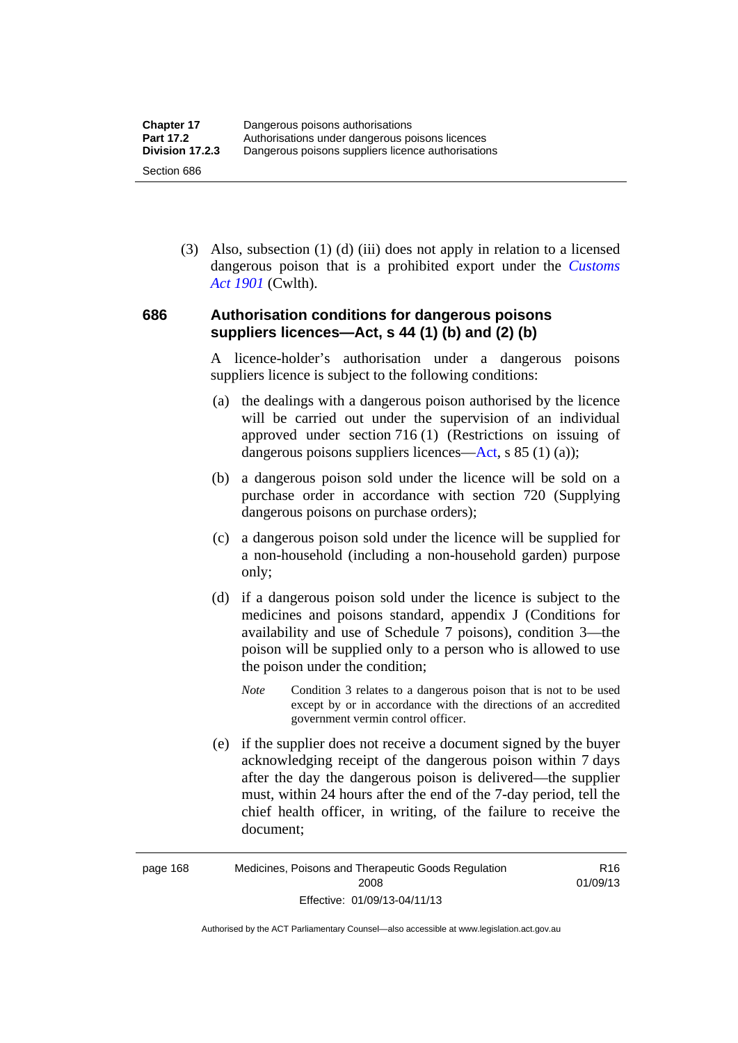(3) Also, subsection (1) (d) (iii) does not apply in relation to a licensed dangerous poison that is a prohibited export under the *Customs Act 1901* (Cwlth).

## 686 Authorisation conditions for dangerous poisons suppliers licences—Act, s 44 (1) (b) and (2) (b)

A licence-holder's authorisation under a dangerous poisons suppliers licence is subject to the following conditions:

(a) the dealings with a dangerous poison authorised by the licence will be carried out under the supervision of an individual approved under section 716 (1) (Restrictions on issuing of dangerous poisons suppliers licences—Act, s 85 (1) (a));

(b) a dangerous poison sold under the licence will be sold on a purchase order in accordance with section 720 (Supplying dangerous poisons on purchase orders);

(c) a dangerous poison sold under the licence will be supplied for a non-household (including a non-household garden) purpose only;

(d) if a dangerous poison sold under the licence is subject to the medicines and poisons standard, appendix J (Conditions for availability and use of Schedule 7 poisons), condition 3—the poison will be supplied only to a person who is allowed to use the poison under the condition;

*Note* Condition 3 relates to a dangerous poison that is not to be used except by or in accordance with the directions of an accredited government vermin control officer.

(e) if the supplier does not receive a document signed by the buyer acknowledging receipt of the dangerous poison within 7 days after the day the dangerous poison is delivered—the supplier must, within 24 hours after the end of the 7-day period, tell the chief health officer, in writing, of the failure to receive the document;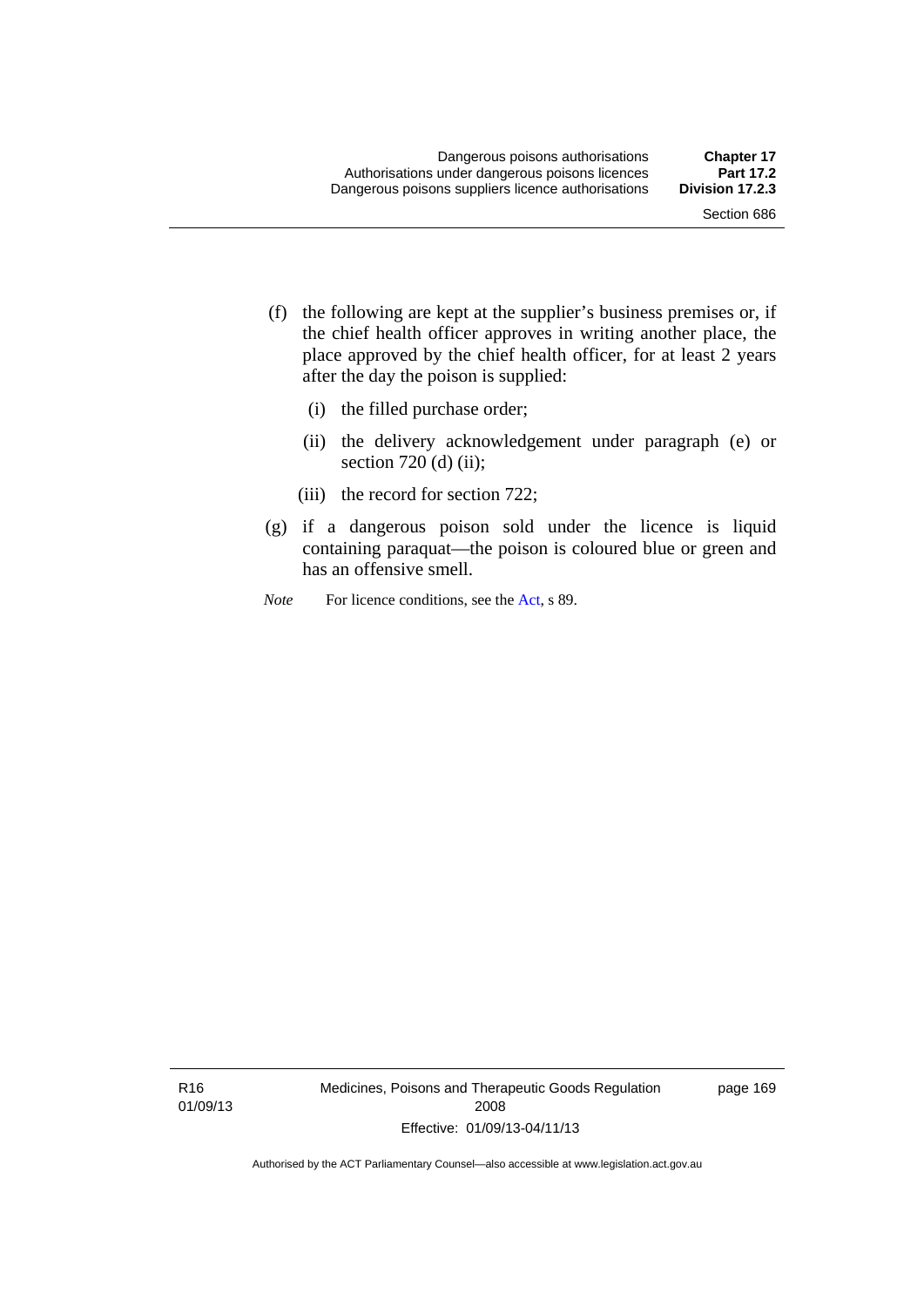(f) the following are kept at the supplier's business premises or, if the chief health officer approves in writing another place, the place approved by the chief health officer, for at least 2 years after the day the poison is supplied:

  (i) the filled purchase order;

  (ii) the delivery acknowledgement under paragraph (e) or section 720 (d) (ii);

  (iii) the record for section 722;

(g) if a dangerous poison sold under the licence is liquid containing paraquat—the poison is coloured blue or green and has an offensive smell.

*Note* For licence conditions, see the Act, s 89.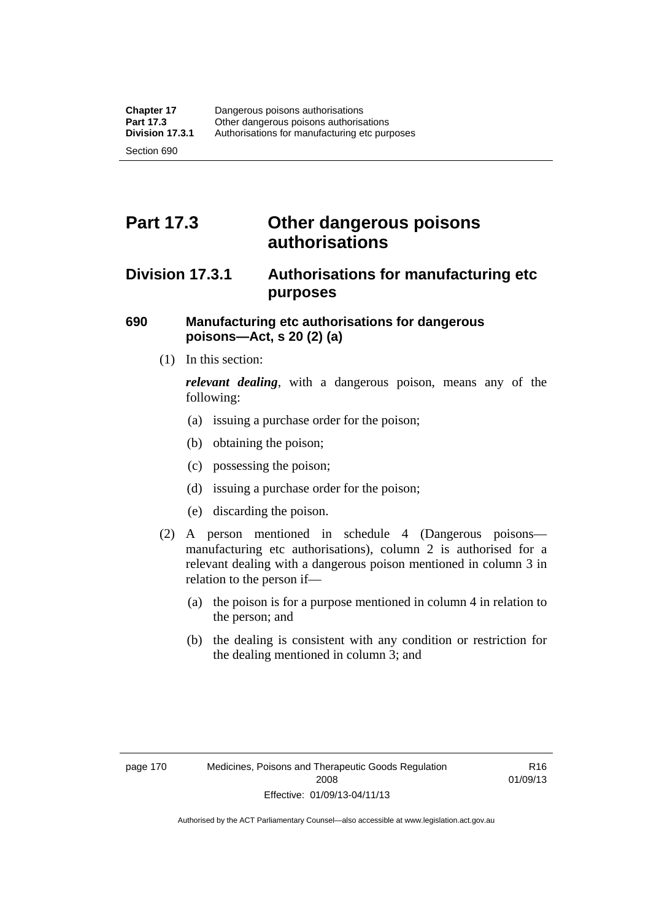# Part 17.3 Other dangerous poisons authorisations

## Division 17.3.1 Authorisations for manufacturing etc purposes

### 690 Manufacturing etc authorisations for dangerous poisons—Act, s 20 (2) (a)

(1) In this section:

***relevant dealing***, with a dangerous poison, means any of the following:

(a) issuing a purchase order for the poison;

(b) obtaining the poison;

(c) possessing the poison;

(d) issuing a purchase order for the poison;

(e) discarding the poison.

(2) A person mentioned in schedule 4 (Dangerous poisons—manufacturing etc authorisations), column 2 is authorised for a relevant dealing with a dangerous poison mentioned in column 3 in relation to the person if—

(a) the poison is for a purpose mentioned in column 4 in relation to the person; and

(b) the dealing is consistent with any condition or restriction for the dealing mentioned in column 3; and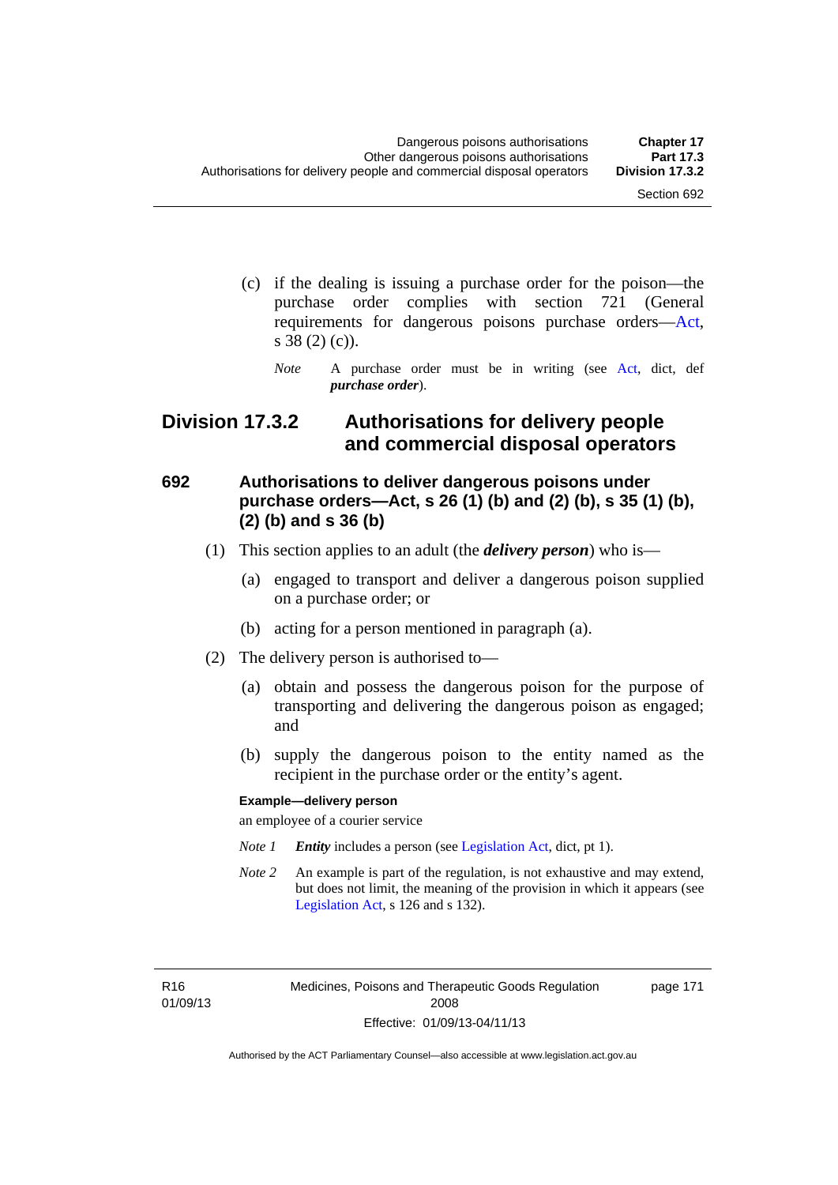(c) if the dealing is issuing a purchase order for the poison—the purchase order complies with section 721 (General requirements for dangerous poisons purchase orders—Act, s 38 (2) (c)).

*Note* A purchase order must be in writing (see Act, dict, def ***purchase order***).

## Division 17.3.2 Authorisations for delivery people and commercial disposal operators

### 692 Authorisations to deliver dangerous poisons under purchase orders—Act, s 26 (1) (b) and (2) (b), s 35 (1) (b), (2) (b) and s 36 (b)

(1) This section applies to an adult (the ***delivery person***) who is—

(a) engaged to transport and deliver a dangerous poison supplied on a purchase order; or

(b) acting for a person mentioned in paragraph (a).

(2) The delivery person is authorised to—

(a) obtain and possess the dangerous poison for the purpose of transporting and delivering the dangerous poison as engaged; and

(b) supply the dangerous poison to the entity named as the recipient in the purchase order or the entity's agent.

**Example—delivery person**

an employee of a courier service

*Note 1* ***Entity*** includes a person (see Legislation Act, dict, pt 1).

*Note 2* An example is part of the regulation, is not exhaustive and may extend, but does not limit, the meaning of the provision in which it appears (see Legislation Act, s 126 and s 132).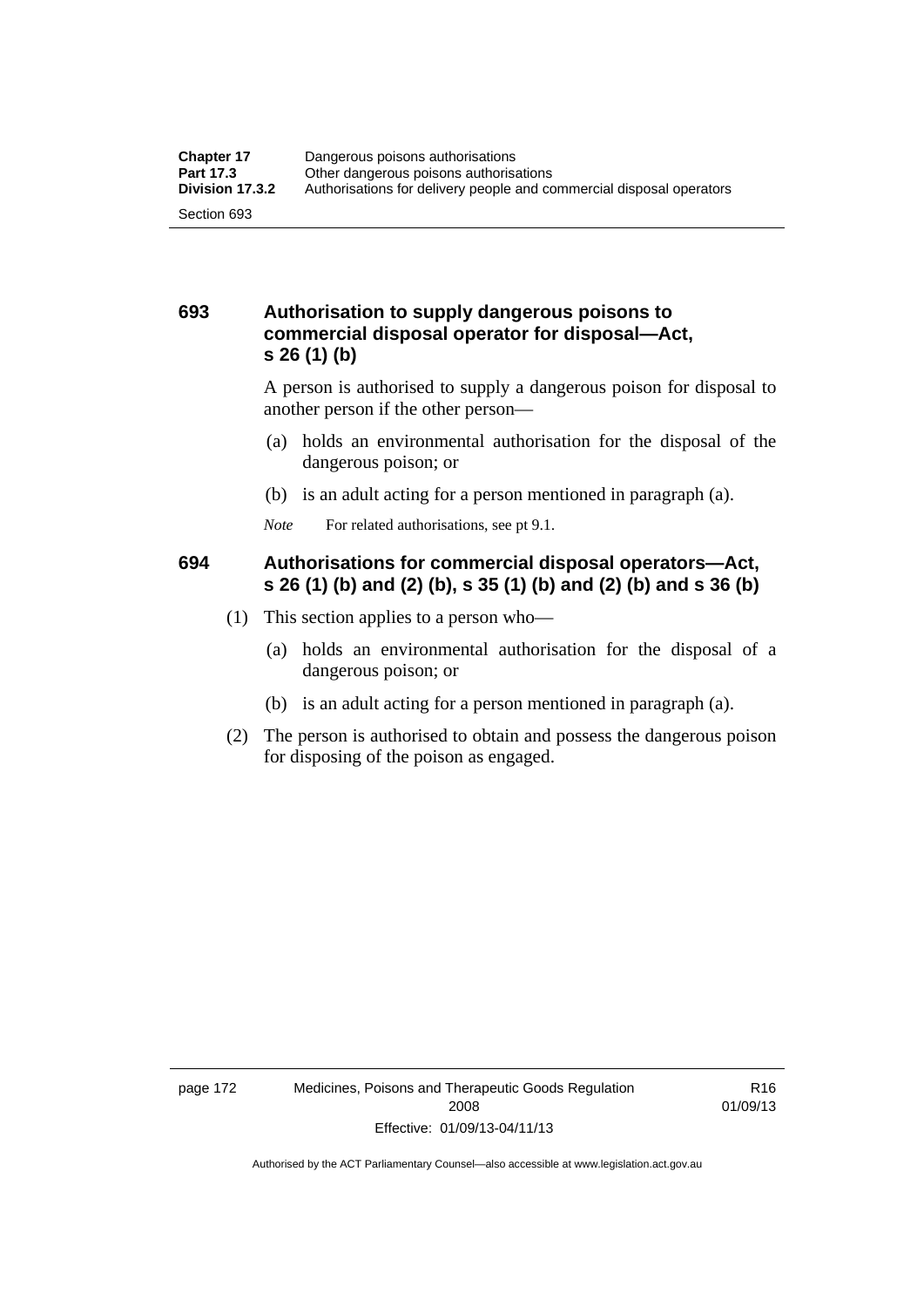## 693 Authorisation to supply dangerous poisons to commercial disposal operator for disposal—Act, s 26 (1) (b)

A person is authorised to supply a dangerous poison for disposal to another person if the other person—

(a) holds an environmental authorisation for the disposal of the dangerous poison; or

(b) is an adult acting for a person mentioned in paragraph (a).

*Note* For related authorisations, see pt 9.1.

## 694 Authorisations for commercial disposal operators—Act, s 26 (1) (b) and (2) (b), s 35 (1) (b) and (2) (b) and s 36 (b)

(1) This section applies to a person who—

(a) holds an environmental authorisation for the disposal of a dangerous poison; or

(b) is an adult acting for a person mentioned in paragraph (a).

(2) The person is authorised to obtain and possess the dangerous poison for disposing of the poison as engaged.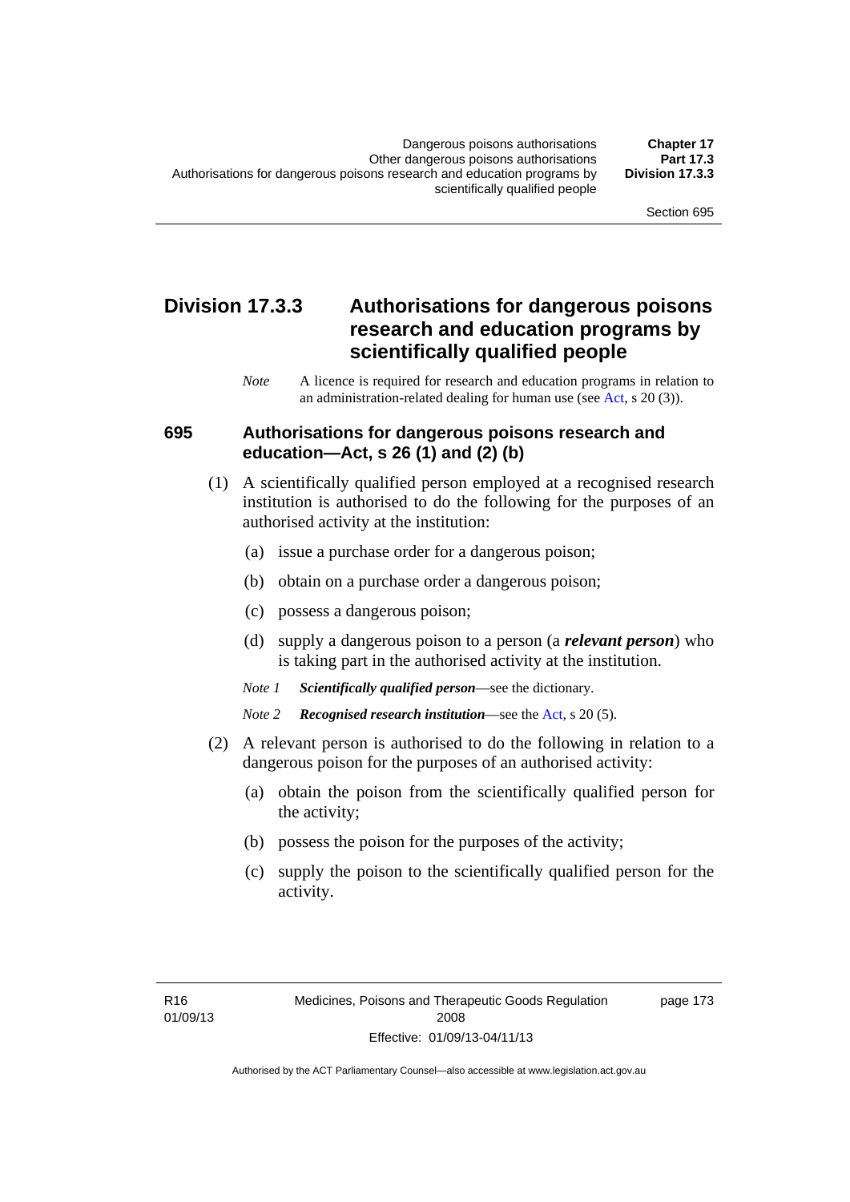## Division 17.3.3 Authorisations for dangerous poisons research and education programs by scientifically qualified people

*Note* A licence is required for research and education programs in relation to an administration-related dealing for human use (see Act, s 20 (3)).

### 695 Authorisations for dangerous poisons research and education—Act, s 26 (1) and (2) (b)

(1) A scientifically qualified person employed at a recognised research institution is authorised to do the following for the purposes of an authorised activity at the institution:

(a) issue a purchase order for a dangerous poison;

(b) obtain on a purchase order a dangerous poison;

(c) possess a dangerous poison;

(d) supply a dangerous poison to a person (a ***relevant person***) who is taking part in the authorised activity at the institution.

*Note 1* ***Scientifically qualified person***—see the dictionary.

*Note 2* ***Recognised research institution***—see the Act, s 20 (5).

(2) A relevant person is authorised to do the following in relation to a dangerous poison for the purposes of an authorised activity:

(a) obtain the poison from the scientifically qualified person for the activity;

(b) possess the poison for the purposes of the activity;

(c) supply the poison to the scientifically qualified person for the activity.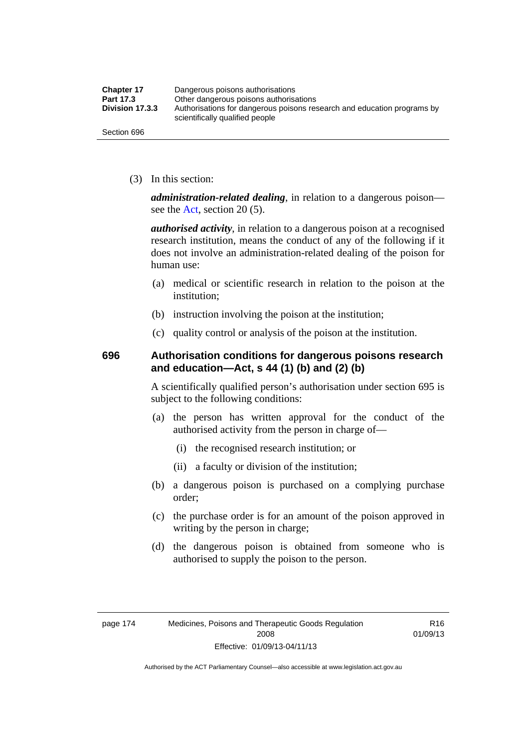(3) In this section:

***administration-related dealing***, in relation to a dangerous poison—see the Act, section 20 (5).

***authorised activity***, in relation to a dangerous poison at a recognised research institution, means the conduct of any of the following if it does not involve an administration-related dealing of the poison for human use:

(a) medical or scientific research in relation to the poison at the institution;

(b) instruction involving the poison at the institution;

(c) quality control or analysis of the poison at the institution.

### 696 Authorisation conditions for dangerous poisons research and education—Act, s 44 (1) (b) and (2) (b)

A scientifically qualified person's authorisation under section 695 is subject to the following conditions:

(a) the person has written approval for the conduct of the authorised activity from the person in charge of—

(i) the recognised research institution; or

(ii) a faculty or division of the institution;

(b) a dangerous poison is purchased on a complying purchase order;

(c) the purchase order is for an amount of the poison approved in writing by the person in charge;

(d) the dangerous poison is obtained from someone who is authorised to supply the poison to the person.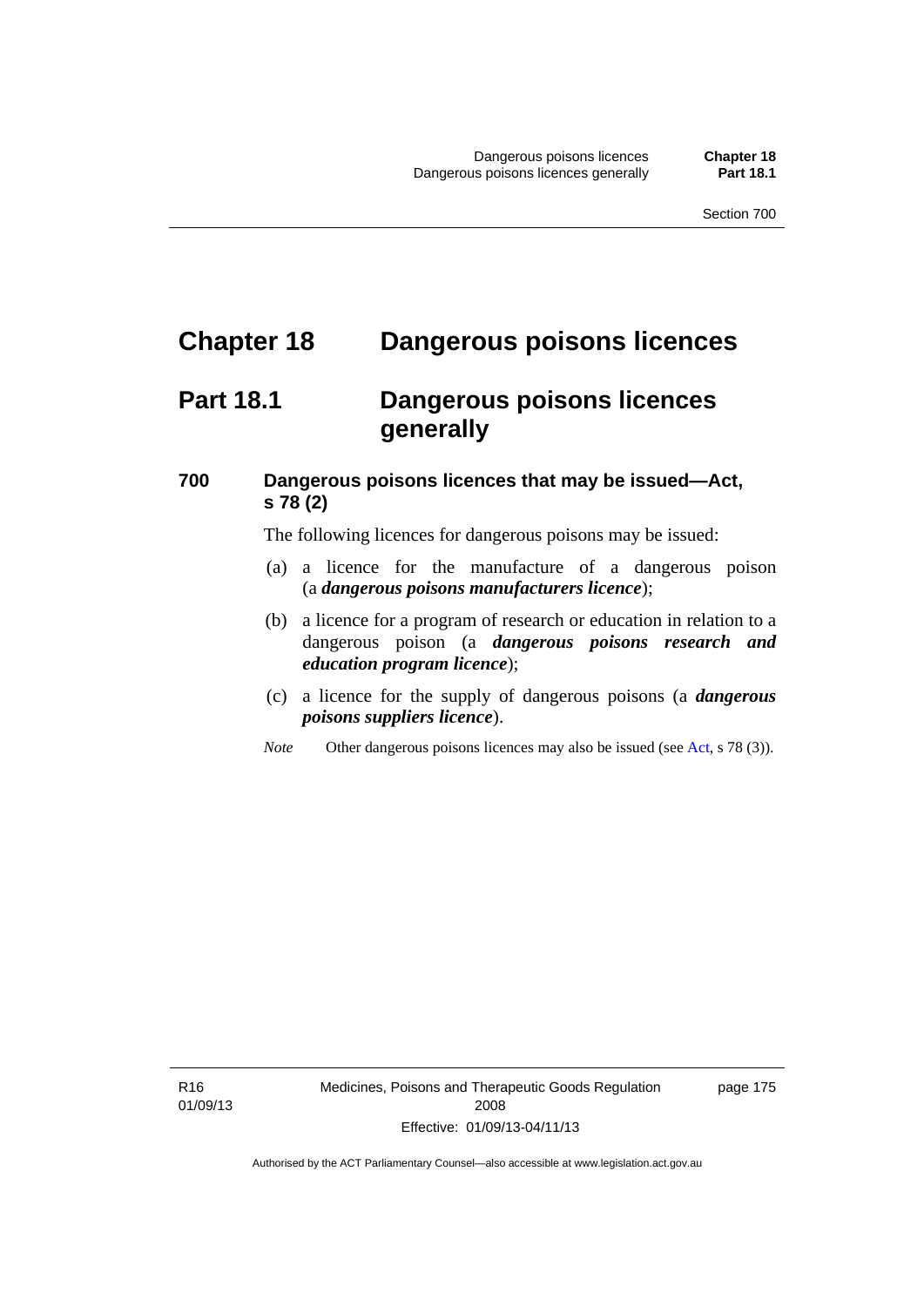# Chapter 18 Dangerous poisons licences

## Part 18.1 Dangerous poisons licences generally

### 700 Dangerous poisons licences that may be issued—Act, s 78 (2)

The following licences for dangerous poisons may be issued:

(a) a licence for the manufacture of a dangerous poison (a ***dangerous poisons manufacturers licence***);

(b) a licence for a program of research or education in relation to a dangerous poison (a ***dangerous poisons research and education program licence***);

(c) a licence for the supply of dangerous poisons (a ***dangerous poisons suppliers licence***).

*Note* Other dangerous poisons licences may also be issued (see Act, s 78 (3)).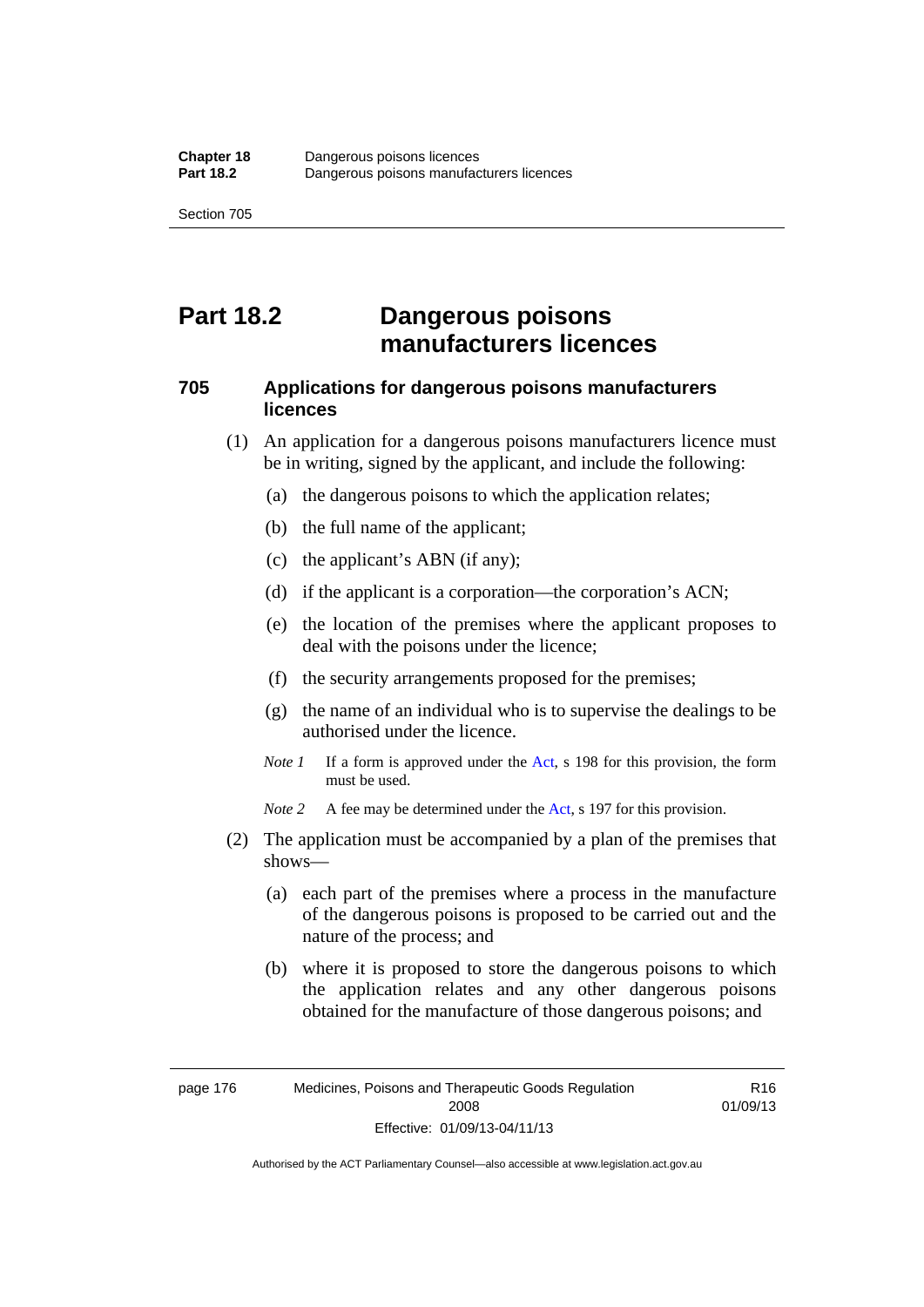# Part 18.2 Dangerous poisons manufacturers licences

## 705 Applications for dangerous poisons manufacturers licences

(1) An application for a dangerous poisons manufacturers licence must be in writing, signed by the applicant, and include the following:

(a) the dangerous poisons to which the application relates;

(b) the full name of the applicant;

(c) the applicant's ABN (if any);

(d) if the applicant is a corporation—the corporation's ACN;

(e) the location of the premises where the applicant proposes to deal with the poisons under the licence;

(f) the security arrangements proposed for the premises;

(g) the name of an individual who is to supervise the dealings to be authorised under the licence.

*Note 1* If a form is approved under the Act, s 198 for this provision, the form must be used.

*Note 2* A fee may be determined under the Act, s 197 for this provision.

(2) The application must be accompanied by a plan of the premises that shows—

(a) each part of the premises where a process in the manufacture of the dangerous poisons is proposed to be carried out and the nature of the process; and

(b) where it is proposed to store the dangerous poisons to which the application relates and any other dangerous poisons obtained for the manufacture of those dangerous poisons; and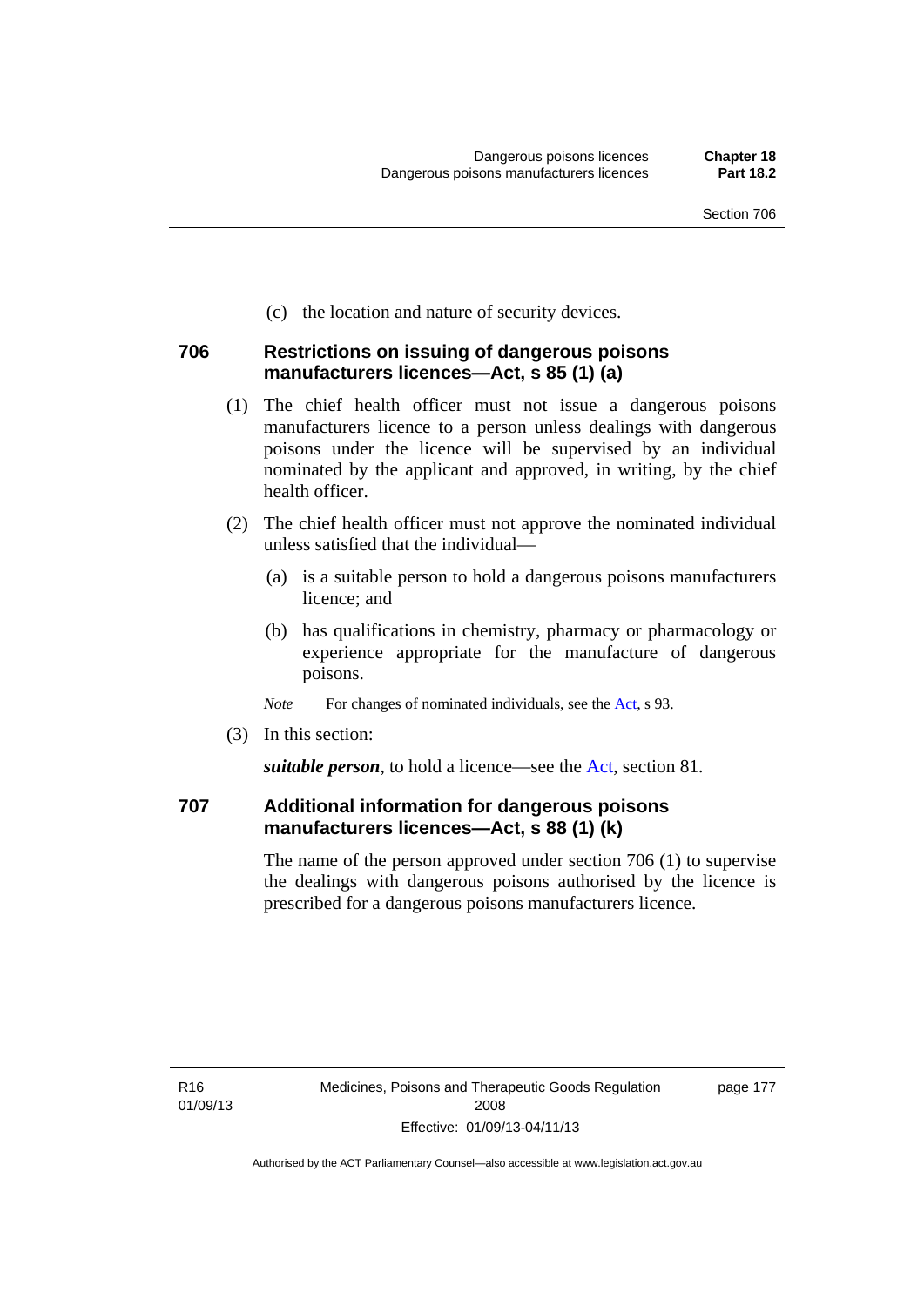(c) the location and nature of security devices.

### 706 Restrictions on issuing of dangerous poisons manufacturers licences—Act, s 85 (1) (a)

(1) The chief health officer must not issue a dangerous poisons manufacturers licence to a person unless dealings with dangerous poisons under the licence will be supervised by an individual nominated by the applicant and approved, in writing, by the chief health officer.

(2) The chief health officer must not approve the nominated individual unless satisfied that the individual—

(a) is a suitable person to hold a dangerous poisons manufacturers licence; and

(b) has qualifications in chemistry, pharmacy or pharmacology or experience appropriate for the manufacture of dangerous poisons.

*Note* For changes of nominated individuals, see the Act, s 93.

(3) In this section:

***suitable person***, to hold a licence—see the Act, section 81.

### 707 Additional information for dangerous poisons manufacturers licences—Act, s 88 (1) (k)

The name of the person approved under section 706 (1) to supervise the dealings with dangerous poisons authorised by the licence is prescribed for a dangerous poisons manufacturers licence.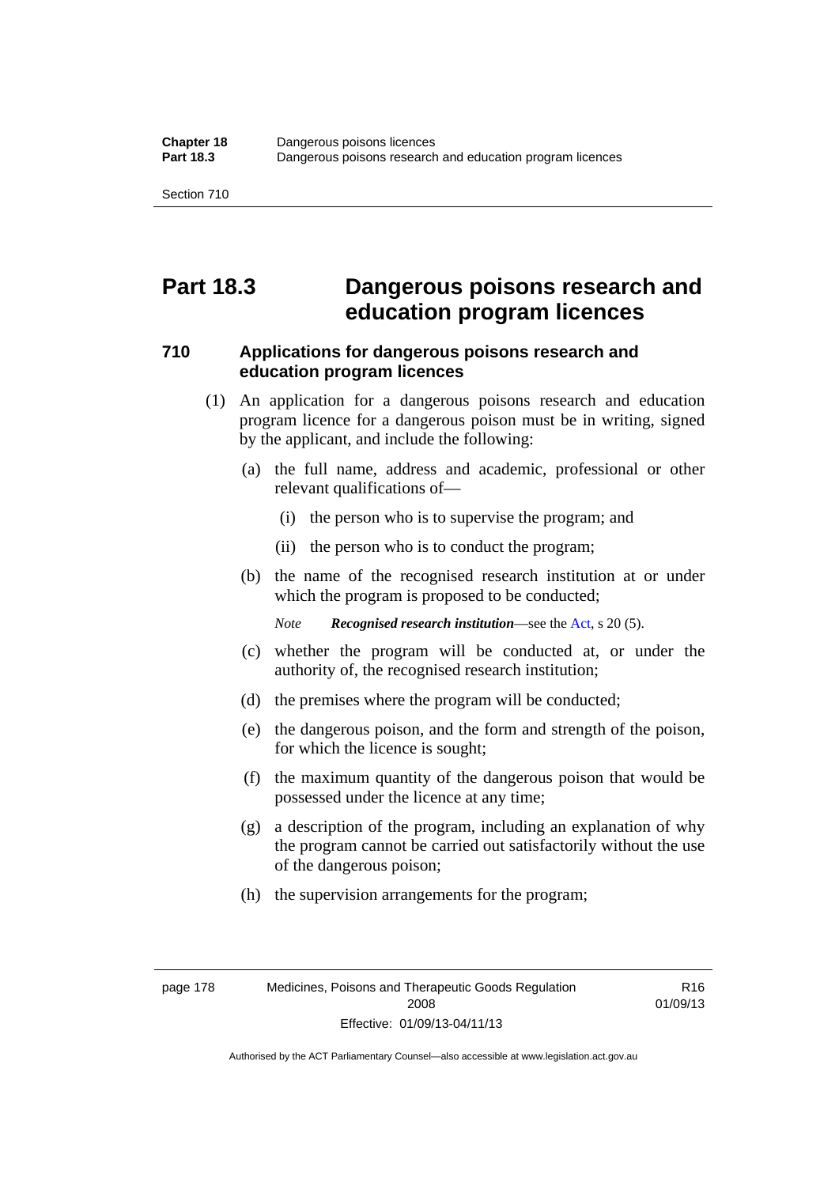# Part 18.3 Dangerous poisons research and education program licences

## 710 Applications for dangerous poisons research and education program licences

(1) An application for a dangerous poisons research and education program licence for a dangerous poison must be in writing, signed by the applicant, and include the following:

(a) the full name, address and academic, professional or other relevant qualifications of—

(i) the person who is to supervise the program; and

(ii) the person who is to conduct the program;

(b) the name of the recognised research institution at or under which the program is proposed to be conducted;

*Note* ***Recognised research institution***—see the Act, s 20 (5).

(c) whether the program will be conducted at, or under the authority of, the recognised research institution;

(d) the premises where the program will be conducted;

(e) the dangerous poison, and the form and strength of the poison, for which the licence is sought;

(f) the maximum quantity of the dangerous poison that would be possessed under the licence at any time;

(g) a description of the program, including an explanation of why the program cannot be carried out satisfactorily without the use of the dangerous poison;

(h) the supervision arrangements for the program;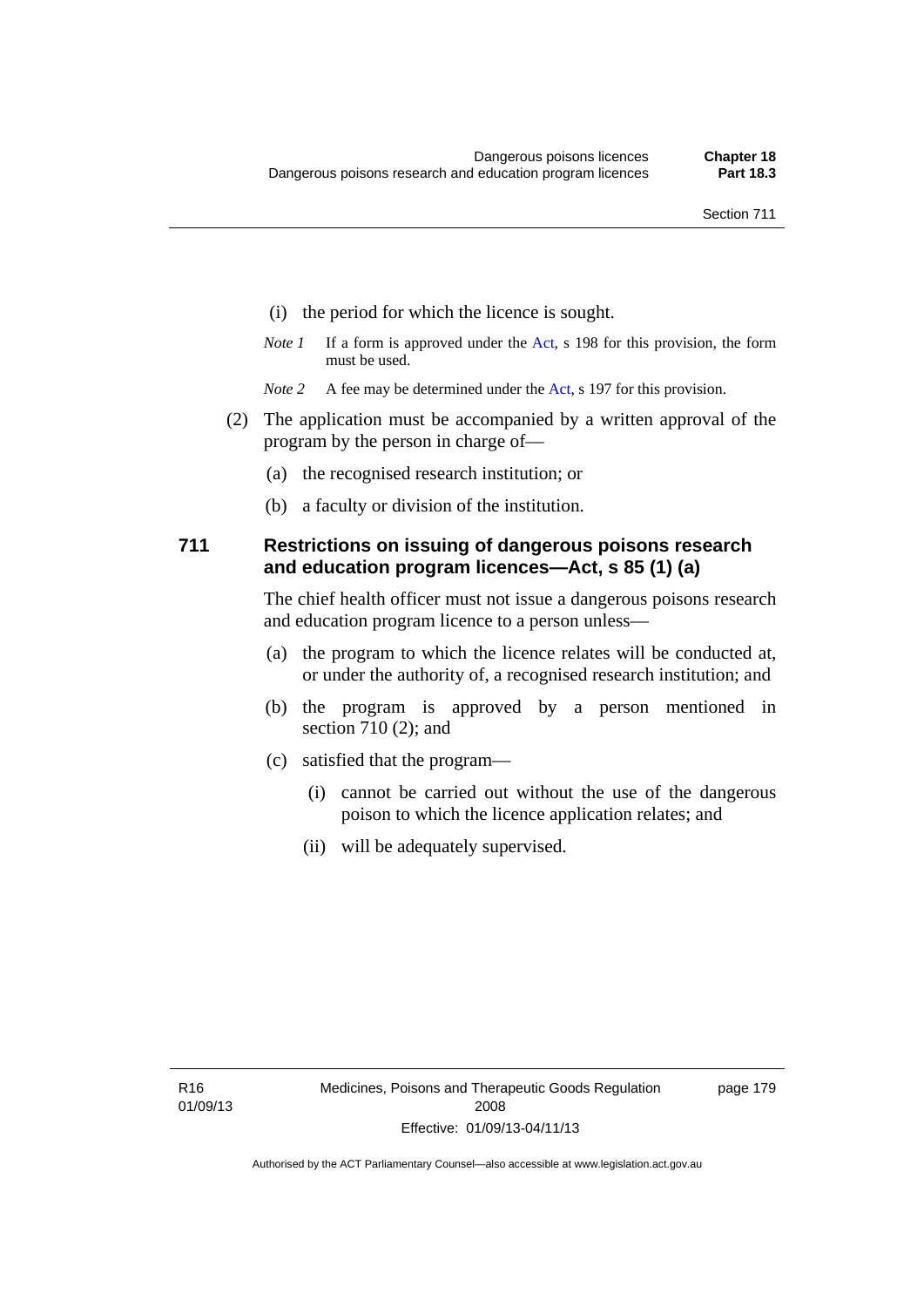(i) the period for which the licence is sought.

*Note 1* If a form is approved under the Act, s 198 for this provision, the form must be used.

*Note 2* A fee may be determined under the Act, s 197 for this provision.

(2) The application must be accompanied by a written approval of the program by the person in charge of—

(a) the recognised research institution; or

(b) a faculty or division of the institution.

### 711 Restrictions on issuing of dangerous poisons research and education program licences—Act, s 85 (1) (a)

The chief health officer must not issue a dangerous poisons research and education program licence to a person unless—

(a) the program to which the licence relates will be conducted at, or under the authority of, a recognised research institution; and

(b) the program is approved by a person mentioned in section 710 (2); and

(c) satisfied that the program—

(i) cannot be carried out without the use of the dangerous poison to which the licence application relates; and

(ii) will be adequately supervised.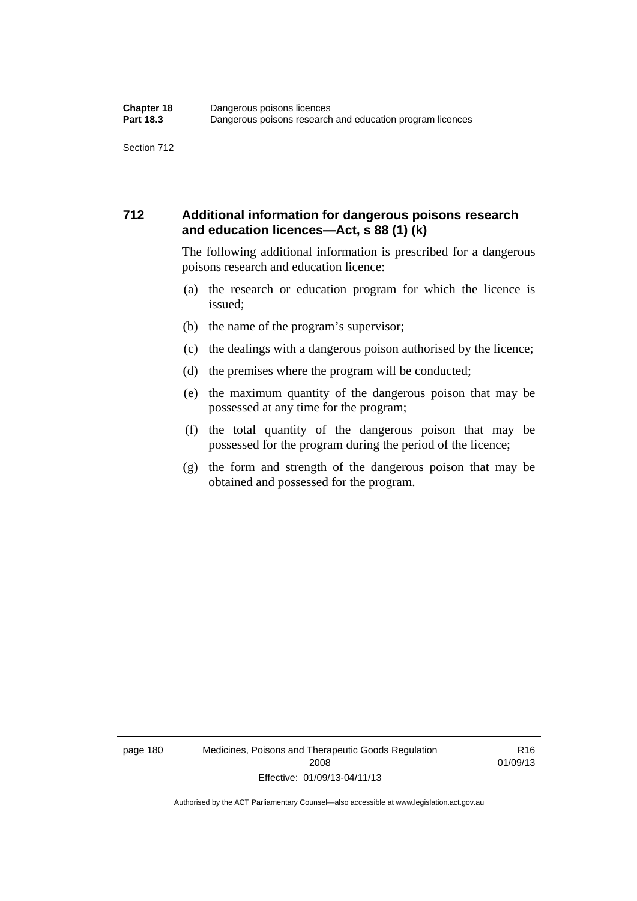### 712 Additional information for dangerous poisons research and education licences—Act, s 88 (1) (k)

The following additional information is prescribed for a dangerous poisons research and education licence:

(a) the research or education program for which the licence is issued;

(b) the name of the program's supervisor;

(c) the dealings with a dangerous poison authorised by the licence;

(d) the premises where the program will be conducted;

(e) the maximum quantity of the dangerous poison that may be possessed at any time for the program;

(f) the total quantity of the dangerous poison that may be possessed for the program during the period of the licence;

(g) the form and strength of the dangerous poison that may be obtained and possessed for the program.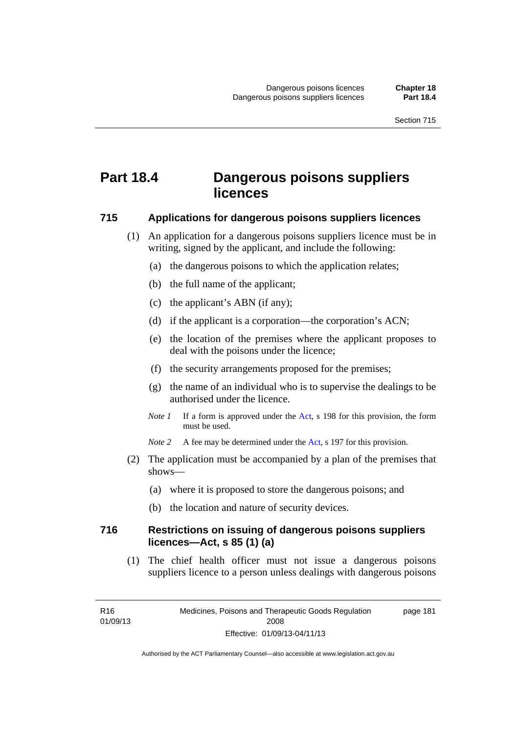# Part 18.4 Dangerous poisons suppliers licences

## 715 Applications for dangerous poisons suppliers licences

(1) An application for a dangerous poisons suppliers licence must be in writing, signed by the applicant, and include the following:

(a) the dangerous poisons to which the application relates;

(b) the full name of the applicant;

(c) the applicant's ABN (if any);

(d) if the applicant is a corporation—the corporation's ACN;

(e) the location of the premises where the applicant proposes to deal with the poisons under the licence;

(f) the security arrangements proposed for the premises;

(g) the name of an individual who is to supervise the dealings to be authorised under the licence.

*Note 1* If a form is approved under the Act, s 198 for this provision, the form must be used.

*Note 2* A fee may be determined under the Act, s 197 for this provision.

(2) The application must be accompanied by a plan of the premises that shows—

(a) where it is proposed to store the dangerous poisons; and

(b) the location and nature of security devices.

## 716 Restrictions on issuing of dangerous poisons suppliers licences—Act, s 85 (1) (a)

(1) The chief health officer must not issue a dangerous poisons suppliers licence to a person unless dealings with dangerous poisons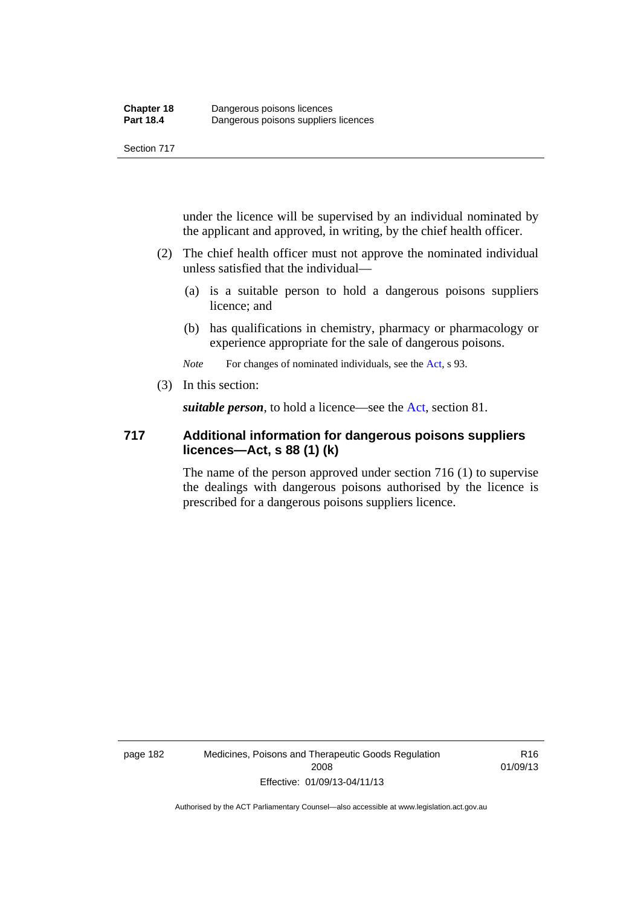under the licence will be supervised by an individual nominated by the applicant and approved, in writing, by the chief health officer.

(2) The chief health officer must not approve the nominated individual unless satisfied that the individual—

(a) is a suitable person to hold a dangerous poisons suppliers licence; and

(b) has qualifications in chemistry, pharmacy or pharmacology or experience appropriate for the sale of dangerous poisons.

*Note* For changes of nominated individuals, see the Act, s 93.

(3) In this section:

***suitable person***, to hold a licence—see the Act, section 81.

### 717 Additional information for dangerous poisons suppliers licences—Act, s 88 (1) (k)

The name of the person approved under section 716 (1) to supervise the dealings with dangerous poisons authorised by the licence is prescribed for a dangerous poisons suppliers licence.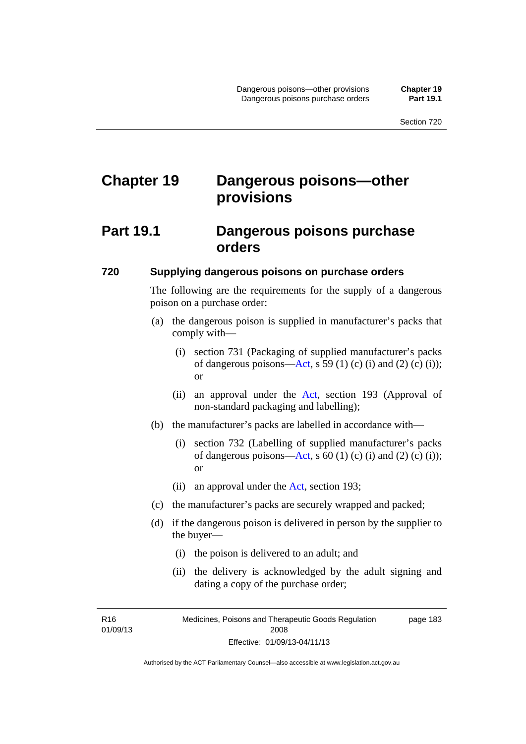# Chapter 19 Dangerous poisons—other provisions

## Part 19.1 Dangerous poisons purchase orders

### 720 Supplying dangerous poisons on purchase orders

The following are the requirements for the supply of a dangerous poison on a purchase order:

(a) the dangerous poison is supplied in manufacturer's packs that comply with—

(i) section 731 (Packaging of supplied manufacturer's packs of dangerous poisons—Act, s 59 (1) (c) (i) and (2) (c) (i)); or

(ii) an approval under the Act, section 193 (Approval of non-standard packaging and labelling);

(b) the manufacturer's packs are labelled in accordance with—

(i) section 732 (Labelling of supplied manufacturer's packs of dangerous poisons—Act, s 60 (1) (c) (i) and (2) (c) (i)); or

(ii) an approval under the Act, section 193;

(c) the manufacturer's packs are securely wrapped and packed;

(d) if the dangerous poison is delivered in person by the supplier to the buyer—

(i) the poison is delivered to an adult; and

(ii) the delivery is acknowledged by the adult signing and dating a copy of the purchase order;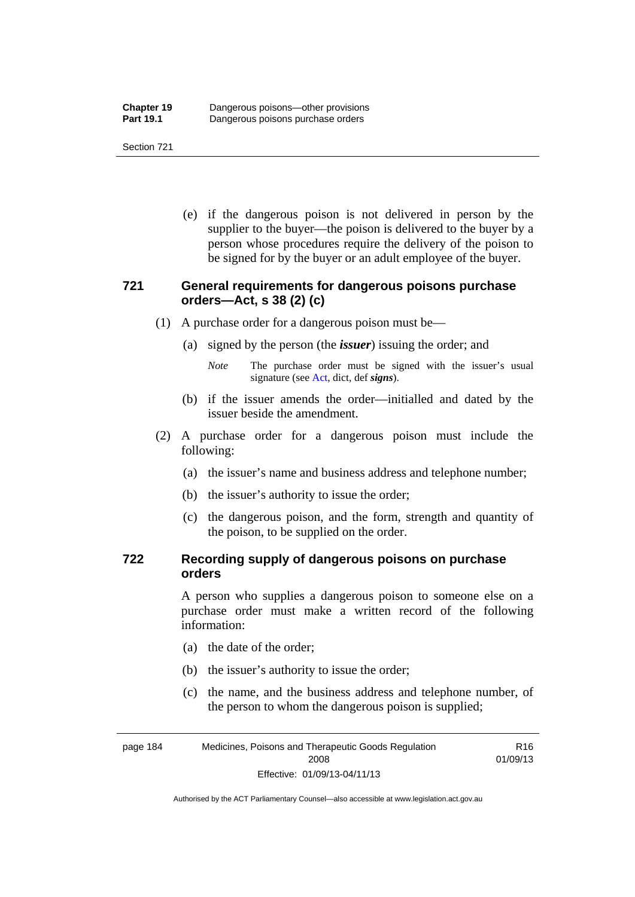(e) if the dangerous poison is not delivered in person by the supplier to the buyer—the poison is delivered to the buyer by a person whose procedures require the delivery of the poison to be signed for by the buyer or an adult employee of the buyer.

### 721 General requirements for dangerous poisons purchase orders—Act, s 38 (2) (c)

(1) A purchase order for a dangerous poison must be—

(a) signed by the person (the ***issuer***) issuing the order; and

*Note* The purchase order must be signed with the issuer's usual signature (see Act, dict, def ***signs***).

(b) if the issuer amends the order—initialled and dated by the issuer beside the amendment.

(2) A purchase order for a dangerous poison must include the following:

(a) the issuer's name and business address and telephone number;

(b) the issuer's authority to issue the order;

(c) the dangerous poison, and the form, strength and quantity of the poison, to be supplied on the order.

### 722 Recording supply of dangerous poisons on purchase orders

A person who supplies a dangerous poison to someone else on a purchase order must make a written record of the following information:

(a) the date of the order;

(b) the issuer's authority to issue the order;

(c) the name, and the business address and telephone number, of the person to whom the dangerous poison is supplied;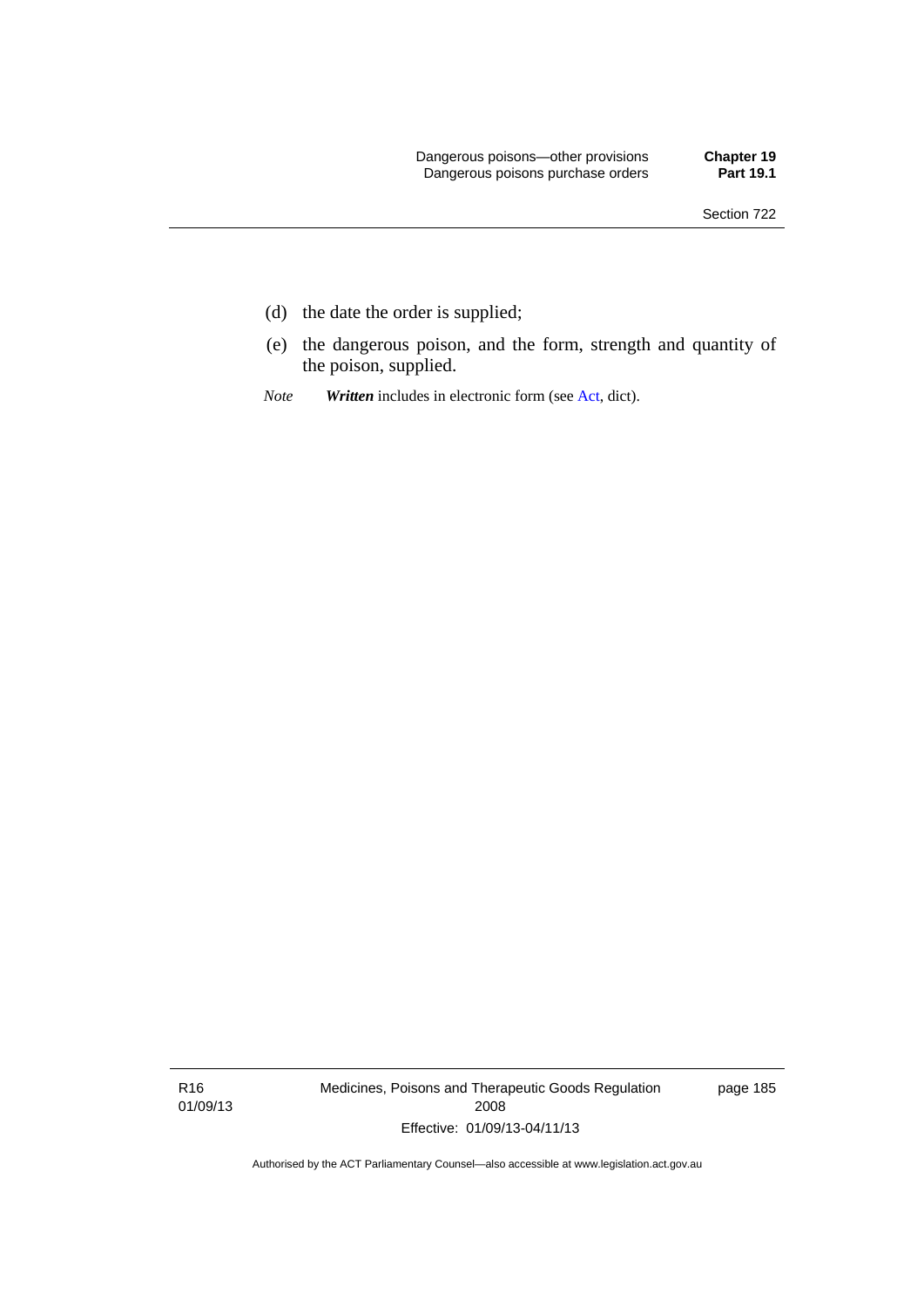(d) the date the order is supplied;

(e) the dangerous poison, and the form, strength and quantity of the poison, supplied.

*Note* ***Written*** includes in electronic form (see Act, dict).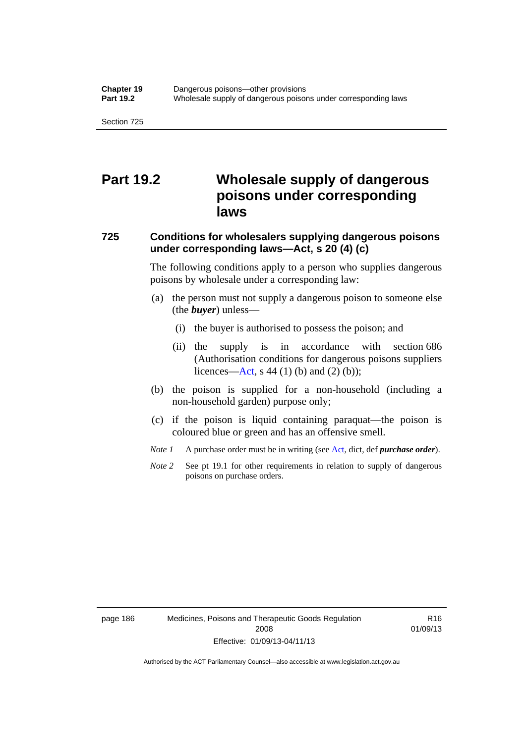# Part 19.2 Wholesale supply of dangerous poisons under corresponding laws

### 725 Conditions for wholesalers supplying dangerous poisons under corresponding laws—Act, s 20 (4) (c)

The following conditions apply to a person who supplies dangerous poisons by wholesale under a corresponding law:

(a) the person must not supply a dangerous poison to someone else (the ***buyer***) unless—

(i) the buyer is authorised to possess the poison; and

(ii) the supply is in accordance with section 686 (Authorisation conditions for dangerous poisons suppliers licences—Act, s 44 (1) (b) and (2) (b));

(b) the poison is supplied for a non-household (including a non-household garden) purpose only;

(c) if the poison is liquid containing paraquat—the poison is coloured blue or green and has an offensive smell.

*Note 1* A purchase order must be in writing (see Act, dict, def ***purchase order***).

*Note 2* See pt 19.1 for other requirements in relation to supply of dangerous poisons on purchase orders.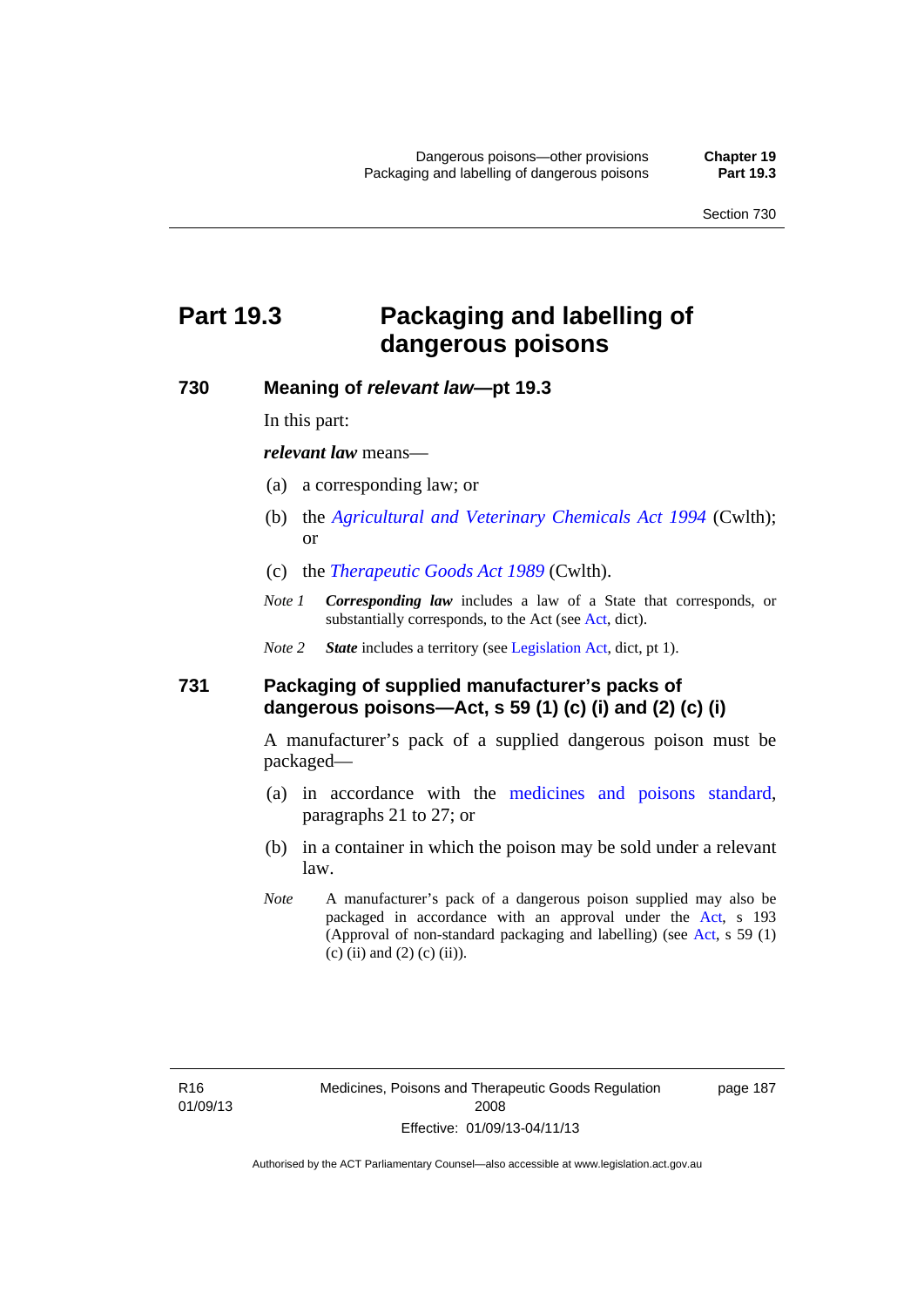# Part 19.3 Packaging and labelling of dangerous poisons

## 730 Meaning of *relevant law*—pt 19.3

In this part:

***relevant law*** means—

(a) a corresponding law; or

(b) the *Agricultural and Veterinary Chemicals Act 1994* (Cwlth); or

(c) the *Therapeutic Goods Act 1989* (Cwlth).

*Note 1* ***Corresponding law*** includes a law of a State that corresponds, or substantially corresponds, to the Act (see Act, dict).

*Note 2* ***State*** includes a territory (see Legislation Act, dict, pt 1).

## 731 Packaging of supplied manufacturer's packs of dangerous poisons—Act, s 59 (1) (c) (i) and (2) (c) (i)

A manufacturer's pack of a supplied dangerous poison must be packaged—

(a) in accordance with the medicines and poisons standard, paragraphs 21 to 27; or

(b) in a container in which the poison may be sold under a relevant law.

*Note* A manufacturer's pack of a dangerous poison supplied may also be packaged in accordance with an approval under the Act, s 193 (Approval of non-standard packaging and labelling) (see Act, s 59 (1) (c) (ii) and (2) (c) (ii)).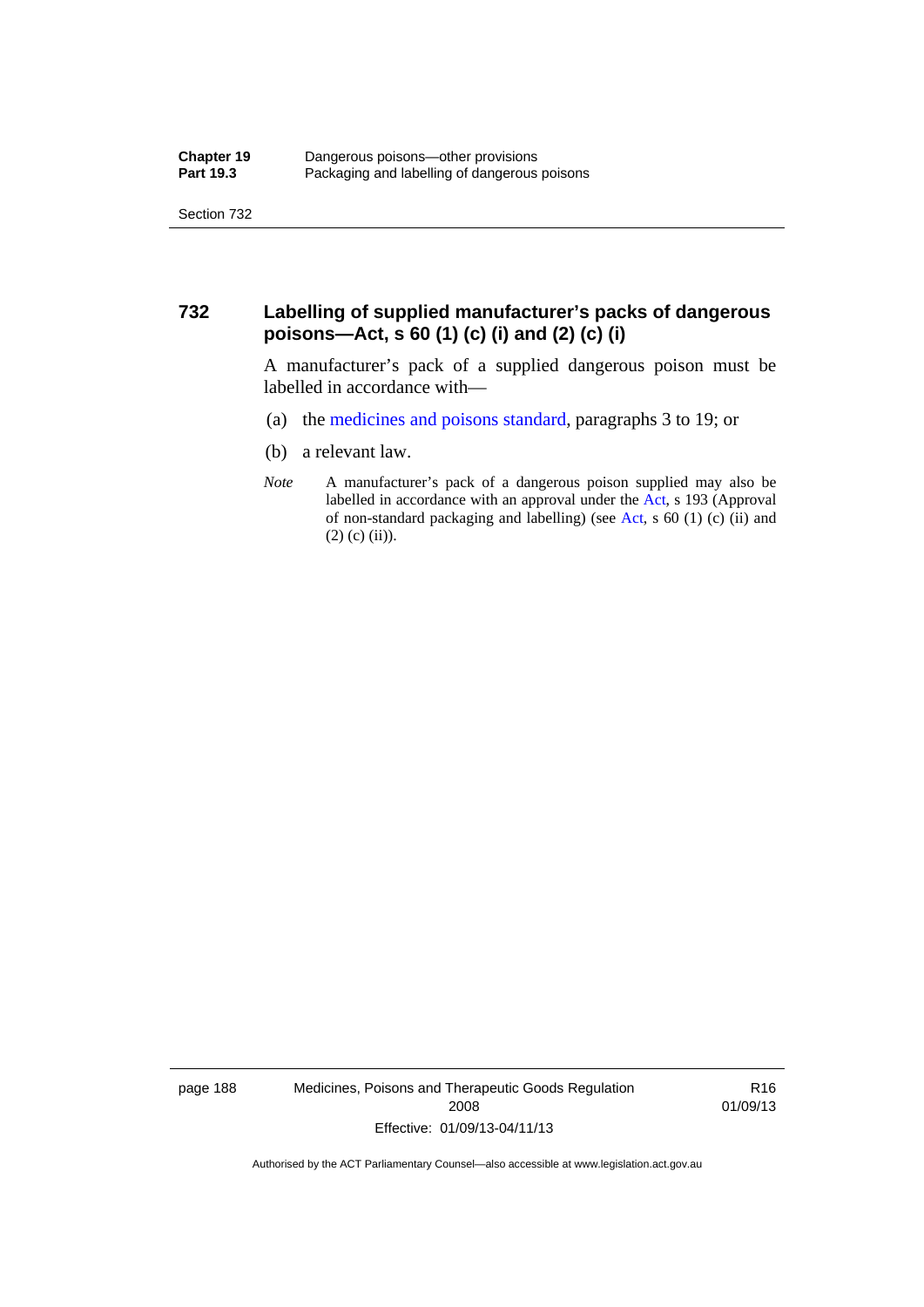## 732 Labelling of supplied manufacturer's packs of dangerous poisons—Act, s 60 (1) (c) (i) and (2) (c) (i)

A manufacturer's pack of a supplied dangerous poison must be labelled in accordance with—

(a) the medicines and poisons standard, paragraphs 3 to 19; or

(b) a relevant law.

*Note* A manufacturer's pack of a dangerous poison supplied may also be labelled in accordance with an approval under the Act, s 193 (Approval of non-standard packaging and labelling) (see Act, s 60 (1) (c) (ii) and (2) (c) (ii)).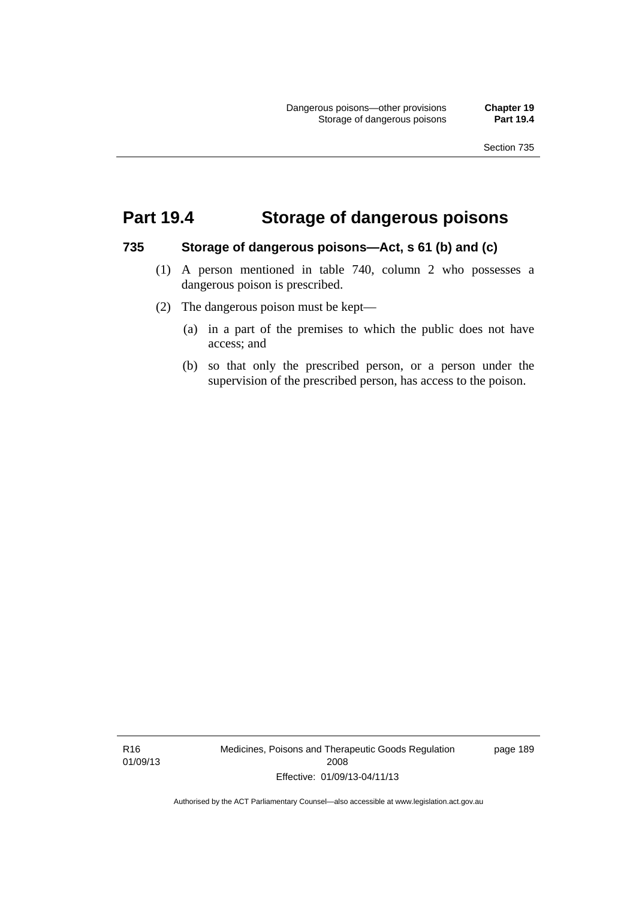# Part 19.4 Storage of dangerous poisons

### 735 Storage of dangerous poisons—Act, s 61 (b) and (c)

(1) A person mentioned in table 740, column 2 who possesses a dangerous poison is prescribed.

(2) The dangerous poison must be kept—

  (a) in a part of the premises to which the public does not have access; and

  (b) so that only the prescribed person, or a person under the supervision of the prescribed person, has access to the poison.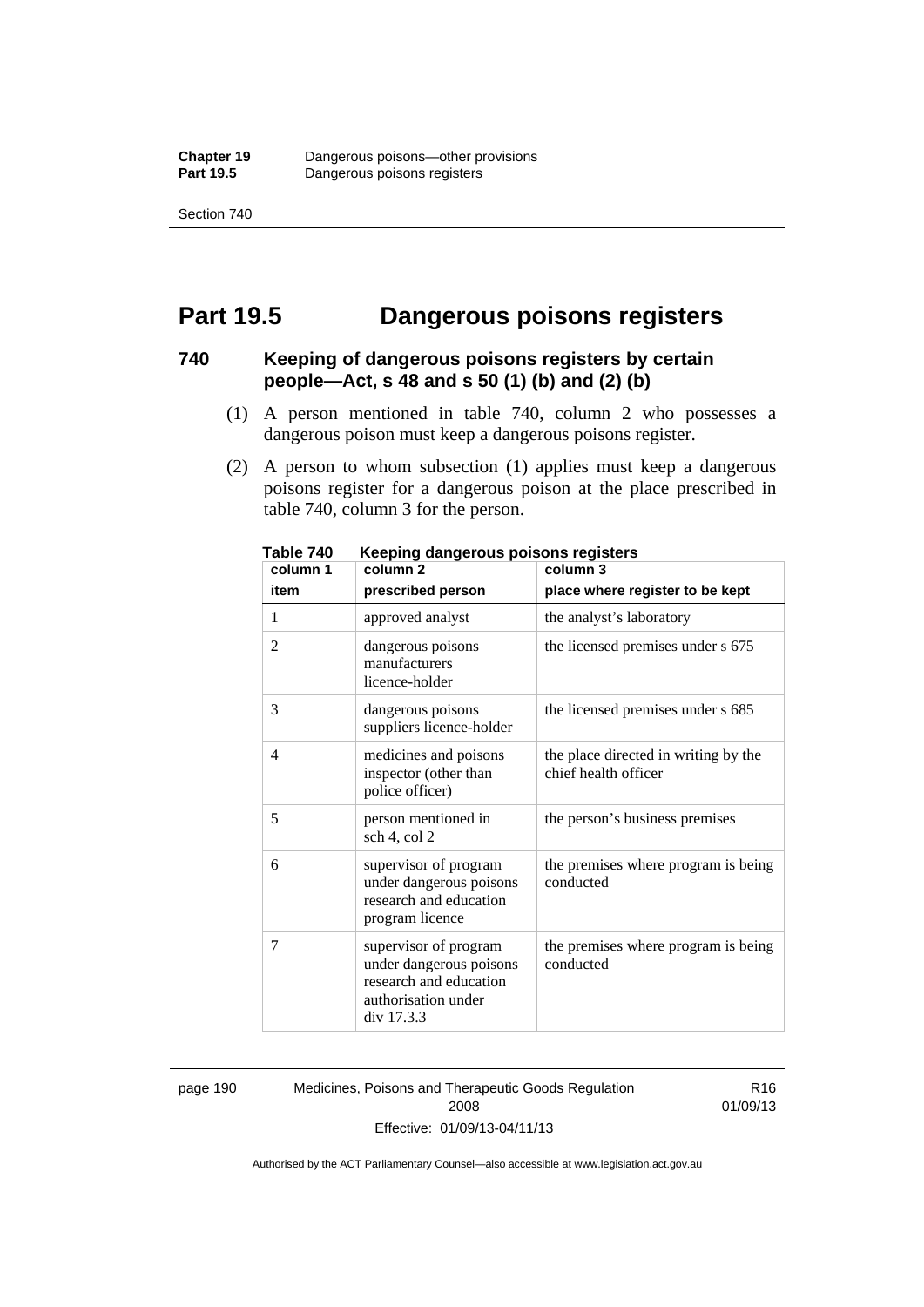# Part 19.5 Dangerous poisons registers

### 740 Keeping of dangerous poisons registers by certain people—Act, s 48 and s 50 (1) (b) and (2) (b)

(1) A person mentioned in table 740, column 2 who possesses a dangerous poison must keep a dangerous poisons register.

(2) A person to whom subsection (1) applies must keep a dangerous poisons register for a dangerous poison at the place prescribed in table 740, column 3 for the person.

**Table 740 Keeping dangerous poisons registers**

| column 1<br>item | column 2<br>prescribed person | column 3<br>place where register to be kept |
|---|---|---|
| 1 | approved analyst | the analyst's laboratory |
| 2 | dangerous poisons manufacturers licence-holder | the licensed premises under s 675 |
| 3 | dangerous poisons suppliers licence-holder | the licensed premises under s 685 |
| 4 | medicines and poisons inspector (other than police officer) | the place directed in writing by the chief health officer |
| 5 | person mentioned in sch 4, col 2 | the person's business premises |
| 6 | supervisor of program under dangerous poisons research and education program licence | the premises where program is being conducted |
| 7 | supervisor of program under dangerous poisons research and education authorisation under div 17.3.3 | the premises where program is being conducted |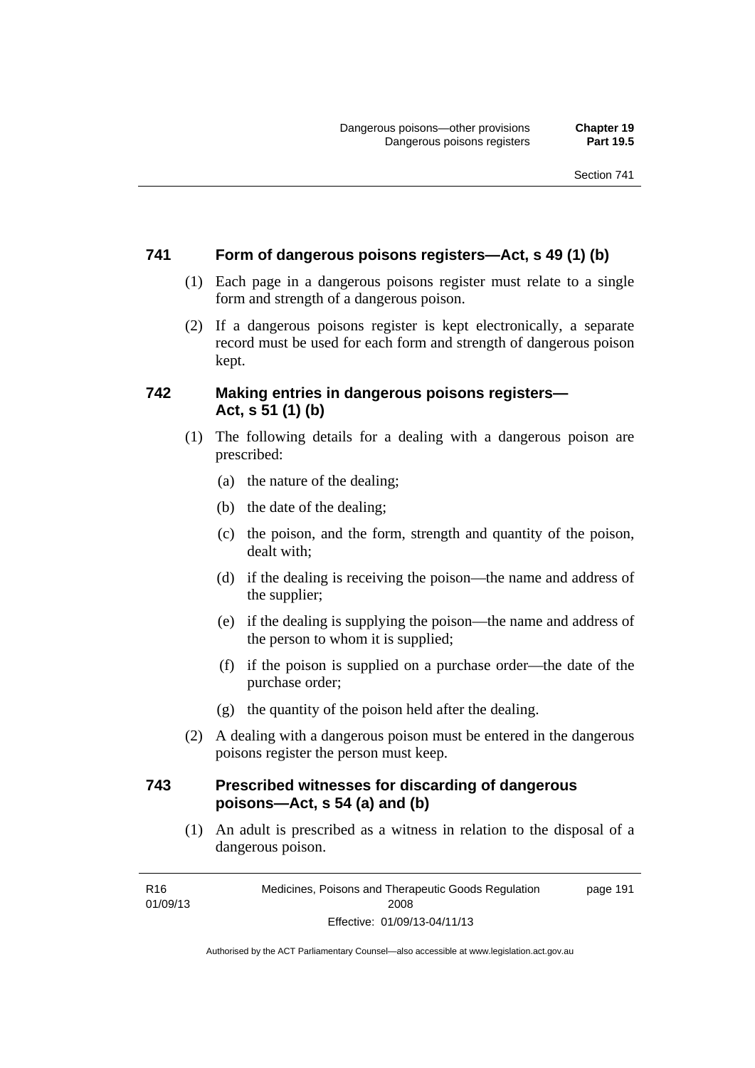## 741 Form of dangerous poisons registers—Act, s 49 (1) (b)

(1) Each page in a dangerous poisons register must relate to a single form and strength of a dangerous poison.

(2) If a dangerous poisons register is kept electronically, a separate record must be used for each form and strength of dangerous poison kept.

## 742 Making entries in dangerous poisons registers— Act, s 51 (1) (b)

(1) The following details for a dealing with a dangerous poison are prescribed:

(a) the nature of the dealing;

(b) the date of the dealing;

(c) the poison, and the form, strength and quantity of the poison, dealt with;

(d) if the dealing is receiving the poison—the name and address of the supplier;

(e) if the dealing is supplying the poison—the name and address of the person to whom it is supplied;

(f) if the poison is supplied on a purchase order—the date of the purchase order;

(g) the quantity of the poison held after the dealing.

(2) A dealing with a dangerous poison must be entered in the dangerous poisons register the person must keep.

## 743 Prescribed witnesses for discarding of dangerous poisons—Act, s 54 (a) and (b)

(1) An adult is prescribed as a witness in relation to the disposal of a dangerous poison.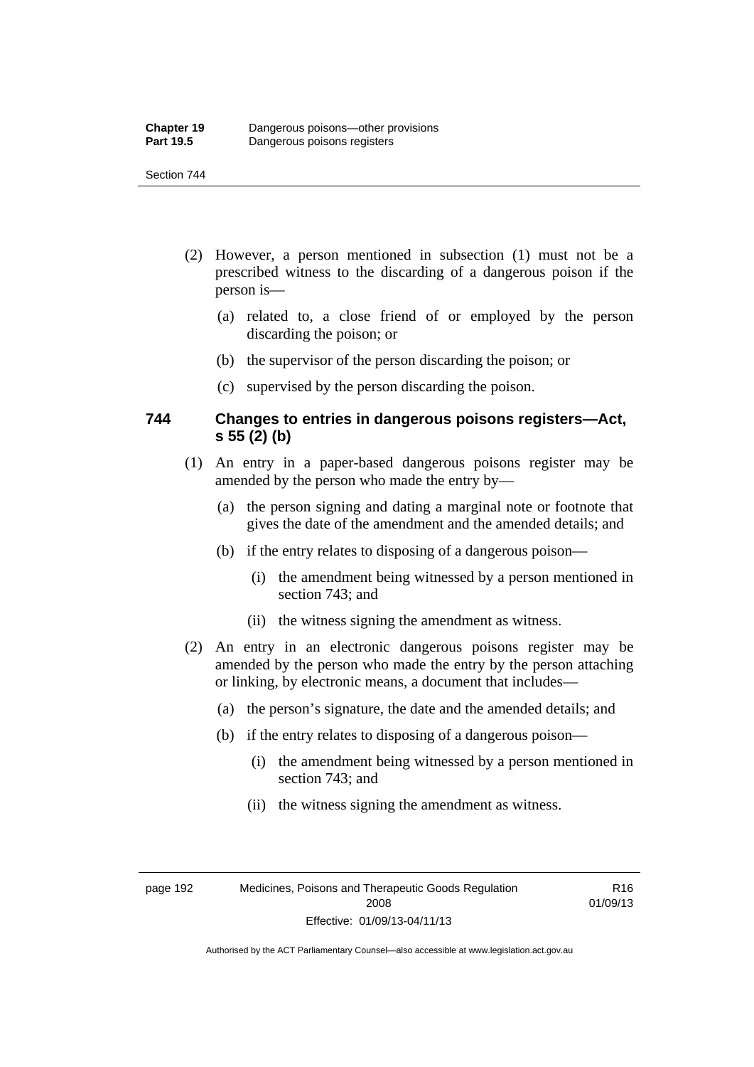(2) However, a person mentioned in subsection (1) must not be a prescribed witness to the discarding of a dangerous poison if the person is—

   (a) related to, a close friend of or employed by the person discarding the poison; or

   (b) the supervisor of the person discarding the poison; or

   (c) supervised by the person discarding the poison.

### 744 Changes to entries in dangerous poisons registers—Act, s 55 (2) (b)

(1) An entry in a paper-based dangerous poisons register may be amended by the person who made the entry by—

   (a) the person signing and dating a marginal note or footnote that gives the date of the amendment and the amended details; and

   (b) if the entry relates to disposing of a dangerous poison—

      (i) the amendment being witnessed by a person mentioned in section 743; and

      (ii) the witness signing the amendment as witness.

(2) An entry in an electronic dangerous poisons register may be amended by the person who made the entry by the person attaching or linking, by electronic means, a document that includes—

   (a) the person's signature, the date and the amended details; and

   (b) if the entry relates to disposing of a dangerous poison—

      (i) the amendment being witnessed by a person mentioned in section 743; and

      (ii) the witness signing the amendment as witness.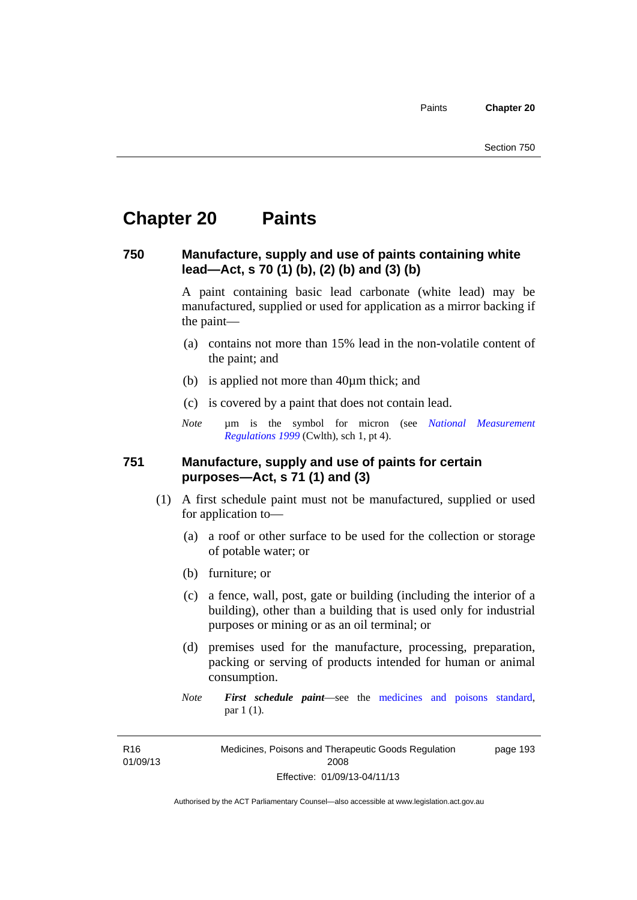# Chapter 20 Paints

## 750 Manufacture, supply and use of paints containing white lead—Act, s 70 (1) (b), (2) (b) and (3) (b)

A paint containing basic lead carbonate (white lead) may be manufactured, supplied or used for application as a mirror backing if the paint—

(a) contains not more than 15% lead in the non-volatile content of the paint; and

(b) is applied not more than 40µm thick; and

(c) is covered by a paint that does not contain lead.

*Note* µm is the symbol for micron (see *National Measurement Regulations 1999* (Cwlth), sch 1, pt 4).

## 751 Manufacture, supply and use of paints for certain purposes—Act, s 71 (1) and (3)

(1) A first schedule paint must not be manufactured, supplied or used for application to—

(a) a roof or other surface to be used for the collection or storage of potable water; or

(b) furniture; or

(c) a fence, wall, post, gate or building (including the interior of a building), other than a building that is used only for industrial purposes or mining or as an oil terminal; or

(d) premises used for the manufacture, processing, preparation, packing or serving of products intended for human or animal consumption.

*Note* ***First schedule paint***—see the medicines and poisons standard, par 1 (1).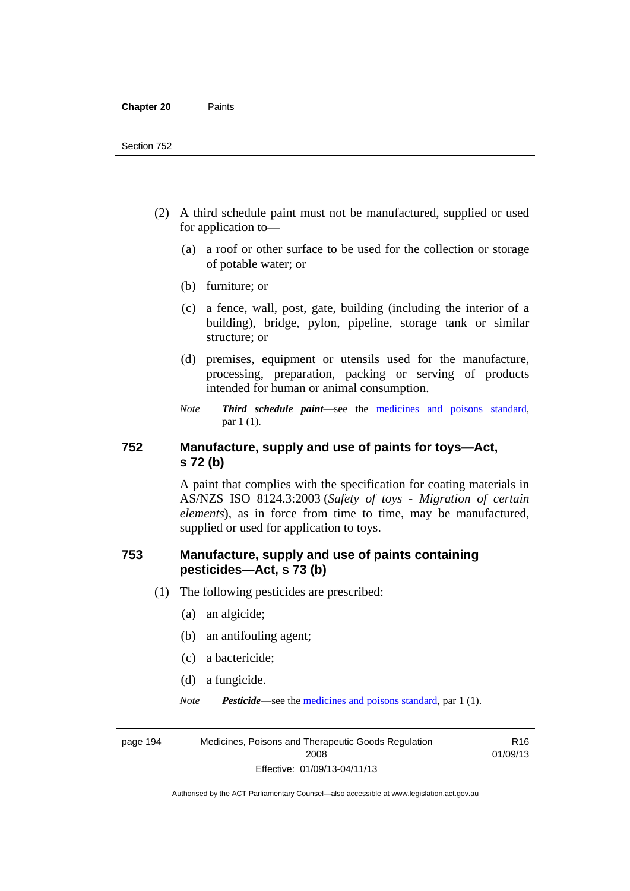(2) A third schedule paint must not be manufactured, supplied or used for application to—

  (a) a roof or other surface to be used for the collection or storage of potable water; or

  (b) furniture; or

  (c) a fence, wall, post, gate, building (including the interior of a building), bridge, pylon, pipeline, storage tank or similar structure; or

  (d) premises, equipment or utensils used for the manufacture, processing, preparation, packing or serving of products intended for human or animal consumption.

*Note* ***Third schedule paint***—see the medicines and poisons standard, par 1 (1).

## 752 Manufacture, supply and use of paints for toys—Act, s 72 (b)

A paint that complies with the specification for coating materials in AS/NZS ISO 8124.3:2003 (*Safety of toys - Migration of certain elements*), as in force from time to time, may be manufactured, supplied or used for application to toys.

## 753 Manufacture, supply and use of paints containing pesticides—Act, s 73 (b)

(1) The following pesticides are prescribed:

  (a) an algicide;

  (b) an antifouling agent;

  (c) a bactericide;

  (d) a fungicide.

*Note* ***Pesticide***—see the medicines and poisons standard, par 1 (1).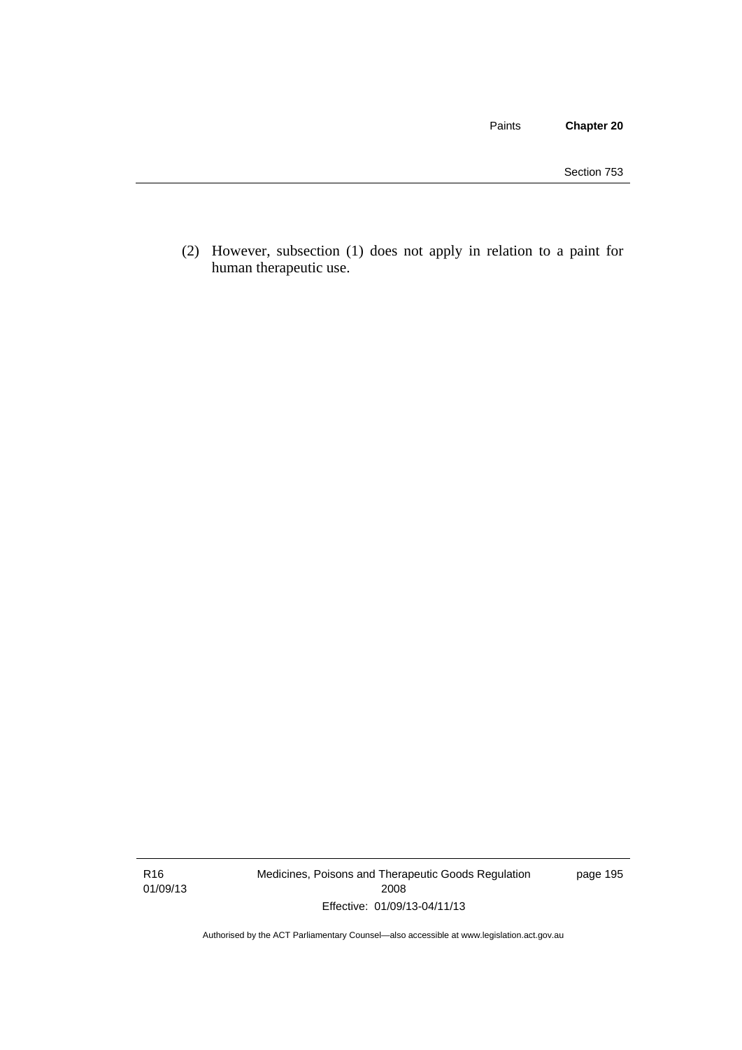(2) However, subsection (1) does not apply in relation to a paint for human therapeutic use.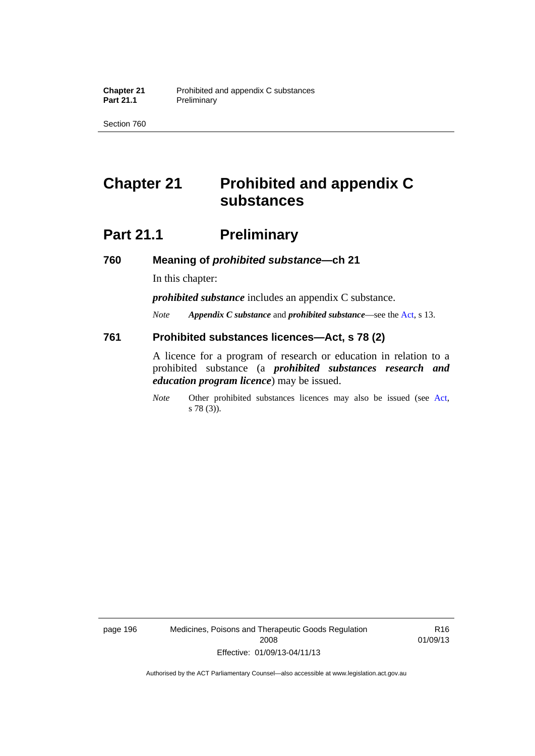# Chapter 21 Prohibited and appendix C substances

## Part 21.1 Preliminary

### 760 Meaning of *prohibited substance*—ch 21

In this chapter:

***prohibited substance*** includes an appendix C substance.

*Note* ***Appendix C substance*** and ***prohibited substance***—see the Act, s 13.

### 761 Prohibited substances licences—Act, s 78 (2)

A licence for a program of research or education in relation to a prohibited substance (a ***prohibited substances research and education program licence***) may be issued.

*Note* Other prohibited substances licences may also be issued (see Act, s 78 (3)).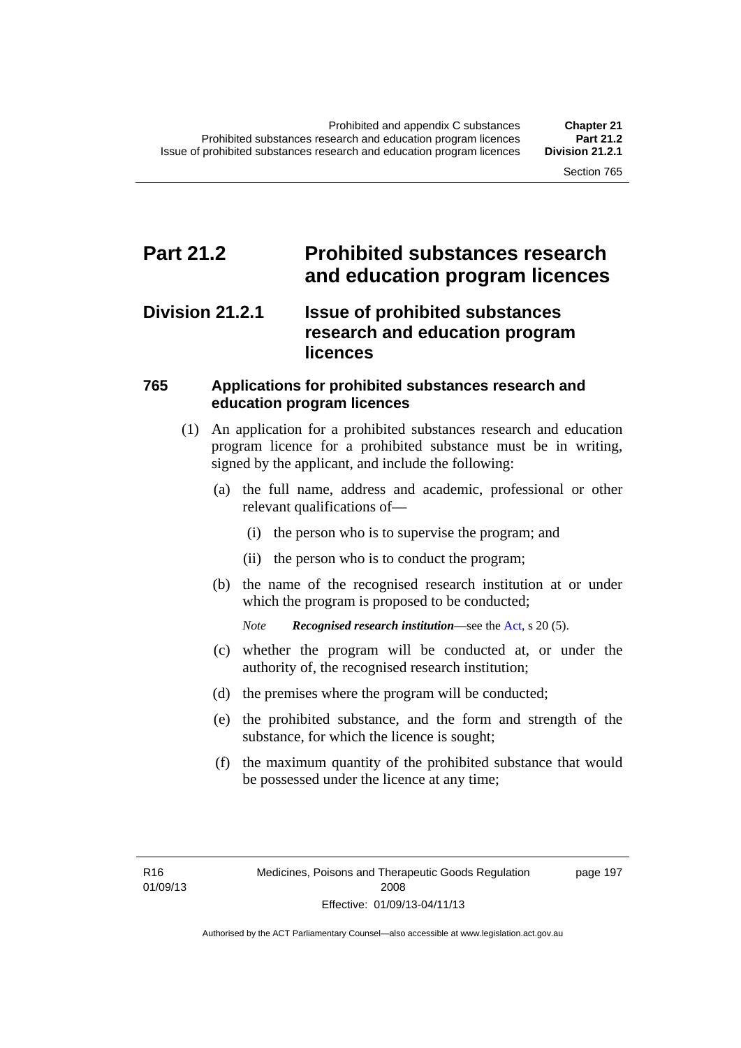# Part 21.2 Prohibited substances research and education program licences

## Division 21.2.1 Issue of prohibited substances research and education program licences

### 765 Applications for prohibited substances research and education program licences

(1) An application for a prohibited substances research and education program licence for a prohibited substance must be in writing, signed by the applicant, and include the following:

(a) the full name, address and academic, professional or other relevant qualifications of—

(i) the person who is to supervise the program; and

(ii) the person who is to conduct the program;

(b) the name of the recognised research institution at or under which the program is proposed to be conducted;

*Note* ***Recognised research institution***—see the Act, s 20 (5).

(c) whether the program will be conducted at, or under the authority of, the recognised research institution;

(d) the premises where the program will be conducted;

(e) the prohibited substance, and the form and strength of the substance, for which the licence is sought;

(f) the maximum quantity of the prohibited substance that would be possessed under the licence at any time;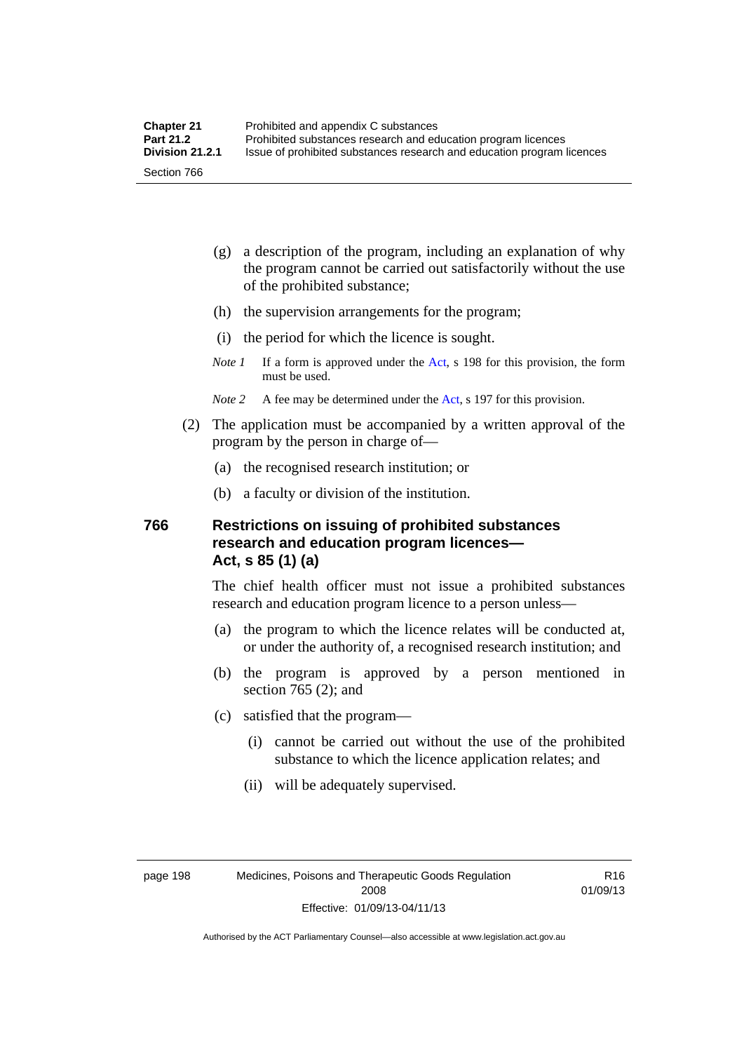(g) a description of the program, including an explanation of why the program cannot be carried out satisfactorily without the use of the prohibited substance;

(h) the supervision arrangements for the program;

(i) the period for which the licence is sought.

*Note 1* If a form is approved under the Act, s 198 for this provision, the form must be used.

*Note 2* A fee may be determined under the Act, s 197 for this provision.

(2) The application must be accompanied by a written approval of the program by the person in charge of—

(a) the recognised research institution; or

(b) a faculty or division of the institution.

### 766 Restrictions on issuing of prohibited substances research and education program licences—Act, s 85 (1) (a)

The chief health officer must not issue a prohibited substances research and education program licence to a person unless—

(a) the program to which the licence relates will be conducted at, or under the authority of, a recognised research institution; and

(b) the program is approved by a person mentioned in section 765 (2); and

(c) satisfied that the program—

(i) cannot be carried out without the use of the prohibited substance to which the licence application relates; and

(ii) will be adequately supervised.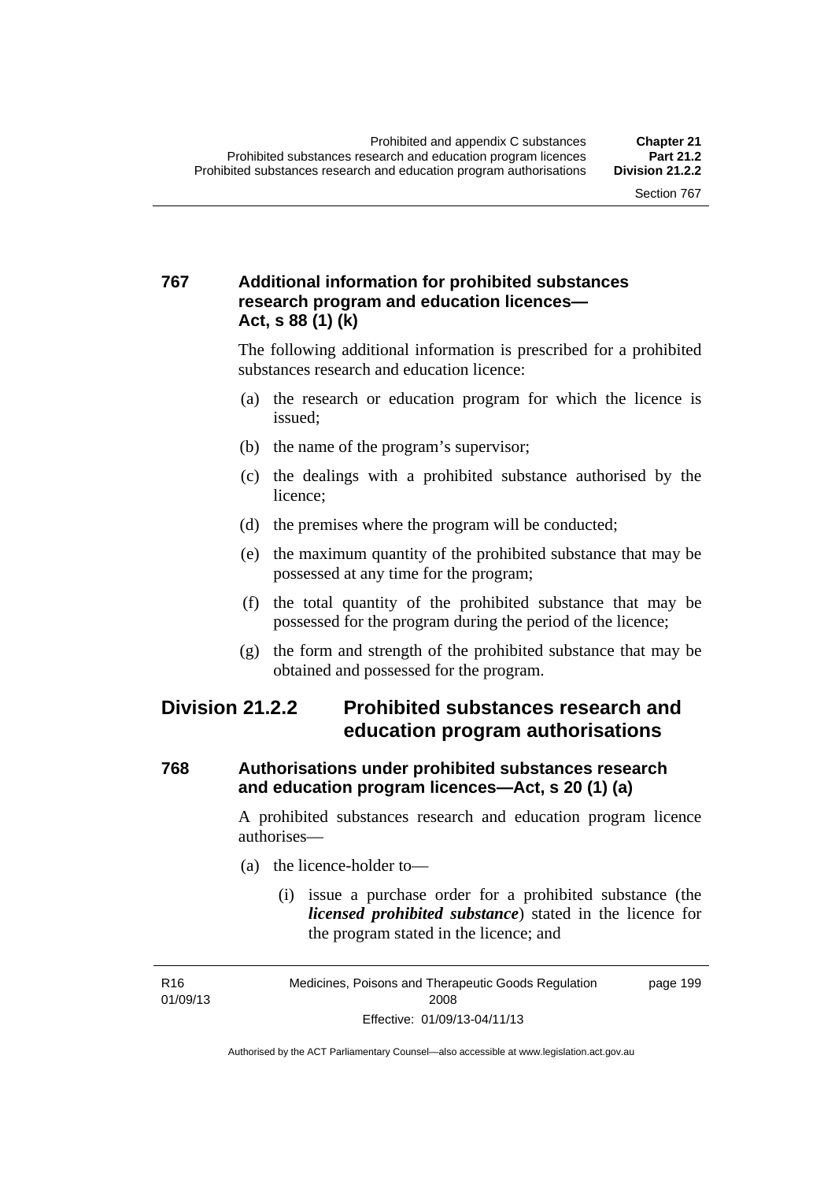### 767 Additional information for prohibited substances research program and education licences—Act, s 88 (1) (k)

The following additional information is prescribed for a prohibited substances research and education licence:

(a) the research or education program for which the licence is issued;

(b) the name of the program's supervisor;

(c) the dealings with a prohibited substance authorised by the licence;

(d) the premises where the program will be conducted;

(e) the maximum quantity of the prohibited substance that may be possessed at any time for the program;

(f) the total quantity of the prohibited substance that may be possessed for the program during the period of the licence;

(g) the form and strength of the prohibited substance that may be obtained and possessed for the program.

## Division 21.2.2 Prohibited substances research and education program authorisations

### 768 Authorisations under prohibited substances research and education program licences—Act, s 20 (1) (a)

A prohibited substances research and education program licence authorises—

(a) the licence-holder to—

(i) issue a purchase order for a prohibited substance (the ***licensed prohibited substance***) stated in the licence for the program stated in the licence; and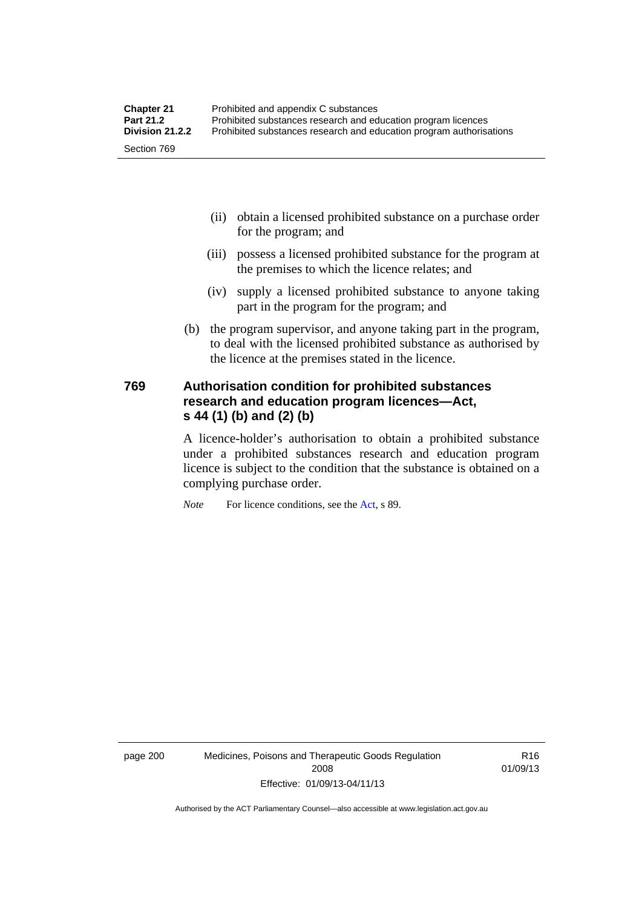(ii) obtain a licensed prohibited substance on a purchase order for the program; and

(iii) possess a licensed prohibited substance for the program at the premises to which the licence relates; and

(iv) supply a licensed prohibited substance to anyone taking part in the program for the program; and

(b) the program supervisor, and anyone taking part in the program, to deal with the licensed prohibited substance as authorised by the licence at the premises stated in the licence.

### 769 Authorisation condition for prohibited substances research and education program licences—Act, s 44 (1) (b) and (2) (b)

A licence-holder's authorisation to obtain a prohibited substance under a prohibited substances research and education program licence is subject to the condition that the substance is obtained on a complying purchase order.

*Note* For licence conditions, see the Act, s 89.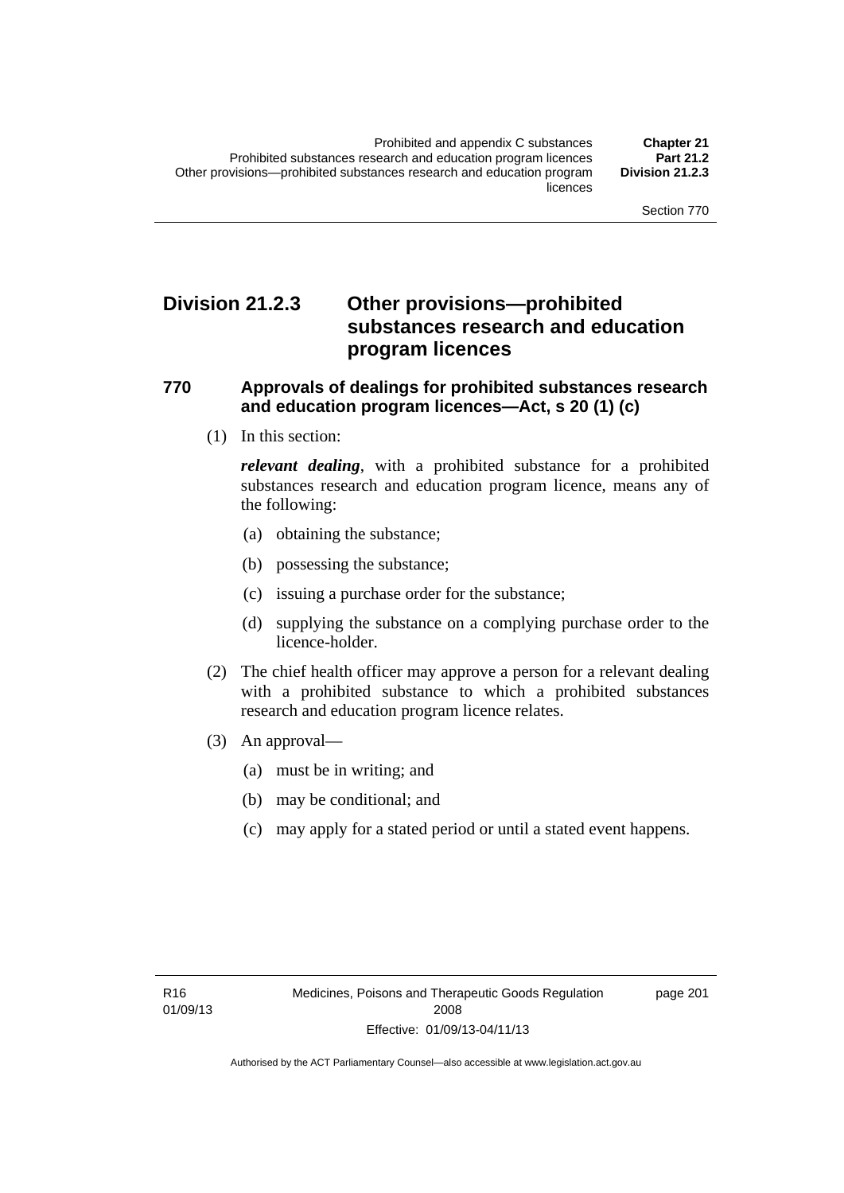## Division 21.2.3 Other provisions—prohibited substances research and education program licences

### 770 Approvals of dealings for prohibited substances research and education program licences—Act, s 20 (1) (c)

(1) In this section:

***relevant dealing***, with a prohibited substance for a prohibited substances research and education program licence, means any of the following:

(a) obtaining the substance;

(b) possessing the substance;

(c) issuing a purchase order for the substance;

(d) supplying the substance on a complying purchase order to the licence-holder.

(2) The chief health officer may approve a person for a relevant dealing with a prohibited substance to which a prohibited substances research and education program licence relates.

(3) An approval—

(a) must be in writing; and

(b) may be conditional; and

(c) may apply for a stated period or until a stated event happens.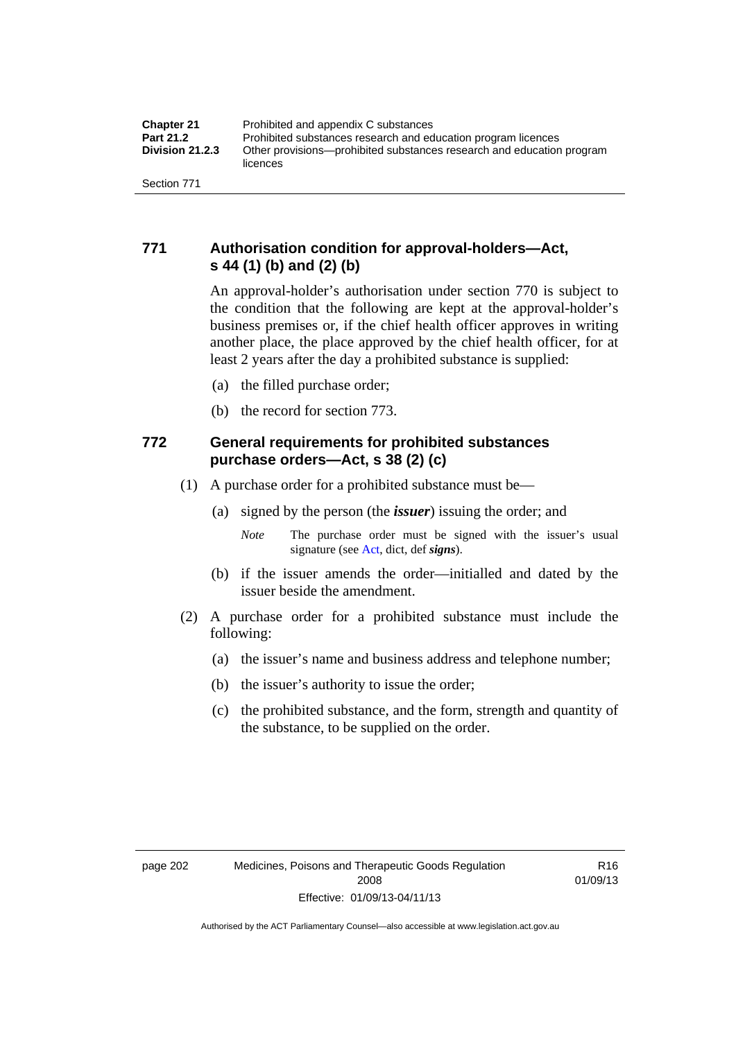## 771 Authorisation condition for approval-holders—Act, s 44 (1) (b) and (2) (b)

An approval-holder's authorisation under section 770 is subject to the condition that the following are kept at the approval-holder's business premises or, if the chief health officer approves in writing another place, the place approved by the chief health officer, for at least 2 years after the day a prohibited substance is supplied:

(a) the filled purchase order;

(b) the record for section 773.

## 772 General requirements for prohibited substances purchase orders—Act, s 38 (2) (c)

(1) A purchase order for a prohibited substance must be—

(a) signed by the person (the ***issuer***) issuing the order; and

*Note* The purchase order must be signed with the issuer's usual signature (see Act, dict, def ***signs***).

(b) if the issuer amends the order—initialled and dated by the issuer beside the amendment.

(2) A purchase order for a prohibited substance must include the following:

(a) the issuer's name and business address and telephone number;

(b) the issuer's authority to issue the order;

(c) the prohibited substance, and the form, strength and quantity of the substance, to be supplied on the order.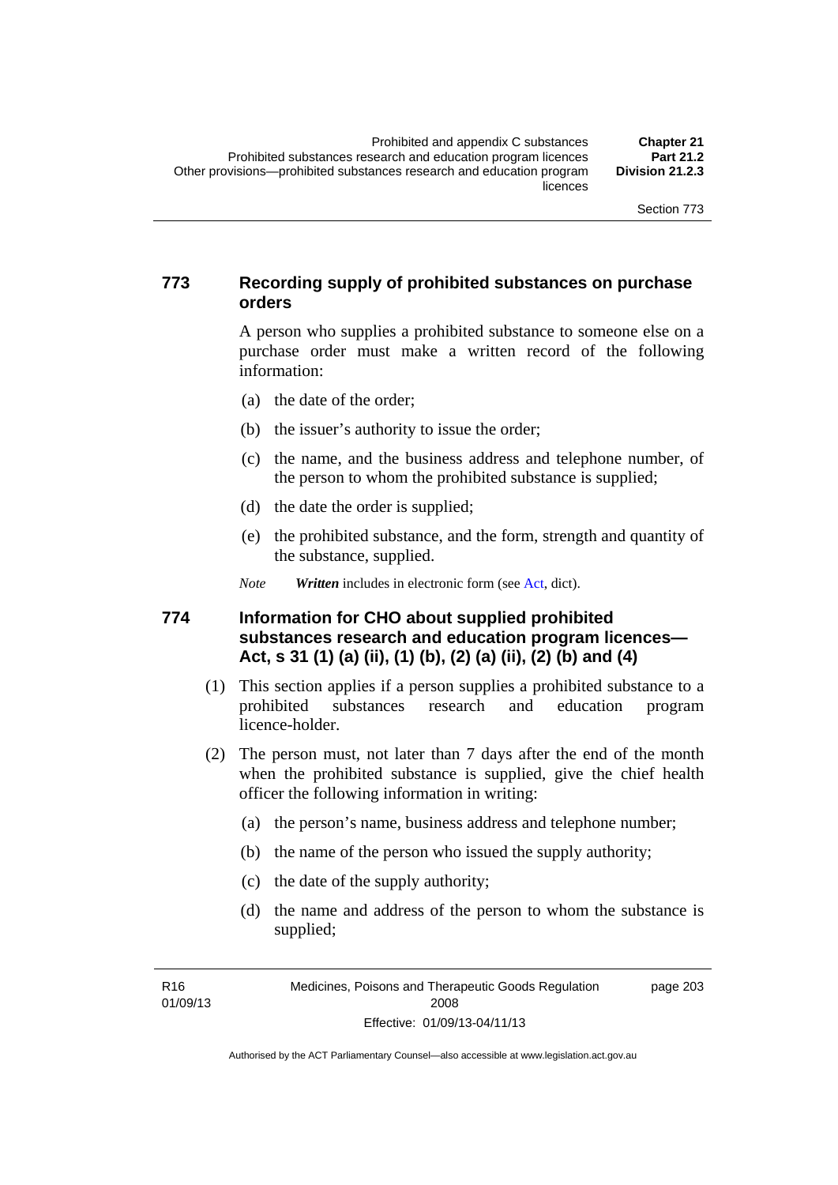## 773 Recording supply of prohibited substances on purchase orders

A person who supplies a prohibited substance to someone else on a purchase order must make a written record of the following information:

(a) the date of the order;

(b) the issuer's authority to issue the order;

(c) the name, and the business address and telephone number, of the person to whom the prohibited substance is supplied;

(d) the date the order is supplied;

(e) the prohibited substance, and the form, strength and quantity of the substance, supplied.

*Note* ***Written*** includes in electronic form (see Act, dict).

## 774 Information for CHO about supplied prohibited substances research and education program licences—Act, s 31 (1) (a) (ii), (1) (b), (2) (a) (ii), (2) (b) and (4)

(1) This section applies if a person supplies a prohibited substance to a prohibited substances research and education program licence-holder.

(2) The person must, not later than 7 days after the end of the month when the prohibited substance is supplied, give the chief health officer the following information in writing:

(a) the person's name, business address and telephone number;

(b) the name of the person who issued the supply authority;

(c) the date of the supply authority;

(d) the name and address of the person to whom the substance is supplied;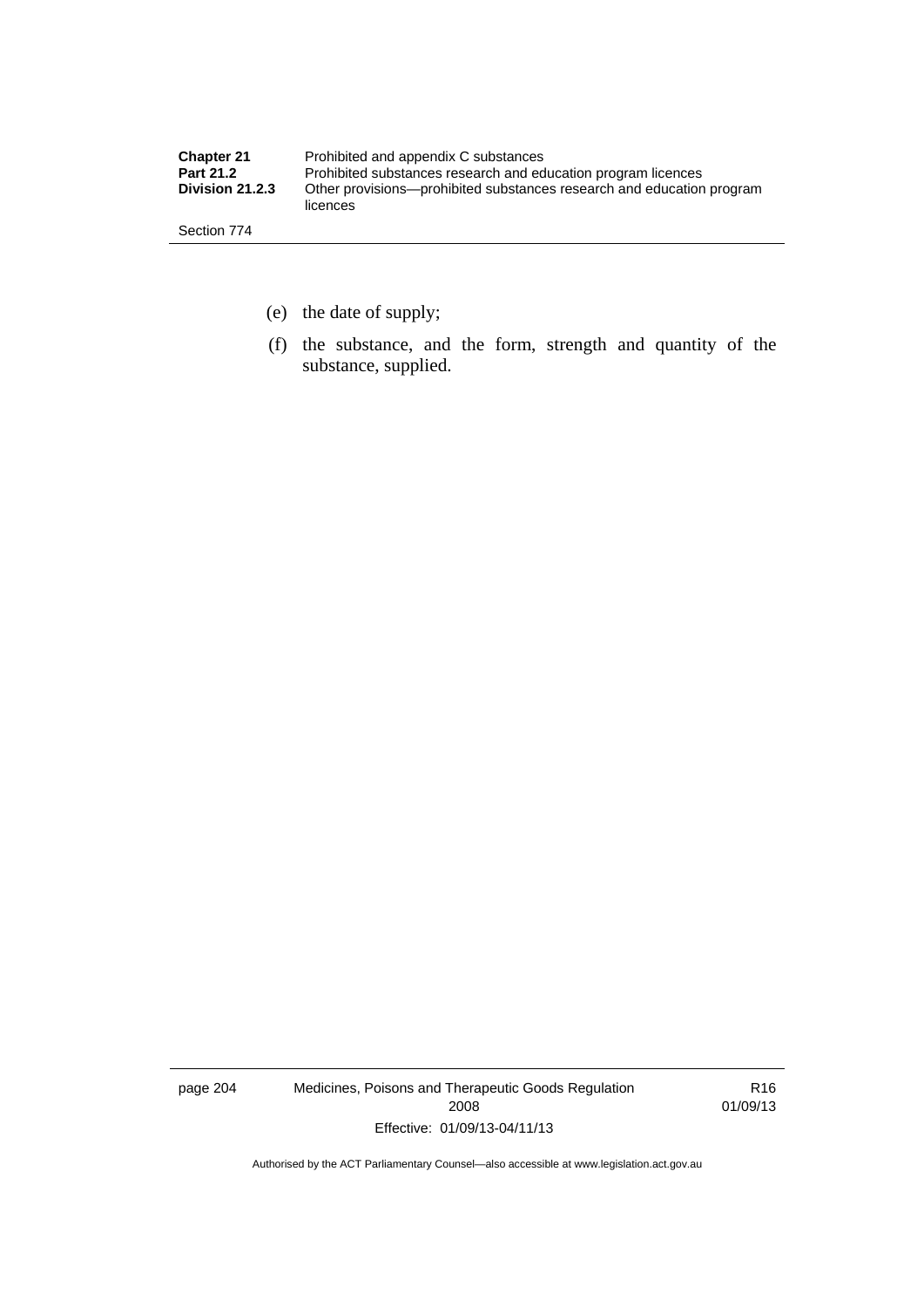(e) the date of supply;

(f) the substance, and the form, strength and quantity of the substance, supplied.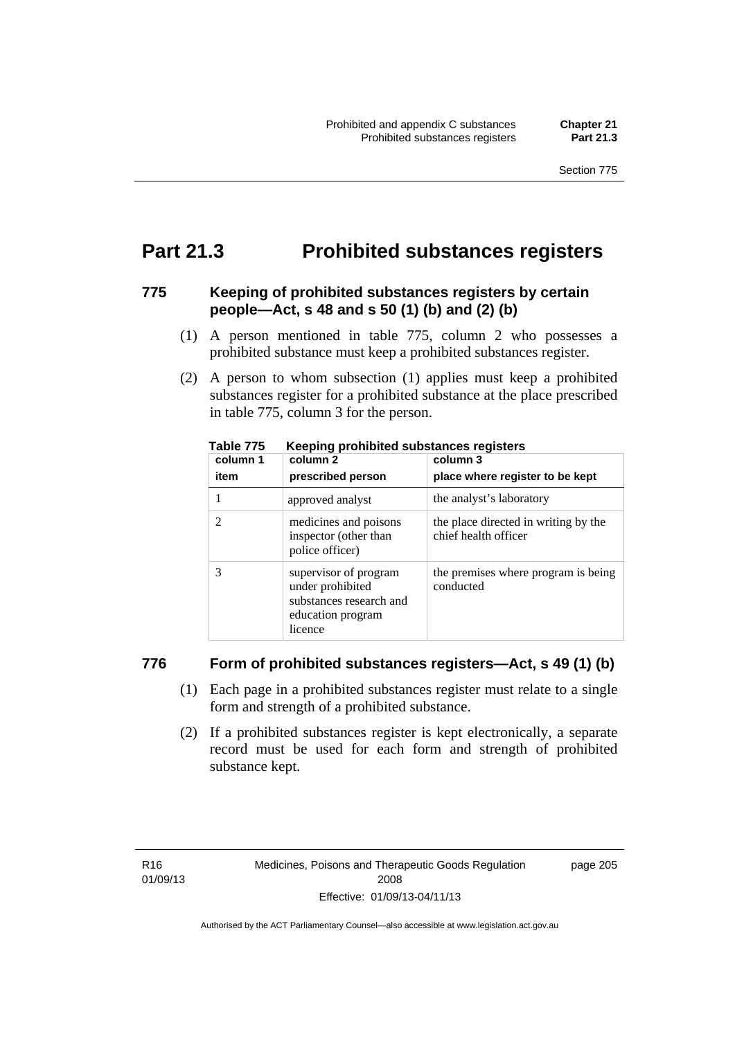# Part 21.3 Prohibited substances registers

## 775 Keeping of prohibited substances registers by certain people—Act, s 48 and s 50 (1) (b) and (2) (b)

(1) A person mentioned in table 775, column 2 who possesses a prohibited substance must keep a prohibited substances register.

(2) A person to whom subsection (1) applies must keep a prohibited substances register for a prohibited substance at the place prescribed in table 775, column 3 for the person.

**Table 775 Keeping prohibited substances registers**

| column 1 item | column 2 prescribed person | column 3 place where register to be kept |
|---|---|---|
| 1 | approved analyst | the analyst's laboratory |
| 2 | medicines and poisons inspector (other than police officer) | the place directed in writing by the chief health officer |
| 3 | supervisor of program under prohibited substances research and education program licence | the premises where program is being conducted |

## 776 Form of prohibited substances registers—Act, s 49 (1) (b)

(1) Each page in a prohibited substances register must relate to a single form and strength of a prohibited substance.

(2) If a prohibited substances register is kept electronically, a separate record must be used for each form and strength of prohibited substance kept.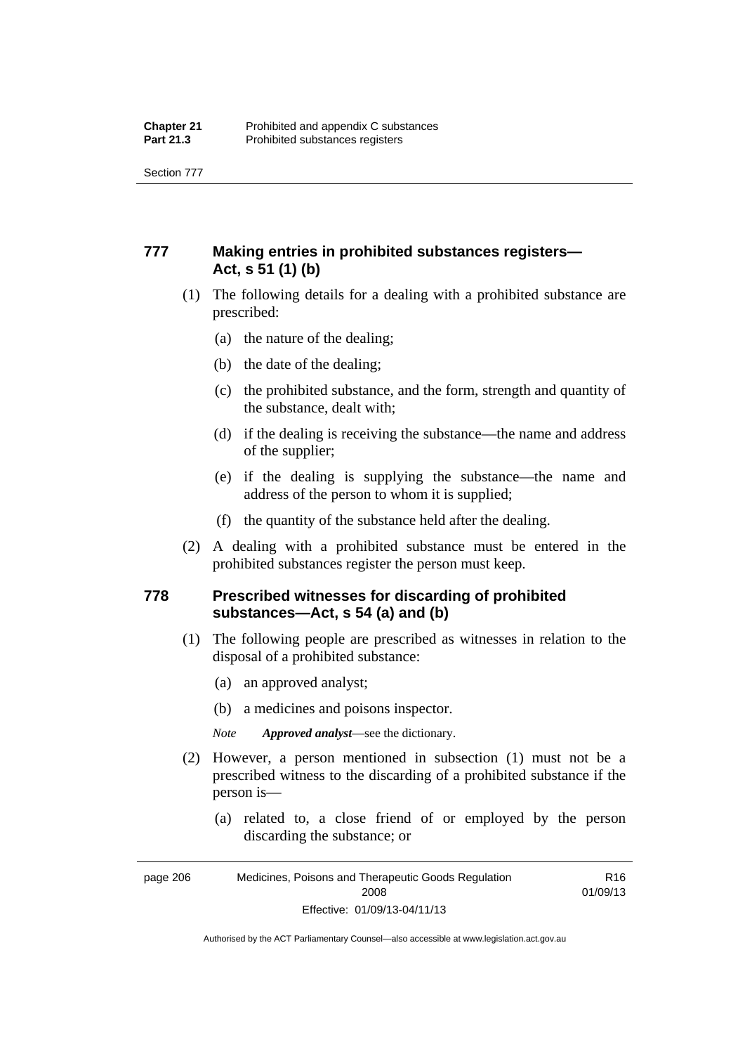## 777 Making entries in prohibited substances registers—Act, s 51 (1) (b)

(1) The following details for a dealing with a prohibited substance are prescribed:

(a) the nature of the dealing;

(b) the date of the dealing;

(c) the prohibited substance, and the form, strength and quantity of the substance, dealt with;

(d) if the dealing is receiving the substance—the name and address of the supplier;

(e) if the dealing is supplying the substance—the name and address of the person to whom it is supplied;

(f) the quantity of the substance held after the dealing.

(2) A dealing with a prohibited substance must be entered in the prohibited substances register the person must keep.

## 778 Prescribed witnesses for discarding of prohibited substances—Act, s 54 (a) and (b)

(1) The following people are prescribed as witnesses in relation to the disposal of a prohibited substance:

(a) an approved analyst;

(b) a medicines and poisons inspector.

*Note* ***Approved analyst***—see the dictionary.

(2) However, a person mentioned in subsection (1) must not be a prescribed witness to the discarding of a prohibited substance if the person is—

(a) related to, a close friend of or employed by the person discarding the substance; or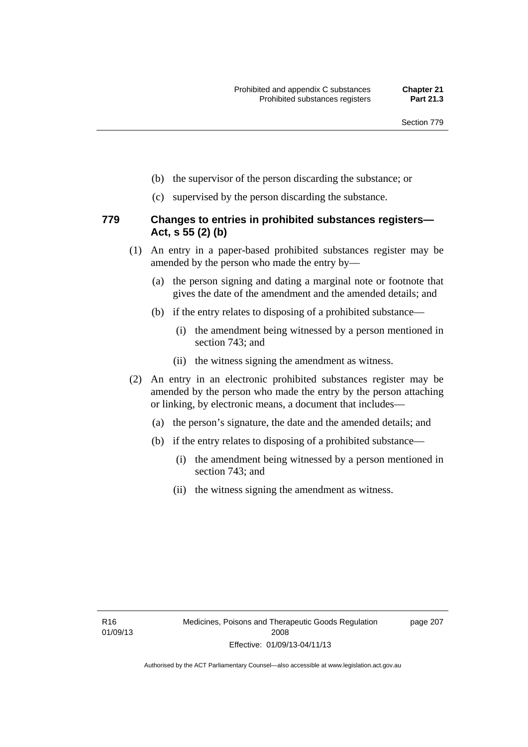(b) the supervisor of the person discarding the substance; or

(c) supervised by the person discarding the substance.

### 779 Changes to entries in prohibited substances registers—Act, s 55 (2) (b)

(1) An entry in a paper-based prohibited substances register may be amended by the person who made the entry by—

(a) the person signing and dating a marginal note or footnote that gives the date of the amendment and the amended details; and

(b) if the entry relates to disposing of a prohibited substance—

(i) the amendment being witnessed by a person mentioned in section 743; and

(ii) the witness signing the amendment as witness.

(2) An entry in an electronic prohibited substances register may be amended by the person who made the entry by the person attaching or linking, by electronic means, a document that includes—

(a) the person's signature, the date and the amended details; and

(b) if the entry relates to disposing of a prohibited substance—

(i) the amendment being witnessed by a person mentioned in section 743; and

(ii) the witness signing the amendment as witness.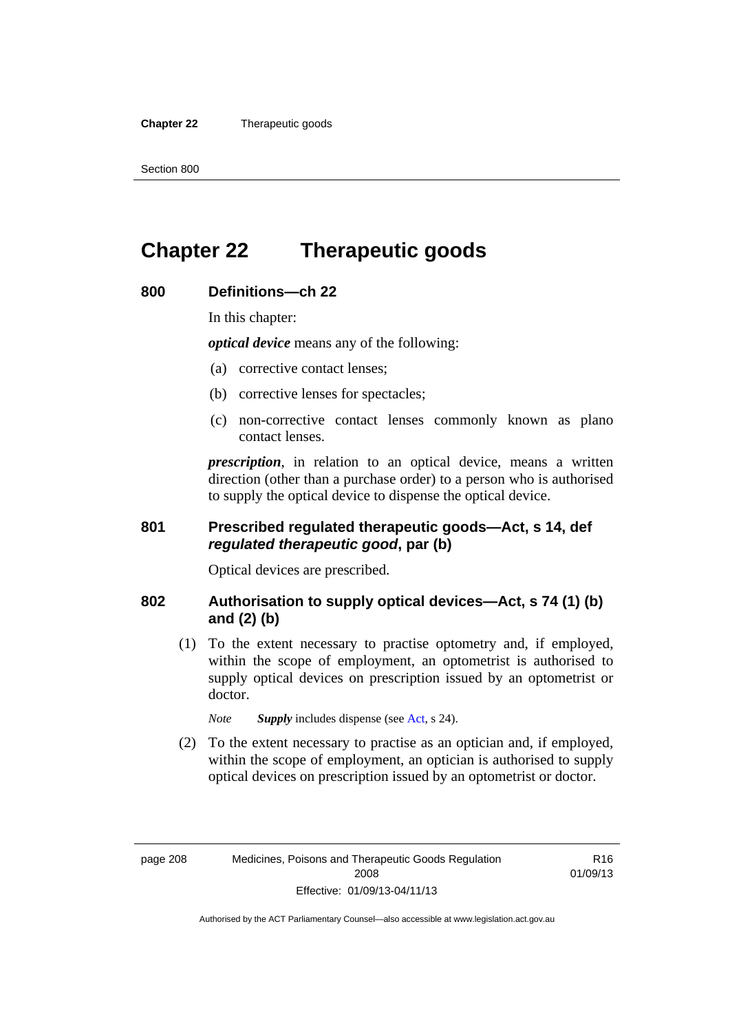# Chapter 22 Therapeutic goods

## 800 Definitions—ch 22

In this chapter:

***optical device*** means any of the following:

(a) corrective contact lenses;

(b) corrective lenses for spectacles;

(c) non-corrective contact lenses commonly known as plano contact lenses.

***prescription***, in relation to an optical device, means a written direction (other than a purchase order) to a person who is authorised to supply the optical device to dispense the optical device.

## 801 Prescribed regulated therapeutic goods—Act, s 14, def *regulated therapeutic good*, par (b)

Optical devices are prescribed.

## 802 Authorisation to supply optical devices—Act, s 74 (1) (b) and (2) (b)

(1) To the extent necessary to practise optometry and, if employed, within the scope of employment, an optometrist is authorised to supply optical devices on prescription issued by an optometrist or doctor.

*Note* ***Supply*** includes dispense (see Act, s 24).

(2) To the extent necessary to practise as an optician and, if employed, within the scope of employment, an optician is authorised to supply optical devices on prescription issued by an optometrist or doctor.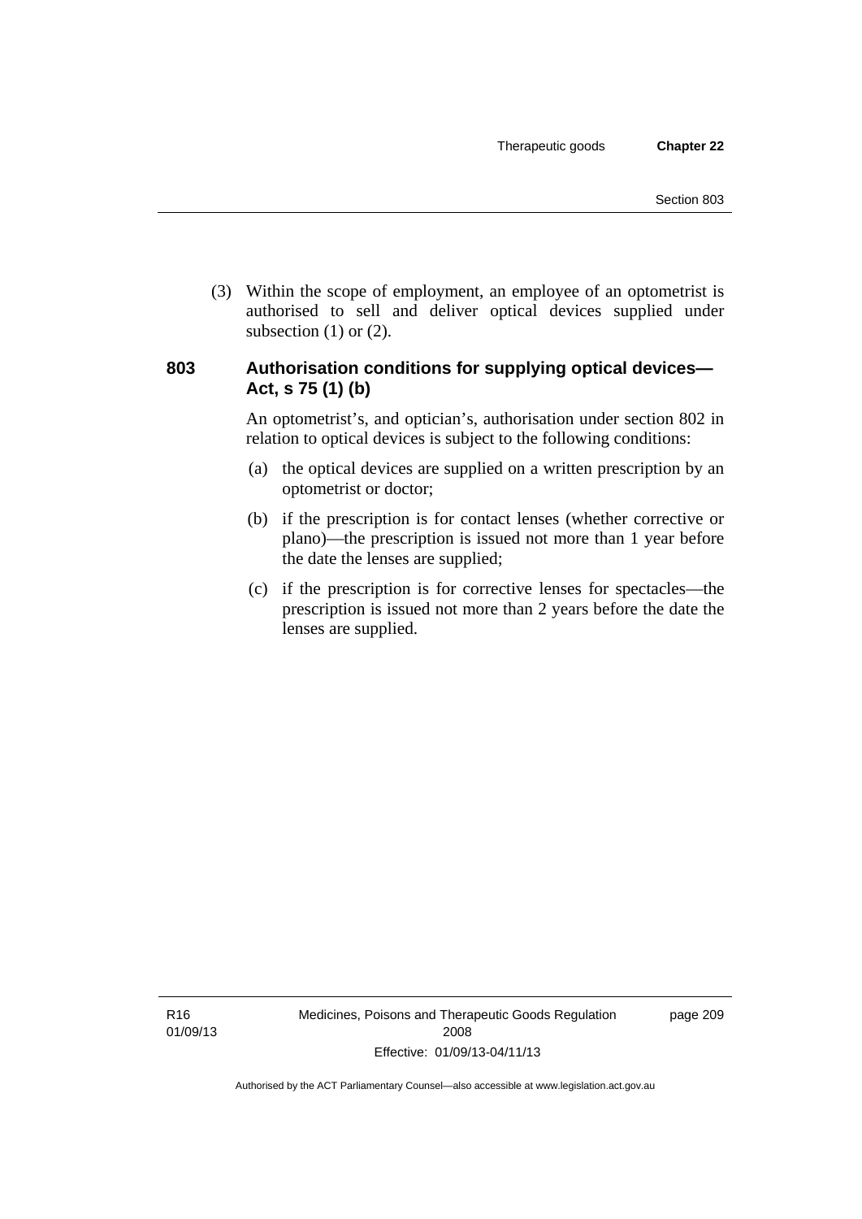(3) Within the scope of employment, an employee of an optometrist is authorised to sell and deliver optical devices supplied under subsection (1) or (2).

### 803 Authorisation conditions for supplying optical devices—Act, s 75 (1) (b)

An optometrist's, and optician's, authorisation under section 802 in relation to optical devices is subject to the following conditions:

(a) the optical devices are supplied on a written prescription by an optometrist or doctor;

(b) if the prescription is for contact lenses (whether corrective or plano)—the prescription is issued not more than 1 year before the date the lenses are supplied;

(c) if the prescription is for corrective lenses for spectacles—the prescription is issued not more than 2 years before the date the lenses are supplied.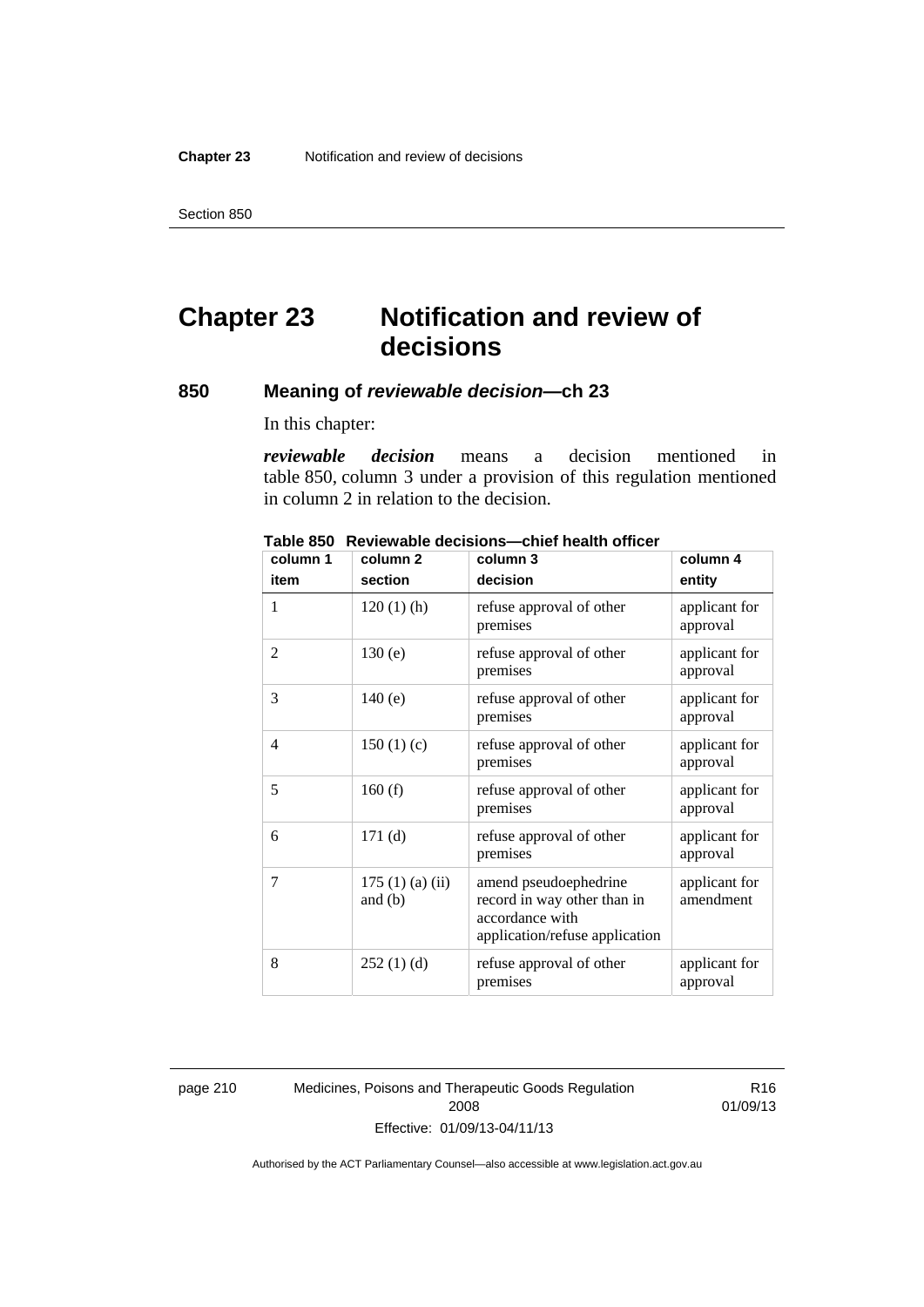# Chapter 23 Notification and review of decisions

## 850 Meaning of *reviewable decision*—ch 23

In this chapter:

***reviewable decision*** means a decision mentioned in table 850, column 3 under a provision of this regulation mentioned in column 2 in relation to the decision.

**Table 850 Reviewable decisions—chief health officer**

| column 1<br>item | column 2<br>section | column 3<br>decision | column 4<br>entity |
|---|---|---|---|
| 1 | 120 (1) (h) | refuse approval of other premises | applicant for approval |
| 2 | 130 (e) | refuse approval of other premises | applicant for approval |
| 3 | 140 (e) | refuse approval of other premises | applicant for approval |
| 4 | 150 (1) (c) | refuse approval of other premises | applicant for approval |
| 5 | 160 (f) | refuse approval of other premises | applicant for approval |
| 6 | 171 (d) | refuse approval of other premises | applicant for approval |
| 7 | 175 (1) (a) (ii) and (b) | amend pseudoephedrine record in way other than in accordance with application/refuse application | applicant for amendment |
| 8 | 252 (1) (d) | refuse approval of other premises | applicant for approval |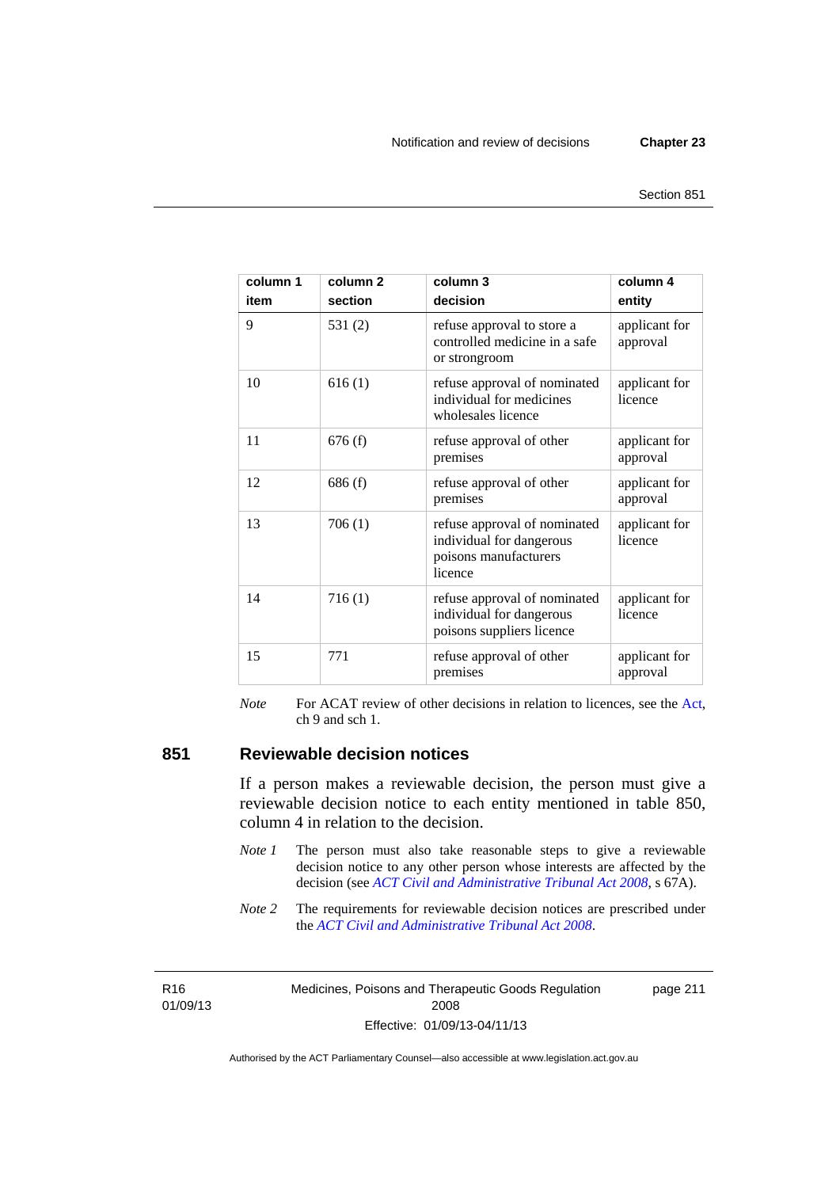| column 1<br>item | column 2<br>section | column 3<br>decision | column 4<br>entity |
|---|---|---|---|
| 9 | 531 (2) | refuse approval to store a controlled medicine in a safe or strongroom | applicant for approval |
| 10 | 616 (1) | refuse approval of nominated individual for medicines wholesales licence | applicant for licence |
| 11 | 676 (f) | refuse approval of other premises | applicant for approval |
| 12 | 686 (f) | refuse approval of other premises | applicant for approval |
| 13 | 706 (1) | refuse approval of nominated individual for dangerous poisons manufacturers licence | applicant for licence |
| 14 | 716 (1) | refuse approval of nominated individual for dangerous poisons suppliers licence | applicant for licence |
| 15 | 771 | refuse approval of other premises | applicant for approval |

*Note* For ACAT review of other decisions in relation to licences, see the Act, ch 9 and sch 1.

## 851 Reviewable decision notices

If a person makes a reviewable decision, the person must give a reviewable decision notice to each entity mentioned in table 850, column 4 in relation to the decision.

*Note 1* The person must also take reasonable steps to give a reviewable decision notice to any other person whose interests are affected by the decision (see *ACT Civil and Administrative Tribunal Act 2008*, s 67A).

*Note 2* The requirements for reviewable decision notices are prescribed under the *ACT Civil and Administrative Tribunal Act 2008*.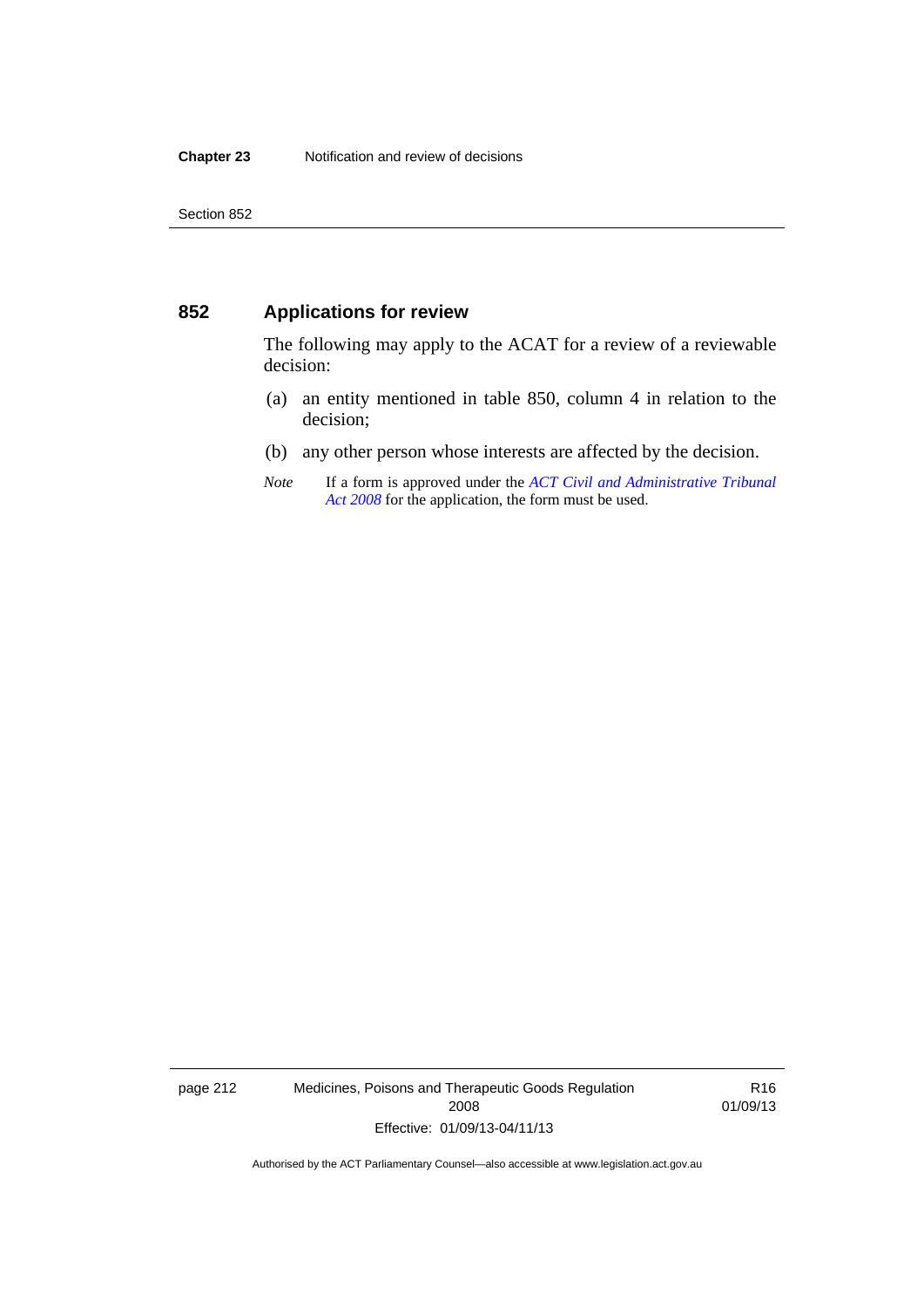## 852 Applications for review

The following may apply to the ACAT for a review of a reviewable decision:

(a) an entity mentioned in table 850, column 4 in relation to the decision;

(b) any other person whose interests are affected by the decision.

*Note* If a form is approved under the *ACT Civil and Administrative Tribunal Act 2008* for the application, the form must be used.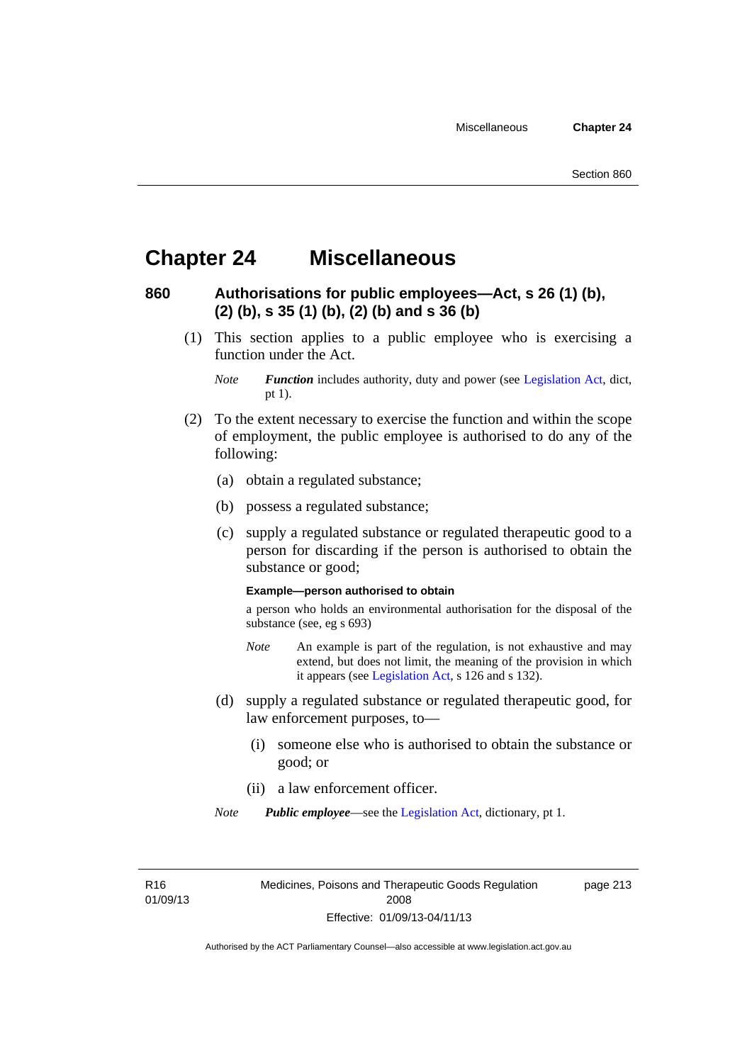# Chapter 24 Miscellaneous

## 860 Authorisations for public employees—Act, s 26 (1) (b), (2) (b), s 35 (1) (b), (2) (b) and s 36 (b)

(1) This section applies to a public employee who is exercising a function under the Act.

*Note* ***Function*** includes authority, duty and power (see Legislation Act, dict, pt 1).

(2) To the extent necessary to exercise the function and within the scope of employment, the public employee is authorised to do any of the following:

(a) obtain a regulated substance;

(b) possess a regulated substance;

(c) supply a regulated substance or regulated therapeutic good to a person for discarding if the person is authorised to obtain the substance or good;

**Example—person authorised to obtain**

a person who holds an environmental authorisation for the disposal of the substance (see, eg s 693)

*Note* An example is part of the regulation, is not exhaustive and may extend, but does not limit, the meaning of the provision in which it appears (see Legislation Act, s 126 and s 132).

(d) supply a regulated substance or regulated therapeutic good, for law enforcement purposes, to—

(i) someone else who is authorised to obtain the substance or good; or

(ii) a law enforcement officer.

*Note* ***Public employee***—see the Legislation Act, dictionary, pt 1.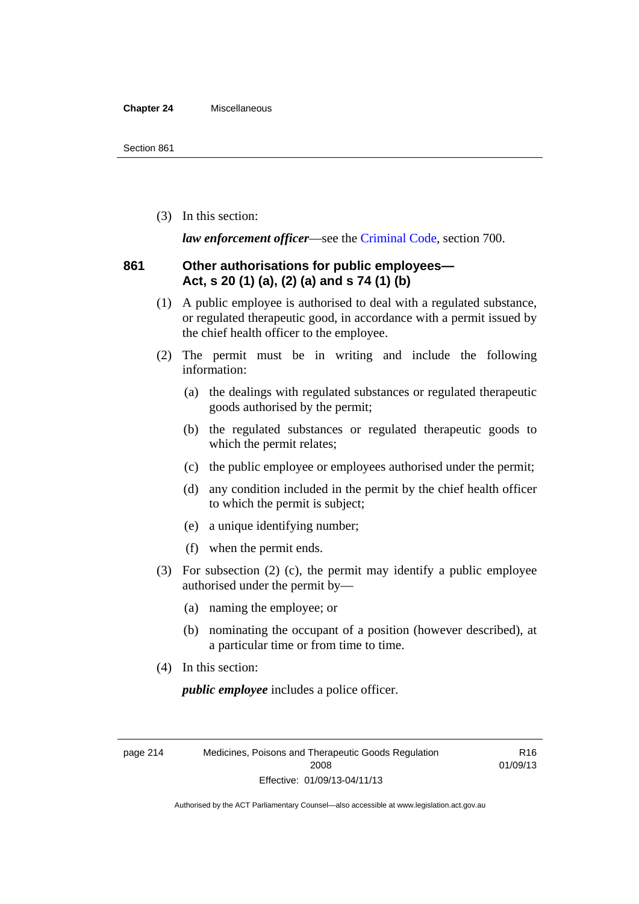(3) In this section:

***law enforcement officer***—see the Criminal Code, section 700.

### 861 Other authorisations for public employees—Act, s 20 (1) (a), (2) (a) and s 74 (1) (b)

(1) A public employee is authorised to deal with a regulated substance, or regulated therapeutic good, in accordance with a permit issued by the chief health officer to the employee.

(2) The permit must be in writing and include the following information:

(a) the dealings with regulated substances or regulated therapeutic goods authorised by the permit;

(b) the regulated substances or regulated therapeutic goods to which the permit relates;

(c) the public employee or employees authorised under the permit;

(d) any condition included in the permit by the chief health officer to which the permit is subject;

(e) a unique identifying number;

(f) when the permit ends.

(3) For subsection (2) (c), the permit may identify a public employee authorised under the permit by—

(a) naming the employee; or

(b) nominating the occupant of a position (however described), at a particular time or from time to time.

(4) In this section:

***public employee*** includes a police officer.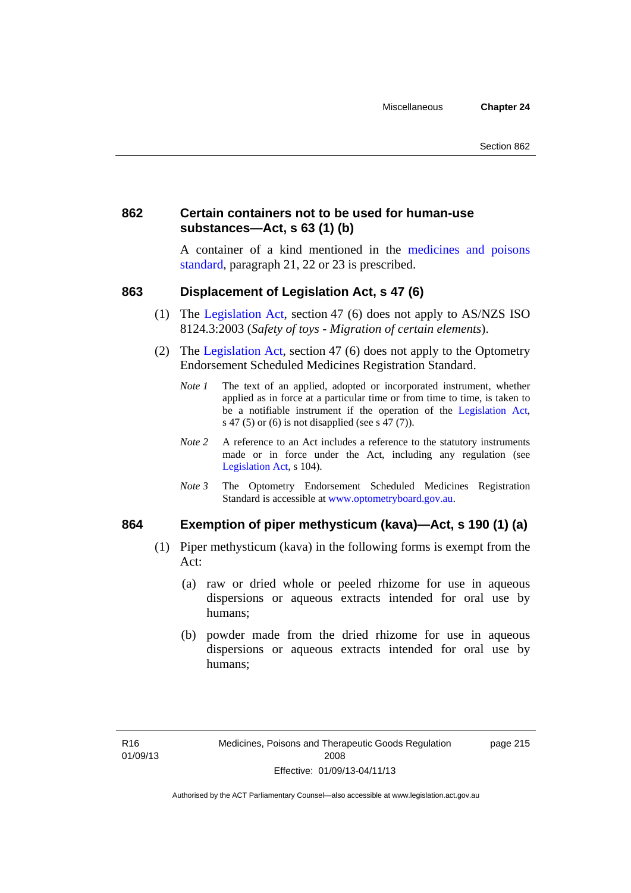### 862 Certain containers not to be used for human-use substances—Act, s 63 (1) (b)

A container of a kind mentioned in the medicines and poisons standard, paragraph 21, 22 or 23 is prescribed.

### 863 Displacement of Legislation Act, s 47 (6)

(1) The Legislation Act, section 47 (6) does not apply to AS/NZS ISO 8124.3:2003 (*Safety of toys - Migration of certain elements*).

(2) The Legislation Act, section 47 (6) does not apply to the Optometry Endorsement Scheduled Medicines Registration Standard.

*Note 1* The text of an applied, adopted or incorporated instrument, whether applied as in force at a particular time or from time to time, is taken to be a notifiable instrument if the operation of the Legislation Act, s 47 (5) or (6) is not disapplied (see s 47 (7)).

*Note 2* A reference to an Act includes a reference to the statutory instruments made or in force under the Act, including any regulation (see Legislation Act, s 104).

*Note 3* The Optometry Endorsement Scheduled Medicines Registration Standard is accessible at www.optometryboard.gov.au.

### 864 Exemption of piper methysticum (kava)—Act, s 190 (1) (a)

(1) Piper methysticum (kava) in the following forms is exempt from the Act:

(a) raw or dried whole or peeled rhizome for use in aqueous dispersions or aqueous extracts intended for oral use by humans;

(b) powder made from the dried rhizome for use in aqueous dispersions or aqueous extracts intended for oral use by humans;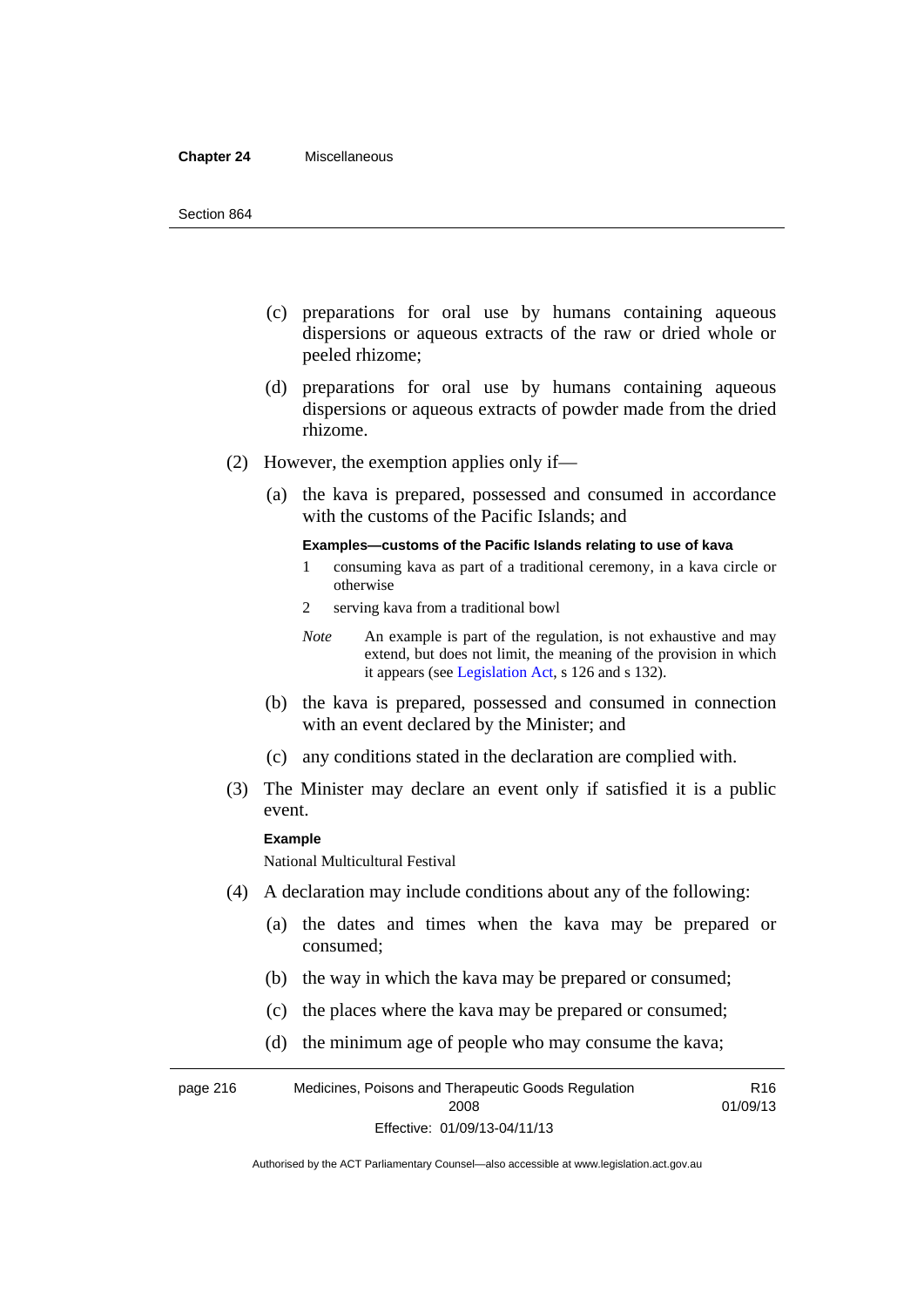(c) preparations for oral use by humans containing aqueous dispersions or aqueous extracts of the raw or dried whole or peeled rhizome;

(d) preparations for oral use by humans containing aqueous dispersions or aqueous extracts of powder made from the dried rhizome.

(2) However, the exemption applies only if—

(a) the kava is prepared, possessed and consumed in accordance with the customs of the Pacific Islands; and

**Examples—customs of the Pacific Islands relating to use of kava**

1 consuming kava as part of a traditional ceremony, in a kava circle or otherwise

2 serving kava from a traditional bowl

*Note* An example is part of the regulation, is not exhaustive and may extend, but does not limit, the meaning of the provision in which it appears (see Legislation Act, s 126 and s 132).

(b) the kava is prepared, possessed and consumed in connection with an event declared by the Minister; and

(c) any conditions stated in the declaration are complied with.

(3) The Minister may declare an event only if satisfied it is a public event.

**Example**

National Multicultural Festival

(4) A declaration may include conditions about any of the following:

(a) the dates and times when the kava may be prepared or consumed;

(b) the way in which the kava may be prepared or consumed;

(c) the places where the kava may be prepared or consumed;

(d) the minimum age of people who may consume the kava;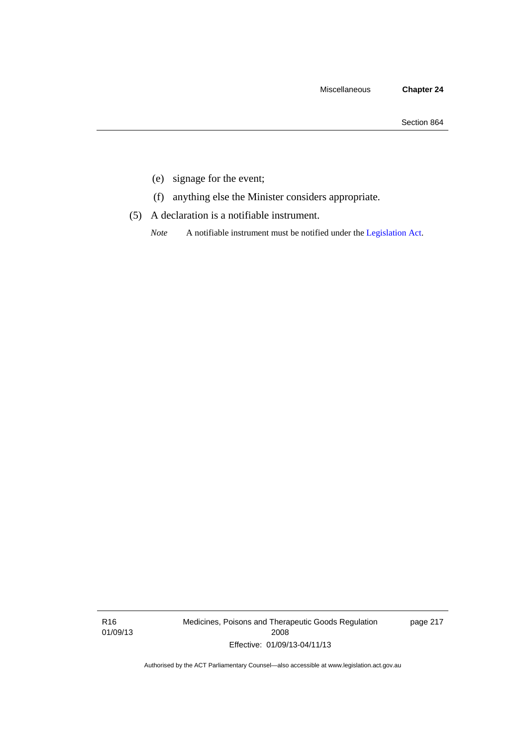(e) signage for the event;

(f) anything else the Minister considers appropriate.

(5) A declaration is a notifiable instrument.

*Note* A notifiable instrument must be notified under the Legislation Act.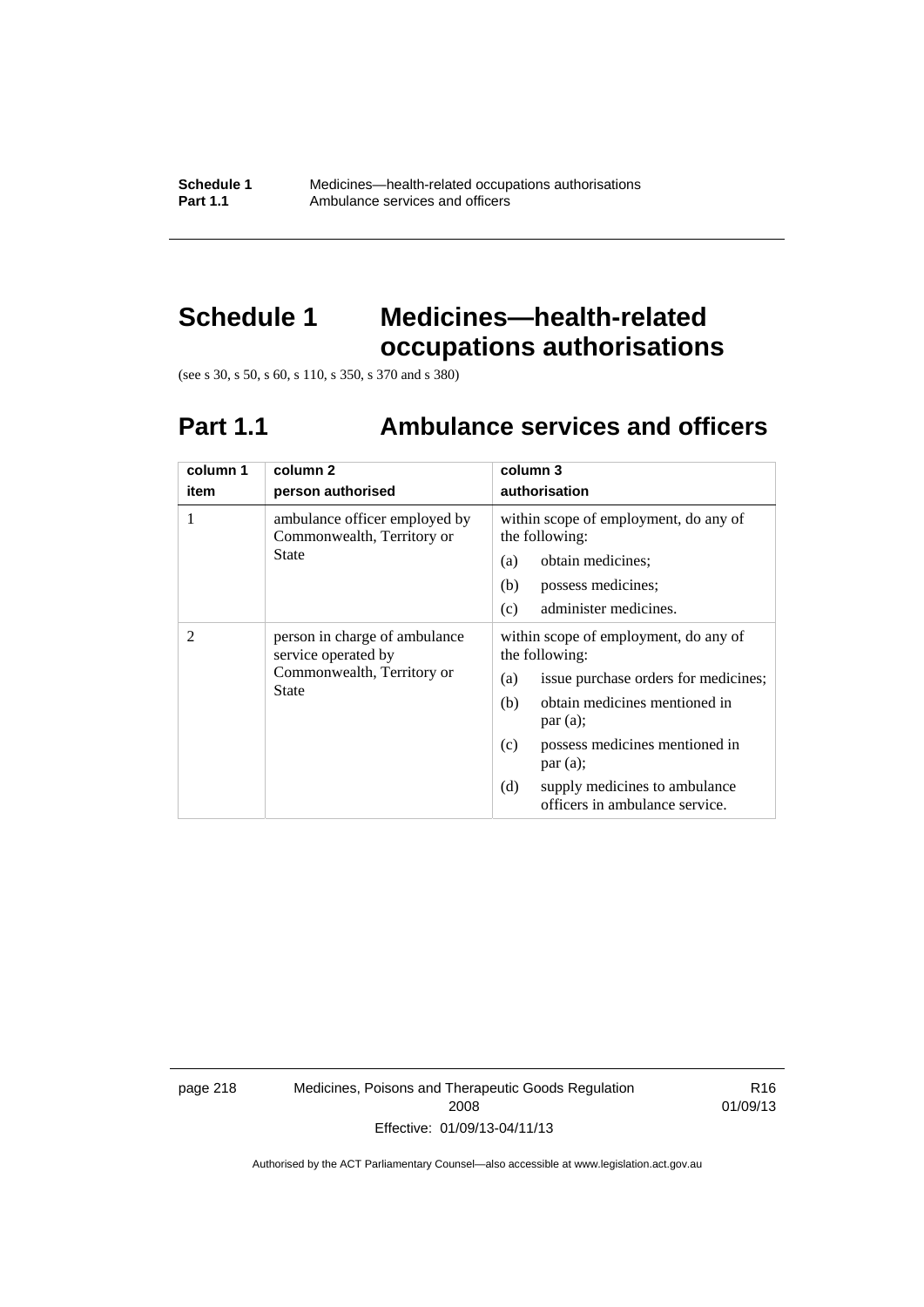# Schedule 1 Medicines—health-related occupations authorisations

(see s 30, s 50, s 60, s 110, s 350, s 370 and s 380)

## Part 1.1 Ambulance services and officers

| column 1<br>item | column 2<br>person authorised | column 3<br>authorisation |
|---|---|---|
| 1 | ambulance officer employed by Commonwealth, Territory or State | within scope of employment, do any of the following:<br>(a) obtain medicines;<br>(b) possess medicines;<br>(c) administer medicines. |
| 2 | person in charge of ambulance service operated by Commonwealth, Territory or State | within scope of employment, do any of the following:<br>(a) issue purchase orders for medicines;<br>(b) obtain medicines mentioned in par (a);<br>(c) possess medicines mentioned in par (a);<br>(d) supply medicines to ambulance officers in ambulance service. |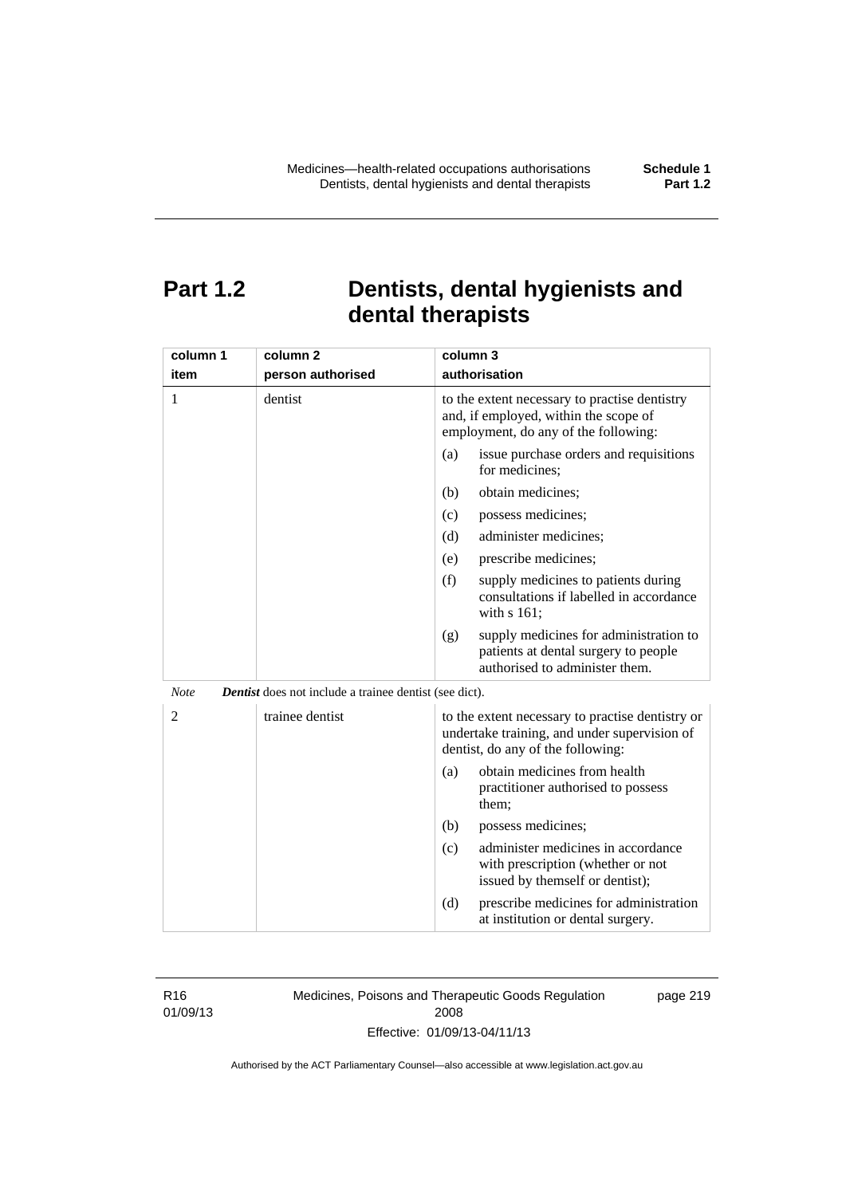# Part 1.2 Dentists, dental hygienists and dental therapists

| column 1<br>item | column 2<br>person authorised | column 3<br>authorisation |
|---|---|---|
| 1 | dentist | to the extent necessary to practise dentistry and, if employed, within the scope of employment, do any of the following:<br>(a) issue purchase orders and requisitions for medicines;<br>(b) obtain medicines;<br>(c) possess medicines;<br>(d) administer medicines;<br>(e) prescribe medicines;<br>(f) supply medicines to patients during consultations if labelled in accordance with s 161;<br>(g) supply medicines for administration to patients at dental surgery to people authorised to administer them. |

*Note* ***Dentist*** does not include a trainee dentist (see dict).

| column 1<br>item | column 2<br>person authorised | column 3<br>authorisation |
|---|---|---|
| 2 | trainee dentist | to the extent necessary to practise dentistry or undertake training, and under supervision of dentist, do any of the following:<br>(a) obtain medicines from health practitioner authorised to possess them;<br>(b) possess medicines;<br>(c) administer medicines in accordance with prescription (whether or not issued by themself or dentist);<br>(d) prescribe medicines for administration at institution or dental surgery. |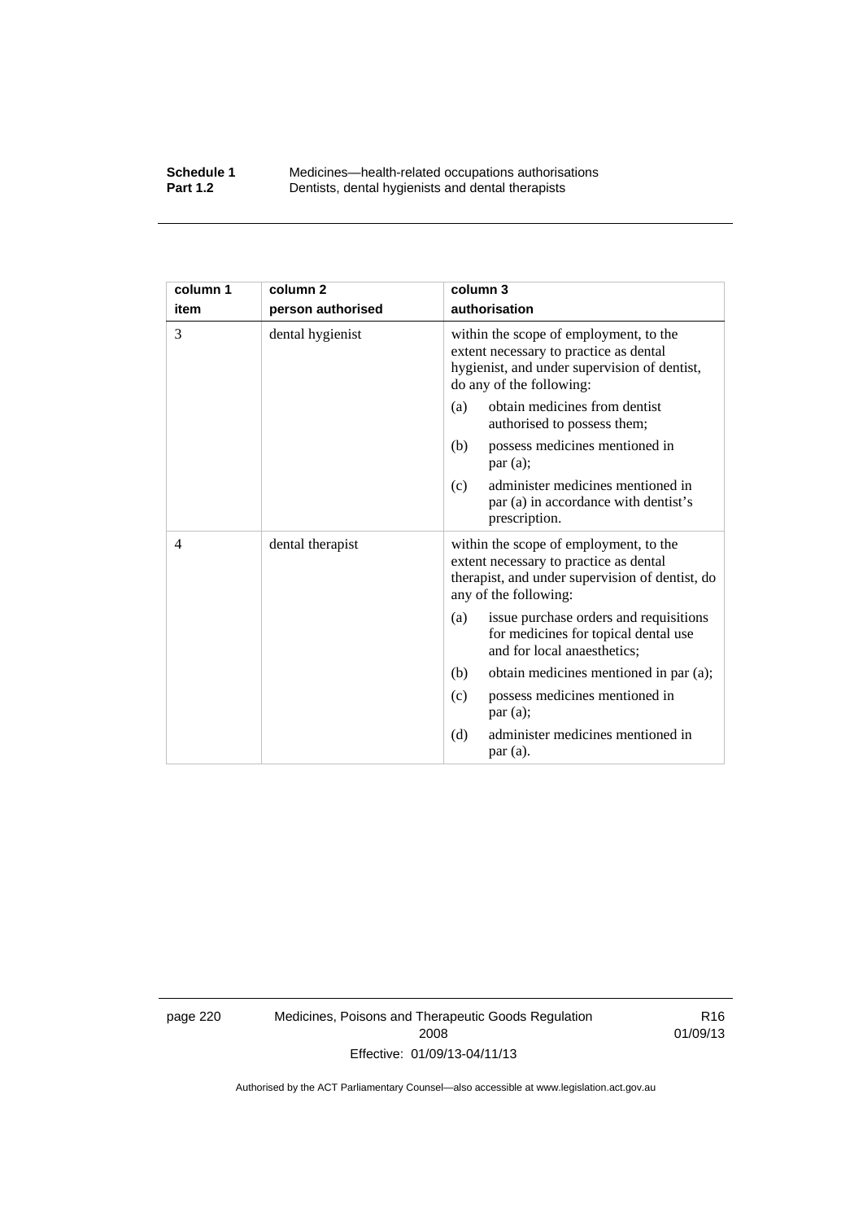| column 1 item | column 2 person authorised | column 3 authorisation |
|---|---|---|
| 3 | dental hygienist | within the scope of employment, to the extent necessary to practice as dental hygienist, and under supervision of dentist, do any of the following:<br>(a) obtain medicines from dentist authorised to possess them;<br>(b) possess medicines mentioned in par (a);<br>(c) administer medicines mentioned in par (a) in accordance with dentist's prescription. |
| 4 | dental therapist | within the scope of employment, to the extent necessary to practice as dental therapist, and under supervision of dentist, do any of the following:<br>(a) issue purchase orders and requisitions for medicines for topical dental use and for local anaesthetics;<br>(b) obtain medicines mentioned in par (a);<br>(c) possess medicines mentioned in par (a);<br>(d) administer medicines mentioned in par (a). |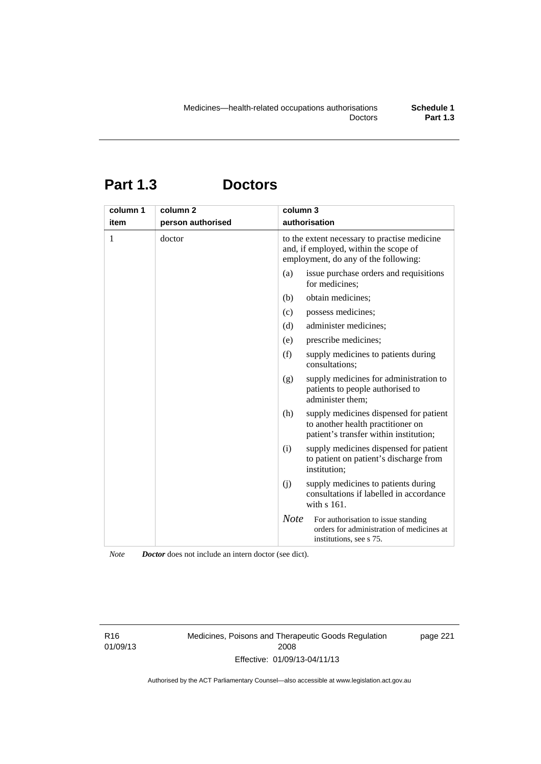# Part 1.3 Doctors

| column 1<br>item | column 2<br>person authorised | column 3<br>authorisation |
|---|---|---|
| 1 | doctor | to the extent necessary to practise medicine and, if employed, within the scope of employment, do any of the following:<br>(a) issue purchase orders and requisitions for medicines;<br>(b) obtain medicines;<br>(c) possess medicines;<br>(d) administer medicines;<br>(e) prescribe medicines;<br>(f) supply medicines to patients during consultations;<br>(g) supply medicines for administration to patients to people authorised to administer them;<br>(h) supply medicines dispensed for patient to another health practitioner on patient's transfer within institution;<br>(i) supply medicines dispensed for patient to patient on patient's discharge from institution;<br>(j) supply medicines to patients during consultations if labelled in accordance with s 161.<br>*Note* For authorisation to issue standing orders for administration of medicines at institutions, see s 75. |

*Note* ***Doctor*** does not include an intern doctor (see dict).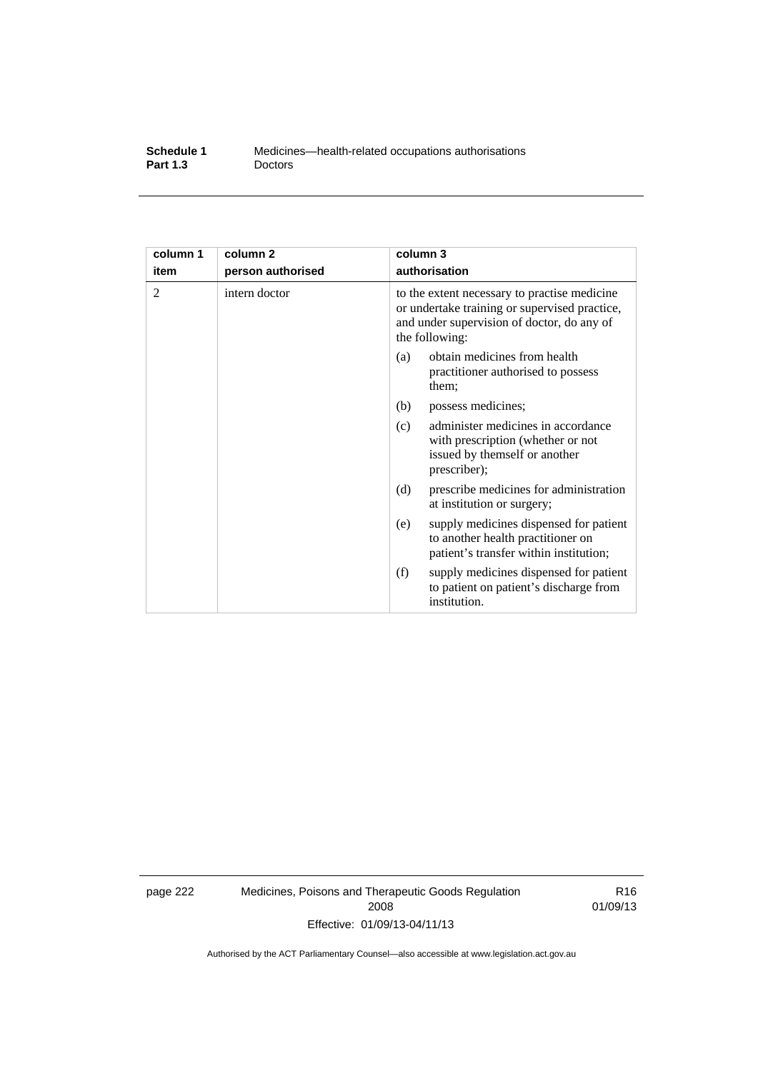| column 1 item | column 2 person authorised | column 3 authorisation |
|---|---|---|
| 2 | intern doctor | to the extent necessary to practise medicine or undertake training or supervised practice, and under supervision of doctor, do any of the following:<br>(a) obtain medicines from health practitioner authorised to possess them;<br>(b) possess medicines;<br>(c) administer medicines in accordance with prescription (whether or not issued by themself or another prescriber);<br>(d) prescribe medicines for administration at institution or surgery;<br>(e) supply medicines dispensed for patient to another health practitioner on patient's transfer within institution;<br>(f) supply medicines dispensed for patient to patient on patient's discharge from institution. |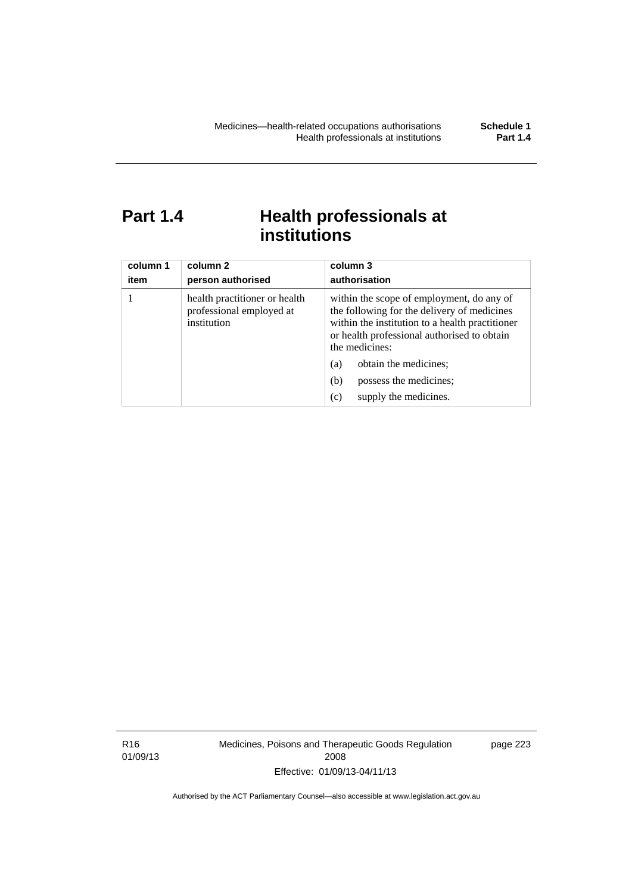# Part 1.4 Health professionals at institutions

| column 1<br>item | column 2<br>person authorised | column 3<br>authorisation |
|---|---|---|
| 1 | health practitioner or health professional employed at institution | within the scope of employment, do any of the following for the delivery of medicines within the institution to a health practitioner or health professional authorised to obtain the medicines:<br>(a) obtain the medicines;<br>(b) possess the medicines;<br>(c) supply the medicines. |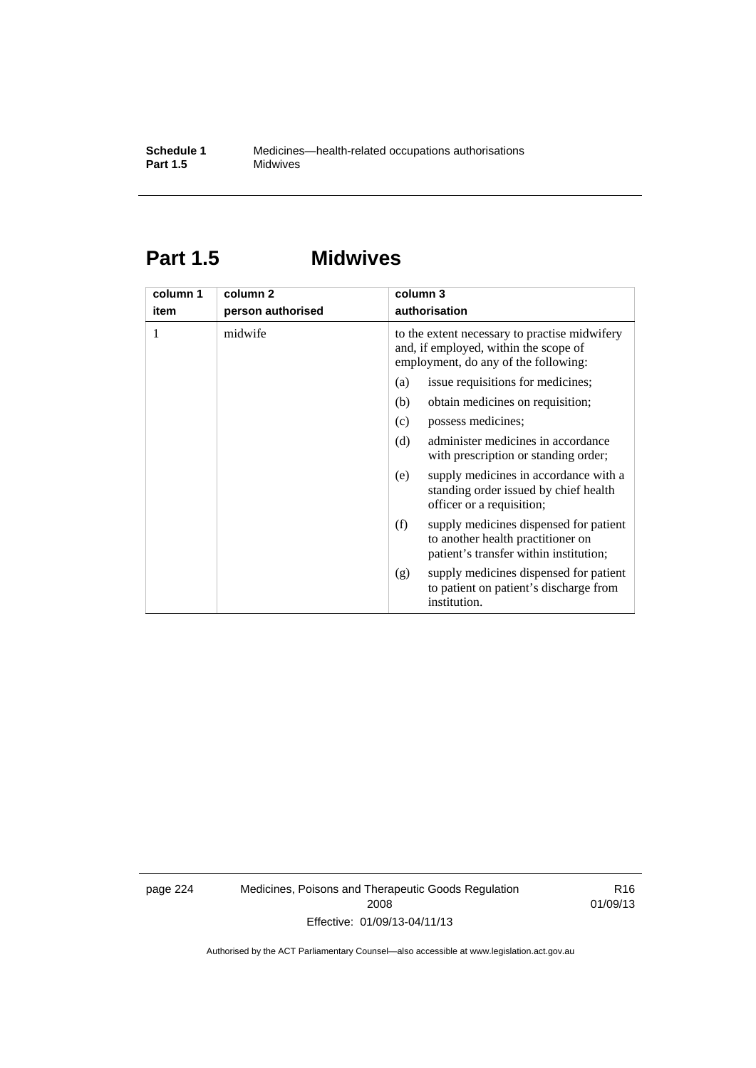# Part 1.5 Midwives

| column 1 item | column 2 person authorised | column 3 authorisation |
|---|---|---|
| 1 | midwife | to the extent necessary to practise midwifery and, if employed, within the scope of employment, do any of the following:<br>(a) issue requisitions for medicines;<br>(b) obtain medicines on requisition;<br>(c) possess medicines;<br>(d) administer medicines in accordance with prescription or standing order;<br>(e) supply medicines in accordance with a standing order issued by chief health officer or a requisition;<br>(f) supply medicines dispensed for patient to another health practitioner on patient's transfer within institution;<br>(g) supply medicines dispensed for patient to patient on patient's discharge from institution. |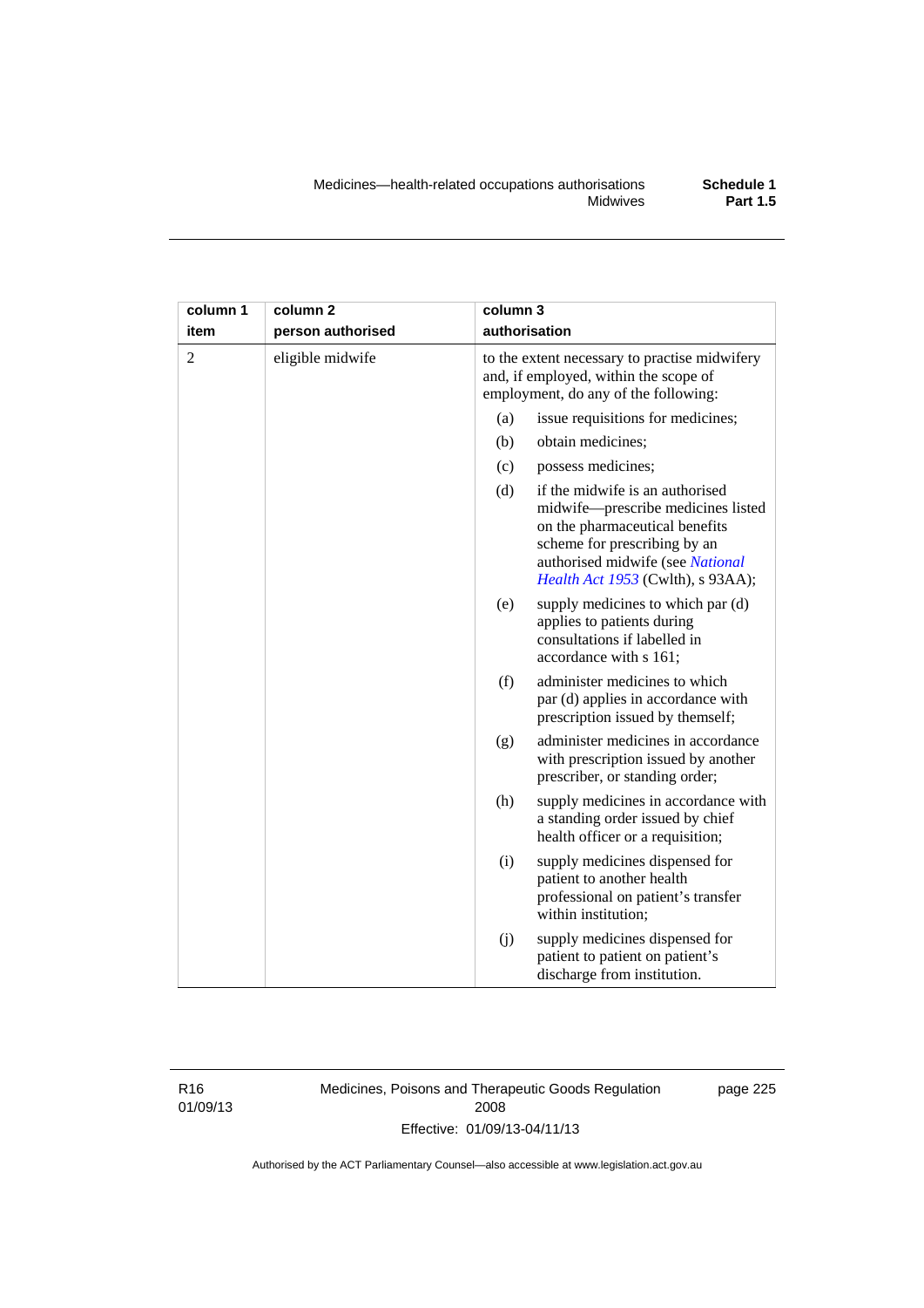| column 1 item | column 2 person authorised | column 3 authorisation |
|---|---|---|
| 2 | eligible midwife | to the extent necessary to practise midwifery and, if employed, within the scope of employment, do any of the following: |
| | | (a) issue requisitions for medicines; |
| | | (b) obtain medicines; |
| | | (c) possess medicines; |
| | | (d) if the midwife is an authorised midwife—prescribe medicines listed on the pharmaceutical benefits scheme for prescribing by an authorised midwife (see *National Health Act 1953* (Cwlth), s 93AA); |
| | | (e) supply medicines to which par (d) applies to patients during consultations if labelled in accordance with s 161; |
| | | (f) administer medicines to which par (d) applies in accordance with prescription issued by themself; |
| | | (g) administer medicines in accordance with prescription issued by another prescriber, or standing order; |
| | | (h) supply medicines in accordance with a standing order issued by chief health officer or a requisition; |
| | | (i) supply medicines dispensed for patient to another health professional on patient's transfer within institution; |
| | | (j) supply medicines dispensed for patient to patient on patient's discharge from institution. |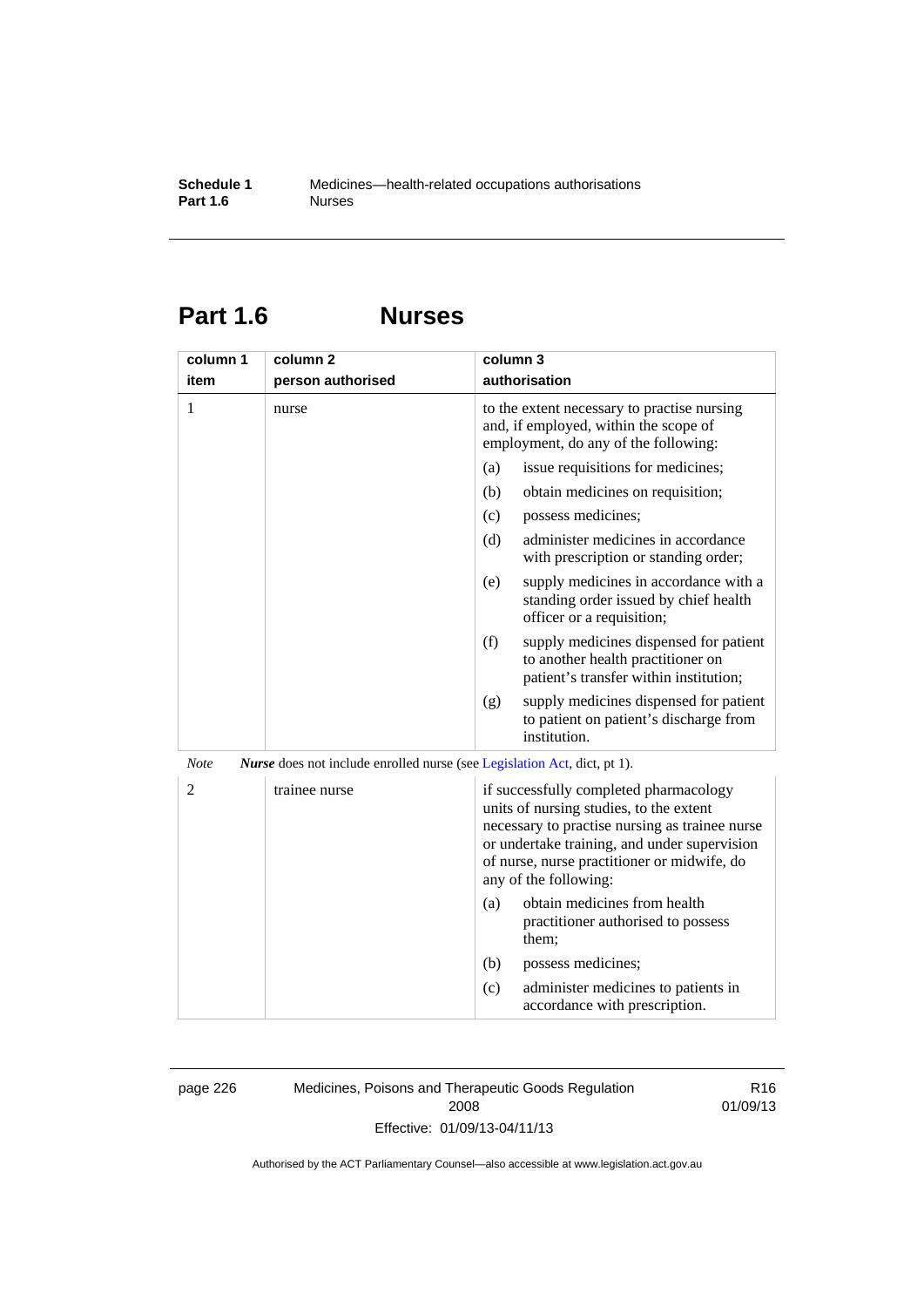## Part 1.6 Nurses

| column 1<br>item | column 2<br>person authorised | column 3<br>authorisation |
|---|---|---|
| 1 | nurse | to the extent necessary to practise nursing and, if employed, within the scope of employment, do any of the following:<br>(a) issue requisitions for medicines;<br>(b) obtain medicines on requisition;<br>(c) possess medicines;<br>(d) administer medicines in accordance with prescription or standing order;<br>(e) supply medicines in accordance with a standing order issued by chief health officer or a requisition;<br>(f) supply medicines dispensed for patient to another health practitioner on patient's transfer within institution;<br>(g) supply medicines dispensed for patient to patient on patient's discharge from institution. |

*Note* ***Nurse*** does not include enrolled nurse (see Legislation Act, dict, pt 1).

| column 1<br>item | column 2<br>person authorised | column 3<br>authorisation |
|---|---|---|
| 2 | trainee nurse | if successfully completed pharmacology units of nursing studies, to the extent necessary to practise nursing as trainee nurse or undertake training, and under supervision of nurse, nurse practitioner or midwife, do any of the following:<br>(a) obtain medicines from health practitioner authorised to possess them;<br>(b) possess medicines;<br>(c) administer medicines to patients in accordance with prescription. |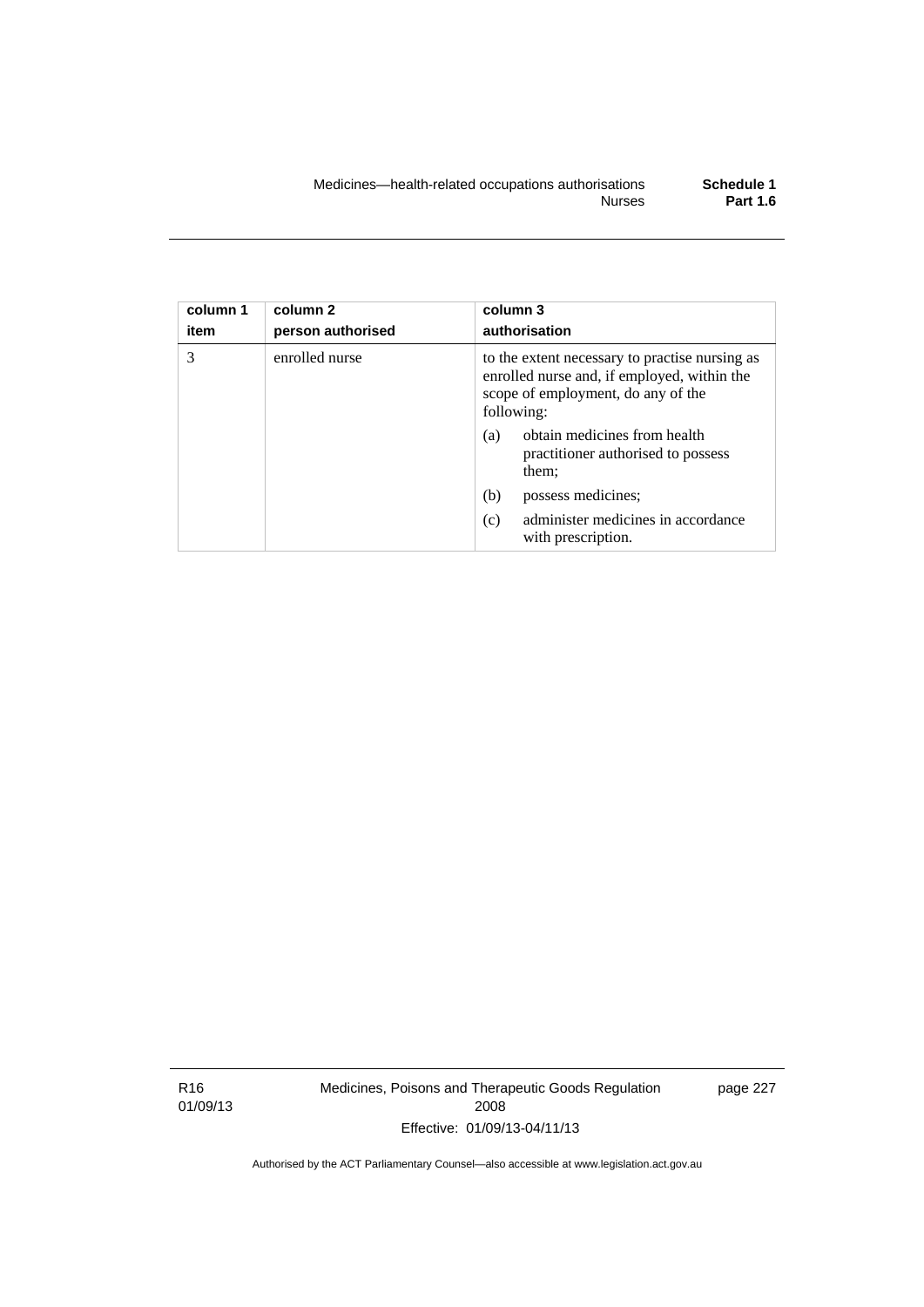| column 1 item | column 2 person authorised | column 3 authorisation |
| --- | --- | --- |
| 3 | enrolled nurse | to the extent necessary to practise nursing as enrolled nurse and, if employed, within the scope of employment, do any of the following:<br>(a) obtain medicines from health practitioner authorised to possess them;<br>(b) possess medicines;<br>(c) administer medicines in accordance with prescription. |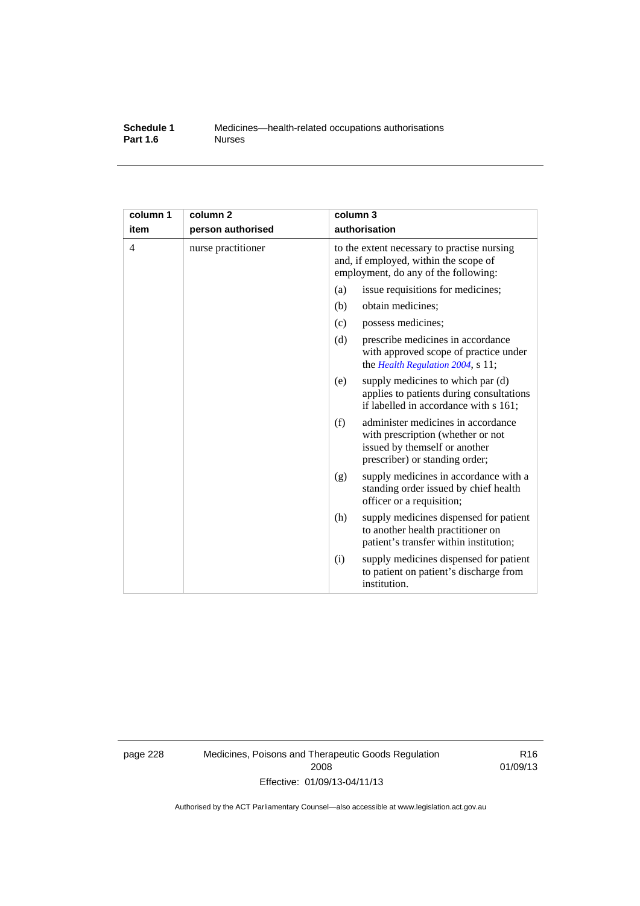| column 1<br>item | column 2<br>person authorised | column 3<br>authorisation |
|---|---|---|
| 4 | nurse practitioner | to the extent necessary to practise nursing and, if employed, within the scope of employment, do any of the following:<br>(a) issue requisitions for medicines;<br>(b) obtain medicines;<br>(c) possess medicines;<br>(d) prescribe medicines in accordance with approved scope of practice under the *Health Regulation 2004*, s 11;<br>(e) supply medicines to which par (d) applies to patients during consultations if labelled in accordance with s 161;<br>(f) administer medicines in accordance with prescription (whether or not issued by themself or another prescriber) or standing order;<br>(g) supply medicines in accordance with a standing order issued by chief health officer or a requisition;<br>(h) supply medicines dispensed for patient to another health practitioner on patient's transfer within institution;<br>(i) supply medicines dispensed for patient to patient on patient's discharge from institution. |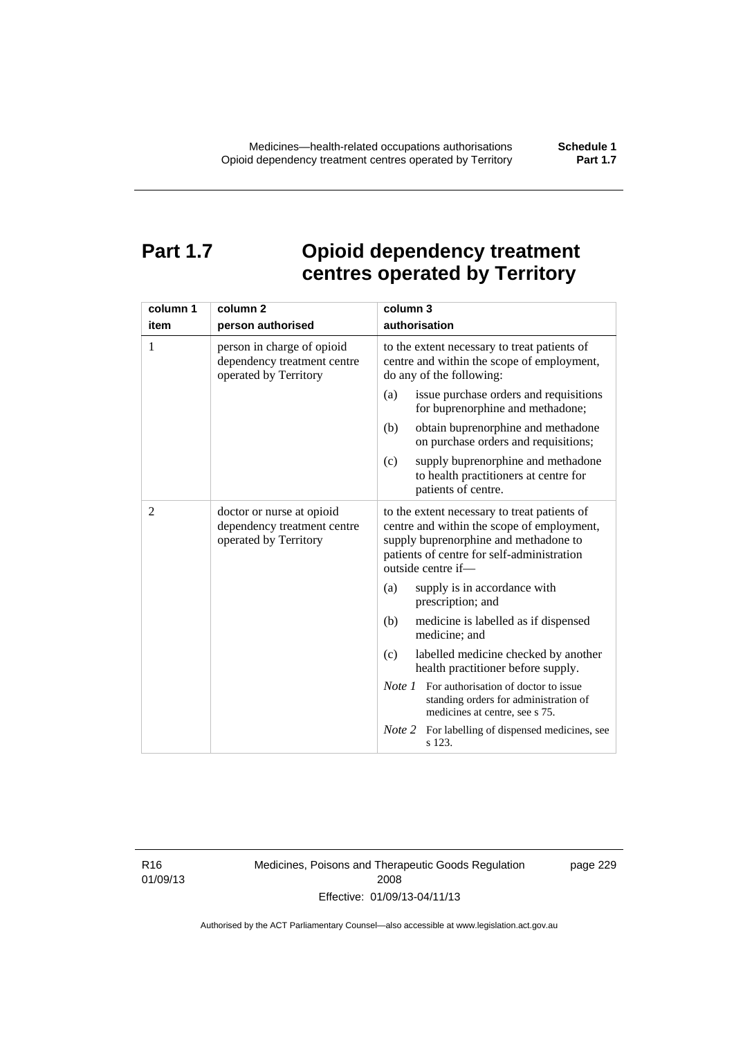# Part 1.7 Opioid dependency treatment centres operated by Territory

| column 1<br>item | column 2<br>person authorised | column 3<br>authorisation |
|---|---|---|
| 1 | person in charge of opioid dependency treatment centre operated by Territory | to the extent necessary to treat patients of centre and within the scope of employment, do any of the following:<br>(a) issue purchase orders and requisitions for buprenorphine and methadone;<br>(b) obtain buprenorphine and methadone on purchase orders and requisitions;<br>(c) supply buprenorphine and methadone to health practitioners at centre for patients of centre. |
| 2 | doctor or nurse at opioid dependency treatment centre operated by Territory | to the extent necessary to treat patients of centre and within the scope of employment, supply buprenorphine and methadone to patients of centre for self-administration outside centre if—<br>(a) supply is in accordance with prescription; and<br>(b) medicine is labelled as if dispensed medicine; and<br>(c) labelled medicine checked by another health practitioner before supply.<br>*Note 1* For authorisation of doctor to issue standing orders for administration of medicines at centre, see s 75.<br>*Note 2* For labelling of dispensed medicines, see s 123. |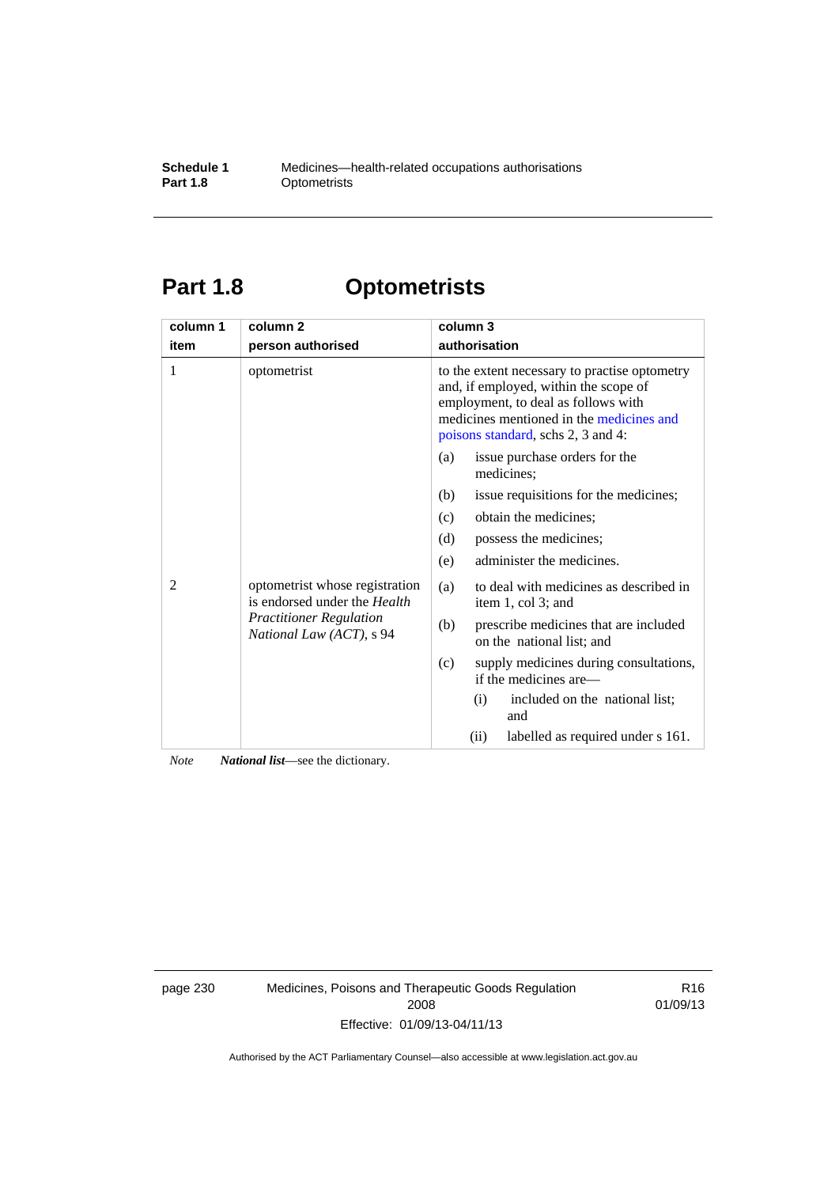# Part 1.8 Optometrists

| column 1<br>item | column 2<br>person authorised | column 3<br>authorisation |
|---|---|---|
| 1 | optometrist | to the extent necessary to practise optometry and, if employed, within the scope of employment, to deal as follows with medicines mentioned in the medicines and poisons standard, schs 2, 3 and 4:<br>(a) issue purchase orders for the medicines;<br>(b) issue requisitions for the medicines;<br>(c) obtain the medicines;<br>(d) possess the medicines;<br>(e) administer the medicines. |
| 2 | optometrist whose registration is endorsed under the *Health Practitioner Regulation National Law (ACT)*, s 94 | (a) to deal with medicines as described in item 1, col 3; and<br>(b) prescribe medicines that are included on the national list; and<br>(c) supply medicines during consultations, if the medicines are—<br>(i) included on the national list; and<br>(ii) labelled as required under s 161. |

*Note* ***National list***—see the dictionary.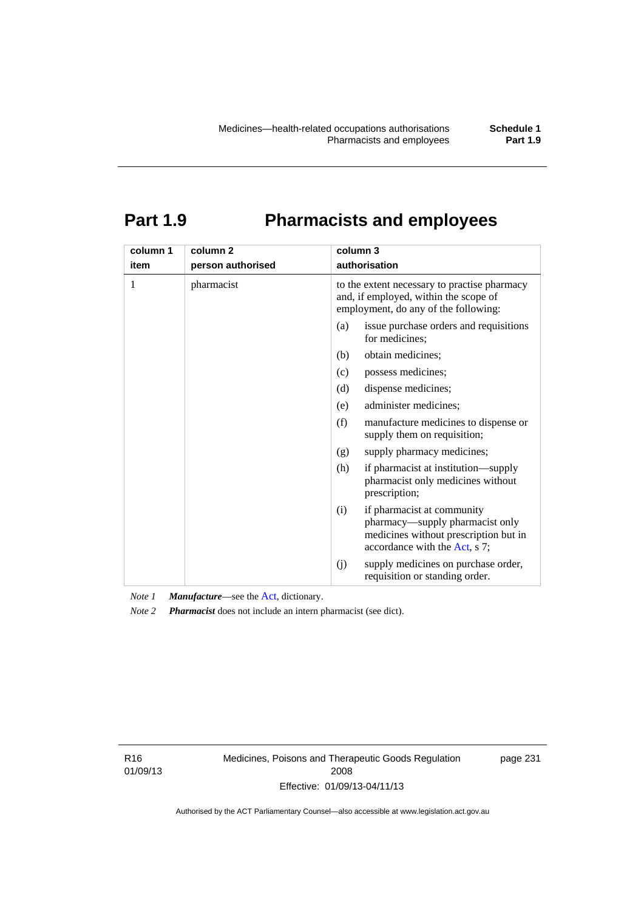# Part 1.9 Pharmacists and employees

| column 1<br>item | column 2<br>person authorised | column 3<br>authorisation |
|---|---|---|
| 1 | pharmacist | to the extent necessary to practise pharmacy and, if employed, within the scope of employment, do any of the following:<br>(a) issue purchase orders and requisitions for medicines;<br>(b) obtain medicines;<br>(c) possess medicines;<br>(d) dispense medicines;<br>(e) administer medicines;<br>(f) manufacture medicines to dispense or supply them on requisition;<br>(g) supply pharmacy medicines;<br>(h) if pharmacist at institution—supply pharmacist only medicines without prescription;<br>(i) if pharmacist at community pharmacy—supply pharmacist only medicines without prescription but in accordance with the Act, s 7;<br>(j) supply medicines on purchase order, requisition or standing order. |

*Note 1* ***Manufacture***—see the Act, dictionary.

*Note 2* ***Pharmacist*** does not include an intern pharmacist (see dict).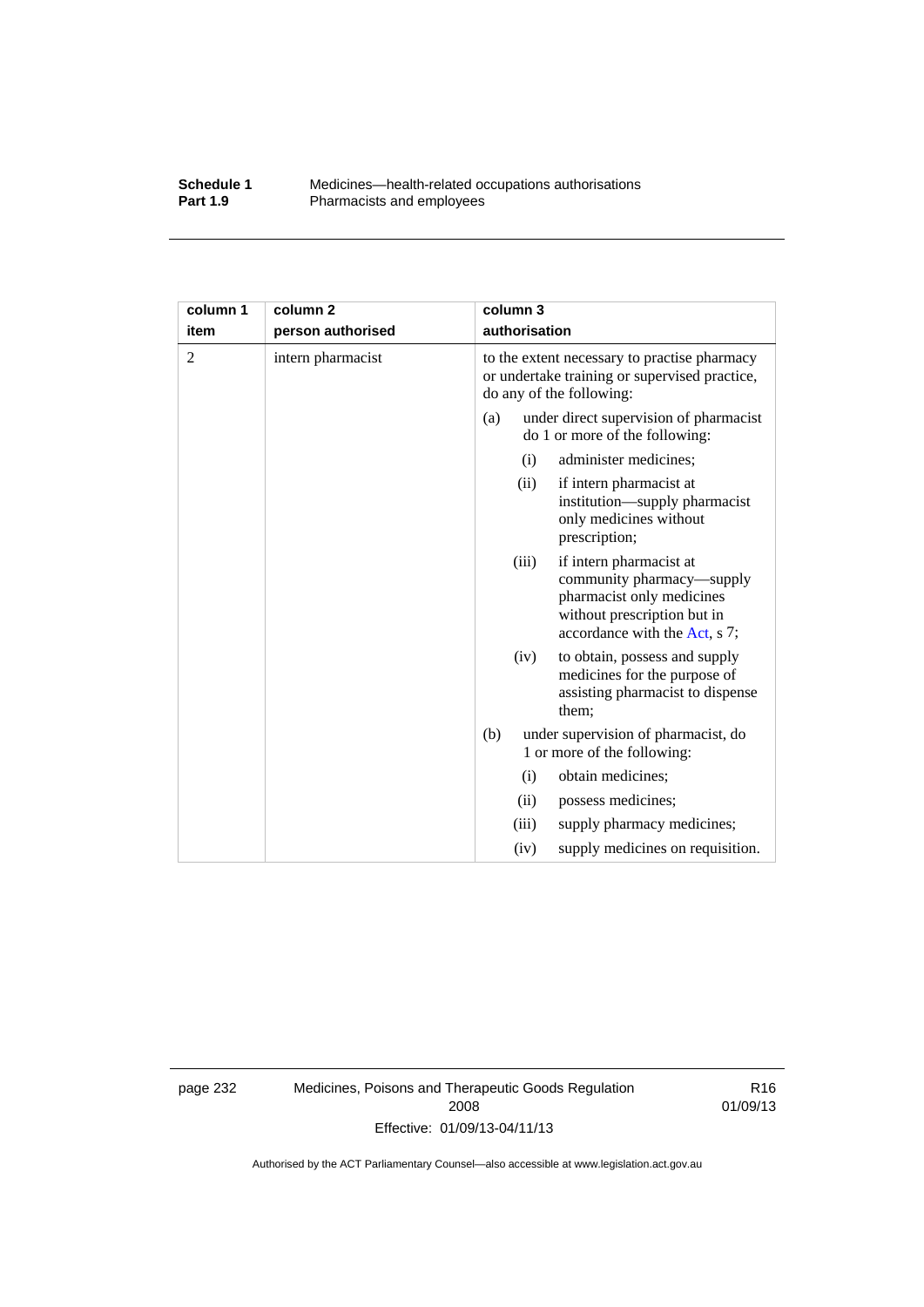| column 1 item | column 2 person authorised | column 3 authorisation |
|---|---|---|
| 2 | intern pharmacist | to the extent necessary to practise pharmacy or undertake training or supervised practice, do any of the following:<br>(a) under direct supervision of pharmacist do 1 or more of the following:<br>(i) administer medicines;<br>(ii) if intern pharmacist at institution—supply pharmacist only medicines without prescription;<br>(iii) if intern pharmacist at community pharmacy—supply pharmacist only medicines without prescription but in accordance with the Act, s 7;<br>(iv) to obtain, possess and supply medicines for the purpose of assisting pharmacist to dispense them;<br>(b) under supervision of pharmacist, do 1 or more of the following:<br>(i) obtain medicines;<br>(ii) possess medicines;<br>(iii) supply pharmacy medicines;<br>(iv) supply medicines on requisition. |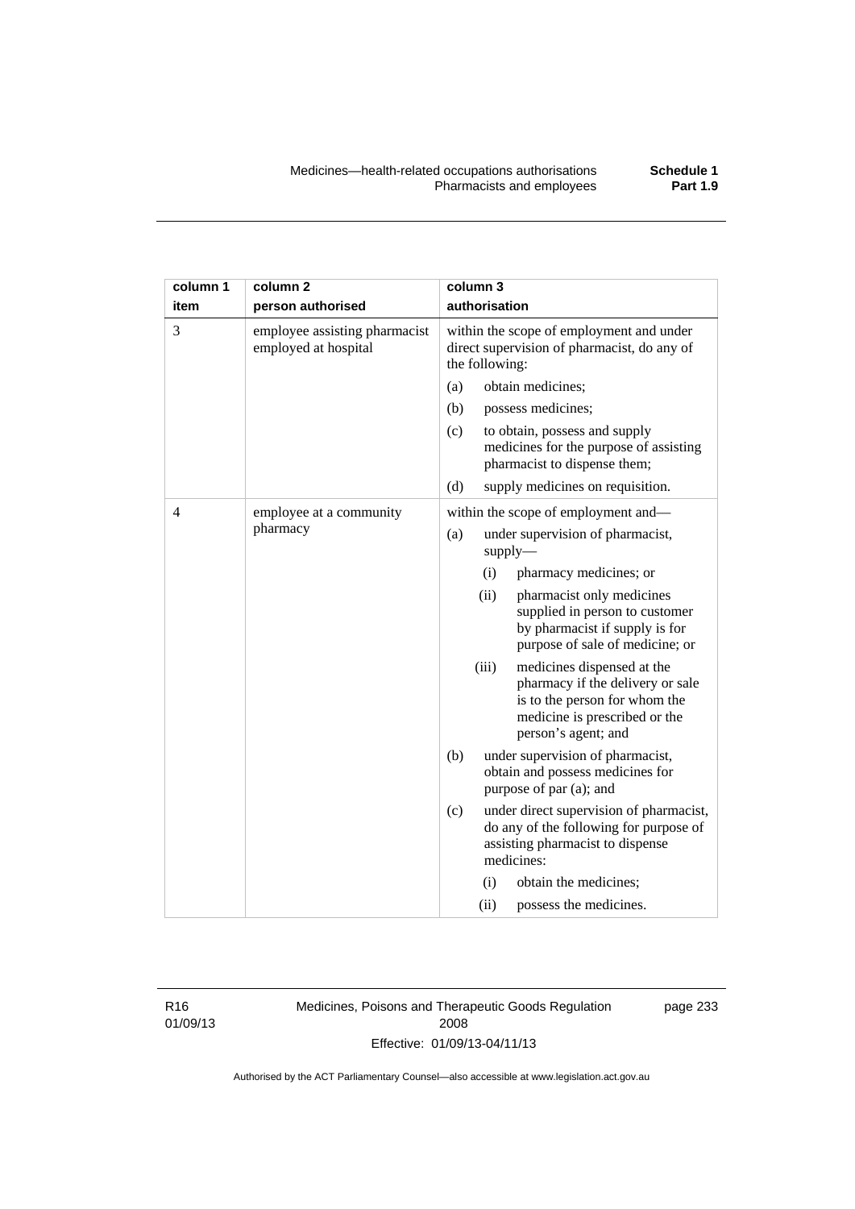| column 1<br>item | column 2<br>person authorised | column 3<br>authorisation |
|---|---|---|
| 3 | employee assisting pharmacist employed at hospital | within the scope of employment and under direct supervision of pharmacist, do any of the following:<br>(a) obtain medicines;<br>(b) possess medicines;<br>(c) to obtain, possess and supply medicines for the purpose of assisting pharmacist to dispense them;<br>(d) supply medicines on requisition. |
| 4 | employee at a community pharmacy | within the scope of employment and—<br>(a) under supervision of pharmacist, supply—<br>(i) pharmacy medicines; or<br>(ii) pharmacist only medicines supplied in person to customer by pharmacist if supply is for purpose of sale of medicine; or<br>(iii) medicines dispensed at the pharmacy if the delivery or sale is to the person for whom the medicine is prescribed or the person's agent; and<br>(b) under supervision of pharmacist, obtain and possess medicines for purpose of par (a); and<br>(c) under direct supervision of pharmacist, do any of the following for purpose of assisting pharmacist to dispense medicines:<br>(i) obtain the medicines;<br>(ii) possess the medicines. |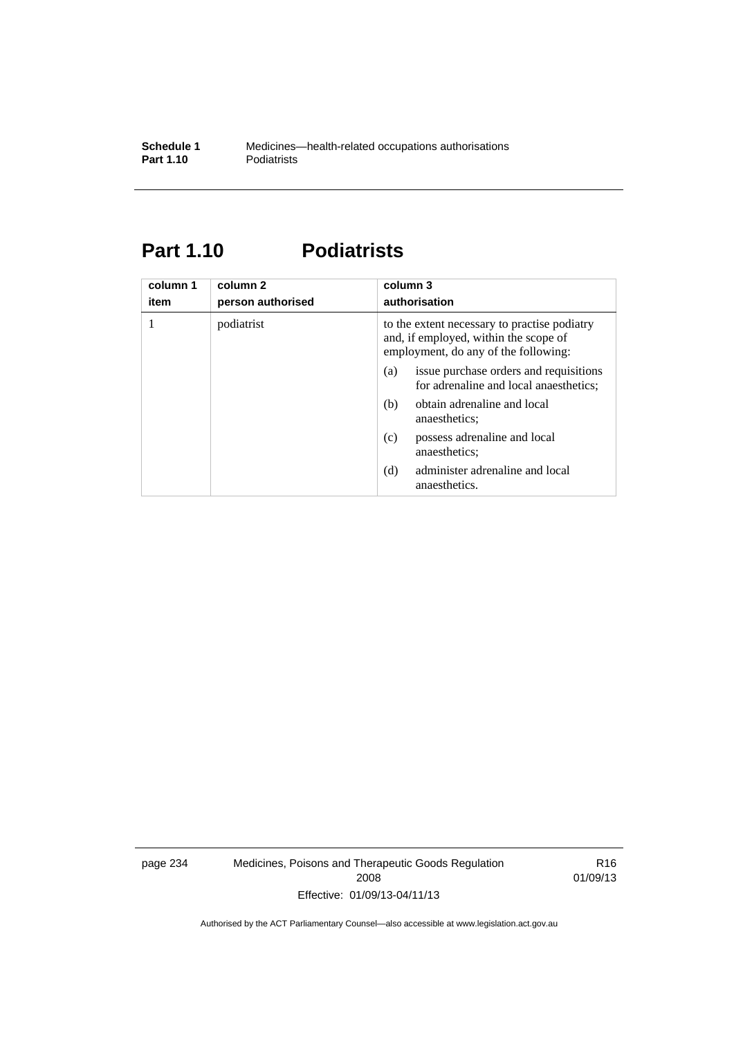# Part 1.10 Podiatrists

| column 1<br>item | column 2<br>person authorised | column 3<br>authorisation |
|---|---|---|
| 1 | podiatrist | to the extent necessary to practise podiatry and, if employed, within the scope of employment, do any of the following:<br>(a) issue purchase orders and requisitions for adrenaline and local anaesthetics;<br>(b) obtain adrenaline and local anaesthetics;<br>(c) possess adrenaline and local anaesthetics;<br>(d) administer adrenaline and local anaesthetics. |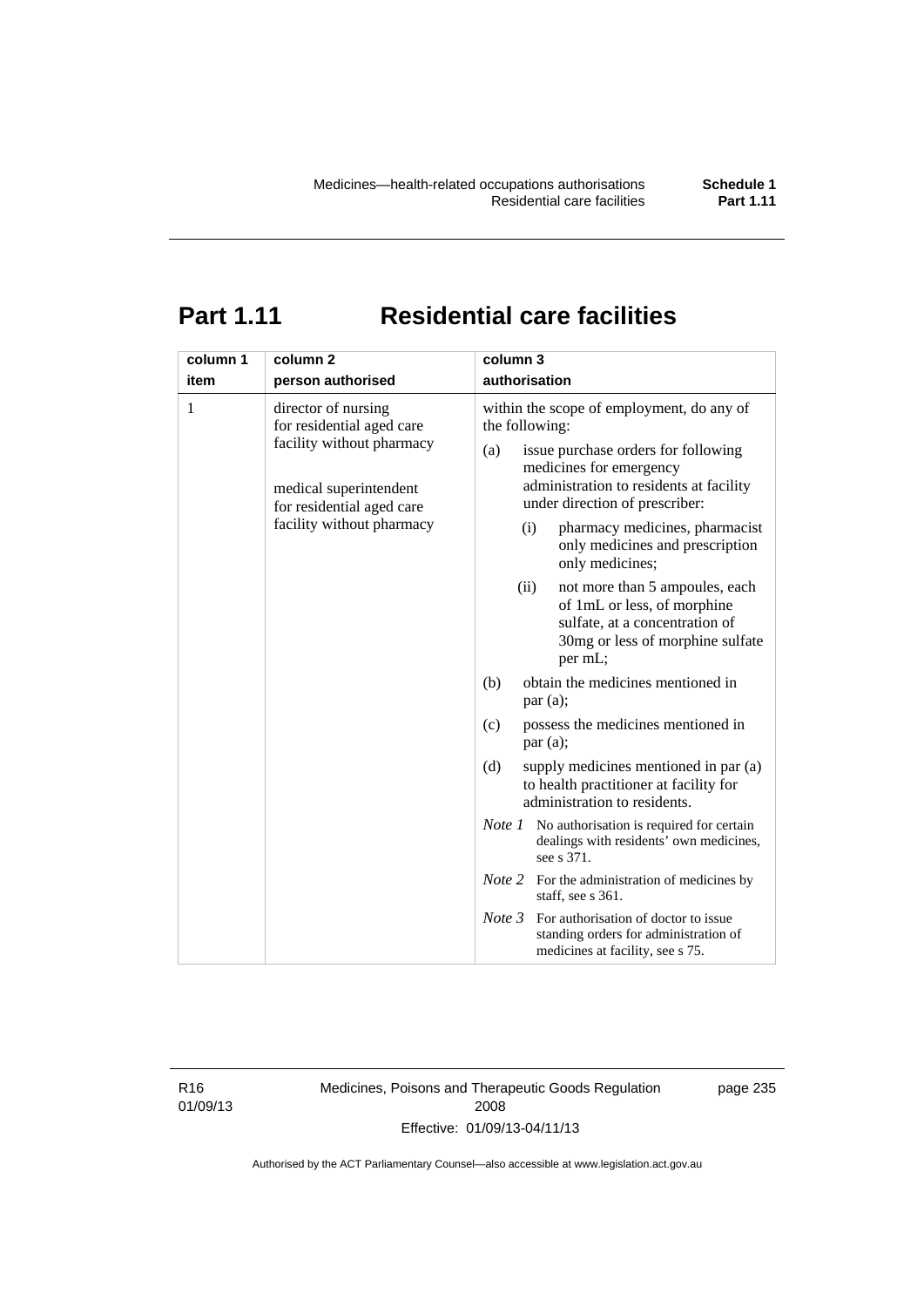# Part 1.11 Residential care facilities

| column 1 item | column 2 person authorised | column 3 authorisation |
|---|---|---|
| 1 | director of nursing for residential aged care facility without pharmacy<br><br>medical superintendent for residential aged care facility without pharmacy | within the scope of employment, do any of the following:<br>(a) issue purchase orders for following medicines for emergency administration to residents at facility under direction of prescriber:<br>(i) pharmacy medicines, pharmacist only medicines and prescription only medicines;<br>(ii) not more than 5 ampoules, each of 1mL or less, of morphine sulfate, at a concentration of 30mg or less of morphine sulfate per mL;<br>(b) obtain the medicines mentioned in par (a);<br>(c) possess the medicines mentioned in par (a);<br>(d) supply medicines mentioned in par (a) to health practitioner at facility for administration to residents.<br>*Note 1* No authorisation is required for certain dealings with residents' own medicines, see s 371.<br>*Note 2* For the administration of medicines by staff, see s 361.<br>*Note 3* For authorisation of doctor to issue standing orders for administration of medicines at facility, see s 75. |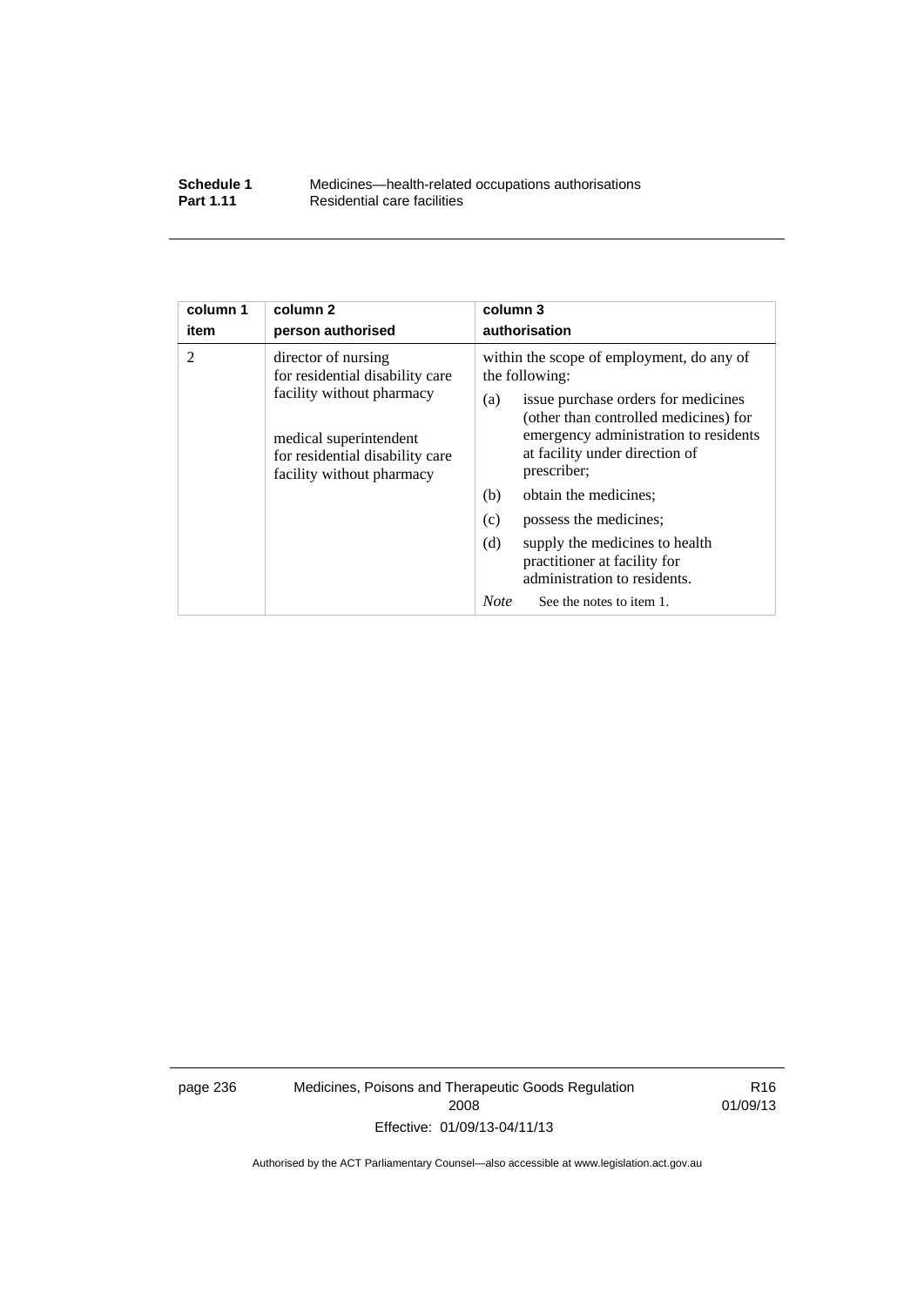| column 1 item | column 2 person authorised | column 3 authorisation |
|---|---|---|
| 2 | director of nursing for residential disability care facility without pharmacy<br><br>medical superintendent for residential disability care facility without pharmacy | within the scope of employment, do any of the following:<br>(a) issue purchase orders for medicines (other than controlled medicines) for emergency administration to residents at facility under direction of prescriber;<br>(b) obtain the medicines;<br>(c) possess the medicines;<br>(d) supply the medicines to health practitioner at facility for administration to residents.<br>*Note* See the notes to item 1. |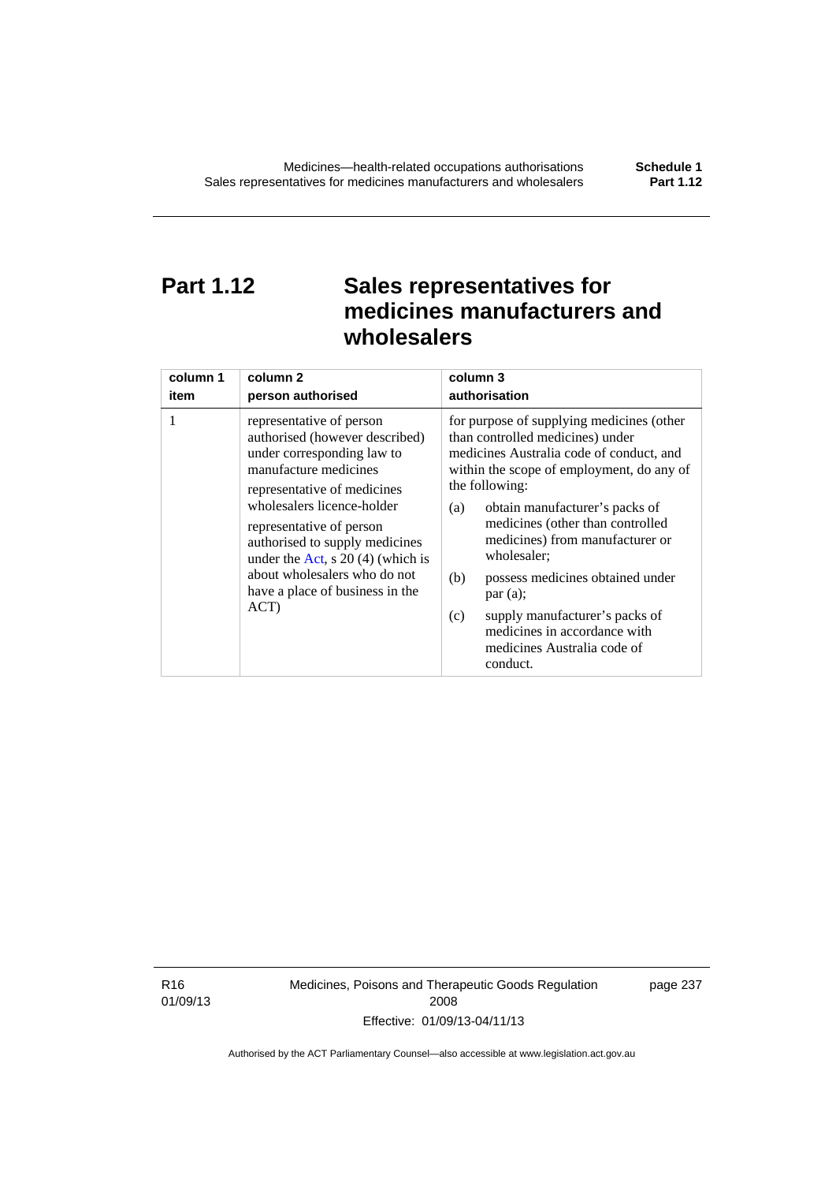# Part 1.12 Sales representatives for medicines manufacturers and wholesalers

| column 1<br>item | column 2<br>person authorised | column 3<br>authorisation |
|---|---|---|
| 1 | representative of person authorised (however described) under corresponding law to manufacture medicines<br><br>representative of medicines wholesalers licence-holder<br><br>representative of person authorised to supply medicines under the Act, s 20 (4) (which is about wholesalers who do not have a place of business in the ACT) | for purpose of supplying medicines (other than controlled medicines) under medicines Australia code of conduct, and within the scope of employment, do any of the following:<br><br>(a) obtain manufacturer's packs of medicines (other than controlled medicines) from manufacturer or wholesaler;<br><br>(b) possess medicines obtained under par (a);<br><br>(c) supply manufacturer's packs of medicines in accordance with medicines Australia code of conduct. |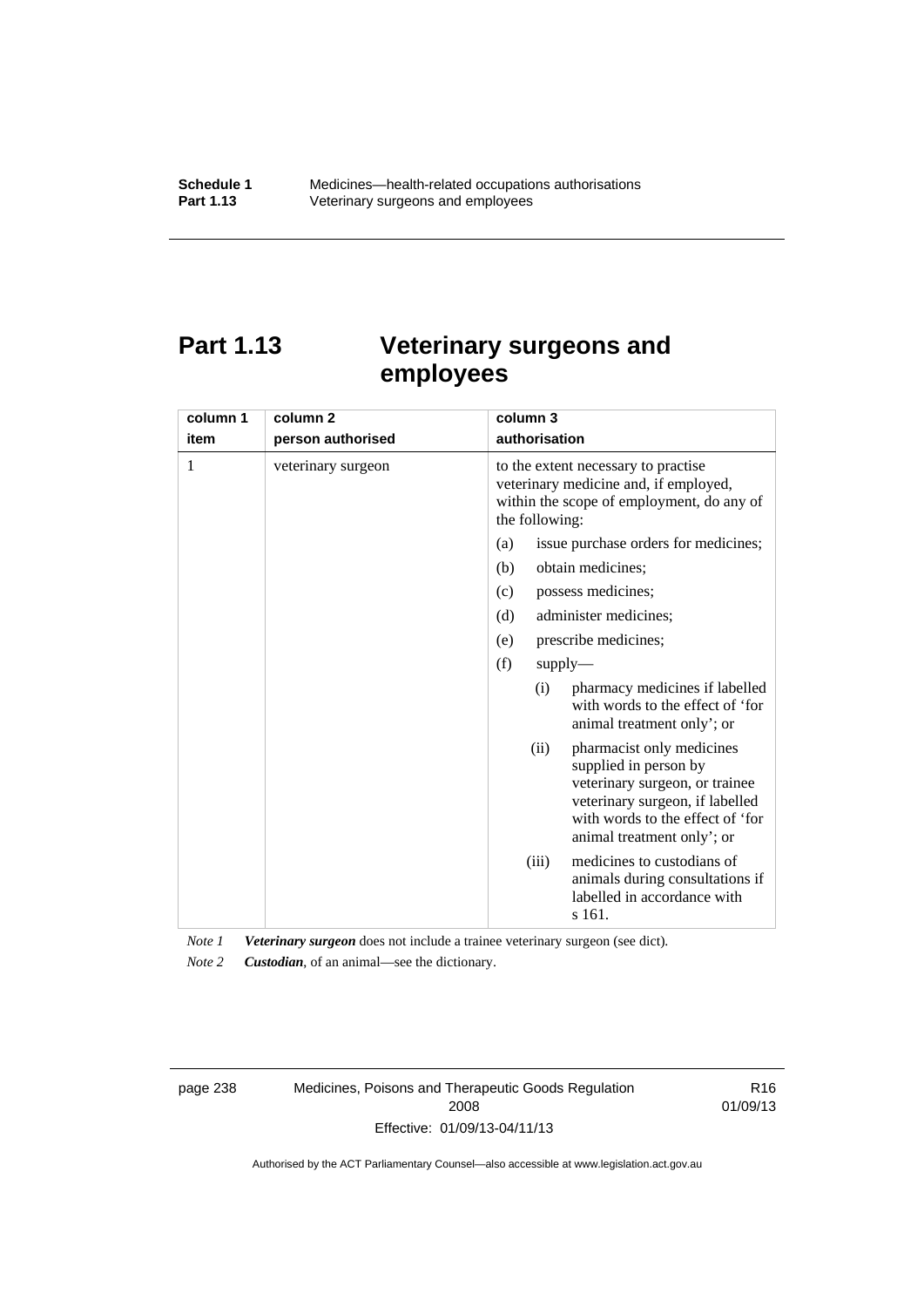# Part 1.13 Veterinary surgeons and employees

| column 1<br>item | column 2<br>person authorised | column 3<br>authorisation |
|---|---|---|
| 1 | veterinary surgeon | to the extent necessary to practise veterinary medicine and, if employed, within the scope of employment, do any of the following:<br>(a) issue purchase orders for medicines;<br>(b) obtain medicines;<br>(c) possess medicines;<br>(d) administer medicines;<br>(e) prescribe medicines;<br>(f) supply—<br>(i) pharmacy medicines if labelled with words to the effect of 'for animal treatment only'; or<br>(ii) pharmacist only medicines supplied in person by veterinary surgeon, or trainee veterinary surgeon, if labelled with words to the effect of 'for animal treatment only'; or<br>(iii) medicines to custodians of animals during consultations if labelled in accordance with s 161. |

*Note 1* ***Veterinary surgeon*** does not include a trainee veterinary surgeon (see dict).

*Note 2* ***Custodian***, of an animal—see the dictionary.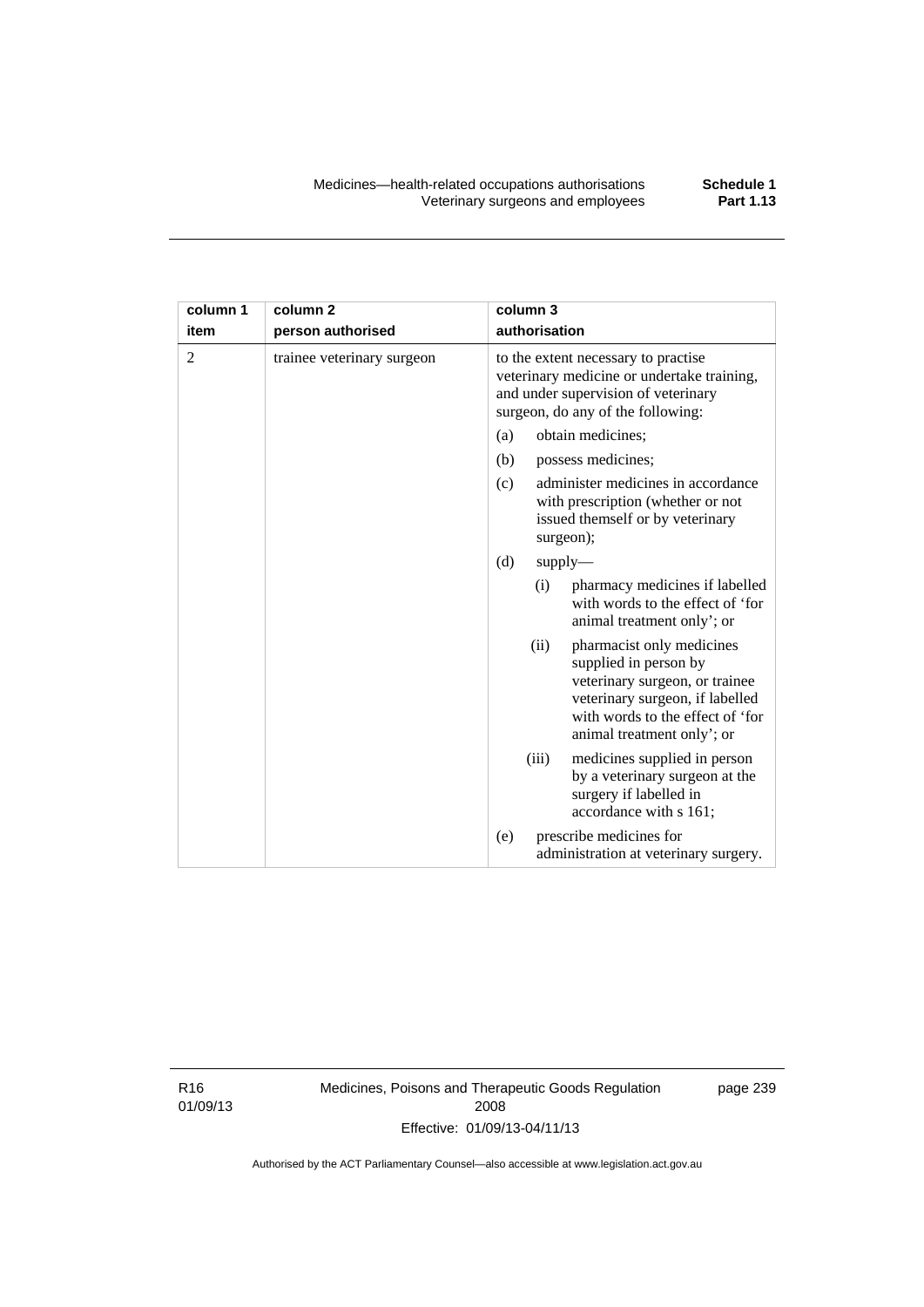| column 1 item | column 2 person authorised | column 3 authorisation |
|---|---|---|
| 2 | trainee veterinary surgeon | to the extent necessary to practise veterinary medicine or undertake training, and under supervision of veterinary surgeon, do any of the following: (a) obtain medicines; (b) possess medicines; (c) administer medicines in accordance with prescription (whether or not issued themself or by veterinary surgeon); (d) supply— (i) pharmacy medicines if labelled with words to the effect of 'for animal treatment only'; or (ii) pharmacist only medicines supplied in person by veterinary surgeon, or trainee veterinary surgeon, if labelled with words to the effect of 'for animal treatment only'; or (iii) medicines supplied in person by a veterinary surgeon at the surgery if labelled in accordance with s 161; (e) prescribe medicines for administration at veterinary surgery. |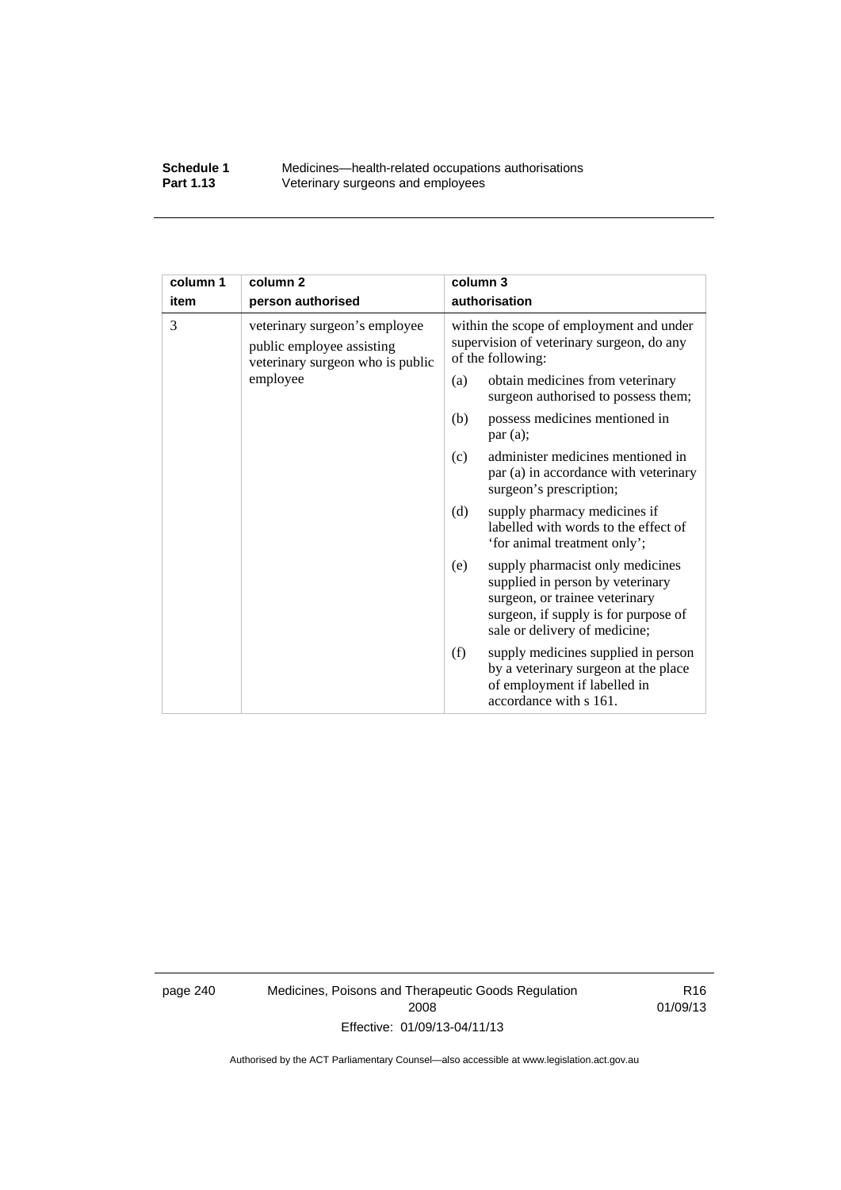| column 1 item | column 2 person authorised | column 3 authorisation |
|---|---|---|
| 3 | veterinary surgeon's employee public employee assisting veterinary surgeon who is public employee | within the scope of employment and under supervision of veterinary surgeon, do any of the following: (a) obtain medicines from veterinary surgeon authorised to possess them; (b) possess medicines mentioned in par (a); (c) administer medicines mentioned in par (a) in accordance with veterinary surgeon's prescription; (d) supply pharmacy medicines if labelled with words to the effect of 'for animal treatment only'; (e) supply pharmacist only medicines supplied in person by veterinary surgeon, or trainee veterinary surgeon, if supply is for purpose of sale or delivery of medicine; (f) supply medicines supplied in person by a veterinary surgeon at the place of employment if labelled in accordance with s 161. |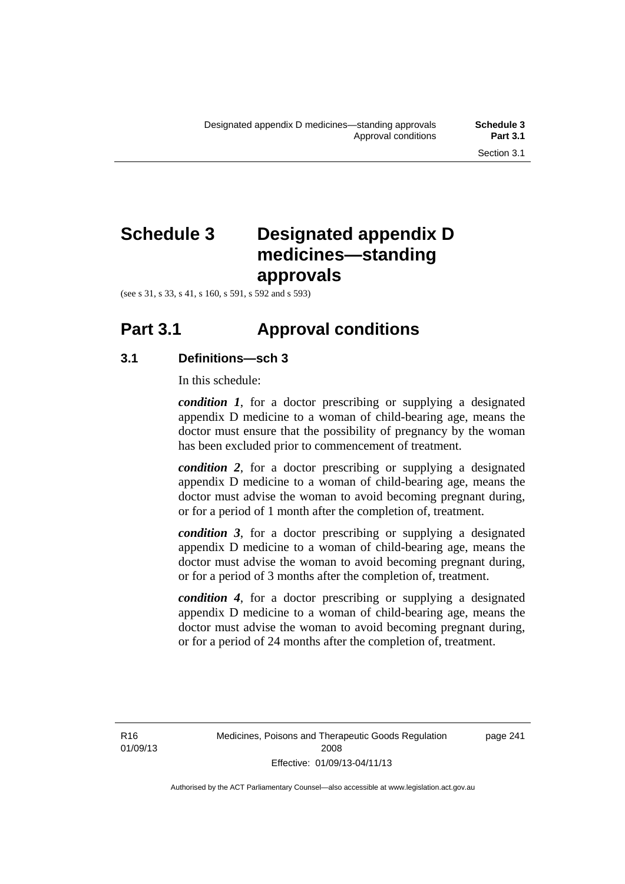# Schedule 3 Designated appendix D medicines—standing approvals

(see s 31, s 33, s 41, s 160, s 591, s 592 and s 593)

## Part 3.1 Approval conditions

### 3.1 Definitions—sch 3

In this schedule:

***condition 1***, for a doctor prescribing or supplying a designated appendix D medicine to a woman of child-bearing age, means the doctor must ensure that the possibility of pregnancy by the woman has been excluded prior to commencement of treatment.

***condition 2***, for a doctor prescribing or supplying a designated appendix D medicine to a woman of child-bearing age, means the doctor must advise the woman to avoid becoming pregnant during, or for a period of 1 month after the completion of, treatment.

***condition 3***, for a doctor prescribing or supplying a designated appendix D medicine to a woman of child-bearing age, means the doctor must advise the woman to avoid becoming pregnant during, or for a period of 3 months after the completion of, treatment.

***condition 4***, for a doctor prescribing or supplying a designated appendix D medicine to a woman of child-bearing age, means the doctor must advise the woman to avoid becoming pregnant during, or for a period of 24 months after the completion of, treatment.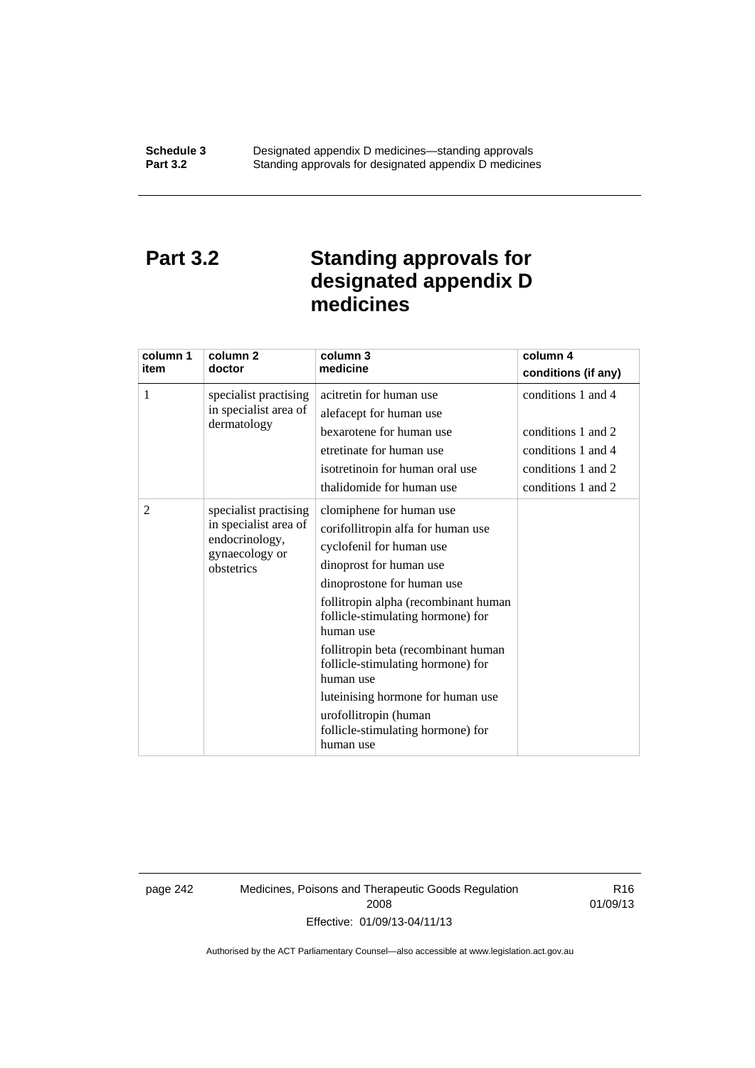# Part 3.2 Standing approvals for designated appendix D medicines

| column 1 item | column 2 doctor | column 3 medicine | column 4 conditions (if any) |
|---|---|---|---|
| 1 | specialist practising in specialist area of dermatology | acitretin for human use | conditions 1 and 4 |
| | | alefacept for human use | |
| | | bexarotene for human use | conditions 1 and 2 |
| | | etretinate for human use | conditions 1 and 4 |
| | | isotretinoin for human oral use | conditions 1 and 2 |
| | | thalidomide for human use | conditions 1 and 2 |
| 2 | specialist practising in specialist area of endocrinology, gynaecology or obstetrics | clomiphene for human use | |
| | | corifollitropin alfa for human use | |
| | | cyclofenil for human use | |
| | | dinoprost for human use | |
| | | dinoprostone for human use | |
| | | follitropin alpha (recombinant human follicle-stimulating hormone) for human use | |
| | | follitropin beta (recombinant human follicle-stimulating hormone) for human use | |
| | | luteinising hormone for human use | |
| | | urofollitropin (human follicle-stimulating hormone) for human use | |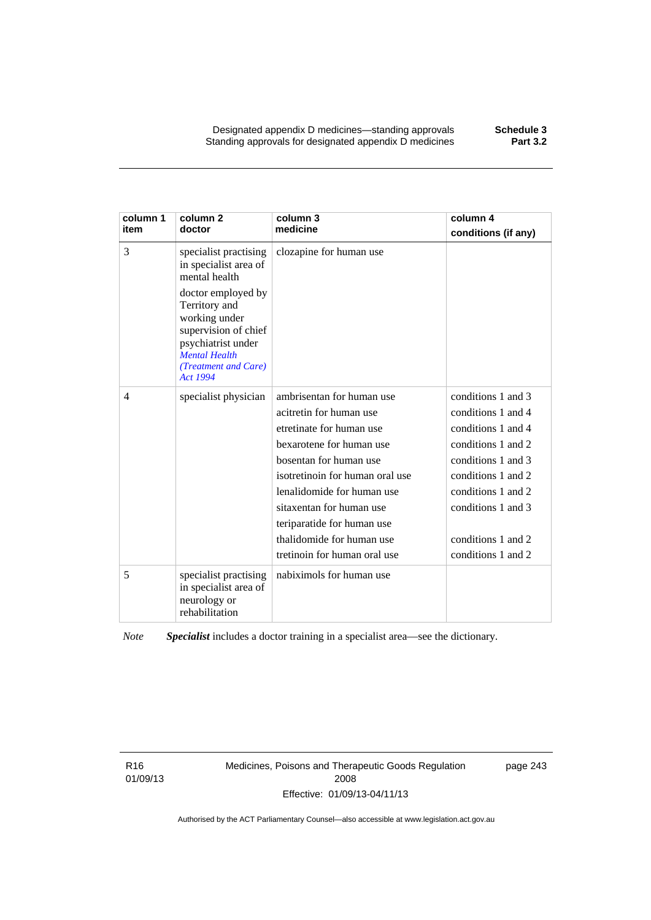| column 1 item | column 2 doctor | column 3 medicine | column 4 conditions (if any) |
|---|---|---|---|
| 3 | specialist practising in specialist area of mental health<br><br>doctor employed by Territory and working under supervision of chief psychiatrist under *Mental Health (Treatment and Care) Act 1994* | clozapine for human use | |
| 4 | specialist physician | ambrisentan for human use<br>acitretin for human use<br>etretinate for human use<br>bexarotene for human use<br>bosentan for human use<br>isotretinoin for human oral use<br>lenalidomide for human use<br>sitaxentan for human use<br>teriparatide for human use<br>thalidomide for human use<br>tretinoin for human oral use | conditions 1 and 3<br>conditions 1 and 4<br>conditions 1 and 4<br>conditions 1 and 2<br>conditions 1 and 3<br>conditions 1 and 2<br>conditions 1 and 2<br>conditions 1 and 3<br><br>conditions 1 and 2<br>conditions 1 and 2 |
| 5 | specialist practising in specialist area of neurology or rehabilitation | nabiximols for human use | |

*Note* ***Specialist*** includes a doctor training in a specialist area—see the dictionary.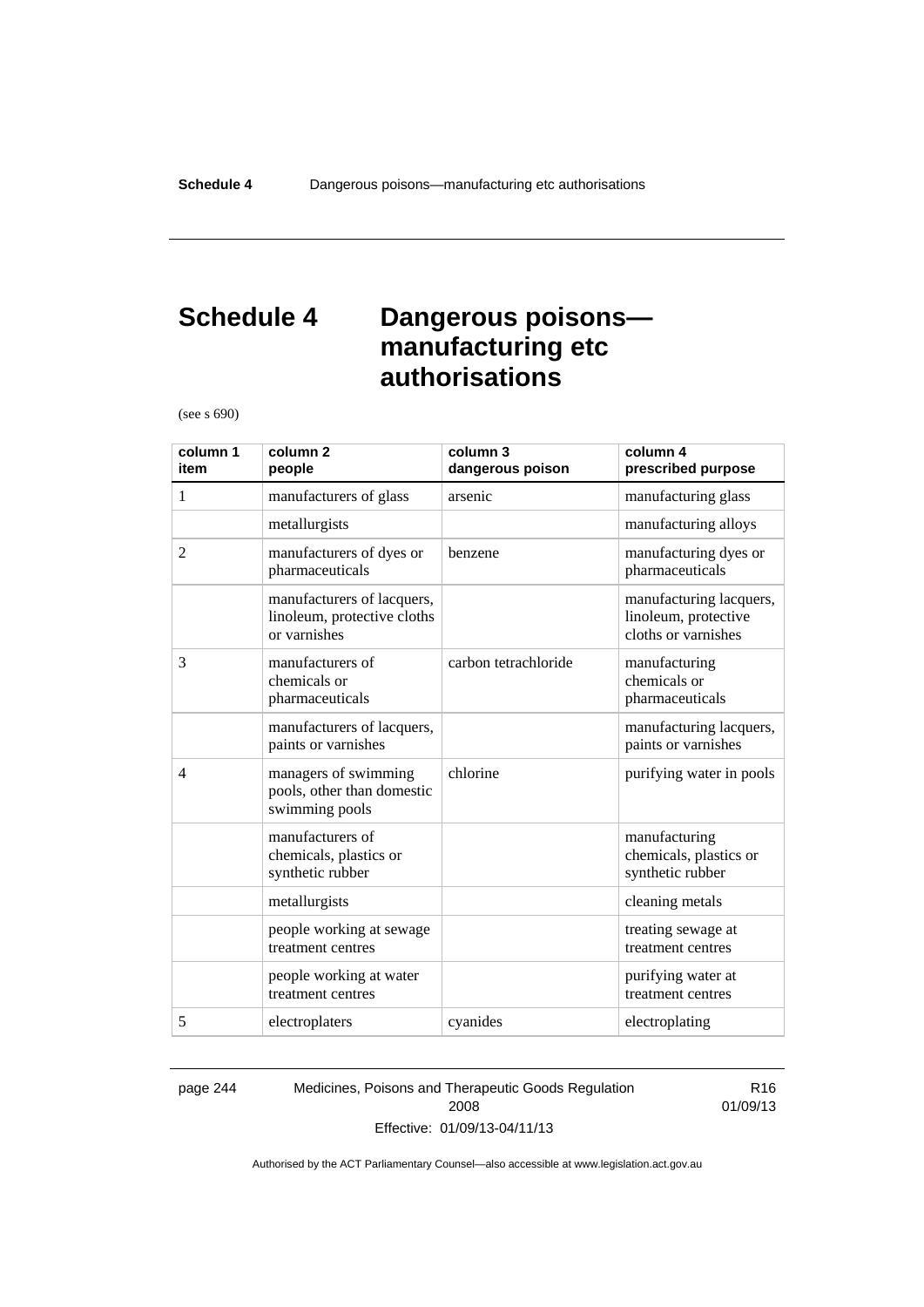# Schedule 4 Dangerous poisons—manufacturing etc authorisations

(see s 690)

| column 1 item | column 2 people | column 3 dangerous poison | column 4 prescribed purpose |
|---|---|---|---|
| 1 | manufacturers of glass | arsenic | manufacturing glass |
| | metallurgists | | manufacturing alloys |
| 2 | manufacturers of dyes or pharmaceuticals | benzene | manufacturing dyes or pharmaceuticals |
| | manufacturers of lacquers, linoleum, protective cloths or varnishes | | manufacturing lacquers, linoleum, protective cloths or varnishes |
| 3 | manufacturers of chemicals or pharmaceuticals | carbon tetrachloride | manufacturing chemicals or pharmaceuticals |
| | manufacturers of lacquers, paints or varnishes | | manufacturing lacquers, paints or varnishes |
| 4 | managers of swimming pools, other than domestic swimming pools | chlorine | purifying water in pools |
| | manufacturers of chemicals, plastics or synthetic rubber | | manufacturing chemicals, plastics or synthetic rubber |
| | metallurgists | | cleaning metals |
| | people working at sewage treatment centres | | treating sewage at treatment centres |
| | people working at water treatment centres | | purifying water at treatment centres |
| 5 | electroplaters | cyanides | electroplating |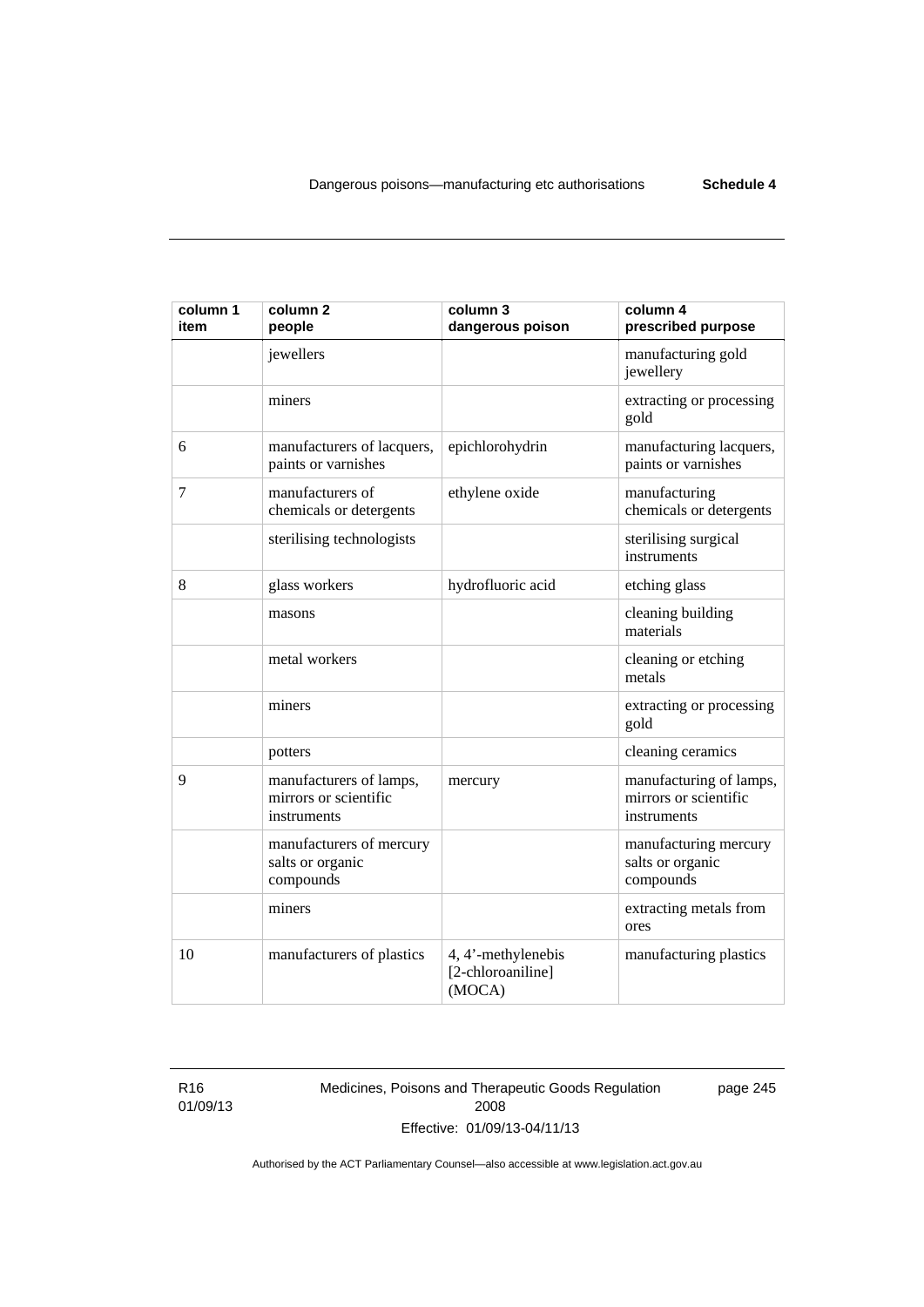| column 1 item | column 2 people | column 3 dangerous poison | column 4 prescribed purpose |
|---|---|---|---|
| | jewellers | | manufacturing gold jewellery |
| | miners | | extracting or processing gold |
| 6 | manufacturers of lacquers, paints or varnishes | epichlorohydrin | manufacturing lacquers, paints or varnishes |
| 7 | manufacturers of chemicals or detergents | ethylene oxide | manufacturing chemicals or detergents |
| | sterilising technologists | | sterilising surgical instruments |
| 8 | glass workers | hydrofluoric acid | etching glass |
| | masons | | cleaning building materials |
| | metal workers | | cleaning or etching metals |
| | miners | | extracting or processing gold |
| | potters | | cleaning ceramics |
| 9 | manufacturers of lamps, mirrors or scientific instruments | mercury | manufacturing of lamps, mirrors or scientific instruments |
| | manufacturers of mercury salts or organic compounds | | manufacturing mercury salts or organic compounds |
| | miners | | extracting metals from ores |
| 10 | manufacturers of plastics | 4, 4'-methylenebis [2-chloroaniline] (MOCA) | manufacturing plastics |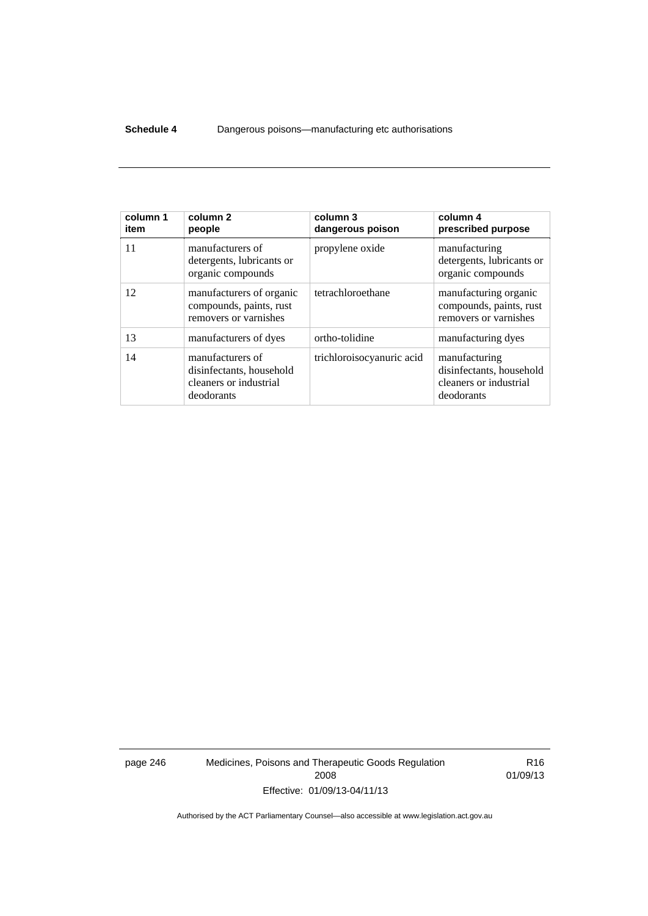| column 1 item | column 2 people | column 3 dangerous poison | column 4 prescribed purpose |
|---|---|---|---|
| 11 | manufacturers of detergents, lubricants or organic compounds | propylene oxide | manufacturing detergents, lubricants or organic compounds |
| 12 | manufacturers of organic compounds, paints, rust removers or varnishes | tetrachloroethane | manufacturing organic compounds, paints, rust removers or varnishes |
| 13 | manufacturers of dyes | ortho-tolidine | manufacturing dyes |
| 14 | manufacturers of disinfectants, household cleaners or industrial deodorants | trichloroisocyanuric acid | manufacturing disinfectants, household cleaners or industrial deodorants |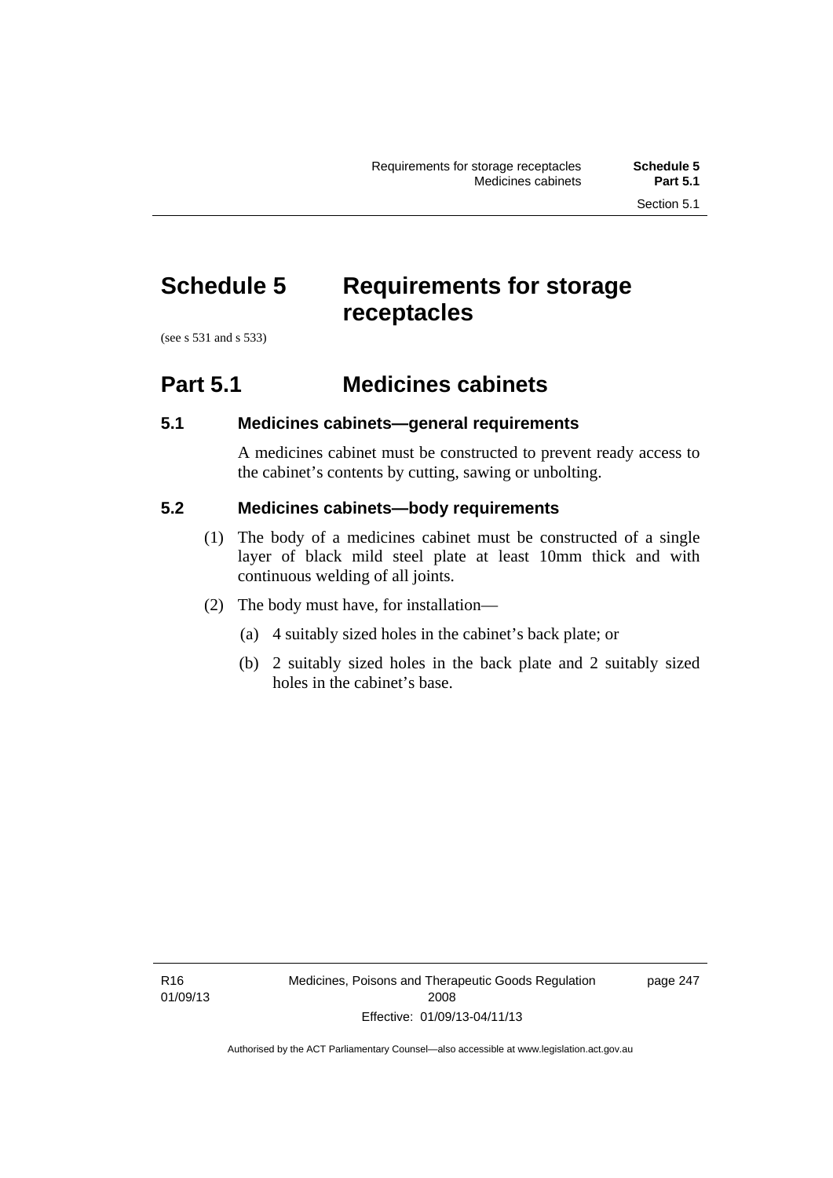# Schedule 5 Requirements for storage receptacles

(see s 531 and s 533)

## Part 5.1 Medicines cabinets

### 5.1 Medicines cabinets—general requirements

A medicines cabinet must be constructed to prevent ready access to the cabinet's contents by cutting, sawing or unbolting.

### 5.2 Medicines cabinets—body requirements

(1) The body of a medicines cabinet must be constructed of a single layer of black mild steel plate at least 10mm thick and with continuous welding of all joints.

(2) The body must have, for installation—

(a) 4 suitably sized holes in the cabinet's back plate; or

(b) 2 suitably sized holes in the back plate and 2 suitably sized holes in the cabinet's base.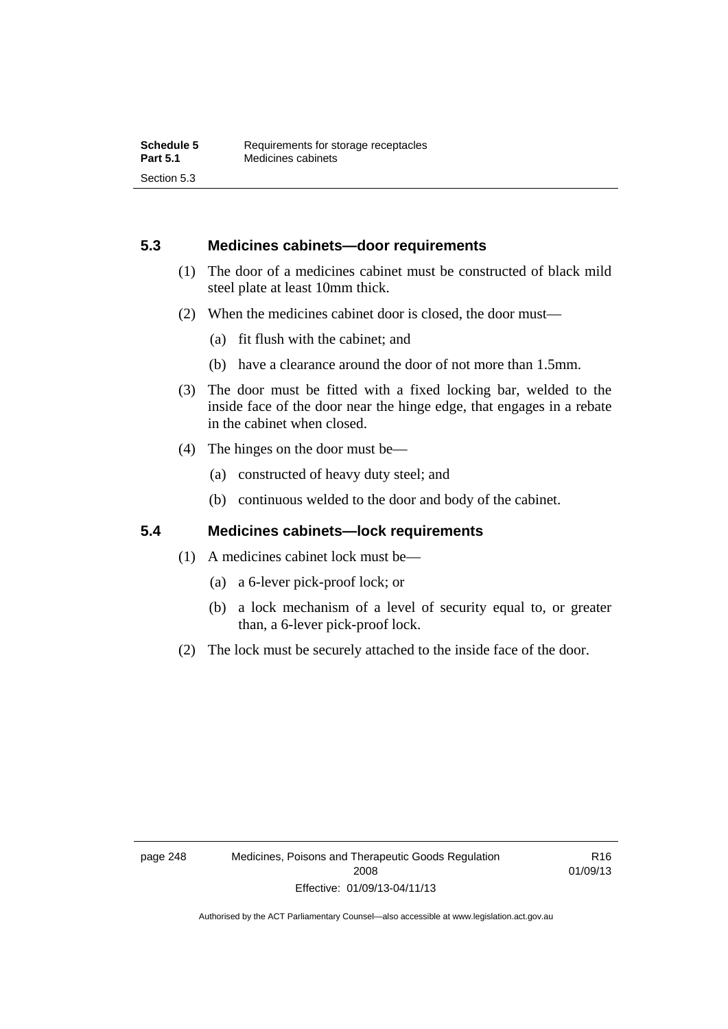## 5.3 Medicines cabinets—door requirements

(1) The door of a medicines cabinet must be constructed of black mild steel plate at least 10mm thick.

(2) When the medicines cabinet door is closed, the door must—

(a) fit flush with the cabinet; and

(b) have a clearance around the door of not more than 1.5mm.

(3) The door must be fitted with a fixed locking bar, welded to the inside face of the door near the hinge edge, that engages in a rebate in the cabinet when closed.

(4) The hinges on the door must be—

(a) constructed of heavy duty steel; and

(b) continuous welded to the door and body of the cabinet.

## 5.4 Medicines cabinets—lock requirements

(1) A medicines cabinet lock must be—

(a) a 6-lever pick-proof lock; or

(b) a lock mechanism of a level of security equal to, or greater than, a 6-lever pick-proof lock.

(2) The lock must be securely attached to the inside face of the door.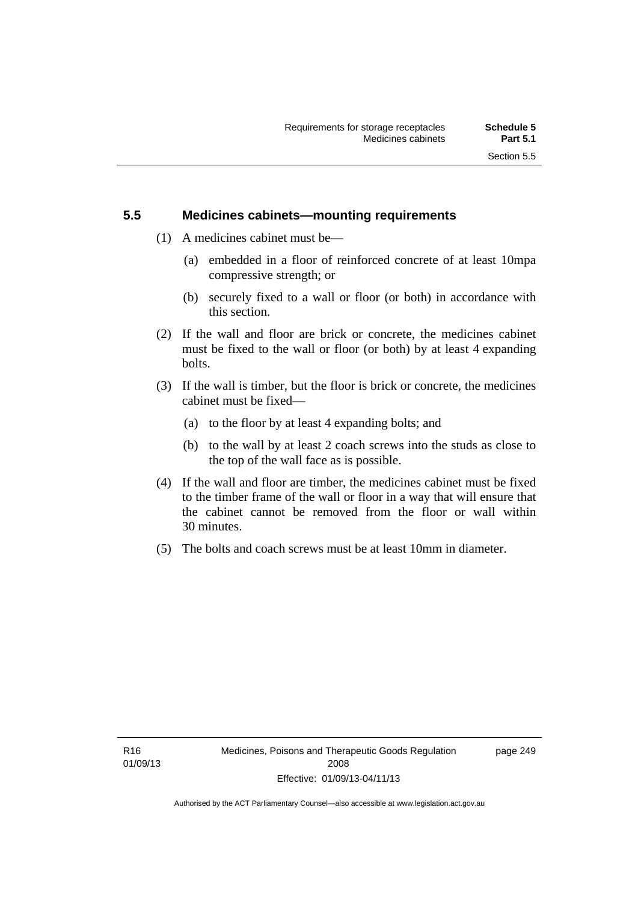## 5.5 Medicines cabinets—mounting requirements

(1) A medicines cabinet must be—

(a) embedded in a floor of reinforced concrete of at least 10mpa compressive strength; or

(b) securely fixed to a wall or floor (or both) in accordance with this section.

(2) If the wall and floor are brick or concrete, the medicines cabinet must be fixed to the wall or floor (or both) by at least 4 expanding bolts.

(3) If the wall is timber, but the floor is brick or concrete, the medicines cabinet must be fixed—

(a) to the floor by at least 4 expanding bolts; and

(b) to the wall by at least 2 coach screws into the studs as close to the top of the wall face as is possible.

(4) If the wall and floor are timber, the medicines cabinet must be fixed to the timber frame of the wall or floor in a way that will ensure that the cabinet cannot be removed from the floor or wall within 30 minutes.

(5) The bolts and coach screws must be at least 10mm in diameter.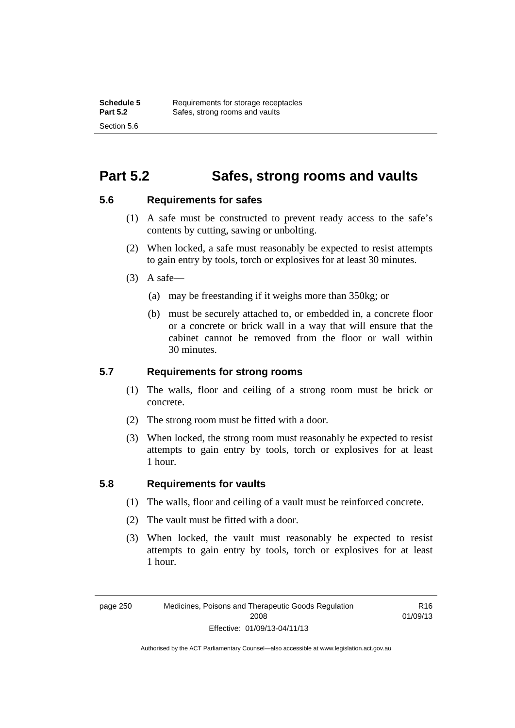# Part 5.2 Safes, strong rooms and vaults

## 5.6 Requirements for safes

(1) A safe must be constructed to prevent ready access to the safe's contents by cutting, sawing or unbolting.

(2) When locked, a safe must reasonably be expected to resist attempts to gain entry by tools, torch or explosives for at least 30 minutes.

(3) A safe—

(a) may be freestanding if it weighs more than 350kg; or

(b) must be securely attached to, or embedded in, a concrete floor or a concrete or brick wall in a way that will ensure that the cabinet cannot be removed from the floor or wall within 30 minutes.

## 5.7 Requirements for strong rooms

(1) The walls, floor and ceiling of a strong room must be brick or concrete.

(2) The strong room must be fitted with a door.

(3) When locked, the strong room must reasonably be expected to resist attempts to gain entry by tools, torch or explosives for at least 1 hour.

## 5.8 Requirements for vaults

(1) The walls, floor and ceiling of a vault must be reinforced concrete.

(2) The vault must be fitted with a door.

(3) When locked, the vault must reasonably be expected to resist attempts to gain entry by tools, torch or explosives for at least 1 hour.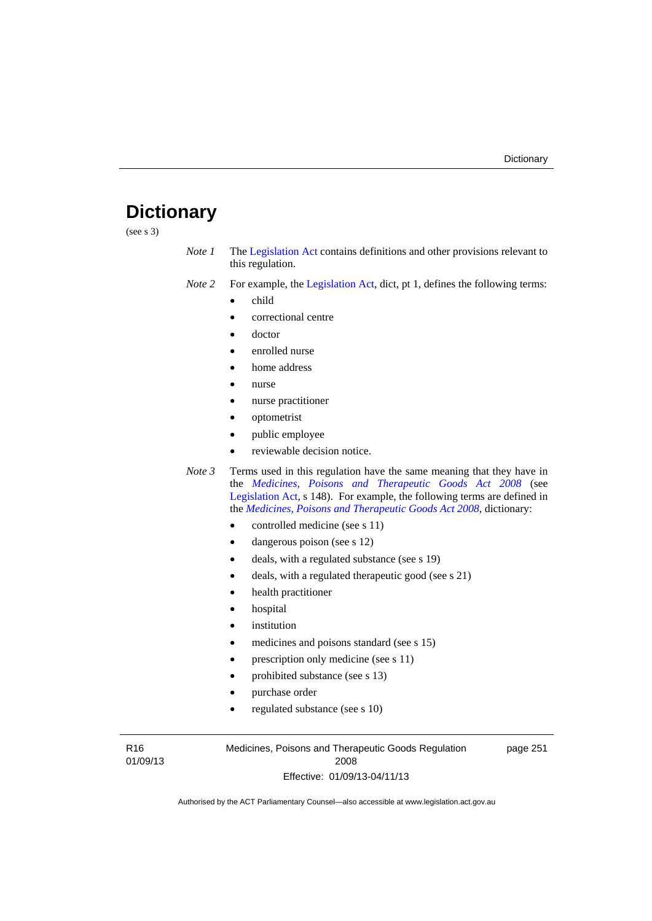# Dictionary

(see s 3)

*Note 1* The Legislation Act contains definitions and other provisions relevant to this regulation.

*Note 2* For example, the Legislation Act, dict, pt 1, defines the following terms:

- child
- correctional centre
- doctor
- enrolled nurse
- home address
- nurse
- nurse practitioner
- optometrist
- public employee
- reviewable decision notice.

*Note 3* Terms used in this regulation have the same meaning that they have in the *Medicines, Poisons and Therapeutic Goods Act 2008* (see Legislation Act, s 148). For example, the following terms are defined in the *Medicines, Poisons and Therapeutic Goods Act 2008*, dictionary:

- controlled medicine (see s 11)
- dangerous poison (see s 12)
- deals, with a regulated substance (see s 19)
- deals, with a regulated therapeutic good (see s 21)
- health practitioner
- hospital
- institution
- medicines and poisons standard (see s 15)
- prescription only medicine (see s 11)
- prohibited substance (see s 13)
- purchase order
- regulated substance (see s 10)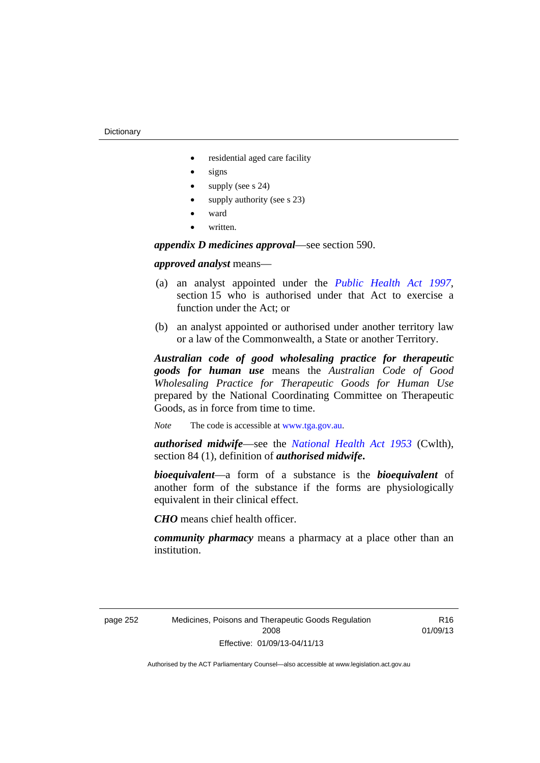- residential aged care facility
- signs
- supply (see s 24)
- supply authority (see s 23)
- ward
- written.

***appendix D medicines approval***—see section 590.

***approved analyst*** means—

(a) an analyst appointed under the *Public Health Act 1997*, section 15 who is authorised under that Act to exercise a function under the Act; or

(b) an analyst appointed or authorised under another territory law or a law of the Commonwealth, a State or another Territory.

***Australian code of good wholesaling practice for therapeutic goods for human use*** means the *Australian Code of Good Wholesaling Practice for Therapeutic Goods for Human Use* prepared by the National Coordinating Committee on Therapeutic Goods, as in force from time to time.

*Note* The code is accessible at www.tga.gov.au.

***authorised midwife***—see the *National Health Act 1953* (Cwlth), section 84 (1), definition of ***authorised midwife***.

***bioequivalent***—a form of a substance is the ***bioequivalent*** of another form of the substance if the forms are physiologically equivalent in their clinical effect.

***CHO*** means chief health officer.

***community pharmacy*** means a pharmacy at a place other than an institution.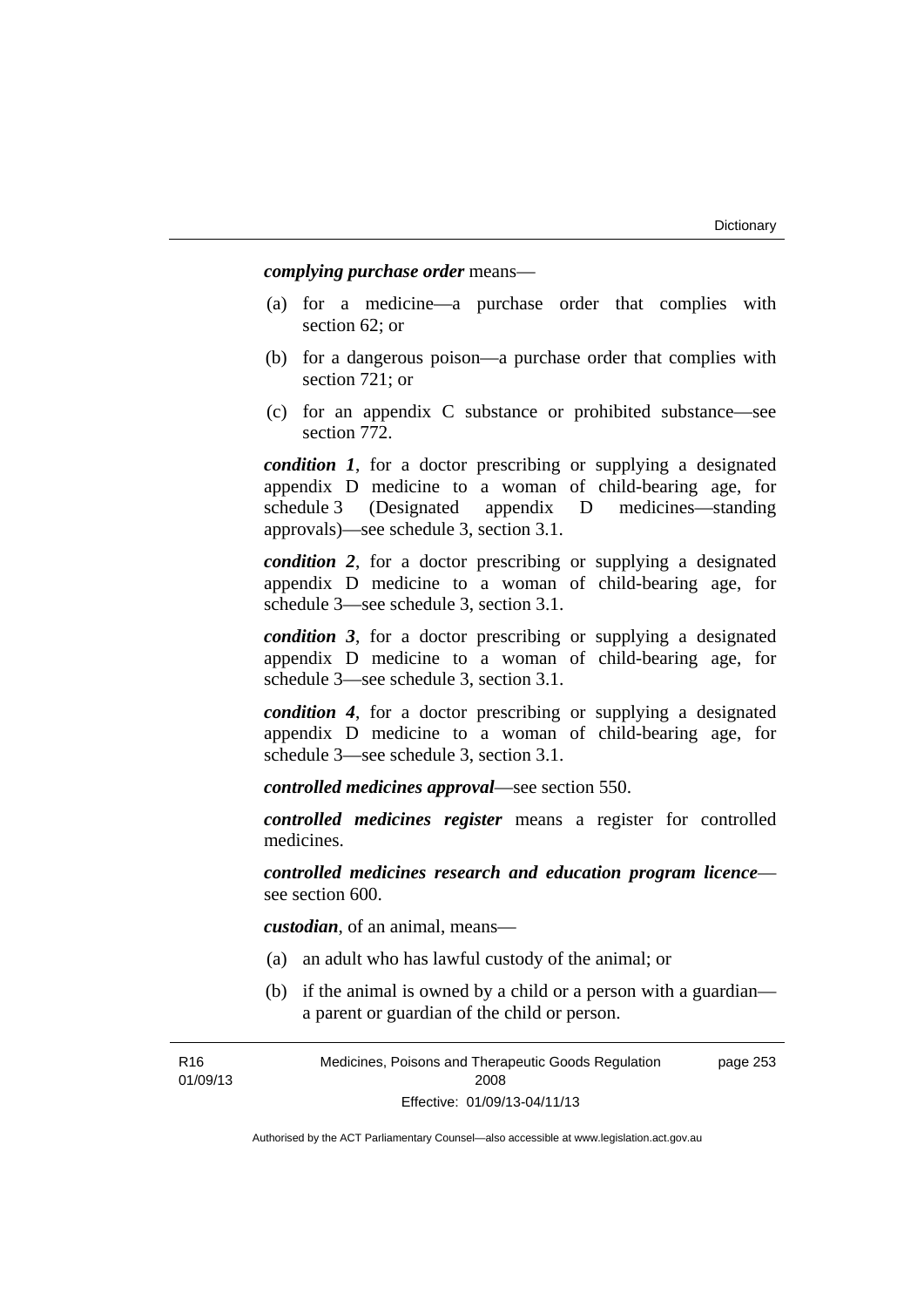***complying purchase order*** means—

(a) for a medicine—a purchase order that complies with section 62; or

(b) for a dangerous poison—a purchase order that complies with section 721; or

(c) for an appendix C substance or prohibited substance—see section 772.

***condition 1***, for a doctor prescribing or supplying a designated appendix D medicine to a woman of child-bearing age, for schedule 3 (Designated appendix D medicines—standing approvals)—see schedule 3, section 3.1.

***condition 2***, for a doctor prescribing or supplying a designated appendix D medicine to a woman of child-bearing age, for schedule 3—see schedule 3, section 3.1.

***condition 3***, for a doctor prescribing or supplying a designated appendix D medicine to a woman of child-bearing age, for schedule 3—see schedule 3, section 3.1.

***condition 4***, for a doctor prescribing or supplying a designated appendix D medicine to a woman of child-bearing age, for schedule 3—see schedule 3, section 3.1.

***controlled medicines approval***—see section 550.

***controlled medicines register*** means a register for controlled medicines.

***controlled medicines research and education program licence***—see section 600.

***custodian***, of an animal, means—

(a) an adult who has lawful custody of the animal; or

(b) if the animal is owned by a child or a person with a guardian—a parent or guardian of the child or person.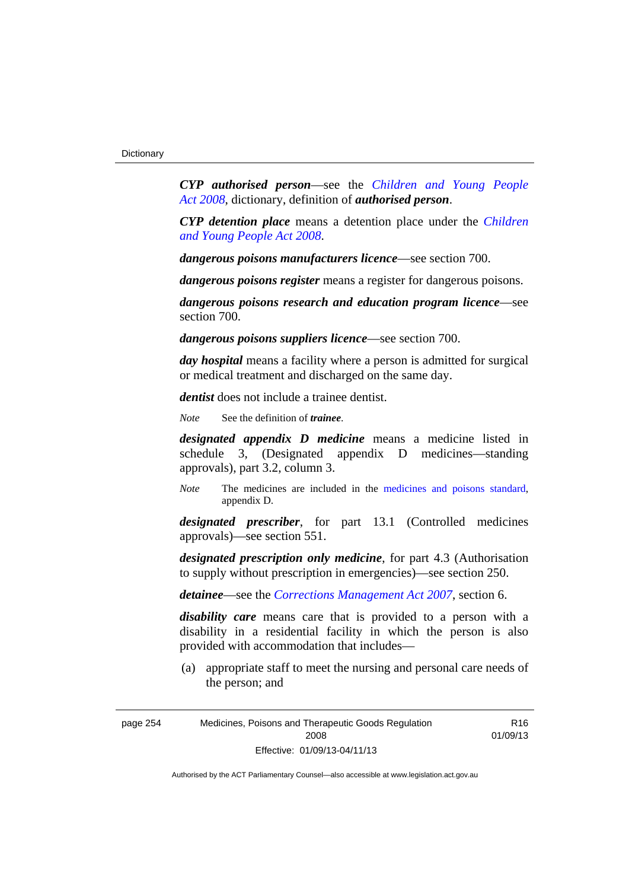***CYP authorised person***—see the *Children and Young People Act 2008*, dictionary, definition of ***authorised person***.

***CYP detention place*** means a detention place under the *Children and Young People Act 2008*.

***dangerous poisons manufacturers licence***—see section 700.

***dangerous poisons register*** means a register for dangerous poisons.

***dangerous poisons research and education program licence***—see section 700.

***dangerous poisons suppliers licence***—see section 700.

***day hospital*** means a facility where a person is admitted for surgical or medical treatment and discharged on the same day.

***dentist*** does not include a trainee dentist.

*Note* See the definition of ***trainee***.

***designated appendix D medicine*** means a medicine listed in schedule 3, (Designated appendix D medicines—standing approvals), part 3.2, column 3.

*Note* The medicines are included in the medicines and poisons standard, appendix D.

***designated prescriber***, for part 13.1 (Controlled medicines approvals)—see section 551.

***designated prescription only medicine***, for part 4.3 (Authorisation to supply without prescription in emergencies)—see section 250.

***detainee***—see the *Corrections Management Act 2007*, section 6.

***disability care*** means care that is provided to a person with a disability in a residential facility in which the person is also provided with accommodation that includes—

(a) appropriate staff to meet the nursing and personal care needs of the person; and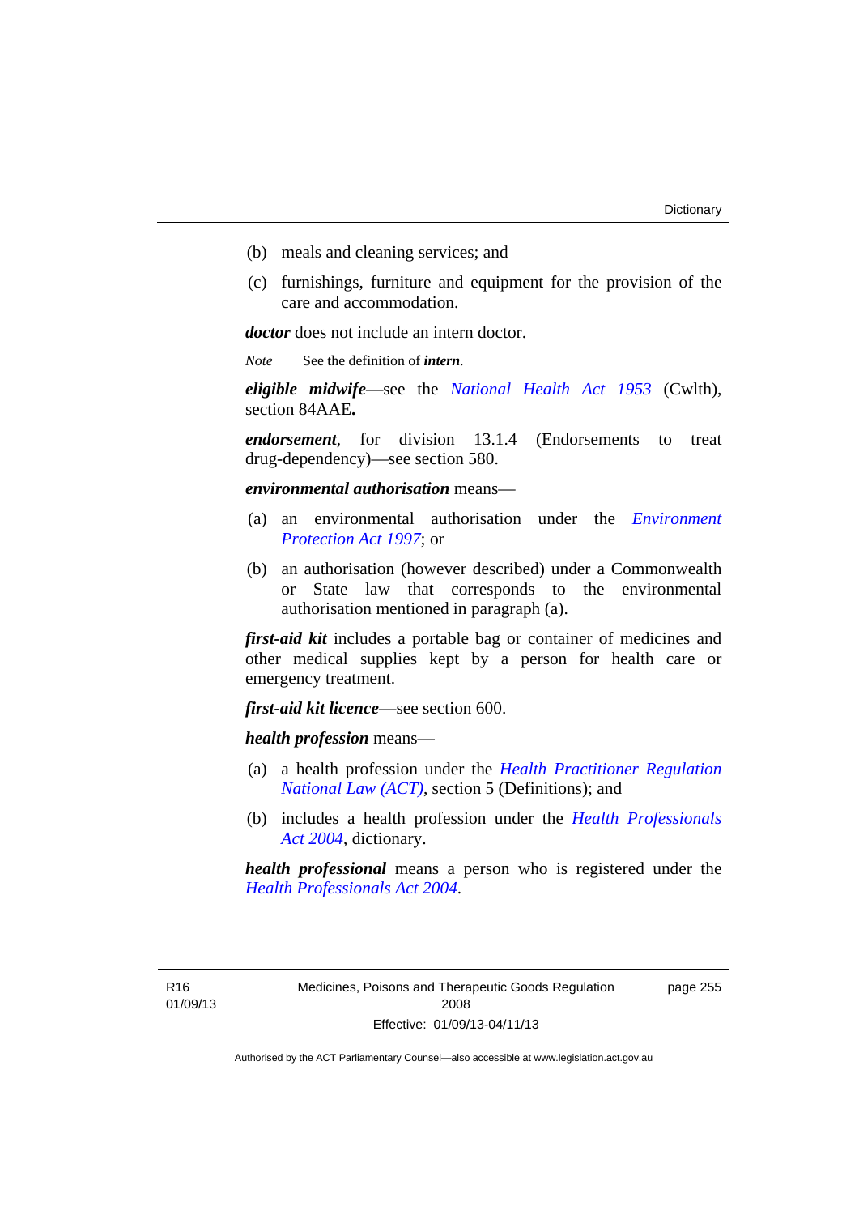(b) meals and cleaning services; and

(c) furnishings, furniture and equipment for the provision of the care and accommodation.

***doctor*** does not include an intern doctor.

*Note* See the definition of ***intern***.

***eligible midwife***—see the *National Health Act 1953* (Cwlth), section 84AAE**.**

***endorsement***, for division 13.1.4 (Endorsements to treat drug-dependency)—see section 580.

***environmental authorisation*** means—

(a) an environmental authorisation under the *Environment Protection Act 1997*; or

(b) an authorisation (however described) under a Commonwealth or State law that corresponds to the environmental authorisation mentioned in paragraph (a).

***first-aid kit*** includes a portable bag or container of medicines and other medical supplies kept by a person for health care or emergency treatment.

***first-aid kit licence***—see section 600.

***health profession*** means—

(a) a health profession under the *Health Practitioner Regulation National Law (ACT)*, section 5 (Definitions); and

(b) includes a health profession under the *Health Professionals Act 2004*, dictionary.

***health professional*** means a person who is registered under the *Health Professionals Act 2004*.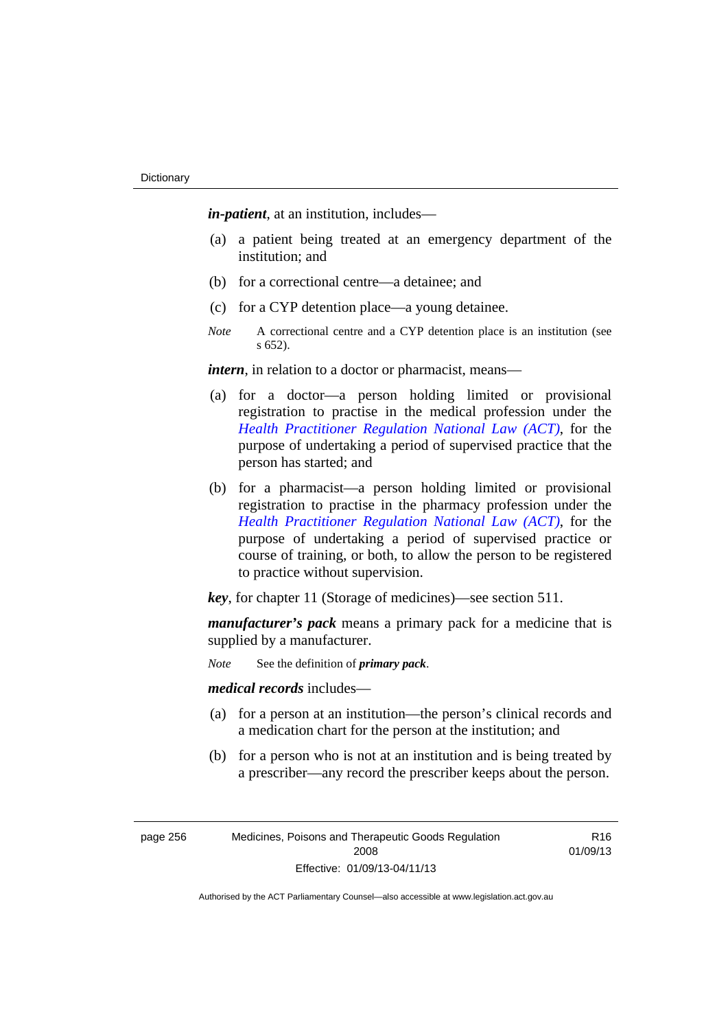***in-patient***, at an institution, includes—

(a) a patient being treated at an emergency department of the institution; and

(b) for a correctional centre—a detainee; and

(c) for a CYP detention place—a young detainee.

*Note* A correctional centre and a CYP detention place is an institution (see s 652).

***intern***, in relation to a doctor or pharmacist, means—

(a) for a doctor—a person holding limited or provisional registration to practise in the medical profession under the *Health Practitioner Regulation National Law (ACT)*, for the purpose of undertaking a period of supervised practice that the person has started; and

(b) for a pharmacist—a person holding limited or provisional registration to practise in the pharmacy profession under the *Health Practitioner Regulation National Law (ACT)*, for the purpose of undertaking a period of supervised practice or course of training, or both, to allow the person to be registered to practice without supervision.

***key***, for chapter 11 (Storage of medicines)—see section 511.

***manufacturer's pack*** means a primary pack for a medicine that is supplied by a manufacturer.

*Note* See the definition of ***primary pack***.

***medical records*** includes—

(a) for a person at an institution—the person's clinical records and a medication chart for the person at the institution; and

(b) for a person who is not at an institution and is being treated by a prescriber—any record the prescriber keeps about the person.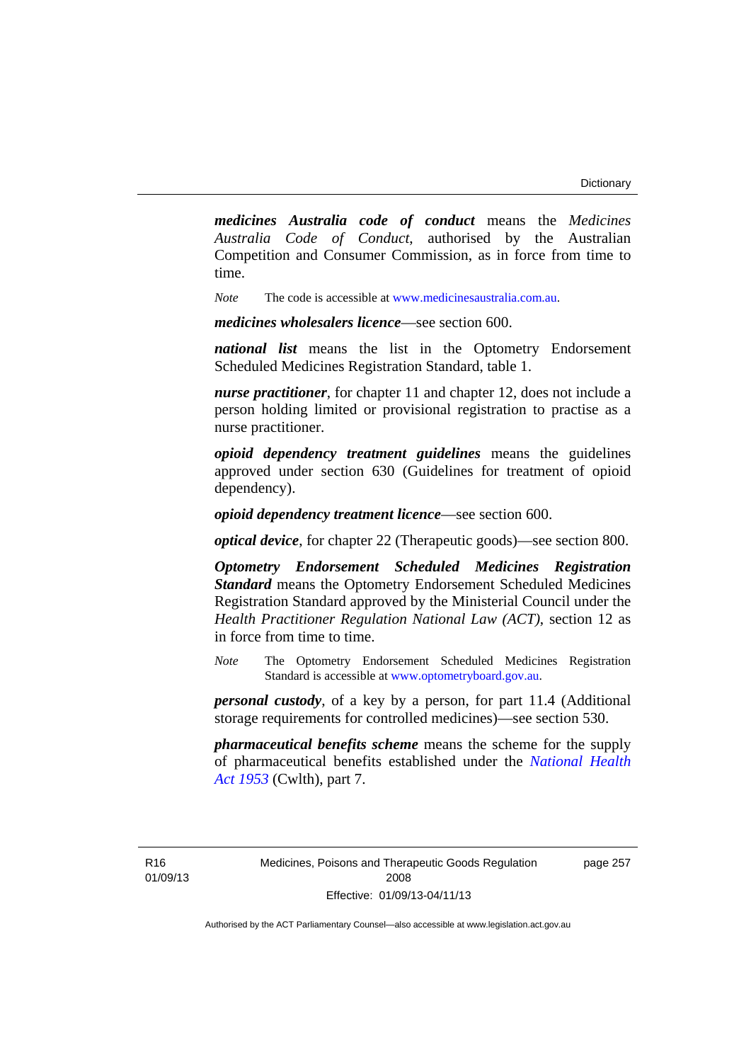***medicines Australia code of conduct*** means the *Medicines Australia Code of Conduct*, authorised by the Australian Competition and Consumer Commission, as in force from time to time.

*Note* The code is accessible at www.medicinesaustralia.com.au.

***medicines wholesalers licence***—see section 600.

***national list*** means the list in the Optometry Endorsement Scheduled Medicines Registration Standard, table 1.

***nurse practitioner***, for chapter 11 and chapter 12, does not include a person holding limited or provisional registration to practise as a nurse practitioner.

***opioid dependency treatment guidelines*** means the guidelines approved under section 630 (Guidelines for treatment of opioid dependency).

***opioid dependency treatment licence***—see section 600.

***optical device***, for chapter 22 (Therapeutic goods)—see section 800.

***Optometry Endorsement Scheduled Medicines Registration Standard*** means the Optometry Endorsement Scheduled Medicines Registration Standard approved by the Ministerial Council under the *Health Practitioner Regulation National Law (ACT)*, section 12 as in force from time to time.

*Note* The Optometry Endorsement Scheduled Medicines Registration Standard is accessible at www.optometryboard.gov.au.

***personal custody***, of a key by a person, for part 11.4 (Additional storage requirements for controlled medicines)—see section 530.

***pharmaceutical benefits scheme*** means the scheme for the supply of pharmaceutical benefits established under the *National Health Act 1953* (Cwlth), part 7.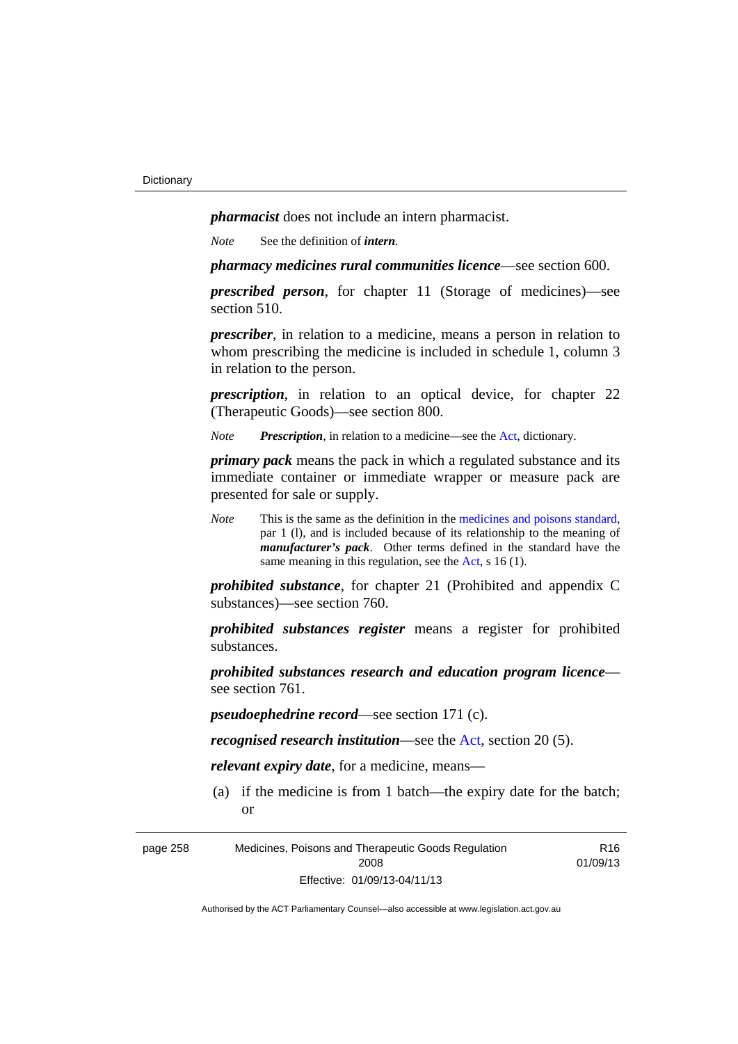***pharmacist*** does not include an intern pharmacist.

*Note* See the definition of ***intern***.

***pharmacy medicines rural communities licence***—see section 600.

***prescribed person***, for chapter 11 (Storage of medicines)—see section 510.

***prescriber***, in relation to a medicine, means a person in relation to whom prescribing the medicine is included in schedule 1, column 3 in relation to the person.

***prescription***, in relation to an optical device, for chapter 22 (Therapeutic Goods)—see section 800.

*Note* ***Prescription***, in relation to a medicine—see the Act, dictionary.

***primary pack*** means the pack in which a regulated substance and its immediate container or immediate wrapper or measure pack are presented for sale or supply.

*Note* This is the same as the definition in the medicines and poisons standard, par 1 (l), and is included because of its relationship to the meaning of ***manufacturer's pack***. Other terms defined in the standard have the same meaning in this regulation, see the Act, s 16 (1).

***prohibited substance***, for chapter 21 (Prohibited and appendix C substances)—see section 760.

***prohibited substances register*** means a register for prohibited substances.

***prohibited substances research and education program licence***—see section 761.

***pseudoephedrine record***—see section 171 (c).

***recognised research institution***—see the Act, section 20 (5).

***relevant expiry date***, for a medicine, means—

(a) if the medicine is from 1 batch—the expiry date for the batch; or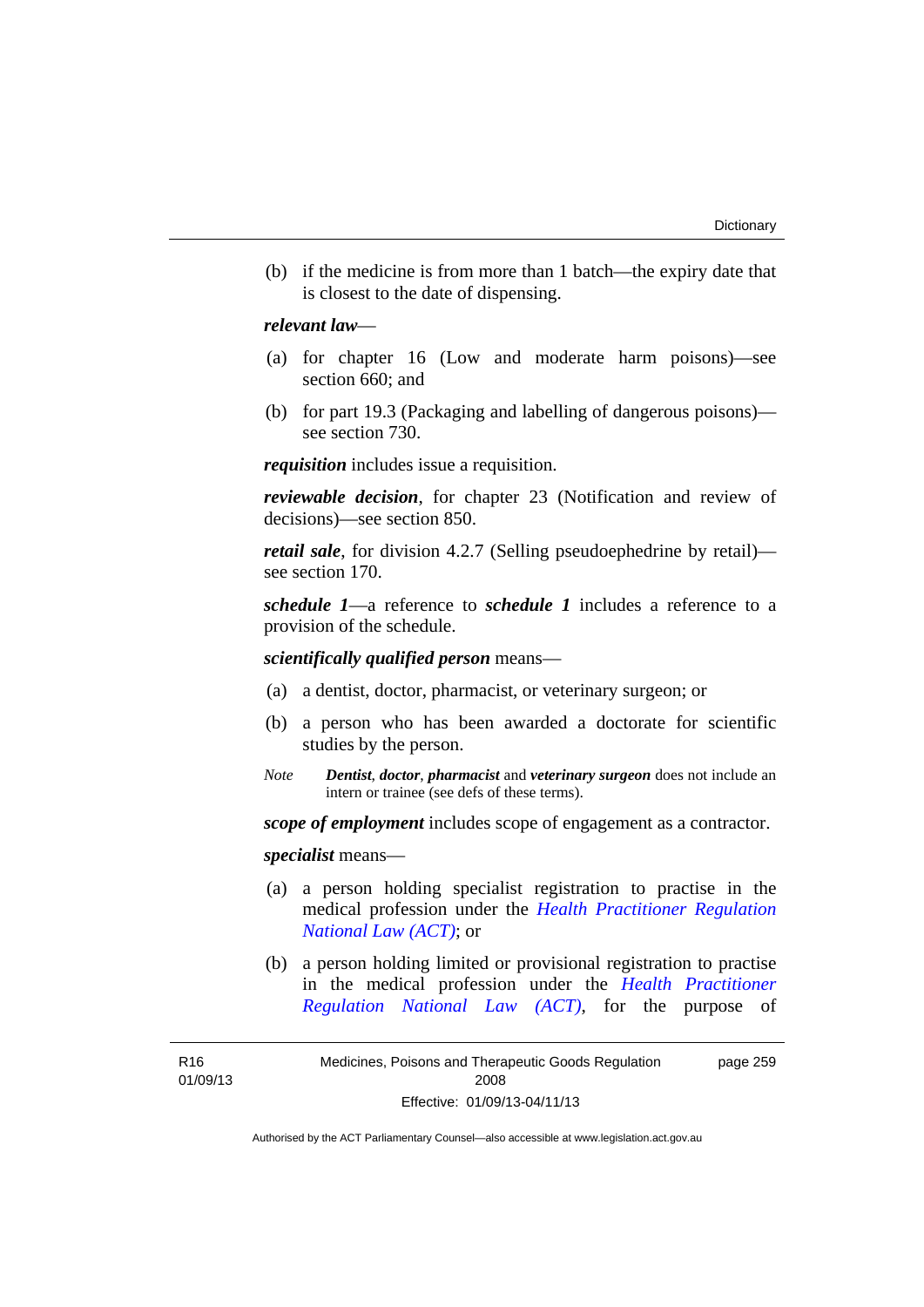(b) if the medicine is from more than 1 batch—the expiry date that is closest to the date of dispensing.

***relevant law***—

(a) for chapter 16 (Low and moderate harm poisons)—see section 660; and

(b) for part 19.3 (Packaging and labelling of dangerous poisons)—see section 730.

***requisition*** includes issue a requisition.

***reviewable decision***, for chapter 23 (Notification and review of decisions)—see section 850.

***retail sale***, for division 4.2.7 (Selling pseudoephedrine by retail)—see section 170.

***schedule 1***—a reference to ***schedule 1*** includes a reference to a provision of the schedule.

***scientifically qualified person*** means—

(a) a dentist, doctor, pharmacist, or veterinary surgeon; or

(b) a person who has been awarded a doctorate for scientific studies by the person.

*Note* ***Dentist***, ***doctor***, ***pharmacist*** and ***veterinary surgeon*** does not include an intern or trainee (see defs of these terms).

***scope of employment*** includes scope of engagement as a contractor.

***specialist*** means—

(a) a person holding specialist registration to practise in the medical profession under the *Health Practitioner Regulation National Law (ACT)*; or

(b) a person holding limited or provisional registration to practise in the medical profession under the *Health Practitioner Regulation National Law (ACT)*, for the purpose of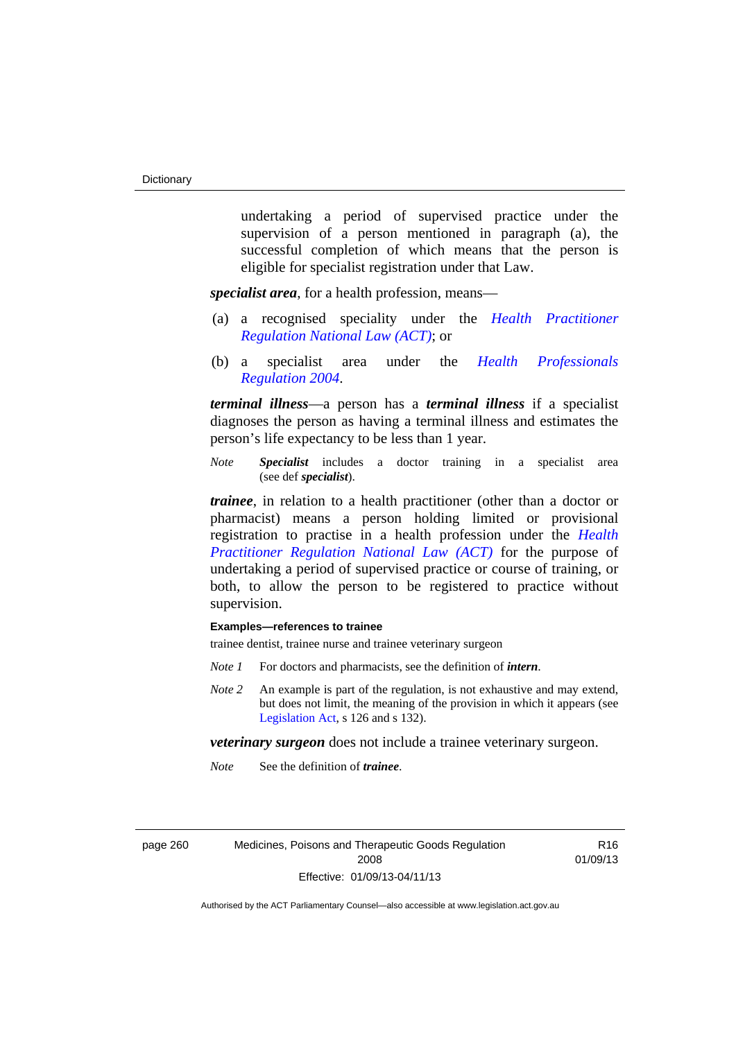undertaking a period of supervised practice under the supervision of a person mentioned in paragraph (a), the successful completion of which means that the person is eligible for specialist registration under that Law.

***specialist area***, for a health profession, means—

(a) a recognised speciality under the *Health Practitioner Regulation National Law (ACT)*; or

(b) a specialist area under the *Health Professionals Regulation 2004*.

***terminal illness***—a person has a ***terminal illness*** if a specialist diagnoses the person as having a terminal illness and estimates the person's life expectancy to be less than 1 year.

*Note* ***Specialist*** includes a doctor training in a specialist area (see def ***specialist***).

***trainee***, in relation to a health practitioner (other than a doctor or pharmacist) means a person holding limited or provisional registration to practise in a health profession under the *Health Practitioner Regulation National Law (ACT)* for the purpose of undertaking a period of supervised practice or course of training, or both, to allow the person to be registered to practice without supervision.

**Examples—references to trainee**

trainee dentist, trainee nurse and trainee veterinary surgeon

*Note 1* For doctors and pharmacists, see the definition of ***intern***.

*Note 2* An example is part of the regulation, is not exhaustive and may extend, but does not limit, the meaning of the provision in which it appears (see Legislation Act, s 126 and s 132).

***veterinary surgeon*** does not include a trainee veterinary surgeon.

*Note* See the definition of ***trainee***.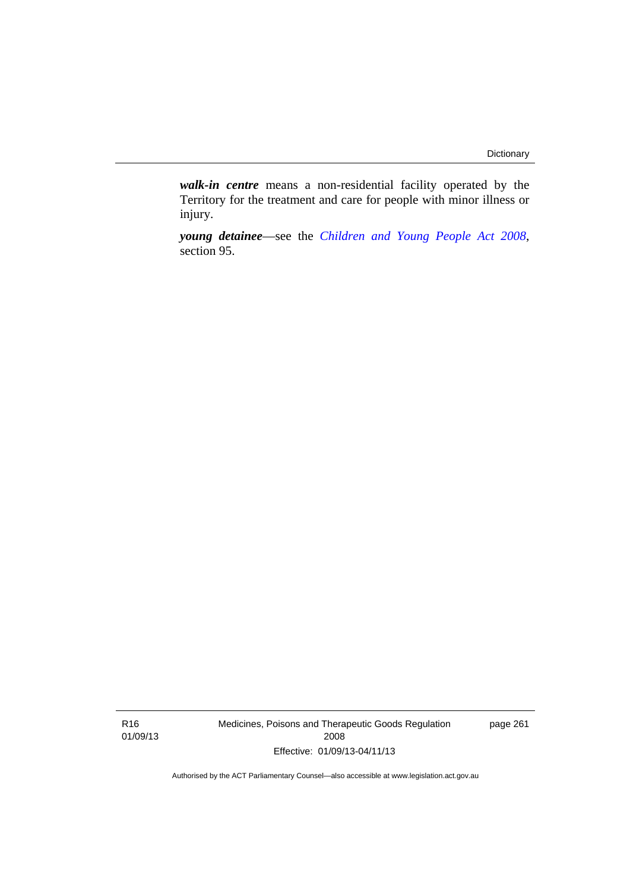***walk-in centre*** means a non-residential facility operated by the Territory for the treatment and care for people with minor illness or injury.

***young detainee***—see the *Children and Young People Act 2008*, section 95.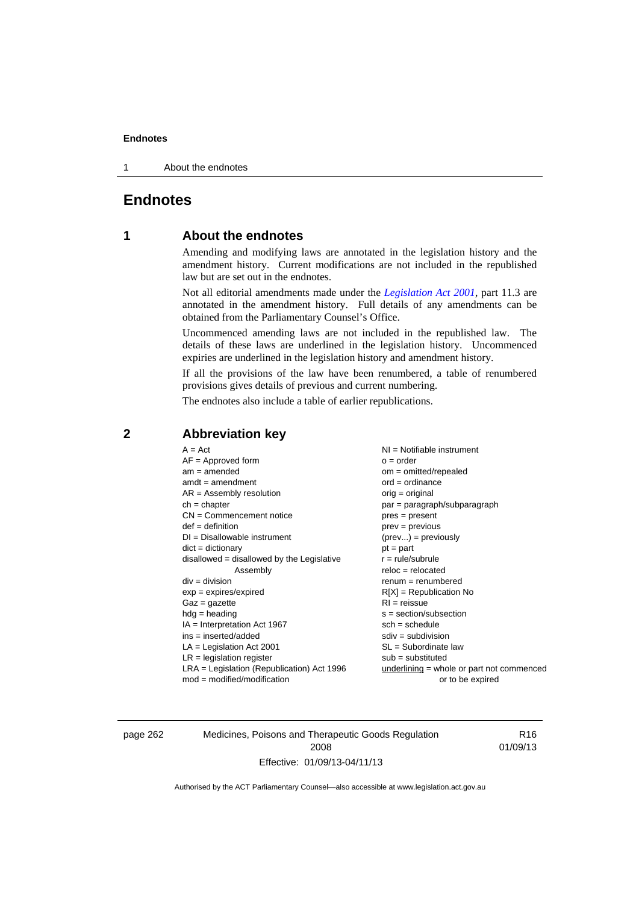# Endnotes

## 1 About the endnotes

Amending and modifying laws are annotated in the legislation history and the amendment history. Current modifications are not included in the republished law but are set out in the endnotes.

Not all editorial amendments made under the *Legislation Act 2001*, part 11.3 are annotated in the amendment history. Full details of any amendments can be obtained from the Parliamentary Counsel's Office.

Uncommenced amending laws are not included in the republished law. The details of these laws are underlined in the legislation history. Uncommenced expiries are underlined in the legislation history and amendment history.

If all the provisions of the law have been renumbered, a table of renumbered provisions gives details of previous and current numbering.

The endnotes also include a table of earlier republications.

## 2 Abbreviation key

A = Act
AF = Approved form
am = amended
amdt = amendment
AR = Assembly resolution
ch = chapter
CN = Commencement notice
def = definition
DI = Disallowable instrument
dict = dictionary
disallowed = disallowed by the Legislative Assembly
div = division
exp = expires/expired
Gaz = gazette
hdg = heading
IA = Interpretation Act 1967
ins = inserted/added
LA = Legislation Act 2001
LR = legislation register
LRA = Legislation (Republication) Act 1996
mod = modified/modification
NI = Notifiable instrument
o = order
om = omitted/repealed
ord = ordinance
orig = original
par = paragraph/subparagraph
pres = present
prev = previous
(prev...) = previously
pt = part
r = rule/subrule
reloc = relocated
renum = renumbered
R[X] = Republication No
RI = reissue
s = section/subsection
sch = schedule
sdiv = subdivision
SL = Subordinate law
sub = substituted
underlining = whole or part not commenced or to be expired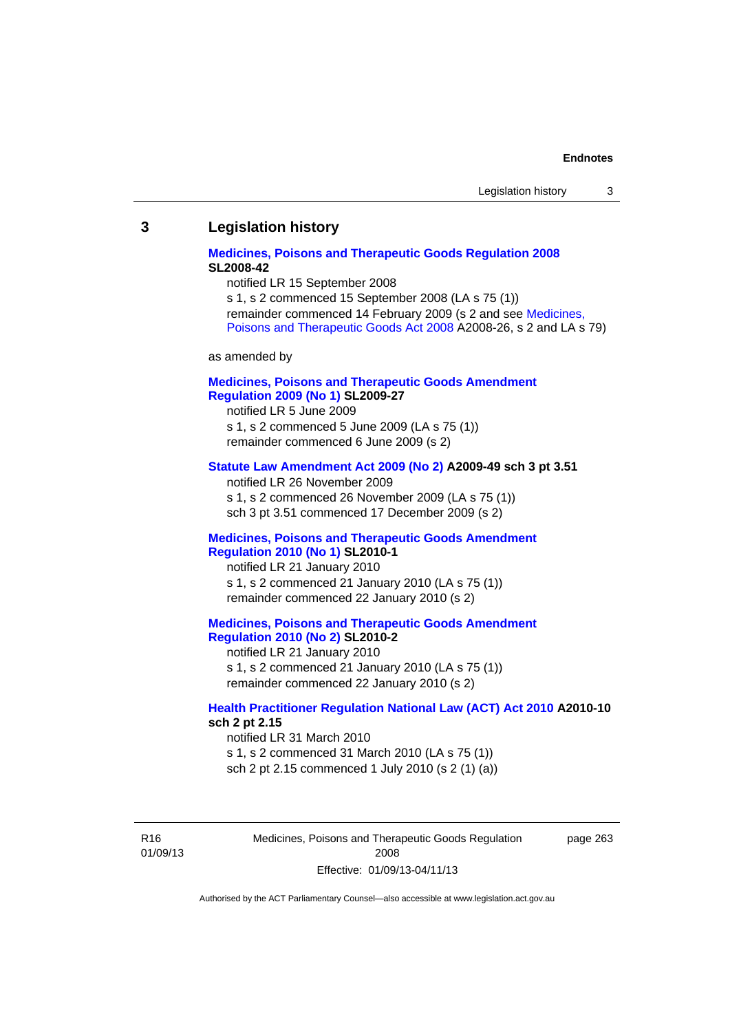## 3 Legislation history

**Medicines, Poisons and Therapeutic Goods Regulation 2008 SL2008-42**

notified LR 15 September 2008

s 1, s 2 commenced 15 September 2008 (LA s 75 (1))

remainder commenced 14 February 2009 (s 2 and see Medicines, Poisons and Therapeutic Goods Act 2008 A2008-26, s 2 and LA s 79)

as amended by

**Medicines, Poisons and Therapeutic Goods Amendment Regulation 2009 (No 1) SL2009-27**

notified LR 5 June 2009

s 1, s 2 commenced 5 June 2009 (LA s 75 (1))

remainder commenced 6 June 2009 (s 2)

**Statute Law Amendment Act 2009 (No 2) A2009-49 sch 3 pt 3.51**

notified LR 26 November 2009

s 1, s 2 commenced 26 November 2009 (LA s 75 (1))

sch 3 pt 3.51 commenced 17 December 2009 (s 2)

**Medicines, Poisons and Therapeutic Goods Amendment Regulation 2010 (No 1) SL2010-1**

notified LR 21 January 2010

s 1, s 2 commenced 21 January 2010 (LA s 75 (1))

remainder commenced 22 January 2010 (s 2)

**Medicines, Poisons and Therapeutic Goods Amendment Regulation 2010 (No 2) SL2010-2**

notified LR 21 January 2010

s 1, s 2 commenced 21 January 2010 (LA s 75 (1))

remainder commenced 22 January 2010 (s 2)

**Health Practitioner Regulation National Law (ACT) Act 2010 A2010-10 sch 2 pt 2.15**

notified LR 31 March 2010

s 1, s 2 commenced 31 March 2010 (LA s 75 (1))

sch 2 pt 2.15 commenced 1 July 2010 (s 2 (1) (a))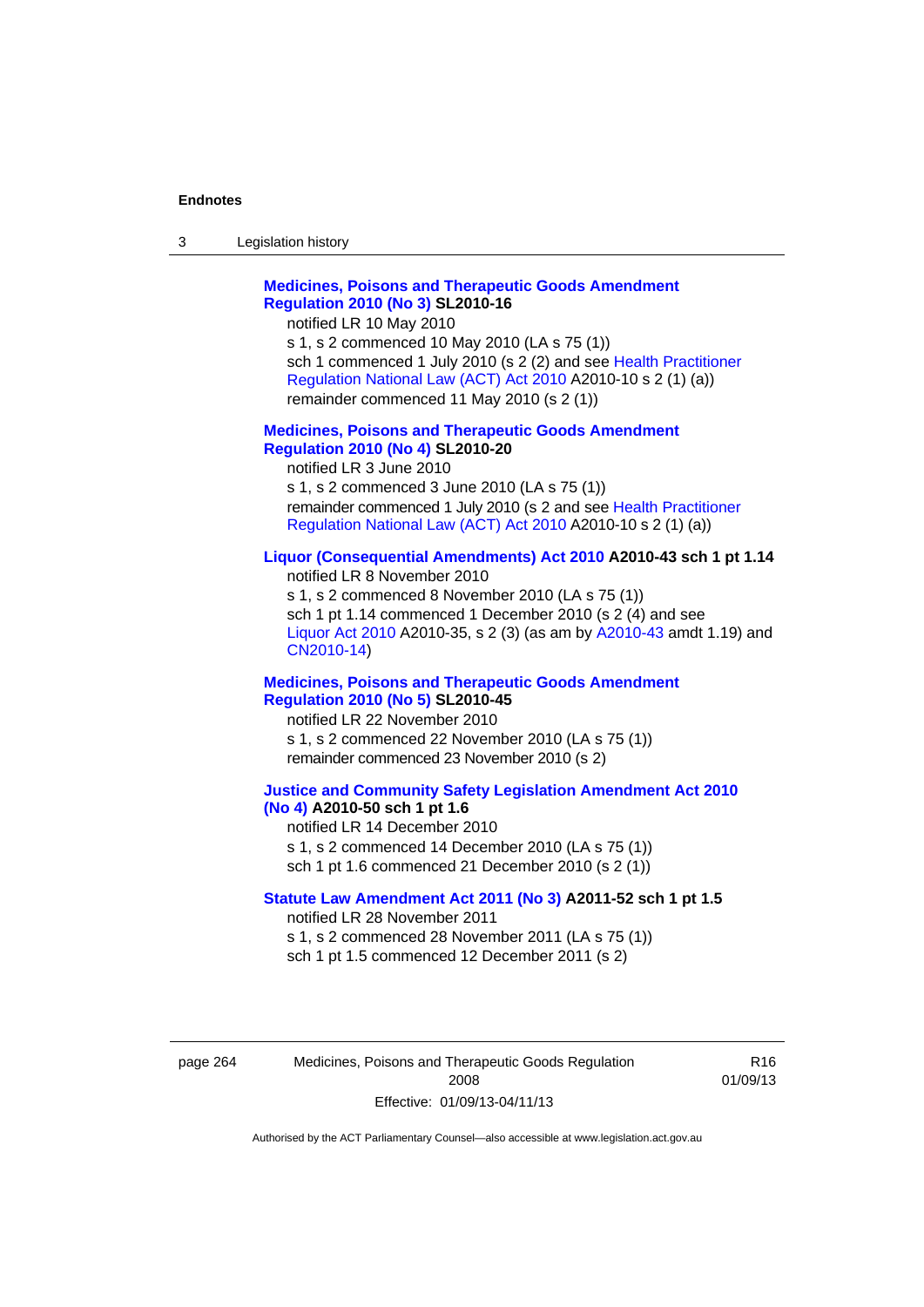**Medicines, Poisons and Therapeutic Goods Amendment Regulation 2010 (No 3) SL2010-16**

notified LR 10 May 2010

s 1, s 2 commenced 10 May 2010 (LA s 75 (1))

sch 1 commenced 1 July 2010 (s 2 (2) and see Health Practitioner Regulation National Law (ACT) Act 2010 A2010-10 s 2 (1) (a))

remainder commenced 11 May 2010 (s 2 (1))

**Medicines, Poisons and Therapeutic Goods Amendment Regulation 2010 (No 4) SL2010-20**

notified LR 3 June 2010

s 1, s 2 commenced 3 June 2010 (LA s 75 (1))

remainder commenced 1 July 2010 (s 2 and see Health Practitioner Regulation National Law (ACT) Act 2010 A2010-10 s 2 (1) (a))

**Liquor (Consequential Amendments) Act 2010 A2010-43 sch 1 pt 1.14**

notified LR 8 November 2010

s 1, s 2 commenced 8 November 2010 (LA s 75 (1))

sch 1 pt 1.14 commenced 1 December 2010 (s 2 (4) and see Liquor Act 2010 A2010-35, s 2 (3) (as am by A2010-43 amdt 1.19) and CN2010-14)

**Medicines, Poisons and Therapeutic Goods Amendment Regulation 2010 (No 5) SL2010-45**

notified LR 22 November 2010

s 1, s 2 commenced 22 November 2010 (LA s 75 (1))

remainder commenced 23 November 2010 (s 2)

**Justice and Community Safety Legislation Amendment Act 2010 (No 4) A2010-50 sch 1 pt 1.6**

notified LR 14 December 2010

s 1, s 2 commenced 14 December 2010 (LA s 75 (1))

sch 1 pt 1.6 commenced 21 December 2010 (s 2 (1))

**Statute Law Amendment Act 2011 (No 3) A2011-52 sch 1 pt 1.5**

notified LR 28 November 2011

s 1, s 2 commenced 28 November 2011 (LA s 75 (1))

sch 1 pt 1.5 commenced 12 December 2011 (s 2)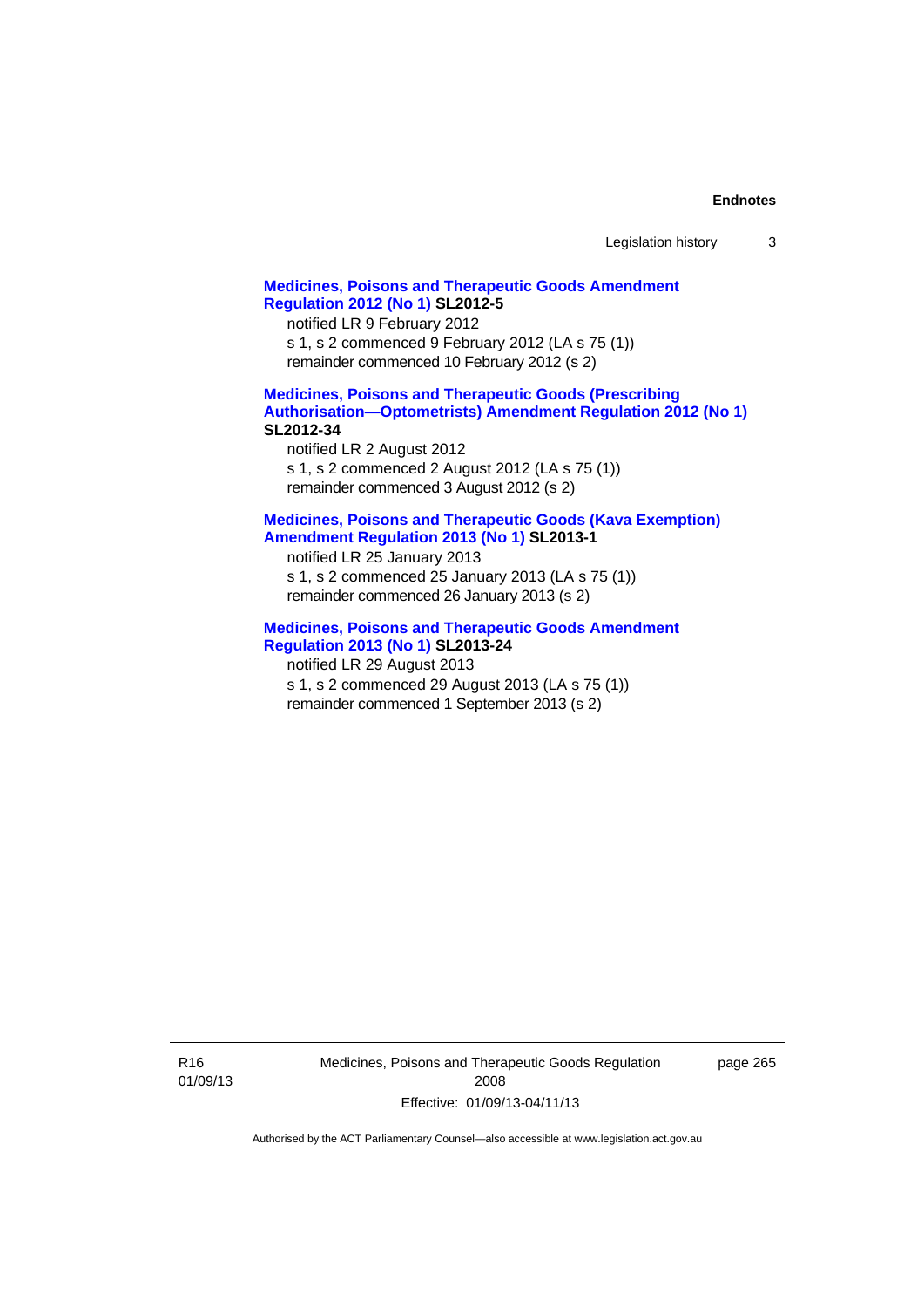**Medicines, Poisons and Therapeutic Goods Amendment Regulation 2012 (No 1) SL2012-5**

notified LR 9 February 2012

s 1, s 2 commenced 9 February 2012 (LA s 75 (1))

remainder commenced 10 February 2012 (s 2)

**Medicines, Poisons and Therapeutic Goods (Prescribing Authorisation—Optometrists) Amendment Regulation 2012 (No 1) SL2012-34**

notified LR 2 August 2012

s 1, s 2 commenced 2 August 2012 (LA s 75 (1))

remainder commenced 3 August 2012 (s 2)

**Medicines, Poisons and Therapeutic Goods (Kava Exemption) Amendment Regulation 2013 (No 1) SL2013-1**

notified LR 25 January 2013

s 1, s 2 commenced 25 January 2013 (LA s 75 (1))

remainder commenced 26 January 2013 (s 2)

**Medicines, Poisons and Therapeutic Goods Amendment Regulation 2013 (No 1) SL2013-24**

notified LR 29 August 2013

s 1, s 2 commenced 29 August 2013 (LA s 75 (1))

remainder commenced 1 September 2013 (s 2)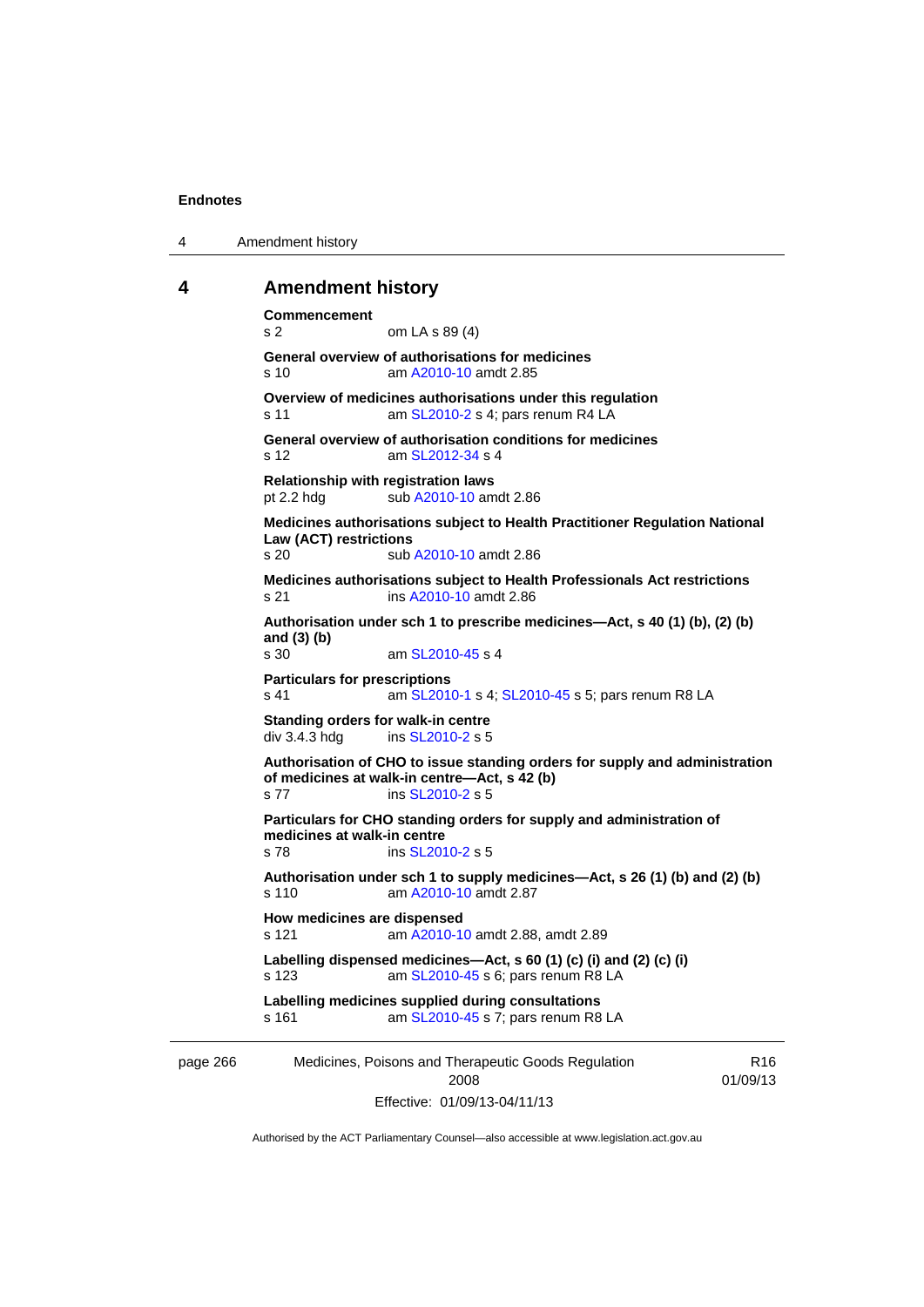# 4 Amendment history

**Commencement**
s 2 om LA s 89 (4)

**General overview of authorisations for medicines**
s 10 am A2010-10 amdt 2.85

**Overview of medicines authorisations under this regulation**
s 11 am SL2010-2 s 4; pars renum R4 LA

**General overview of authorisation conditions for medicines**
s 12 am SL2012-34 s 4

**Relationship with registration laws**
pt 2.2 hdg sub A2010-10 amdt 2.86

**Medicines authorisations subject to Health Practitioner Regulation National Law (ACT) restrictions**
s 20 sub A2010-10 amdt 2.86

**Medicines authorisations subject to Health Professionals Act restrictions**
s 21 ins A2010-10 amdt 2.86

**Authorisation under sch 1 to prescribe medicines—Act, s 40 (1) (b), (2) (b) and (3) (b)**
s 30 am SL2010-45 s 4

**Particulars for prescriptions**
s 41 am SL2010-1 s 4; SL2010-45 s 5; pars renum R8 LA

**Standing orders for walk-in centre**
div 3.4.3 hdg ins SL2010-2 s 5

**Authorisation of CHO to issue standing orders for supply and administration of medicines at walk-in centre—Act, s 42 (b)**
s 77 ins SL2010-2 s 5

**Particulars for CHO standing orders for supply and administration of medicines at walk-in centre**
s 78 ins SL2010-2 s 5

**Authorisation under sch 1 to supply medicines—Act, s 26 (1) (b) and (2) (b)**
s 110 am A2010-10 amdt 2.87

**How medicines are dispensed**
s 121 am A2010-10 amdt 2.88, amdt 2.89

**Labelling dispensed medicines—Act, s 60 (1) (c) (i) and (2) (c) (i)**
s 123 am SL2010-45 s 6; pars renum R8 LA

**Labelling medicines supplied during consultations**
s 161 am SL2010-45 s 7; pars renum R8 LA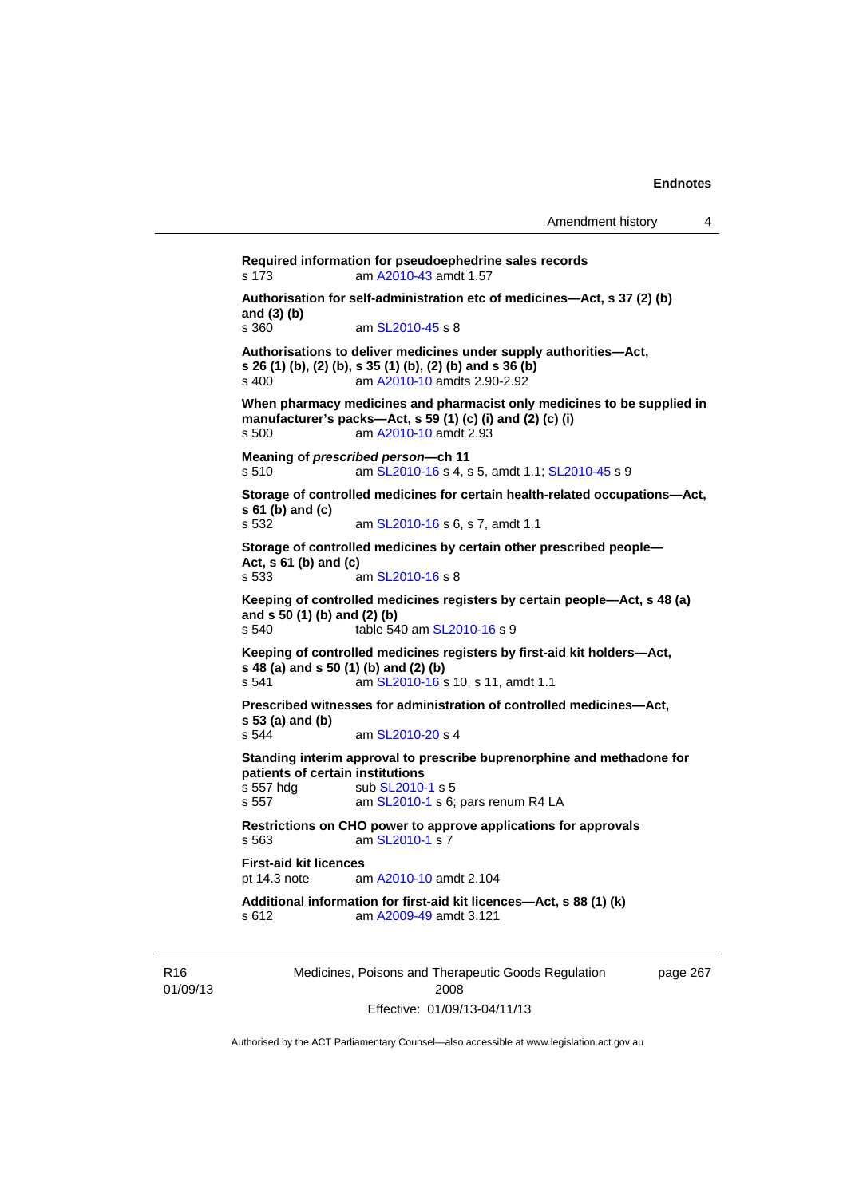**Required information for pseudoephedrine sales records**
s 173 am A2010-43 amdt 1.57

**Authorisation for self-administration etc of medicines—Act, s 37 (2) (b) and (3) (b)**
s 360 am SL2010-45 s 8

**Authorisations to deliver medicines under supply authorities—Act, s 26 (1) (b), (2) (b), s 35 (1) (b), (2) (b) and s 36 (b)**
s 400 am A2010-10 amdts 2.90-2.92

**When pharmacy medicines and pharmacist only medicines to be supplied in manufacturer's packs—Act, s 59 (1) (c) (i) and (2) (c) (i)**
s 500 am A2010-10 amdt 2.93

**Meaning of *prescribed person*—ch 11**
s 510 am SL2010-16 s 4, s 5, amdt 1.1; SL2010-45 s 9

**Storage of controlled medicines for certain health-related occupations—Act, s 61 (b) and (c)**
s 532 am SL2010-16 s 6, s 7, amdt 1.1

**Storage of controlled medicines by certain other prescribed people—Act, s 61 (b) and (c)**
s 533 am SL2010-16 s 8

**Keeping of controlled medicines registers by certain people—Act, s 48 (a) and s 50 (1) (b) and (2) (b)**
s 540 table 540 am SL2010-16 s 9

**Keeping of controlled medicines registers by first-aid kit holders—Act, s 48 (a) and s 50 (1) (b) and (2) (b)**
s 541 am SL2010-16 s 10, s 11, amdt 1.1

**Prescribed witnesses for administration of controlled medicines—Act, s 53 (a) and (b)**
s 544 am SL2010-20 s 4

**Standing interim approval to prescribe buprenorphine and methadone for patients of certain institutions**
s 557 hdg sub SL2010-1 s 5
s 557 am SL2010-1 s 6; pars renum R4 LA

**Restrictions on CHO power to approve applications for approvals**
s 563 am SL2010-1 s 7

**First-aid kit licences**
pt 14.3 note am A2010-10 amdt 2.104

**Additional information for first-aid kit licences—Act, s 88 (1) (k)**
s 612 am A2009-49 amdt 3.121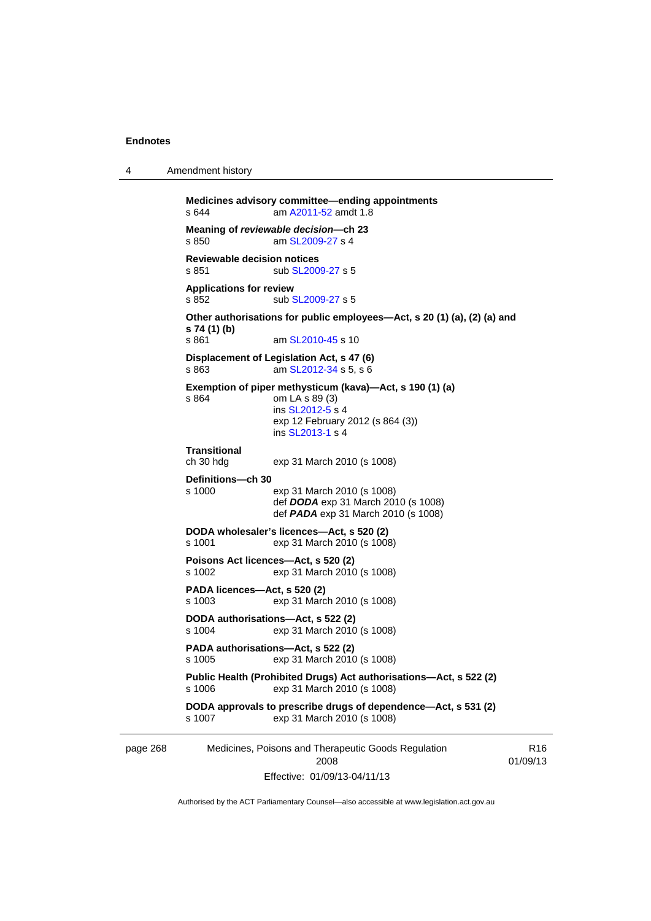**Medicines advisory committee—ending appointments**
s 644 am A2011-52 amdt 1.8

**Meaning of *reviewable decision*—ch 23**
s 850 am SL2009-27 s 4

**Reviewable decision notices**
s 851 sub SL2009-27 s 5

**Applications for review**
s 852 sub SL2009-27 s 5

**Other authorisations for public employees—Act, s 20 (1) (a), (2) (a) and s 74 (1) (b)**
s 861 am SL2010-45 s 10

**Displacement of Legislation Act, s 47 (6)**
s 863 am SL2012-34 s 5, s 6

**Exemption of piper methysticum (kava)—Act, s 190 (1) (a)**
s 864 om LA s 89 (3)
ins SL2012-5 s 4
exp 12 February 2012 (s 864 (3))
ins SL2013-1 s 4

**Transitional**
ch 30 hdg exp 31 March 2010 (s 1008)

**Definitions—ch 30**
s 1000 exp 31 March 2010 (s 1008)
def ***DODA*** exp 31 March 2010 (s 1008)
def ***PADA*** exp 31 March 2010 (s 1008)

**DODA wholesaler's licences—Act, s 520 (2)**
s 1001 exp 31 March 2010 (s 1008)

**Poisons Act licences—Act, s 520 (2)**
s 1002 exp 31 March 2010 (s 1008)

**PADA licences—Act, s 520 (2)**
s 1003 exp 31 March 2010 (s 1008)

**DODA authorisations—Act, s 522 (2)**
s 1004 exp 31 March 2010 (s 1008)

**PADA authorisations—Act, s 522 (2)**
s 1005 exp 31 March 2010 (s 1008)

**Public Health (Prohibited Drugs) Act authorisations—Act, s 522 (2)**
s 1006 exp 31 March 2010 (s 1008)

**DODA approvals to prescribe drugs of dependence—Act, s 531 (2)**
s 1007 exp 31 March 2010 (s 1008)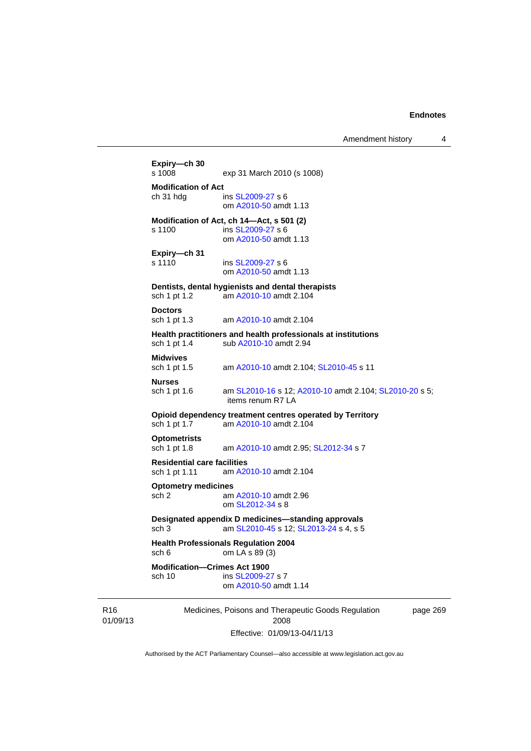**Expiry—ch 30**
s 1008 exp 31 March 2010 (s 1008)

**Modification of Act**
ch 31 hdg ins SL2009-27 s 6
om A2010-50 amdt 1.13

**Modification of Act, ch 14—Act, s 501 (2)**
s 1100 ins SL2009-27 s 6
om A2010-50 amdt 1.13

**Expiry—ch 31**
s 1110 ins SL2009-27 s 6
om A2010-50 amdt 1.13

**Dentists, dental hygienists and dental therapists**
sch 1 pt 1.2 am A2010-10 amdt 2.104

**Doctors**
sch 1 pt 1.3 am A2010-10 amdt 2.104

**Health practitioners and health professionals at institutions**
sch 1 pt 1.4 sub A2010-10 amdt 2.94

**Midwives**
sch 1 pt 1.5 am A2010-10 amdt 2.104; SL2010-45 s 11

**Nurses**
sch 1 pt 1.6 am SL2010-16 s 12; A2010-10 amdt 2.104; SL2010-20 s 5; items renum R7 LA

**Opioid dependency treatment centres operated by Territory**
sch 1 pt 1.7 am A2010-10 amdt 2.104

**Optometrists**
sch 1 pt 1.8 am A2010-10 amdt 2.95; SL2012-34 s 7

**Residential care facilities**
sch 1 pt 1.11 am A2010-10 amdt 2.104

**Optometry medicines**
sch 2 am A2010-10 amdt 2.96
om SL2012-34 s 8

**Designated appendix D medicines—standing approvals**
sch 3 am SL2010-45 s 12; SL2013-24 s 4, s 5

**Health Professionals Regulation 2004**
sch 6 om LA s 89 (3)

**Modification—Crimes Act 1900**
sch 10 ins SL2009-27 s 7
om A2010-50 amdt 1.14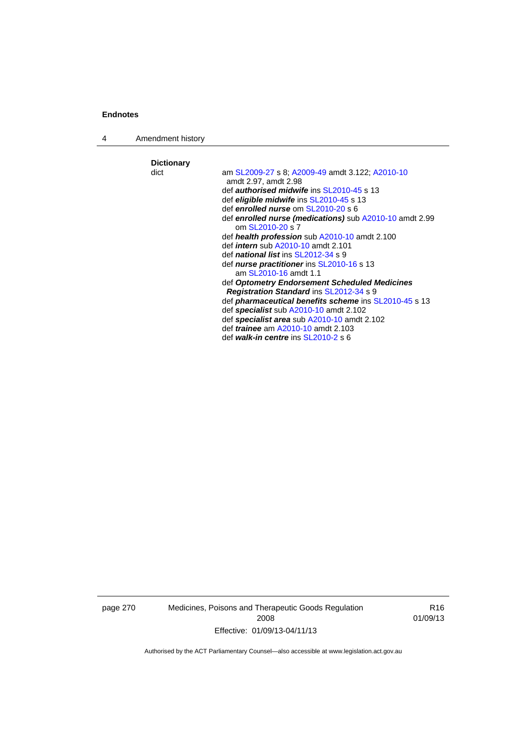**Dictionary**

dict

am SL2009-27 s 8; A2009-49 amdt 3.122; A2010-10 amdt 2.97, amdt 2.98

def ***authorised midwife*** ins SL2010-45 s 13

def ***eligible midwife*** ins SL2010-45 s 13

def ***enrolled nurse*** om SL2010-20 s 6

def ***enrolled nurse (medications)*** sub A2010-10 amdt 2.99
  om SL2010-20 s 7

def ***health profession*** sub A2010-10 amdt 2.100

def ***intern*** sub A2010-10 amdt 2.101

def ***national list*** ins SL2012-34 s 9

def ***nurse practitioner*** ins SL2010-16 s 13
  am SL2010-16 amdt 1.1

def ***Optometry Endorsement Scheduled Medicines Registration Standard*** ins SL2012-34 s 9

def ***pharmaceutical benefits scheme*** ins SL2010-45 s 13

def ***specialist*** sub A2010-10 amdt 2.102

def ***specialist area*** sub A2010-10 amdt 2.102

def ***trainee*** am A2010-10 amdt 2.103

def ***walk-in centre*** ins SL2010-2 s 6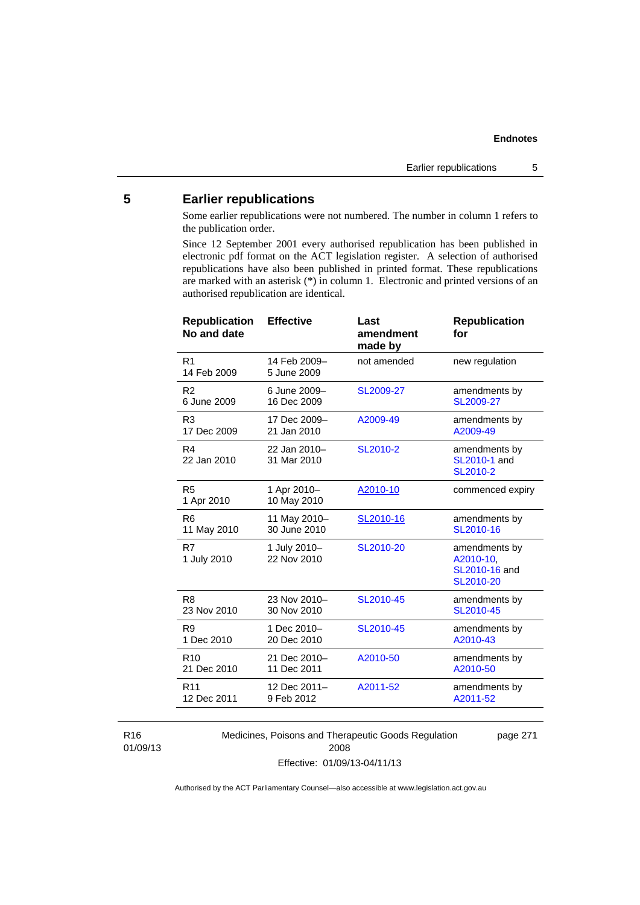## 5 Earlier republications

Some earlier republications were not numbered. The number in column 1 refers to the publication order.

Since 12 September 2001 every authorised republication has been published in electronic pdf format on the ACT legislation register. A selection of authorised republications have also been published in printed format. These republications are marked with an asterisk (*) in column 1. Electronic and printed versions of an authorised republication are identical.

| Republication No and date | Effective | Last amendment made by | Republication for |
|---|---|---|---|
| R1 14 Feb 2009 | 14 Feb 2009–5 June 2009 | not amended | new regulation |
| R2 6 June 2009 | 6 June 2009–16 Dec 2009 | SL2009-27 | amendments by SL2009-27 |
| R3 17 Dec 2009 | 17 Dec 2009–21 Jan 2010 | A2009-49 | amendments by A2009-49 |
| R4 22 Jan 2010 | 22 Jan 2010–31 Mar 2010 | SL2010-2 | amendments by SL2010-1 and SL2010-2 |
| R5 1 Apr 2010 | 1 Apr 2010–10 May 2010 | A2010-10 | commenced expiry |
| R6 11 May 2010 | 11 May 2010–30 June 2010 | SL2010-16 | amendments by SL2010-16 |
| R7 1 July 2010 | 1 July 2010–22 Nov 2010 | SL2010-20 | amendments by A2010-10, SL2010-16 and SL2010-20 |
| R8 23 Nov 2010 | 23 Nov 2010–30 Nov 2010 | SL2010-45 | amendments by SL2010-45 |
| R9 1 Dec 2010 | 1 Dec 2010–20 Dec 2010 | SL2010-45 | amendments by A2010-43 |
| R10 21 Dec 2010 | 21 Dec 2010–11 Dec 2011 | A2010-50 | amendments by A2010-50 |
| R11 12 Dec 2011 | 12 Dec 2011–9 Feb 2012 | A2011-52 | amendments by A2011-52 |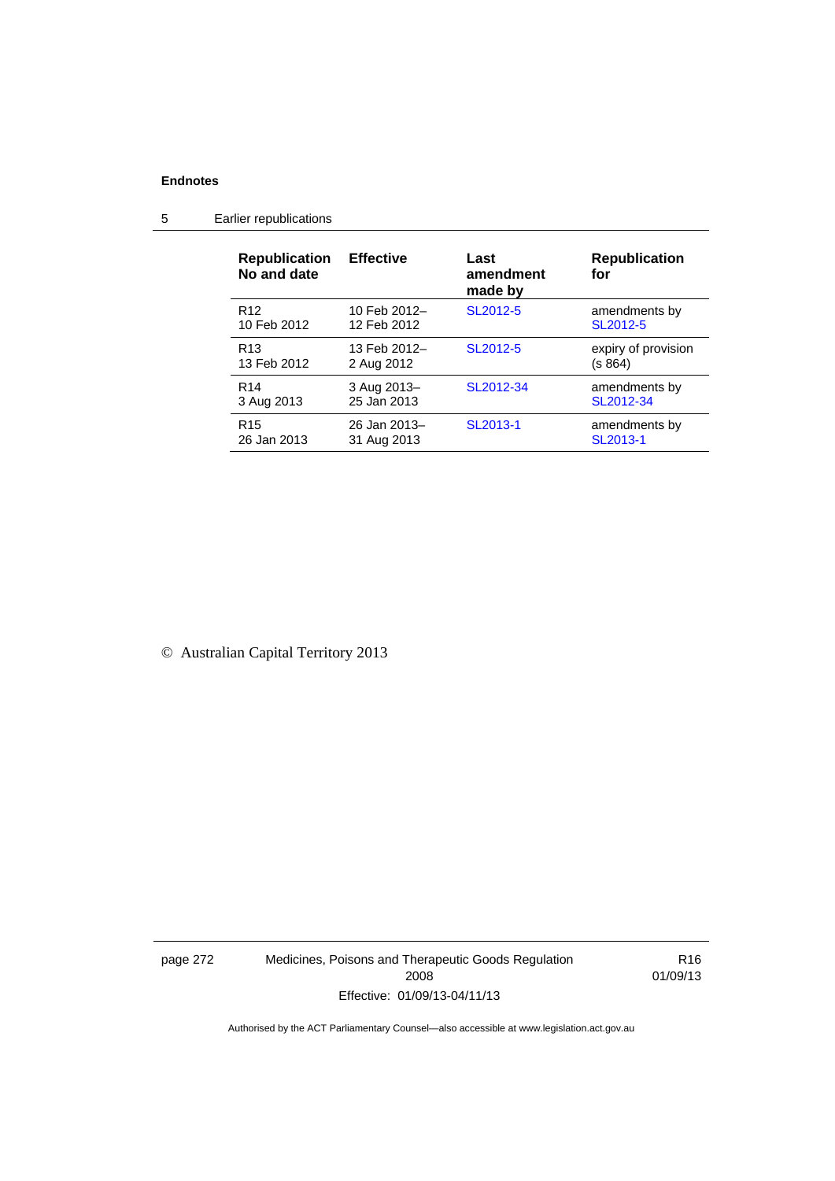## 5 Earlier republications

| Republication No and date | Effective | Last amendment made by | Republication for |
|---|---|---|---|
| R12 10 Feb 2012 | 10 Feb 2012– 12 Feb 2012 | SL2012-5 | amendments by SL2012-5 |
| R13 13 Feb 2012 | 13 Feb 2012– 2 Aug 2012 | SL2012-5 | expiry of provision (s 864) |
| R14 3 Aug 2013 | 3 Aug 2013– 25 Jan 2013 | SL2012-34 | amendments by SL2012-34 |
| R15 26 Jan 2013 | 26 Jan 2013– 31 Aug 2013 | SL2013-1 | amendments by SL2013-1 |

© Australian Capital Territory 2013